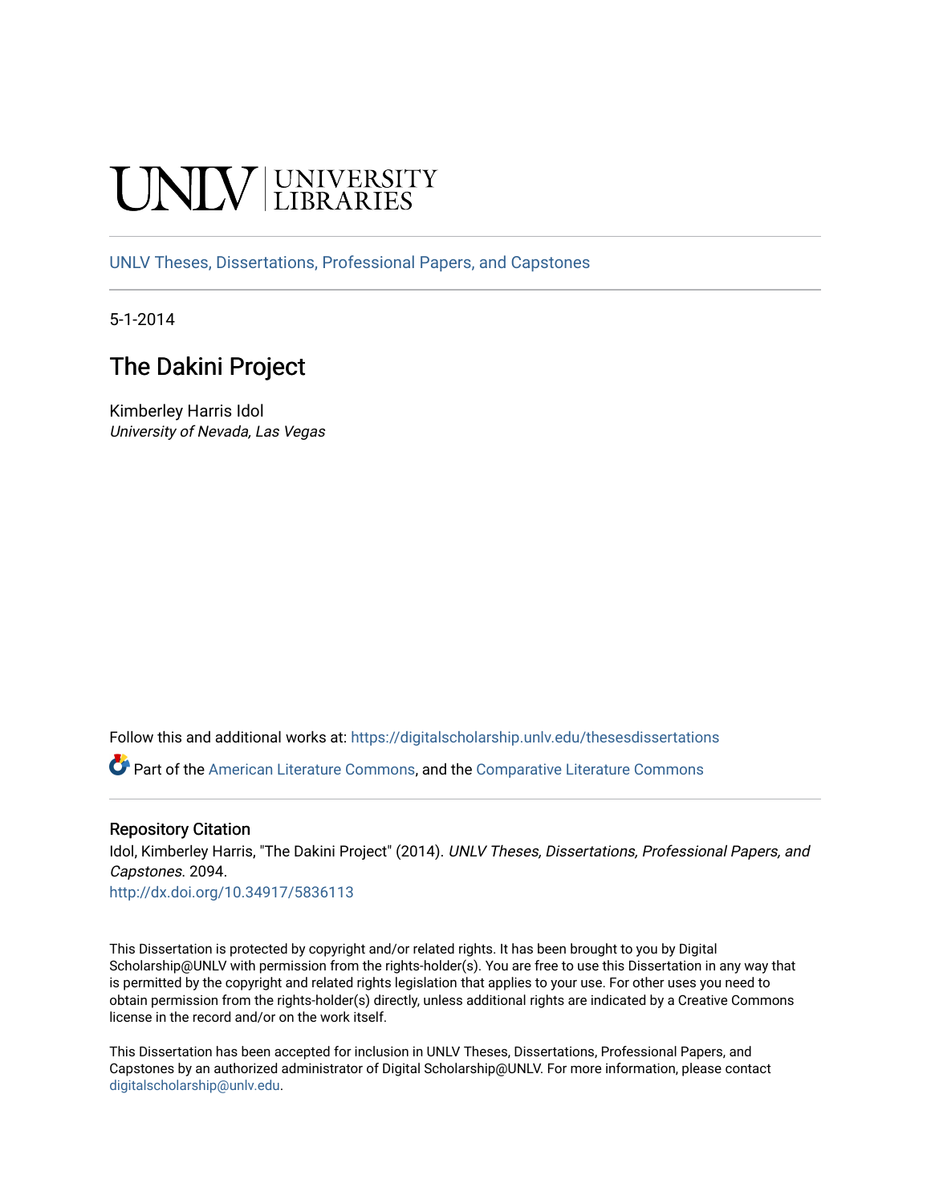UNLV | UNIVERSITY LIBRARIES

UNLV Theses, Dissertations, Professional Papers, and Capstones

5-1-2014

# The Dakini Project

Kimberley Harris Idol
*University of Nevada, Las Vegas*

Follow this and additional works at: https://digitalscholarship.unlv.edu/thesesdissertations

Part of the American Literature Commons, and the Comparative Literature Commons

### Repository Citation

Idol, Kimberley Harris, "The Dakini Project" (2014). *UNLV Theses, Dissertations, Professional Papers, and Capstones*. 2094.
http://dx.doi.org/10.34917/5836113

This Dissertation is protected by copyright and/or related rights. It has been brought to you by Digital Scholarship@UNLV with permission from the rights-holder(s). You are free to use this Dissertation in any way that is permitted by the copyright and related rights legislation that applies to your use. For other uses you need to obtain permission from the rights-holder(s) directly, unless additional rights are indicated by a Creative Commons license in the record and/or on the work itself.

This Dissertation has been accepted for inclusion in UNLV Theses, Dissertations, Professional Papers, and Capstones by an authorized administrator of Digital Scholarship@UNLV. For more information, please contact digitalscholarship@unlv.edu.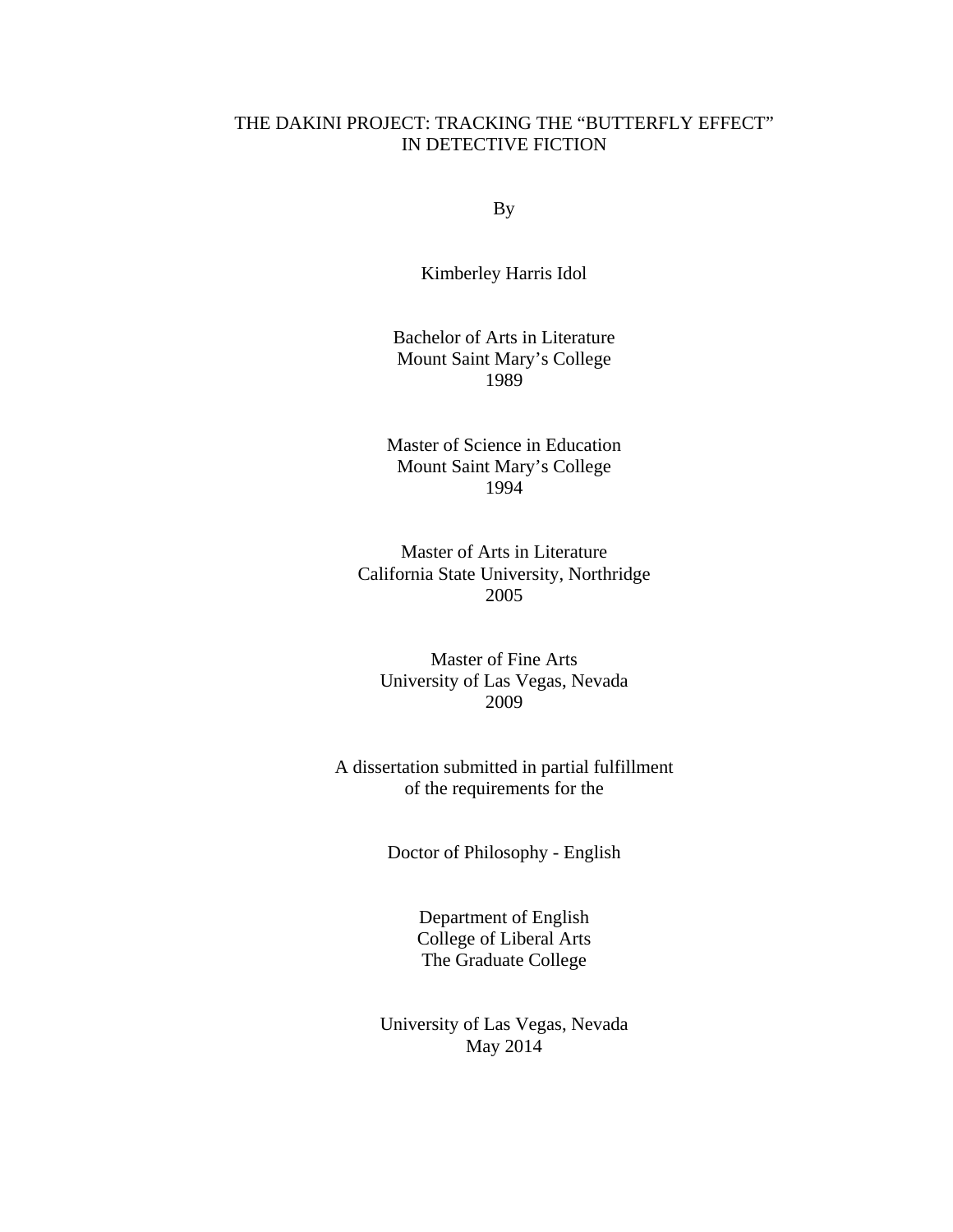# THE DAKINI PROJECT: TRACKING THE "BUTTERFLY EFFECT" IN DETECTIVE FICTION

By

Kimberley Harris Idol

Bachelor of Arts in Literature
Mount Saint Mary's College
1989

Master of Science in Education
Mount Saint Mary's College
1994

Master of Arts in Literature
California State University, Northridge
2005

Master of Fine Arts
University of Las Vegas, Nevada
2009

A dissertation submitted in partial fulfillment
of the requirements for the

Doctor of Philosophy - English

Department of English
College of Liberal Arts
The Graduate College

University of Las Vegas, Nevada
May 2014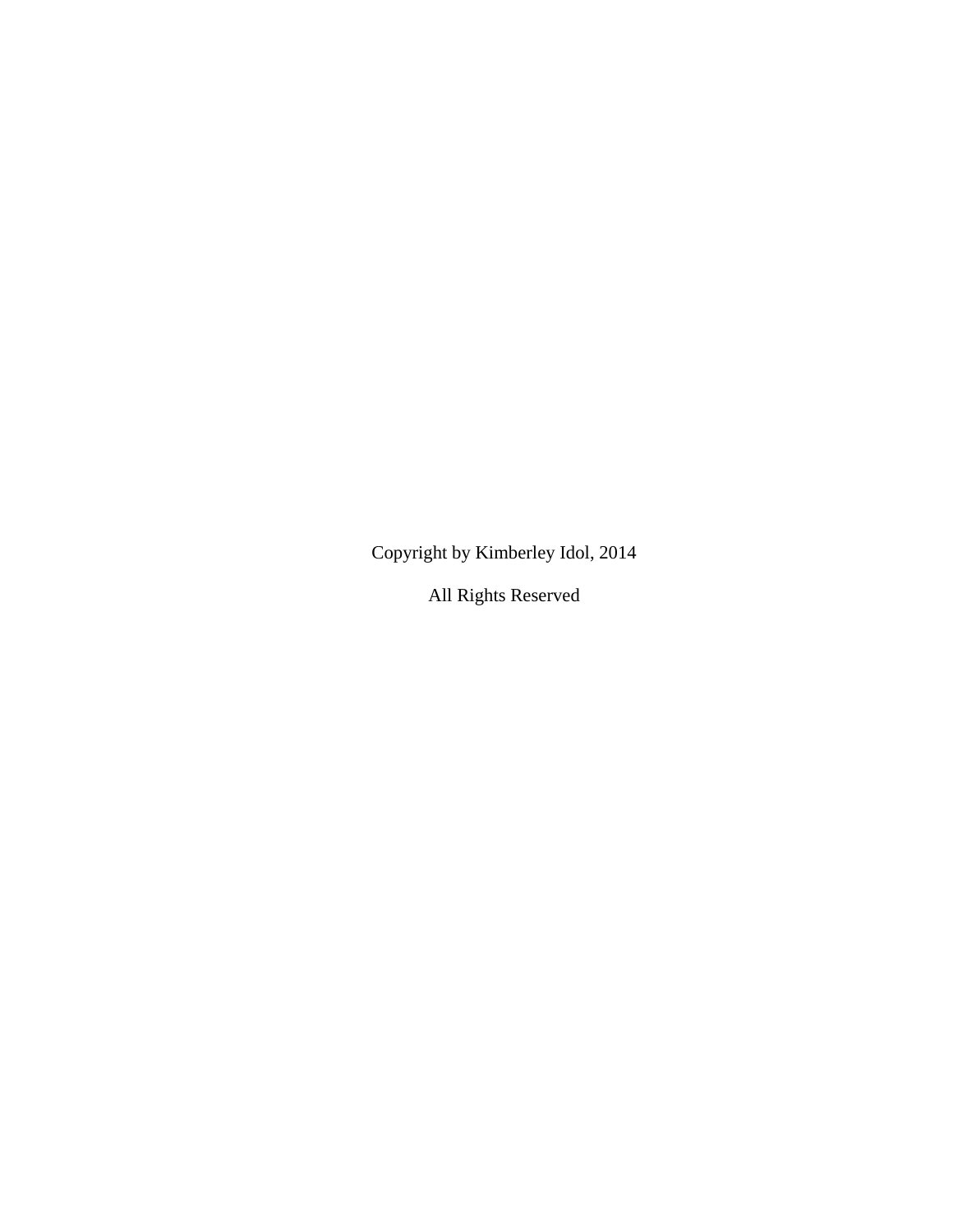Copyright by Kimberley Idol, 2014

All Rights Reserved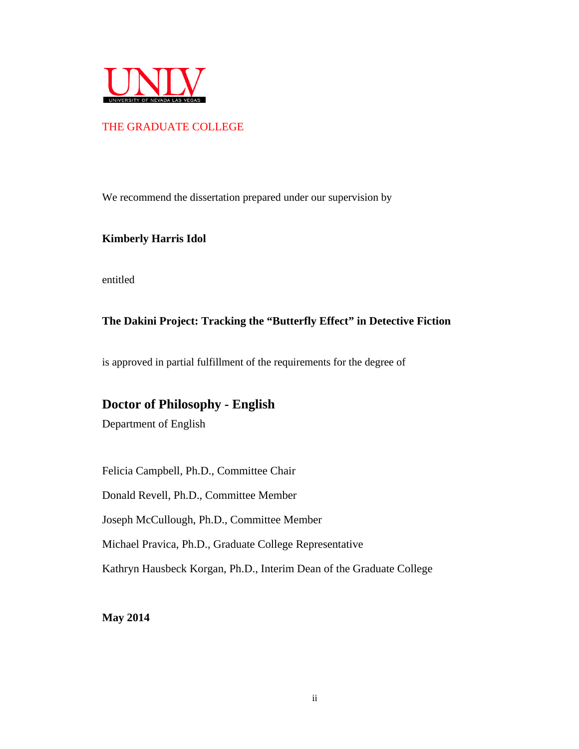UNLV
UNIVERSITY OF NEVADA LAS VEGAS

THE GRADUATE COLLEGE

We recommend the dissertation prepared under our supervision by

**Kimberly Harris Idol**

entitled

**The Dakini Project: Tracking the "Butterfly Effect" in Detective Fiction**

is approved in partial fulfillment of the requirements for the degree of

## Doctor of Philosophy - English

Department of English

Felicia Campbell, Ph.D., Committee Chair

Donald Revell, Ph.D., Committee Member

Joseph McCullough, Ph.D., Committee Member

Michael Pravica, Ph.D., Graduate College Representative

Kathryn Hausbeck Korgan, Ph.D., Interim Dean of the Graduate College

**May 2014**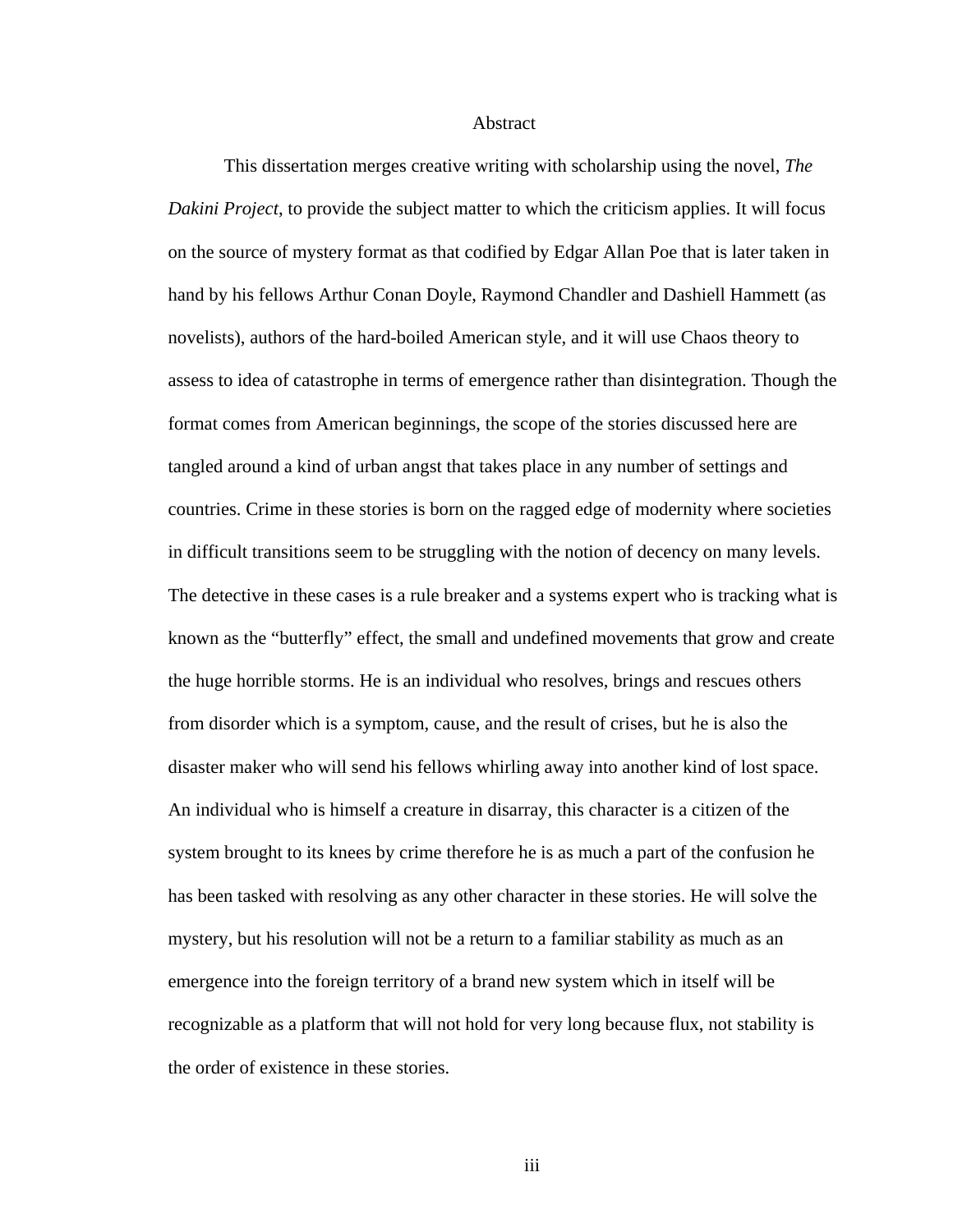# Abstract

This dissertation merges creative writing with scholarship using the novel, *The Dakini Project*, to provide the subject matter to which the criticism applies. It will focus on the source of mystery format as that codified by Edgar Allan Poe that is later taken in hand by his fellows Arthur Conan Doyle, Raymond Chandler and Dashiell Hammett (as novelists), authors of the hard-boiled American style, and it will use Chaos theory to assess to idea of catastrophe in terms of emergence rather than disintegration. Though the format comes from American beginnings, the scope of the stories discussed here are tangled around a kind of urban angst that takes place in any number of settings and countries. Crime in these stories is born on the ragged edge of modernity where societies in difficult transitions seem to be struggling with the notion of decency on many levels. The detective in these cases is a rule breaker and a systems expert who is tracking what is known as the "butterfly" effect, the small and undefined movements that grow and create the huge horrible storms. He is an individual who resolves, brings and rescues others from disorder which is a symptom, cause, and the result of crises, but he is also the disaster maker who will send his fellows whirling away into another kind of lost space. An individual who is himself a creature in disarray, this character is a citizen of the system brought to its knees by crime therefore he is as much a part of the confusion he has been tasked with resolving as any other character in these stories. He will solve the mystery, but his resolution will not be a return to a familiar stability as much as an emergence into the foreign territory of a brand new system which in itself will be recognizable as a platform that will not hold for very long because flux, not stability is the order of existence in these stories.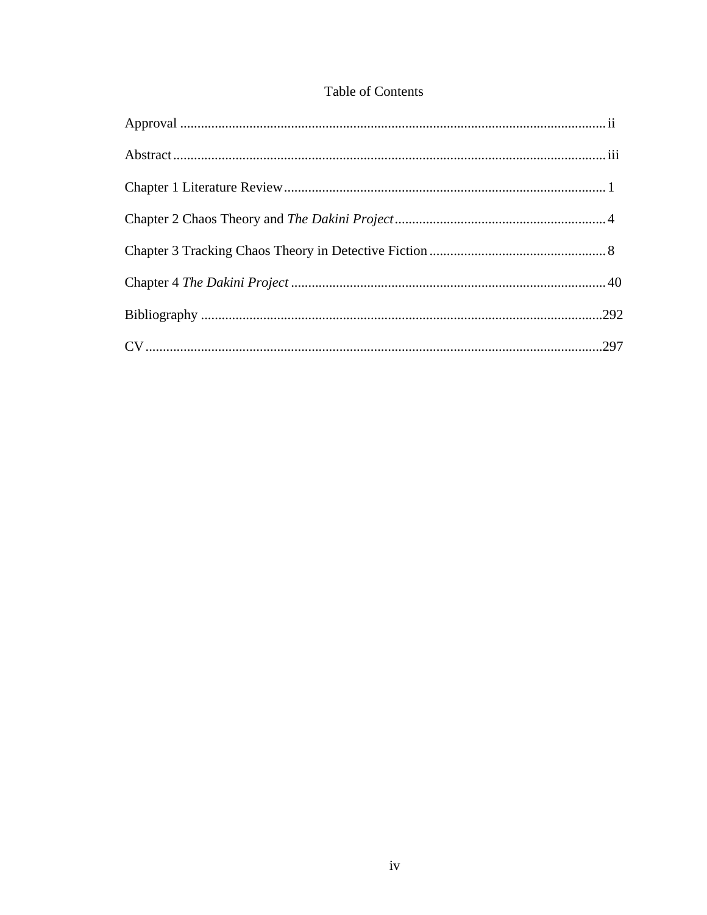# Table of Contents

Approval .......................................................................................................................... ii

Abstract ........................................................................................................................... iii

Chapter 1 Literature Review ............................................................................................ 1

Chapter 2 Chaos Theory and *The Dakini Project* ............................................................. 4

Chapter 3 Tracking Chaos Theory in Detective Fiction ................................................... 8

Chapter 4 *The Dakini Project* .......................................................................................... 40

Bibliography ................................................................................................................... 292

CV ................................................................................................................................... 297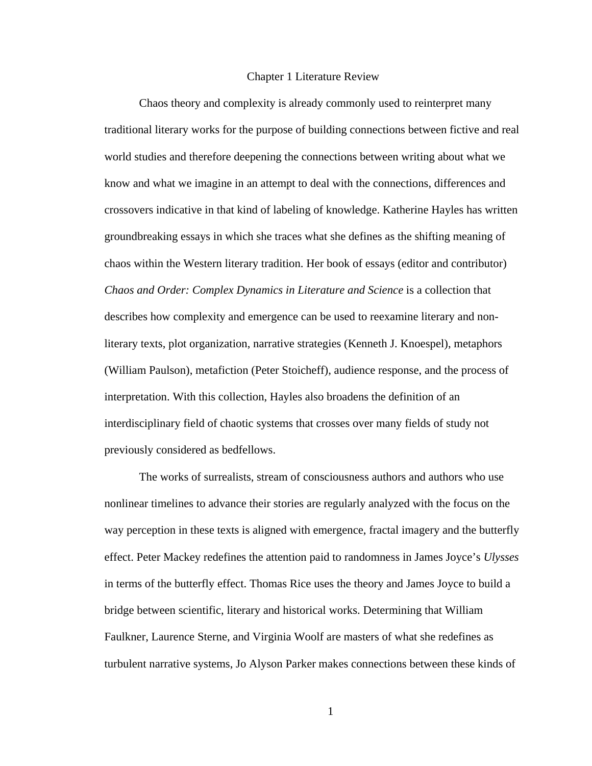# Chapter 1 Literature Review

Chaos theory and complexity is already commonly used to reinterpret many traditional literary works for the purpose of building connections between fictive and real world studies and therefore deepening the connections between writing about what we know and what we imagine in an attempt to deal with the connections, differences and crossovers indicative in that kind of labeling of knowledge. Katherine Hayles has written groundbreaking essays in which she traces what she defines as the shifting meaning of chaos within the Western literary tradition. Her book of essays (editor and contributor) *Chaos and Order: Complex Dynamics in Literature and Science* is a collection that describes how complexity and emergence can be used to reexamine literary and non-literary texts, plot organization, narrative strategies (Kenneth J. Knoespel), metaphors (William Paulson), metafiction (Peter Stoicheff), audience response, and the process of interpretation. With this collection, Hayles also broadens the definition of an interdisciplinary field of chaotic systems that crosses over many fields of study not previously considered as bedfellows.

The works of surrealists, stream of consciousness authors and authors who use nonlinear timelines to advance their stories are regularly analyzed with the focus on the way perception in these texts is aligned with emergence, fractal imagery and the butterfly effect. Peter Mackey redefines the attention paid to randomness in James Joyce's *Ulysses* in terms of the butterfly effect. Thomas Rice uses the theory and James Joyce to build a bridge between scientific, literary and historical works. Determining that William Faulkner, Laurence Sterne, and Virginia Woolf are masters of what she redefines as turbulent narrative systems, Jo Alyson Parker makes connections between these kinds of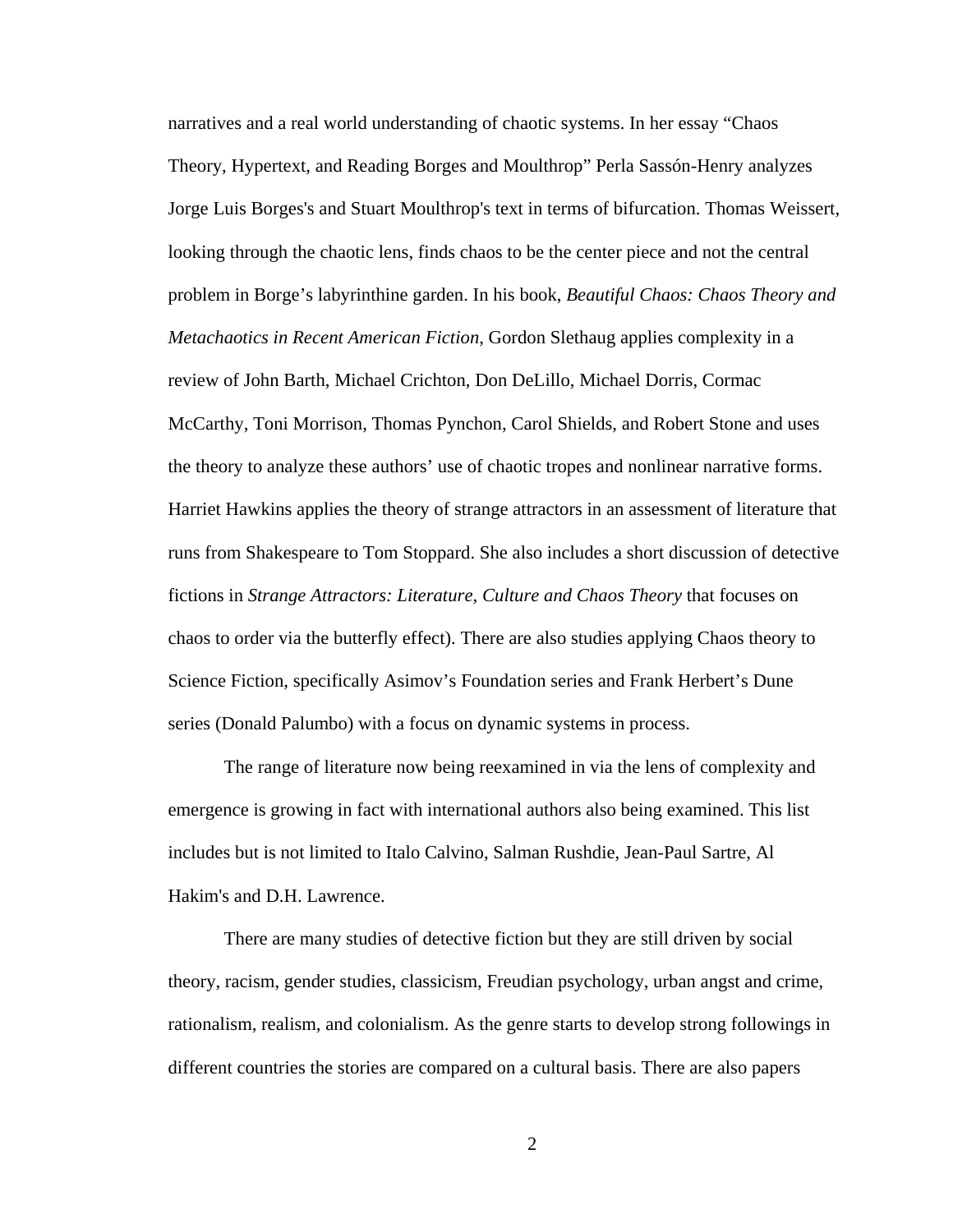narratives and a real world understanding of chaotic systems. In her essay "Chaos Theory, Hypertext, and Reading Borges and Moulthrop" Perla Sassón-Henry analyzes Jorge Luis Borges's and Stuart Moulthrop's text in terms of bifurcation. Thomas Weissert, looking through the chaotic lens, finds chaos to be the center piece and not the central problem in Borge's labyrinthine garden. In his book, *Beautiful Chaos: Chaos Theory and Metachaotics in Recent American Fiction*, Gordon Slethaug applies complexity in a review of John Barth, Michael Crichton, Don DeLillo, Michael Dorris, Cormac McCarthy, Toni Morrison, Thomas Pynchon, Carol Shields, and Robert Stone and uses the theory to analyze these authors' use of chaotic tropes and nonlinear narrative forms. Harriet Hawkins applies the theory of strange attractors in an assessment of literature that runs from Shakespeare to Tom Stoppard. She also includes a short discussion of detective fictions in *Strange Attractors: Literature, Culture and Chaos Theory* that focuses on chaos to order via the butterfly effect). There are also studies applying Chaos theory to Science Fiction, specifically Asimov's Foundation series and Frank Herbert's Dune series (Donald Palumbo) with a focus on dynamic systems in process.

The range of literature now being reexamined in via the lens of complexity and emergence is growing in fact with international authors also being examined. This list includes but is not limited to Italo Calvino, Salman Rushdie, Jean-Paul Sartre, Al Hakim's and D.H. Lawrence.

There are many studies of detective fiction but they are still driven by social theory, racism, gender studies, classicism, Freudian psychology, urban angst and crime, rationalism, realism, and colonialism. As the genre starts to develop strong followings in different countries the stories are compared on a cultural basis. There are also papers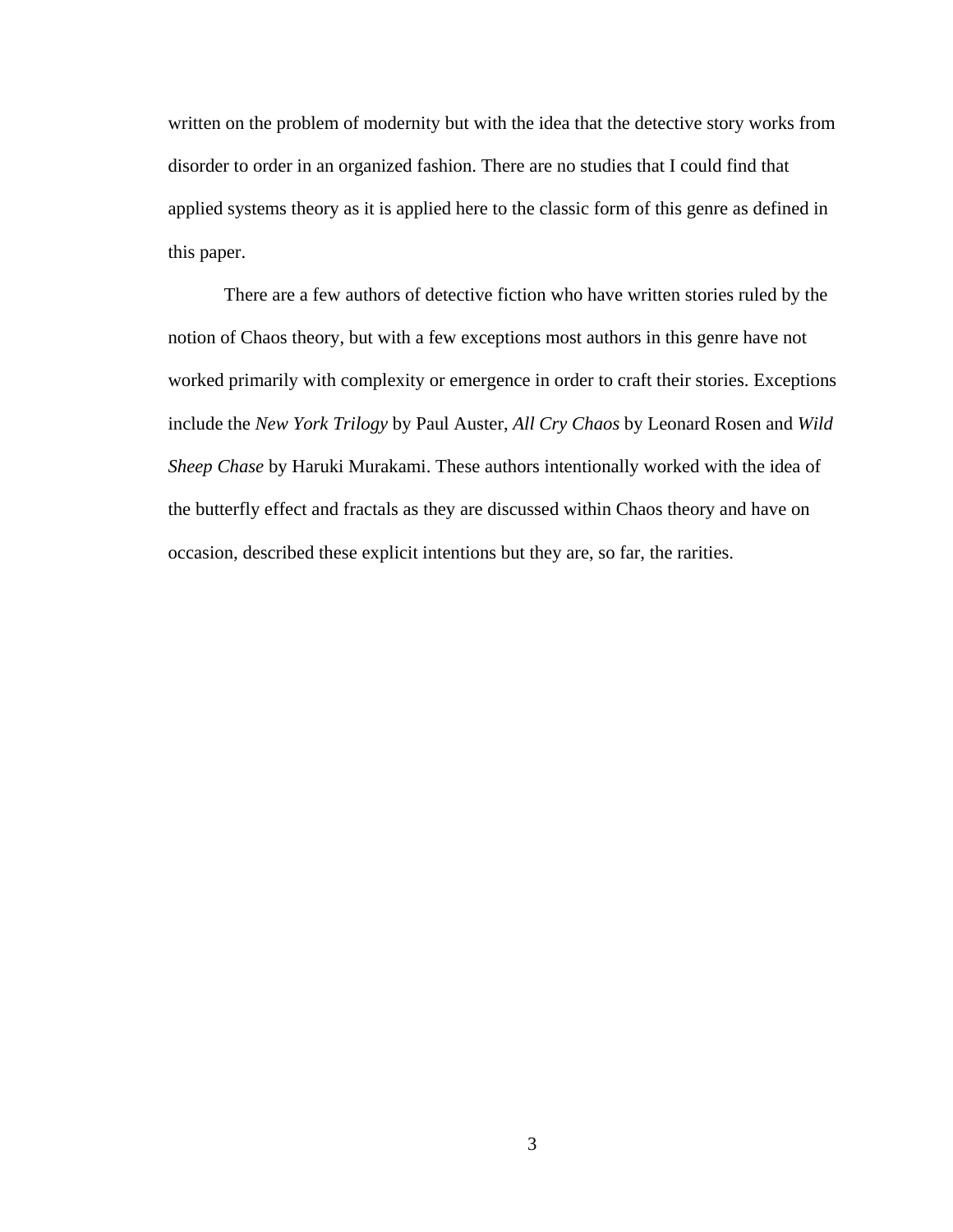written on the problem of modernity but with the idea that the detective story works from disorder to order in an organized fashion. There are no studies that I could find that applied systems theory as it is applied here to the classic form of this genre as defined in this paper.

There are a few authors of detective fiction who have written stories ruled by the notion of Chaos theory, but with a few exceptions most authors in this genre have not worked primarily with complexity or emergence in order to craft their stories. Exceptions include the *New York Trilogy* by Paul Auster, *All Cry Chaos* by Leonard Rosen and *Wild Sheep Chase* by Haruki Murakami. These authors intentionally worked with the idea of the butterfly effect and fractals as they are discussed within Chaos theory and have on occasion, described these explicit intentions but they are, so far, the rarities.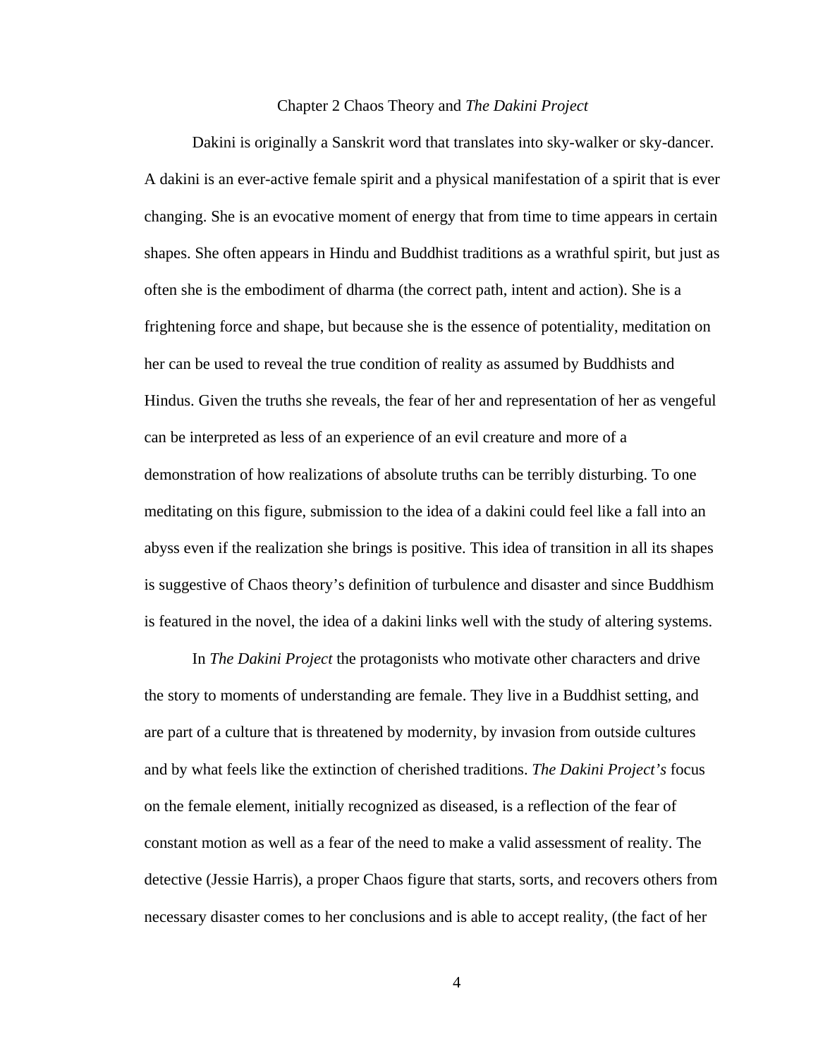## Chapter 2 Chaos Theory and *The Dakini Project*

Dakini is originally a Sanskrit word that translates into sky-walker or sky-dancer. A dakini is an ever-active female spirit and a physical manifestation of a spirit that is ever changing. She is an evocative moment of energy that from time to time appears in certain shapes. She often appears in Hindu and Buddhist traditions as a wrathful spirit, but just as often she is the embodiment of dharma (the correct path, intent and action). She is a frightening force and shape, but because she is the essence of potentiality, meditation on her can be used to reveal the true condition of reality as assumed by Buddhists and Hindus. Given the truths she reveals, the fear of her and representation of her as vengeful can be interpreted as less of an experience of an evil creature and more of a demonstration of how realizations of absolute truths can be terribly disturbing. To one meditating on this figure, submission to the idea of a dakini could feel like a fall into an abyss even if the realization she brings is positive. This idea of transition in all its shapes is suggestive of Chaos theory's definition of turbulence and disaster and since Buddhism is featured in the novel, the idea of a dakini links well with the study of altering systems.

In *The Dakini Project* the protagonists who motivate other characters and drive the story to moments of understanding are female. They live in a Buddhist setting, and are part of a culture that is threatened by modernity, by invasion from outside cultures and by what feels like the extinction of cherished traditions. *The Dakini Project's* focus on the female element, initially recognized as diseased, is a reflection of the fear of constant motion as well as a fear of the need to make a valid assessment of reality. The detective (Jessie Harris), a proper Chaos figure that starts, sorts, and recovers others from necessary disaster comes to her conclusions and is able to accept reality, (the fact of her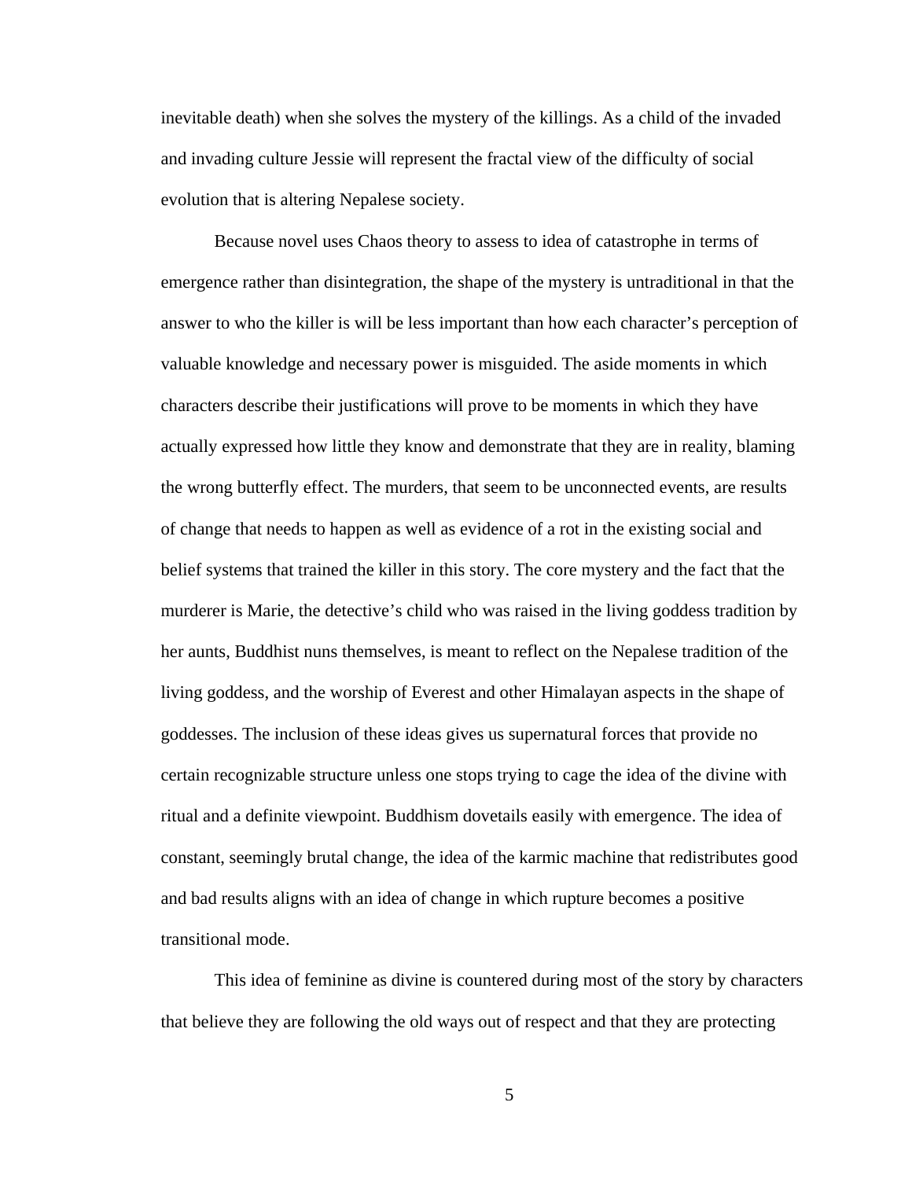inevitable death) when she solves the mystery of the killings. As a child of the invaded and invading culture Jessie will represent the fractal view of the difficulty of social evolution that is altering Nepalese society.

Because novel uses Chaos theory to assess to idea of catastrophe in terms of emergence rather than disintegration, the shape of the mystery is untraditional in that the answer to who the killer is will be less important than how each character's perception of valuable knowledge and necessary power is misguided. The aside moments in which characters describe their justifications will prove to be moments in which they have actually expressed how little they know and demonstrate that they are in reality, blaming the wrong butterfly effect. The murders, that seem to be unconnected events, are results of change that needs to happen as well as evidence of a rot in the existing social and belief systems that trained the killer in this story. The core mystery and the fact that the murderer is Marie, the detective's child who was raised in the living goddess tradition by her aunts, Buddhist nuns themselves, is meant to reflect on the Nepalese tradition of the living goddess, and the worship of Everest and other Himalayan aspects in the shape of goddesses. The inclusion of these ideas gives us supernatural forces that provide no certain recognizable structure unless one stops trying to cage the idea of the divine with ritual and a definite viewpoint. Buddhism dovetails easily with emergence. The idea of constant, seemingly brutal change, the idea of the karmic machine that redistributes good and bad results aligns with an idea of change in which rupture becomes a positive transitional mode.

This idea of feminine as divine is countered during most of the story by characters that believe they are following the old ways out of respect and that they are protecting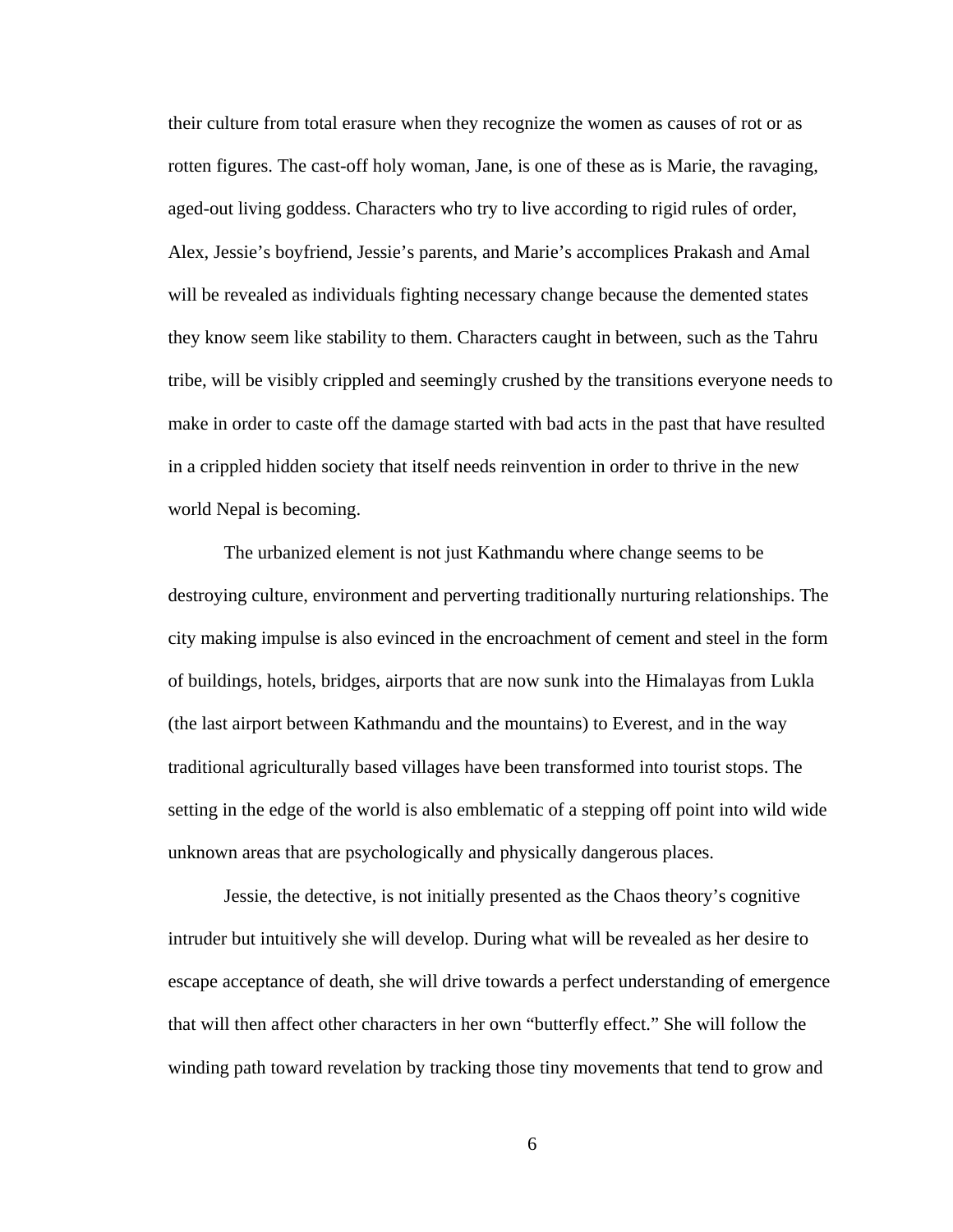their culture from total erasure when they recognize the women as causes of rot or as rotten figures. The cast-off holy woman, Jane, is one of these as is Marie, the ravaging, aged-out living goddess. Characters who try to live according to rigid rules of order, Alex, Jessie's boyfriend, Jessie's parents, and Marie's accomplices Prakash and Amal will be revealed as individuals fighting necessary change because the demented states they know seem like stability to them. Characters caught in between, such as the Tahru tribe, will be visibly crippled and seemingly crushed by the transitions everyone needs to make in order to caste off the damage started with bad acts in the past that have resulted in a crippled hidden society that itself needs reinvention in order to thrive in the new world Nepal is becoming.

The urbanized element is not just Kathmandu where change seems to be destroying culture, environment and perverting traditionally nurturing relationships. The city making impulse is also evinced in the encroachment of cement and steel in the form of buildings, hotels, bridges, airports that are now sunk into the Himalayas from Lukla (the last airport between Kathmandu and the mountains) to Everest, and in the way traditional agriculturally based villages have been transformed into tourist stops. The setting in the edge of the world is also emblematic of a stepping off point into wild wide unknown areas that are psychologically and physically dangerous places.

Jessie, the detective, is not initially presented as the Chaos theory's cognitive intruder but intuitively she will develop. During what will be revealed as her desire to escape acceptance of death, she will drive towards a perfect understanding of emergence that will then affect other characters in her own "butterfly effect." She will follow the winding path toward revelation by tracking those tiny movements that tend to grow and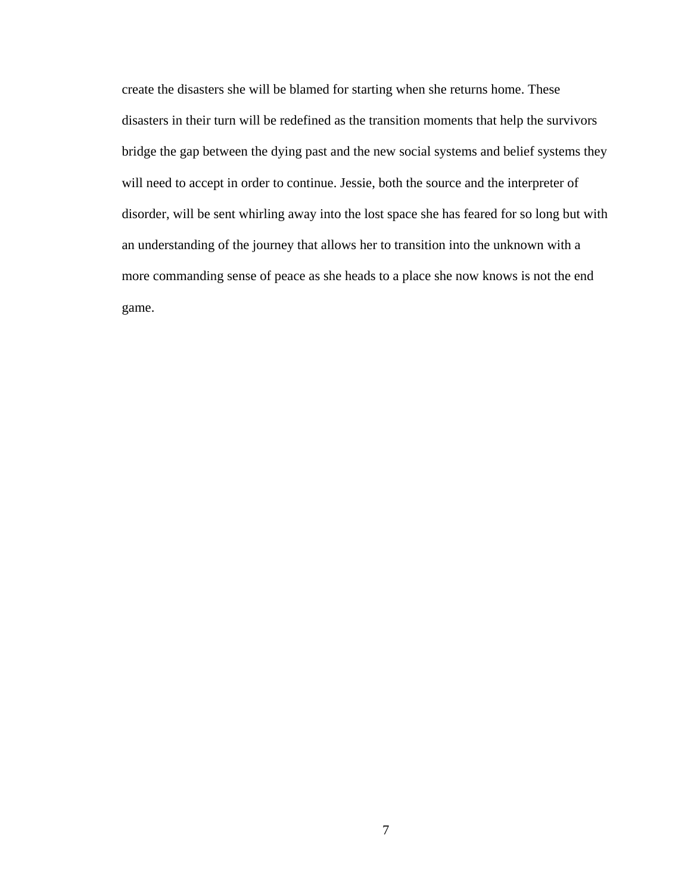create the disasters she will be blamed for starting when she returns home. These disasters in their turn will be redefined as the transition moments that help the survivors bridge the gap between the dying past and the new social systems and belief systems they will need to accept in order to continue. Jessie, both the source and the interpreter of disorder, will be sent whirling away into the lost space she has feared for so long but with an understanding of the journey that allows her to transition into the unknown with a more commanding sense of peace as she heads to a place she now knows is not the end game.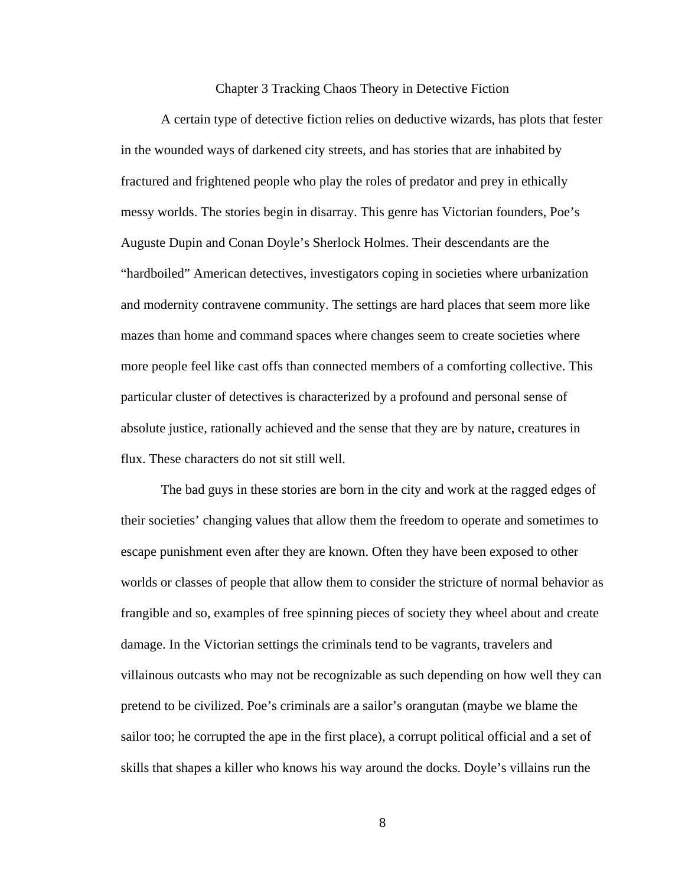# Chapter 3 Tracking Chaos Theory in Detective Fiction

A certain type of detective fiction relies on deductive wizards, has plots that fester in the wounded ways of darkened city streets, and has stories that are inhabited by fractured and frightened people who play the roles of predator and prey in ethically messy worlds. The stories begin in disarray. This genre has Victorian founders, Poe's Auguste Dupin and Conan Doyle's Sherlock Holmes. Their descendants are the "hardboiled" American detectives, investigators coping in societies where urbanization and modernity contravene community. The settings are hard places that seem more like mazes than home and command spaces where changes seem to create societies where more people feel like cast offs than connected members of a comforting collective. This particular cluster of detectives is characterized by a profound and personal sense of absolute justice, rationally achieved and the sense that they are by nature, creatures in flux. These characters do not sit still well.

The bad guys in these stories are born in the city and work at the ragged edges of their societies' changing values that allow them the freedom to operate and sometimes to escape punishment even after they are known. Often they have been exposed to other worlds or classes of people that allow them to consider the stricture of normal behavior as frangible and so, examples of free spinning pieces of society they wheel about and create damage. In the Victorian settings the criminals tend to be vagrants, travelers and villainous outcasts who may not be recognizable as such depending on how well they can pretend to be civilized. Poe's criminals are a sailor's orangutan (maybe we blame the sailor too; he corrupted the ape in the first place), a corrupt political official and a set of skills that shapes a killer who knows his way around the docks. Doyle's villains run the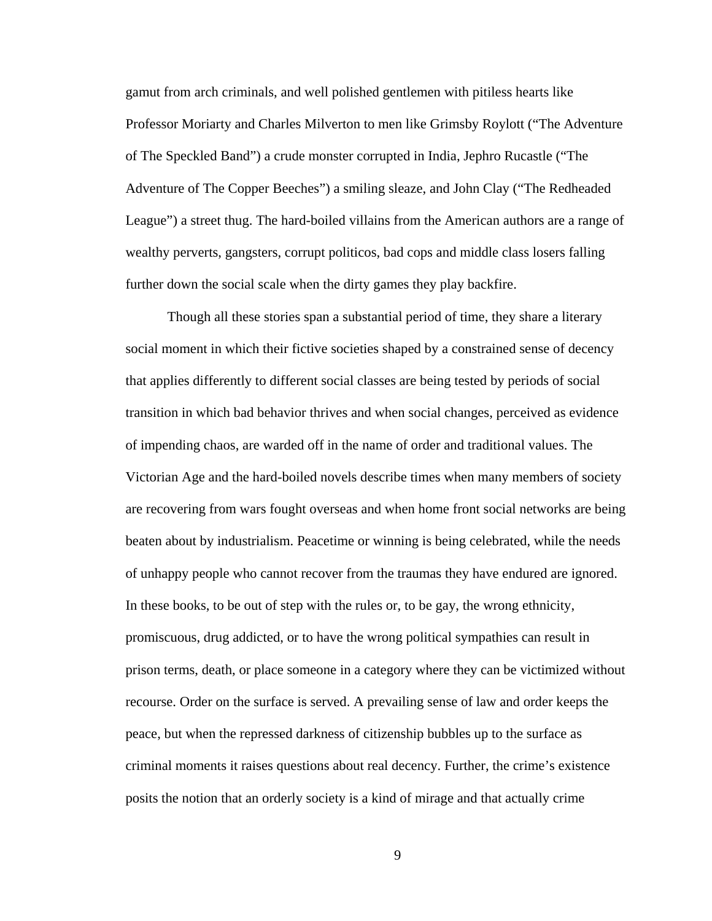gamut from arch criminals, and well polished gentlemen with pitiless hearts like Professor Moriarty and Charles Milverton to men like Grimsby Roylott ("The Adventure of The Speckled Band") a crude monster corrupted in India, Jephro Rucastle ("The Adventure of The Copper Beeches") a smiling sleaze, and John Clay ("The Redheaded League") a street thug. The hard-boiled villains from the American authors are a range of wealthy perverts, gangsters, corrupt politicos, bad cops and middle class losers falling further down the social scale when the dirty games they play backfire.

Though all these stories span a substantial period of time, they share a literary social moment in which their fictive societies shaped by a constrained sense of decency that applies differently to different social classes are being tested by periods of social transition in which bad behavior thrives and when social changes, perceived as evidence of impending chaos, are warded off in the name of order and traditional values. The Victorian Age and the hard-boiled novels describe times when many members of society are recovering from wars fought overseas and when home front social networks are being beaten about by industrialism. Peacetime or winning is being celebrated, while the needs of unhappy people who cannot recover from the traumas they have endured are ignored. In these books, to be out of step with the rules or, to be gay, the wrong ethnicity, promiscuous, drug addicted, or to have the wrong political sympathies can result in prison terms, death, or place someone in a category where they can be victimized without recourse. Order on the surface is served. A prevailing sense of law and order keeps the peace, but when the repressed darkness of citizenship bubbles up to the surface as criminal moments it raises questions about real decency. Further, the crime's existence posits the notion that an orderly society is a kind of mirage and that actually crime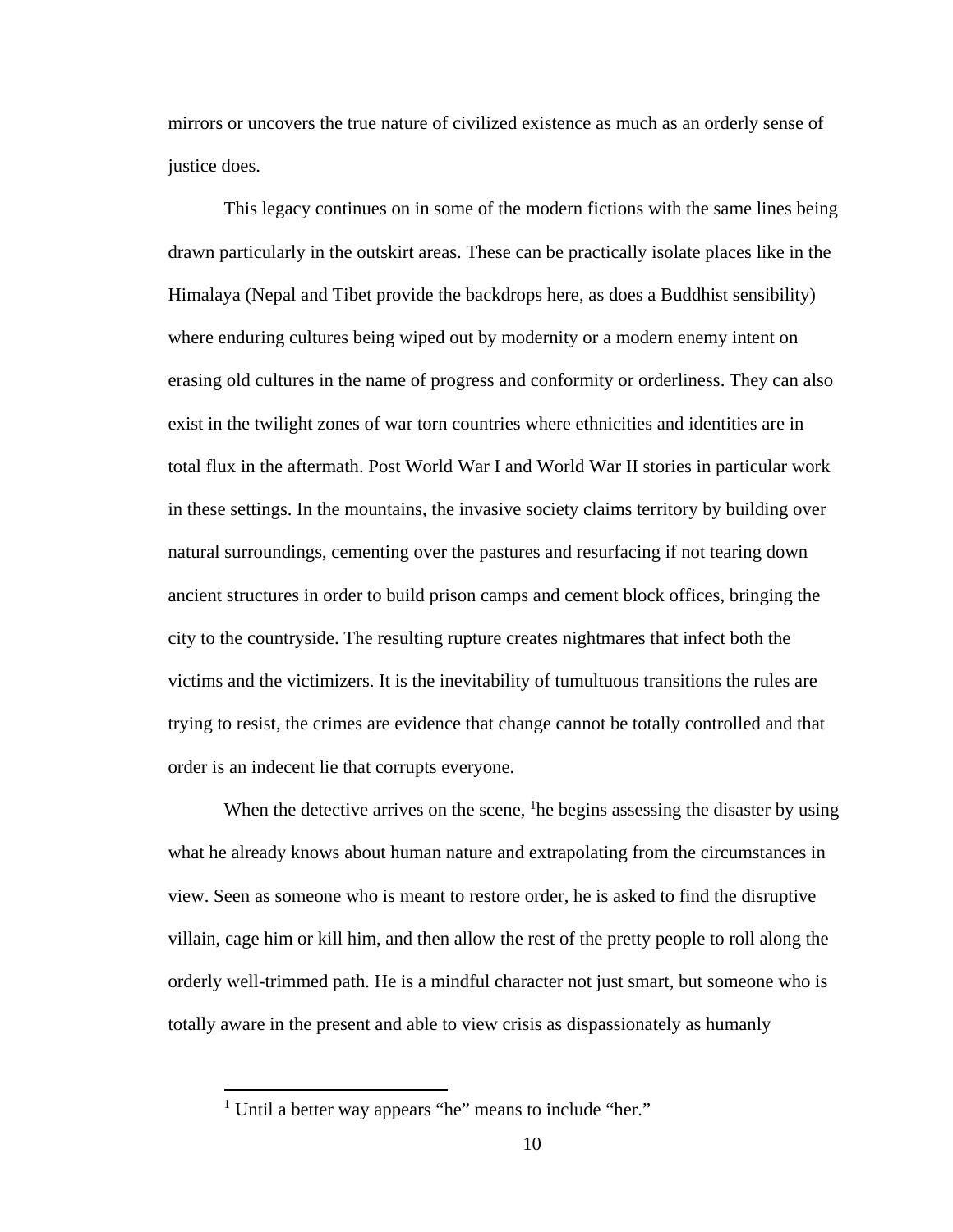mirrors or uncovers the true nature of civilized existence as much as an orderly sense of justice does.

This legacy continues on in some of the modern fictions with the same lines being drawn particularly in the outskirt areas. These can be practically isolate places like in the Himalaya (Nepal and Tibet provide the backdrops here, as does a Buddhist sensibility) where enduring cultures being wiped out by modernity or a modern enemy intent on erasing old cultures in the name of progress and conformity or orderliness. They can also exist in the twilight zones of war torn countries where ethnicities and identities are in total flux in the aftermath. Post World War I and World War II stories in particular work in these settings. In the mountains, the invasive society claims territory by building over natural surroundings, cementing over the pastures and resurfacing if not tearing down ancient structures in order to build prison camps and cement block offices, bringing the city to the countryside. The resulting rupture creates nightmares that infect both the victims and the victimizers. It is the inevitability of tumultuous transitions the rules are trying to resist, the crimes are evidence that change cannot be totally controlled and that order is an indecent lie that corrupts everyone.

When the detective arrives on the scene, [1]he begins assessing the disaster by using what he already knows about human nature and extrapolating from the circumstances in view. Seen as someone who is meant to restore order, he is asked to find the disruptive villain, cage him or kill him, and then allow the rest of the pretty people to roll along the orderly well-trimmed path. He is a mindful character not just smart, but someone who is totally aware in the present and able to view crisis as dispassionately as humanly

[1] Until a better way appears "he" means to include "her."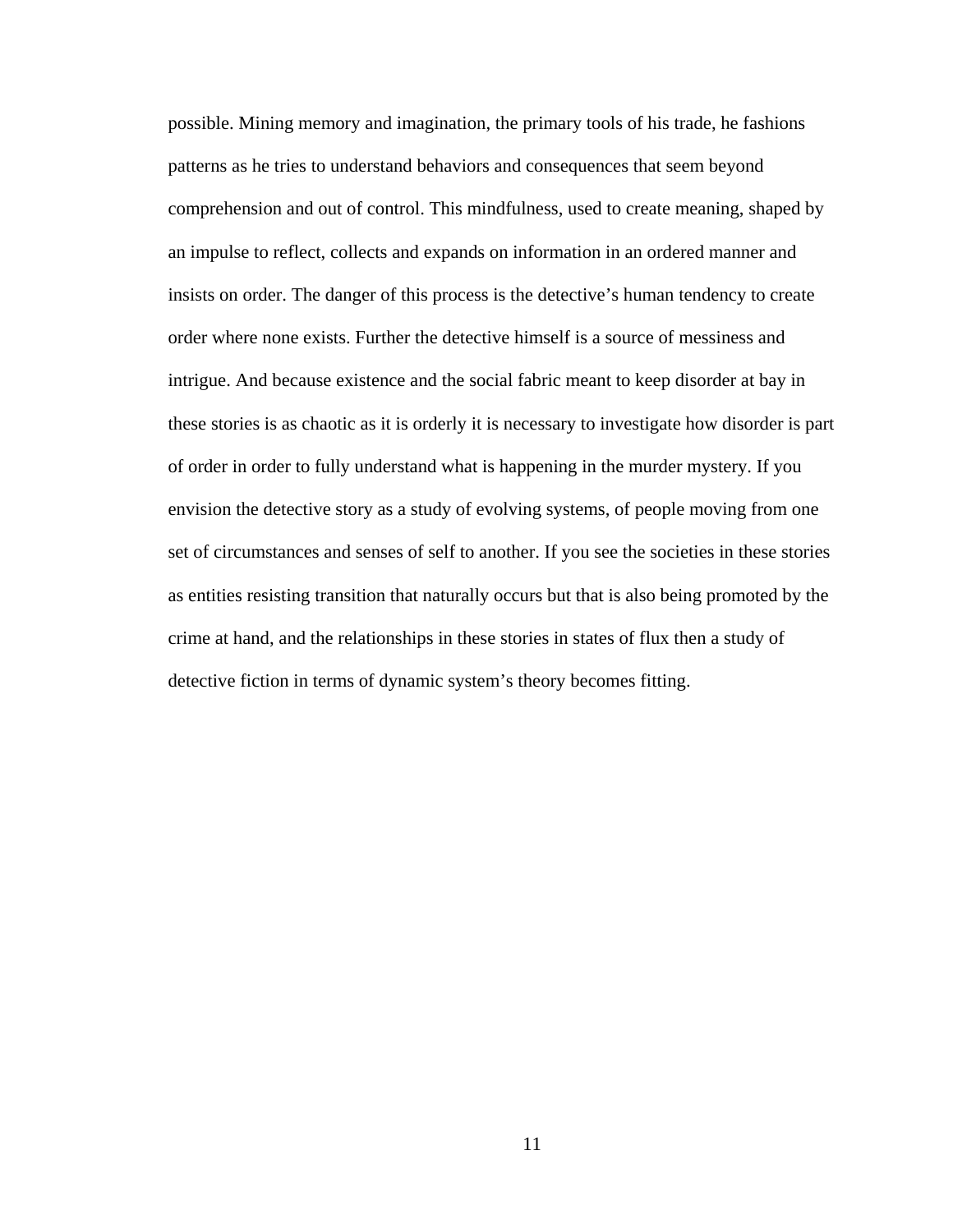possible. Mining memory and imagination, the primary tools of his trade, he fashions patterns as he tries to understand behaviors and consequences that seem beyond comprehension and out of control. This mindfulness, used to create meaning, shaped by an impulse to reflect, collects and expands on information in an ordered manner and insists on order. The danger of this process is the detective's human tendency to create order where none exists. Further the detective himself is a source of messiness and intrigue. And because existence and the social fabric meant to keep disorder at bay in these stories is as chaotic as it is orderly it is necessary to investigate how disorder is part of order in order to fully understand what is happening in the murder mystery. If you envision the detective story as a study of evolving systems, of people moving from one set of circumstances and senses of self to another. If you see the societies in these stories as entities resisting transition that naturally occurs but that is also being promoted by the crime at hand, and the relationships in these stories in states of flux then a study of detective fiction in terms of dynamic system's theory becomes fitting.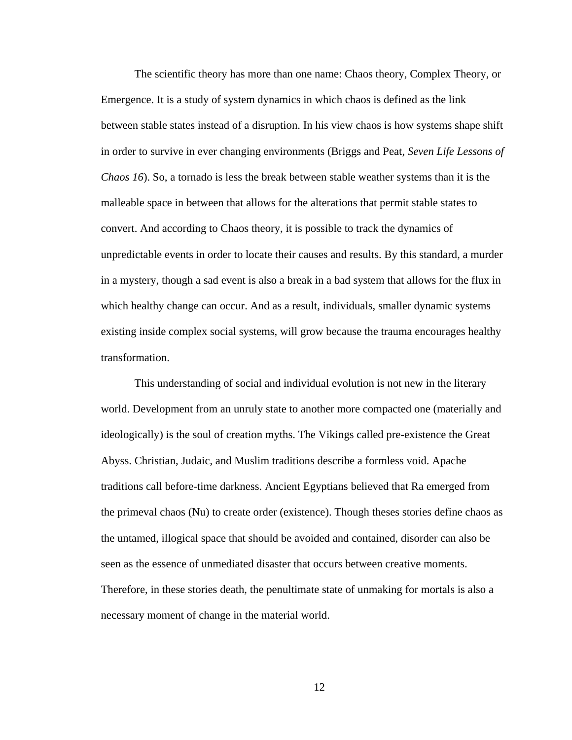The scientific theory has more than one name: Chaos theory, Complex Theory, or Emergence. It is a study of system dynamics in which chaos is defined as the link between stable states instead of a disruption. In his view chaos is how systems shape shift in order to survive in ever changing environments (Briggs and Peat, *Seven Life Lessons of Chaos 16*). So, a tornado is less the break between stable weather systems than it is the malleable space in between that allows for the alterations that permit stable states to convert. And according to Chaos theory, it is possible to track the dynamics of unpredictable events in order to locate their causes and results. By this standard, a murder in a mystery, though a sad event is also a break in a bad system that allows for the flux in which healthy change can occur. And as a result, individuals, smaller dynamic systems existing inside complex social systems, will grow because the trauma encourages healthy transformation.

This understanding of social and individual evolution is not new in the literary world. Development from an unruly state to another more compacted one (materially and ideologically) is the soul of creation myths. The Vikings called pre-existence the Great Abyss. Christian, Judaic, and Muslim traditions describe a formless void. Apache traditions call before-time darkness. Ancient Egyptians believed that Ra emerged from the primeval chaos (Nu) to create order (existence). Though theses stories define chaos as the untamed, illogical space that should be avoided and contained, disorder can also be seen as the essence of unmediated disaster that occurs between creative moments. Therefore, in these stories death, the penultimate state of unmaking for mortals is also a necessary moment of change in the material world.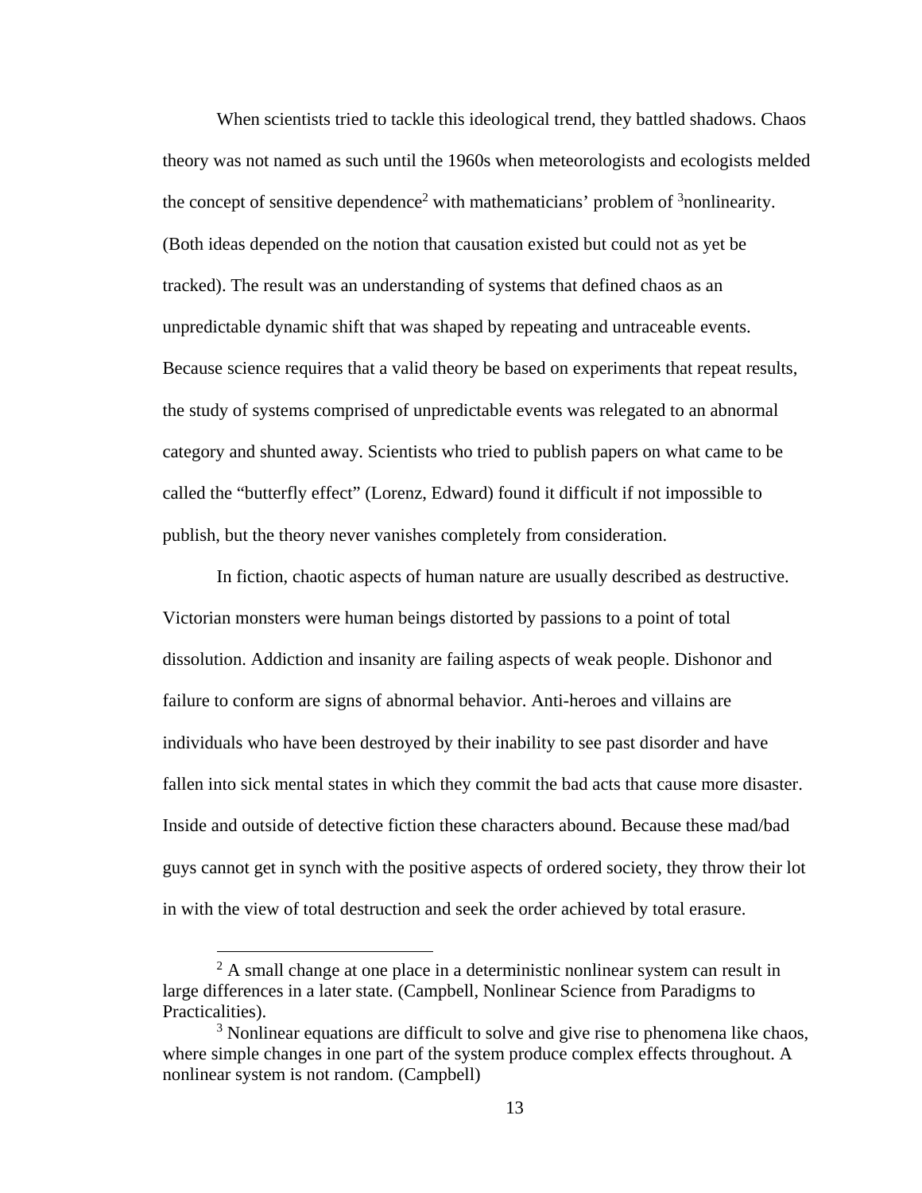When scientists tried to tackle this ideological trend, they battled shadows. Chaos theory was not named as such until the 1960s when meteorologists and ecologists melded the concept of sensitive dependence[2] with mathematicians' problem of [3]nonlinearity. (Both ideas depended on the notion that causation existed but could not as yet be tracked). The result was an understanding of systems that defined chaos as an unpredictable dynamic shift that was shaped by repeating and untraceable events. Because science requires that a valid theory be based on experiments that repeat results, the study of systems comprised of unpredictable events was relegated to an abnormal category and shunted away. Scientists who tried to publish papers on what came to be called the "butterfly effect" (Lorenz, Edward) found it difficult if not impossible to publish, but the theory never vanishes completely from consideration.

In fiction, chaotic aspects of human nature are usually described as destructive. Victorian monsters were human beings distorted by passions to a point of total dissolution. Addiction and insanity are failing aspects of weak people. Dishonor and failure to conform are signs of abnormal behavior. Anti-heroes and villains are individuals who have been destroyed by their inability to see past disorder and have fallen into sick mental states in which they commit the bad acts that cause more disaster. Inside and outside of detective fiction these characters abound. Because these mad/bad guys cannot get in synch with the positive aspects of ordered society, they throw their lot in with the view of total destruction and seek the order achieved by total erasure.

---

[2] A small change at one place in a deterministic nonlinear system can result in large differences in a later state. (Campbell, Nonlinear Science from Paradigms to Practicalities).

[3] Nonlinear equations are difficult to solve and give rise to phenomena like chaos, where simple changes in one part of the system produce complex effects throughout. A nonlinear system is not random. (Campbell)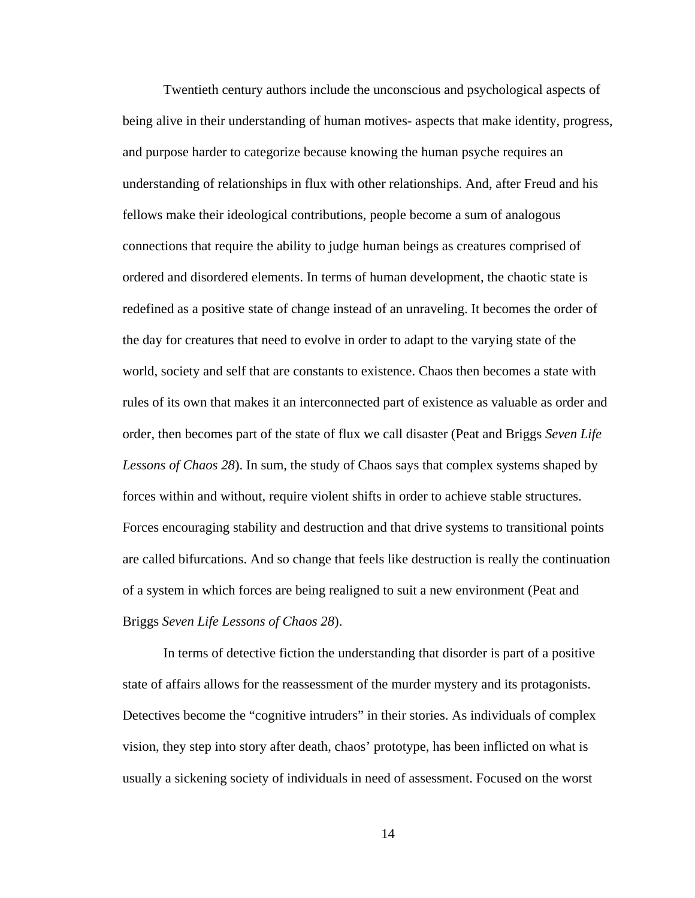Twentieth century authors include the unconscious and psychological aspects of being alive in their understanding of human motives- aspects that make identity, progress, and purpose harder to categorize because knowing the human psyche requires an understanding of relationships in flux with other relationships. And, after Freud and his fellows make their ideological contributions, people become a sum of analogous connections that require the ability to judge human beings as creatures comprised of ordered and disordered elements. In terms of human development, the chaotic state is redefined as a positive state of change instead of an unraveling. It becomes the order of the day for creatures that need to evolve in order to adapt to the varying state of the world, society and self that are constants to existence. Chaos then becomes a state with rules of its own that makes it an interconnected part of existence as valuable as order and order, then becomes part of the state of flux we call disaster (Peat and Briggs *Seven Life Lessons of Chaos 28*). In sum, the study of Chaos says that complex systems shaped by forces within and without, require violent shifts in order to achieve stable structures. Forces encouraging stability and destruction and that drive systems to transitional points are called bifurcations. And so change that feels like destruction is really the continuation of a system in which forces are being realigned to suit a new environment (Peat and Briggs *Seven Life Lessons of Chaos 28*).

In terms of detective fiction the understanding that disorder is part of a positive state of affairs allows for the reassessment of the murder mystery and its protagonists. Detectives become the "cognitive intruders" in their stories. As individuals of complex vision, they step into story after death, chaos' prototype, has been inflicted on what is usually a sickening society of individuals in need of assessment. Focused on the worst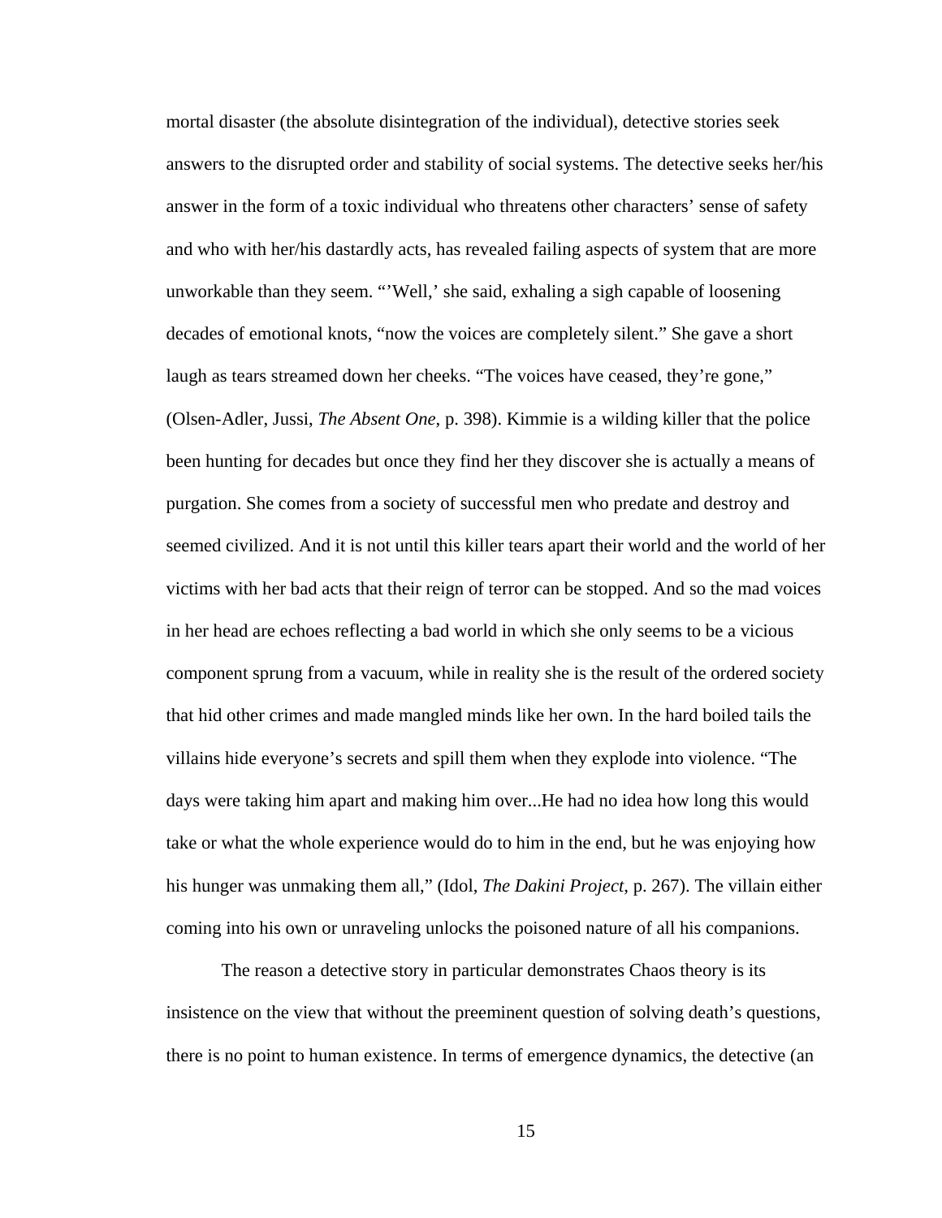mortal disaster (the absolute disintegration of the individual), detective stories seek answers to the disrupted order and stability of social systems. The detective seeks her/his answer in the form of a toxic individual who threatens other characters' sense of safety and who with her/his dastardly acts, has revealed failing aspects of system that are more unworkable than they seem. "'Well,' she said, exhaling a sigh capable of loosening decades of emotional knots, "now the voices are completely silent." She gave a short laugh as tears streamed down her cheeks. "The voices have ceased, they're gone," (Olsen-Adler, Jussi, *The Absent One*, p. 398). Kimmie is a wilding killer that the police been hunting for decades but once they find her they discover she is actually a means of purgation. She comes from a society of successful men who predate and destroy and seemed civilized. And it is not until this killer tears apart their world and the world of her victims with her bad acts that their reign of terror can be stopped. And so the mad voices in her head are echoes reflecting a bad world in which she only seems to be a vicious component sprung from a vacuum, while in reality she is the result of the ordered society that hid other crimes and made mangled minds like her own. In the hard boiled tails the villains hide everyone's secrets and spill them when they explode into violence. "The days were taking him apart and making him over...He had no idea how long this would take or what the whole experience would do to him in the end, but he was enjoying how his hunger was unmaking them all," (Idol, *The Dakini Project*, p. 267). The villain either coming into his own or unraveling unlocks the poisoned nature of all his companions.

The reason a detective story in particular demonstrates Chaos theory is its insistence on the view that without the preeminent question of solving death's questions, there is no point to human existence. In terms of emergence dynamics, the detective (an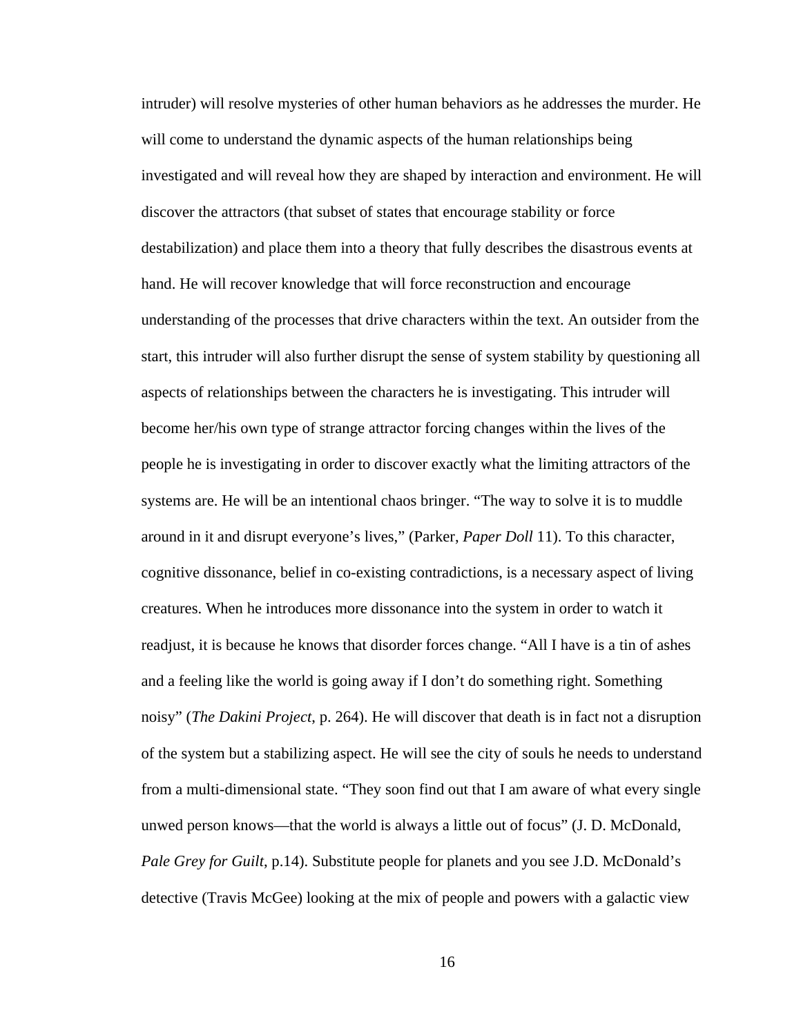intruder) will resolve mysteries of other human behaviors as he addresses the murder. He will come to understand the dynamic aspects of the human relationships being investigated and will reveal how they are shaped by interaction and environment. He will discover the attractors (that subset of states that encourage stability or force destabilization) and place them into a theory that fully describes the disastrous events at hand. He will recover knowledge that will force reconstruction and encourage understanding of the processes that drive characters within the text. An outsider from the start, this intruder will also further disrupt the sense of system stability by questioning all aspects of relationships between the characters he is investigating. This intruder will become her/his own type of strange attractor forcing changes within the lives of the people he is investigating in order to discover exactly what the limiting attractors of the systems are. He will be an intentional chaos bringer. "The way to solve it is to muddle around in it and disrupt everyone's lives," (Parker, *Paper Doll* 11). To this character, cognitive dissonance, belief in co-existing contradictions, is a necessary aspect of living creatures. When he introduces more dissonance into the system in order to watch it readjust, it is because he knows that disorder forces change. "All I have is a tin of ashes and a feeling like the world is going away if I don't do something right. Something noisy" (*The Dakini Project*, p. 264). He will discover that death is in fact not a disruption of the system but a stabilizing aspect. He will see the city of souls he needs to understand from a multi-dimensional state. "They soon find out that I am aware of what every single unwed person knows—that the world is always a little out of focus" (J. D. McDonald, *Pale Grey for Guilt*, p.14). Substitute people for planets and you see J.D. McDonald's detective (Travis McGee) looking at the mix of people and powers with a galactic view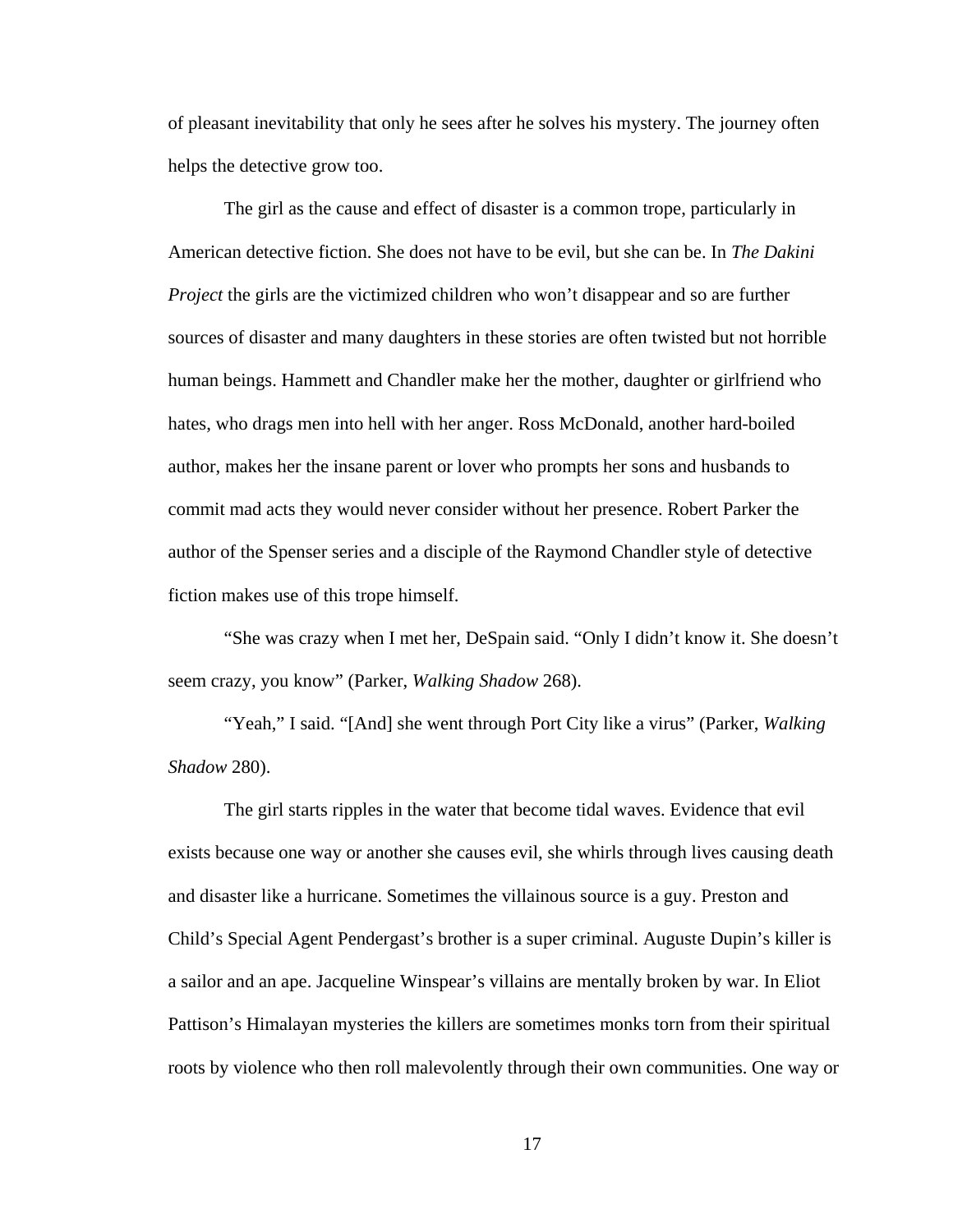of pleasant inevitability that only he sees after he solves his mystery. The journey often helps the detective grow too.

The girl as the cause and effect of disaster is a common trope, particularly in American detective fiction. She does not have to be evil, but she can be. In *The Dakini Project* the girls are the victimized children who won't disappear and so are further sources of disaster and many daughters in these stories are often twisted but not horrible human beings. Hammett and Chandler make her the mother, daughter or girlfriend who hates, who drags men into hell with her anger. Ross McDonald, another hard-boiled author, makes her the insane parent or lover who prompts her sons and husbands to commit mad acts they would never consider without her presence. Robert Parker the author of the Spenser series and a disciple of the Raymond Chandler style of detective fiction makes use of this trope himself.

"She was crazy when I met her, DeSpain said. "Only I didn't know it. She doesn't seem crazy, you know" (Parker, *Walking Shadow* 268).

"Yeah," I said. "[And] she went through Port City like a virus" (Parker, *Walking Shadow* 280).

The girl starts ripples in the water that become tidal waves. Evidence that evil exists because one way or another she causes evil, she whirls through lives causing death and disaster like a hurricane. Sometimes the villainous source is a guy. Preston and Child's Special Agent Pendergast's brother is a super criminal. Auguste Dupin's killer is a sailor and an ape. Jacqueline Winspear's villains are mentally broken by war. In Eliot Pattison's Himalayan mysteries the killers are sometimes monks torn from their spiritual roots by violence who then roll malevolently through their own communities. One way or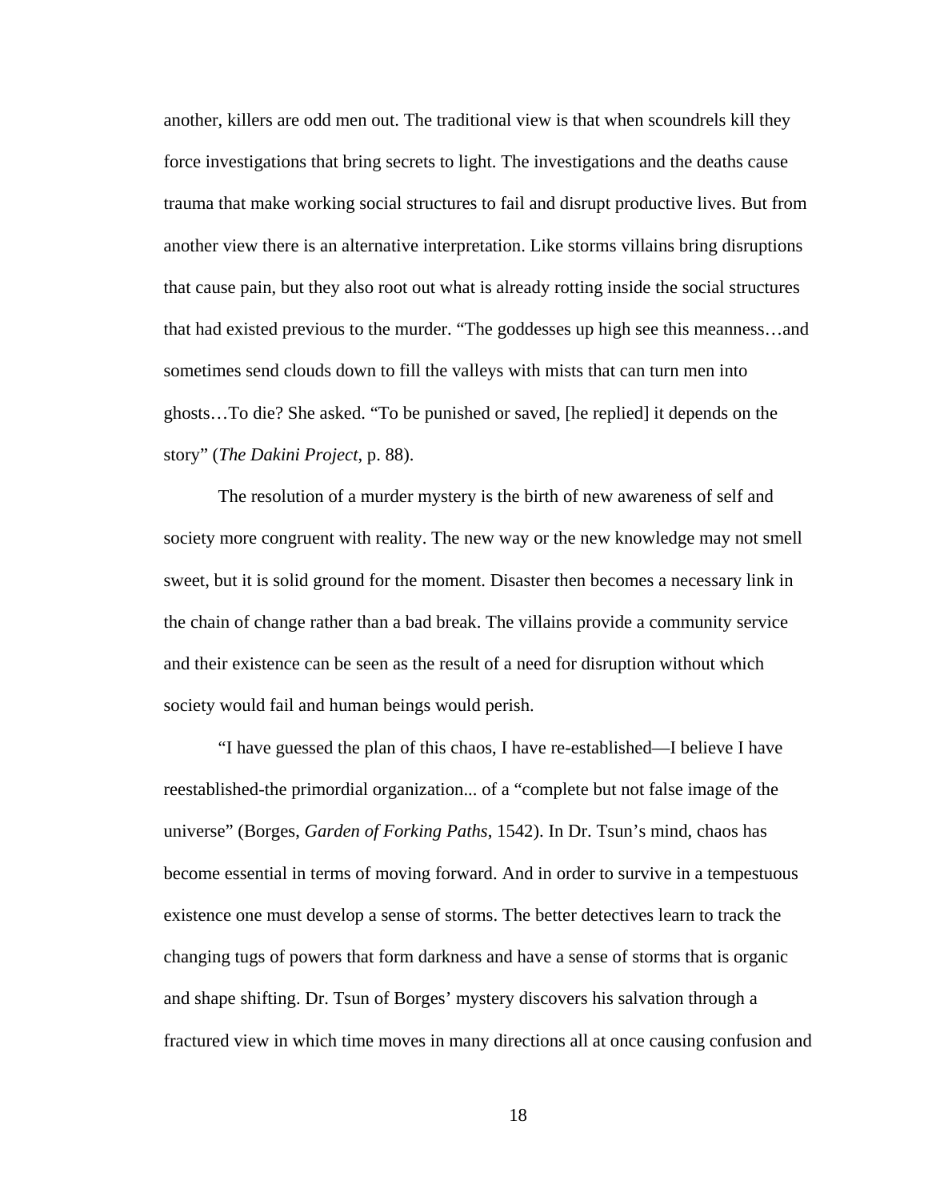another, killers are odd men out. The traditional view is that when scoundrels kill they force investigations that bring secrets to light. The investigations and the deaths cause trauma that make working social structures to fail and disrupt productive lives. But from another view there is an alternative interpretation. Like storms villains bring disruptions that cause pain, but they also root out what is already rotting inside the social structures that had existed previous to the murder. "The goddesses up high see this meanness…and sometimes send clouds down to fill the valleys with mists that can turn men into ghosts…To die? She asked. "To be punished or saved, [he replied] it depends on the story" (*The Dakini Project*, p. 88).

The resolution of a murder mystery is the birth of new awareness of self and society more congruent with reality. The new way or the new knowledge may not smell sweet, but it is solid ground for the moment. Disaster then becomes a necessary link in the chain of change rather than a bad break. The villains provide a community service and their existence can be seen as the result of a need for disruption without which society would fail and human beings would perish.

"I have guessed the plan of this chaos, I have re-established—I believe I have reestablished-the primordial organization... of a "complete but not false image of the universe" (Borges, *Garden of Forking Paths*, 1542). In Dr. Tsun's mind, chaos has become essential in terms of moving forward. And in order to survive in a tempestuous existence one must develop a sense of storms. The better detectives learn to track the changing tugs of powers that form darkness and have a sense of storms that is organic and shape shifting. Dr. Tsun of Borges' mystery discovers his salvation through a fractured view in which time moves in many directions all at once causing confusion and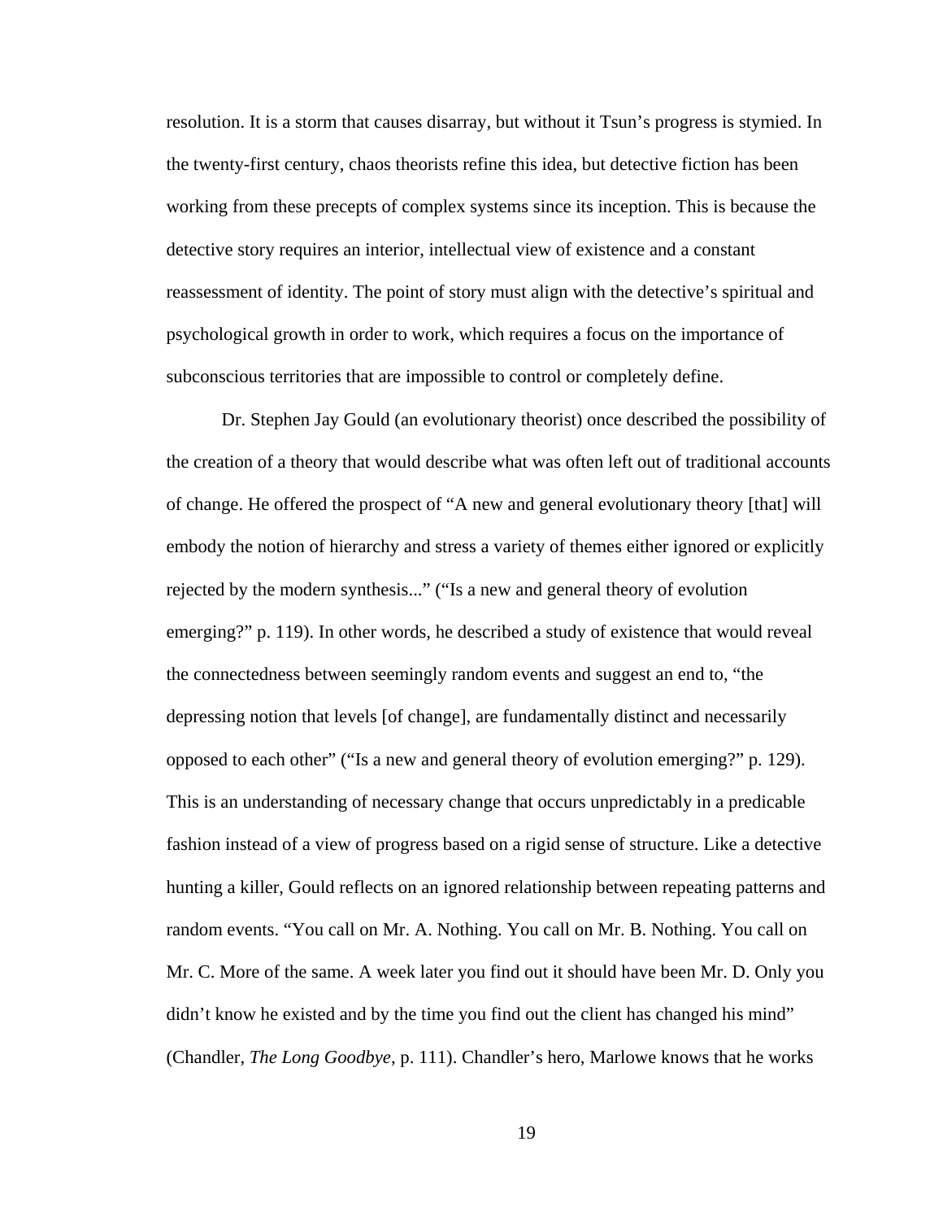resolution. It is a storm that causes disarray, but without it Tsun's progress is stymied. In the twenty-first century, chaos theorists refine this idea, but detective fiction has been working from these precepts of complex systems since its inception. This is because the detective story requires an interior, intellectual view of existence and a constant reassessment of identity. The point of story must align with the detective's spiritual and psychological growth in order to work, which requires a focus on the importance of subconscious territories that are impossible to control or completely define.

Dr. Stephen Jay Gould (an evolutionary theorist) once described the possibility of the creation of a theory that would describe what was often left out of traditional accounts of change. He offered the prospect of "A new and general evolutionary theory [that] will embody the notion of hierarchy and stress a variety of themes either ignored or explicitly rejected by the modern synthesis..." ("Is a new and general theory of evolution emerging?" p. 119). In other words, he described a study of existence that would reveal the connectedness between seemingly random events and suggest an end to, "the depressing notion that levels [of change], are fundamentally distinct and necessarily opposed to each other" ("Is a new and general theory of evolution emerging?" p. 129). This is an understanding of necessary change that occurs unpredictably in a predicable fashion instead of a view of progress based on a rigid sense of structure. Like a detective hunting a killer, Gould reflects on an ignored relationship between repeating patterns and random events. "You call on Mr. A. Nothing. You call on Mr. B. Nothing. You call on Mr. C. More of the same. A week later you find out it should have been Mr. D. Only you didn't know he existed and by the time you find out the client has changed his mind" (Chandler, *The Long Goodbye*, p. 111). Chandler's hero, Marlowe knows that he works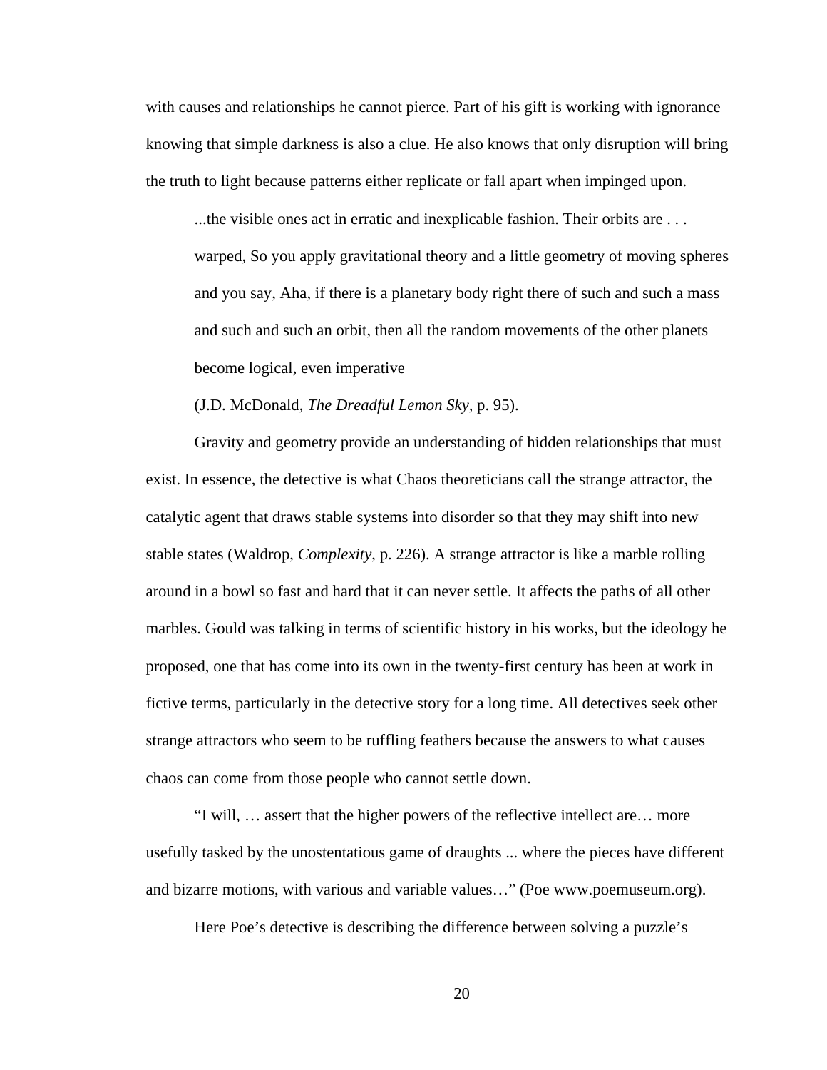with causes and relationships he cannot pierce. Part of his gift is working with ignorance knowing that simple darkness is also a clue. He also knows that only disruption will bring the truth to light because patterns either replicate or fall apart when impinged upon.

> ...the visible ones act in erratic and inexplicable fashion. Their orbits are . . . warped, So you apply gravitational theory and a little geometry of moving spheres and you say, Aha, if there is a planetary body right there of such and such a mass and such and such an orbit, then all the random movements of the other planets become logical, even imperative
>
> (J.D. McDonald, *The Dreadful Lemon Sky*, p. 95).

Gravity and geometry provide an understanding of hidden relationships that must exist. In essence, the detective is what Chaos theoreticians call the strange attractor, the catalytic agent that draws stable systems into disorder so that they may shift into new stable states (Waldrop, *Complexity*, p. 226). A strange attractor is like a marble rolling around in a bowl so fast and hard that it can never settle. It affects the paths of all other marbles. Gould was talking in terms of scientific history in his works, but the ideology he proposed, one that has come into its own in the twenty-first century has been at work in fictive terms, particularly in the detective story for a long time. All detectives seek other strange attractors who seem to be ruffling feathers because the answers to what causes chaos can come from those people who cannot settle down.

"I will, … assert that the higher powers of the reflective intellect are… more usefully tasked by the unostentatious game of draughts ... where the pieces have different and bizarre motions, with various and variable values…" (Poe www.poemuseum.org).

Here Poe's detective is describing the difference between solving a puzzle's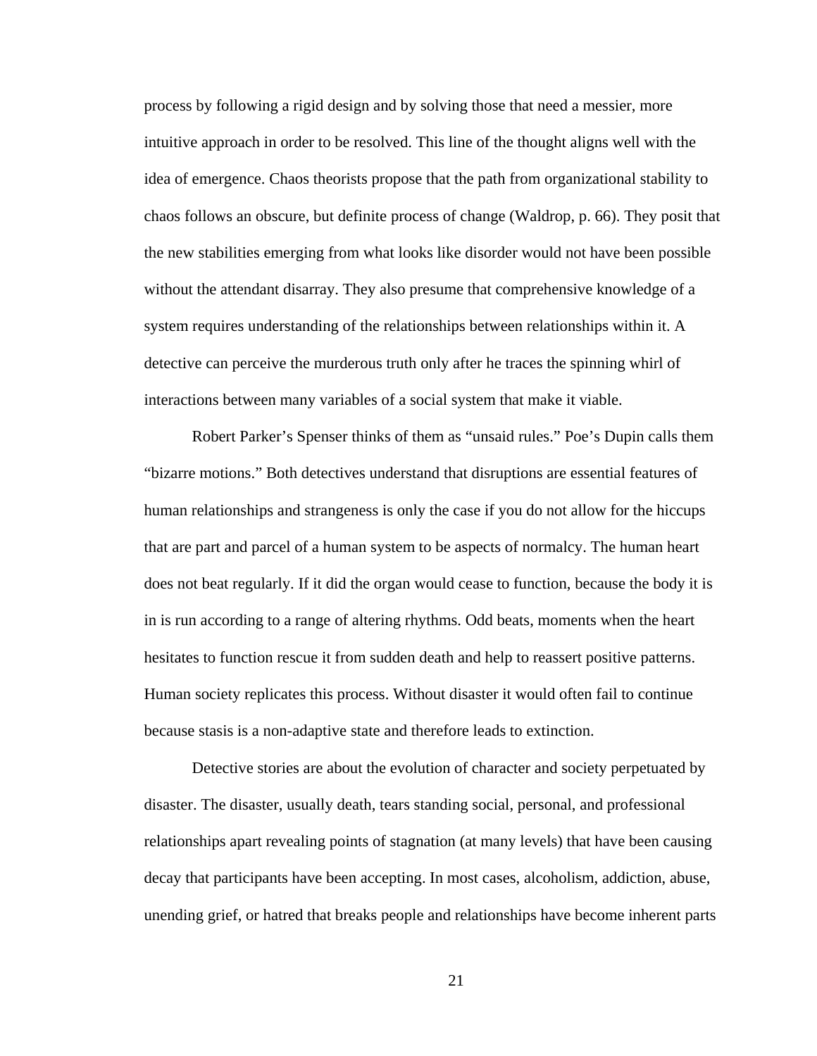process by following a rigid design and by solving those that need a messier, more intuitive approach in order to be resolved. This line of the thought aligns well with the idea of emergence. Chaos theorists propose that the path from organizational stability to chaos follows an obscure, but definite process of change (Waldrop, p. 66). They posit that the new stabilities emerging from what looks like disorder would not have been possible without the attendant disarray. They also presume that comprehensive knowledge of a system requires understanding of the relationships between relationships within it. A detective can perceive the murderous truth only after he traces the spinning whirl of interactions between many variables of a social system that make it viable.

Robert Parker's Spenser thinks of them as "unsaid rules." Poe's Dupin calls them "bizarre motions." Both detectives understand that disruptions are essential features of human relationships and strangeness is only the case if you do not allow for the hiccups that are part and parcel of a human system to be aspects of normalcy. The human heart does not beat regularly. If it did the organ would cease to function, because the body it is in is run according to a range of altering rhythms. Odd beats, moments when the heart hesitates to function rescue it from sudden death and help to reassert positive patterns. Human society replicates this process. Without disaster it would often fail to continue because stasis is a non-adaptive state and therefore leads to extinction.

Detective stories are about the evolution of character and society perpetuated by disaster. The disaster, usually death, tears standing social, personal, and professional relationships apart revealing points of stagnation (at many levels) that have been causing decay that participants have been accepting. In most cases, alcoholism, addiction, abuse, unending grief, or hatred that breaks people and relationships have become inherent parts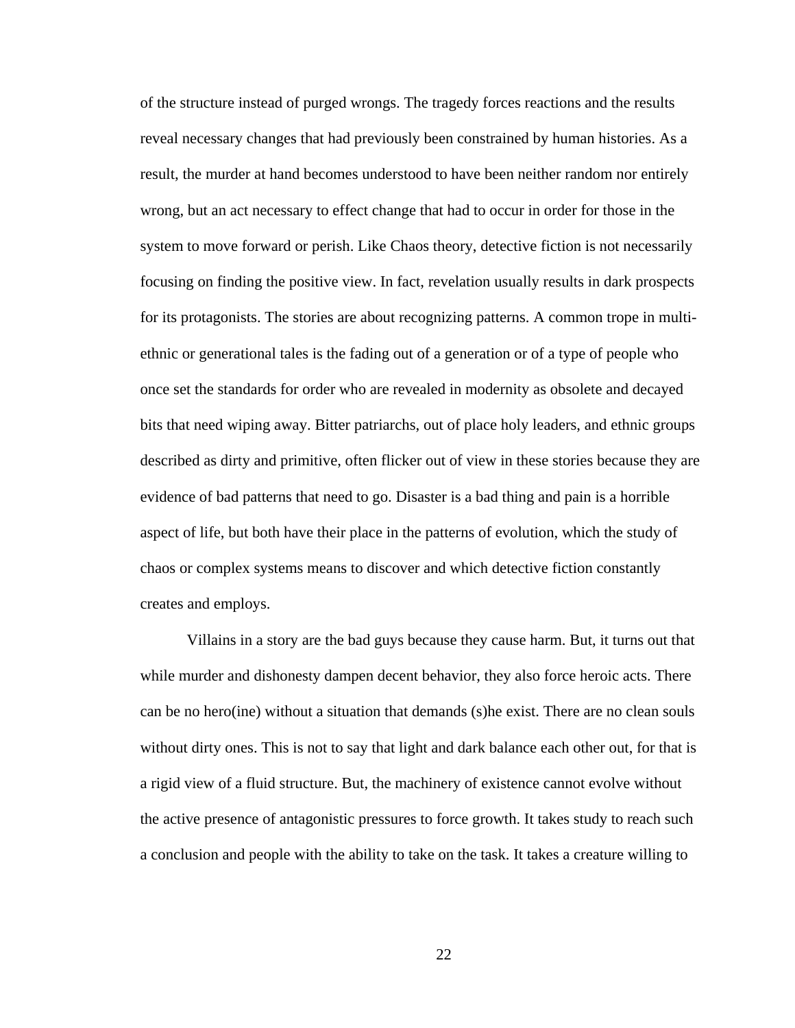of the structure instead of purged wrongs. The tragedy forces reactions and the results reveal necessary changes that had previously been constrained by human histories. As a result, the murder at hand becomes understood to have been neither random nor entirely wrong, but an act necessary to effect change that had to occur in order for those in the system to move forward or perish. Like Chaos theory, detective fiction is not necessarily focusing on finding the positive view. In fact, revelation usually results in dark prospects for its protagonists. The stories are about recognizing patterns. A common trope in multi-ethnic or generational tales is the fading out of a generation or of a type of people who once set the standards for order who are revealed in modernity as obsolete and decayed bits that need wiping away. Bitter patriarchs, out of place holy leaders, and ethnic groups described as dirty and primitive, often flicker out of view in these stories because they are evidence of bad patterns that need to go. Disaster is a bad thing and pain is a horrible aspect of life, but both have their place in the patterns of evolution, which the study of chaos or complex systems means to discover and which detective fiction constantly creates and employs.

Villains in a story are the bad guys because they cause harm. But, it turns out that while murder and dishonesty dampen decent behavior, they also force heroic acts. There can be no hero(ine) without a situation that demands (s)he exist. There are no clean souls without dirty ones. This is not to say that light and dark balance each other out, for that is a rigid view of a fluid structure. But, the machinery of existence cannot evolve without the active presence of antagonistic pressures to force growth. It takes study to reach such a conclusion and people with the ability to take on the task. It takes a creature willing to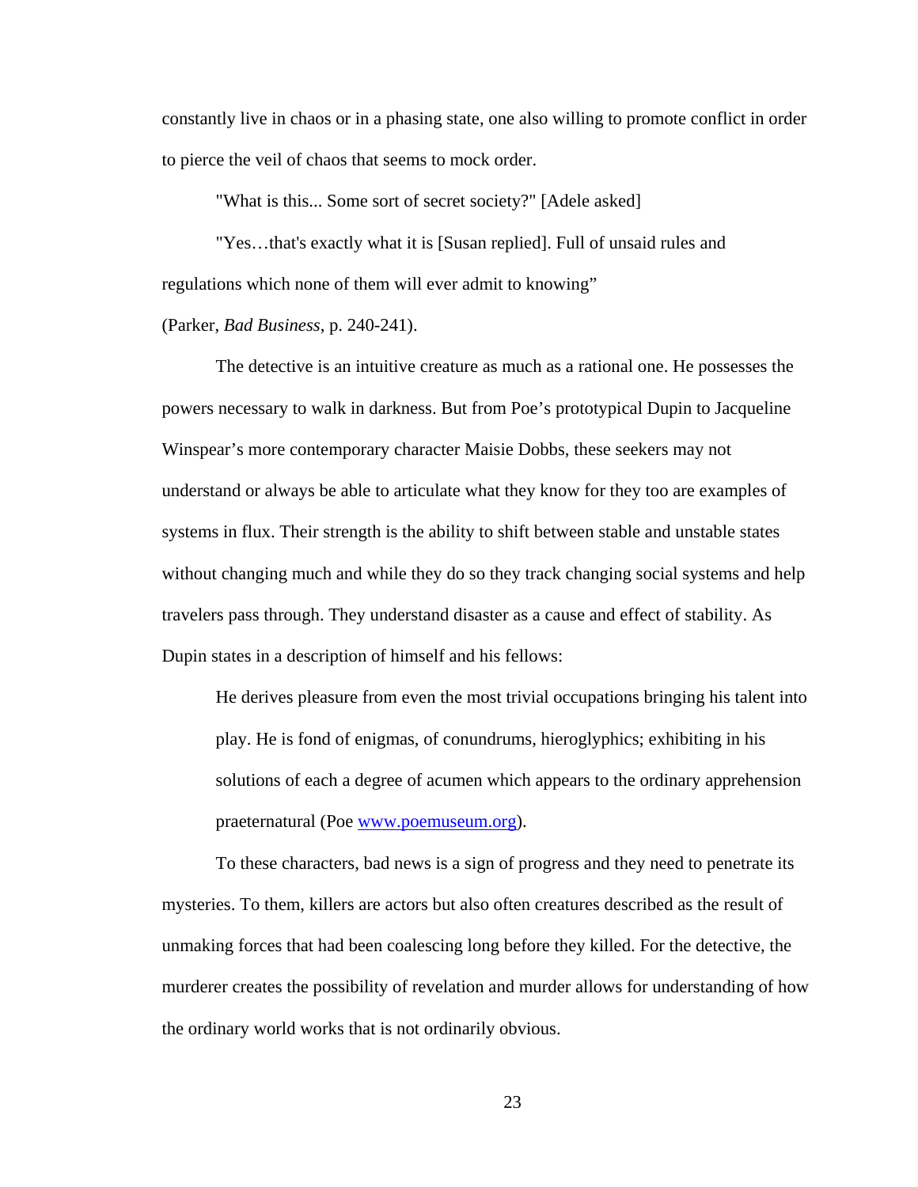constantly live in chaos or in a phasing state, one also willing to promote conflict in order to pierce the veil of chaos that seems to mock order.

"What is this... Some sort of secret society?" [Adele asked]

"Yes…that's exactly what it is [Susan replied]. Full of unsaid rules and regulations which none of them will ever admit to knowing"

(Parker, *Bad Business*, p. 240-241).

The detective is an intuitive creature as much as a rational one. He possesses the powers necessary to walk in darkness. But from Poe's prototypical Dupin to Jacqueline Winspear's more contemporary character Maisie Dobbs, these seekers may not understand or always be able to articulate what they know for they too are examples of systems in flux. Their strength is the ability to shift between stable and unstable states without changing much and while they do so they track changing social systems and help travelers pass through. They understand disaster as a cause and effect of stability. As Dupin states in a description of himself and his fellows:

> He derives pleasure from even the most trivial occupations bringing his talent into play. He is fond of enigmas, of conundrums, hieroglyphics; exhibiting in his solutions of each a degree of acumen which appears to the ordinary apprehension praeternatural (Poe www.poemuseum.org).

To these characters, bad news is a sign of progress and they need to penetrate its mysteries. To them, killers are actors but also often creatures described as the result of unmaking forces that had been coalescing long before they killed. For the detective, the murderer creates the possibility of revelation and murder allows for understanding of how the ordinary world works that is not ordinarily obvious.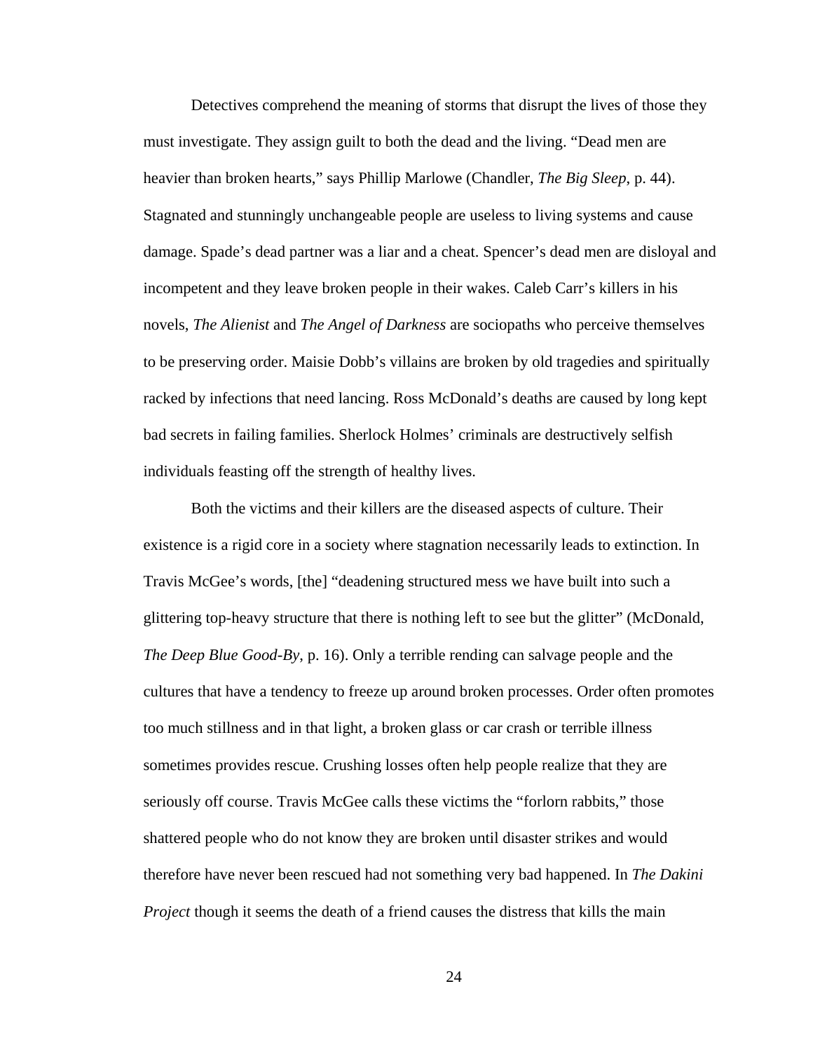Detectives comprehend the meaning of storms that disrupt the lives of those they must investigate. They assign guilt to both the dead and the living. “Dead men are heavier than broken hearts,” says Phillip Marlowe (Chandler, *The Big Sleep*, p. 44). Stagnated and stunningly unchangeable people are useless to living systems and cause damage. Spade’s dead partner was a liar and a cheat. Spencer’s dead men are disloyal and incompetent and they leave broken people in their wakes. Caleb Carr’s killers in his novels, *The Alienist* and *The Angel of Darkness* are sociopaths who perceive themselves to be preserving order. Maisie Dobb’s villains are broken by old tragedies and spiritually racked by infections that need lancing. Ross McDonald’s deaths are caused by long kept bad secrets in failing families. Sherlock Holmes’ criminals are destructively selfish individuals feasting off the strength of healthy lives.

Both the victims and their killers are the diseased aspects of culture. Their existence is a rigid core in a society where stagnation necessarily leads to extinction. In Travis McGee’s words, [the] “deadening structured mess we have built into such a glittering top-heavy structure that there is nothing left to see but the glitter” (McDonald, *The Deep Blue Good-By*, p. 16). Only a terrible rending can salvage people and the cultures that have a tendency to freeze up around broken processes. Order often promotes too much stillness and in that light, a broken glass or car crash or terrible illness sometimes provides rescue. Crushing losses often help people realize that they are seriously off course. Travis McGee calls these victims the “forlorn rabbits,” those shattered people who do not know they are broken until disaster strikes and would therefore have never been rescued had not something very bad happened. In *The Dakini Project* though it seems the death of a friend causes the distress that kills the main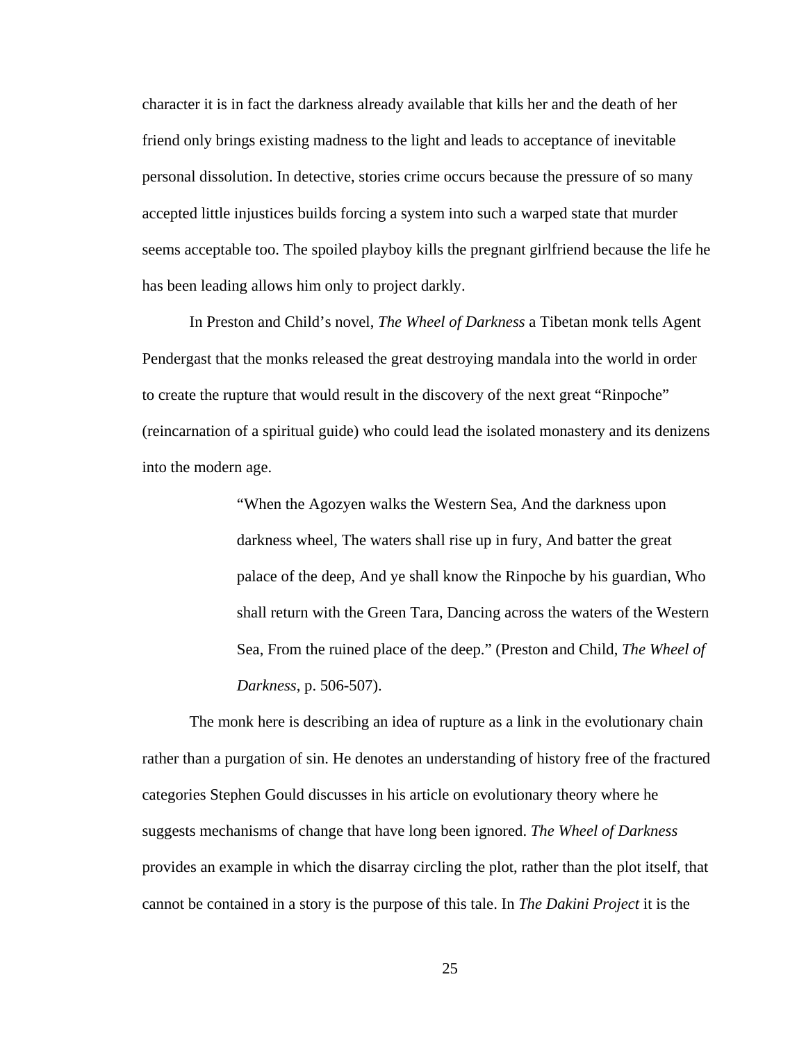character it is in fact the darkness already available that kills her and the death of her friend only brings existing madness to the light and leads to acceptance of inevitable personal dissolution. In detective, stories crime occurs because the pressure of so many accepted little injustices builds forcing a system into such a warped state that murder seems acceptable too. The spoiled playboy kills the pregnant girlfriend because the life he has been leading allows him only to project darkly.

In Preston and Child's novel, *The Wheel of Darkness* a Tibetan monk tells Agent Pendergast that the monks released the great destroying mandala into the world in order to create the rupture that would result in the discovery of the next great "Rinpoche" (reincarnation of a spiritual guide) who could lead the isolated monastery and its denizens into the modern age.

> "When the Agozyen walks the Western Sea, And the darkness upon darkness wheel, The waters shall rise up in fury, And batter the great palace of the deep, And ye shall know the Rinpoche by his guardian, Who shall return with the Green Tara, Dancing across the waters of the Western Sea, From the ruined place of the deep." (Preston and Child, *The Wheel of Darkness*, p. 506-507).

The monk here is describing an idea of rupture as a link in the evolutionary chain rather than a purgation of sin. He denotes an understanding of history free of the fractured categories Stephen Gould discusses in his article on evolutionary theory where he suggests mechanisms of change that have long been ignored. *The Wheel of Darkness* provides an example in which the disarray circling the plot, rather than the plot itself, that cannot be contained in a story is the purpose of this tale. In *The Dakini Project* it is the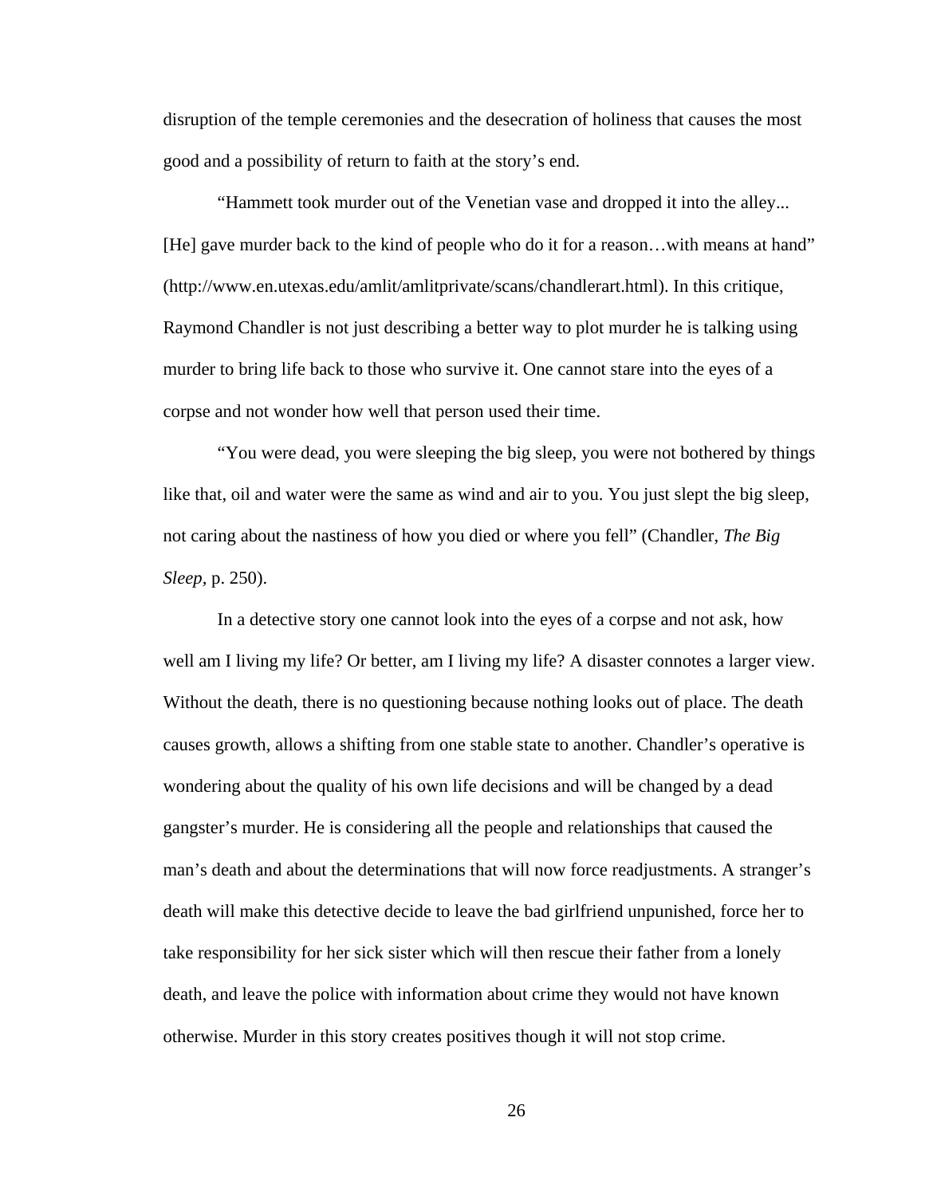disruption of the temple ceremonies and the desecration of holiness that causes the most good and a possibility of return to faith at the story's end.

"Hammett took murder out of the Venetian vase and dropped it into the alley... [He] gave murder back to the kind of people who do it for a reason…with means at hand" (http://www.en.utexas.edu/amlit/amlitprivate/scans/chandlerart.html). In this critique, Raymond Chandler is not just describing a better way to plot murder he is talking using murder to bring life back to those who survive it. One cannot stare into the eyes of a corpse and not wonder how well that person used their time.

"You were dead, you were sleeping the big sleep, you were not bothered by things like that, oil and water were the same as wind and air to you. You just slept the big sleep, not caring about the nastiness of how you died or where you fell" (Chandler, *The Big Sleep,* p. 250).

In a detective story one cannot look into the eyes of a corpse and not ask, how well am I living my life? Or better, am I living my life? A disaster connotes a larger view. Without the death, there is no questioning because nothing looks out of place. The death causes growth, allows a shifting from one stable state to another. Chandler's operative is wondering about the quality of his own life decisions and will be changed by a dead gangster's murder. He is considering all the people and relationships that caused the man's death and about the determinations that will now force readjustments. A stranger's death will make this detective decide to leave the bad girlfriend unpunished, force her to take responsibility for her sick sister which will then rescue their father from a lonely death, and leave the police with information about crime they would not have known otherwise. Murder in this story creates positives though it will not stop crime.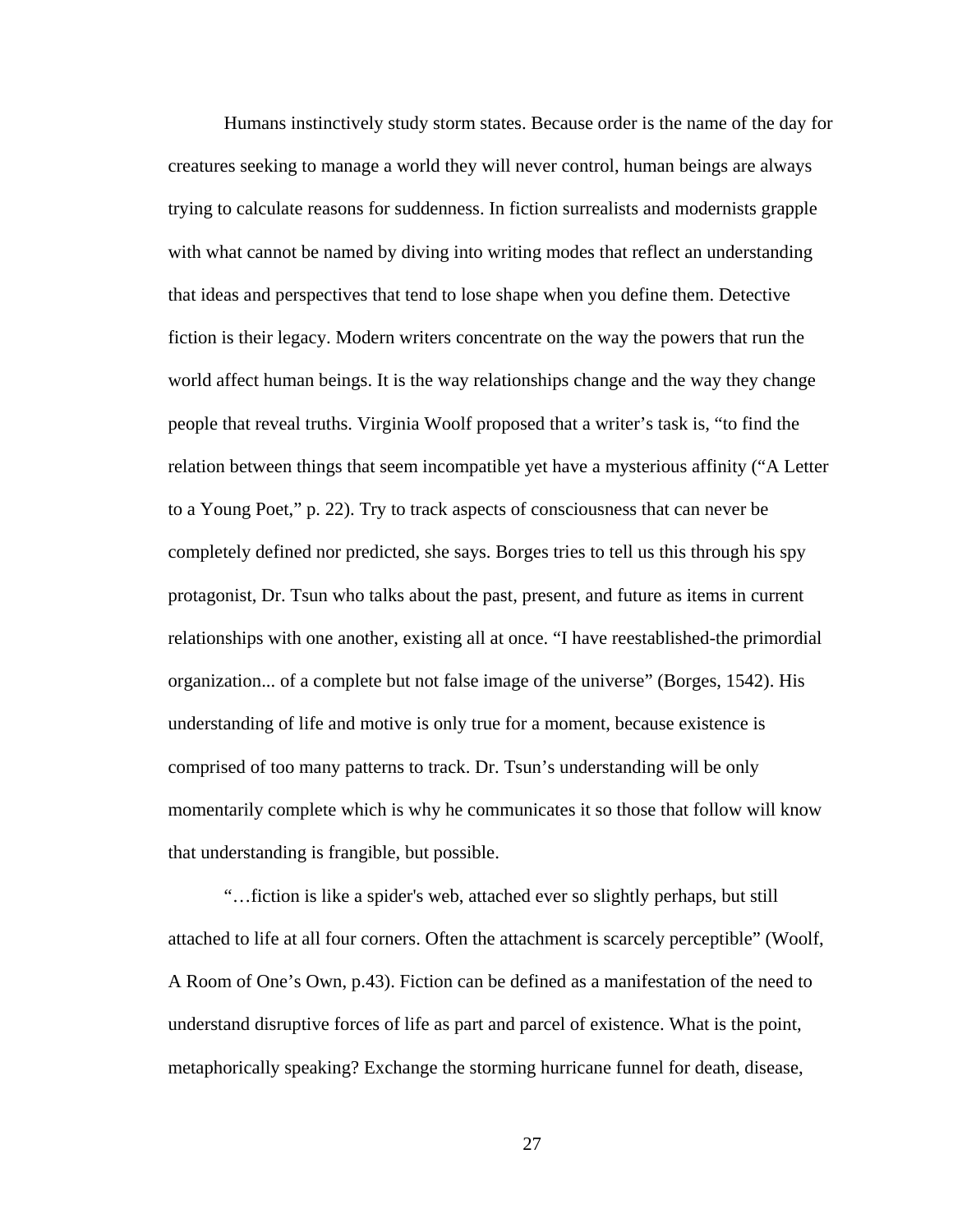Humans instinctively study storm states. Because order is the name of the day for creatures seeking to manage a world they will never control, human beings are always trying to calculate reasons for suddenness. In fiction surrealists and modernists grapple with what cannot be named by diving into writing modes that reflect an understanding that ideas and perspectives that tend to lose shape when you define them. Detective fiction is their legacy. Modern writers concentrate on the way the powers that run the world affect human beings. It is the way relationships change and the way they change people that reveal truths. Virginia Woolf proposed that a writer's task is, "to find the relation between things that seem incompatible yet have a mysterious affinity ("A Letter to a Young Poet," p. 22). Try to track aspects of consciousness that can never be completely defined nor predicted, she says. Borges tries to tell us this through his spy protagonist, Dr. Tsun who talks about the past, present, and future as items in current relationships with one another, existing all at once. "I have reestablished-the primordial organization... of a complete but not false image of the universe" (Borges, 1542). His understanding of life and motive is only true for a moment, because existence is comprised of too many patterns to track. Dr. Tsun's understanding will be only momentarily complete which is why he communicates it so those that follow will know that understanding is frangible, but possible.

"…fiction is like a spider's web, attached ever so slightly perhaps, but still attached to life at all four corners. Often the attachment is scarcely perceptible" (Woolf, A Room of One's Own, p.43). Fiction can be defined as a manifestation of the need to understand disruptive forces of life as part and parcel of existence. What is the point, metaphorically speaking? Exchange the storming hurricane funnel for death, disease,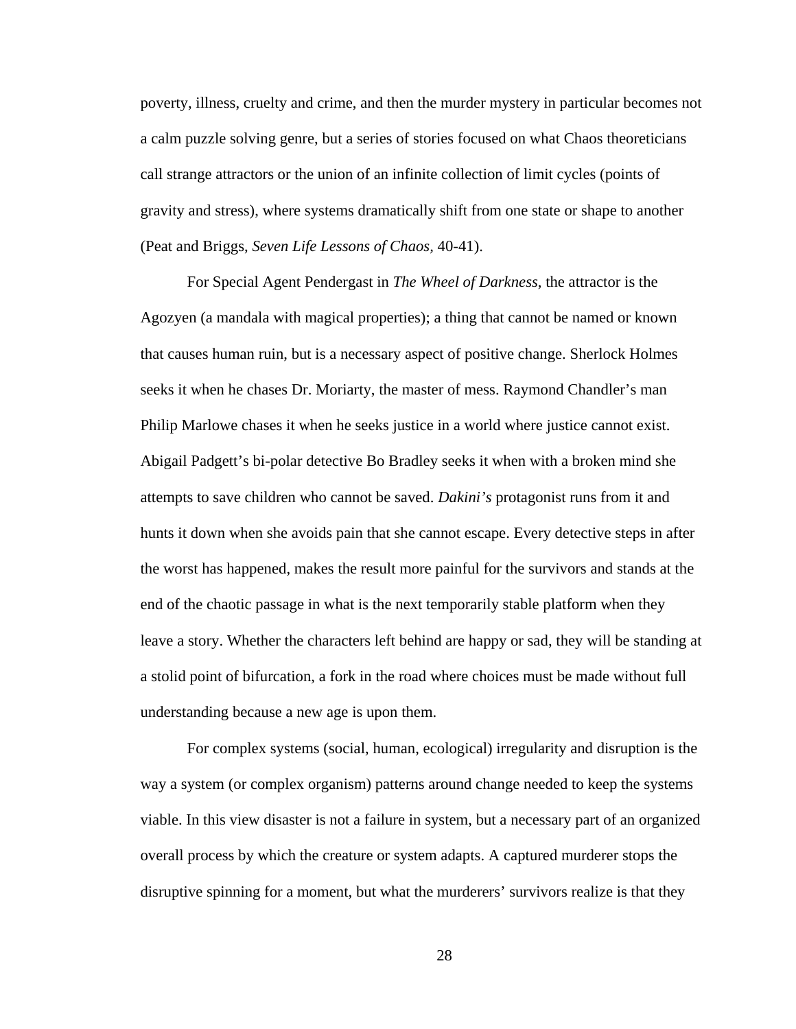poverty, illness, cruelty and crime, and then the murder mystery in particular becomes not a calm puzzle solving genre, but a series of stories focused on what Chaos theoreticians call strange attractors or the union of an infinite collection of limit cycles (points of gravity and stress), where systems dramatically shift from one state or shape to another (Peat and Briggs, *Seven Life Lessons of Chaos,* 40-41).

For Special Agent Pendergast in *The Wheel of Darkness*, the attractor is the Agozyen (a mandala with magical properties); a thing that cannot be named or known that causes human ruin, but is a necessary aspect of positive change. Sherlock Holmes seeks it when he chases Dr. Moriarty, the master of mess. Raymond Chandler's man Philip Marlowe chases it when he seeks justice in a world where justice cannot exist. Abigail Padgett's bi-polar detective Bo Bradley seeks it when with a broken mind she attempts to save children who cannot be saved. *Dakini's* protagonist runs from it and hunts it down when she avoids pain that she cannot escape. Every detective steps in after the worst has happened, makes the result more painful for the survivors and stands at the end of the chaotic passage in what is the next temporarily stable platform when they leave a story. Whether the characters left behind are happy or sad, they will be standing at a stolid point of bifurcation, a fork in the road where choices must be made without full understanding because a new age is upon them.

For complex systems (social, human, ecological) irregularity and disruption is the way a system (or complex organism) patterns around change needed to keep the systems viable. In this view disaster is not a failure in system, but a necessary part of an organized overall process by which the creature or system adapts. A captured murderer stops the disruptive spinning for a moment, but what the murderers' survivors realize is that they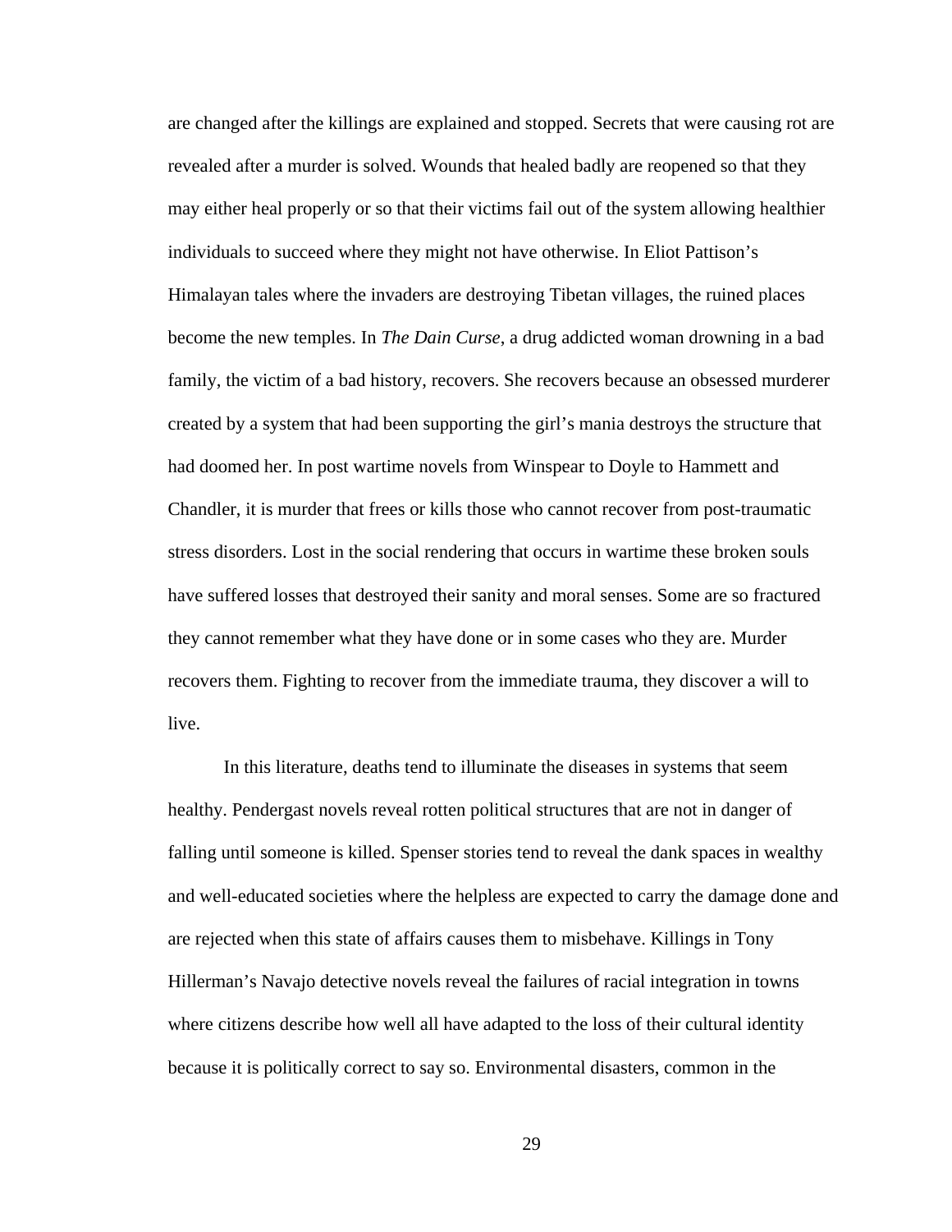are changed after the killings are explained and stopped. Secrets that were causing rot are revealed after a murder is solved. Wounds that healed badly are reopened so that they may either heal properly or so that their victims fail out of the system allowing healthier individuals to succeed where they might not have otherwise. In Eliot Pattison's Himalayan tales where the invaders are destroying Tibetan villages, the ruined places become the new temples. In *The Dain Curse*, a drug addicted woman drowning in a bad family, the victim of a bad history, recovers. She recovers because an obsessed murderer created by a system that had been supporting the girl's mania destroys the structure that had doomed her. In post wartime novels from Winspear to Doyle to Hammett and Chandler, it is murder that frees or kills those who cannot recover from post-traumatic stress disorders. Lost in the social rendering that occurs in wartime these broken souls have suffered losses that destroyed their sanity and moral senses. Some are so fractured they cannot remember what they have done or in some cases who they are. Murder recovers them. Fighting to recover from the immediate trauma, they discover a will to live.

In this literature, deaths tend to illuminate the diseases in systems that seem healthy. Pendergast novels reveal rotten political structures that are not in danger of falling until someone is killed. Spenser stories tend to reveal the dank spaces in wealthy and well-educated societies where the helpless are expected to carry the damage done and are rejected when this state of affairs causes them to misbehave. Killings in Tony Hillerman's Navajo detective novels reveal the failures of racial integration in towns where citizens describe how well all have adapted to the loss of their cultural identity because it is politically correct to say so. Environmental disasters, common in the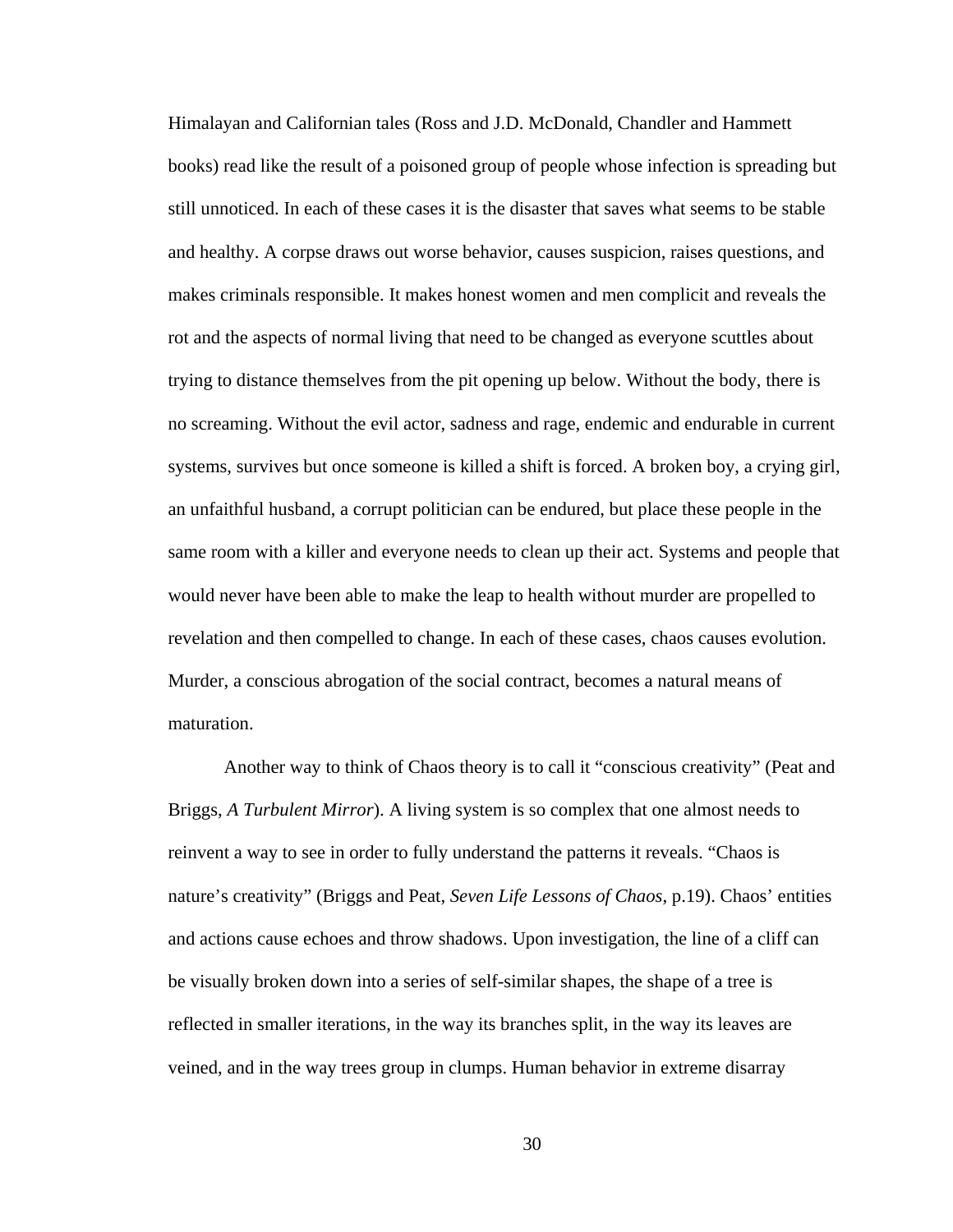Himalayan and Californian tales (Ross and J.D. McDonald, Chandler and Hammett books) read like the result of a poisoned group of people whose infection is spreading but still unnoticed. In each of these cases it is the disaster that saves what seems to be stable and healthy. A corpse draws out worse behavior, causes suspicion, raises questions, and makes criminals responsible. It makes honest women and men complicit and reveals the rot and the aspects of normal living that need to be changed as everyone scuttles about trying to distance themselves from the pit opening up below. Without the body, there is no screaming. Without the evil actor, sadness and rage, endemic and endurable in current systems, survives but once someone is killed a shift is forced. A broken boy, a crying girl, an unfaithful husband, a corrupt politician can be endured, but place these people in the same room with a killer and everyone needs to clean up their act. Systems and people that would never have been able to make the leap to health without murder are propelled to revelation and then compelled to change. In each of these cases, chaos causes evolution. Murder, a conscious abrogation of the social contract, becomes a natural means of maturation.

Another way to think of Chaos theory is to call it "conscious creativity" (Peat and Briggs, *A Turbulent Mirror*). A living system is so complex that one almost needs to reinvent a way to see in order to fully understand the patterns it reveals. "Chaos is nature's creativity" (Briggs and Peat, *Seven Life Lessons of Chaos*, p.19). Chaos' entities and actions cause echoes and throw shadows. Upon investigation, the line of a cliff can be visually broken down into a series of self-similar shapes, the shape of a tree is reflected in smaller iterations, in the way its branches split, in the way its leaves are veined, and in the way trees group in clumps. Human behavior in extreme disarray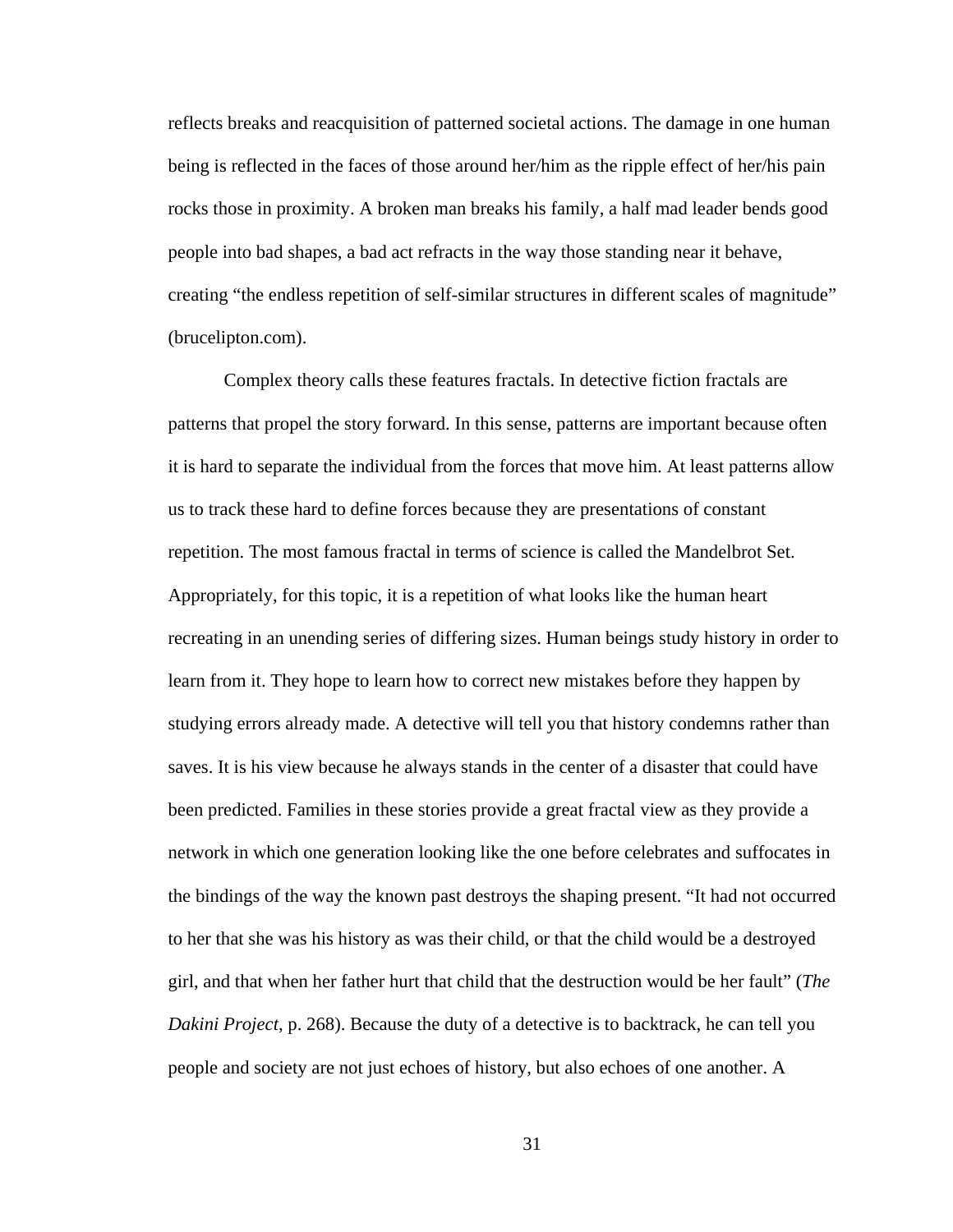reflects breaks and reacquisition of patterned societal actions. The damage in one human being is reflected in the faces of those around her/him as the ripple effect of her/his pain rocks those in proximity. A broken man breaks his family, a half mad leader bends good people into bad shapes, a bad act refracts in the way those standing near it behave, creating "the endless repetition of self-similar structures in different scales of magnitude" (brucelipton.com).

Complex theory calls these features fractals. In detective fiction fractals are patterns that propel the story forward. In this sense, patterns are important because often it is hard to separate the individual from the forces that move him. At least patterns allow us to track these hard to define forces because they are presentations of constant repetition. The most famous fractal in terms of science is called the Mandelbrot Set. Appropriately, for this topic, it is a repetition of what looks like the human heart recreating in an unending series of differing sizes. Human beings study history in order to learn from it. They hope to learn how to correct new mistakes before they happen by studying errors already made. A detective will tell you that history condemns rather than saves. It is his view because he always stands in the center of a disaster that could have been predicted. Families in these stories provide a great fractal view as they provide a network in which one generation looking like the one before celebrates and suffocates in the bindings of the way the known past destroys the shaping present. "It had not occurred to her that she was his history as was their child, or that the child would be a destroyed girl, and that when her father hurt that child that the destruction would be her fault" (*The Dakini Project*, p. 268). Because the duty of a detective is to backtrack, he can tell you people and society are not just echoes of history, but also echoes of one another. A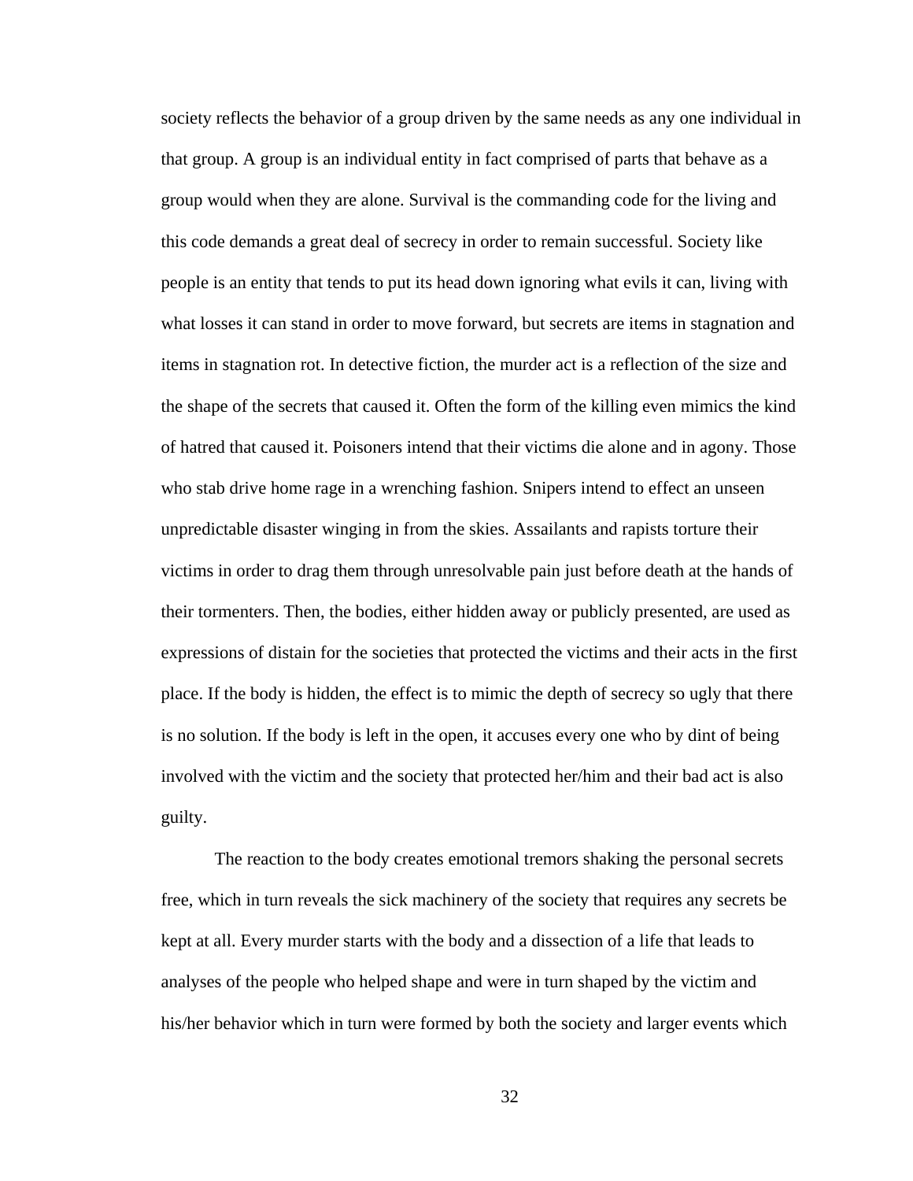society reflects the behavior of a group driven by the same needs as any one individual in that group. A group is an individual entity in fact comprised of parts that behave as a group would when they are alone. Survival is the commanding code for the living and this code demands a great deal of secrecy in order to remain successful. Society like people is an entity that tends to put its head down ignoring what evils it can, living with what losses it can stand in order to move forward, but secrets are items in stagnation and items in stagnation rot. In detective fiction, the murder act is a reflection of the size and the shape of the secrets that caused it. Often the form of the killing even mimics the kind of hatred that caused it. Poisoners intend that their victims die alone and in agony. Those who stab drive home rage in a wrenching fashion. Snipers intend to effect an unseen unpredictable disaster winging in from the skies. Assailants and rapists torture their victims in order to drag them through unresolvable pain just before death at the hands of their tormenters. Then, the bodies, either hidden away or publicly presented, are used as expressions of distain for the societies that protected the victims and their acts in the first place. If the body is hidden, the effect is to mimic the depth of secrecy so ugly that there is no solution. If the body is left in the open, it accuses every one who by dint of being involved with the victim and the society that protected her/him and their bad act is also guilty.

The reaction to the body creates emotional tremors shaking the personal secrets free, which in turn reveals the sick machinery of the society that requires any secrets be kept at all. Every murder starts with the body and a dissection of a life that leads to analyses of the people who helped shape and were in turn shaped by the victim and his/her behavior which in turn were formed by both the society and larger events which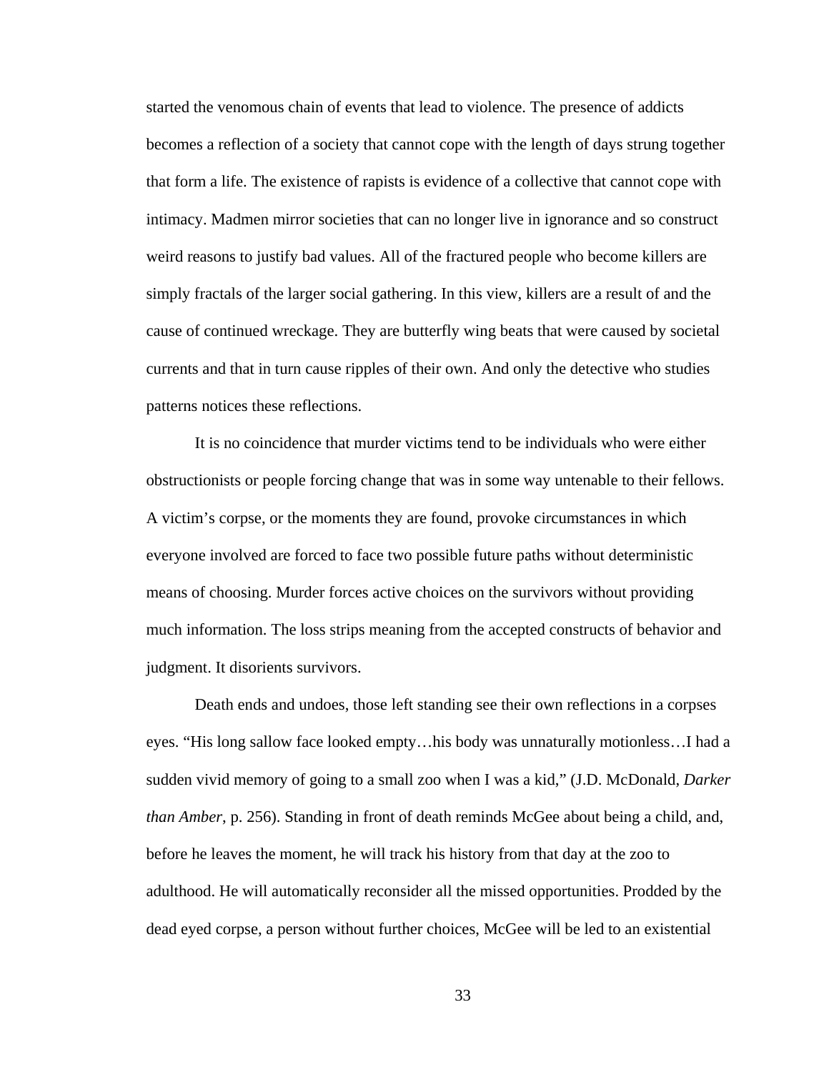started the venomous chain of events that lead to violence. The presence of addicts becomes a reflection of a society that cannot cope with the length of days strung together that form a life. The existence of rapists is evidence of a collective that cannot cope with intimacy. Madmen mirror societies that can no longer live in ignorance and so construct weird reasons to justify bad values. All of the fractured people who become killers are simply fractals of the larger social gathering. In this view, killers are a result of and the cause of continued wreckage. They are butterfly wing beats that were caused by societal currents and that in turn cause ripples of their own. And only the detective who studies patterns notices these reflections.

It is no coincidence that murder victims tend to be individuals who were either obstructionists or people forcing change that was in some way untenable to their fellows. A victim's corpse, or the moments they are found, provoke circumstances in which everyone involved are forced to face two possible future paths without deterministic means of choosing. Murder forces active choices on the survivors without providing much information. The loss strips meaning from the accepted constructs of behavior and judgment. It disorients survivors.

Death ends and undoes, those left standing see their own reflections in a corpses eyes. "His long sallow face looked empty…his body was unnaturally motionless…I had a sudden vivid memory of going to a small zoo when I was a kid," (J.D. McDonald, *Darker than Amber*, p. 256). Standing in front of death reminds McGee about being a child, and, before he leaves the moment, he will track his history from that day at the zoo to adulthood. He will automatically reconsider all the missed opportunities. Prodded by the dead eyed corpse, a person without further choices, McGee will be led to an existential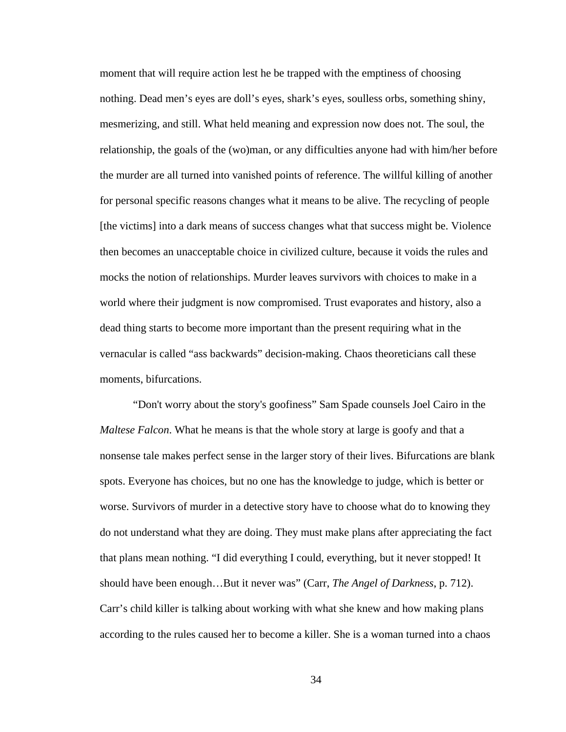moment that will require action lest he be trapped with the emptiness of choosing nothing. Dead men's eyes are doll's eyes, shark's eyes, soulless orbs, something shiny, mesmerizing, and still. What held meaning and expression now does not. The soul, the relationship, the goals of the (wo)man, or any difficulties anyone had with him/her before the murder are all turned into vanished points of reference. The willful killing of another for personal specific reasons changes what it means to be alive. The recycling of people [the victims] into a dark means of success changes what that success might be. Violence then becomes an unacceptable choice in civilized culture, because it voids the rules and mocks the notion of relationships. Murder leaves survivors with choices to make in a world where their judgment is now compromised. Trust evaporates and history, also a dead thing starts to become more important than the present requiring what in the vernacular is called "ass backwards" decision-making. Chaos theoreticians call these moments, bifurcations.

"Don't worry about the story's goofiness" Sam Spade counsels Joel Cairo in the *Maltese Falcon*. What he means is that the whole story at large is goofy and that a nonsense tale makes perfect sense in the larger story of their lives. Bifurcations are blank spots. Everyone has choices, but no one has the knowledge to judge, which is better or worse. Survivors of murder in a detective story have to choose what do to knowing they do not understand what they are doing. They must make plans after appreciating the fact that plans mean nothing. "I did everything I could, everything, but it never stopped! It should have been enough…But it never was" (Carr, *The Angel of Darkness*, p. 712). Carr's child killer is talking about working with what she knew and how making plans according to the rules caused her to become a killer. She is a woman turned into a chaos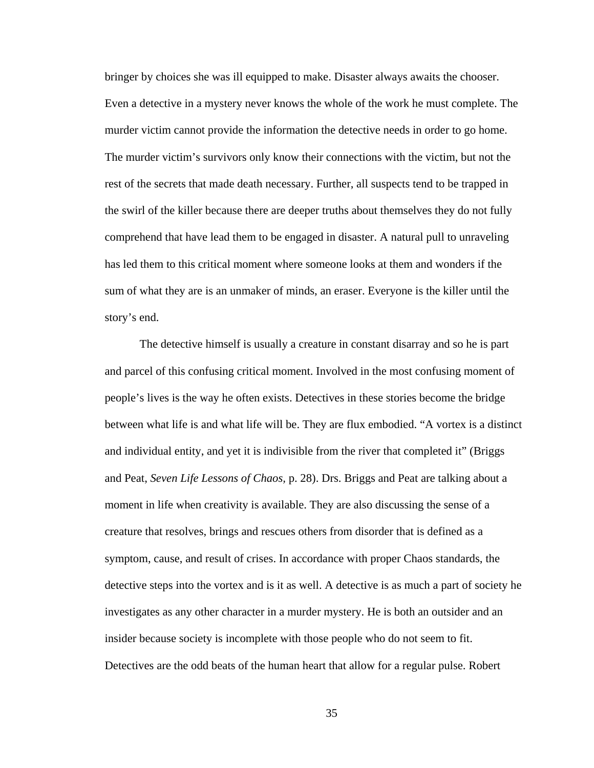bringer by choices she was ill equipped to make. Disaster always awaits the chooser. Even a detective in a mystery never knows the whole of the work he must complete. The murder victim cannot provide the information the detective needs in order to go home. The murder victim's survivors only know their connections with the victim, but not the rest of the secrets that made death necessary. Further, all suspects tend to be trapped in the swirl of the killer because there are deeper truths about themselves they do not fully comprehend that have lead them to be engaged in disaster. A natural pull to unraveling has led them to this critical moment where someone looks at them and wonders if the sum of what they are is an unmaker of minds, an eraser. Everyone is the killer until the story's end.

The detective himself is usually a creature in constant disarray and so he is part and parcel of this confusing critical moment. Involved in the most confusing moment of people's lives is the way he often exists. Detectives in these stories become the bridge between what life is and what life will be. They are flux embodied. "A vortex is a distinct and individual entity, and yet it is indivisible from the river that completed it" (Briggs and Peat, *Seven Life Lessons of Chaos,* p. 28). Drs. Briggs and Peat are talking about a moment in life when creativity is available. They are also discussing the sense of a creature that resolves, brings and rescues others from disorder that is defined as a symptom, cause, and result of crises. In accordance with proper Chaos standards, the detective steps into the vortex and is it as well. A detective is as much a part of society he investigates as any other character in a murder mystery. He is both an outsider and an insider because society is incomplete with those people who do not seem to fit. Detectives are the odd beats of the human heart that allow for a regular pulse. Robert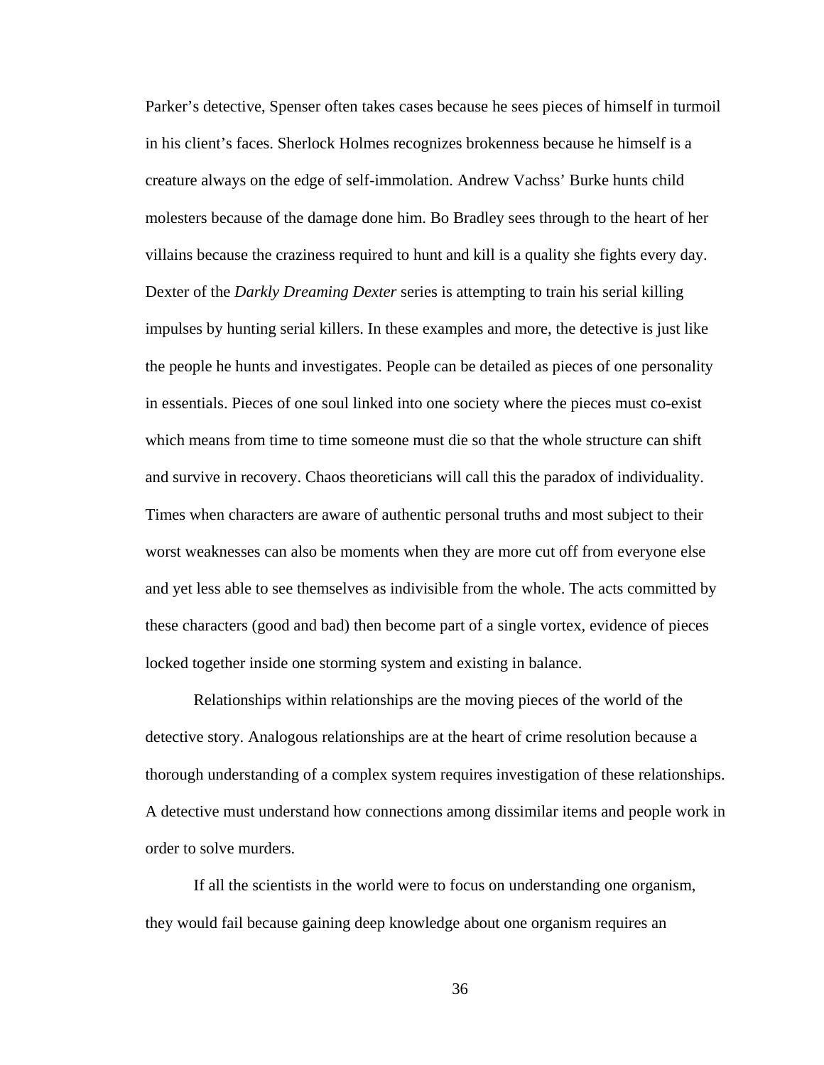Parker's detective, Spenser often takes cases because he sees pieces of himself in turmoil in his client's faces. Sherlock Holmes recognizes brokenness because he himself is a creature always on the edge of self-immolation. Andrew Vachss' Burke hunts child molesters because of the damage done him. Bo Bradley sees through to the heart of her villains because the craziness required to hunt and kill is a quality she fights every day. Dexter of the *Darkly Dreaming Dexter* series is attempting to train his serial killing impulses by hunting serial killers. In these examples and more, the detective is just like the people he hunts and investigates. People can be detailed as pieces of one personality in essentials. Pieces of one soul linked into one society where the pieces must co-exist which means from time to time someone must die so that the whole structure can shift and survive in recovery. Chaos theoreticians will call this the paradox of individuality. Times when characters are aware of authentic personal truths and most subject to their worst weaknesses can also be moments when they are more cut off from everyone else and yet less able to see themselves as indivisible from the whole. The acts committed by these characters (good and bad) then become part of a single vortex, evidence of pieces locked together inside one storming system and existing in balance.

Relationships within relationships are the moving pieces of the world of the detective story. Analogous relationships are at the heart of crime resolution because a thorough understanding of a complex system requires investigation of these relationships. A detective must understand how connections among dissimilar items and people work in order to solve murders.

If all the scientists in the world were to focus on understanding one organism, they would fail because gaining deep knowledge about one organism requires an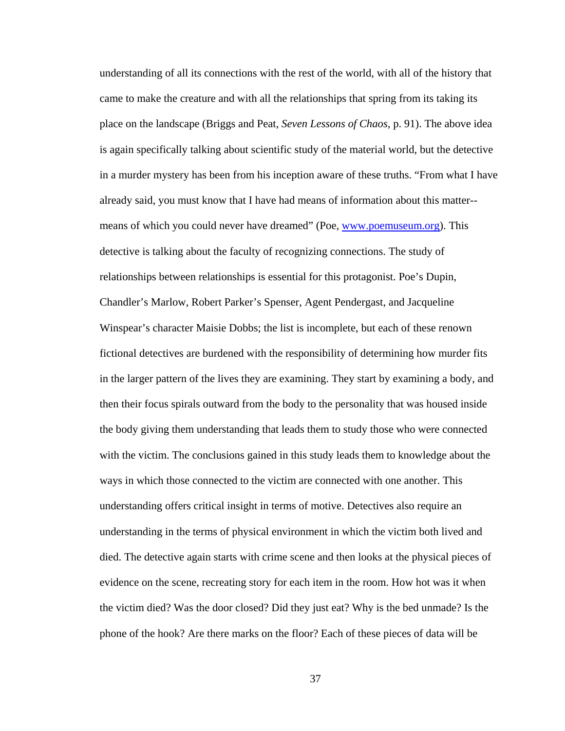understanding of all its connections with the rest of the world, with all of the history that came to make the creature and with all the relationships that spring from its taking its place on the landscape (Briggs and Peat, *Seven Lessons of Chaos*, p. 91). The above idea is again specifically talking about scientific study of the material world, but the detective in a murder mystery has been from his inception aware of these truths. "From what I have already said, you must know that I have had means of information about this matter-- means of which you could never have dreamed" (Poe, www.poemuseum.org). This detective is talking about the faculty of recognizing connections. The study of relationships between relationships is essential for this protagonist. Poe's Dupin, Chandler's Marlow, Robert Parker's Spenser, Agent Pendergast, and Jacqueline Winspear's character Maisie Dobbs; the list is incomplete, but each of these renown fictional detectives are burdened with the responsibility of determining how murder fits in the larger pattern of the lives they are examining. They start by examining a body, and then their focus spirals outward from the body to the personality that was housed inside the body giving them understanding that leads them to study those who were connected with the victim. The conclusions gained in this study leads them to knowledge about the ways in which those connected to the victim are connected with one another. This understanding offers critical insight in terms of motive. Detectives also require an understanding in the terms of physical environment in which the victim both lived and died. The detective again starts with crime scene and then looks at the physical pieces of evidence on the scene, recreating story for each item in the room. How hot was it when the victim died? Was the door closed? Did they just eat? Why is the bed unmade? Is the phone of the hook? Are there marks on the floor? Each of these pieces of data will be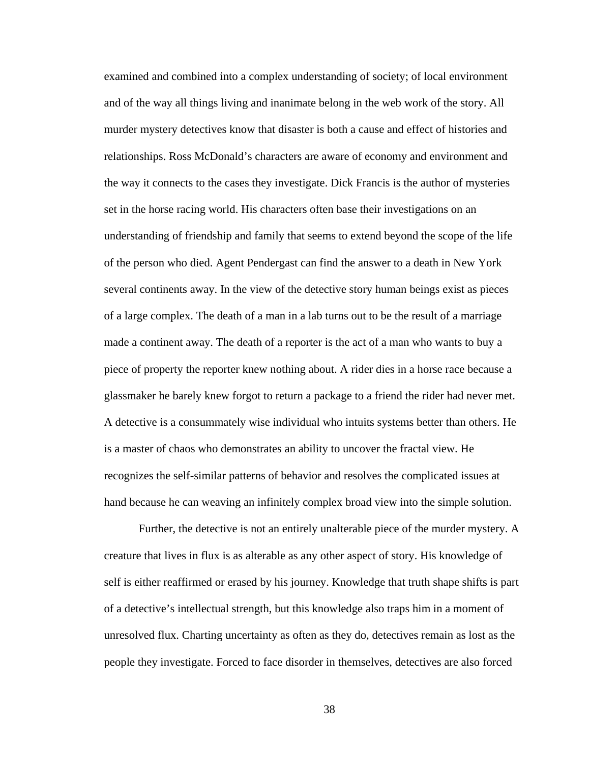examined and combined into a complex understanding of society; of local environment and of the way all things living and inanimate belong in the web work of the story. All murder mystery detectives know that disaster is both a cause and effect of histories and relationships. Ross McDonald's characters are aware of economy and environment and the way it connects to the cases they investigate. Dick Francis is the author of mysteries set in the horse racing world. His characters often base their investigations on an understanding of friendship and family that seems to extend beyond the scope of the life of the person who died. Agent Pendergast can find the answer to a death in New York several continents away. In the view of the detective story human beings exist as pieces of a large complex. The death of a man in a lab turns out to be the result of a marriage made a continent away. The death of a reporter is the act of a man who wants to buy a piece of property the reporter knew nothing about. A rider dies in a horse race because a glassmaker he barely knew forgot to return a package to a friend the rider had never met. A detective is a consummately wise individual who intuits systems better than others. He is a master of chaos who demonstrates an ability to uncover the fractal view. He recognizes the self-similar patterns of behavior and resolves the complicated issues at hand because he can weaving an infinitely complex broad view into the simple solution.

Further, the detective is not an entirely unalterable piece of the murder mystery. A creature that lives in flux is as alterable as any other aspect of story. His knowledge of self is either reaffirmed or erased by his journey. Knowledge that truth shape shifts is part of a detective's intellectual strength, but this knowledge also traps him in a moment of unresolved flux. Charting uncertainty as often as they do, detectives remain as lost as the people they investigate. Forced to face disorder in themselves, detectives are also forced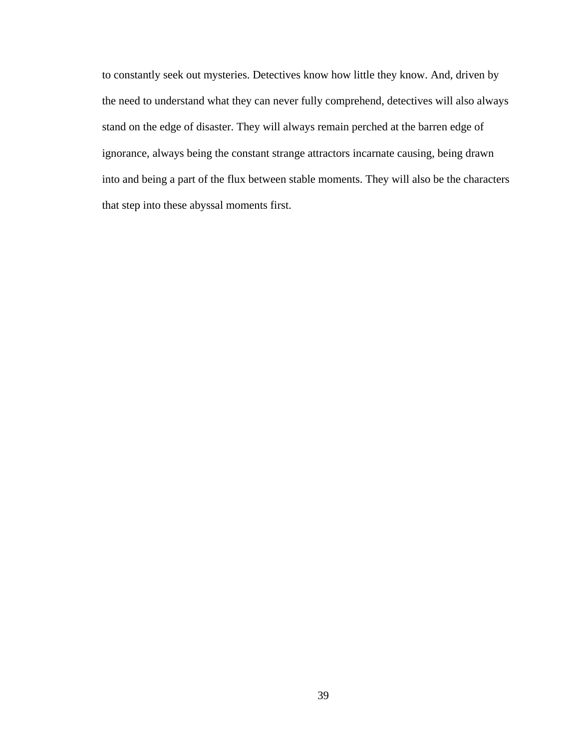to constantly seek out mysteries. Detectives know how little they know. And, driven by the need to understand what they can never fully comprehend, detectives will also always stand on the edge of disaster. They will always remain perched at the barren edge of ignorance, always being the constant strange attractors incarnate causing, being drawn into and being a part of the flux between stable moments. They will also be the characters that step into these abyssal moments first.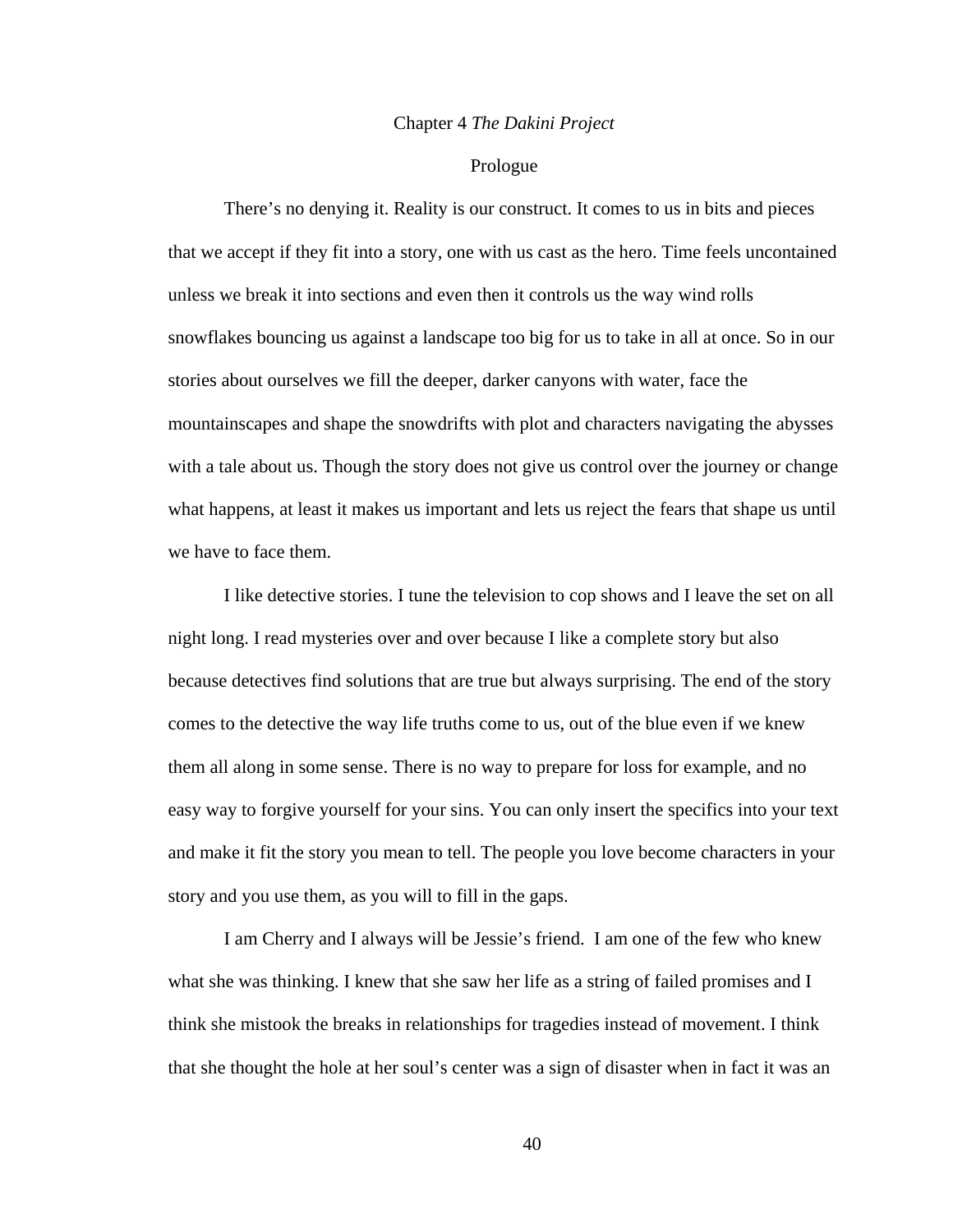## Chapter 4 *The Dakini Project*

### Prologue

There's no denying it. Reality is our construct. It comes to us in bits and pieces that we accept if they fit into a story, one with us cast as the hero. Time feels uncontained unless we break it into sections and even then it controls us the way wind rolls snowflakes bouncing us against a landscape too big for us to take in all at once. So in our stories about ourselves we fill the deeper, darker canyons with water, face the mountainscapes and shape the snowdrifts with plot and characters navigating the abysses with a tale about us. Though the story does not give us control over the journey or change what happens, at least it makes us important and lets us reject the fears that shape us until we have to face them.

I like detective stories. I tune the television to cop shows and I leave the set on all night long. I read mysteries over and over because I like a complete story but also because detectives find solutions that are true but always surprising. The end of the story comes to the detective the way life truths come to us, out of the blue even if we knew them all along in some sense. There is no way to prepare for loss for example, and no easy way to forgive yourself for your sins. You can only insert the specifics into your text and make it fit the story you mean to tell. The people you love become characters in your story and you use them, as you will to fill in the gaps.

I am Cherry and I always will be Jessie's friend. I am one of the few who knew what she was thinking. I knew that she saw her life as a string of failed promises and I think she mistook the breaks in relationships for tragedies instead of movement. I think that she thought the hole at her soul's center was a sign of disaster when in fact it was an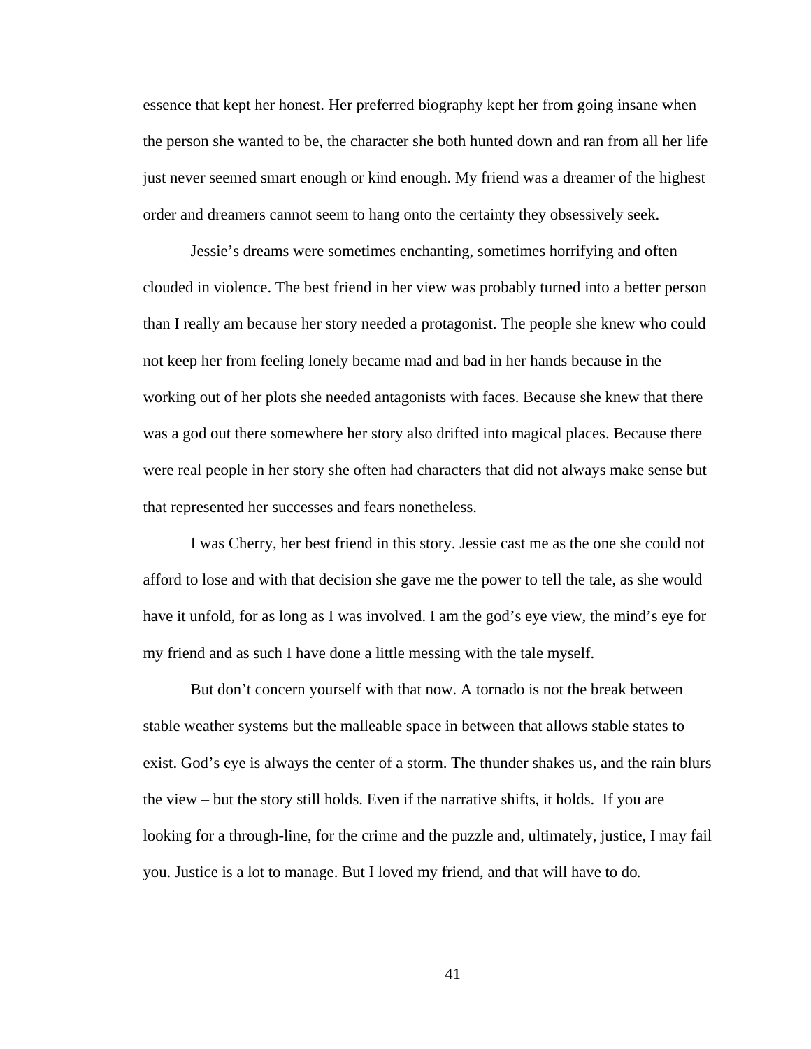essence that kept her honest. Her preferred biography kept her from going insane when the person she wanted to be, the character she both hunted down and ran from all her life just never seemed smart enough or kind enough. My friend was a dreamer of the highest order and dreamers cannot seem to hang onto the certainty they obsessively seek.

Jessie's dreams were sometimes enchanting, sometimes horrifying and often clouded in violence. The best friend in her view was probably turned into a better person than I really am because her story needed a protagonist. The people she knew who could not keep her from feeling lonely became mad and bad in her hands because in the working out of her plots she needed antagonists with faces. Because she knew that there was a god out there somewhere her story also drifted into magical places. Because there were real people in her story she often had characters that did not always make sense but that represented her successes and fears nonetheless.

I was Cherry, her best friend in this story. Jessie cast me as the one she could not afford to lose and with that decision she gave me the power to tell the tale, as she would have it unfold, for as long as I was involved. I am the god's eye view, the mind's eye for my friend and as such I have done a little messing with the tale myself.

But don't concern yourself with that now. A tornado is not the break between stable weather systems but the malleable space in between that allows stable states to exist. God's eye is always the center of a storm. The thunder shakes us, and the rain blurs the view – but the story still holds. Even if the narrative shifts, it holds. If you are looking for a through-line, for the crime and the puzzle and, ultimately, justice, I may fail you. Justice is a lot to manage. But I loved my friend, and that will have to do.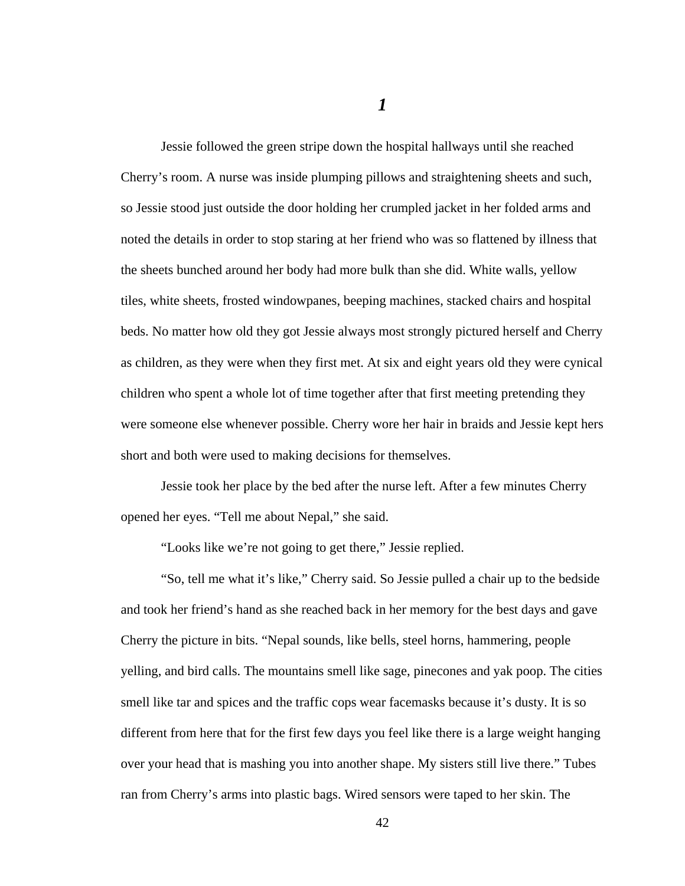# *1*

Jessie followed the green stripe down the hospital hallways until she reached Cherry's room. A nurse was inside plumping pillows and straightening sheets and such, so Jessie stood just outside the door holding her crumpled jacket in her folded arms and noted the details in order to stop staring at her friend who was so flattened by illness that the sheets bunched around her body had more bulk than she did. White walls, yellow tiles, white sheets, frosted windowpanes, beeping machines, stacked chairs and hospital beds. No matter how old they got Jessie always most strongly pictured herself and Cherry as children, as they were when they first met. At six and eight years old they were cynical children who spent a whole lot of time together after that first meeting pretending they were someone else whenever possible. Cherry wore her hair in braids and Jessie kept hers short and both were used to making decisions for themselves.

Jessie took her place by the bed after the nurse left. After a few minutes Cherry opened her eyes. "Tell me about Nepal," she said.

"Looks like we're not going to get there," Jessie replied.

"So, tell me what it's like," Cherry said. So Jessie pulled a chair up to the bedside and took her friend's hand as she reached back in her memory for the best days and gave Cherry the picture in bits. "Nepal sounds, like bells, steel horns, hammering, people yelling, and bird calls. The mountains smell like sage, pinecones and yak poop. The cities smell like tar and spices and the traffic cops wear facemasks because it's dusty. It is so different from here that for the first few days you feel like there is a large weight hanging over your head that is mashing you into another shape. My sisters still live there." Tubes ran from Cherry's arms into plastic bags. Wired sensors were taped to her skin. The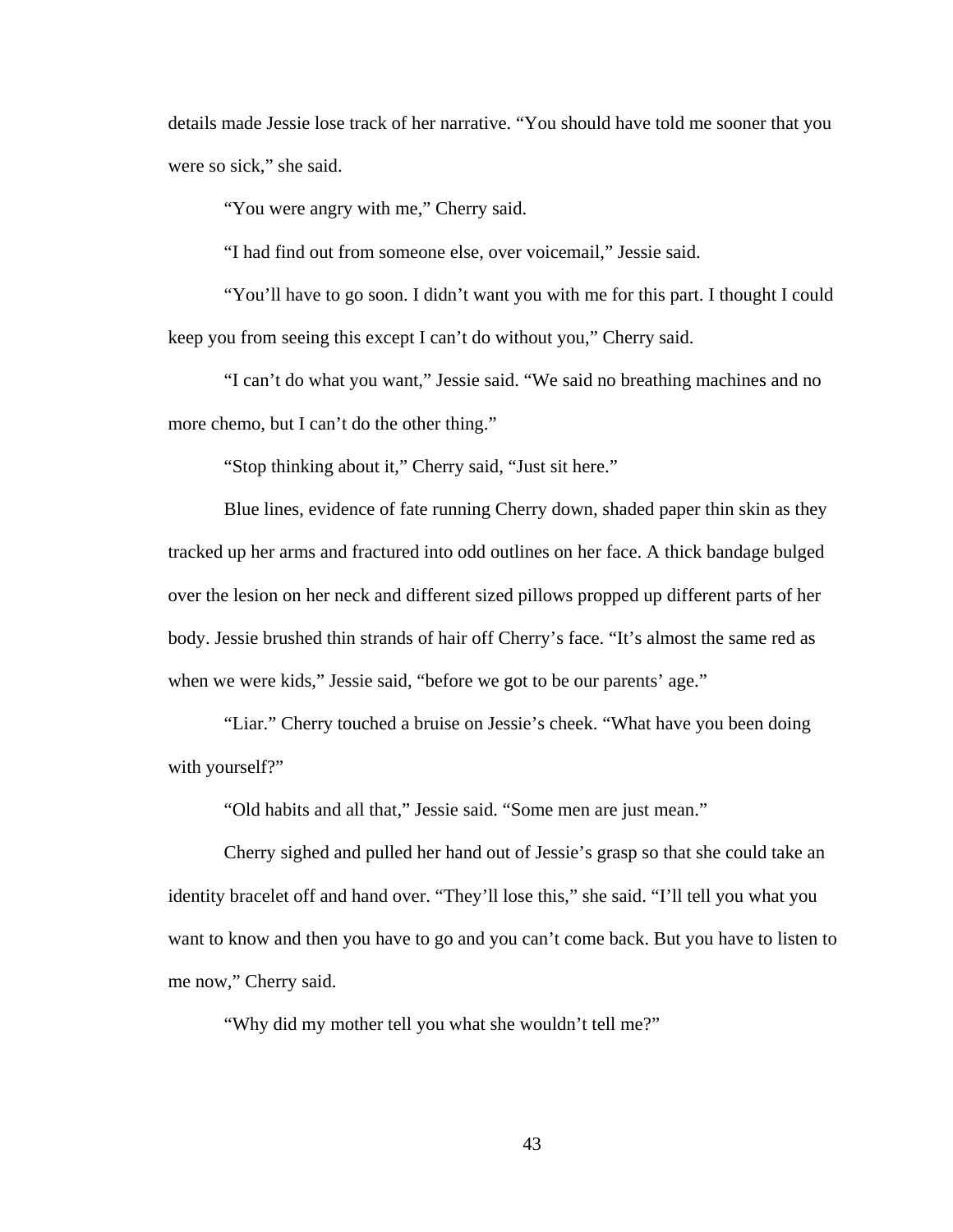details made Jessie lose track of her narrative. "You should have told me sooner that you were so sick," she said.

"You were angry with me," Cherry said.

"I had find out from someone else, over voicemail," Jessie said.

"You'll have to go soon. I didn't want you with me for this part. I thought I could keep you from seeing this except I can't do without you," Cherry said.

"I can't do what you want," Jessie said. "We said no breathing machines and no more chemo, but I can't do the other thing."

"Stop thinking about it," Cherry said, "Just sit here."

Blue lines, evidence of fate running Cherry down, shaded paper thin skin as they tracked up her arms and fractured into odd outlines on her face. A thick bandage bulged over the lesion on her neck and different sized pillows propped up different parts of her body. Jessie brushed thin strands of hair off Cherry's face. "It's almost the same red as when we were kids," Jessie said, "before we got to be our parents' age."

"Liar." Cherry touched a bruise on Jessie's cheek. "What have you been doing with yourself?"

"Old habits and all that," Jessie said. "Some men are just mean."

Cherry sighed and pulled her hand out of Jessie's grasp so that she could take an identity bracelet off and hand over. "They'll lose this," she said. "I'll tell you what you want to know and then you have to go and you can't come back. But you have to listen to me now," Cherry said.

"Why did my mother tell you what she wouldn't tell me?"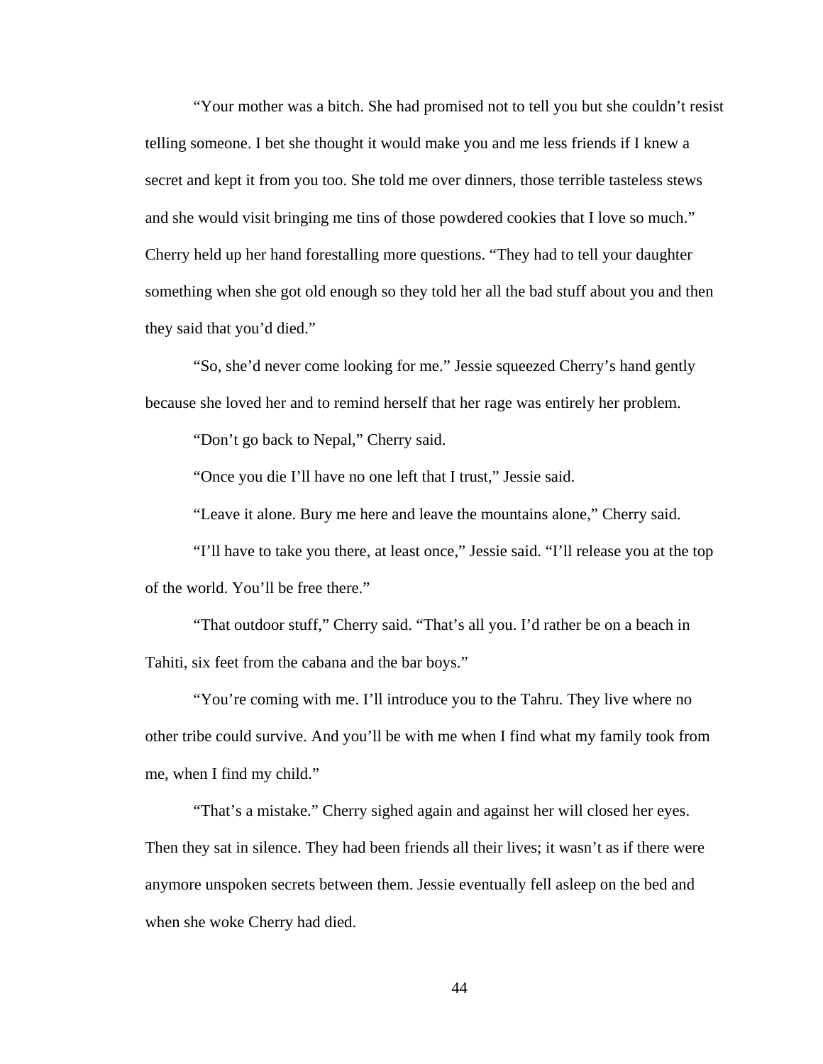"Your mother was a bitch. She had promised not to tell you but she couldn't resist telling someone. I bet she thought it would make you and me less friends if I knew a secret and kept it from you too. She told me over dinners, those terrible tasteless stews and she would visit bringing me tins of those powdered cookies that I love so much." Cherry held up her hand forestalling more questions. "They had to tell your daughter something when she got old enough so they told her all the bad stuff about you and then they said that you'd died."

"So, she'd never come looking for me." Jessie squeezed Cherry's hand gently because she loved her and to remind herself that her rage was entirely her problem.

"Don't go back to Nepal," Cherry said.

"Once you die I'll have no one left that I trust," Jessie said.

"Leave it alone. Bury me here and leave the mountains alone," Cherry said.

"I'll have to take you there, at least once," Jessie said. "I'll release you at the top of the world. You'll be free there."

"That outdoor stuff," Cherry said. "That's all you. I'd rather be on a beach in Tahiti, six feet from the cabana and the bar boys."

"You're coming with me. I'll introduce you to the Tahru. They live where no other tribe could survive. And you'll be with me when I find what my family took from me, when I find my child."

"That's a mistake." Cherry sighed again and against her will closed her eyes. Then they sat in silence. They had been friends all their lives; it wasn't as if there were anymore unspoken secrets between them. Jessie eventually fell asleep on the bed and when she woke Cherry had died.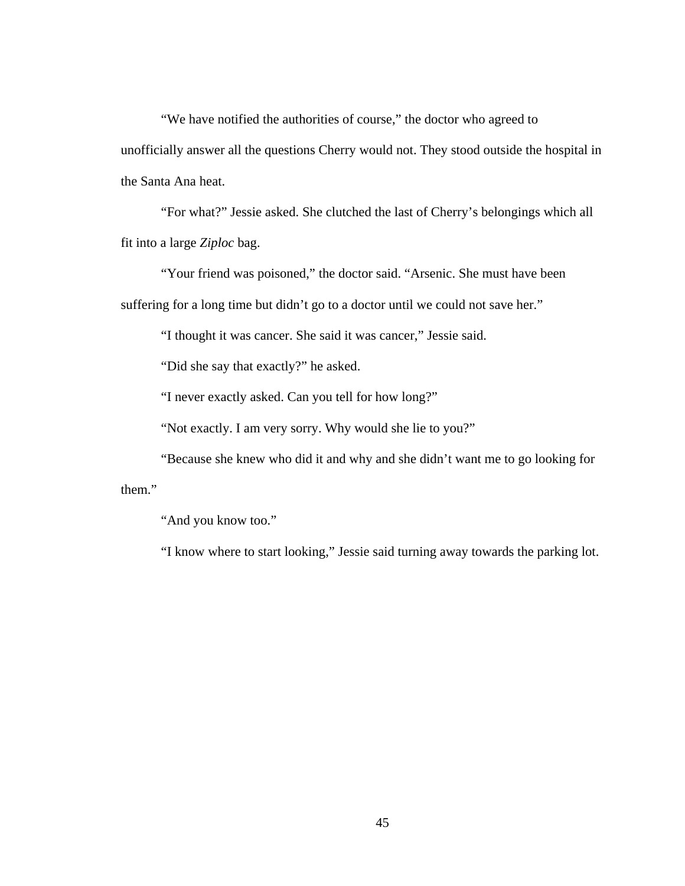"We have notified the authorities of course," the doctor who agreed to unofficially answer all the questions Cherry would not. They stood outside the hospital in the Santa Ana heat.

"For what?" Jessie asked. She clutched the last of Cherry's belongings which all fit into a large *Ziploc* bag.

"Your friend was poisoned," the doctor said. "Arsenic. She must have been suffering for a long time but didn't go to a doctor until we could not save her."

"I thought it was cancer. She said it was cancer," Jessie said.

"Did she say that exactly?" he asked.

"I never exactly asked. Can you tell for how long?"

"Not exactly. I am very sorry. Why would she lie to you?"

"Because she knew who did it and why and she didn't want me to go looking for them."

"And you know too."

"I know where to start looking," Jessie said turning away towards the parking lot.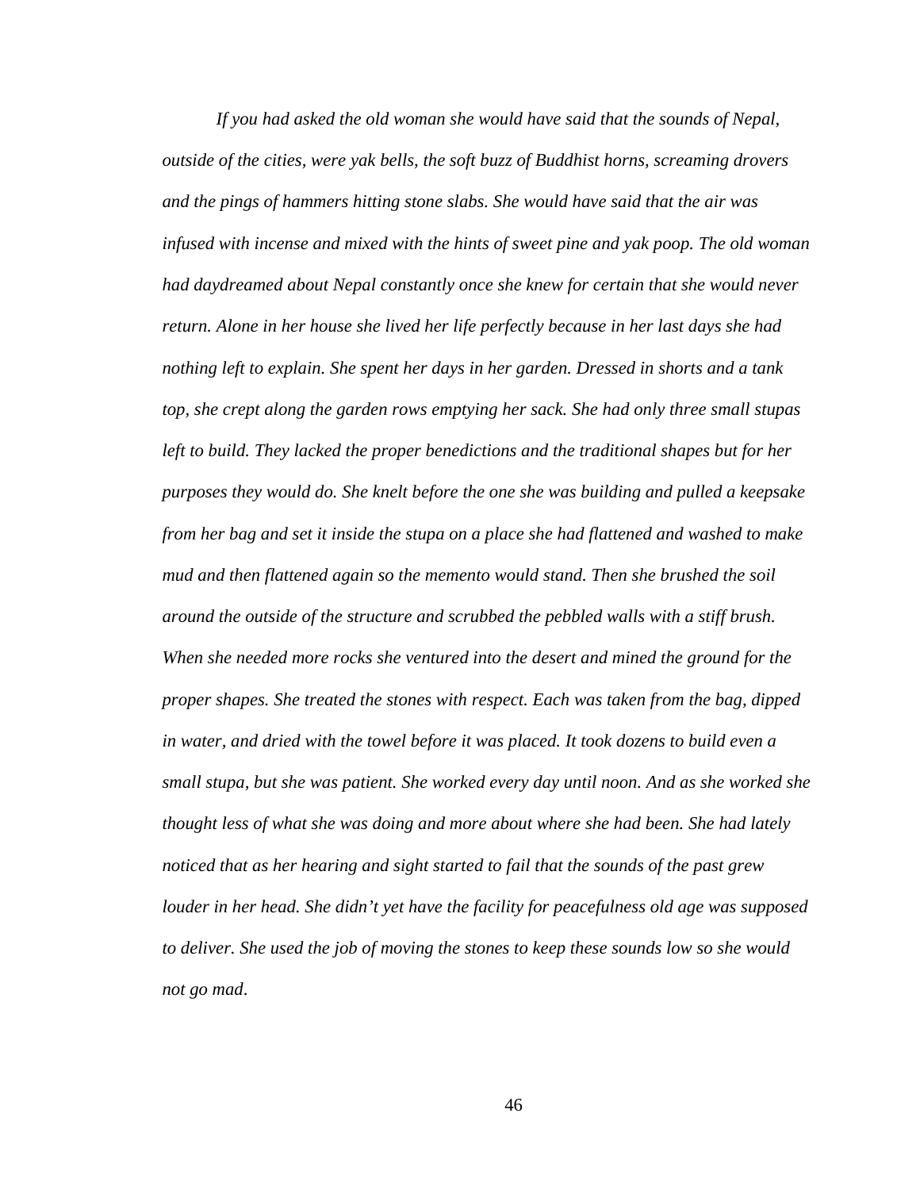*If you had asked the old woman she would have said that the sounds of Nepal, outside of the cities, were yak bells, the soft buzz of Buddhist horns, screaming drovers and the pings of hammers hitting stone slabs. She would have said that the air was infused with incense and mixed with the hints of sweet pine and yak poop. The old woman had daydreamed about Nepal constantly once she knew for certain that she would never return. Alone in her house she lived her life perfectly because in her last days she had nothing left to explain. She spent her days in her garden. Dressed in shorts and a tank top, she crept along the garden rows emptying her sack. She had only three small stupas left to build. They lacked the proper benedictions and the traditional shapes but for her purposes they would do. She knelt before the one she was building and pulled a keepsake from her bag and set it inside the stupa on a place she had flattened and washed to make mud and then flattened again so the memento would stand. Then she brushed the soil around the outside of the structure and scrubbed the pebbled walls with a stiff brush. When she needed more rocks she ventured into the desert and mined the ground for the proper shapes. She treated the stones with respect. Each was taken from the bag, dipped in water, and dried with the towel before it was placed. It took dozens to build even a small stupa, but she was patient. She worked every day until noon. And as she worked she thought less of what she was doing and more about where she had been. She had lately noticed that as her hearing and sight started to fail that the sounds of the past grew louder in her head. She didn't yet have the facility for peacefulness old age was supposed to deliver. She used the job of moving the stones to keep these sounds low so she would not go mad.*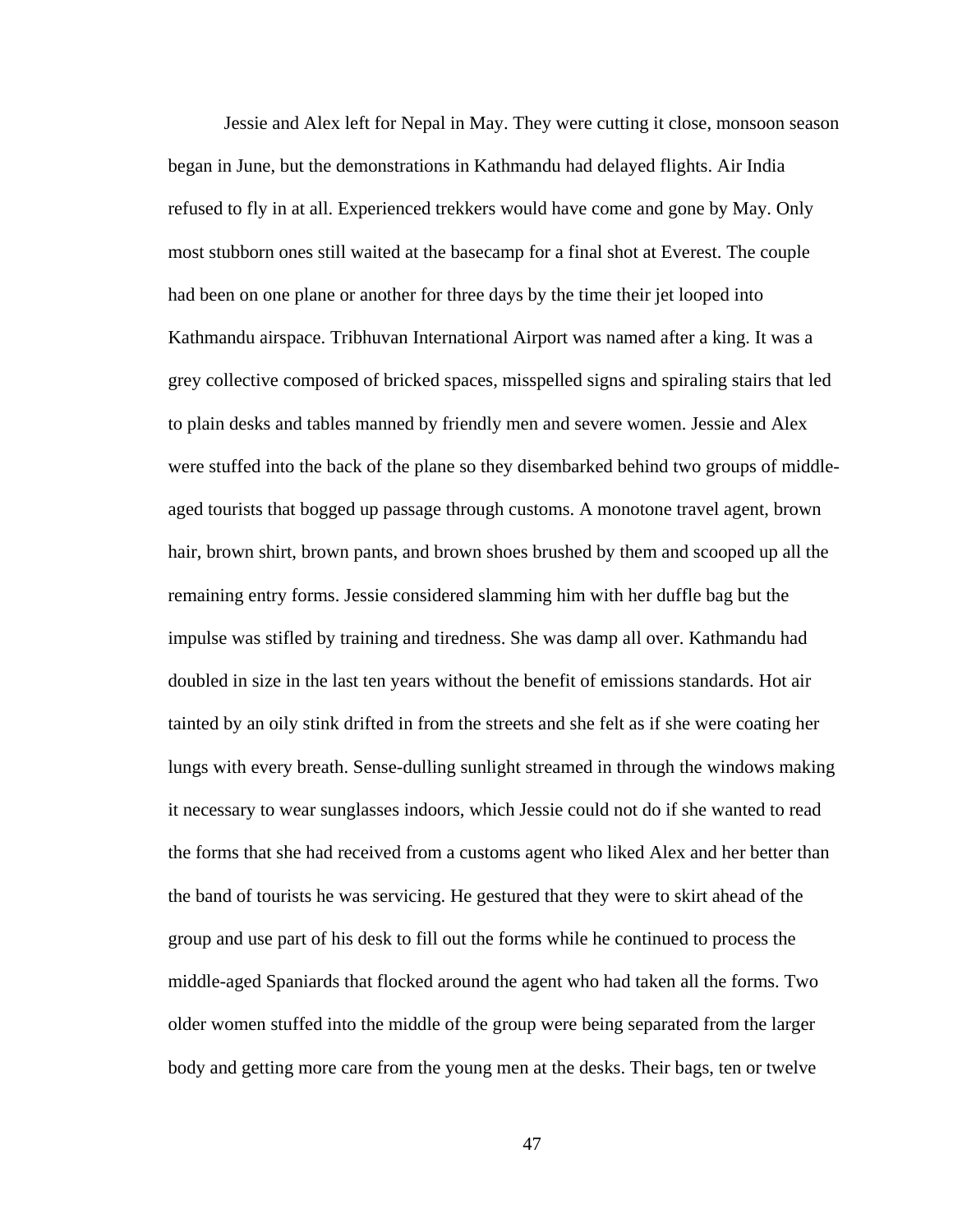Jessie and Alex left for Nepal in May. They were cutting it close, monsoon season began in June, but the demonstrations in Kathmandu had delayed flights. Air India refused to fly in at all. Experienced trekkers would have come and gone by May. Only most stubborn ones still waited at the basecamp for a final shot at Everest. The couple had been on one plane or another for three days by the time their jet looped into Kathmandu airspace. Tribhuvan International Airport was named after a king. It was a grey collective composed of bricked spaces, misspelled signs and spiraling stairs that led to plain desks and tables manned by friendly men and severe women. Jessie and Alex were stuffed into the back of the plane so they disembarked behind two groups of middle-aged tourists that bogged up passage through customs. A monotone travel agent, brown hair, brown shirt, brown pants, and brown shoes brushed by them and scooped up all the remaining entry forms. Jessie considered slamming him with her duffle bag but the impulse was stifled by training and tiredness. She was damp all over. Kathmandu had doubled in size in the last ten years without the benefit of emissions standards. Hot air tainted by an oily stink drifted in from the streets and she felt as if she were coating her lungs with every breath. Sense-dulling sunlight streamed in through the windows making it necessary to wear sunglasses indoors, which Jessie could not do if she wanted to read the forms that she had received from a customs agent who liked Alex and her better than the band of tourists he was servicing. He gestured that they were to skirt ahead of the group and use part of his desk to fill out the forms while he continued to process the middle-aged Spaniards that flocked around the agent who had taken all the forms. Two older women stuffed into the middle of the group were being separated from the larger body and getting more care from the young men at the desks. Their bags, ten or twelve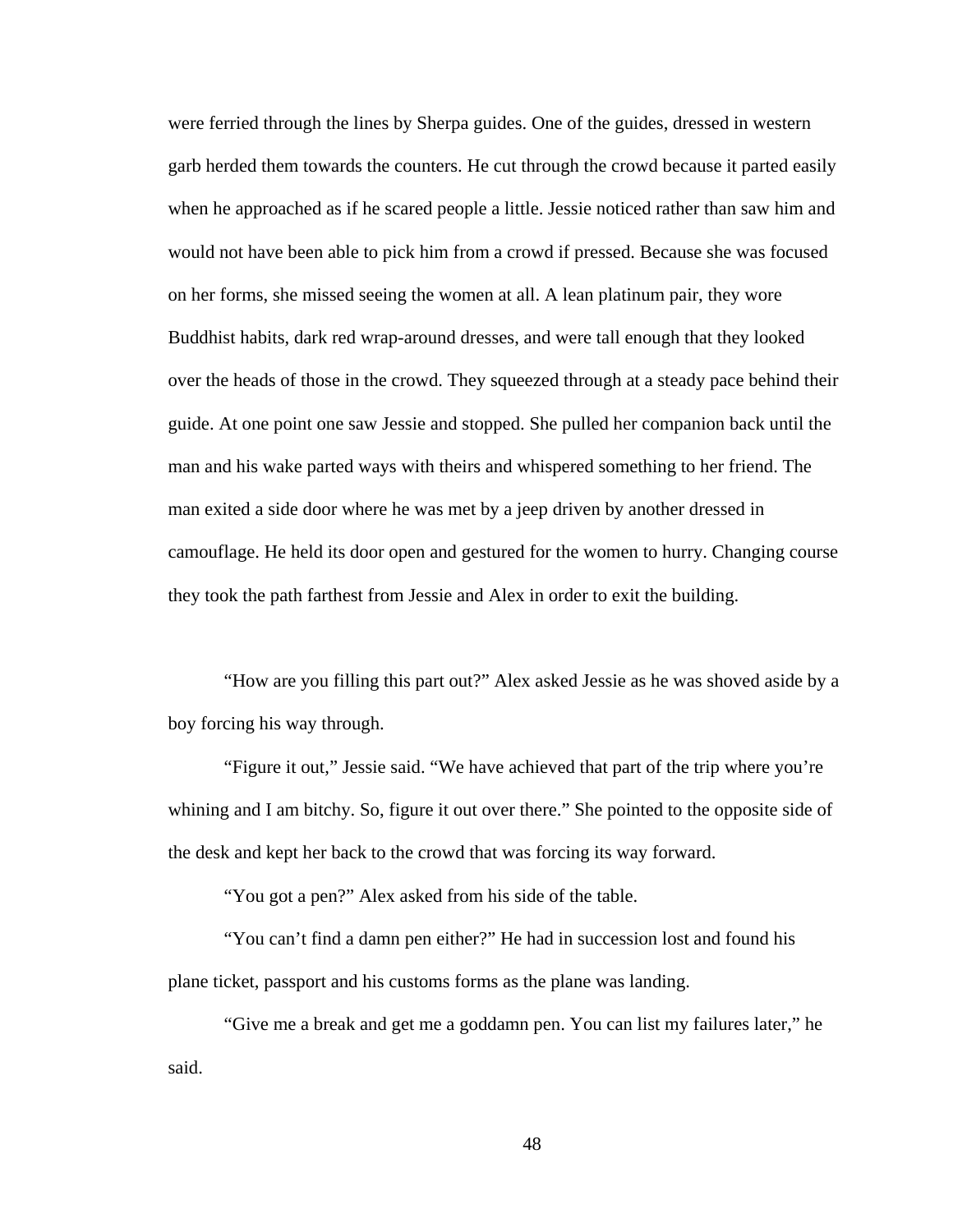were ferried through the lines by Sherpa guides. One of the guides, dressed in western garb herded them towards the counters. He cut through the crowd because it parted easily when he approached as if he scared people a little. Jessie noticed rather than saw him and would not have been able to pick him from a crowd if pressed. Because she was focused on her forms, she missed seeing the women at all. A lean platinum pair, they wore Buddhist habits, dark red wrap-around dresses, and were tall enough that they looked over the heads of those in the crowd. They squeezed through at a steady pace behind their guide. At one point one saw Jessie and stopped. She pulled her companion back until the man and his wake parted ways with theirs and whispered something to her friend. The man exited a side door where he was met by a jeep driven by another dressed in camouflage. He held its door open and gestured for the women to hurry. Changing course they took the path farthest from Jessie and Alex in order to exit the building.

“How are you filling this part out?” Alex asked Jessie as he was shoved aside by a boy forcing his way through.

“Figure it out,” Jessie said. “We have achieved that part of the trip where you’re whining and I am bitchy. So, figure it out over there.” She pointed to the opposite side of the desk and kept her back to the crowd that was forcing its way forward.

“You got a pen?” Alex asked from his side of the table.

“You can’t find a damn pen either?” He had in succession lost and found his plane ticket, passport and his customs forms as the plane was landing.

“Give me a break and get me a goddamn pen. You can list my failures later,” he said.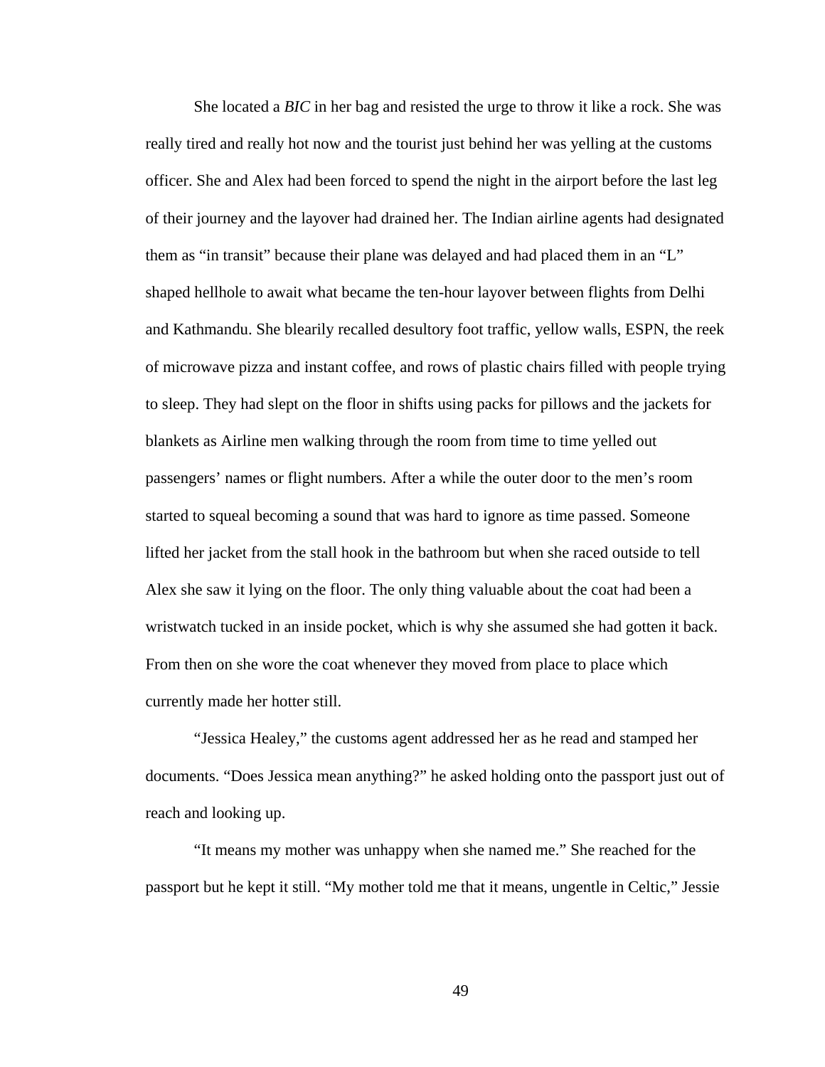She located a *BIC* in her bag and resisted the urge to throw it like a rock. She was really tired and really hot now and the tourist just behind her was yelling at the customs officer. She and Alex had been forced to spend the night in the airport before the last leg of their journey and the layover had drained her. The Indian airline agents had designated them as "in transit" because their plane was delayed and had placed them in an "L" shaped hellhole to await what became the ten-hour layover between flights from Delhi and Kathmandu. She blearily recalled desultory foot traffic, yellow walls, ESPN, the reek of microwave pizza and instant coffee, and rows of plastic chairs filled with people trying to sleep. They had slept on the floor in shifts using packs for pillows and the jackets for blankets as Airline men walking through the room from time to time yelled out passengers' names or flight numbers. After a while the outer door to the men's room started to squeal becoming a sound that was hard to ignore as time passed. Someone lifted her jacket from the stall hook in the bathroom but when she raced outside to tell Alex she saw it lying on the floor. The only thing valuable about the coat had been a wristwatch tucked in an inside pocket, which is why she assumed she had gotten it back. From then on she wore the coat whenever they moved from place to place which currently made her hotter still.

"Jessica Healey," the customs agent addressed her as he read and stamped her documents. "Does Jessica mean anything?" he asked holding onto the passport just out of reach and looking up.

"It means my mother was unhappy when she named me." She reached for the passport but he kept it still. "My mother told me that it means, ungentle in Celtic," Jessie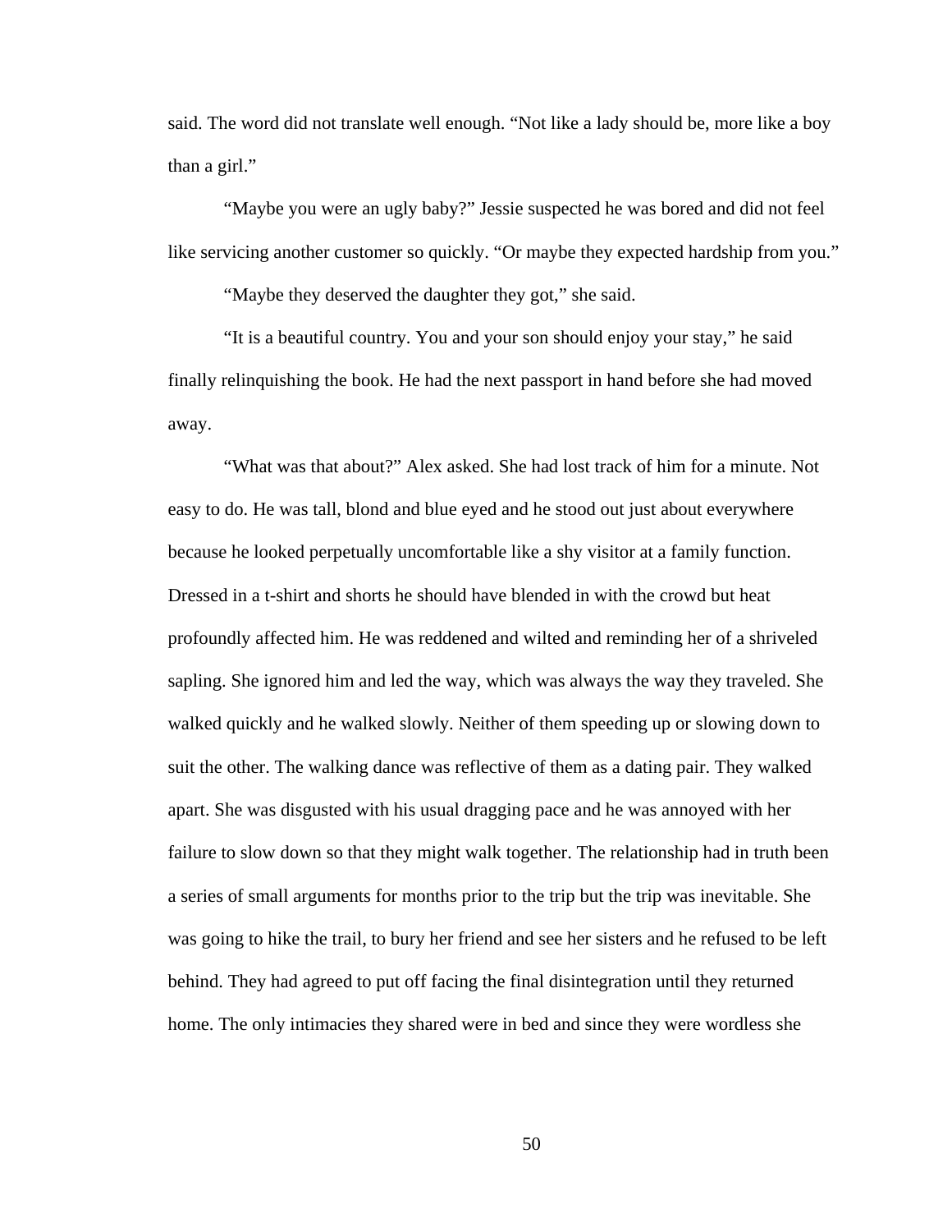said. The word did not translate well enough. “Not like a lady should be, more like a boy than a girl.”

“Maybe you were an ugly baby?” Jessie suspected he was bored and did not feel like servicing another customer so quickly. “Or maybe they expected hardship from you.”

“Maybe they deserved the daughter they got,” she said.

“It is a beautiful country. You and your son should enjoy your stay,” he said finally relinquishing the book. He had the next passport in hand before she had moved away.

“What was that about?” Alex asked. She had lost track of him for a minute. Not easy to do. He was tall, blond and blue eyed and he stood out just about everywhere because he looked perpetually uncomfortable like a shy visitor at a family function. Dressed in a t-shirt and shorts he should have blended in with the crowd but heat profoundly affected him. He was reddened and wilted and reminding her of a shriveled sapling. She ignored him and led the way, which was always the way they traveled. She walked quickly and he walked slowly. Neither of them speeding up or slowing down to suit the other. The walking dance was reflective of them as a dating pair. They walked apart. She was disgusted with his usual dragging pace and he was annoyed with her failure to slow down so that they might walk together. The relationship had in truth been a series of small arguments for months prior to the trip but the trip was inevitable. She was going to hike the trail, to bury her friend and see her sisters and he refused to be left behind. They had agreed to put off facing the final disintegration until they returned home. The only intimacies they shared were in bed and since they were wordless she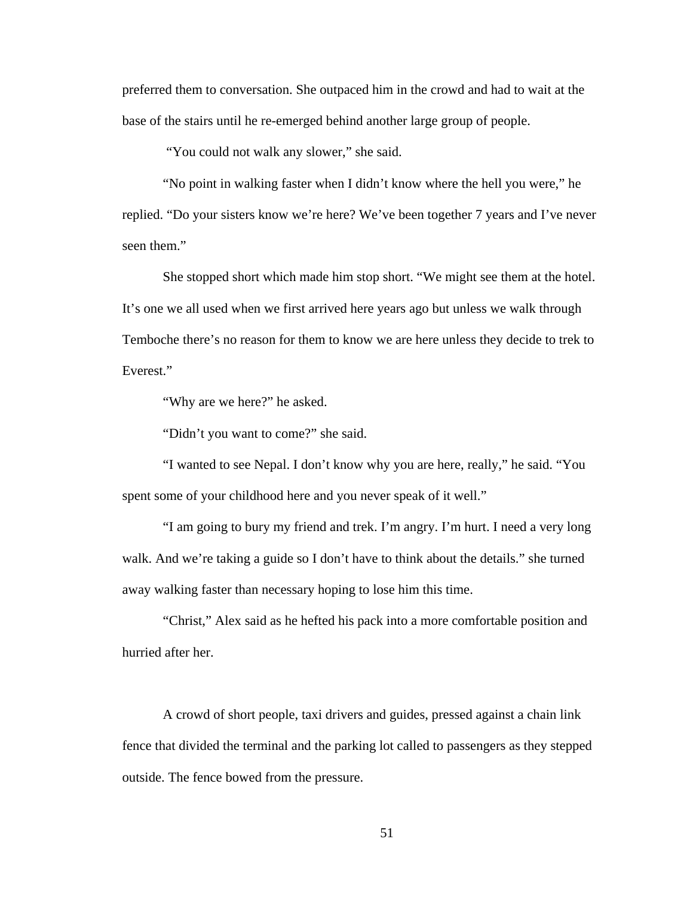preferred them to conversation. She outpaced him in the crowd and had to wait at the base of the stairs until he re-emerged behind another large group of people.

"You could not walk any slower," she said.

"No point in walking faster when I didn't know where the hell you were," he replied. "Do your sisters know we're here? We've been together 7 years and I've never seen them."

She stopped short which made him stop short. "We might see them at the hotel. It's one we all used when we first arrived here years ago but unless we walk through Temboche there's no reason for them to know we are here unless they decide to trek to Everest."

"Why are we here?" he asked.

"Didn't you want to come?" she said.

"I wanted to see Nepal. I don't know why you are here, really," he said. "You spent some of your childhood here and you never speak of it well."

"I am going to bury my friend and trek. I'm angry. I'm hurt. I need a very long walk. And we're taking a guide so I don't have to think about the details." she turned away walking faster than necessary hoping to lose him this time.

"Christ," Alex said as he hefted his pack into a more comfortable position and hurried after her.

A crowd of short people, taxi drivers and guides, pressed against a chain link fence that divided the terminal and the parking lot called to passengers as they stepped outside. The fence bowed from the pressure.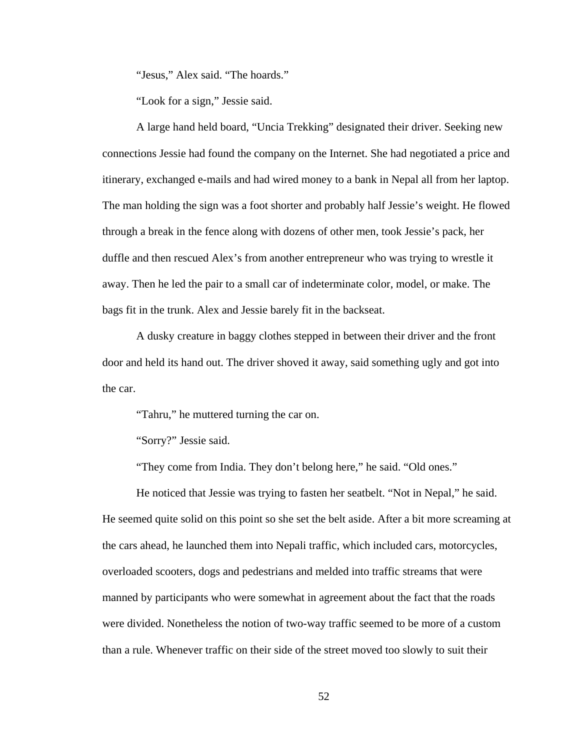“Jesus,” Alex said. “The hoards.”

“Look for a sign,” Jessie said.

A large hand held board, “Uncia Trekking” designated their driver. Seeking new connections Jessie had found the company on the Internet. She had negotiated a price and itinerary, exchanged e-mails and had wired money to a bank in Nepal all from her laptop. The man holding the sign was a foot shorter and probably half Jessie’s weight. He flowed through a break in the fence along with dozens of other men, took Jessie’s pack, her duffle and then rescued Alex’s from another entrepreneur who was trying to wrestle it away. Then he led the pair to a small car of indeterminate color, model, or make. The bags fit in the trunk. Alex and Jessie barely fit in the backseat.

A dusky creature in baggy clothes stepped in between their driver and the front door and held its hand out. The driver shoved it away, said something ugly and got into the car.

“Tahru,” he muttered turning the car on.

“Sorry?” Jessie said.

“They come from India. They don’t belong here,” he said. “Old ones.”

He noticed that Jessie was trying to fasten her seatbelt. “Not in Nepal,” he said. He seemed quite solid on this point so she set the belt aside. After a bit more screaming at the cars ahead, he launched them into Nepali traffic, which included cars, motorcycles, overloaded scooters, dogs and pedestrians and melded into traffic streams that were manned by participants who were somewhat in agreement about the fact that the roads were divided. Nonetheless the notion of two-way traffic seemed to be more of a custom than a rule. Whenever traffic on their side of the street moved too slowly to suit their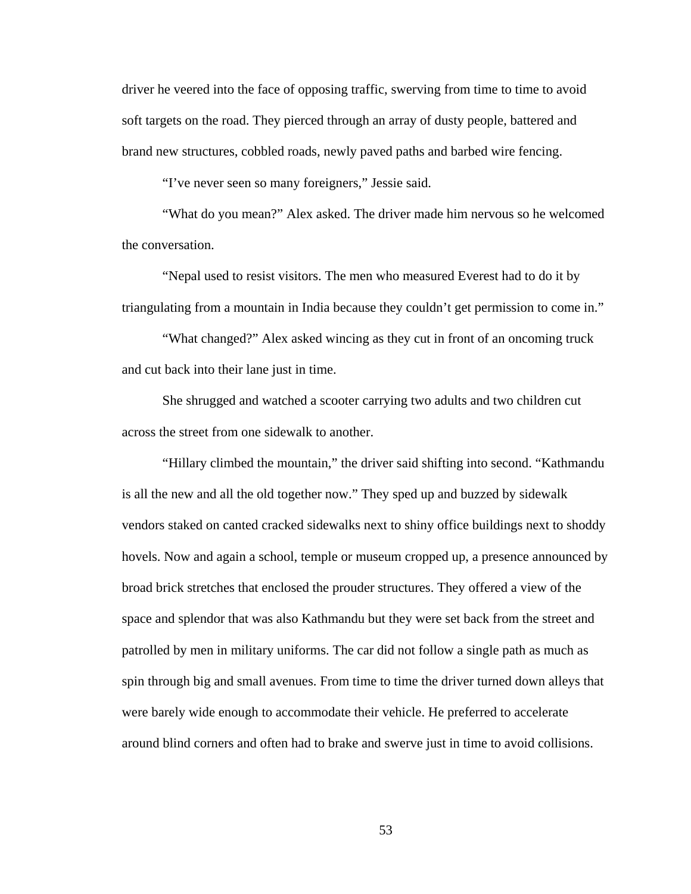driver he veered into the face of opposing traffic, swerving from time to time to avoid soft targets on the road. They pierced through an array of dusty people, battered and brand new structures, cobbled roads, newly paved paths and barbed wire fencing.

“I’ve never seen so many foreigners,” Jessie said.

“What do you mean?” Alex asked. The driver made him nervous so he welcomed the conversation.

“Nepal used to resist visitors. The men who measured Everest had to do it by triangulating from a mountain in India because they couldn’t get permission to come in.”

“What changed?” Alex asked wincing as they cut in front of an oncoming truck and cut back into their lane just in time.

She shrugged and watched a scooter carrying two adults and two children cut across the street from one sidewalk to another.

“Hillary climbed the mountain,” the driver said shifting into second. “Kathmandu is all the new and all the old together now.” They sped up and buzzed by sidewalk vendors staked on canted cracked sidewalks next to shiny office buildings next to shoddy hovels. Now and again a school, temple or museum cropped up, a presence announced by broad brick stretches that enclosed the prouder structures. They offered a view of the space and splendor that was also Kathmandu but they were set back from the street and patrolled by men in military uniforms. The car did not follow a single path as much as spin through big and small avenues. From time to time the driver turned down alleys that were barely wide enough to accommodate their vehicle. He preferred to accelerate around blind corners and often had to brake and swerve just in time to avoid collisions.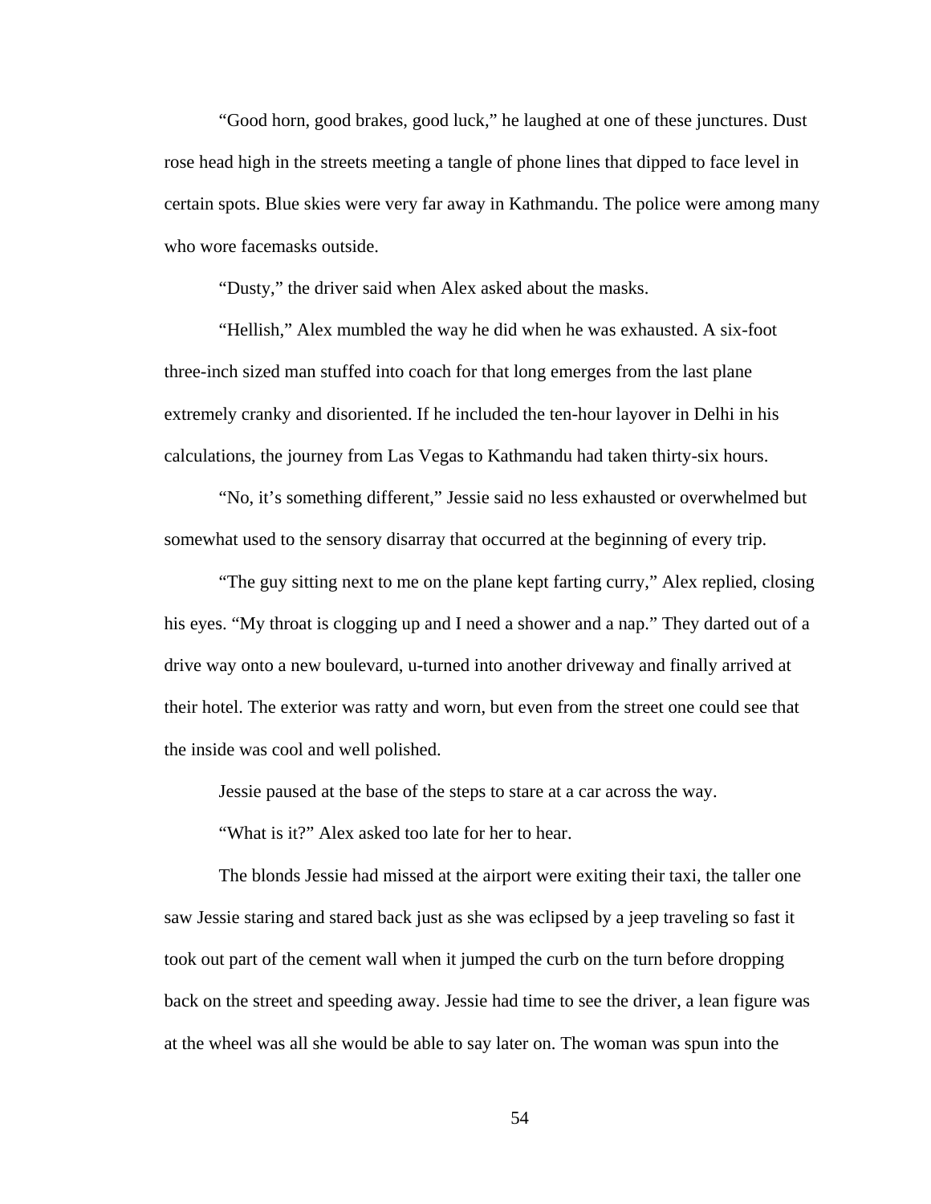"Good horn, good brakes, good luck," he laughed at one of these junctures. Dust rose head high in the streets meeting a tangle of phone lines that dipped to face level in certain spots. Blue skies were very far away in Kathmandu. The police were among many who wore facemasks outside.

"Dusty," the driver said when Alex asked about the masks.

"Hellish," Alex mumbled the way he did when he was exhausted. A six-foot three-inch sized man stuffed into coach for that long emerges from the last plane extremely cranky and disoriented. If he included the ten-hour layover in Delhi in his calculations, the journey from Las Vegas to Kathmandu had taken thirty-six hours.

"No, it's something different," Jessie said no less exhausted or overwhelmed but somewhat used to the sensory disarray that occurred at the beginning of every trip.

"The guy sitting next to me on the plane kept farting curry," Alex replied, closing his eyes. "My throat is clogging up and I need a shower and a nap." They darted out of a drive way onto a new boulevard, u-turned into another driveway and finally arrived at their hotel. The exterior was ratty and worn, but even from the street one could see that the inside was cool and well polished.

Jessie paused at the base of the steps to stare at a car across the way.

"What is it?" Alex asked too late for her to hear.

The blonds Jessie had missed at the airport were exiting their taxi, the taller one saw Jessie staring and stared back just as she was eclipsed by a jeep traveling so fast it took out part of the cement wall when it jumped the curb on the turn before dropping back on the street and speeding away. Jessie had time to see the driver, a lean figure was at the wheel was all she would be able to say later on. The woman was spun into the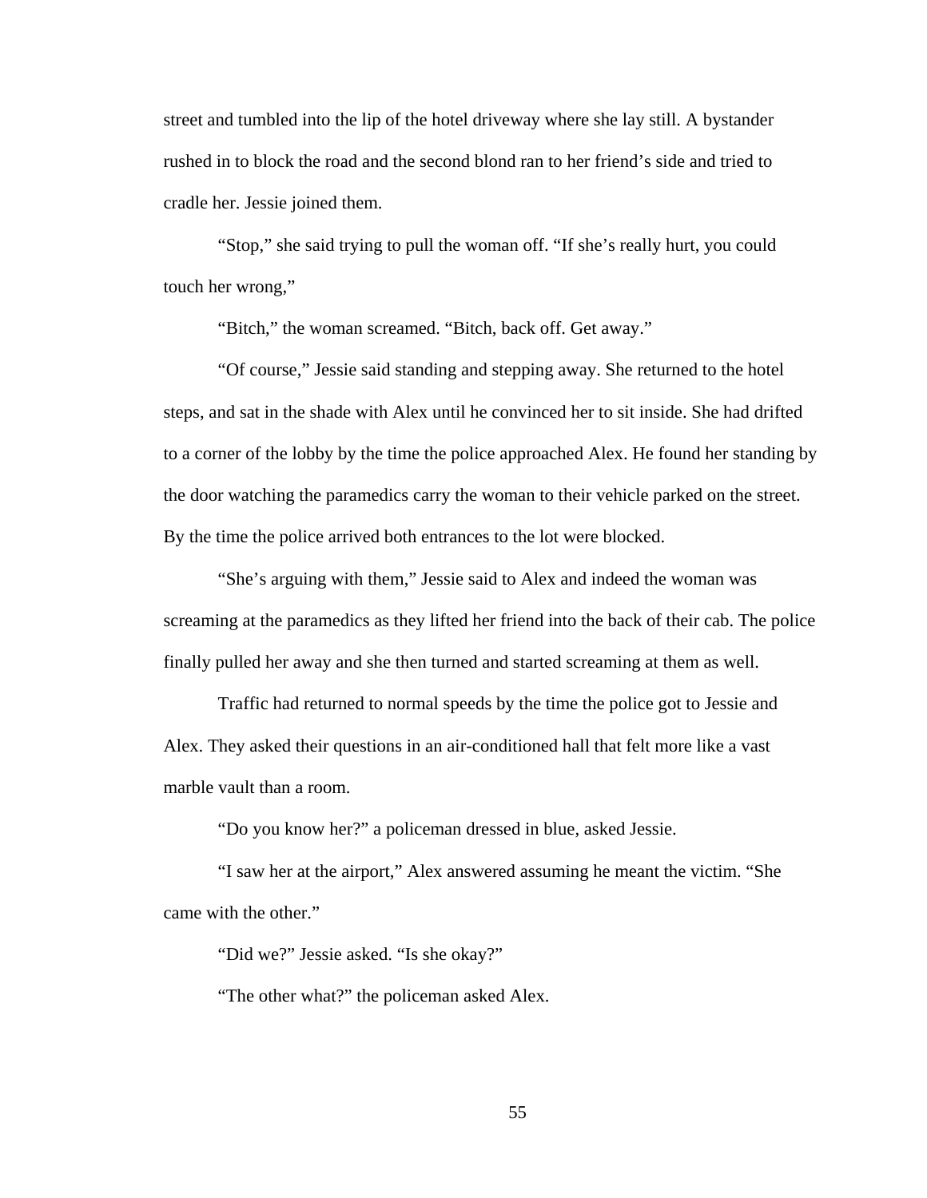street and tumbled into the lip of the hotel driveway where she lay still. A bystander rushed in to block the road and the second blond ran to her friend's side and tried to cradle her. Jessie joined them.

"Stop," she said trying to pull the woman off. "If she's really hurt, you could touch her wrong,"

"Bitch," the woman screamed. "Bitch, back off. Get away."

"Of course," Jessie said standing and stepping away. She returned to the hotel steps, and sat in the shade with Alex until he convinced her to sit inside. She had drifted to a corner of the lobby by the time the police approached Alex. He found her standing by the door watching the paramedics carry the woman to their vehicle parked on the street. By the time the police arrived both entrances to the lot were blocked.

"She's arguing with them," Jessie said to Alex and indeed the woman was screaming at the paramedics as they lifted her friend into the back of their cab. The police finally pulled her away and she then turned and started screaming at them as well.

Traffic had returned to normal speeds by the time the police got to Jessie and Alex. They asked their questions in an air-conditioned hall that felt more like a vast marble vault than a room.

"Do you know her?" a policeman dressed in blue, asked Jessie.

"I saw her at the airport," Alex answered assuming he meant the victim. "She came with the other."

"Did we?" Jessie asked. "Is she okay?"

"The other what?" the policeman asked Alex.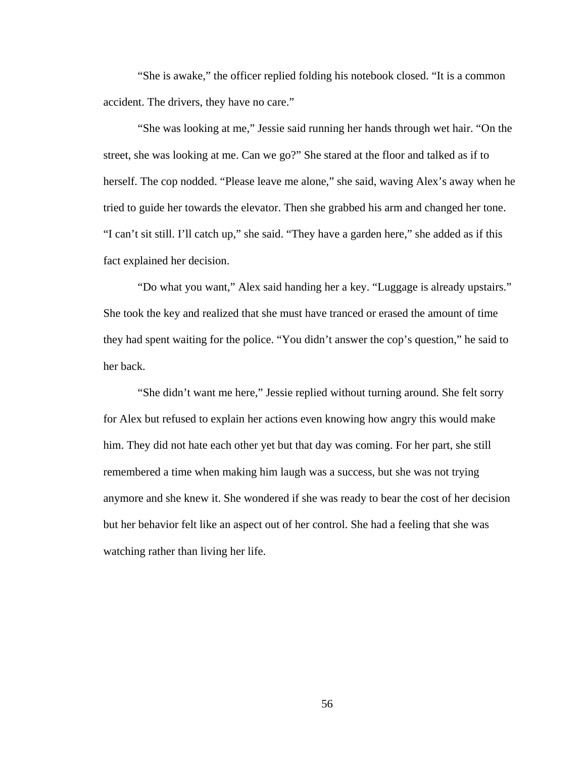"She is awake," the officer replied folding his notebook closed. "It is a common accident. The drivers, they have no care."

"She was looking at me," Jessie said running her hands through wet hair. "On the street, she was looking at me. Can we go?" She stared at the floor and talked as if to herself. The cop nodded. "Please leave me alone," she said, waving Alex's away when he tried to guide her towards the elevator. Then she grabbed his arm and changed her tone. "I can't sit still. I'll catch up," she said. "They have a garden here," she added as if this fact explained her decision.

"Do what you want," Alex said handing her a key. "Luggage is already upstairs." She took the key and realized that she must have tranced or erased the amount of time they had spent waiting for the police. "You didn't answer the cop's question," he said to her back.

"She didn't want me here," Jessie replied without turning around. She felt sorry for Alex but refused to explain her actions even knowing how angry this would make him. They did not hate each other yet but that day was coming. For her part, she still remembered a time when making him laugh was a success, but she was not trying anymore and she knew it. She wondered if she was ready to bear the cost of her decision but her behavior felt like an aspect out of her control. She had a feeling that she was watching rather than living her life.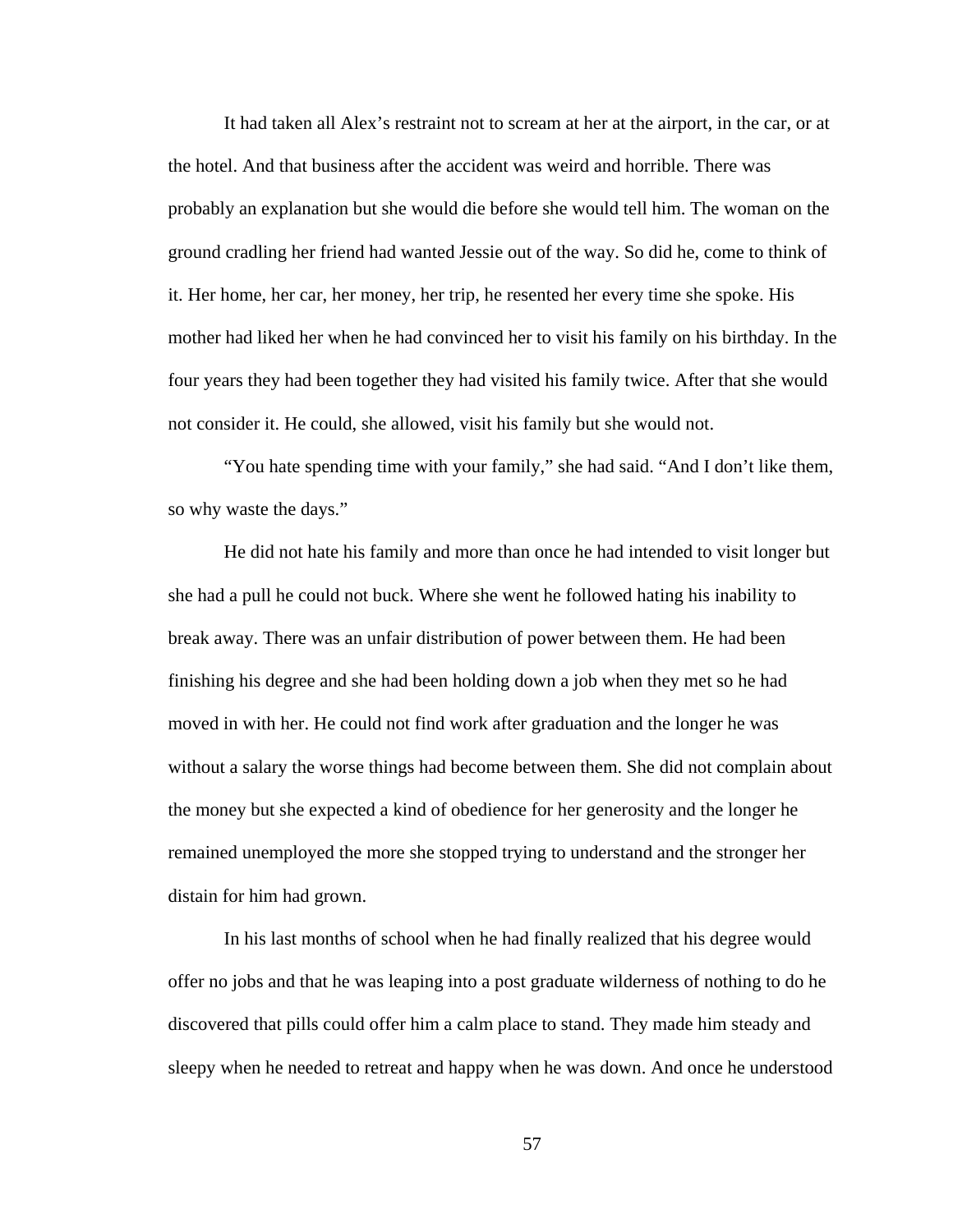It had taken all Alex's restraint not to scream at her at the airport, in the car, or at the hotel. And that business after the accident was weird and horrible. There was probably an explanation but she would die before she would tell him. The woman on the ground cradling her friend had wanted Jessie out of the way. So did he, come to think of it. Her home, her car, her money, her trip, he resented her every time she spoke. His mother had liked her when he had convinced her to visit his family on his birthday. In the four years they had been together they had visited his family twice. After that she would not consider it. He could, she allowed, visit his family but she would not.

"You hate spending time with your family," she had said. "And I don't like them, so why waste the days."

He did not hate his family and more than once he had intended to visit longer but she had a pull he could not buck. Where she went he followed hating his inability to break away. There was an unfair distribution of power between them. He had been finishing his degree and she had been holding down a job when they met so he had moved in with her. He could not find work after graduation and the longer he was without a salary the worse things had become between them. She did not complain about the money but she expected a kind of obedience for her generosity and the longer he remained unemployed the more she stopped trying to understand and the stronger her distain for him had grown.

In his last months of school when he had finally realized that his degree would offer no jobs and that he was leaping into a post graduate wilderness of nothing to do he discovered that pills could offer him a calm place to stand. They made him steady and sleepy when he needed to retreat and happy when he was down. And once he understood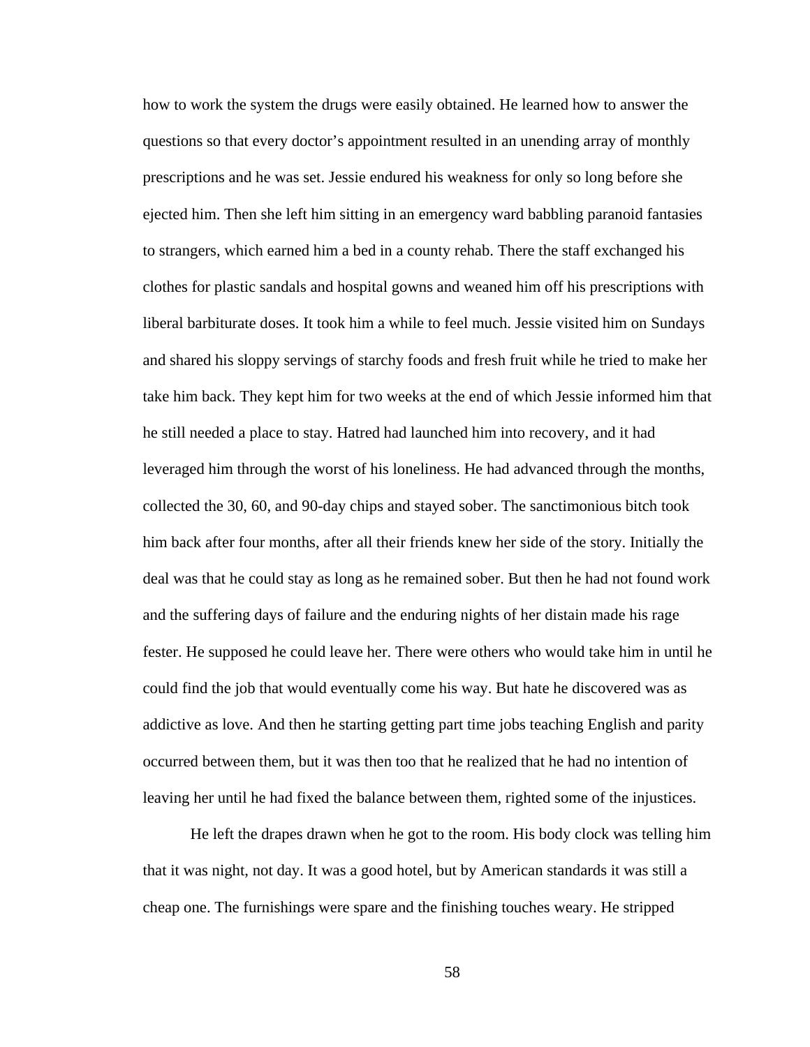how to work the system the drugs were easily obtained. He learned how to answer the questions so that every doctor's appointment resulted in an unending array of monthly prescriptions and he was set. Jessie endured his weakness for only so long before she ejected him. Then she left him sitting in an emergency ward babbling paranoid fantasies to strangers, which earned him a bed in a county rehab. There the staff exchanged his clothes for plastic sandals and hospital gowns and weaned him off his prescriptions with liberal barbiturate doses. It took him a while to feel much. Jessie visited him on Sundays and shared his sloppy servings of starchy foods and fresh fruit while he tried to make her take him back. They kept him for two weeks at the end of which Jessie informed him that he still needed a place to stay. Hatred had launched him into recovery, and it had leveraged him through the worst of his loneliness. He had advanced through the months, collected the 30, 60, and 90-day chips and stayed sober. The sanctimonious bitch took him back after four months, after all their friends knew her side of the story. Initially the deal was that he could stay as long as he remained sober. But then he had not found work and the suffering days of failure and the enduring nights of her distain made his rage fester. He supposed he could leave her. There were others who would take him in until he could find the job that would eventually come his way. But hate he discovered was as addictive as love. And then he starting getting part time jobs teaching English and parity occurred between them, but it was then too that he realized that he had no intention of leaving her until he had fixed the balance between them, righted some of the injustices.

He left the drapes drawn when he got to the room. His body clock was telling him that it was night, not day. It was a good hotel, but by American standards it was still a cheap one. The furnishings were spare and the finishing touches weary. He stripped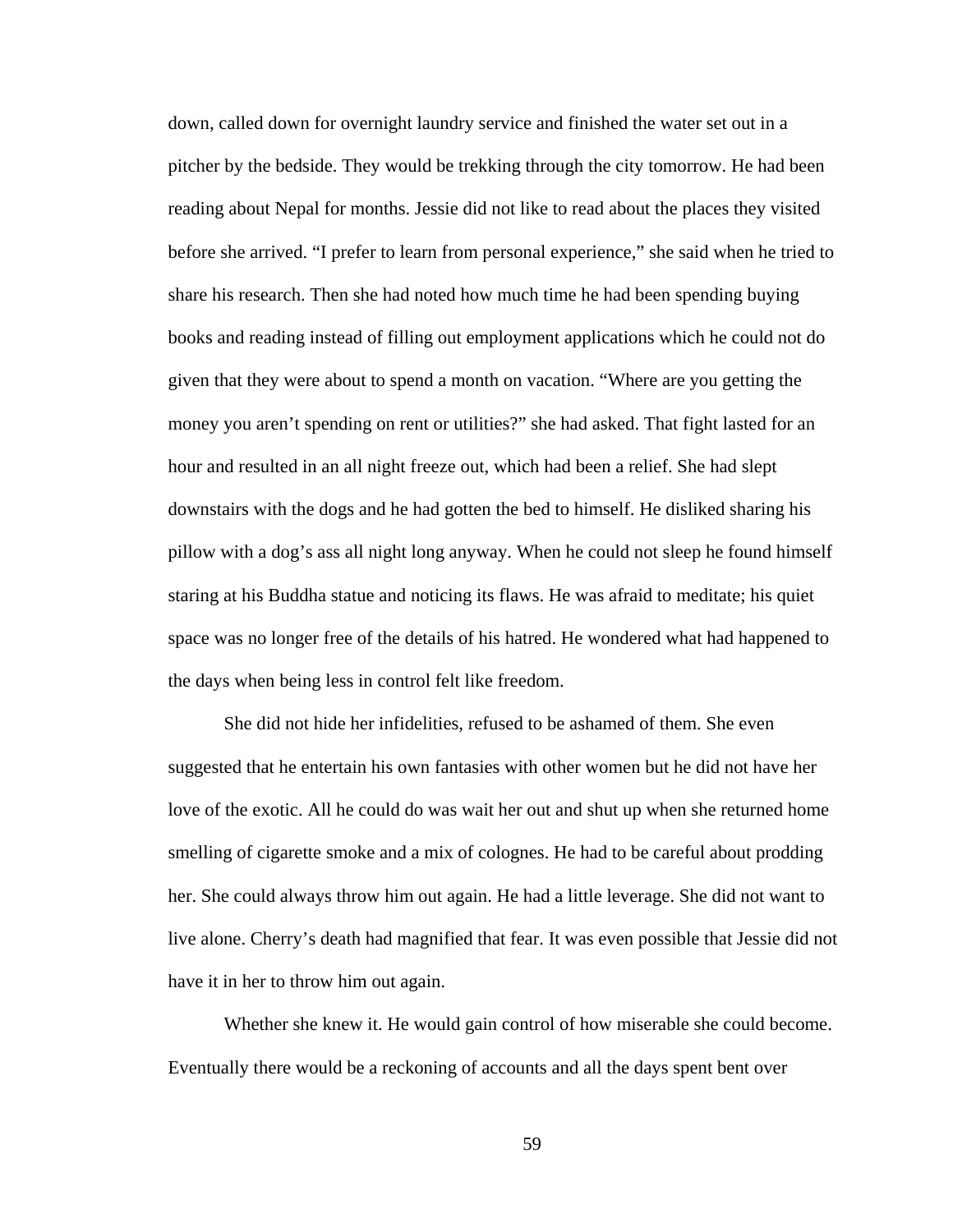down, called down for overnight laundry service and finished the water set out in a pitcher by the bedside. They would be trekking through the city tomorrow. He had been reading about Nepal for months. Jessie did not like to read about the places they visited before she arrived. "I prefer to learn from personal experience," she said when he tried to share his research. Then she had noted how much time he had been spending buying books and reading instead of filling out employment applications which he could not do given that they were about to spend a month on vacation. "Where are you getting the money you aren't spending on rent or utilities?" she had asked. That fight lasted for an hour and resulted in an all night freeze out, which had been a relief. She had slept downstairs with the dogs and he had gotten the bed to himself. He disliked sharing his pillow with a dog's ass all night long anyway. When he could not sleep he found himself staring at his Buddha statue and noticing its flaws. He was afraid to meditate; his quiet space was no longer free of the details of his hatred. He wondered what had happened to the days when being less in control felt like freedom.

She did not hide her infidelities, refused to be ashamed of them. She even suggested that he entertain his own fantasies with other women but he did not have her love of the exotic. All he could do was wait her out and shut up when she returned home smelling of cigarette smoke and a mix of colognes. He had to be careful about prodding her. She could always throw him out again. He had a little leverage. She did not want to live alone. Cherry's death had magnified that fear. It was even possible that Jessie did not have it in her to throw him out again.

Whether she knew it. He would gain control of how miserable she could become. Eventually there would be a reckoning of accounts and all the days spent bent over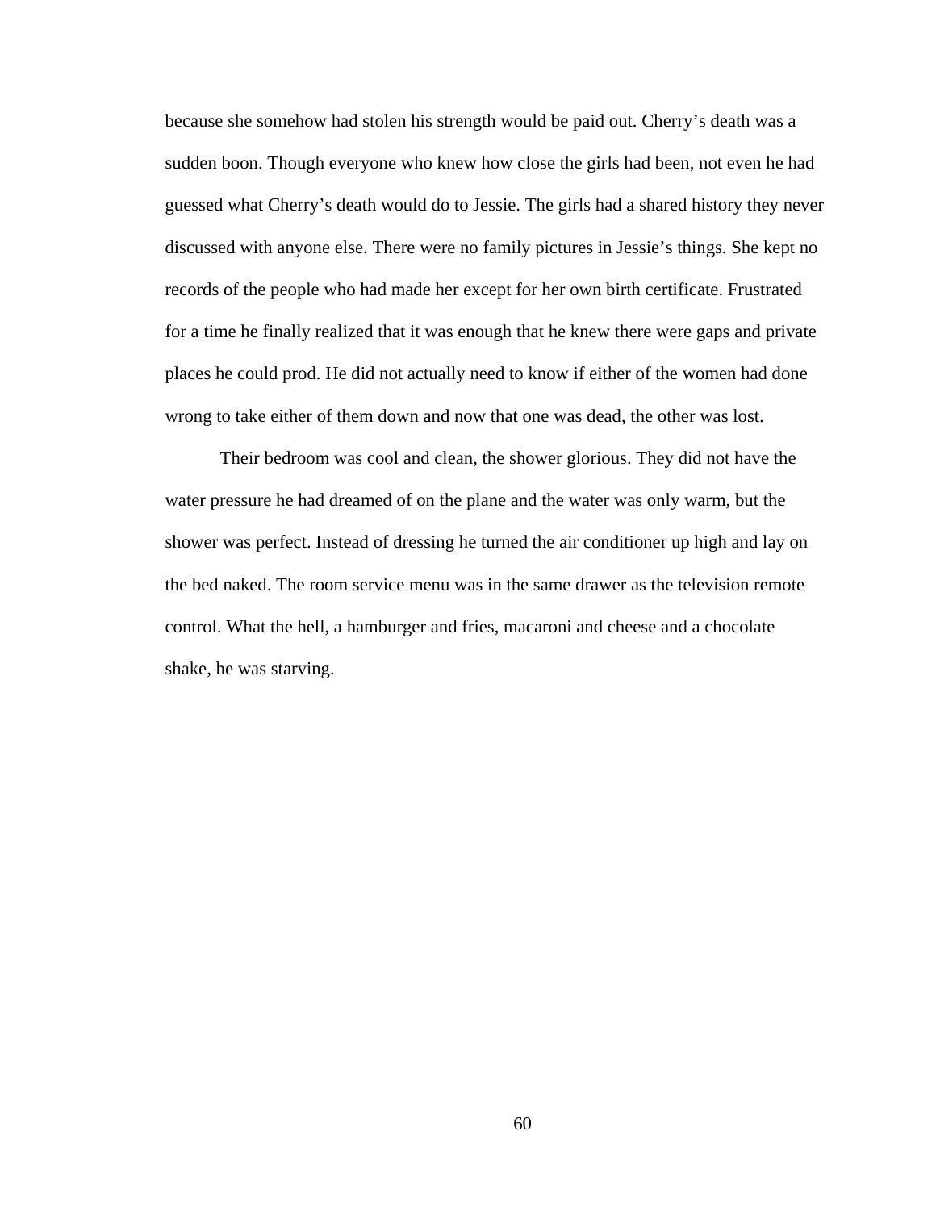because she somehow had stolen his strength would be paid out. Cherry's death was a sudden boon. Though everyone who knew how close the girls had been, not even he had guessed what Cherry's death would do to Jessie. The girls had a shared history they never discussed with anyone else. There were no family pictures in Jessie's things. She kept no records of the people who had made her except for her own birth certificate. Frustrated for a time he finally realized that it was enough that he knew there were gaps and private places he could prod. He did not actually need to know if either of the women had done wrong to take either of them down and now that one was dead, the other was lost.

Their bedroom was cool and clean, the shower glorious. They did not have the water pressure he had dreamed of on the plane and the water was only warm, but the shower was perfect. Instead of dressing he turned the air conditioner up high and lay on the bed naked. The room service menu was in the same drawer as the television remote control. What the hell, a hamburger and fries, macaroni and cheese and a chocolate shake, he was starving.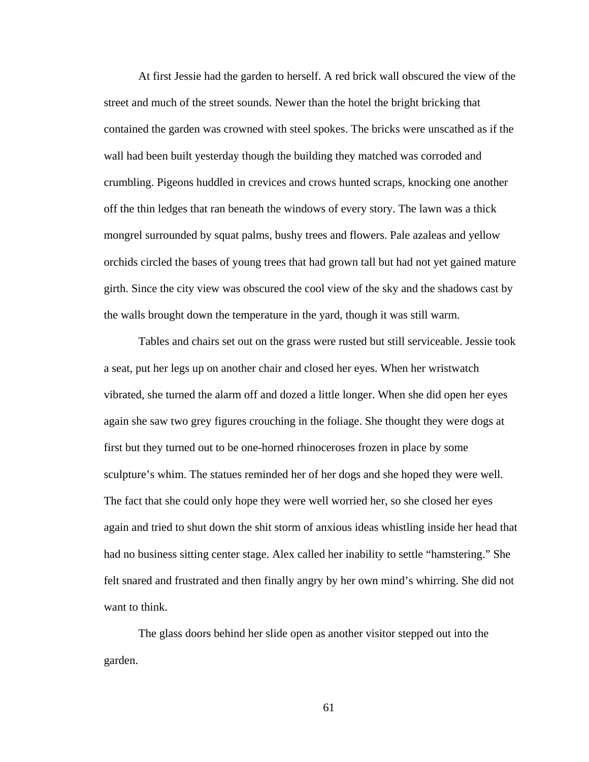At first Jessie had the garden to herself. A red brick wall obscured the view of the street and much of the street sounds. Newer than the hotel the bright bricking that contained the garden was crowned with steel spokes. The bricks were unscathed as if the wall had been built yesterday though the building they matched was corroded and crumbling. Pigeons huddled in crevices and crows hunted scraps, knocking one another off the thin ledges that ran beneath the windows of every story. The lawn was a thick mongrel surrounded by squat palms, bushy trees and flowers. Pale azaleas and yellow orchids circled the bases of young trees that had grown tall but had not yet gained mature girth. Since the city view was obscured the cool view of the sky and the shadows cast by the walls brought down the temperature in the yard, though it was still warm.

Tables and chairs set out on the grass were rusted but still serviceable. Jessie took a seat, put her legs up on another chair and closed her eyes. When her wristwatch vibrated, she turned the alarm off and dozed a little longer. When she did open her eyes again she saw two grey figures crouching in the foliage. She thought they were dogs at first but they turned out to be one-horned rhinoceroses frozen in place by some sculpture's whim. The statues reminded her of her dogs and she hoped they were well. The fact that she could only hope they were well worried her, so she closed her eyes again and tried to shut down the shit storm of anxious ideas whistling inside her head that had no business sitting center stage. Alex called her inability to settle "hamstering." She felt snared and frustrated and then finally angry by her own mind's whirring. She did not want to think.

The glass doors behind her slide open as another visitor stepped out into the garden.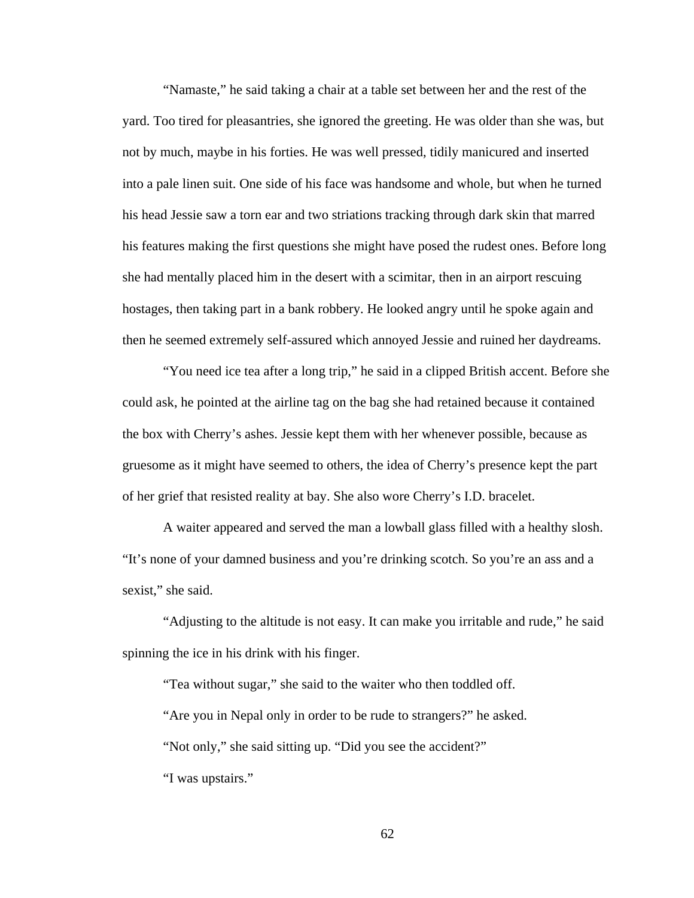"Namaste," he said taking a chair at a table set between her and the rest of the yard. Too tired for pleasantries, she ignored the greeting. He was older than she was, but not by much, maybe in his forties. He was well pressed, tidily manicured and inserted into a pale linen suit. One side of his face was handsome and whole, but when he turned his head Jessie saw a torn ear and two striations tracking through dark skin that marred his features making the first questions she might have posed the rudest ones. Before long she had mentally placed him in the desert with a scimitar, then in an airport rescuing hostages, then taking part in a bank robbery. He looked angry until he spoke again and then he seemed extremely self-assured which annoyed Jessie and ruined her daydreams.

"You need ice tea after a long trip," he said in a clipped British accent. Before she could ask, he pointed at the airline tag on the bag she had retained because it contained the box with Cherry's ashes. Jessie kept them with her whenever possible, because as gruesome as it might have seemed to others, the idea of Cherry's presence kept the part of her grief that resisted reality at bay. She also wore Cherry's I.D. bracelet.

A waiter appeared and served the man a lowball glass filled with a healthy slosh. "It's none of your damned business and you're drinking scotch. So you're an ass and a sexist," she said.

"Adjusting to the altitude is not easy. It can make you irritable and rude," he said spinning the ice in his drink with his finger.

"Tea without sugar," she said to the waiter who then toddled off.

"Are you in Nepal only in order to be rude to strangers?" he asked.

"Not only," she said sitting up. "Did you see the accident?"

"I was upstairs."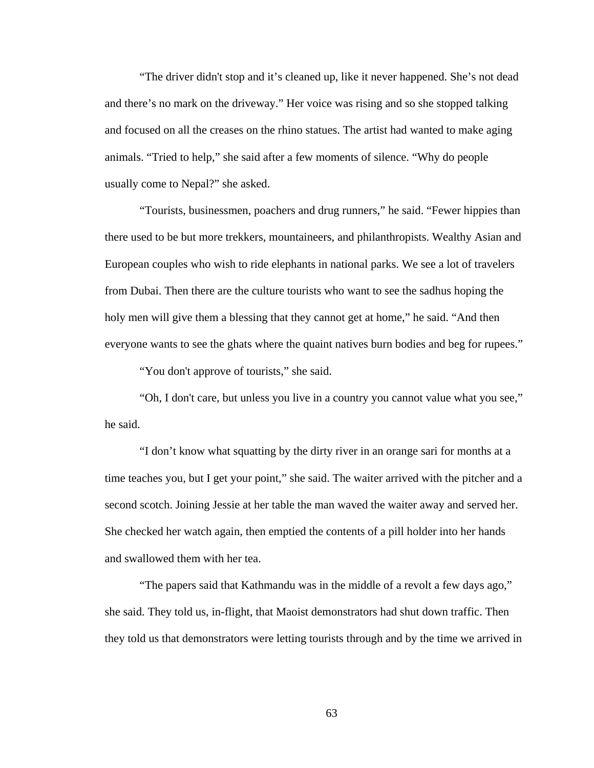"The driver didn't stop and it's cleaned up, like it never happened. She's not dead and there's no mark on the driveway." Her voice was rising and so she stopped talking and focused on all the creases on the rhino statues. The artist had wanted to make aging animals. "Tried to help," she said after a few moments of silence. "Why do people usually come to Nepal?" she asked.

"Tourists, businessmen, poachers and drug runners," he said. "Fewer hippies than there used to be but more trekkers, mountaineers, and philanthropists. Wealthy Asian and European couples who wish to ride elephants in national parks. We see a lot of travelers from Dubai. Then there are the culture tourists who want to see the sadhus hoping the holy men will give them a blessing that they cannot get at home," he said. "And then everyone wants to see the ghats where the quaint natives burn bodies and beg for rupees."

"You don't approve of tourists," she said.

"Oh, I don't care, but unless you live in a country you cannot value what you see," he said.

"I don't know what squatting by the dirty river in an orange sari for months at a time teaches you, but I get your point," she said. The waiter arrived with the pitcher and a second scotch. Joining Jessie at her table the man waved the waiter away and served her. She checked her watch again, then emptied the contents of a pill holder into her hands and swallowed them with her tea.

"The papers said that Kathmandu was in the middle of a revolt a few days ago," she said. They told us, in-flight, that Maoist demonstrators had shut down traffic. Then they told us that demonstrators were letting tourists through and by the time we arrived in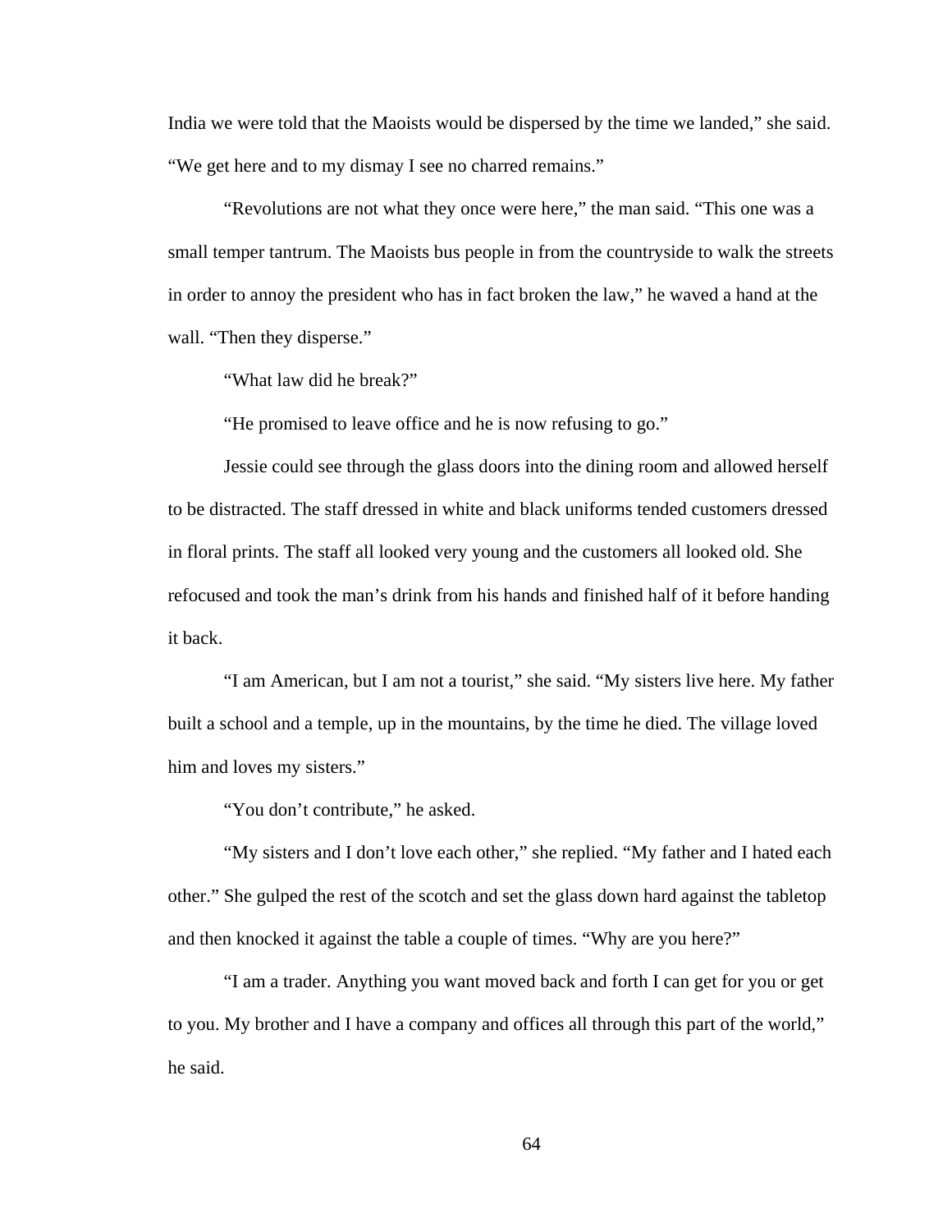India we were told that the Maoists would be dispersed by the time we landed," she said. "We get here and to my dismay I see no charred remains."

"Revolutions are not what they once were here," the man said. "This one was a small temper tantrum. The Maoists bus people in from the countryside to walk the streets in order to annoy the president who has in fact broken the law," he waved a hand at the wall. "Then they disperse."

"What law did he break?"

"He promised to leave office and he is now refusing to go."

Jessie could see through the glass doors into the dining room and allowed herself to be distracted. The staff dressed in white and black uniforms tended customers dressed in floral prints. The staff all looked very young and the customers all looked old. She refocused and took the man's drink from his hands and finished half of it before handing it back.

"I am American, but I am not a tourist," she said. "My sisters live here. My father built a school and a temple, up in the mountains, by the time he died. The village loved him and loves my sisters."

"You don't contribute," he asked.

"My sisters and I don't love each other," she replied. "My father and I hated each other." She gulped the rest of the scotch and set the glass down hard against the tabletop and then knocked it against the table a couple of times. "Why are you here?"

"I am a trader. Anything you want moved back and forth I can get for you or get to you. My brother and I have a company and offices all through this part of the world," he said.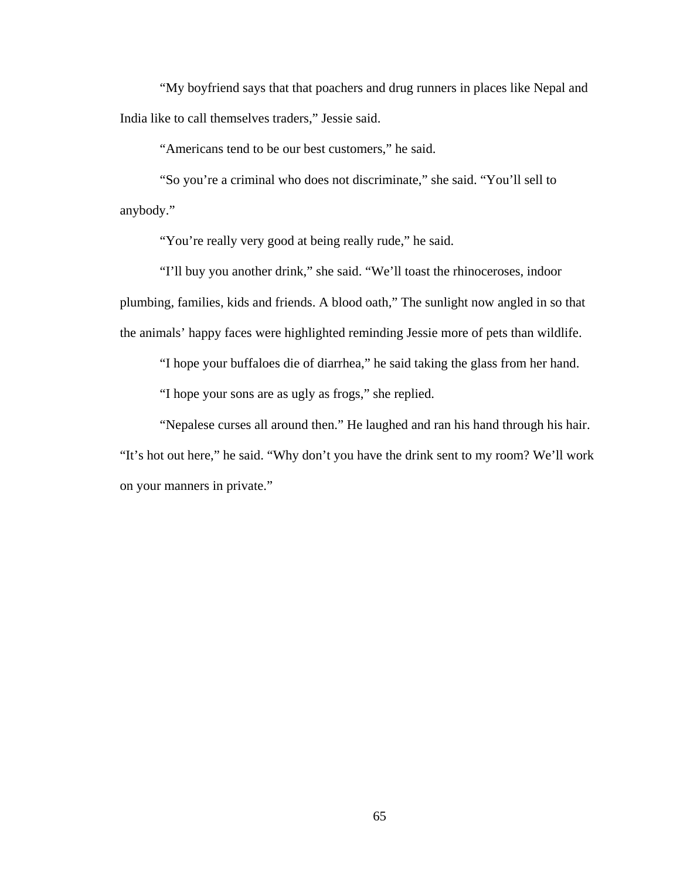"My boyfriend says that that poachers and drug runners in places like Nepal and India like to call themselves traders," Jessie said.

"Americans tend to be our best customers," he said.

"So you're a criminal who does not discriminate," she said. "You'll sell to anybody."

"You're really very good at being really rude," he said.

"I'll buy you another drink," she said. "We'll toast the rhinoceroses, indoor plumbing, families, kids and friends. A blood oath," The sunlight now angled in so that the animals' happy faces were highlighted reminding Jessie more of pets than wildlife.

"I hope your buffaloes die of diarrhea," he said taking the glass from her hand.

"I hope your sons are as ugly as frogs," she replied.

"Nepalese curses all around then." He laughed and ran his hand through his hair. "It's hot out here," he said. "Why don't you have the drink sent to my room? We'll work on your manners in private."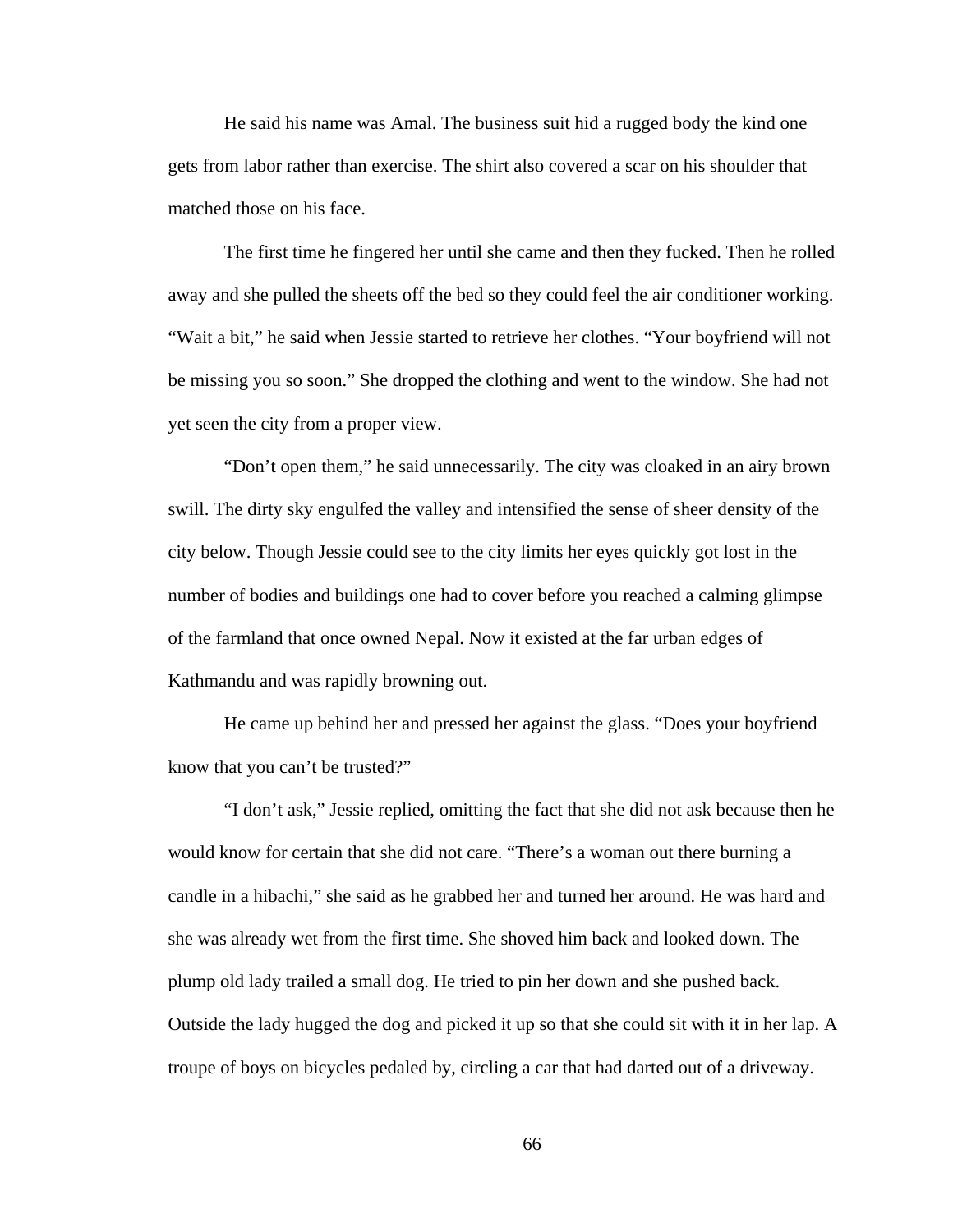He said his name was Amal. The business suit hid a rugged body the kind one gets from labor rather than exercise. The shirt also covered a scar on his shoulder that matched those on his face.

The first time he fingered her until she came and then they fucked. Then he rolled away and she pulled the sheets off the bed so they could feel the air conditioner working. “Wait a bit,” he said when Jessie started to retrieve her clothes. “Your boyfriend will not be missing you so soon.” She dropped the clothing and went to the window. She had not yet seen the city from a proper view.

“Don’t open them,” he said unnecessarily. The city was cloaked in an airy brown swill. The dirty sky engulfed the valley and intensified the sense of sheer density of the city below. Though Jessie could see to the city limits her eyes quickly got lost in the number of bodies and buildings one had to cover before you reached a calming glimpse of the farmland that once owned Nepal. Now it existed at the far urban edges of Kathmandu and was rapidly browning out.

He came up behind her and pressed her against the glass. “Does your boyfriend know that you can’t be trusted?”

“I don’t ask,” Jessie replied, omitting the fact that she did not ask because then he would know for certain that she did not care. “There’s a woman out there burning a candle in a hibachi,” she said as he grabbed her and turned her around. He was hard and she was already wet from the first time. She shoved him back and looked down. The plump old lady trailed a small dog. He tried to pin her down and she pushed back. Outside the lady hugged the dog and picked it up so that she could sit with it in her lap. A troupe of boys on bicycles pedaled by, circling a car that had darted out of a driveway.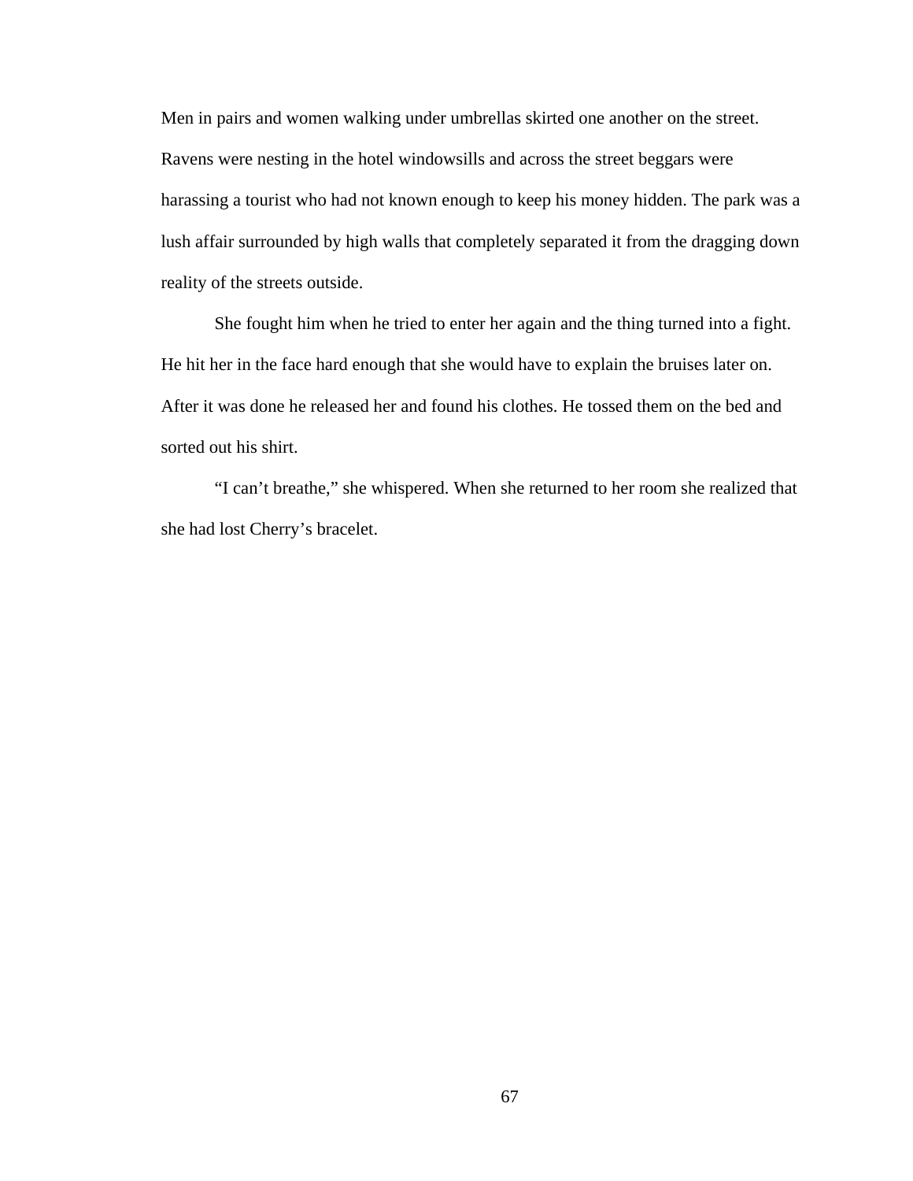Men in pairs and women walking under umbrellas skirted one another on the street. Ravens were nesting in the hotel windowsills and across the street beggars were harassing a tourist who had not known enough to keep his money hidden. The park was a lush affair surrounded by high walls that completely separated it from the dragging down reality of the streets outside.

She fought him when he tried to enter her again and the thing turned into a fight. He hit her in the face hard enough that she would have to explain the bruises later on. After it was done he released her and found his clothes. He tossed them on the bed and sorted out his shirt.

"I can't breathe," she whispered. When she returned to her room she realized that she had lost Cherry's bracelet.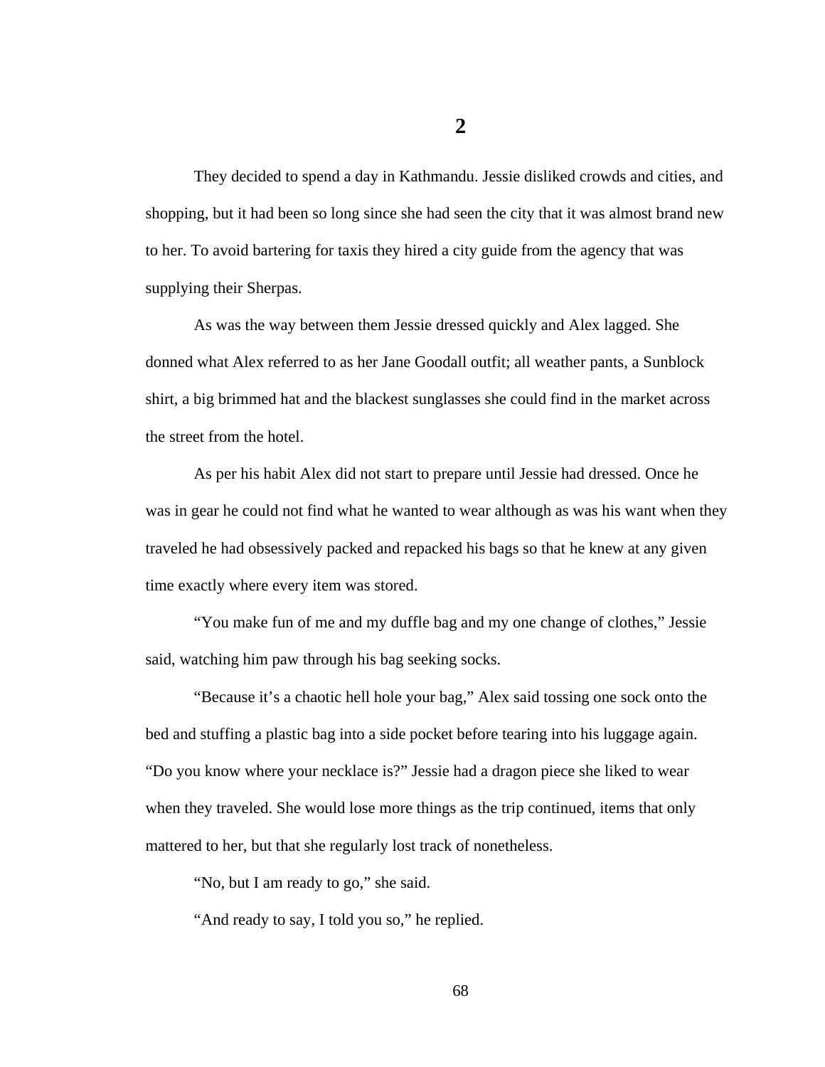# 2

They decided to spend a day in Kathmandu. Jessie disliked crowds and cities, and shopping, but it had been so long since she had seen the city that it was almost brand new to her. To avoid bartering for taxis they hired a city guide from the agency that was supplying their Sherpas.

As was the way between them Jessie dressed quickly and Alex lagged. She donned what Alex referred to as her Jane Goodall outfit; all weather pants, a Sunblock shirt, a big brimmed hat and the blackest sunglasses she could find in the market across the street from the hotel.

As per his habit Alex did not start to prepare until Jessie had dressed. Once he was in gear he could not find what he wanted to wear although as was his want when they traveled he had obsessively packed and repacked his bags so that he knew at any given time exactly where every item was stored.

"You make fun of me and my duffle bag and my one change of clothes," Jessie said, watching him paw through his bag seeking socks.

"Because it's a chaotic hell hole your bag," Alex said tossing one sock onto the bed and stuffing a plastic bag into a side pocket before tearing into his luggage again. "Do you know where your necklace is?" Jessie had a dragon piece she liked to wear when they traveled. She would lose more things as the trip continued, items that only mattered to her, but that she regularly lost track of nonetheless.

"No, but I am ready to go," she said.

"And ready to say, I told you so," he replied.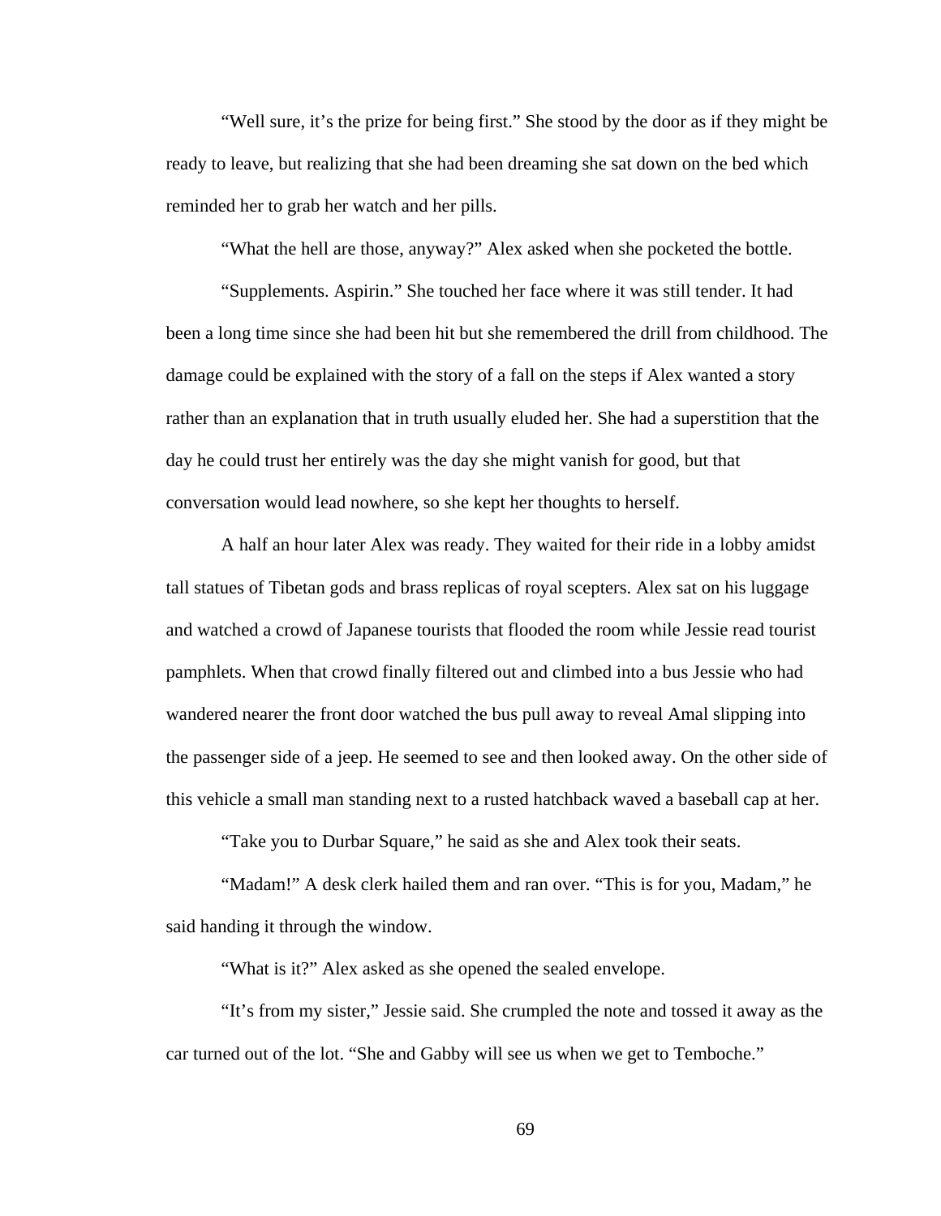"Well sure, it's the prize for being first." She stood by the door as if they might be ready to leave, but realizing that she had been dreaming she sat down on the bed which reminded her to grab her watch and her pills.

"What the hell are those, anyway?" Alex asked when she pocketed the bottle.

"Supplements. Aspirin." She touched her face where it was still tender. It had been a long time since she had been hit but she remembered the drill from childhood. The damage could be explained with the story of a fall on the steps if Alex wanted a story rather than an explanation that in truth usually eluded her. She had a superstition that the day he could trust her entirely was the day she might vanish for good, but that conversation would lead nowhere, so she kept her thoughts to herself.

A half an hour later Alex was ready. They waited for their ride in a lobby amidst tall statues of Tibetan gods and brass replicas of royal scepters. Alex sat on his luggage and watched a crowd of Japanese tourists that flooded the room while Jessie read tourist pamphlets. When that crowd finally filtered out and climbed into a bus Jessie who had wandered nearer the front door watched the bus pull away to reveal Amal slipping into the passenger side of a jeep. He seemed to see and then looked away. On the other side of this vehicle a small man standing next to a rusted hatchback waved a baseball cap at her.

"Take you to Durbar Square," he said as she and Alex took their seats.

"Madam!" A desk clerk hailed them and ran over. "This is for you, Madam," he said handing it through the window.

"What is it?" Alex asked as she opened the sealed envelope.

"It's from my sister," Jessie said. She crumpled the note and tossed it away as the car turned out of the lot. "She and Gabby will see us when we get to Temboche."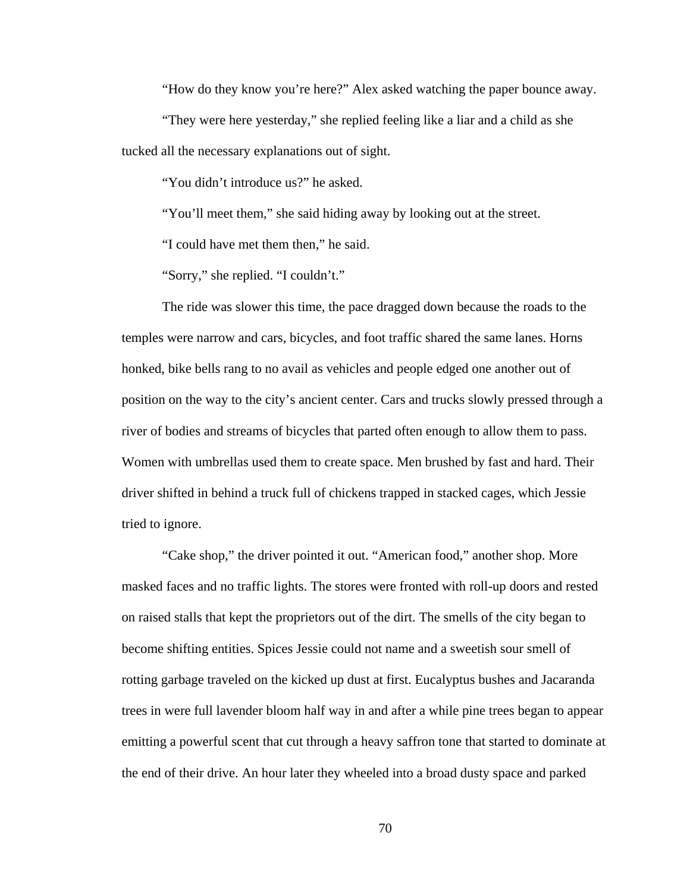"How do they know you're here?" Alex asked watching the paper bounce away.

"They were here yesterday," she replied feeling like a liar and a child as she tucked all the necessary explanations out of sight.

"You didn't introduce us?" he asked.

"You'll meet them," she said hiding away by looking out at the street.

"I could have met them then," he said.

"Sorry," she replied. "I couldn't."

The ride was slower this time, the pace dragged down because the roads to the temples were narrow and cars, bicycles, and foot traffic shared the same lanes. Horns honked, bike bells rang to no avail as vehicles and people edged one another out of position on the way to the city's ancient center. Cars and trucks slowly pressed through a river of bodies and streams of bicycles that parted often enough to allow them to pass. Women with umbrellas used them to create space. Men brushed by fast and hard. Their driver shifted in behind a truck full of chickens trapped in stacked cages, which Jessie tried to ignore.

"Cake shop," the driver pointed it out. "American food," another shop. More masked faces and no traffic lights. The stores were fronted with roll-up doors and rested on raised stalls that kept the proprietors out of the dirt. The smells of the city began to become shifting entities. Spices Jessie could not name and a sweetish sour smell of rotting garbage traveled on the kicked up dust at first. Eucalyptus bushes and Jacaranda trees in were full lavender bloom half way in and after a while pine trees began to appear emitting a powerful scent that cut through a heavy saffron tone that started to dominate at the end of their drive. An hour later they wheeled into a broad dusty space and parked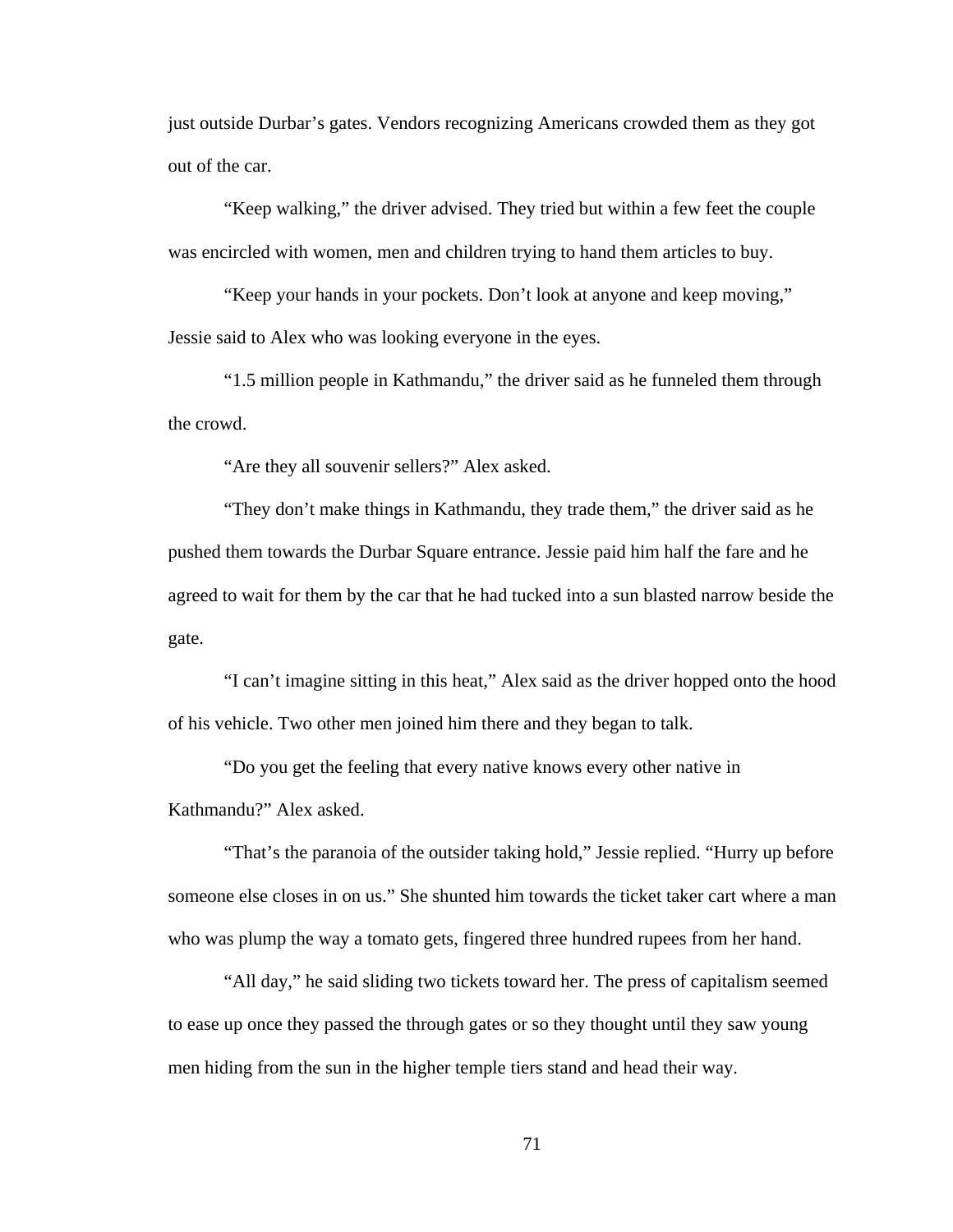just outside Durbar's gates. Vendors recognizing Americans crowded them as they got out of the car.

"Keep walking," the driver advised. They tried but within a few feet the couple was encircled with women, men and children trying to hand them articles to buy.

"Keep your hands in your pockets. Don't look at anyone and keep moving," Jessie said to Alex who was looking everyone in the eyes.

"1.5 million people in Kathmandu," the driver said as he funneled them through the crowd.

"Are they all souvenir sellers?" Alex asked.

"They don't make things in Kathmandu, they trade them," the driver said as he pushed them towards the Durbar Square entrance. Jessie paid him half the fare and he agreed to wait for them by the car that he had tucked into a sun blasted narrow beside the gate.

"I can't imagine sitting in this heat," Alex said as the driver hopped onto the hood of his vehicle. Two other men joined him there and they began to talk.

"Do you get the feeling that every native knows every other native in Kathmandu?" Alex asked.

"That's the paranoia of the outsider taking hold," Jessie replied. "Hurry up before someone else closes in on us." She shunted him towards the ticket taker cart where a man who was plump the way a tomato gets, fingered three hundred rupees from her hand.

"All day," he said sliding two tickets toward her. The press of capitalism seemed to ease up once they passed the through gates or so they thought until they saw young men hiding from the sun in the higher temple tiers stand and head their way.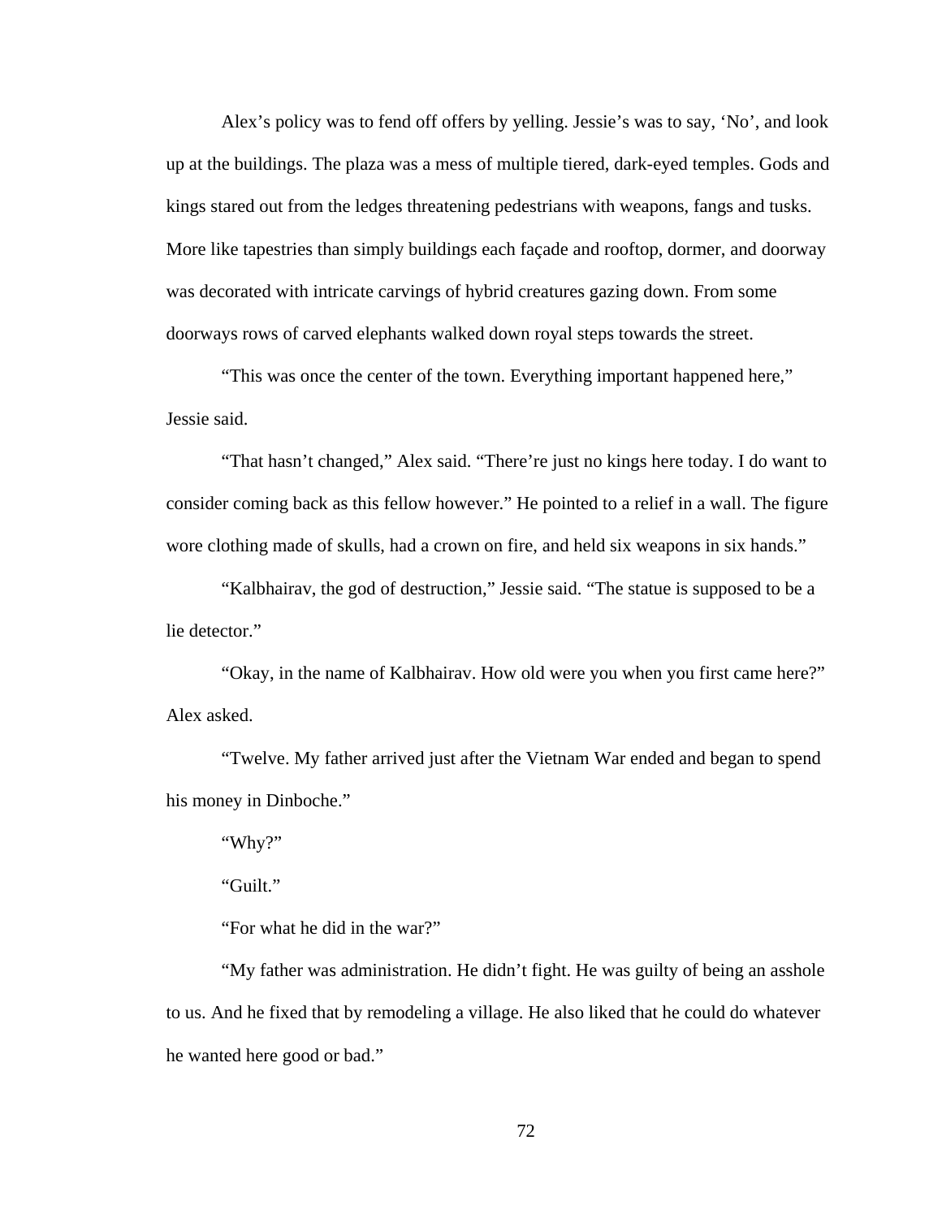Alex's policy was to fend off offers by yelling. Jessie's was to say, 'No', and look up at the buildings. The plaza was a mess of multiple tiered, dark-eyed temples. Gods and kings stared out from the ledges threatening pedestrians with weapons, fangs and tusks. More like tapestries than simply buildings each façade and rooftop, dormer, and doorway was decorated with intricate carvings of hybrid creatures gazing down. From some doorways rows of carved elephants walked down royal steps towards the street.

"This was once the center of the town. Everything important happened here," Jessie said.

"That hasn't changed," Alex said. "There're just no kings here today. I do want to consider coming back as this fellow however." He pointed to a relief in a wall. The figure wore clothing made of skulls, had a crown on fire, and held six weapons in six hands."

"Kalbhairav, the god of destruction," Jessie said. "The statue is supposed to be a lie detector."

"Okay, in the name of Kalbhairav. How old were you when you first came here?" Alex asked.

"Twelve. My father arrived just after the Vietnam War ended and began to spend his money in Dinboche."

"Why?"

"Guilt."

"For what he did in the war?"

"My father was administration. He didn't fight. He was guilty of being an asshole to us. And he fixed that by remodeling a village. He also liked that he could do whatever he wanted here good or bad."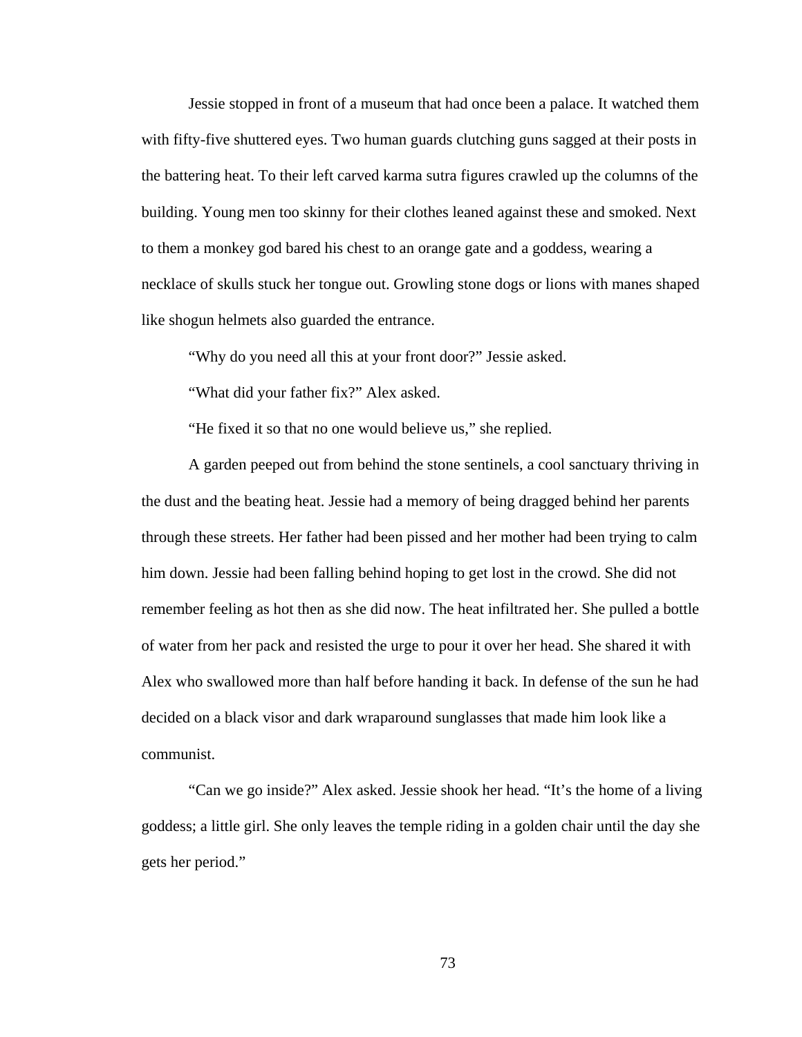Jessie stopped in front of a museum that had once been a palace. It watched them with fifty-five shuttered eyes. Two human guards clutching guns sagged at their posts in the battering heat. To their left carved karma sutra figures crawled up the columns of the building. Young men too skinny for their clothes leaned against these and smoked. Next to them a monkey god bared his chest to an orange gate and a goddess, wearing a necklace of skulls stuck her tongue out. Growling stone dogs or lions with manes shaped like shogun helmets also guarded the entrance.

"Why do you need all this at your front door?" Jessie asked.

"What did your father fix?" Alex asked.

"He fixed it so that no one would believe us," she replied.

A garden peeped out from behind the stone sentinels, a cool sanctuary thriving in the dust and the beating heat. Jessie had a memory of being dragged behind her parents through these streets. Her father had been pissed and her mother had been trying to calm him down. Jessie had been falling behind hoping to get lost in the crowd. She did not remember feeling as hot then as she did now. The heat infiltrated her. She pulled a bottle of water from her pack and resisted the urge to pour it over her head. She shared it with Alex who swallowed more than half before handing it back. In defense of the sun he had decided on a black visor and dark wraparound sunglasses that made him look like a communist.

"Can we go inside?" Alex asked. Jessie shook her head. "It's the home of a living goddess; a little girl. She only leaves the temple riding in a golden chair until the day she gets her period."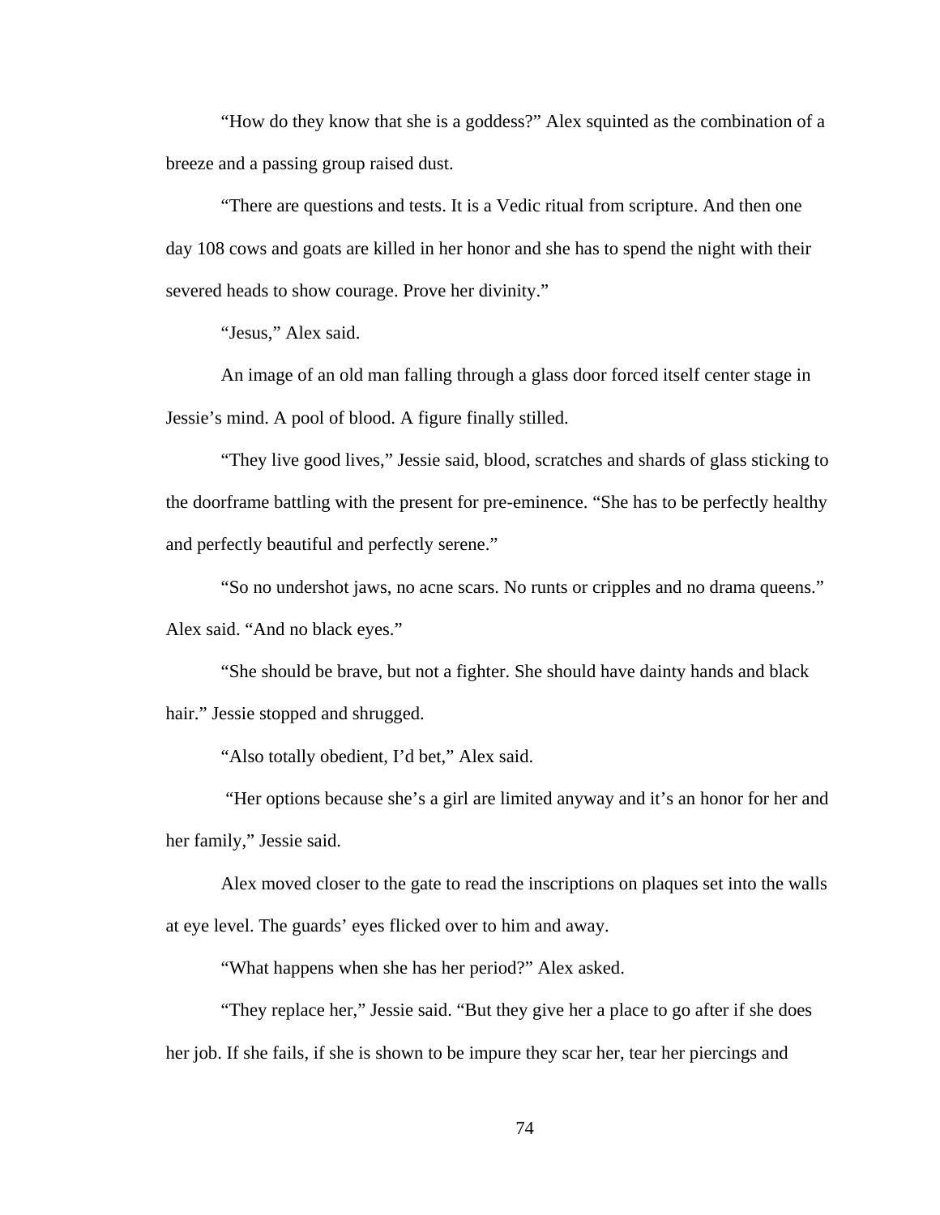"How do they know that she is a goddess?" Alex squinted as the combination of a breeze and a passing group raised dust.

"There are questions and tests. It is a Vedic ritual from scripture. And then one day 108 cows and goats are killed in her honor and she has to spend the night with their severed heads to show courage. Prove her divinity."

"Jesus," Alex said.

An image of an old man falling through a glass door forced itself center stage in Jessie's mind. A pool of blood. A figure finally stilled.

"They live good lives," Jessie said, blood, scratches and shards of glass sticking to the doorframe battling with the present for pre-eminence. "She has to be perfectly healthy and perfectly beautiful and perfectly serene."

"So no undershot jaws, no acne scars. No runts or cripples and no drama queens." Alex said. "And no black eyes."

"She should be brave, but not a fighter. She should have dainty hands and black hair." Jessie stopped and shrugged.

"Also totally obedient, I'd bet," Alex said.

"Her options because she's a girl are limited anyway and it's an honor for her and her family," Jessie said.

Alex moved closer to the gate to read the inscriptions on plaques set into the walls at eye level. The guards' eyes flicked over to him and away.

"What happens when she has her period?" Alex asked.

"They replace her," Jessie said. "But they give her a place to go after if she does her job. If she fails, if she is shown to be impure they scar her, tear her piercings and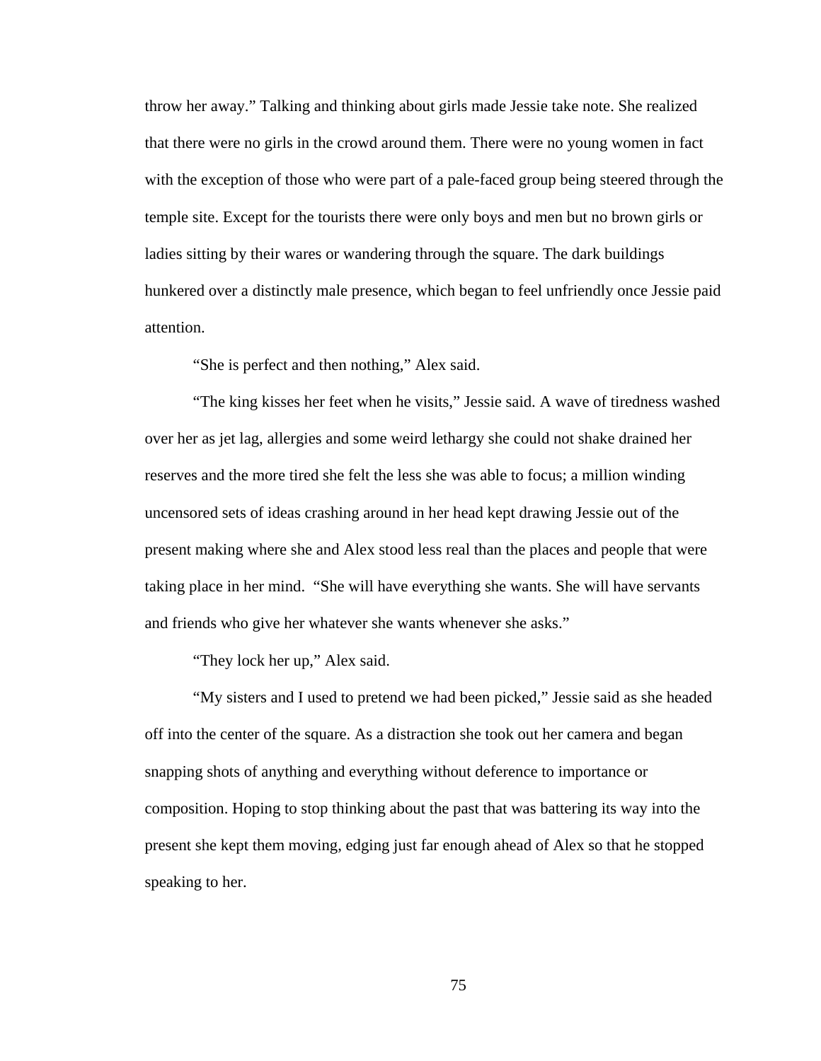throw her away." Talking and thinking about girls made Jessie take note. She realized that there were no girls in the crowd around them. There were no young women in fact with the exception of those who were part of a pale-faced group being steered through the temple site. Except for the tourists there were only boys and men but no brown girls or ladies sitting by their wares or wandering through the square. The dark buildings hunkered over a distinctly male presence, which began to feel unfriendly once Jessie paid attention.

"She is perfect and then nothing," Alex said.

"The king kisses her feet when he visits," Jessie said. A wave of tiredness washed over her as jet lag, allergies and some weird lethargy she could not shake drained her reserves and the more tired she felt the less she was able to focus; a million winding uncensored sets of ideas crashing around in her head kept drawing Jessie out of the present making where she and Alex stood less real than the places and people that were taking place in her mind. "She will have everything she wants. She will have servants and friends who give her whatever she wants whenever she asks."

"They lock her up," Alex said.

"My sisters and I used to pretend we had been picked," Jessie said as she headed off into the center of the square. As a distraction she took out her camera and began snapping shots of anything and everything without deference to importance or composition. Hoping to stop thinking about the past that was battering its way into the present she kept them moving, edging just far enough ahead of Alex so that he stopped speaking to her.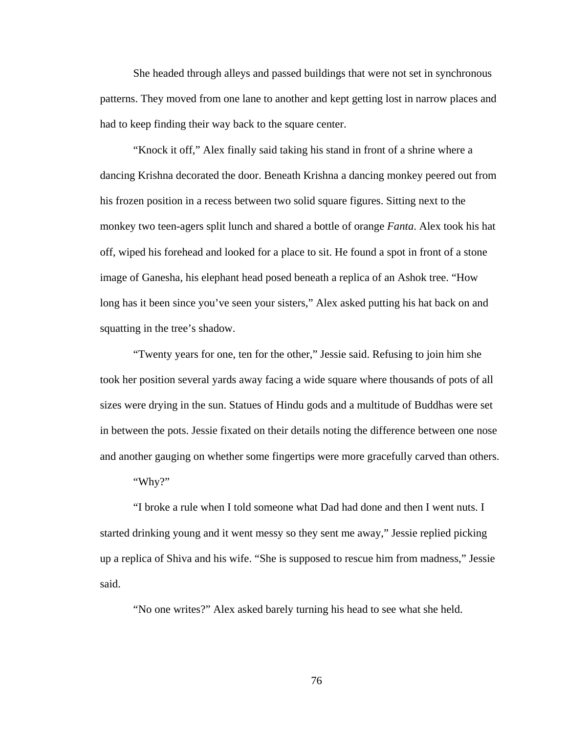She headed through alleys and passed buildings that were not set in synchronous patterns. They moved from one lane to another and kept getting lost in narrow places and had to keep finding their way back to the square center.

"Knock it off," Alex finally said taking his stand in front of a shrine where a dancing Krishna decorated the door. Beneath Krishna a dancing monkey peered out from his frozen position in a recess between two solid square figures. Sitting next to the monkey two teen-agers split lunch and shared a bottle of orange *Fanta*. Alex took his hat off, wiped his forehead and looked for a place to sit. He found a spot in front of a stone image of Ganesha, his elephant head posed beneath a replica of an Ashok tree. "How long has it been since you've seen your sisters," Alex asked putting his hat back on and squatting in the tree's shadow.

"Twenty years for one, ten for the other," Jessie said. Refusing to join him she took her position several yards away facing a wide square where thousands of pots of all sizes were drying in the sun. Statues of Hindu gods and a multitude of Buddhas were set in between the pots. Jessie fixated on their details noting the difference between one nose and another gauging on whether some fingertips were more gracefully carved than others.

"Why?"

"I broke a rule when I told someone what Dad had done and then I went nuts. I started drinking young and it went messy so they sent me away," Jessie replied picking up a replica of Shiva and his wife. "She is supposed to rescue him from madness," Jessie said.

"No one writes?" Alex asked barely turning his head to see what she held.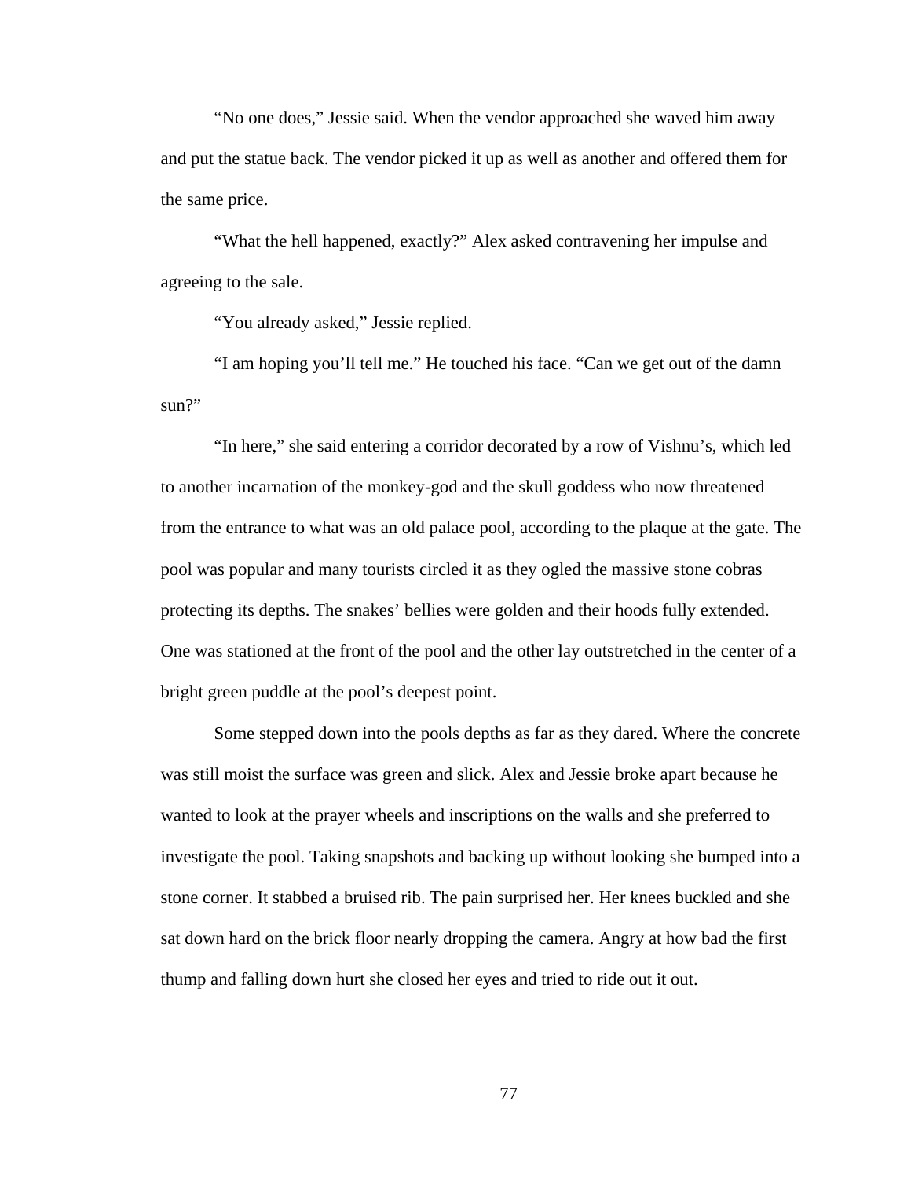“No one does,” Jessie said. When the vendor approached she waved him away and put the statue back. The vendor picked it up as well as another and offered them for the same price.

“What the hell happened, exactly?” Alex asked contravening her impulse and agreeing to the sale.

“You already asked,” Jessie replied.

“I am hoping you’ll tell me.” He touched his face. “Can we get out of the damn sun?”

“In here,” she said entering a corridor decorated by a row of Vishnu’s, which led to another incarnation of the monkey-god and the skull goddess who now threatened from the entrance to what was an old palace pool, according to the plaque at the gate. The pool was popular and many tourists circled it as they ogled the massive stone cobras protecting its depths. The snakes’ bellies were golden and their hoods fully extended. One was stationed at the front of the pool and the other lay outstretched in the center of a bright green puddle at the pool’s deepest point.

Some stepped down into the pools depths as far as they dared. Where the concrete was still moist the surface was green and slick. Alex and Jessie broke apart because he wanted to look at the prayer wheels and inscriptions on the walls and she preferred to investigate the pool. Taking snapshots and backing up without looking she bumped into a stone corner. It stabbed a bruised rib. The pain surprised her. Her knees buckled and she sat down hard on the brick floor nearly dropping the camera. Angry at how bad the first thump and falling down hurt she closed her eyes and tried to ride out it out.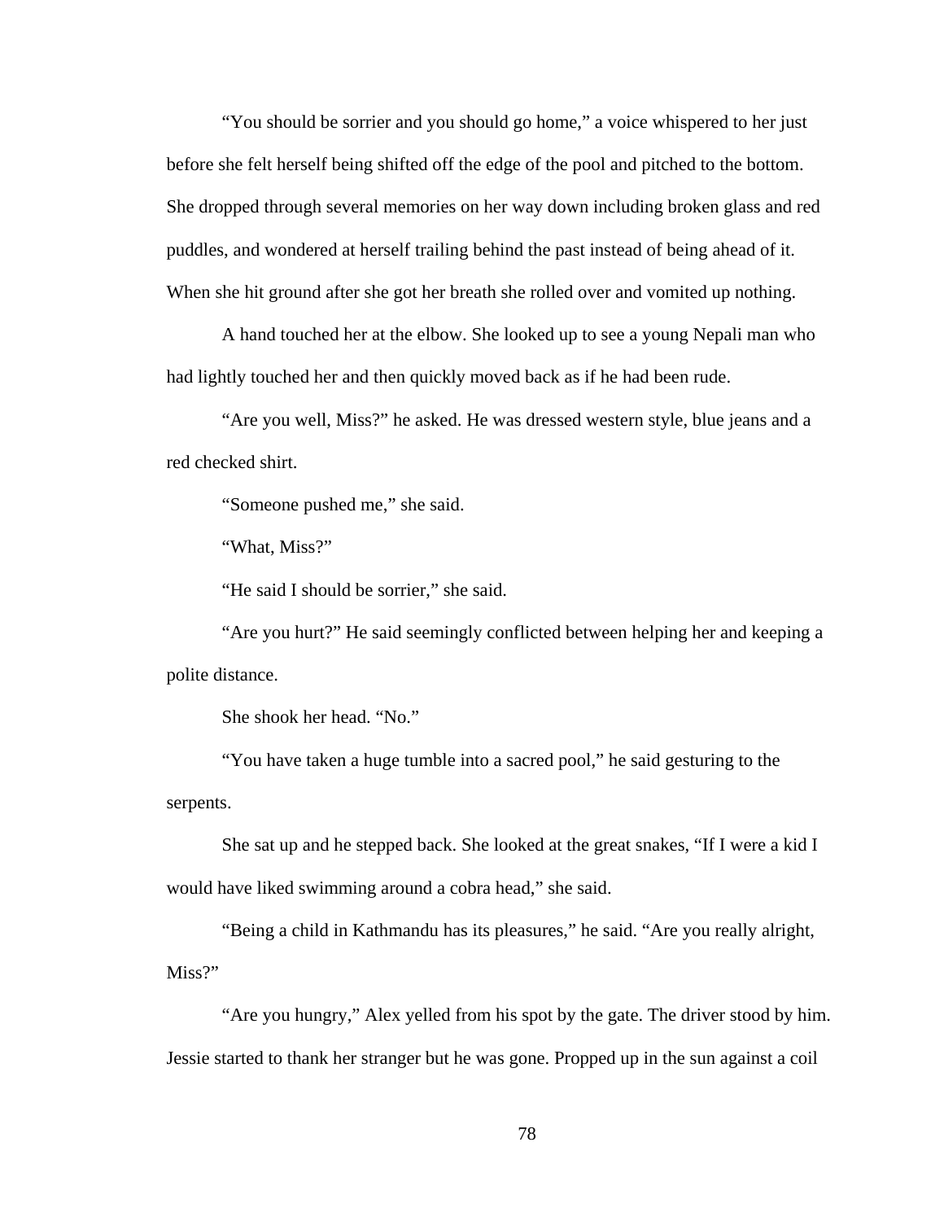“You should be sorrier and you should go home,” a voice whispered to her just before she felt herself being shifted off the edge of the pool and pitched to the bottom. She dropped through several memories on her way down including broken glass and red puddles, and wondered at herself trailing behind the past instead of being ahead of it. When she hit ground after she got her breath she rolled over and vomited up nothing.

A hand touched her at the elbow. She looked up to see a young Nepali man who had lightly touched her and then quickly moved back as if he had been rude.

“Are you well, Miss?” he asked. He was dressed western style, blue jeans and a red checked shirt.

“Someone pushed me,” she said.

“What, Miss?”

“He said I should be sorrier,” she said.

“Are you hurt?” He said seemingly conflicted between helping her and keeping a polite distance.

She shook her head. “No.”

“You have taken a huge tumble into a sacred pool,” he said gesturing to the serpents.

She sat up and he stepped back. She looked at the great snakes, “If I were a kid I would have liked swimming around a cobra head,” she said.

“Being a child in Kathmandu has its pleasures,” he said. “Are you really alright, Miss?”

“Are you hungry,” Alex yelled from his spot by the gate. The driver stood by him. Jessie started to thank her stranger but he was gone. Propped up in the sun against a coil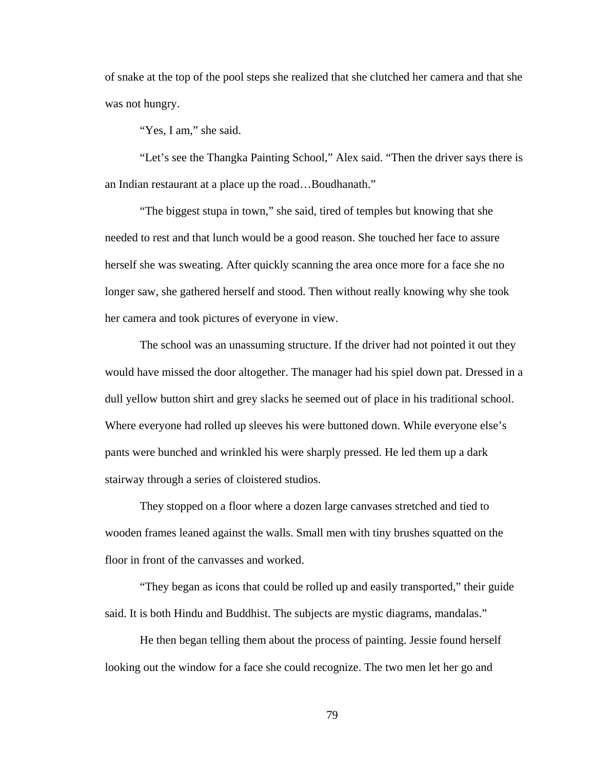of snake at the top of the pool steps she realized that she clutched her camera and that she was not hungry.

"Yes, I am," she said.

"Let's see the Thangka Painting School," Alex said. "Then the driver says there is an Indian restaurant at a place up the road…Boudhanath."

"The biggest stupa in town," she said, tired of temples but knowing that she needed to rest and that lunch would be a good reason. She touched her face to assure herself she was sweating. After quickly scanning the area once more for a face she no longer saw, she gathered herself and stood. Then without really knowing why she took her camera and took pictures of everyone in view.

The school was an unassuming structure. If the driver had not pointed it out they would have missed the door altogether. The manager had his spiel down pat. Dressed in a dull yellow button shirt and grey slacks he seemed out of place in his traditional school. Where everyone had rolled up sleeves his were buttoned down. While everyone else's pants were bunched and wrinkled his were sharply pressed. He led them up a dark stairway through a series of cloistered studios.

They stopped on a floor where a dozen large canvases stretched and tied to wooden frames leaned against the walls. Small men with tiny brushes squatted on the floor in front of the canvasses and worked.

"They began as icons that could be rolled up and easily transported," their guide said. It is both Hindu and Buddhist. The subjects are mystic diagrams, mandalas."

He then began telling them about the process of painting. Jessie found herself looking out the window for a face she could recognize. The two men let her go and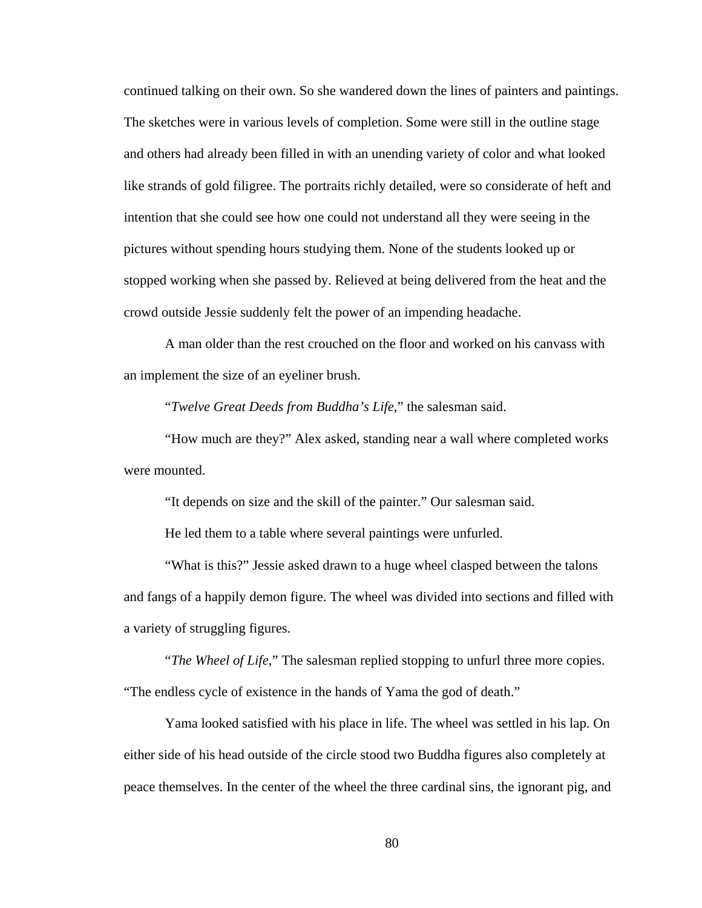continued talking on their own. So she wandered down the lines of painters and paintings. The sketches were in various levels of completion. Some were still in the outline stage and others had already been filled in with an unending variety of color and what looked like strands of gold filigree. The portraits richly detailed, were so considerate of heft and intention that she could see how one could not understand all they were seeing in the pictures without spending hours studying them. None of the students looked up or stopped working when she passed by. Relieved at being delivered from the heat and the crowd outside Jessie suddenly felt the power of an impending headache.

A man older than the rest crouched on the floor and worked on his canvass with an implement the size of an eyeliner brush.

"*Twelve Great Deeds from Buddha's Life*," the salesman said.

"How much are they?" Alex asked, standing near a wall where completed works were mounted.

"It depends on size and the skill of the painter." Our salesman said.

He led them to a table where several paintings were unfurled.

"What is this?" Jessie asked drawn to a huge wheel clasped between the talons and fangs of a happily demon figure. The wheel was divided into sections and filled with a variety of struggling figures.

"*The Wheel of Life*," The salesman replied stopping to unfurl three more copies. "The endless cycle of existence in the hands of Yama the god of death."

Yama looked satisfied with his place in life. The wheel was settled in his lap. On either side of his head outside of the circle stood two Buddha figures also completely at peace themselves. In the center of the wheel the three cardinal sins, the ignorant pig, and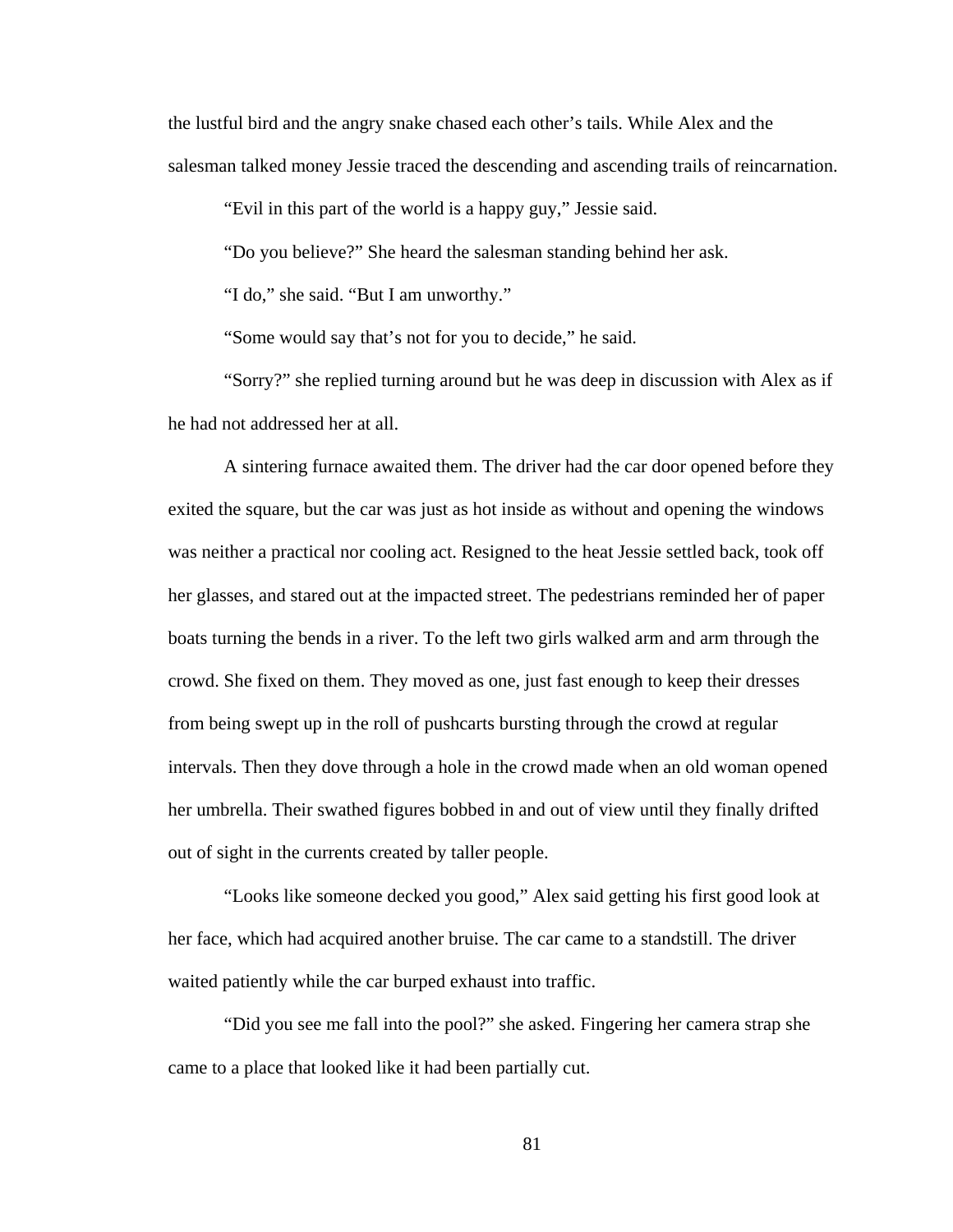the lustful bird and the angry snake chased each other's tails. While Alex and the salesman talked money Jessie traced the descending and ascending trails of reincarnation.

"Evil in this part of the world is a happy guy," Jessie said.

"Do you believe?" She heard the salesman standing behind her ask.

"I do," she said. "But I am unworthy."

"Some would say that's not for you to decide," he said.

"Sorry?" she replied turning around but he was deep in discussion with Alex as if he had not addressed her at all.

A sintering furnace awaited them. The driver had the car door opened before they exited the square, but the car was just as hot inside as without and opening the windows was neither a practical nor cooling act. Resigned to the heat Jessie settled back, took off her glasses, and stared out at the impacted street. The pedestrians reminded her of paper boats turning the bends in a river. To the left two girls walked arm and arm through the crowd. She fixed on them. They moved as one, just fast enough to keep their dresses from being swept up in the roll of pushcarts bursting through the crowd at regular intervals. Then they dove through a hole in the crowd made when an old woman opened her umbrella. Their swathed figures bobbed in and out of view until they finally drifted out of sight in the currents created by taller people.

"Looks like someone decked you good," Alex said getting his first good look at her face, which had acquired another bruise. The car came to a standstill. The driver waited patiently while the car burped exhaust into traffic.

"Did you see me fall into the pool?" she asked. Fingering her camera strap she came to a place that looked like it had been partially cut.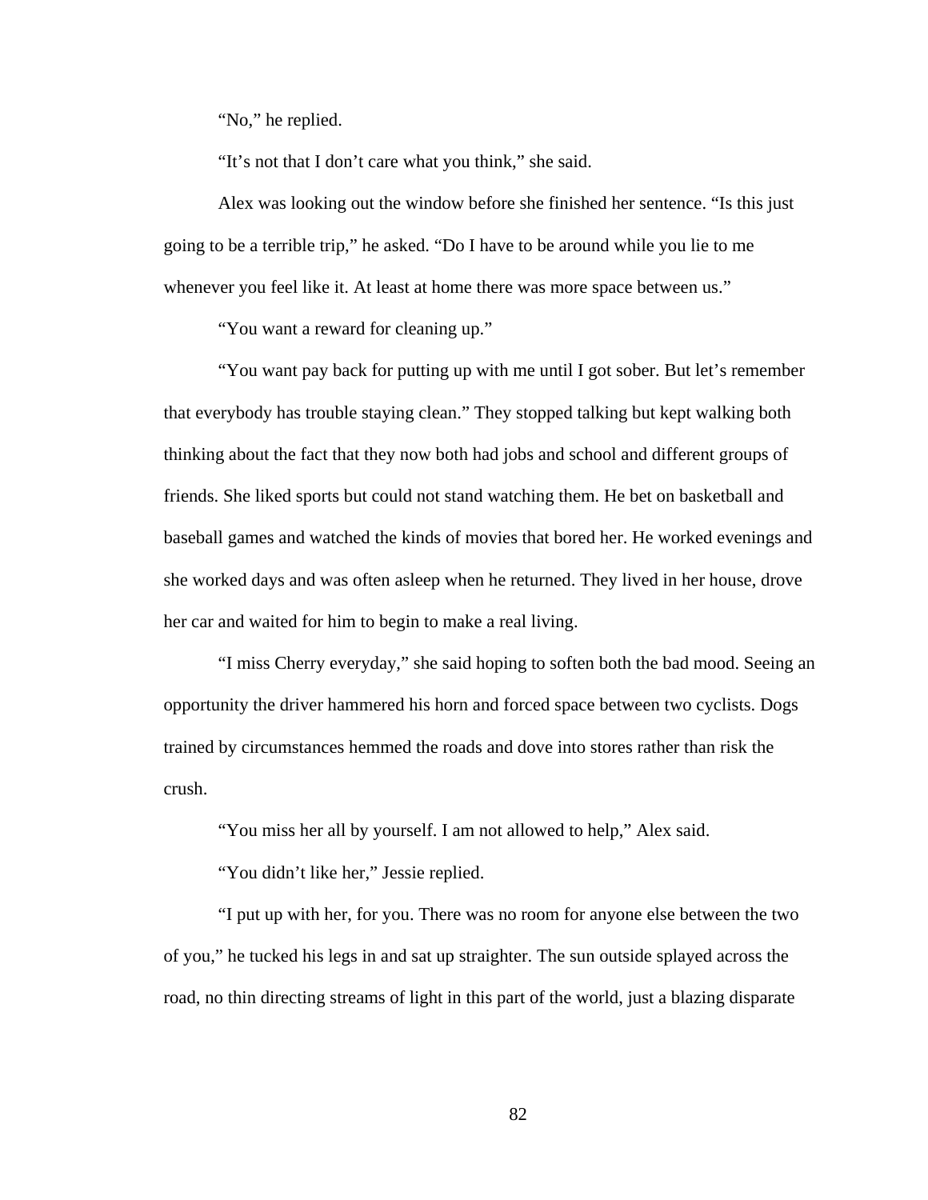"No," he replied.

"It's not that I don't care what you think," she said.

Alex was looking out the window before she finished her sentence. "Is this just going to be a terrible trip," he asked. "Do I have to be around while you lie to me whenever you feel like it. At least at home there was more space between us."

"You want a reward for cleaning up."

"You want pay back for putting up with me until I got sober. But let's remember that everybody has trouble staying clean." They stopped talking but kept walking both thinking about the fact that they now both had jobs and school and different groups of friends. She liked sports but could not stand watching them. He bet on basketball and baseball games and watched the kinds of movies that bored her. He worked evenings and she worked days and was often asleep when he returned. They lived in her house, drove her car and waited for him to begin to make a real living.

"I miss Cherry everyday," she said hoping to soften both the bad mood. Seeing an opportunity the driver hammered his horn and forced space between two cyclists. Dogs trained by circumstances hemmed the roads and dove into stores rather than risk the crush.

"You miss her all by yourself. I am not allowed to help," Alex said.

"You didn't like her," Jessie replied.

"I put up with her, for you. There was no room for anyone else between the two of you," he tucked his legs in and sat up straighter. The sun outside splayed across the road, no thin directing streams of light in this part of the world, just a blazing disparate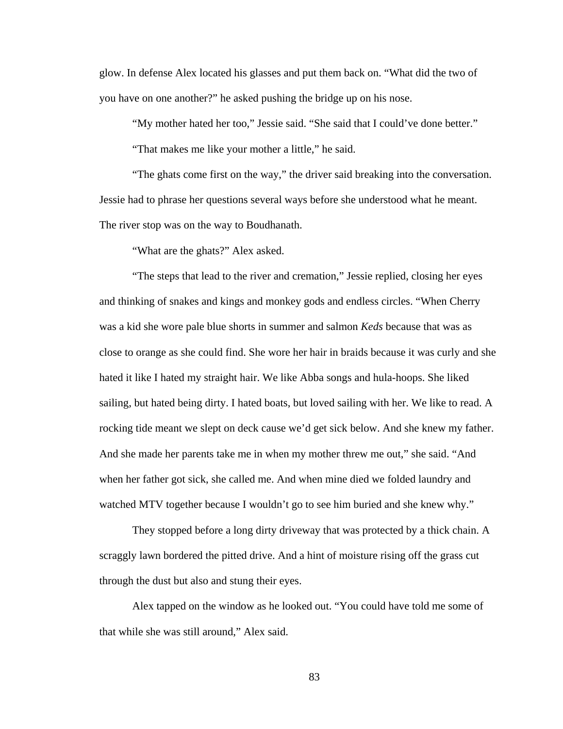glow. In defense Alex located his glasses and put them back on. "What did the two of you have on one another?" he asked pushing the bridge up on his nose.

"My mother hated her too," Jessie said. "She said that I could've done better."

"That makes me like your mother a little," he said.

"The ghats come first on the way," the driver said breaking into the conversation. Jessie had to phrase her questions several ways before she understood what he meant. The river stop was on the way to Boudhanath.

"What are the ghats?" Alex asked.

"The steps that lead to the river and cremation," Jessie replied, closing her eyes and thinking of snakes and kings and monkey gods and endless circles. "When Cherry was a kid she wore pale blue shorts in summer and salmon *Keds* because that was as close to orange as she could find. She wore her hair in braids because it was curly and she hated it like I hated my straight hair. We like Abba songs and hula-hoops. She liked sailing, but hated being dirty. I hated boats, but loved sailing with her. We like to read. A rocking tide meant we slept on deck cause we'd get sick below. And she knew my father. And she made her parents take me in when my mother threw me out," she said. "And when her father got sick, she called me. And when mine died we folded laundry and watched MTV together because I wouldn't go to see him buried and she knew why."

They stopped before a long dirty driveway that was protected by a thick chain. A scraggly lawn bordered the pitted drive. And a hint of moisture rising off the grass cut through the dust but also and stung their eyes.

Alex tapped on the window as he looked out. "You could have told me some of that while she was still around," Alex said.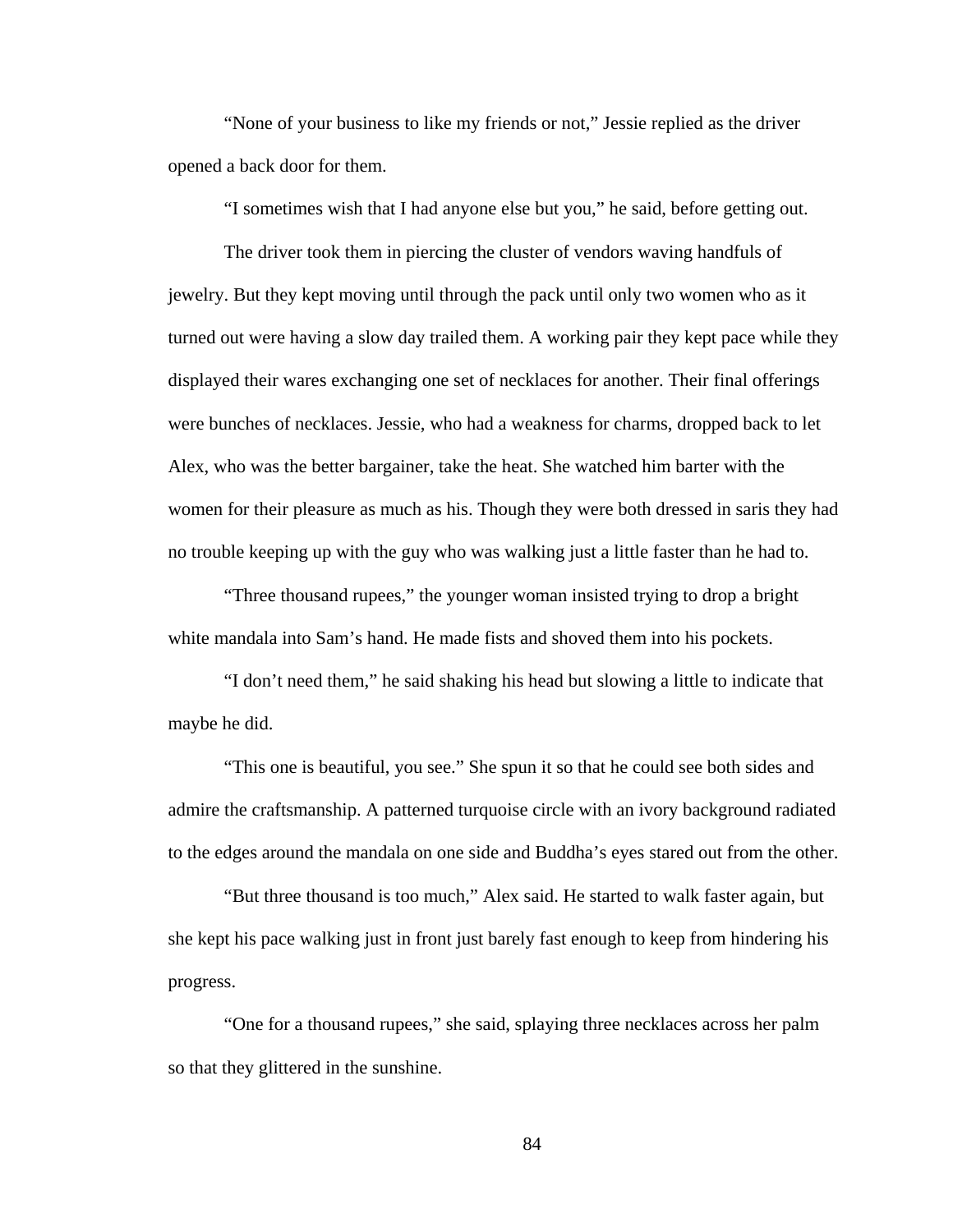“None of your business to like my friends or not,” Jessie replied as the driver opened a back door for them.

“I sometimes wish that I had anyone else but you,” he said, before getting out.

The driver took them in piercing the cluster of vendors waving handfuls of jewelry. But they kept moving until through the pack until only two women who as it turned out were having a slow day trailed them. A working pair they kept pace while they displayed their wares exchanging one set of necklaces for another. Their final offerings were bunches of necklaces. Jessie, who had a weakness for charms, dropped back to let Alex, who was the better bargainer, take the heat. She watched him barter with the women for their pleasure as much as his. Though they were both dressed in saris they had no trouble keeping up with the guy who was walking just a little faster than he had to.

“Three thousand rupees,” the younger woman insisted trying to drop a bright white mandala into Sam’s hand. He made fists and shoved them into his pockets.

“I don’t need them,” he said shaking his head but slowing a little to indicate that maybe he did.

“This one is beautiful, you see.” She spun it so that he could see both sides and admire the craftsmanship. A patterned turquoise circle with an ivory background radiated to the edges around the mandala on one side and Buddha’s eyes stared out from the other.

“But three thousand is too much,” Alex said. He started to walk faster again, but she kept his pace walking just in front just barely fast enough to keep from hindering his progress.

“One for a thousand rupees,” she said, splaying three necklaces across her palm so that they glittered in the sunshine.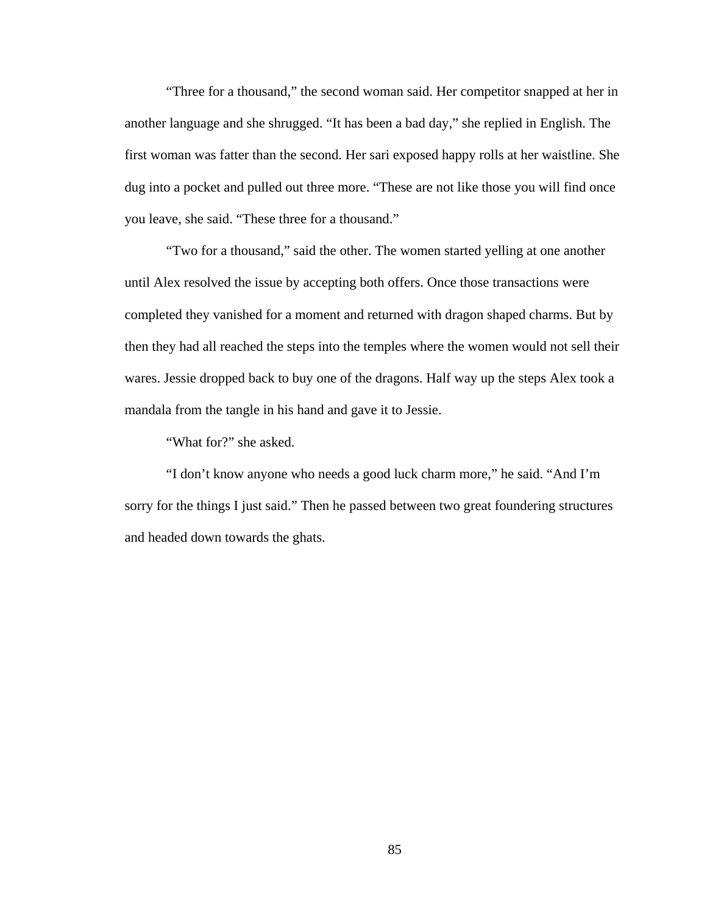"Three for a thousand," the second woman said. Her competitor snapped at her in another language and she shrugged. "It has been a bad day," she replied in English. The first woman was fatter than the second. Her sari exposed happy rolls at her waistline. She dug into a pocket and pulled out three more. "These are not like those you will find once you leave, she said. "These three for a thousand."

"Two for a thousand," said the other. The women started yelling at one another until Alex resolved the issue by accepting both offers. Once those transactions were completed they vanished for a moment and returned with dragon shaped charms. But by then they had all reached the steps into the temples where the women would not sell their wares. Jessie dropped back to buy one of the dragons. Half way up the steps Alex took a mandala from the tangle in his hand and gave it to Jessie.

"What for?" she asked.

"I don't know anyone who needs a good luck charm more," he said. "And I'm sorry for the things I just said." Then he passed between two great foundering structures and headed down towards the ghats.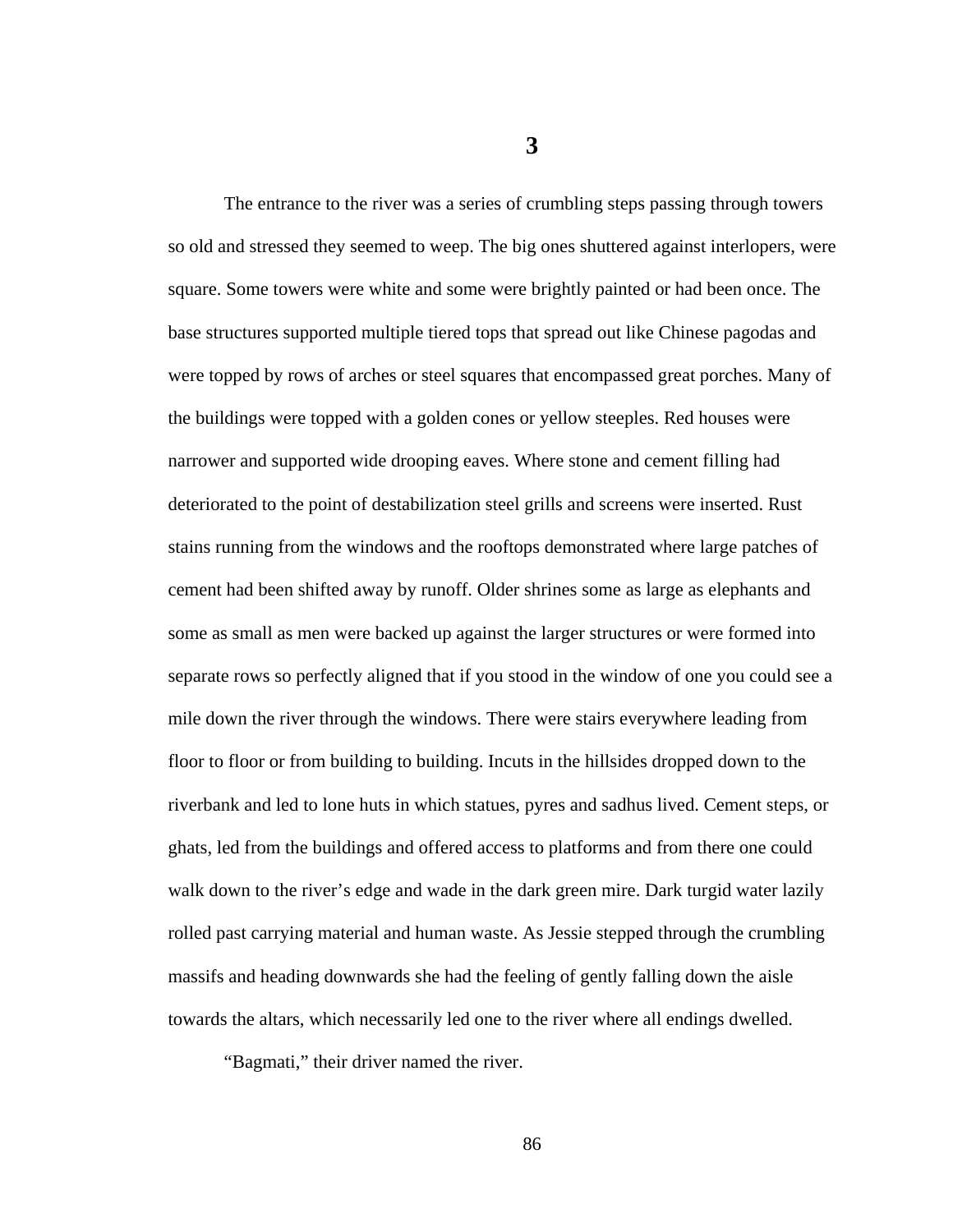# 3

The entrance to the river was a series of crumbling steps passing through towers so old and stressed they seemed to weep. The big ones shuttered against interlopers, were square. Some towers were white and some were brightly painted or had been once. The base structures supported multiple tiered tops that spread out like Chinese pagodas and were topped by rows of arches or steel squares that encompassed great porches. Many of the buildings were topped with a golden cones or yellow steeples. Red houses were narrower and supported wide drooping eaves. Where stone and cement filling had deteriorated to the point of destabilization steel grills and screens were inserted. Rust stains running from the windows and the rooftops demonstrated where large patches of cement had been shifted away by runoff. Older shrines some as large as elephants and some as small as men were backed up against the larger structures or were formed into separate rows so perfectly aligned that if you stood in the window of one you could see a mile down the river through the windows. There were stairs everywhere leading from floor to floor or from building to building. Incuts in the hillsides dropped down to the riverbank and led to lone huts in which statues, pyres and sadhus lived. Cement steps, or ghats, led from the buildings and offered access to platforms and from there one could walk down to the river's edge and wade in the dark green mire. Dark turgid water lazily rolled past carrying material and human waste. As Jessie stepped through the crumbling massifs and heading downwards she had the feeling of gently falling down the aisle towards the altars, which necessarily led one to the river where all endings dwelled.

"Bagmati," their driver named the river.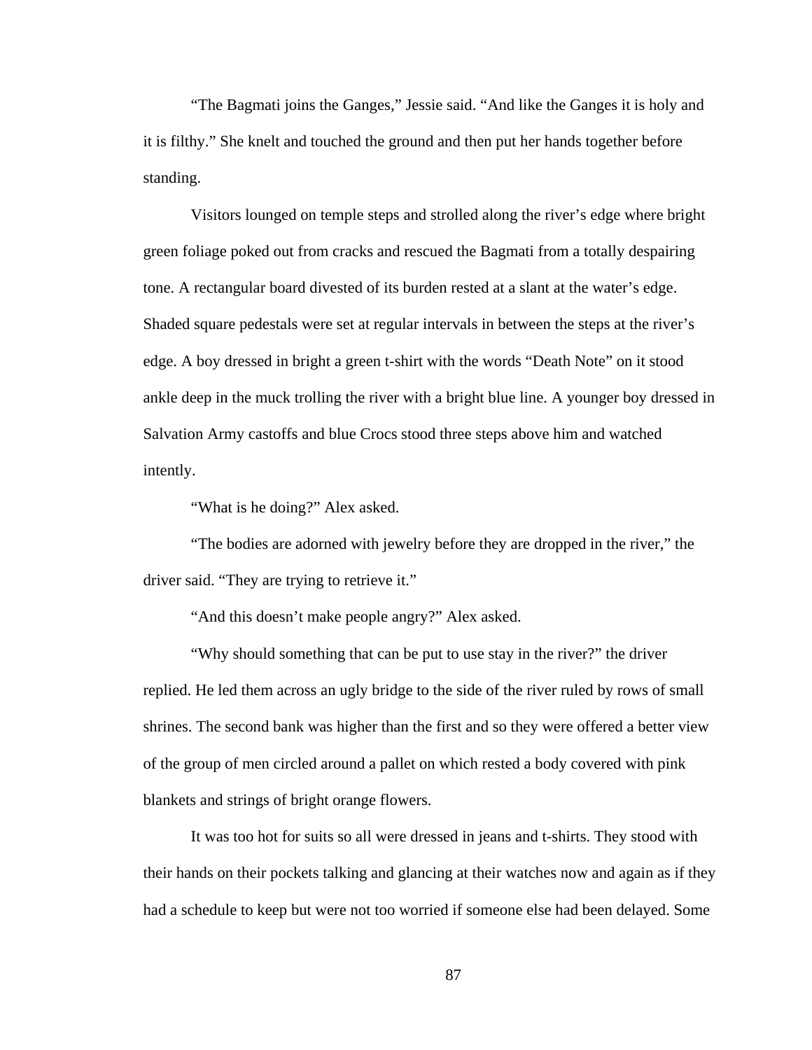"The Bagmati joins the Ganges," Jessie said. "And like the Ganges it is holy and it is filthy." She knelt and touched the ground and then put her hands together before standing.

Visitors lounged on temple steps and strolled along the river's edge where bright green foliage poked out from cracks and rescued the Bagmati from a totally despairing tone. A rectangular board divested of its burden rested at a slant at the water's edge. Shaded square pedestals were set at regular intervals in between the steps at the river's edge. A boy dressed in bright a green t-shirt with the words "Death Note" on it stood ankle deep in the muck trolling the river with a bright blue line. A younger boy dressed in Salvation Army castoffs and blue Crocs stood three steps above him and watched intently.

"What is he doing?" Alex asked.

"The bodies are adorned with jewelry before they are dropped in the river," the driver said. "They are trying to retrieve it."

"And this doesn't make people angry?" Alex asked.

"Why should something that can be put to use stay in the river?" the driver replied. He led them across an ugly bridge to the side of the river ruled by rows of small shrines. The second bank was higher than the first and so they were offered a better view of the group of men circled around a pallet on which rested a body covered with pink blankets and strings of bright orange flowers.

It was too hot for suits so all were dressed in jeans and t-shirts. They stood with their hands on their pockets talking and glancing at their watches now and again as if they had a schedule to keep but were not too worried if someone else had been delayed. Some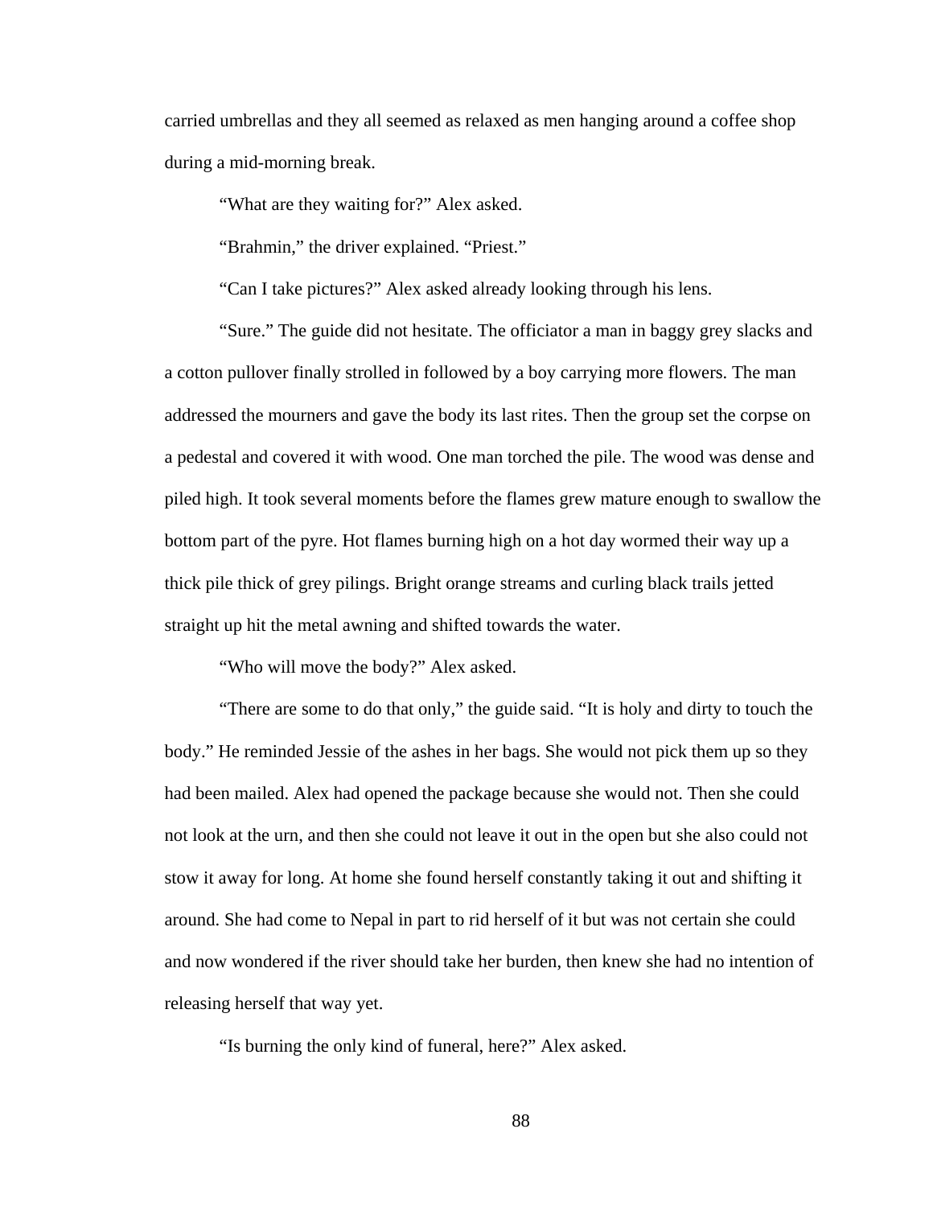carried umbrellas and they all seemed as relaxed as men hanging around a coffee shop during a mid-morning break.

"What are they waiting for?" Alex asked.

"Brahmin," the driver explained. "Priest."

"Can I take pictures?" Alex asked already looking through his lens.

"Sure." The guide did not hesitate. The officiator a man in baggy grey slacks and a cotton pullover finally strolled in followed by a boy carrying more flowers. The man addressed the mourners and gave the body its last rites. Then the group set the corpse on a pedestal and covered it with wood. One man torched the pile. The wood was dense and piled high. It took several moments before the flames grew mature enough to swallow the bottom part of the pyre. Hot flames burning high on a hot day wormed their way up a thick pile thick of grey pilings. Bright orange streams and curling black trails jetted straight up hit the metal awning and shifted towards the water.

"Who will move the body?" Alex asked.

"There are some to do that only," the guide said. "It is holy and dirty to touch the body." He reminded Jessie of the ashes in her bags. She would not pick them up so they had been mailed. Alex had opened the package because she would not. Then she could not look at the urn, and then she could not leave it out in the open but she also could not stow it away for long. At home she found herself constantly taking it out and shifting it around. She had come to Nepal in part to rid herself of it but was not certain she could and now wondered if the river should take her burden, then knew she had no intention of releasing herself that way yet.

"Is burning the only kind of funeral, here?" Alex asked.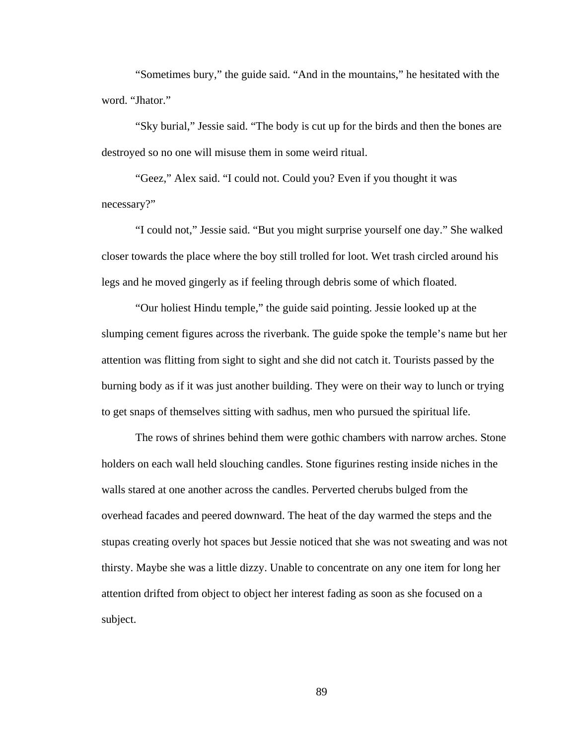"Sometimes bury," the guide said. "And in the mountains," he hesitated with the word. "Jhator."

"Sky burial," Jessie said. "The body is cut up for the birds and then the bones are destroyed so no one will misuse them in some weird ritual.

"Geez," Alex said. "I could not. Could you? Even if you thought it was necessary?"

"I could not," Jessie said. "But you might surprise yourself one day." She walked closer towards the place where the boy still trolled for loot. Wet trash circled around his legs and he moved gingerly as if feeling through debris some of which floated.

"Our holiest Hindu temple," the guide said pointing. Jessie looked up at the slumping cement figures across the riverbank. The guide spoke the temple's name but her attention was flitting from sight to sight and she did not catch it. Tourists passed by the burning body as if it was just another building. They were on their way to lunch or trying to get snaps of themselves sitting with sadhus, men who pursued the spiritual life.

The rows of shrines behind them were gothic chambers with narrow arches. Stone holders on each wall held slouching candles. Stone figurines resting inside niches in the walls stared at one another across the candles. Perverted cherubs bulged from the overhead facades and peered downward. The heat of the day warmed the steps and the stupas creating overly hot spaces but Jessie noticed that she was not sweating and was not thirsty. Maybe she was a little dizzy. Unable to concentrate on any one item for long her attention drifted from object to object her interest fading as soon as she focused on a subject.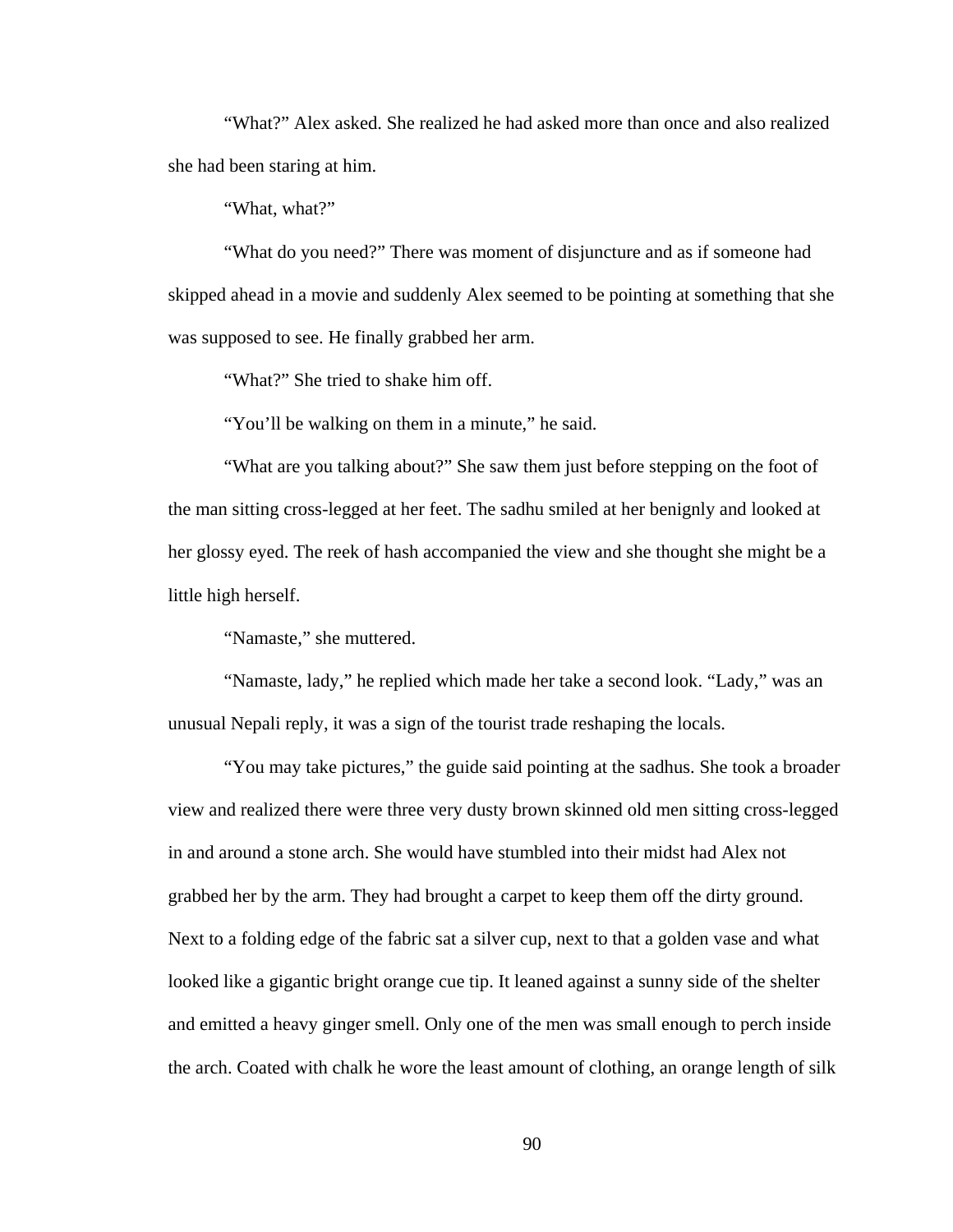"What?" Alex asked. She realized he had asked more than once and also realized she had been staring at him.

"What, what?"

"What do you need?" There was moment of disjuncture and as if someone had skipped ahead in a movie and suddenly Alex seemed to be pointing at something that she was supposed to see. He finally grabbed her arm.

"What?" She tried to shake him off.

"You'll be walking on them in a minute," he said.

"What are you talking about?" She saw them just before stepping on the foot of the man sitting cross-legged at her feet. The sadhu smiled at her benignly and looked at her glossy eyed. The reek of hash accompanied the view and she thought she might be a little high herself.

"Namaste," she muttered.

"Namaste, lady," he replied which made her take a second look. "Lady," was an unusual Nepali reply, it was a sign of the tourist trade reshaping the locals.

"You may take pictures," the guide said pointing at the sadhus. She took a broader view and realized there were three very dusty brown skinned old men sitting cross-legged in and around a stone arch. She would have stumbled into their midst had Alex not grabbed her by the arm. They had brought a carpet to keep them off the dirty ground. Next to a folding edge of the fabric sat a silver cup, next to that a golden vase and what looked like a gigantic bright orange cue tip. It leaned against a sunny side of the shelter and emitted a heavy ginger smell. Only one of the men was small enough to perch inside the arch. Coated with chalk he wore the least amount of clothing, an orange length of silk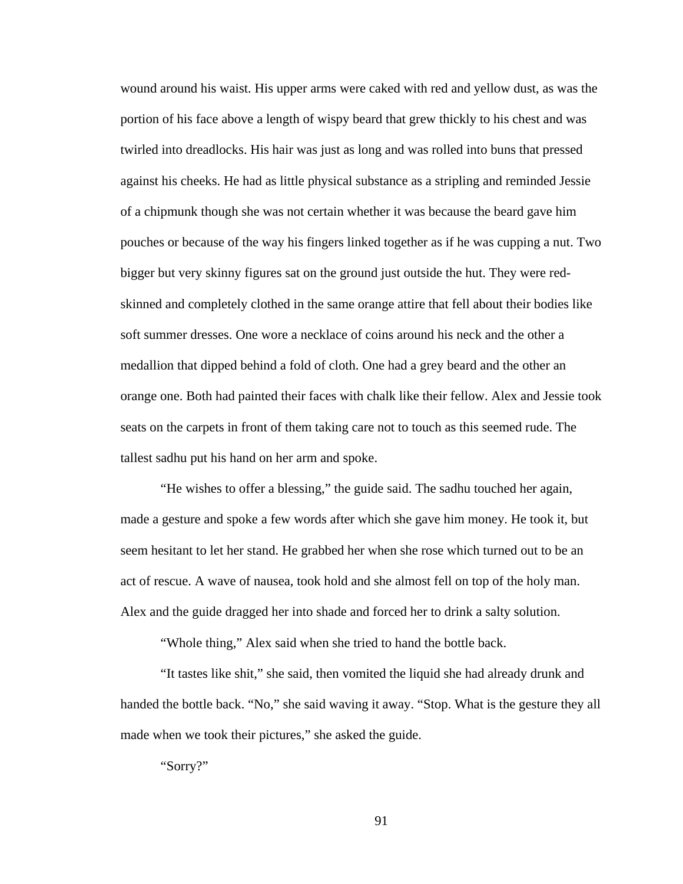wound around his waist. His upper arms were caked with red and yellow dust, as was the portion of his face above a length of wispy beard that grew thickly to his chest and was twirled into dreadlocks. His hair was just as long and was rolled into buns that pressed against his cheeks. He had as little physical substance as a stripling and reminded Jessie of a chipmunk though she was not certain whether it was because the beard gave him pouches or because of the way his fingers linked together as if he was cupping a nut. Two bigger but very skinny figures sat on the ground just outside the hut. They were red-skinned and completely clothed in the same orange attire that fell about their bodies like soft summer dresses. One wore a necklace of coins around his neck and the other a medallion that dipped behind a fold of cloth. One had a grey beard and the other an orange one. Both had painted their faces with chalk like their fellow. Alex and Jessie took seats on the carpets in front of them taking care not to touch as this seemed rude. The tallest sadhu put his hand on her arm and spoke.

"He wishes to offer a blessing," the guide said. The sadhu touched her again, made a gesture and spoke a few words after which she gave him money. He took it, but seem hesitant to let her stand. He grabbed her when she rose which turned out to be an act of rescue. A wave of nausea, took hold and she almost fell on top of the holy man. Alex and the guide dragged her into shade and forced her to drink a salty solution.

"Whole thing," Alex said when she tried to hand the bottle back.

"It tastes like shit," she said, then vomited the liquid she had already drunk and handed the bottle back. "No," she said waving it away. "Stop. What is the gesture they all made when we took their pictures," she asked the guide.

"Sorry?"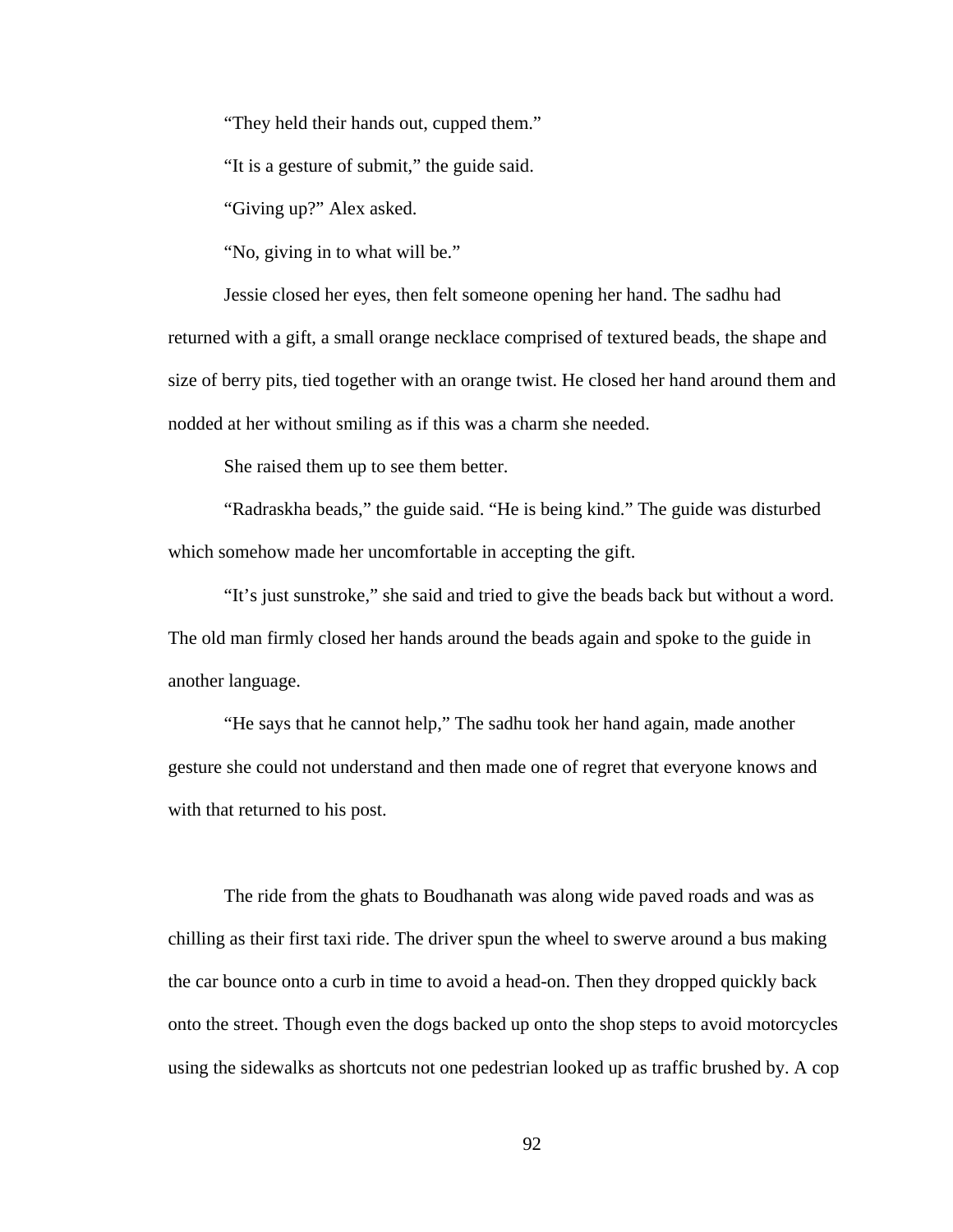"They held their hands out, cupped them."

"It is a gesture of submit," the guide said.

"Giving up?" Alex asked.

"No, giving in to what will be."

Jessie closed her eyes, then felt someone opening her hand. The sadhu had returned with a gift, a small orange necklace comprised of textured beads, the shape and size of berry pits, tied together with an orange twist. He closed her hand around them and nodded at her without smiling as if this was a charm she needed.

She raised them up to see them better.

"Radraskha beads," the guide said. "He is being kind." The guide was disturbed which somehow made her uncomfortable in accepting the gift.

"It's just sunstroke," she said and tried to give the beads back but without a word. The old man firmly closed her hands around the beads again and spoke to the guide in another language.

"He says that he cannot help," The sadhu took her hand again, made another gesture she could not understand and then made one of regret that everyone knows and with that returned to his post.

The ride from the ghats to Boudhanath was along wide paved roads and was as chilling as their first taxi ride. The driver spun the wheel to swerve around a bus making the car bounce onto a curb in time to avoid a head-on. Then they dropped quickly back onto the street. Though even the dogs backed up onto the shop steps to avoid motorcycles using the sidewalks as shortcuts not one pedestrian looked up as traffic brushed by. A cop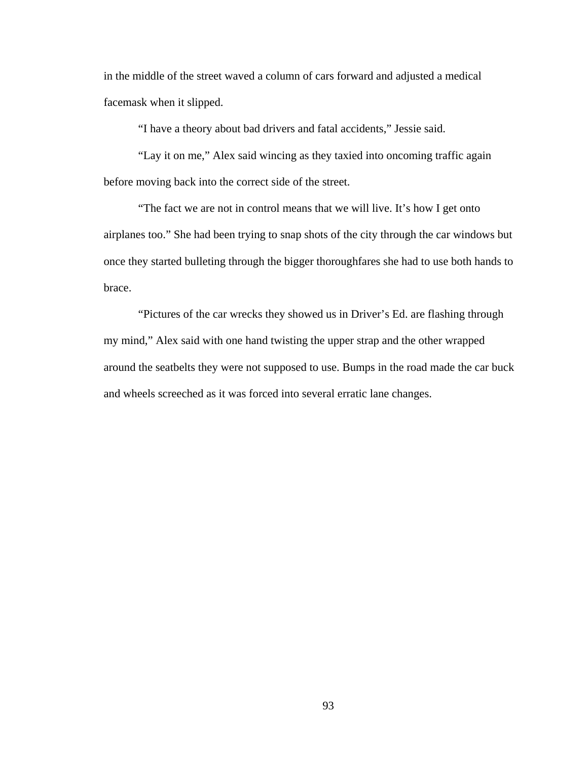in the middle of the street waved a column of cars forward and adjusted a medical facemask when it slipped.

"I have a theory about bad drivers and fatal accidents," Jessie said.

"Lay it on me," Alex said wincing as they taxied into oncoming traffic again before moving back into the correct side of the street.

"The fact we are not in control means that we will live. It's how I get onto airplanes too." She had been trying to snap shots of the city through the car windows but once they started bulleting through the bigger thoroughfares she had to use both hands to brace.

"Pictures of the car wrecks they showed us in Driver's Ed. are flashing through my mind," Alex said with one hand twisting the upper strap and the other wrapped around the seatbelts they were not supposed to use. Bumps in the road made the car buck and wheels screeched as it was forced into several erratic lane changes.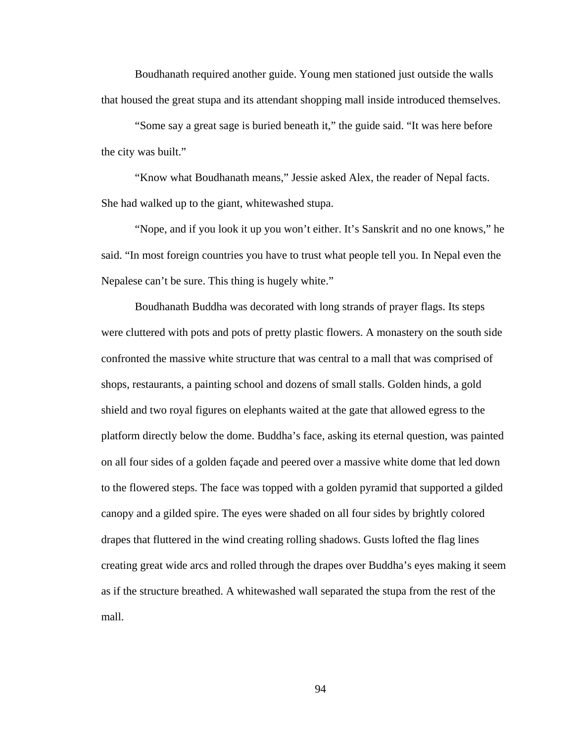Boudhanath required another guide. Young men stationed just outside the walls that housed the great stupa and its attendant shopping mall inside introduced themselves.

"Some say a great sage is buried beneath it," the guide said. "It was here before the city was built."

"Know what Boudhanath means," Jessie asked Alex, the reader of Nepal facts. She had walked up to the giant, whitewashed stupa.

"Nope, and if you look it up you won't either. It's Sanskrit and no one knows," he said. "In most foreign countries you have to trust what people tell you. In Nepal even the Nepalese can't be sure. This thing is hugely white."

Boudhanath Buddha was decorated with long strands of prayer flags. Its steps were cluttered with pots and pots of pretty plastic flowers. A monastery on the south side confronted the massive white structure that was central to a mall that was comprised of shops, restaurants, a painting school and dozens of small stalls. Golden hinds, a gold shield and two royal figures on elephants waited at the gate that allowed egress to the platform directly below the dome. Buddha's face, asking its eternal question, was painted on all four sides of a golden façade and peered over a massive white dome that led down to the flowered steps. The face was topped with a golden pyramid that supported a gilded canopy and a gilded spire. The eyes were shaded on all four sides by brightly colored drapes that fluttered in the wind creating rolling shadows. Gusts lofted the flag lines creating great wide arcs and rolled through the drapes over Buddha's eyes making it seem as if the structure breathed. A whitewashed wall separated the stupa from the rest of the mall.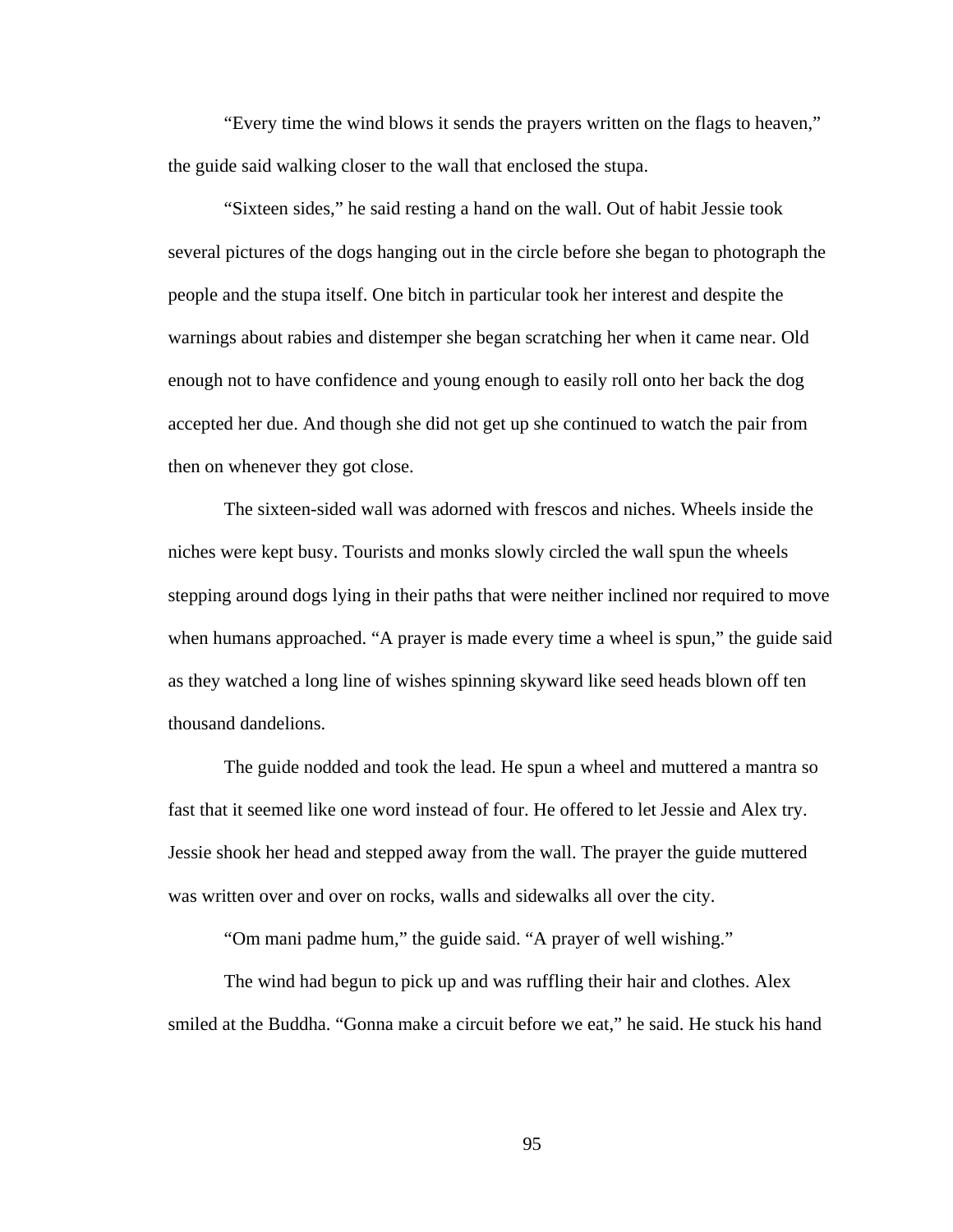"Every time the wind blows it sends the prayers written on the flags to heaven," the guide said walking closer to the wall that enclosed the stupa.

"Sixteen sides," he said resting a hand on the wall. Out of habit Jessie took several pictures of the dogs hanging out in the circle before she began to photograph the people and the stupa itself. One bitch in particular took her interest and despite the warnings about rabies and distemper she began scratching her when it came near. Old enough not to have confidence and young enough to easily roll onto her back the dog accepted her due. And though she did not get up she continued to watch the pair from then on whenever they got close.

The sixteen-sided wall was adorned with frescos and niches. Wheels inside the niches were kept busy. Tourists and monks slowly circled the wall spun the wheels stepping around dogs lying in their paths that were neither inclined nor required to move when humans approached. "A prayer is made every time a wheel is spun," the guide said as they watched a long line of wishes spinning skyward like seed heads blown off ten thousand dandelions.

The guide nodded and took the lead. He spun a wheel and muttered a mantra so fast that it seemed like one word instead of four. He offered to let Jessie and Alex try. Jessie shook her head and stepped away from the wall. The prayer the guide muttered was written over and over on rocks, walls and sidewalks all over the city.

"Om mani padme hum," the guide said. "A prayer of well wishing."

The wind had begun to pick up and was ruffling their hair and clothes. Alex smiled at the Buddha. "Gonna make a circuit before we eat," he said. He stuck his hand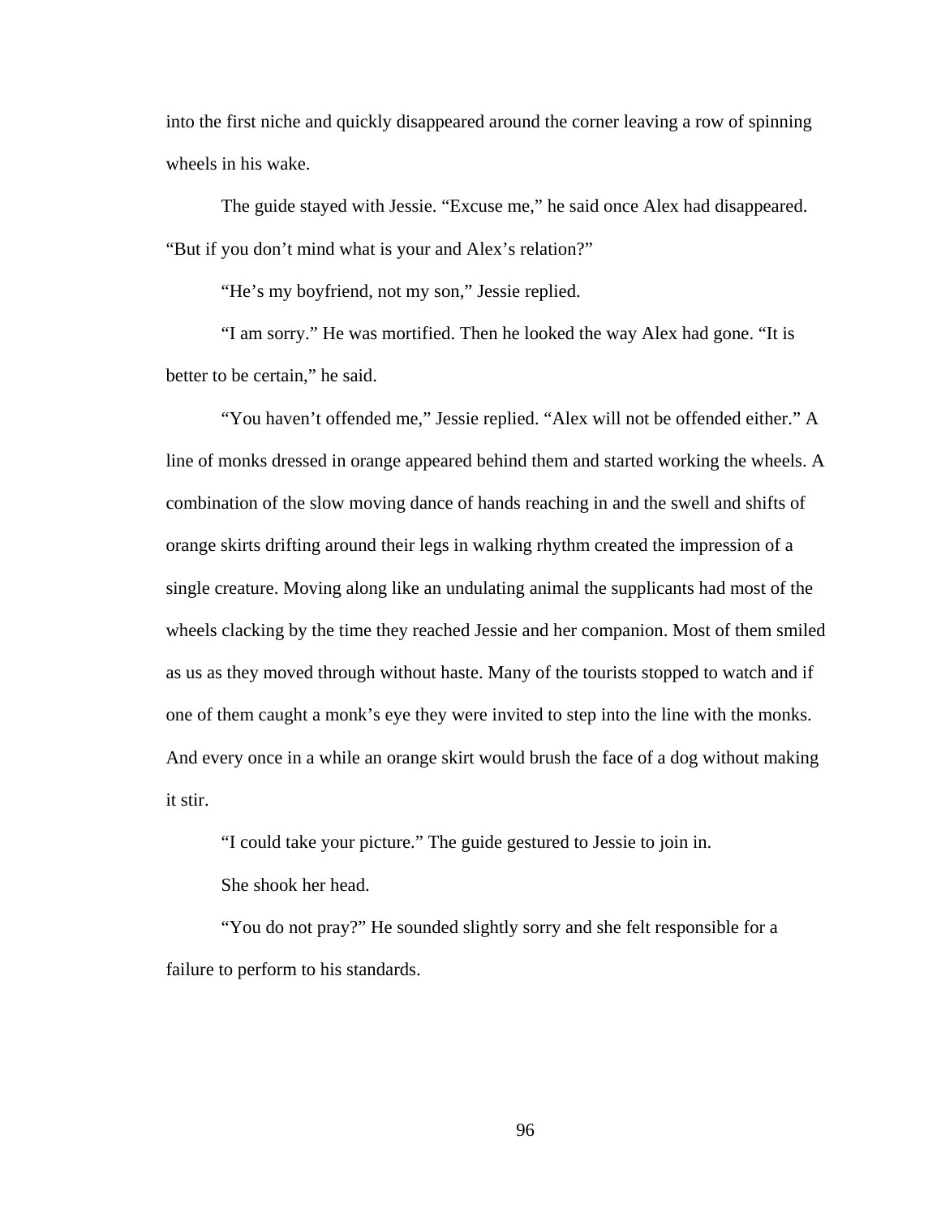into the first niche and quickly disappeared around the corner leaving a row of spinning wheels in his wake.

The guide stayed with Jessie. “Excuse me,” he said once Alex had disappeared. “But if you don’t mind what is your and Alex’s relation?”

“He’s my boyfriend, not my son,” Jessie replied.

“I am sorry.” He was mortified. Then he looked the way Alex had gone. “It is better to be certain,” he said.

“You haven’t offended me,” Jessie replied. “Alex will not be offended either.” A line of monks dressed in orange appeared behind them and started working the wheels. A combination of the slow moving dance of hands reaching in and the swell and shifts of orange skirts drifting around their legs in walking rhythm created the impression of a single creature. Moving along like an undulating animal the supplicants had most of the wheels clacking by the time they reached Jessie and her companion. Most of them smiled as us as they moved through without haste. Many of the tourists stopped to watch and if one of them caught a monk’s eye they were invited to step into the line with the monks. And every once in a while an orange skirt would brush the face of a dog without making it stir.

“I could take your picture.” The guide gestured to Jessie to join in.

She shook her head.

“You do not pray?” He sounded slightly sorry and she felt responsible for a failure to perform to his standards.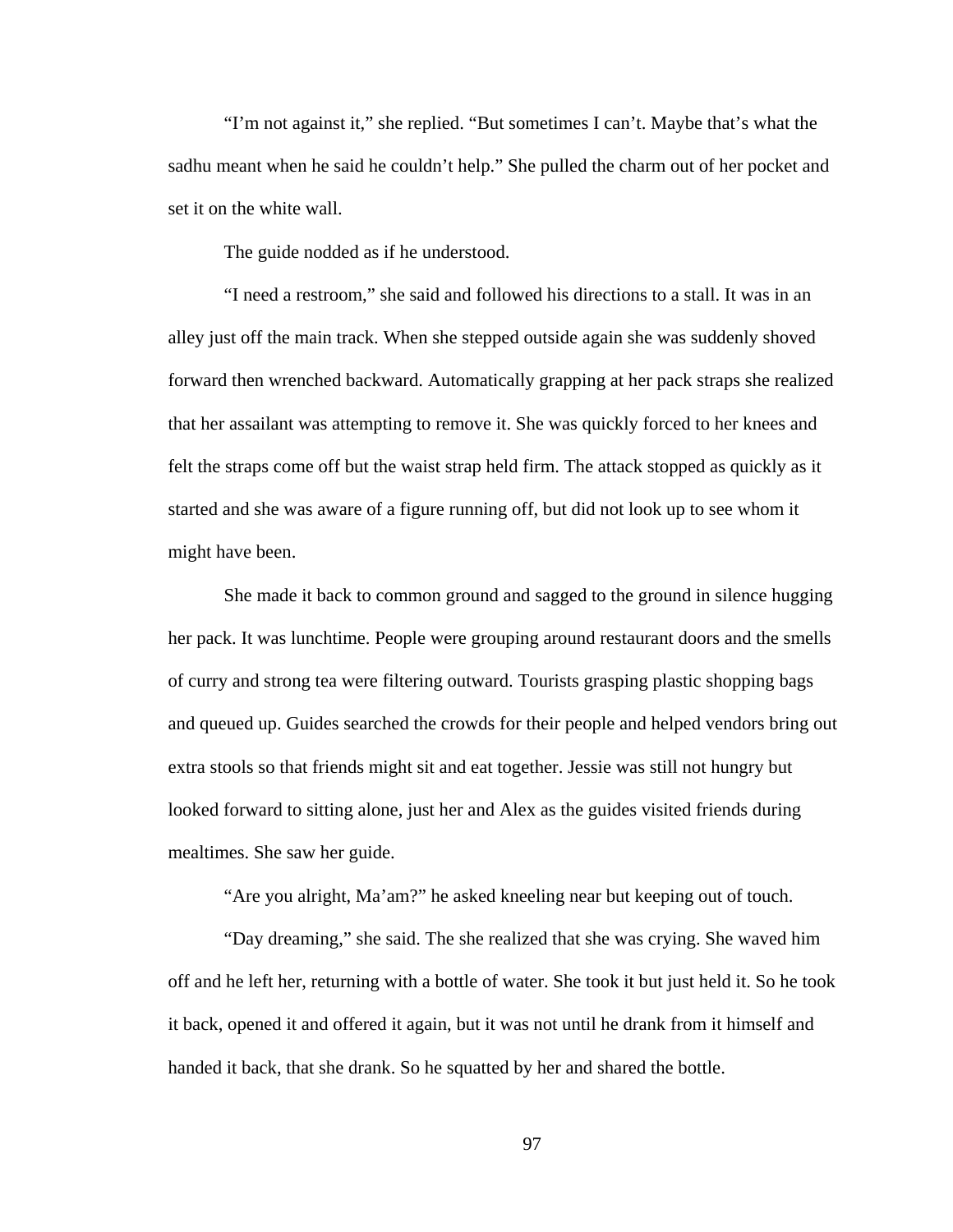"I'm not against it," she replied. "But sometimes I can't. Maybe that's what the sadhu meant when he said he couldn't help." She pulled the charm out of her pocket and set it on the white wall.

The guide nodded as if he understood.

"I need a restroom," she said and followed his directions to a stall. It was in an alley just off the main track. When she stepped outside again she was suddenly shoved forward then wrenched backward. Automatically grapping at her pack straps she realized that her assailant was attempting to remove it. She was quickly forced to her knees and felt the straps come off but the waist strap held firm. The attack stopped as quickly as it started and she was aware of a figure running off, but did not look up to see whom it might have been.

She made it back to common ground and sagged to the ground in silence hugging her pack. It was lunchtime. People were grouping around restaurant doors and the smells of curry and strong tea were filtering outward. Tourists grasping plastic shopping bags and queued up. Guides searched the crowds for their people and helped vendors bring out extra stools so that friends might sit and eat together. Jessie was still not hungry but looked forward to sitting alone, just her and Alex as the guides visited friends during mealtimes. She saw her guide.

"Are you alright, Ma'am?" he asked kneeling near but keeping out of touch.

"Day dreaming," she said. The she realized that she was crying. She waved him off and he left her, returning with a bottle of water. She took it but just held it. So he took it back, opened it and offered it again, but it was not until he drank from it himself and handed it back, that she drank. So he squatted by her and shared the bottle.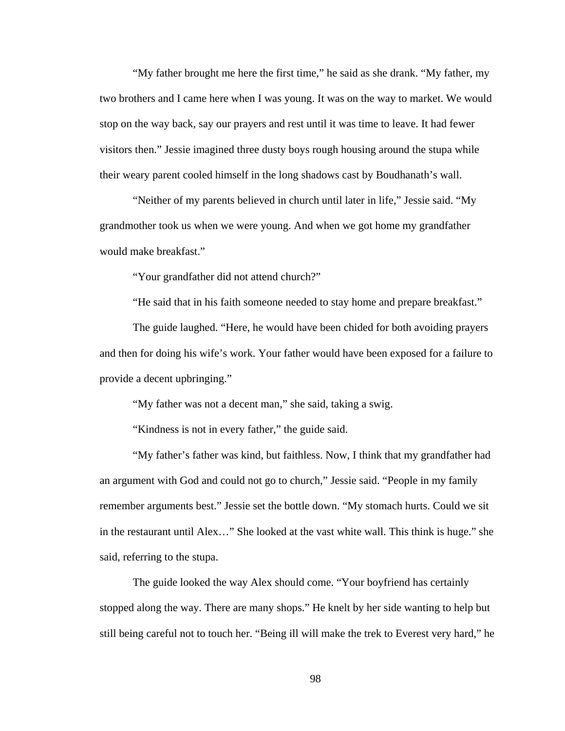“My father brought me here the first time,” he said as she drank. “My father, my two brothers and I came here when I was young. It was on the way to market. We would stop on the way back, say our prayers and rest until it was time to leave. It had fewer visitors then.” Jessie imagined three dusty boys rough housing around the stupa while their weary parent cooled himself in the long shadows cast by Boudhanath’s wall.

“Neither of my parents believed in church until later in life,” Jessie said. “My grandmother took us when we were young. And when we got home my grandfather would make breakfast.”

“Your grandfather did not attend church?”

“He said that in his faith someone needed to stay home and prepare breakfast.”

The guide laughed. “Here, he would have been chided for both avoiding prayers and then for doing his wife’s work. Your father would have been exposed for a failure to provide a decent upbringing.”

“My father was not a decent man,” she said, taking a swig.

“Kindness is not in every father,” the guide said.

“My father’s father was kind, but faithless. Now, I think that my grandfather had an argument with God and could not go to church,” Jessie said. “People in my family remember arguments best.” Jessie set the bottle down. “My stomach hurts. Could we sit in the restaurant until Alex…” She looked at the vast white wall. This think is huge.” she said, referring to the stupa.

The guide looked the way Alex should come. “Your boyfriend has certainly stopped along the way. There are many shops.” He knelt by her side wanting to help but still being careful not to touch her. “Being ill will make the trek to Everest very hard,” he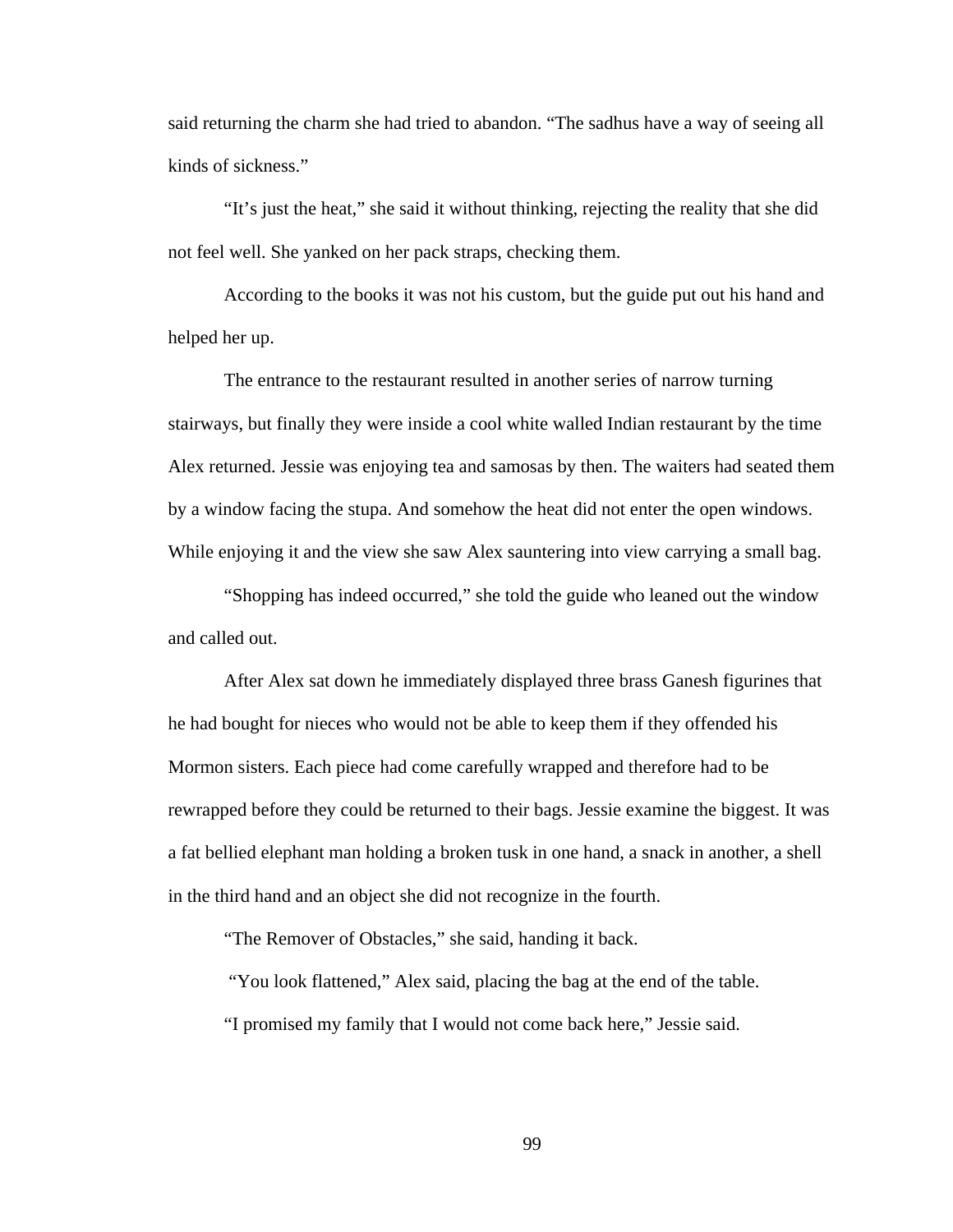said returning the charm she had tried to abandon. "The sadhus have a way of seeing all kinds of sickness."

"It's just the heat," she said it without thinking, rejecting the reality that she did not feel well. She yanked on her pack straps, checking them.

According to the books it was not his custom, but the guide put out his hand and helped her up.

The entrance to the restaurant resulted in another series of narrow turning stairways, but finally they were inside a cool white walled Indian restaurant by the time Alex returned. Jessie was enjoying tea and samosas by then. The waiters had seated them by a window facing the stupa. And somehow the heat did not enter the open windows. While enjoying it and the view she saw Alex sauntering into view carrying a small bag.

"Shopping has indeed occurred," she told the guide who leaned out the window and called out.

After Alex sat down he immediately displayed three brass Ganesh figurines that he had bought for nieces who would not be able to keep them if they offended his Mormon sisters. Each piece had come carefully wrapped and therefore had to be rewrapped before they could be returned to their bags. Jessie examine the biggest. It was a fat bellied elephant man holding a broken tusk in one hand, a snack in another, a shell in the third hand and an object she did not recognize in the fourth.

"The Remover of Obstacles," she said, handing it back.

"You look flattened," Alex said, placing the bag at the end of the table.

"I promised my family that I would not come back here," Jessie said.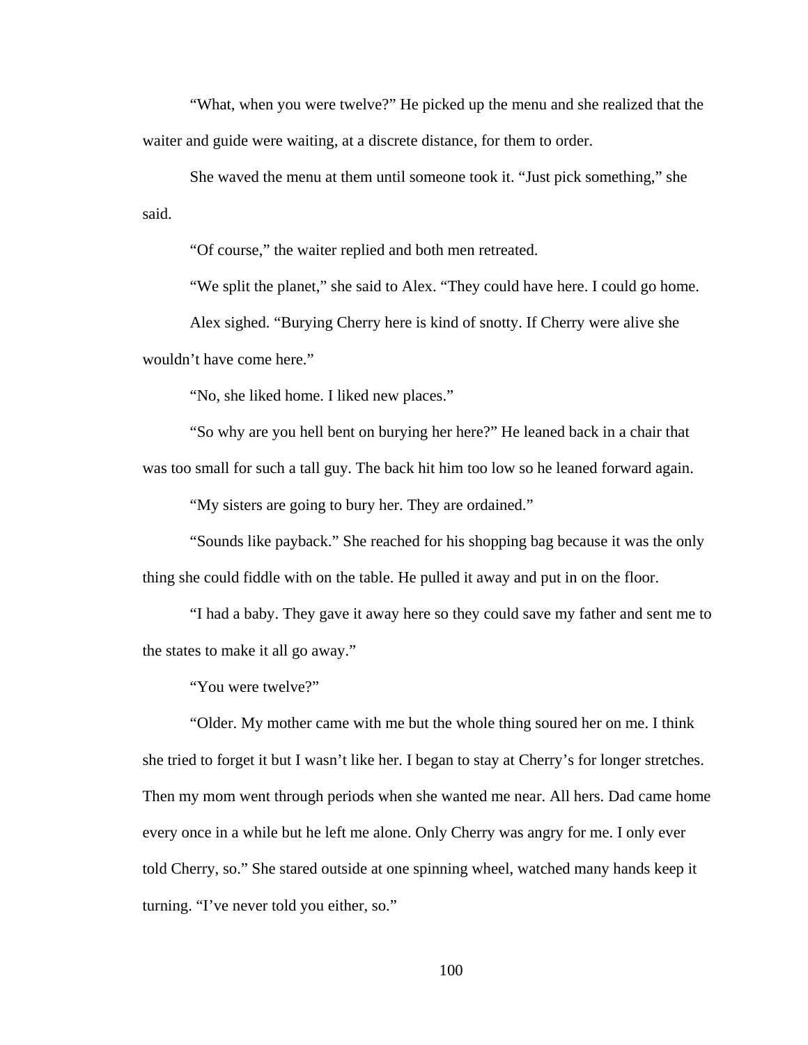"What, when you were twelve?" He picked up the menu and she realized that the waiter and guide were waiting, at a discrete distance, for them to order.

She waved the menu at them until someone took it. "Just pick something," she said.

"Of course," the waiter replied and both men retreated.

"We split the planet," she said to Alex. "They could have here. I could go home.

Alex sighed. "Burying Cherry here is kind of snotty. If Cherry were alive she wouldn't have come here."

"No, she liked home. I liked new places."

"So why are you hell bent on burying her here?" He leaned back in a chair that was too small for such a tall guy. The back hit him too low so he leaned forward again.

"My sisters are going to bury her. They are ordained."

"Sounds like payback." She reached for his shopping bag because it was the only thing she could fiddle with on the table. He pulled it away and put in on the floor.

"I had a baby. They gave it away here so they could save my father and sent me to the states to make it all go away."

"You were twelve?"

"Older. My mother came with me but the whole thing soured her on me. I think she tried to forget it but I wasn't like her. I began to stay at Cherry's for longer stretches. Then my mom went through periods when she wanted me near. All hers. Dad came home every once in a while but he left me alone. Only Cherry was angry for me. I only ever told Cherry, so." She stared outside at one spinning wheel, watched many hands keep it turning. "I've never told you either, so."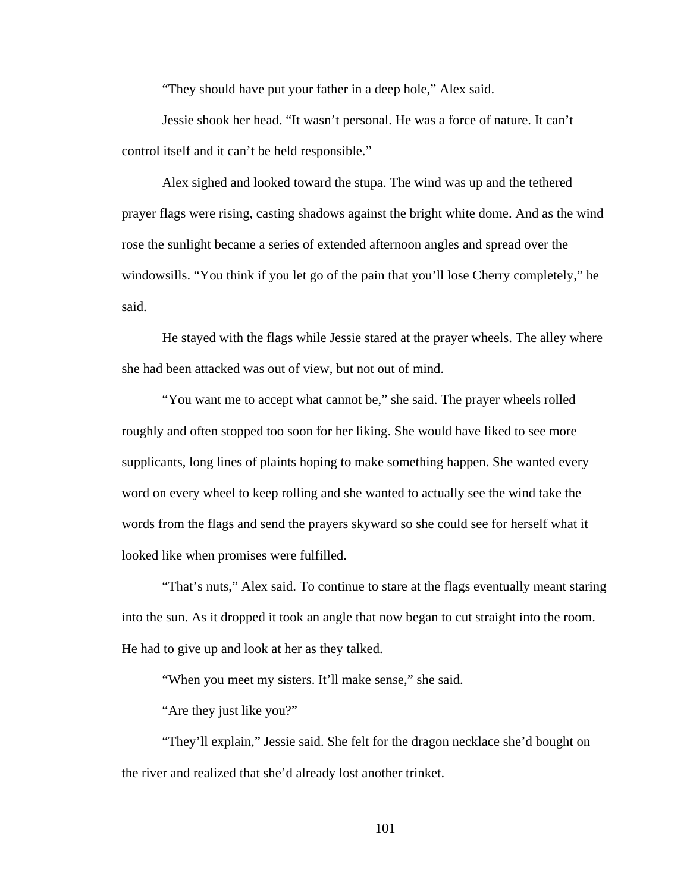"They should have put your father in a deep hole," Alex said.

Jessie shook her head. "It wasn't personal. He was a force of nature. It can't control itself and it can't be held responsible."

Alex sighed and looked toward the stupa. The wind was up and the tethered prayer flags were rising, casting shadows against the bright white dome. And as the wind rose the sunlight became a series of extended afternoon angles and spread over the windowsills. "You think if you let go of the pain that you'll lose Cherry completely," he said.

He stayed with the flags while Jessie stared at the prayer wheels. The alley where she had been attacked was out of view, but not out of mind.

"You want me to accept what cannot be," she said. The prayer wheels rolled roughly and often stopped too soon for her liking. She would have liked to see more supplicants, long lines of plaints hoping to make something happen. She wanted every word on every wheel to keep rolling and she wanted to actually see the wind take the words from the flags and send the prayers skyward so she could see for herself what it looked like when promises were fulfilled.

"That's nuts," Alex said. To continue to stare at the flags eventually meant staring into the sun. As it dropped it took an angle that now began to cut straight into the room. He had to give up and look at her as they talked.

"When you meet my sisters. It'll make sense," she said.

"Are they just like you?"

"They'll explain," Jessie said. She felt for the dragon necklace she'd bought on the river and realized that she'd already lost another trinket.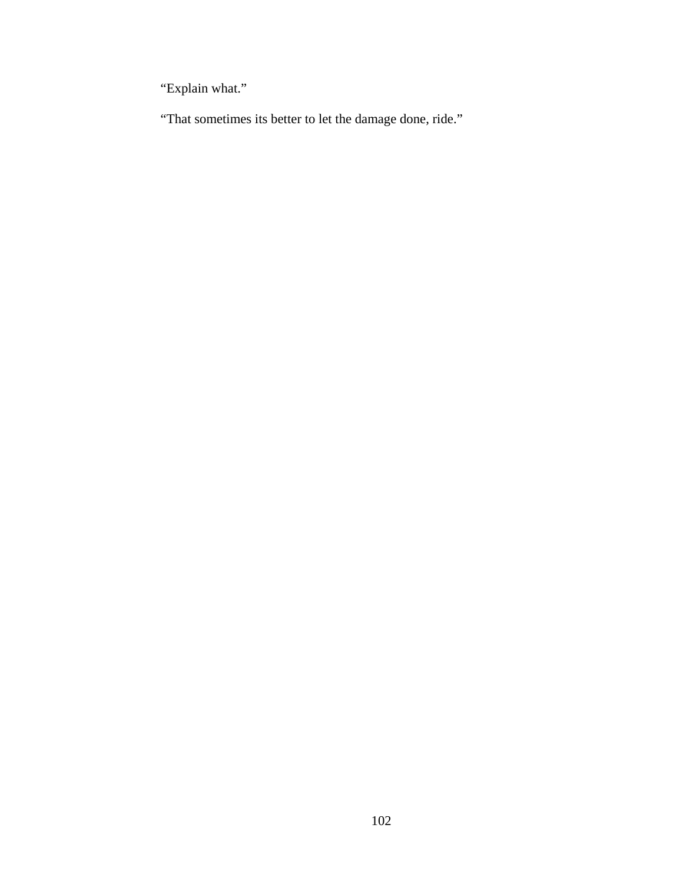“Explain what.”

“That sometimes its better to let the damage done, ride.”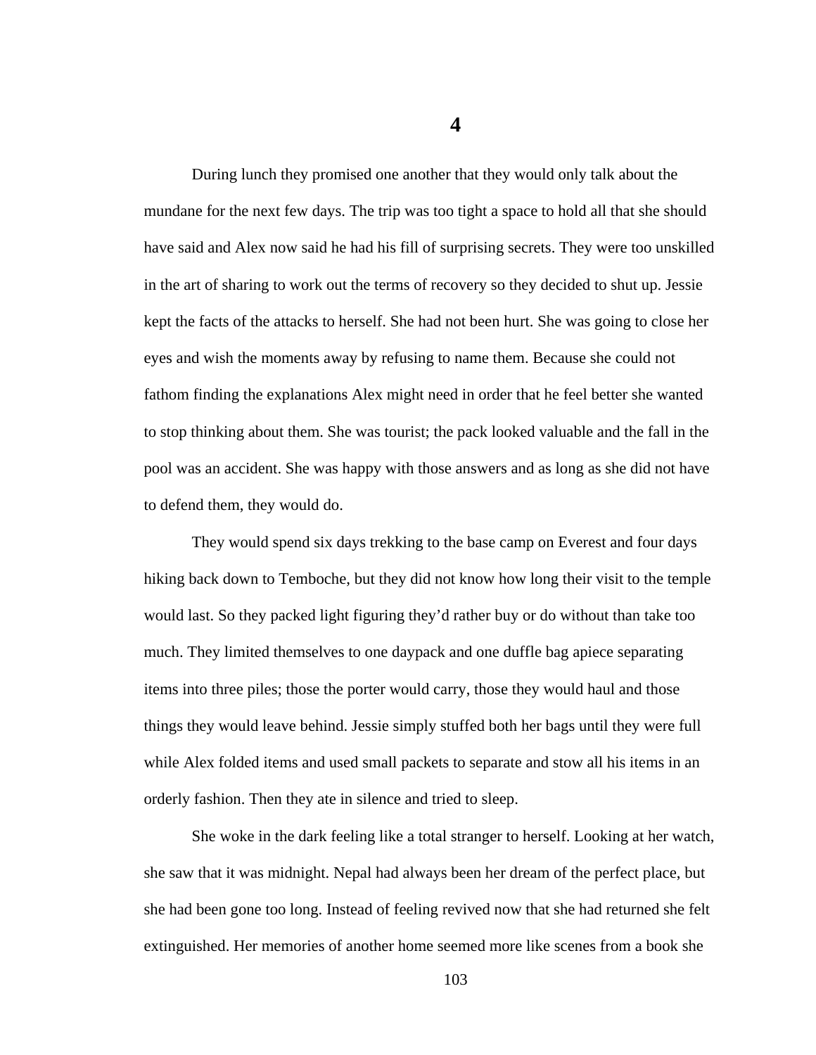# 4

During lunch they promised one another that they would only talk about the mundane for the next few days. The trip was too tight a space to hold all that she should have said and Alex now said he had his fill of surprising secrets. They were too unskilled in the art of sharing to work out the terms of recovery so they decided to shut up. Jessie kept the facts of the attacks to herself. She had not been hurt. She was going to close her eyes and wish the moments away by refusing to name them. Because she could not fathom finding the explanations Alex might need in order that he feel better she wanted to stop thinking about them. She was tourist; the pack looked valuable and the fall in the pool was an accident. She was happy with those answers and as long as she did not have to defend them, they would do.

They would spend six days trekking to the base camp on Everest and four days hiking back down to Temboche, but they did not know how long their visit to the temple would last. So they packed light figuring they'd rather buy or do without than take too much. They limited themselves to one daypack and one duffle bag apiece separating items into three piles; those the porter would carry, those they would haul and those things they would leave behind. Jessie simply stuffed both her bags until they were full while Alex folded items and used small packets to separate and stow all his items in an orderly fashion. Then they ate in silence and tried to sleep.

She woke in the dark feeling like a total stranger to herself. Looking at her watch, she saw that it was midnight. Nepal had always been her dream of the perfect place, but she had been gone too long. Instead of feeling revived now that she had returned she felt extinguished. Her memories of another home seemed more like scenes from a book she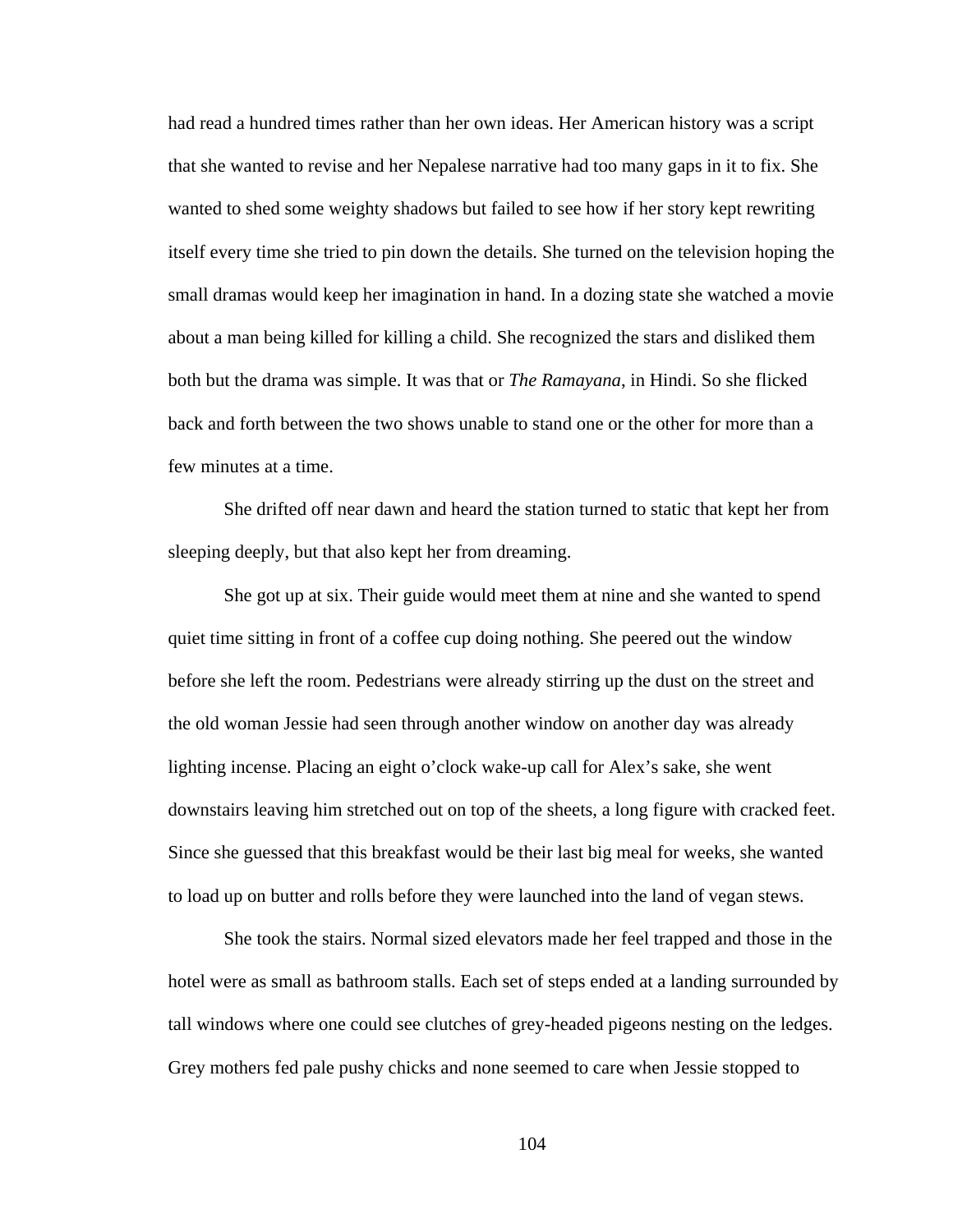had read a hundred times rather than her own ideas. Her American history was a script that she wanted to revise and her Nepalese narrative had too many gaps in it to fix. She wanted to shed some weighty shadows but failed to see how if her story kept rewriting itself every time she tried to pin down the details. She turned on the television hoping the small dramas would keep her imagination in hand. In a dozing state she watched a movie about a man being killed for killing a child. She recognized the stars and disliked them both but the drama was simple. It was that or *The Ramayana*, in Hindi. So she flicked back and forth between the two shows unable to stand one or the other for more than a few minutes at a time.

She drifted off near dawn and heard the station turned to static that kept her from sleeping deeply, but that also kept her from dreaming.

She got up at six. Their guide would meet them at nine and she wanted to spend quiet time sitting in front of a coffee cup doing nothing. She peered out the window before she left the room. Pedestrians were already stirring up the dust on the street and the old woman Jessie had seen through another window on another day was already lighting incense. Placing an eight o'clock wake-up call for Alex's sake, she went downstairs leaving him stretched out on top of the sheets, a long figure with cracked feet. Since she guessed that this breakfast would be their last big meal for weeks, she wanted to load up on butter and rolls before they were launched into the land of vegan stews.

She took the stairs. Normal sized elevators made her feel trapped and those in the hotel were as small as bathroom stalls. Each set of steps ended at a landing surrounded by tall windows where one could see clutches of grey-headed pigeons nesting on the ledges. Grey mothers fed pale pushy chicks and none seemed to care when Jessie stopped to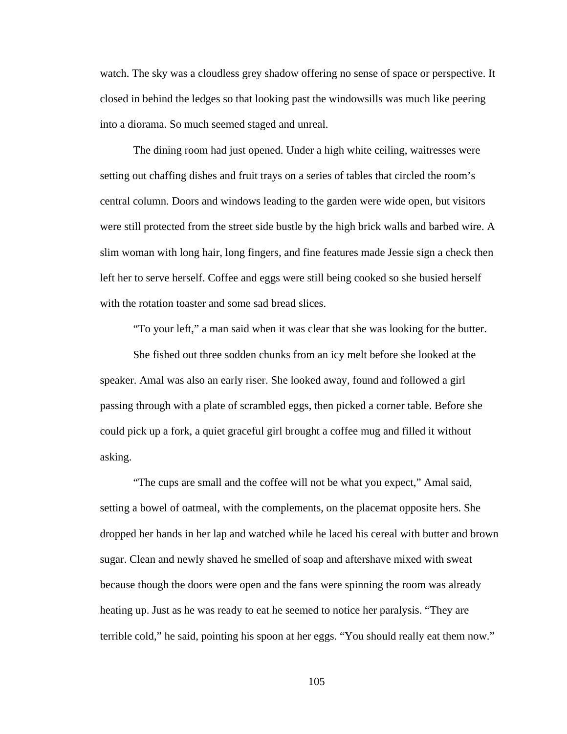watch. The sky was a cloudless grey shadow offering no sense of space or perspective. It closed in behind the ledges so that looking past the windowsills was much like peering into a diorama. So much seemed staged and unreal.

The dining room had just opened. Under a high white ceiling, waitresses were setting out chaffing dishes and fruit trays on a series of tables that circled the room's central column. Doors and windows leading to the garden were wide open, but visitors were still protected from the street side bustle by the high brick walls and barbed wire. A slim woman with long hair, long fingers, and fine features made Jessie sign a check then left her to serve herself. Coffee and eggs were still being cooked so she busied herself with the rotation toaster and some sad bread slices.

"To your left," a man said when it was clear that she was looking for the butter.

She fished out three sodden chunks from an icy melt before she looked at the speaker. Amal was also an early riser. She looked away, found and followed a girl passing through with a plate of scrambled eggs, then picked a corner table. Before she could pick up a fork, a quiet graceful girl brought a coffee mug and filled it without asking.

"The cups are small and the coffee will not be what you expect," Amal said, setting a bowel of oatmeal, with the complements, on the placemat opposite hers. She dropped her hands in her lap and watched while he laced his cereal with butter and brown sugar. Clean and newly shaved he smelled of soap and aftershave mixed with sweat because though the doors were open and the fans were spinning the room was already heating up. Just as he was ready to eat he seemed to notice her paralysis. "They are terrible cold," he said, pointing his spoon at her eggs. "You should really eat them now."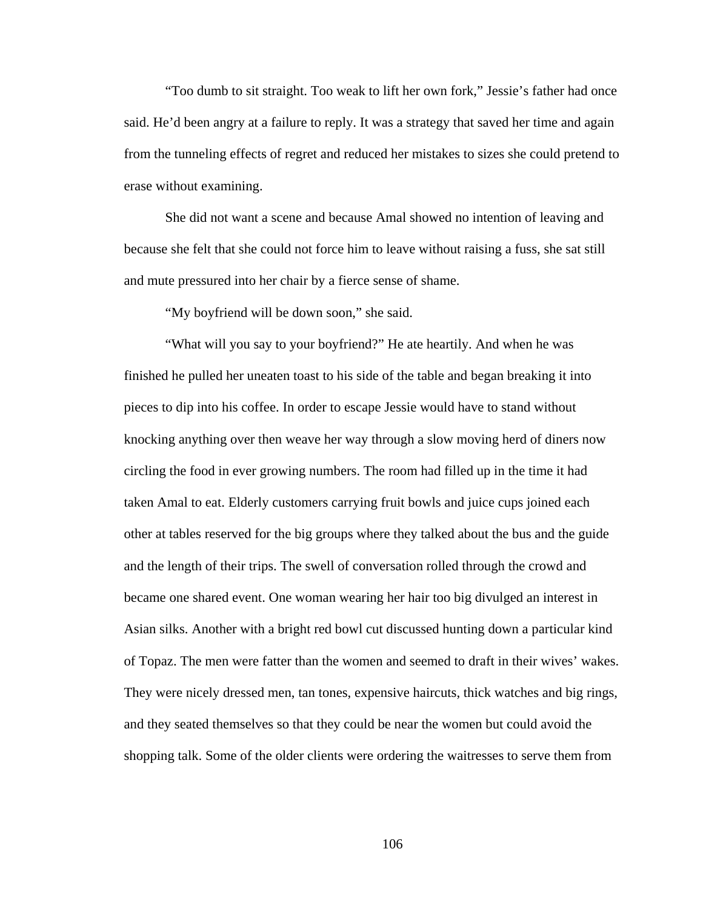"Too dumb to sit straight. Too weak to lift her own fork," Jessie's father had once said. He'd been angry at a failure to reply. It was a strategy that saved her time and again from the tunneling effects of regret and reduced her mistakes to sizes she could pretend to erase without examining.

She did not want a scene and because Amal showed no intention of leaving and because she felt that she could not force him to leave without raising a fuss, she sat still and mute pressured into her chair by a fierce sense of shame.

"My boyfriend will be down soon," she said.

"What will you say to your boyfriend?" He ate heartily. And when he was finished he pulled her uneaten toast to his side of the table and began breaking it into pieces to dip into his coffee. In order to escape Jessie would have to stand without knocking anything over then weave her way through a slow moving herd of diners now circling the food in ever growing numbers. The room had filled up in the time it had taken Amal to eat. Elderly customers carrying fruit bowls and juice cups joined each other at tables reserved for the big groups where they talked about the bus and the guide and the length of their trips. The swell of conversation rolled through the crowd and became one shared event. One woman wearing her hair too big divulged an interest in Asian silks. Another with a bright red bowl cut discussed hunting down a particular kind of Topaz. The men were fatter than the women and seemed to draft in their wives' wakes. They were nicely dressed men, tan tones, expensive haircuts, thick watches and big rings, and they seated themselves so that they could be near the women but could avoid the shopping talk. Some of the older clients were ordering the waitresses to serve them from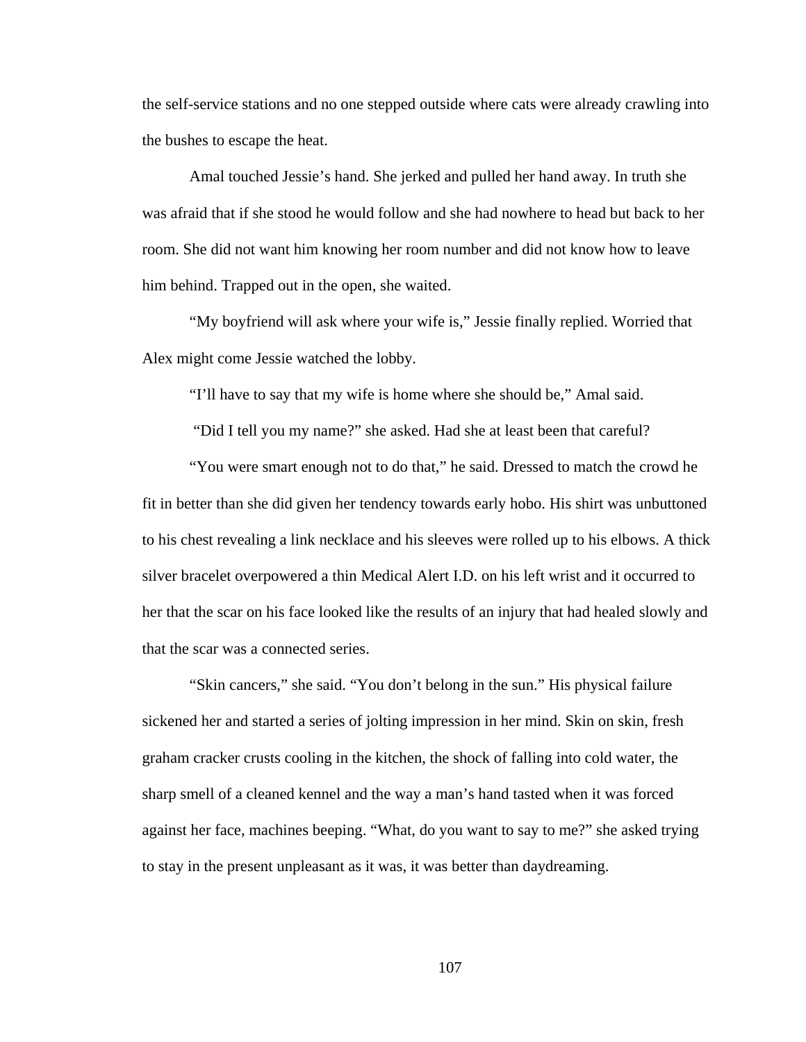the self-service stations and no one stepped outside where cats were already crawling into the bushes to escape the heat.

Amal touched Jessie's hand. She jerked and pulled her hand away. In truth she was afraid that if she stood he would follow and she had nowhere to head but back to her room. She did not want him knowing her room number and did not know how to leave him behind. Trapped out in the open, she waited.

"My boyfriend will ask where your wife is," Jessie finally replied. Worried that Alex might come Jessie watched the lobby.

"I'll have to say that my wife is home where she should be," Amal said.

"Did I tell you my name?" she asked. Had she at least been that careful?

"You were smart enough not to do that," he said. Dressed to match the crowd he fit in better than she did given her tendency towards early hobo. His shirt was unbuttoned to his chest revealing a link necklace and his sleeves were rolled up to his elbows. A thick silver bracelet overpowered a thin Medical Alert I.D. on his left wrist and it occurred to her that the scar on his face looked like the results of an injury that had healed slowly and that the scar was a connected series.

"Skin cancers," she said. "You don't belong in the sun." His physical failure sickened her and started a series of jolting impression in her mind. Skin on skin, fresh graham cracker crusts cooling in the kitchen, the shock of falling into cold water, the sharp smell of a cleaned kennel and the way a man's hand tasted when it was forced against her face, machines beeping. "What, do you want to say to me?" she asked trying to stay in the present unpleasant as it was, it was better than daydreaming.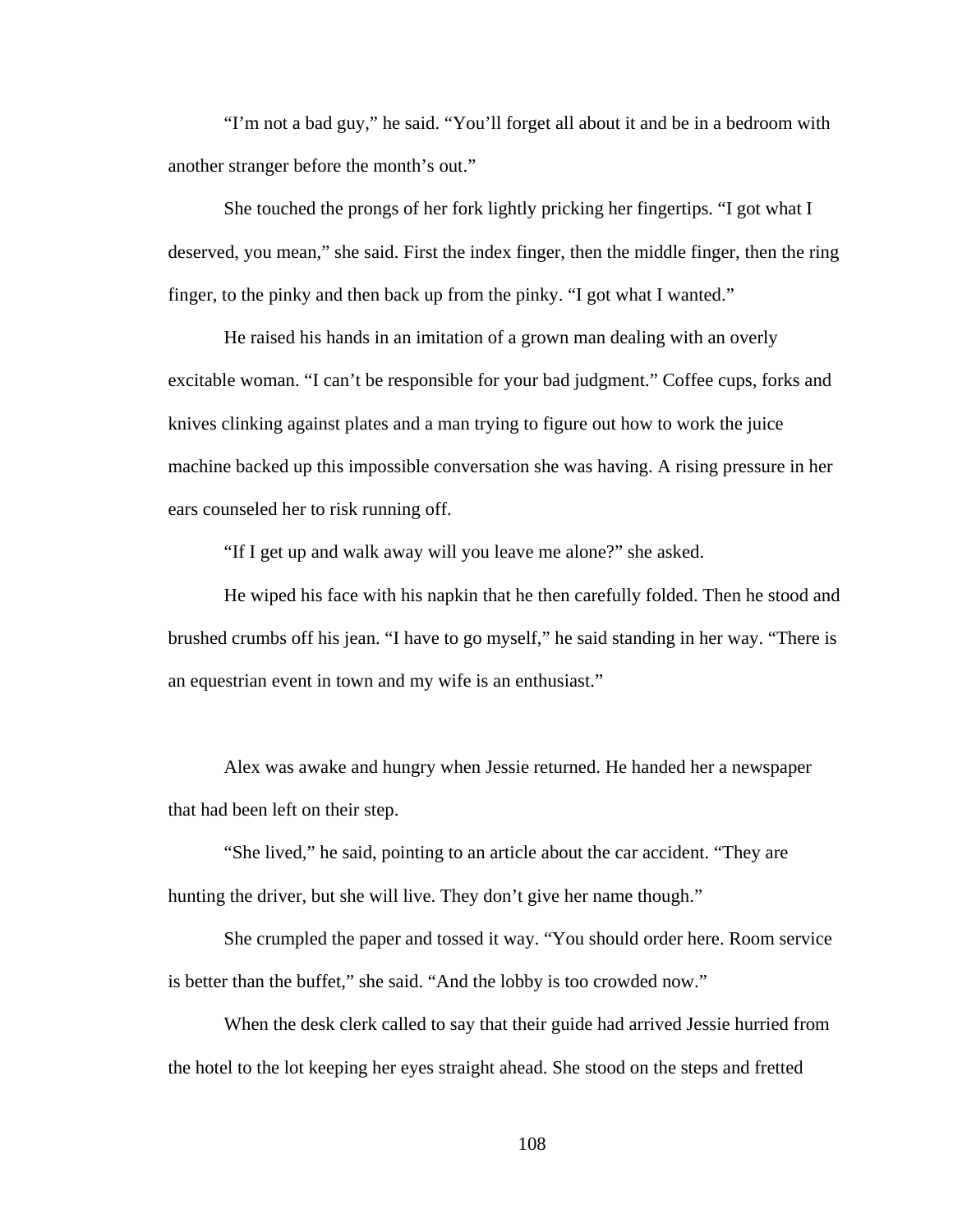"I'm not a bad guy," he said. "You'll forget all about it and be in a bedroom with another stranger before the month's out."

She touched the prongs of her fork lightly pricking her fingertips. "I got what I deserved, you mean," she said. First the index finger, then the middle finger, then the ring finger, to the pinky and then back up from the pinky. "I got what I wanted."

He raised his hands in an imitation of a grown man dealing with an overly excitable woman. "I can't be responsible for your bad judgment." Coffee cups, forks and knives clinking against plates and a man trying to figure out how to work the juice machine backed up this impossible conversation she was having. A rising pressure in her ears counseled her to risk running off.

"If I get up and walk away will you leave me alone?" she asked.

He wiped his face with his napkin that he then carefully folded. Then he stood and brushed crumbs off his jean. "I have to go myself," he said standing in her way. "There is an equestrian event in town and my wife is an enthusiast."

Alex was awake and hungry when Jessie returned. He handed her a newspaper that had been left on their step.

"She lived," he said, pointing to an article about the car accident. "They are hunting the driver, but she will live. They don't give her name though."

She crumpled the paper and tossed it way. "You should order here. Room service is better than the buffet," she said. "And the lobby is too crowded now."

When the desk clerk called to say that their guide had arrived Jessie hurried from the hotel to the lot keeping her eyes straight ahead. She stood on the steps and fretted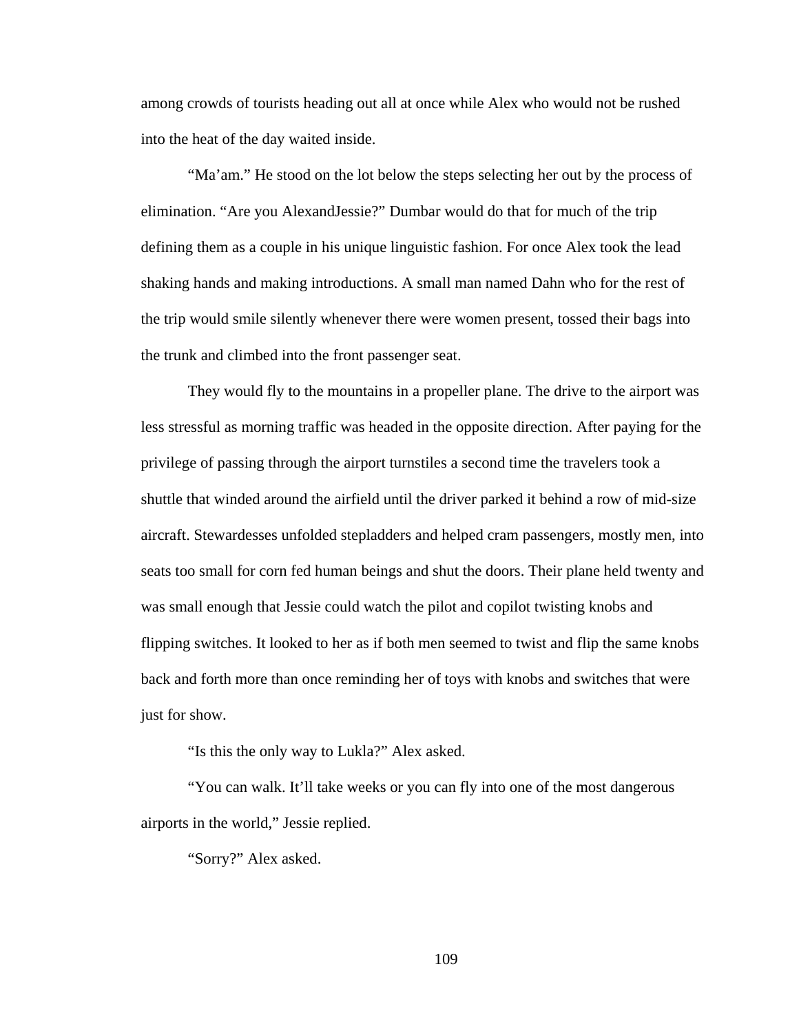among crowds of tourists heading out all at once while Alex who would not be rushed into the heat of the day waited inside.

"Ma'am." He stood on the lot below the steps selecting her out by the process of elimination. "Are you AlexandJessie?" Dumbar would do that for much of the trip defining them as a couple in his unique linguistic fashion. For once Alex took the lead shaking hands and making introductions. A small man named Dahn who for the rest of the trip would smile silently whenever there were women present, tossed their bags into the trunk and climbed into the front passenger seat.

They would fly to the mountains in a propeller plane. The drive to the airport was less stressful as morning traffic was headed in the opposite direction. After paying for the privilege of passing through the airport turnstiles a second time the travelers took a shuttle that winded around the airfield until the driver parked it behind a row of mid-size aircraft. Stewardesses unfolded stepladders and helped cram passengers, mostly men, into seats too small for corn fed human beings and shut the doors. Their plane held twenty and was small enough that Jessie could watch the pilot and copilot twisting knobs and flipping switches. It looked to her as if both men seemed to twist and flip the same knobs back and forth more than once reminding her of toys with knobs and switches that were just for show.

"Is this the only way to Lukla?" Alex asked.

"You can walk. It'll take weeks or you can fly into one of the most dangerous airports in the world," Jessie replied.

"Sorry?" Alex asked.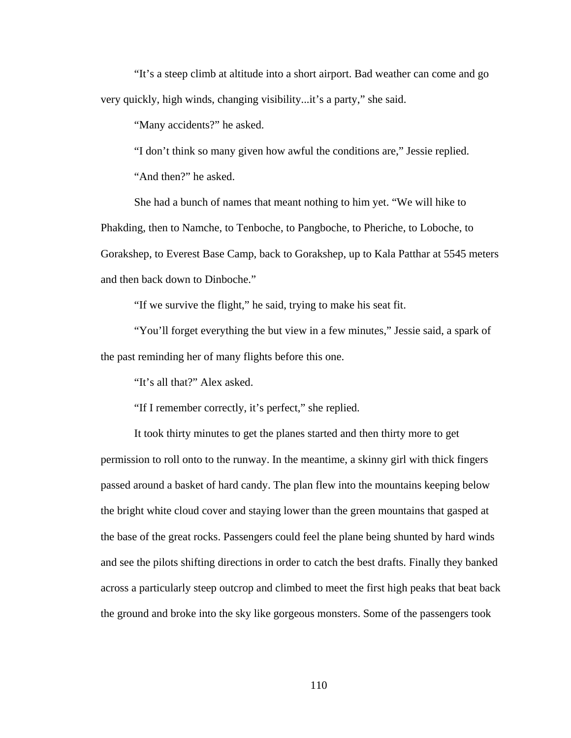"It's a steep climb at altitude into a short airport. Bad weather can come and go very quickly, high winds, changing visibility...it's a party," she said.

"Many accidents?" he asked.

"I don't think so many given how awful the conditions are," Jessie replied.

"And then?" he asked.

She had a bunch of names that meant nothing to him yet. "We will hike to Phakding, then to Namche, to Tenboche, to Pangboche, to Pheriche, to Loboche, to Gorakshep, to Everest Base Camp, back to Gorakshep, up to Kala Patthar at 5545 meters and then back down to Dinboche."

"If we survive the flight," he said, trying to make his seat fit.

"You'll forget everything the but view in a few minutes," Jessie said, a spark of the past reminding her of many flights before this one.

"It's all that?" Alex asked.

"If I remember correctly, it's perfect," she replied.

It took thirty minutes to get the planes started and then thirty more to get permission to roll onto to the runway. In the meantime, a skinny girl with thick fingers passed around a basket of hard candy. The plan flew into the mountains keeping below the bright white cloud cover and staying lower than the green mountains that gasped at the base of the great rocks. Passengers could feel the plane being shunted by hard winds and see the pilots shifting directions in order to catch the best drafts. Finally they banked across a particularly steep outcrop and climbed to meet the first high peaks that beat back the ground and broke into the sky like gorgeous monsters. Some of the passengers took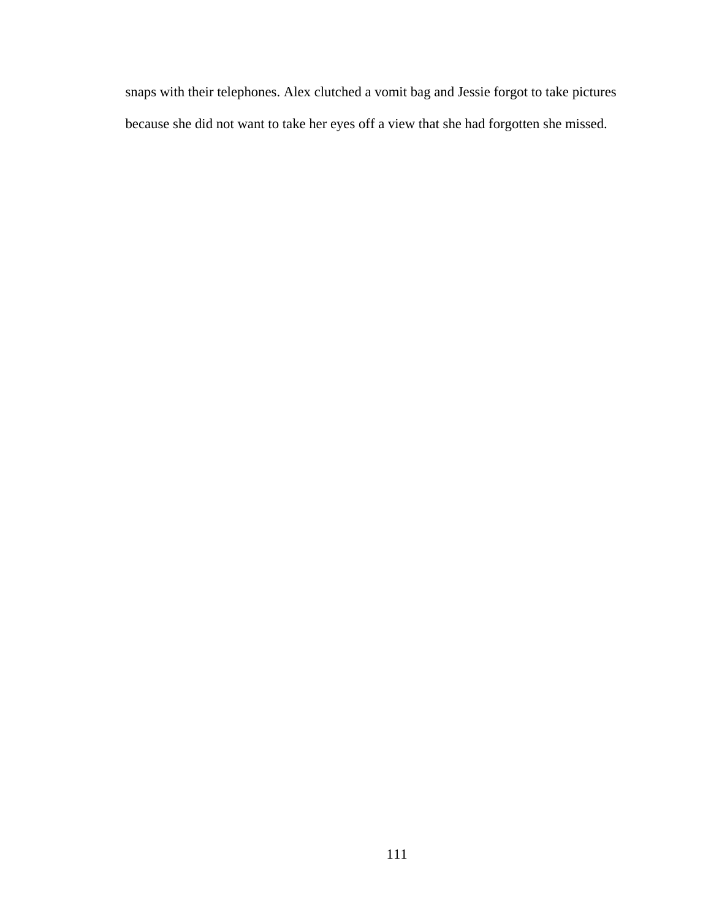snaps with their telephones. Alex clutched a vomit bag and Jessie forgot to take pictures because she did not want to take her eyes off a view that she had forgotten she missed.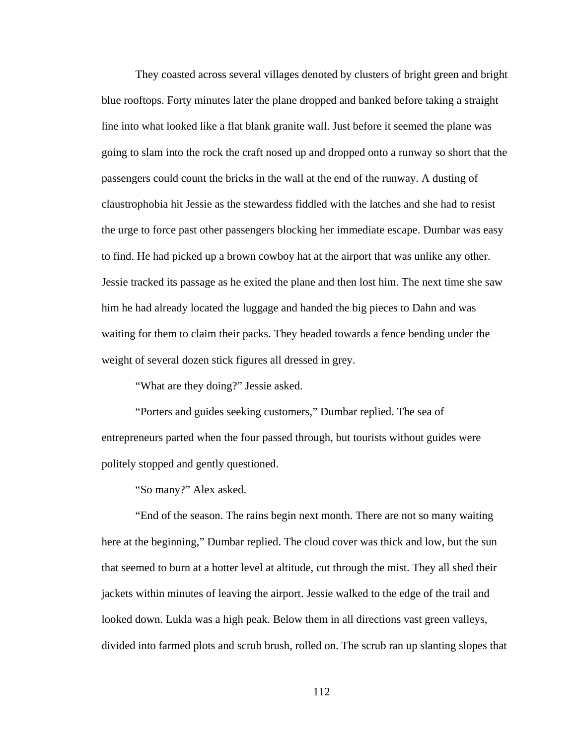They coasted across several villages denoted by clusters of bright green and bright blue rooftops. Forty minutes later the plane dropped and banked before taking a straight line into what looked like a flat blank granite wall. Just before it seemed the plane was going to slam into the rock the craft nosed up and dropped onto a runway so short that the passengers could count the bricks in the wall at the end of the runway. A dusting of claustrophobia hit Jessie as the stewardess fiddled with the latches and she had to resist the urge to force past other passengers blocking her immediate escape. Dumbar was easy to find. He had picked up a brown cowboy hat at the airport that was unlike any other. Jessie tracked its passage as he exited the plane and then lost him. The next time she saw him he had already located the luggage and handed the big pieces to Dahn and was waiting for them to claim their packs. They headed towards a fence bending under the weight of several dozen stick figures all dressed in grey.

"What are they doing?" Jessie asked.

"Porters and guides seeking customers," Dumbar replied. The sea of entrepreneurs parted when the four passed through, but tourists without guides were politely stopped and gently questioned.

"So many?" Alex asked.

"End of the season. The rains begin next month. There are not so many waiting here at the beginning," Dumbar replied. The cloud cover was thick and low, but the sun that seemed to burn at a hotter level at altitude, cut through the mist. They all shed their jackets within minutes of leaving the airport. Jessie walked to the edge of the trail and looked down. Lukla was a high peak. Below them in all directions vast green valleys, divided into farmed plots and scrub brush, rolled on. The scrub ran up slanting slopes that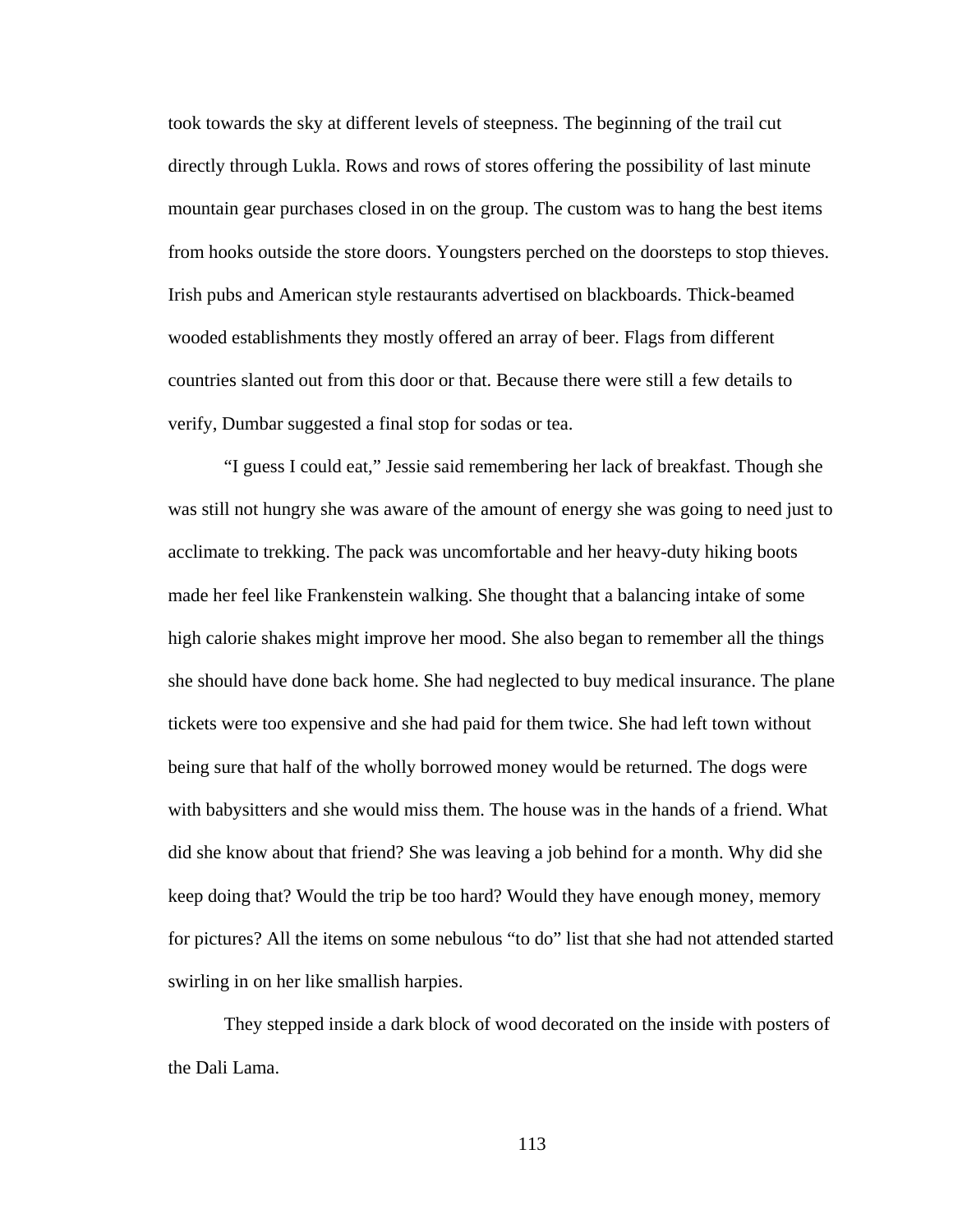took towards the sky at different levels of steepness. The beginning of the trail cut directly through Lukla. Rows and rows of stores offering the possibility of last minute mountain gear purchases closed in on the group. The custom was to hang the best items from hooks outside the store doors. Youngsters perched on the doorsteps to stop thieves. Irish pubs and American style restaurants advertised on blackboards. Thick-beamed wooded establishments they mostly offered an array of beer. Flags from different countries slanted out from this door or that. Because there were still a few details to verify, Dumbar suggested a final stop for sodas or tea.

"I guess I could eat," Jessie said remembering her lack of breakfast. Though she was still not hungry she was aware of the amount of energy she was going to need just to acclimate to trekking. The pack was uncomfortable and her heavy-duty hiking boots made her feel like Frankenstein walking. She thought that a balancing intake of some high calorie shakes might improve her mood. She also began to remember all the things she should have done back home. She had neglected to buy medical insurance. The plane tickets were too expensive and she had paid for them twice. She had left town without being sure that half of the wholly borrowed money would be returned. The dogs were with babysitters and she would miss them. The house was in the hands of a friend. What did she know about that friend? She was leaving a job behind for a month. Why did she keep doing that? Would the trip be too hard? Would they have enough money, memory for pictures? All the items on some nebulous "to do" list that she had not attended started swirling in on her like smallish harpies.

They stepped inside a dark block of wood decorated on the inside with posters of the Dali Lama.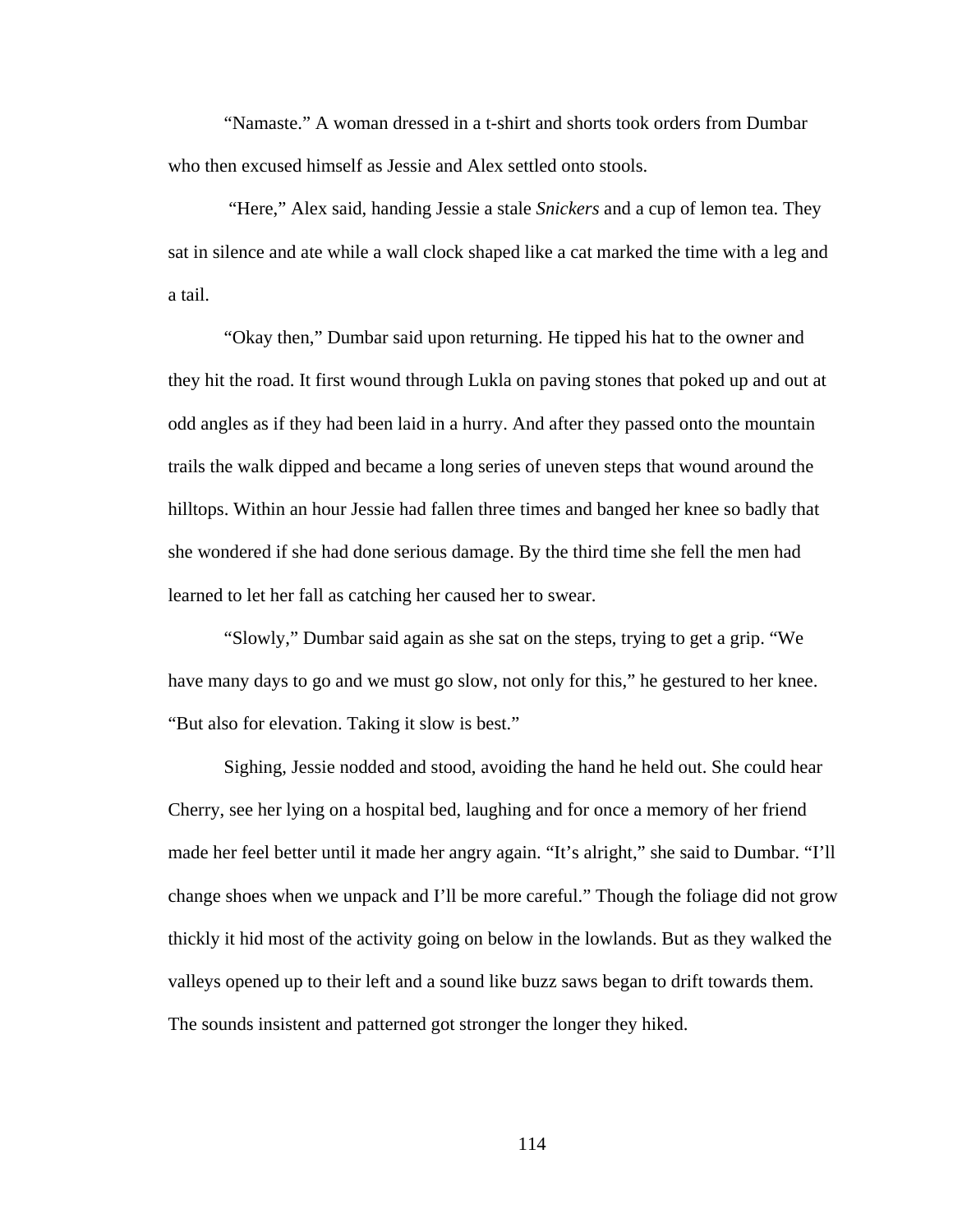"Namaste." A woman dressed in a t-shirt and shorts took orders from Dumbar who then excused himself as Jessie and Alex settled onto stools.

"Here," Alex said, handing Jessie a stale *Snickers* and a cup of lemon tea. They sat in silence and ate while a wall clock shaped like a cat marked the time with a leg and a tail.

"Okay then," Dumbar said upon returning. He tipped his hat to the owner and they hit the road. It first wound through Lukla on paving stones that poked up and out at odd angles as if they had been laid in a hurry. And after they passed onto the mountain trails the walk dipped and became a long series of uneven steps that wound around the hilltops. Within an hour Jessie had fallen three times and banged her knee so badly that she wondered if she had done serious damage. By the third time she fell the men had learned to let her fall as catching her caused her to swear.

"Slowly," Dumbar said again as she sat on the steps, trying to get a grip. "We have many days to go and we must go slow, not only for this," he gestured to her knee. "But also for elevation. Taking it slow is best."

Sighing, Jessie nodded and stood, avoiding the hand he held out. She could hear Cherry, see her lying on a hospital bed, laughing and for once a memory of her friend made her feel better until it made her angry again. "It's alright," she said to Dumbar. "I'll change shoes when we unpack and I'll be more careful." Though the foliage did not grow thickly it hid most of the activity going on below in the lowlands. But as they walked the valleys opened up to their left and a sound like buzz saws began to drift towards them. The sounds insistent and patterned got stronger the longer they hiked.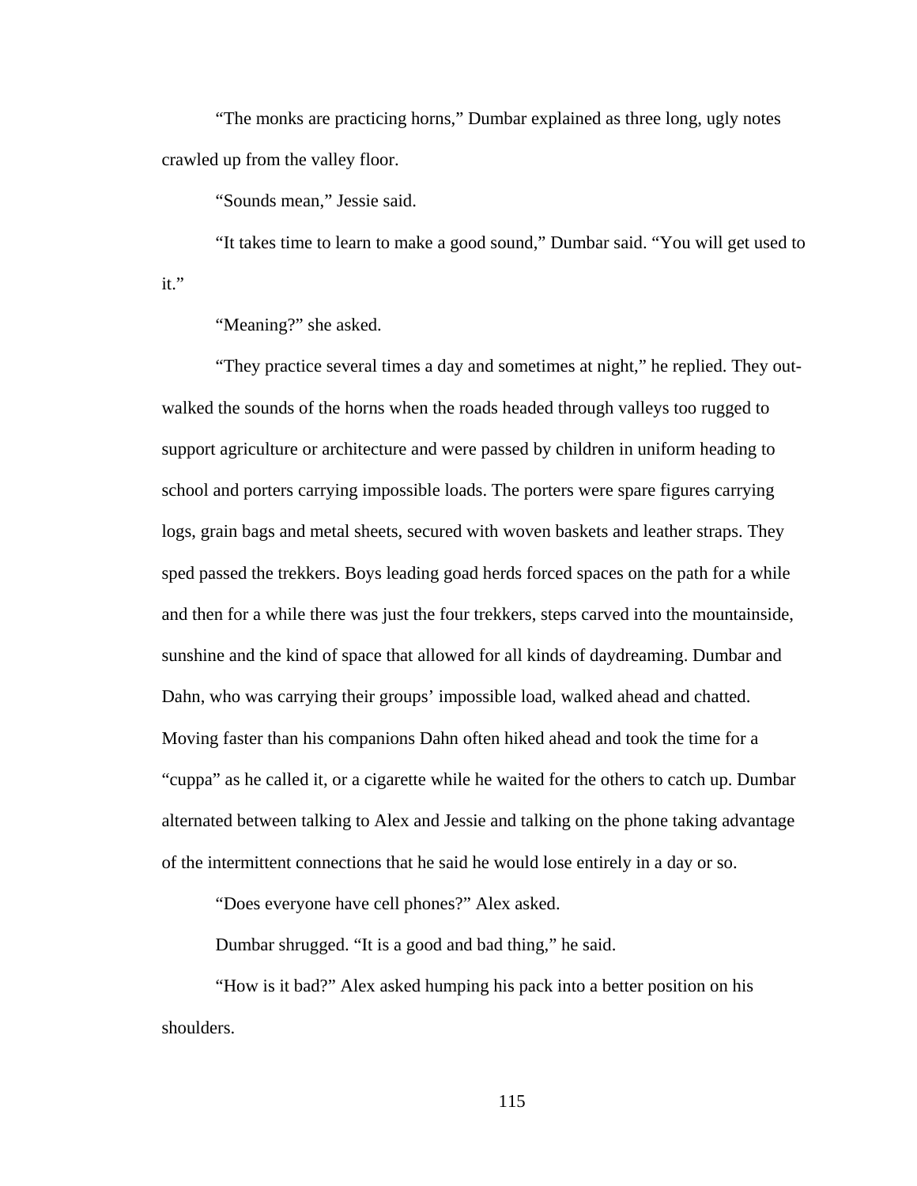"The monks are practicing horns," Dumbar explained as three long, ugly notes crawled up from the valley floor.

"Sounds mean," Jessie said.

"It takes time to learn to make a good sound," Dumbar said. "You will get used to it."

"Meaning?" she asked.

"They practice several times a day and sometimes at night," he replied. They out-walked the sounds of the horns when the roads headed through valleys too rugged to support agriculture or architecture and were passed by children in uniform heading to school and porters carrying impossible loads. The porters were spare figures carrying logs, grain bags and metal sheets, secured with woven baskets and leather straps. They sped passed the trekkers. Boys leading goad herds forced spaces on the path for a while and then for a while there was just the four trekkers, steps carved into the mountainside, sunshine and the kind of space that allowed for all kinds of daydreaming. Dumbar and Dahn, who was carrying their groups' impossible load, walked ahead and chatted. Moving faster than his companions Dahn often hiked ahead and took the time for a "cuppa" as he called it, or a cigarette while he waited for the others to catch up. Dumbar alternated between talking to Alex and Jessie and talking on the phone taking advantage of the intermittent connections that he said he would lose entirely in a day or so.

"Does everyone have cell phones?" Alex asked.

Dumbar shrugged. "It is a good and bad thing," he said.

"How is it bad?" Alex asked humping his pack into a better position on his shoulders.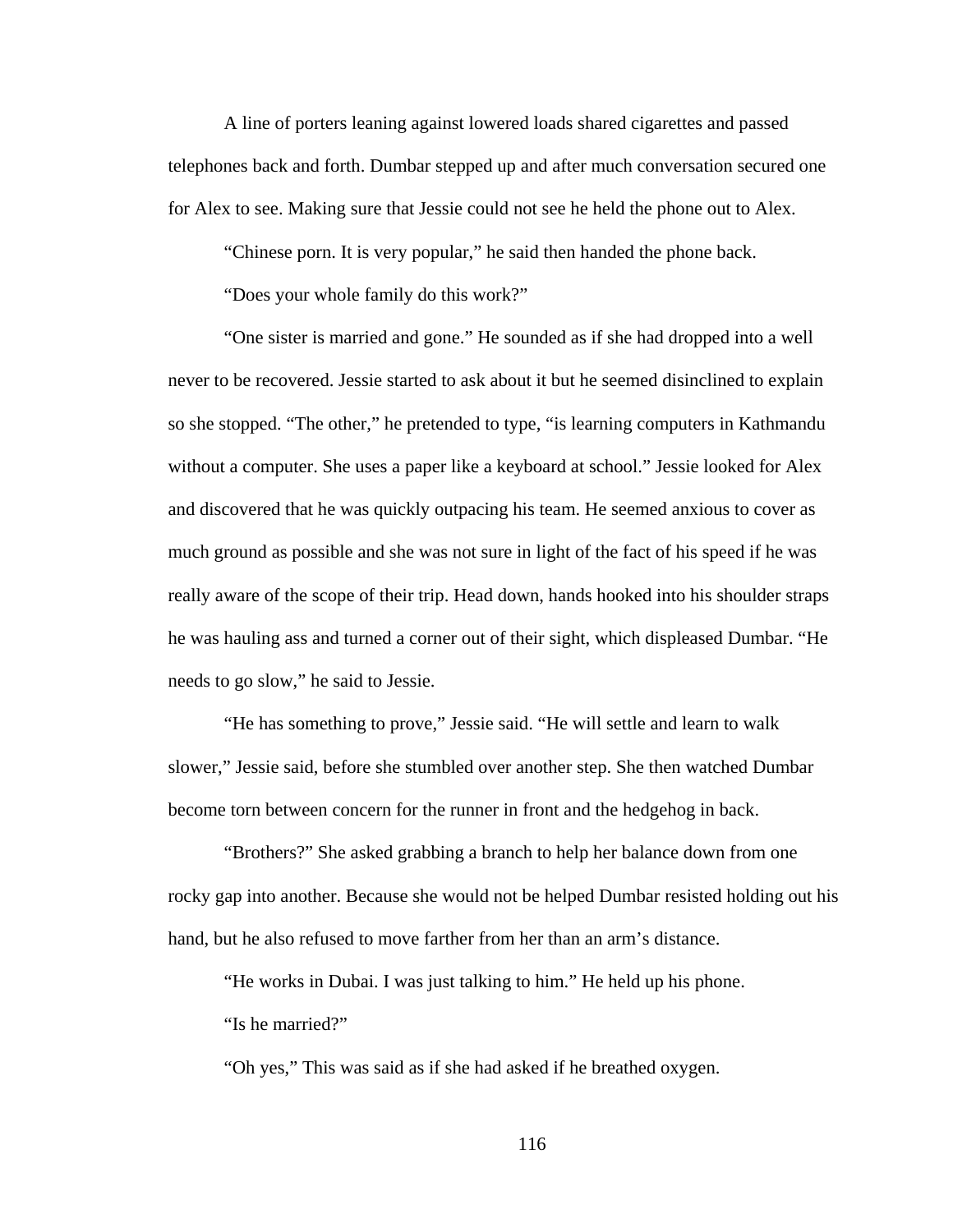A line of porters leaning against lowered loads shared cigarettes and passed telephones back and forth. Dumbar stepped up and after much conversation secured one for Alex to see. Making sure that Jessie could not see he held the phone out to Alex.

"Chinese porn. It is very popular," he said then handed the phone back.

"Does your whole family do this work?"

"One sister is married and gone." He sounded as if she had dropped into a well never to be recovered. Jessie started to ask about it but he seemed disinclined to explain so she stopped. "The other," he pretended to type, "is learning computers in Kathmandu without a computer. She uses a paper like a keyboard at school." Jessie looked for Alex and discovered that he was quickly outpacing his team. He seemed anxious to cover as much ground as possible and she was not sure in light of the fact of his speed if he was really aware of the scope of their trip. Head down, hands hooked into his shoulder straps he was hauling ass and turned a corner out of their sight, which displeased Dumbar. "He needs to go slow," he said to Jessie.

"He has something to prove," Jessie said. "He will settle and learn to walk slower," Jessie said, before she stumbled over another step. She then watched Dumbar become torn between concern for the runner in front and the hedgehog in back.

"Brothers?" She asked grabbing a branch to help her balance down from one rocky gap into another. Because she would not be helped Dumbar resisted holding out his hand, but he also refused to move farther from her than an arm's distance.

"He works in Dubai. I was just talking to him." He held up his phone.

"Is he married?"

"Oh yes," This was said as if she had asked if he breathed oxygen.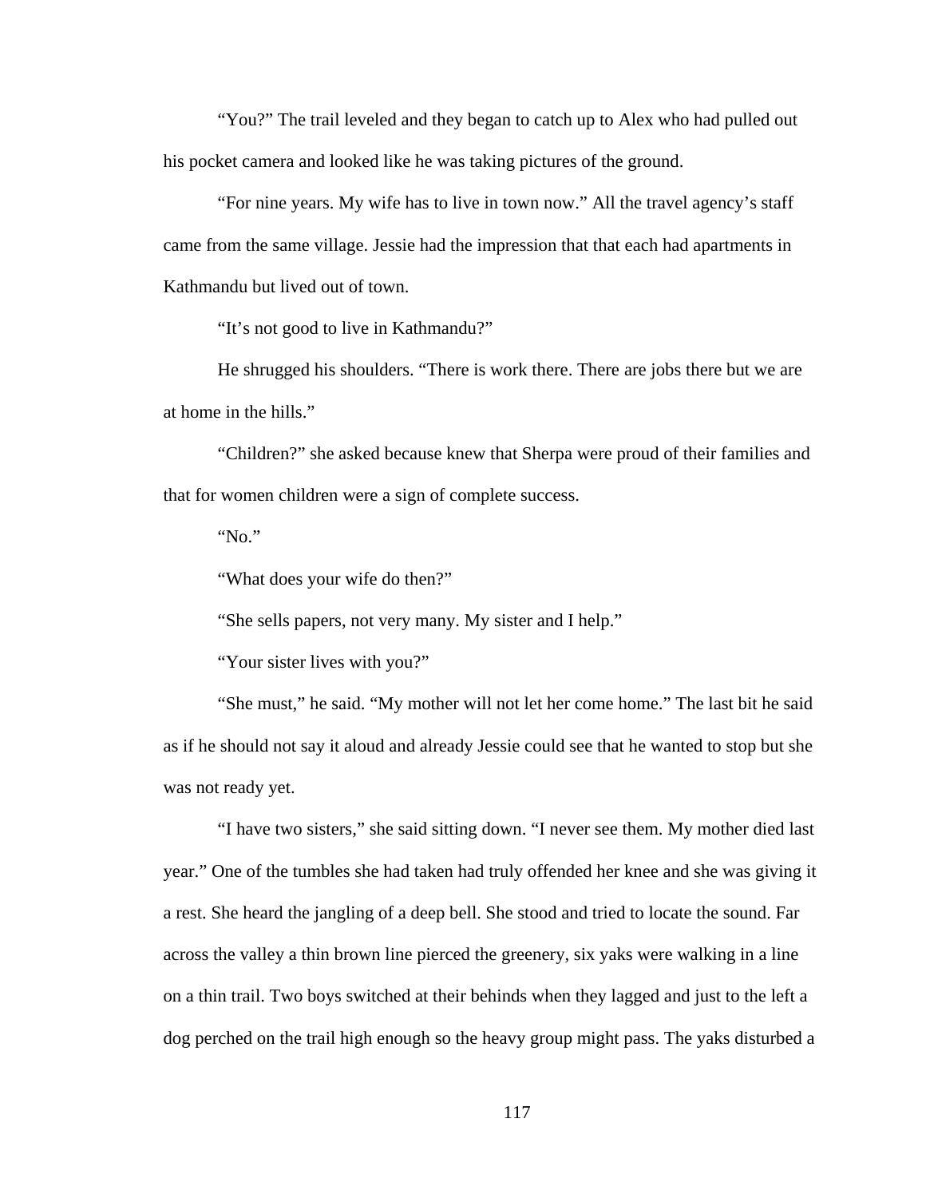"You?" The trail leveled and they began to catch up to Alex who had pulled out his pocket camera and looked like he was taking pictures of the ground.

"For nine years. My wife has to live in town now." All the travel agency's staff came from the same village. Jessie had the impression that that each had apartments in Kathmandu but lived out of town.

"It's not good to live in Kathmandu?"

He shrugged his shoulders. "There is work there. There are jobs there but we are at home in the hills."

"Children?" she asked because knew that Sherpa were proud of their families and that for women children were a sign of complete success.

"No."

"What does your wife do then?"

"She sells papers, not very many. My sister and I help."

"Your sister lives with you?"

"She must," he said. "My mother will not let her come home." The last bit he said as if he should not say it aloud and already Jessie could see that he wanted to stop but she was not ready yet.

"I have two sisters," she said sitting down. "I never see them. My mother died last year." One of the tumbles she had taken had truly offended her knee and she was giving it a rest. She heard the jangling of a deep bell. She stood and tried to locate the sound. Far across the valley a thin brown line pierced the greenery, six yaks were walking in a line on a thin trail. Two boys switched at their behinds when they lagged and just to the left a dog perched on the trail high enough so the heavy group might pass. The yaks disturbed a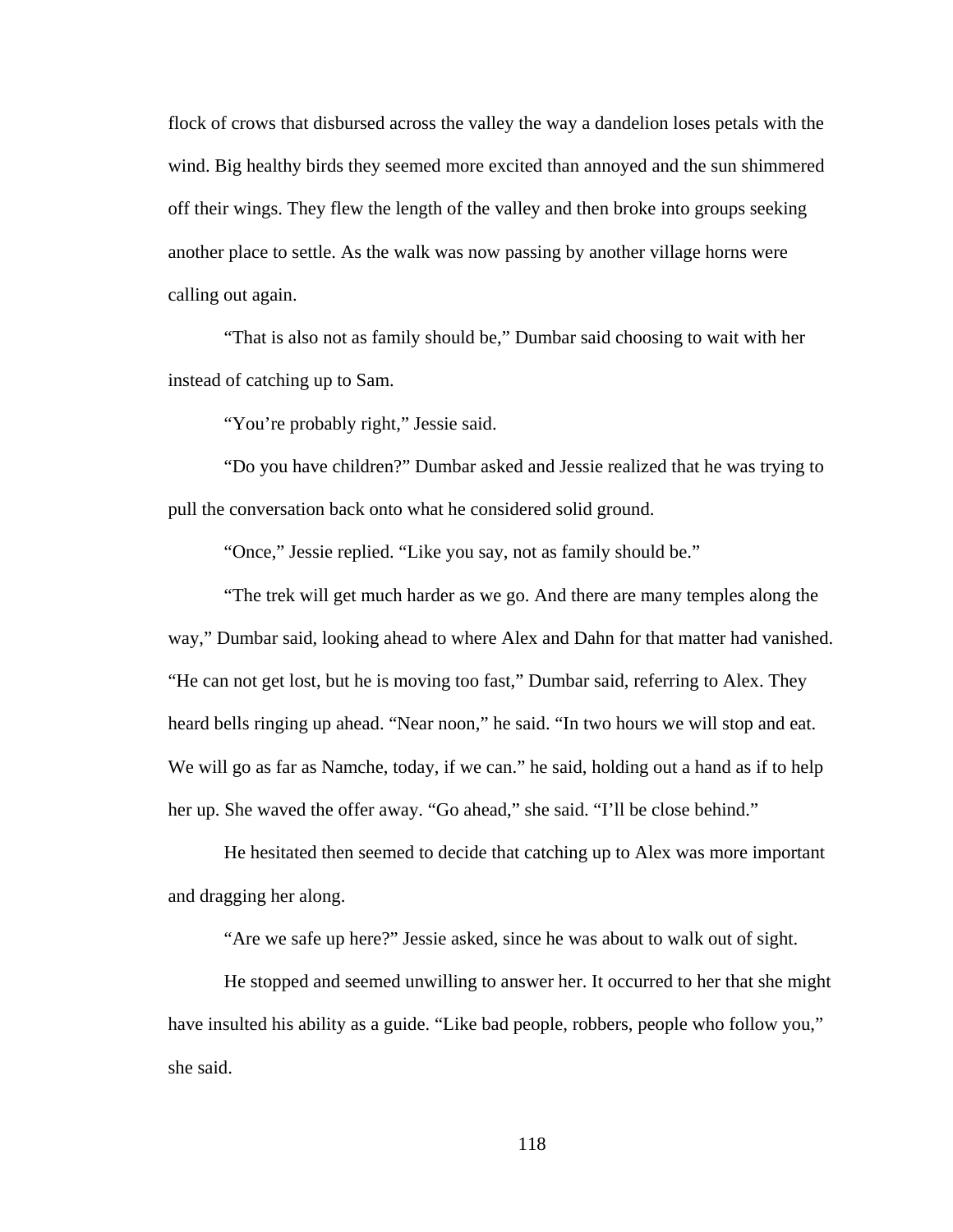flock of crows that disbursed across the valley the way a dandelion loses petals with the wind. Big healthy birds they seemed more excited than annoyed and the sun shimmered off their wings. They flew the length of the valley and then broke into groups seeking another place to settle. As the walk was now passing by another village horns were calling out again.

"That is also not as family should be," Dumbar said choosing to wait with her instead of catching up to Sam.

"You're probably right," Jessie said.

"Do you have children?" Dumbar asked and Jessie realized that he was trying to pull the conversation back onto what he considered solid ground.

"Once," Jessie replied. "Like you say, not as family should be."

"The trek will get much harder as we go. And there are many temples along the way," Dumbar said, looking ahead to where Alex and Dahn for that matter had vanished. "He can not get lost, but he is moving too fast," Dumbar said, referring to Alex. They heard bells ringing up ahead. "Near noon," he said. "In two hours we will stop and eat. We will go as far as Namche, today, if we can." he said, holding out a hand as if to help her up. She waved the offer away. "Go ahead," she said. "I'll be close behind."

He hesitated then seemed to decide that catching up to Alex was more important and dragging her along.

"Are we safe up here?" Jessie asked, since he was about to walk out of sight.

He stopped and seemed unwilling to answer her. It occurred to her that she might have insulted his ability as a guide. "Like bad people, robbers, people who follow you," she said.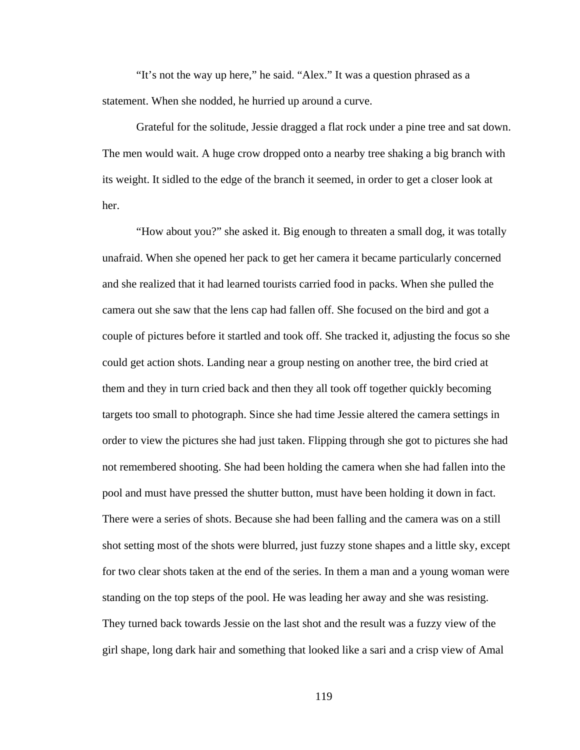"It's not the way up here," he said. "Alex." It was a question phrased as a statement. When she nodded, he hurried up around a curve.

Grateful for the solitude, Jessie dragged a flat rock under a pine tree and sat down. The men would wait. A huge crow dropped onto a nearby tree shaking a big branch with its weight. It sidled to the edge of the branch it seemed, in order to get a closer look at her.

"How about you?" she asked it. Big enough to threaten a small dog, it was totally unafraid. When she opened her pack to get her camera it became particularly concerned and she realized that it had learned tourists carried food in packs. When she pulled the camera out she saw that the lens cap had fallen off. She focused on the bird and got a couple of pictures before it startled and took off. She tracked it, adjusting the focus so she could get action shots. Landing near a group nesting on another tree, the bird cried at them and they in turn cried back and then they all took off together quickly becoming targets too small to photograph. Since she had time Jessie altered the camera settings in order to view the pictures she had just taken. Flipping through she got to pictures she had not remembered shooting. She had been holding the camera when she had fallen into the pool and must have pressed the shutter button, must have been holding it down in fact. There were a series of shots. Because she had been falling and the camera was on a still shot setting most of the shots were blurred, just fuzzy stone shapes and a little sky, except for two clear shots taken at the end of the series. In them a man and a young woman were standing on the top steps of the pool. He was leading her away and she was resisting. They turned back towards Jessie on the last shot and the result was a fuzzy view of the girl shape, long dark hair and something that looked like a sari and a crisp view of Amal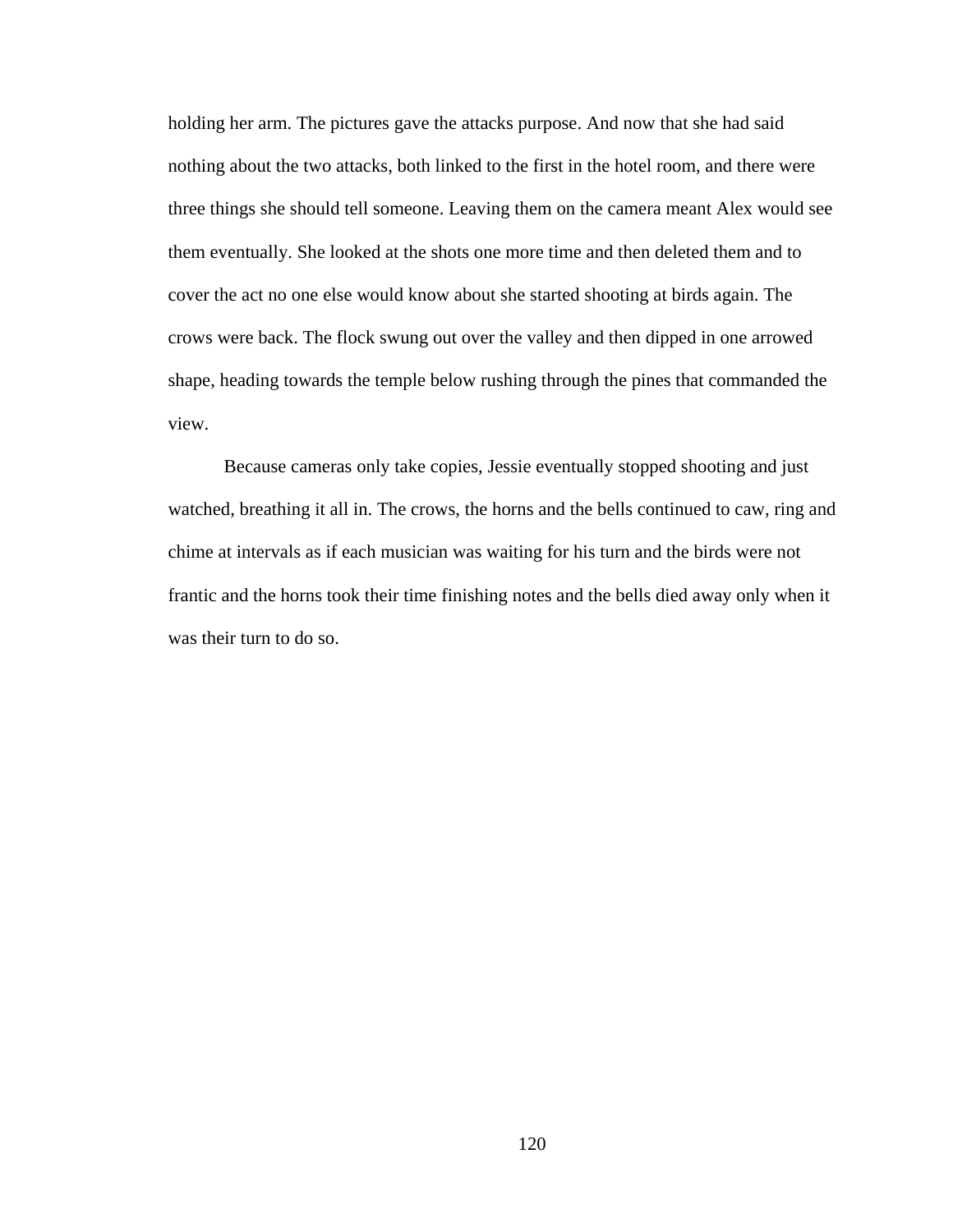holding her arm. The pictures gave the attacks purpose. And now that she had said nothing about the two attacks, both linked to the first in the hotel room, and there were three things she should tell someone. Leaving them on the camera meant Alex would see them eventually. She looked at the shots one more time and then deleted them and to cover the act no one else would know about she started shooting at birds again. The crows were back. The flock swung out over the valley and then dipped in one arrowed shape, heading towards the temple below rushing through the pines that commanded the view.

Because cameras only take copies, Jessie eventually stopped shooting and just watched, breathing it all in. The crows, the horns and the bells continued to caw, ring and chime at intervals as if each musician was waiting for his turn and the birds were not frantic and the horns took their time finishing notes and the bells died away only when it was their turn to do so.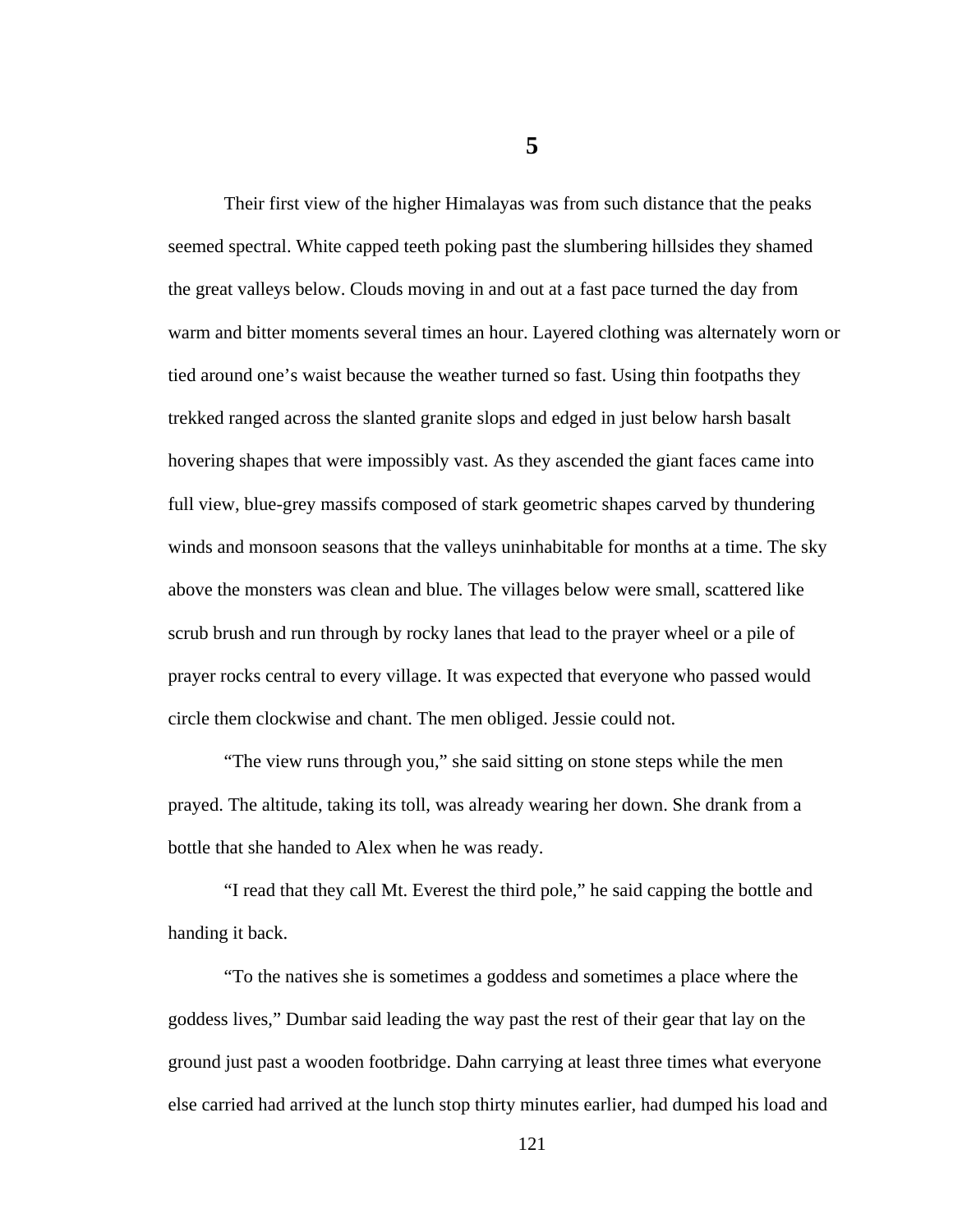# 5

Their first view of the higher Himalayas was from such distance that the peaks seemed spectral. White capped teeth poking past the slumbering hillsides they shamed the great valleys below. Clouds moving in and out at a fast pace turned the day from warm and bitter moments several times an hour. Layered clothing was alternately worn or tied around one's waist because the weather turned so fast. Using thin footpaths they trekked ranged across the slanted granite slops and edged in just below harsh basalt hovering shapes that were impossibly vast. As they ascended the giant faces came into full view, blue-grey massifs composed of stark geometric shapes carved by thundering winds and monsoon seasons that the valleys uninhabitable for months at a time. The sky above the monsters was clean and blue. The villages below were small, scattered like scrub brush and run through by rocky lanes that lead to the prayer wheel or a pile of prayer rocks central to every village. It was expected that everyone who passed would circle them clockwise and chant. The men obliged. Jessie could not.

"The view runs through you," she said sitting on stone steps while the men prayed. The altitude, taking its toll, was already wearing her down. She drank from a bottle that she handed to Alex when he was ready.

"I read that they call Mt. Everest the third pole," he said capping the bottle and handing it back.

"To the natives she is sometimes a goddess and sometimes a place where the goddess lives," Dumbar said leading the way past the rest of their gear that lay on the ground just past a wooden footbridge. Dahn carrying at least three times what everyone else carried had arrived at the lunch stop thirty minutes earlier, had dumped his load and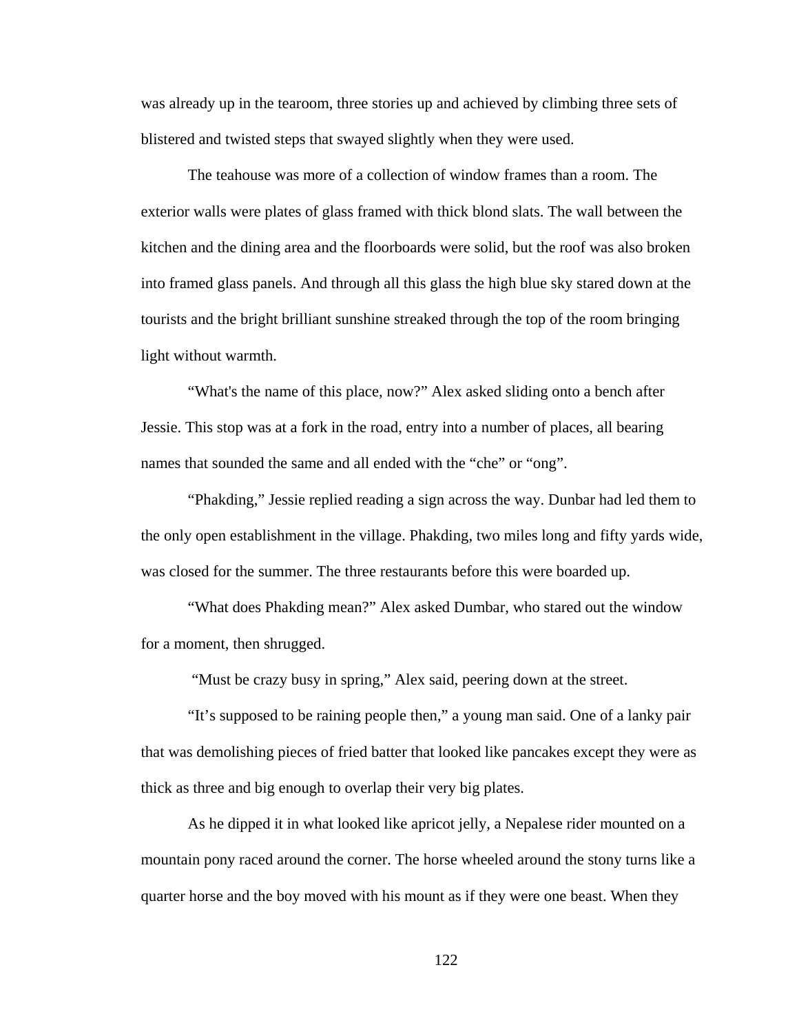was already up in the tearoom, three stories up and achieved by climbing three sets of blistered and twisted steps that swayed slightly when they were used.

The teahouse was more of a collection of window frames than a room. The exterior walls were plates of glass framed with thick blond slats. The wall between the kitchen and the dining area and the floorboards were solid, but the roof was also broken into framed glass panels. And through all this glass the high blue sky stared down at the tourists and the bright brilliant sunshine streaked through the top of the room bringing light without warmth.

"What's the name of this place, now?" Alex asked sliding onto a bench after Jessie. This stop was at a fork in the road, entry into a number of places, all bearing names that sounded the same and all ended with the "che" or "ong".

"Phakding," Jessie replied reading a sign across the way. Dunbar had led them to the only open establishment in the village. Phakding, two miles long and fifty yards wide, was closed for the summer. The three restaurants before this were boarded up.

"What does Phakding mean?" Alex asked Dumbar, who stared out the window for a moment, then shrugged.

"Must be crazy busy in spring," Alex said, peering down at the street.

"It's supposed to be raining people then," a young man said. One of a lanky pair that was demolishing pieces of fried batter that looked like pancakes except they were as thick as three and big enough to overlap their very big plates.

As he dipped it in what looked like apricot jelly, a Nepalese rider mounted on a mountain pony raced around the corner. The horse wheeled around the stony turns like a quarter horse and the boy moved with his mount as if they were one beast. When they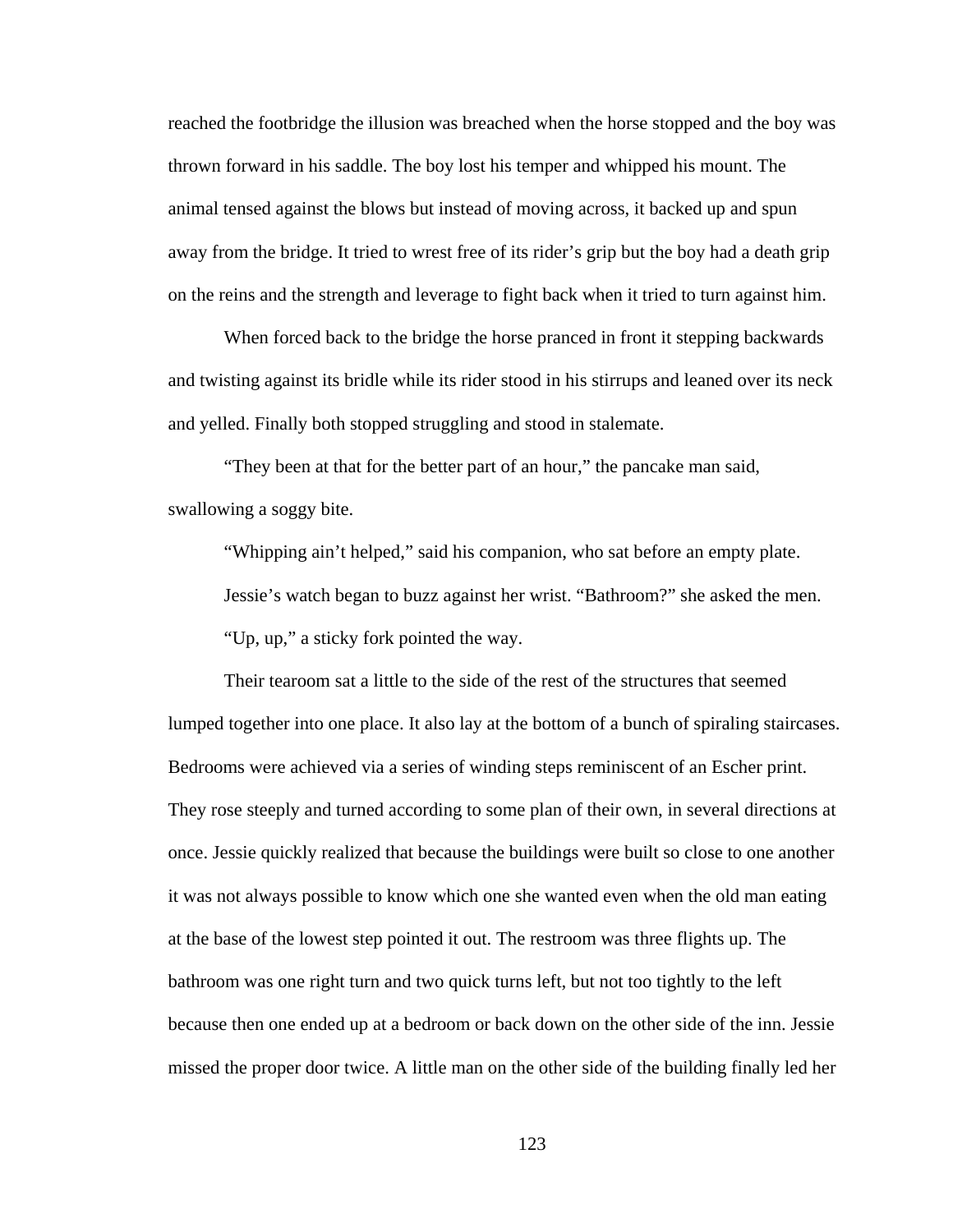reached the footbridge the illusion was breached when the horse stopped and the boy was thrown forward in his saddle. The boy lost his temper and whipped his mount. The animal tensed against the blows but instead of moving across, it backed up and spun away from the bridge. It tried to wrest free of its rider's grip but the boy had a death grip on the reins and the strength and leverage to fight back when it tried to turn against him.

When forced back to the bridge the horse pranced in front it stepping backwards and twisting against its bridle while its rider stood in his stirrups and leaned over its neck and yelled. Finally both stopped struggling and stood in stalemate.

"They been at that for the better part of an hour," the pancake man said, swallowing a soggy bite.

"Whipping ain't helped," said his companion, who sat before an empty plate.

Jessie's watch began to buzz against her wrist. "Bathroom?" she asked the men.

"Up, up," a sticky fork pointed the way.

Their tearoom sat a little to the side of the rest of the structures that seemed lumped together into one place. It also lay at the bottom of a bunch of spiraling staircases. Bedrooms were achieved via a series of winding steps reminiscent of an Escher print. They rose steeply and turned according to some plan of their own, in several directions at once. Jessie quickly realized that because the buildings were built so close to one another it was not always possible to know which one she wanted even when the old man eating at the base of the lowest step pointed it out. The restroom was three flights up. The bathroom was one right turn and two quick turns left, but not too tightly to the left because then one ended up at a bedroom or back down on the other side of the inn. Jessie missed the proper door twice. A little man on the other side of the building finally led her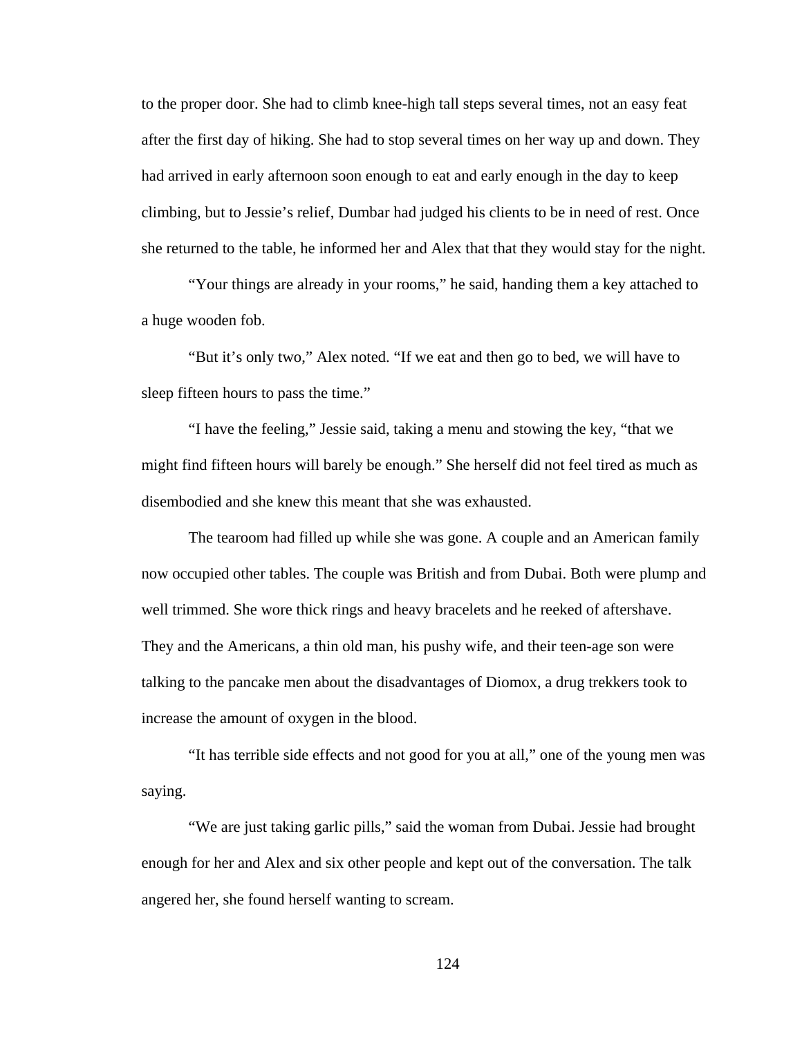to the proper door. She had to climb knee-high tall steps several times, not an easy feat after the first day of hiking. She had to stop several times on her way up and down. They had arrived in early afternoon soon enough to eat and early enough in the day to keep climbing, but to Jessie's relief, Dumbar had judged his clients to be in need of rest. Once she returned to the table, he informed her and Alex that that they would stay for the night.

"Your things are already in your rooms," he said, handing them a key attached to a huge wooden fob.

"But it's only two," Alex noted. "If we eat and then go to bed, we will have to sleep fifteen hours to pass the time."

"I have the feeling," Jessie said, taking a menu and stowing the key, "that we might find fifteen hours will barely be enough." She herself did not feel tired as much as disembodied and she knew this meant that she was exhausted.

The tearoom had filled up while she was gone. A couple and an American family now occupied other tables. The couple was British and from Dubai. Both were plump and well trimmed. She wore thick rings and heavy bracelets and he reeked of aftershave. They and the Americans, a thin old man, his pushy wife, and their teen-age son were talking to the pancake men about the disadvantages of Diomox, a drug trekkers took to increase the amount of oxygen in the blood.

"It has terrible side effects and not good for you at all," one of the young men was saying.

"We are just taking garlic pills," said the woman from Dubai. Jessie had brought enough for her and Alex and six other people and kept out of the conversation. The talk angered her, she found herself wanting to scream.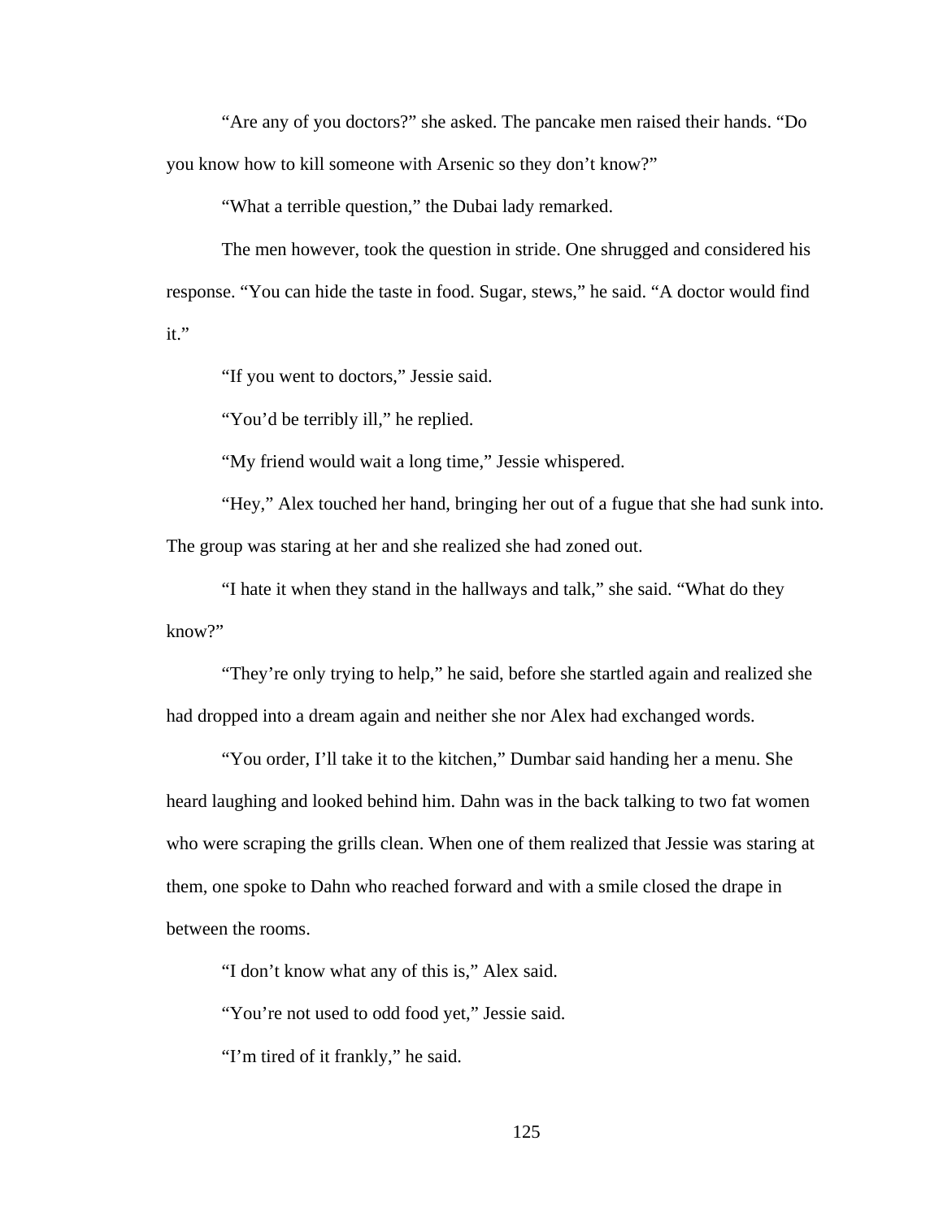"Are any of you doctors?" she asked. The pancake men raised their hands. "Do you know how to kill someone with Arsenic so they don't know?"

"What a terrible question," the Dubai lady remarked.

The men however, took the question in stride. One shrugged and considered his response. "You can hide the taste in food. Sugar, stews," he said. "A doctor would find it."

"If you went to doctors," Jessie said.

"You'd be terribly ill," he replied.

"My friend would wait a long time," Jessie whispered.

"Hey," Alex touched her hand, bringing her out of a fugue that she had sunk into. The group was staring at her and she realized she had zoned out.

"I hate it when they stand in the hallways and talk," she said. "What do they know?"

"They're only trying to help," he said, before she startled again and realized she had dropped into a dream again and neither she nor Alex had exchanged words.

"You order, I'll take it to the kitchen," Dumbar said handing her a menu. She heard laughing and looked behind him. Dahn was in the back talking to two fat women who were scraping the grills clean. When one of them realized that Jessie was staring at them, one spoke to Dahn who reached forward and with a smile closed the drape in between the rooms.

"I don't know what any of this is," Alex said.

"You're not used to odd food yet," Jessie said.

"I'm tired of it frankly," he said.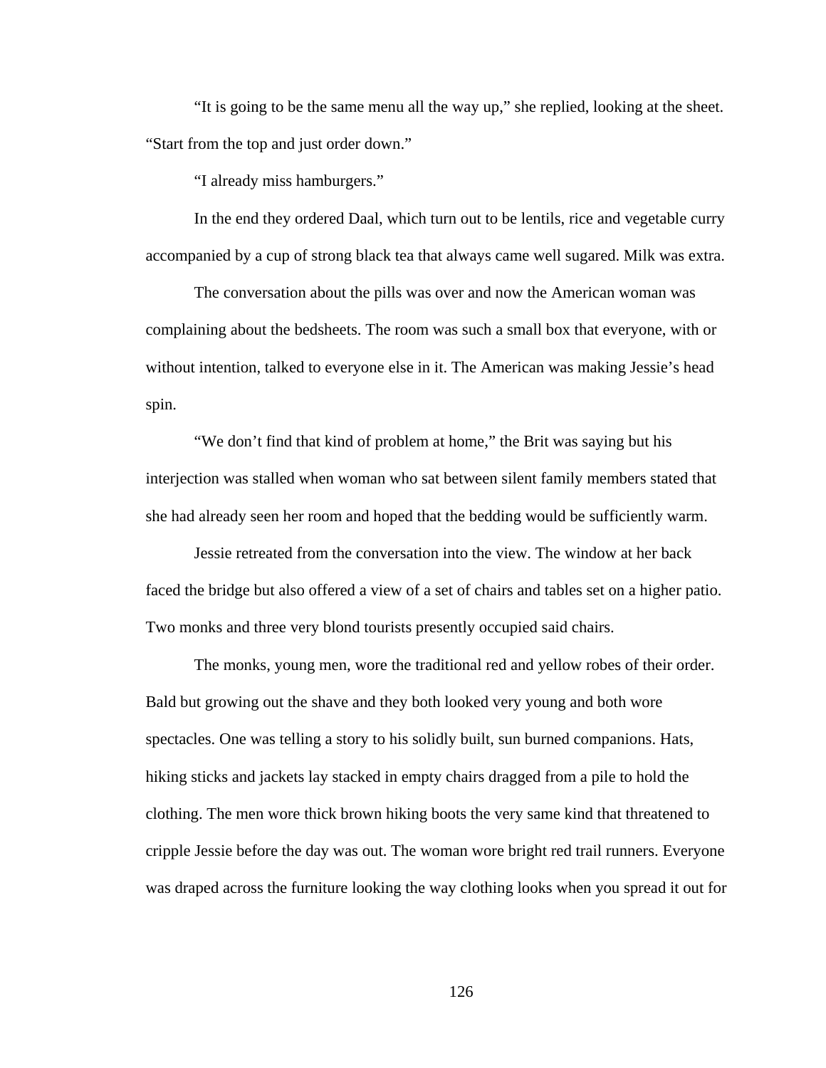"It is going to be the same menu all the way up," she replied, looking at the sheet. "Start from the top and just order down."

"I already miss hamburgers."

In the end they ordered Daal, which turn out to be lentils, rice and vegetable curry accompanied by a cup of strong black tea that always came well sugared. Milk was extra.

The conversation about the pills was over and now the American woman was complaining about the bedsheets. The room was such a small box that everyone, with or without intention, talked to everyone else in it. The American was making Jessie's head spin.

"We don't find that kind of problem at home," the Brit was saying but his interjection was stalled when woman who sat between silent family members stated that she had already seen her room and hoped that the bedding would be sufficiently warm.

Jessie retreated from the conversation into the view. The window at her back faced the bridge but also offered a view of a set of chairs and tables set on a higher patio. Two monks and three very blond tourists presently occupied said chairs.

The monks, young men, wore the traditional red and yellow robes of their order. Bald but growing out the shave and they both looked very young and both wore spectacles. One was telling a story to his solidly built, sun burned companions. Hats, hiking sticks and jackets lay stacked in empty chairs dragged from a pile to hold the clothing. The men wore thick brown hiking boots the very same kind that threatened to cripple Jessie before the day was out. The woman wore bright red trail runners. Everyone was draped across the furniture looking the way clothing looks when you spread it out for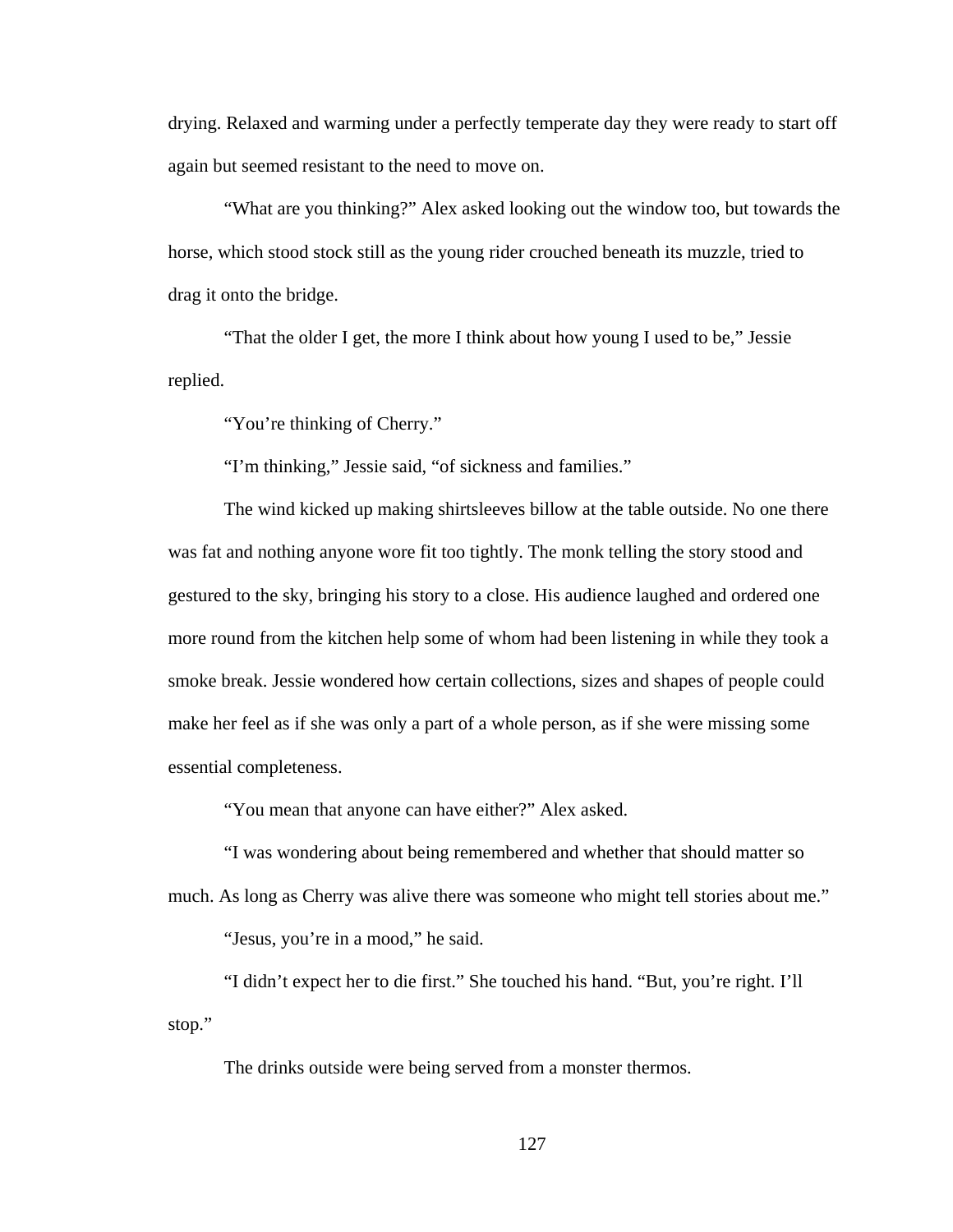drying. Relaxed and warming under a perfectly temperate day they were ready to start off again but seemed resistant to the need to move on.

"What are you thinking?" Alex asked looking out the window too, but towards the horse, which stood stock still as the young rider crouched beneath its muzzle, tried to drag it onto the bridge.

"That the older I get, the more I think about how young I used to be," Jessie replied.

"You're thinking of Cherry."

"I'm thinking," Jessie said, "of sickness and families."

The wind kicked up making shirtsleeves billow at the table outside. No one there was fat and nothing anyone wore fit too tightly. The monk telling the story stood and gestured to the sky, bringing his story to a close. His audience laughed and ordered one more round from the kitchen help some of whom had been listening in while they took a smoke break. Jessie wondered how certain collections, sizes and shapes of people could make her feel as if she was only a part of a whole person, as if she were missing some essential completeness.

"You mean that anyone can have either?" Alex asked.

"I was wondering about being remembered and whether that should matter so much. As long as Cherry was alive there was someone who might tell stories about me."

"Jesus, you're in a mood," he said.

"I didn't expect her to die first." She touched his hand. "But, you're right. I'll stop."

The drinks outside were being served from a monster thermos.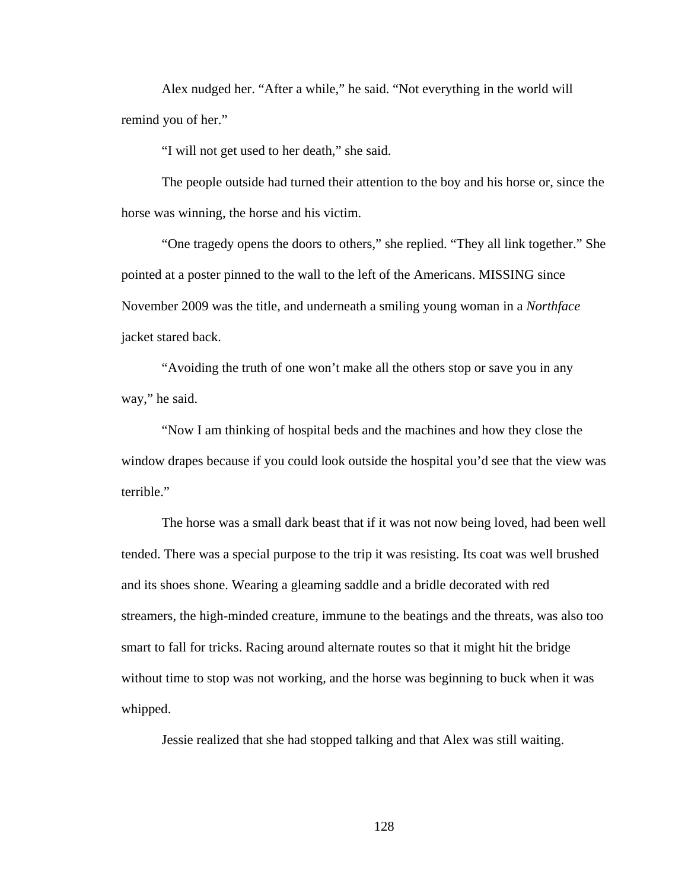Alex nudged her. “After a while,” he said. “Not everything in the world will remind you of her.”

“I will not get used to her death,” she said.

The people outside had turned their attention to the boy and his horse or, since the horse was winning, the horse and his victim.

“One tragedy opens the doors to others,” she replied. “They all link together.” She pointed at a poster pinned to the wall to the left of the Americans. MISSING since November 2009 was the title, and underneath a smiling young woman in a *Northface* jacket stared back.

“Avoiding the truth of one won’t make all the others stop or save you in any way,” he said.

“Now I am thinking of hospital beds and the machines and how they close the window drapes because if you could look outside the hospital you’d see that the view was terrible.”

The horse was a small dark beast that if it was not now being loved, had been well tended. There was a special purpose to the trip it was resisting. Its coat was well brushed and its shoes shone. Wearing a gleaming saddle and a bridle decorated with red streamers, the high-minded creature, immune to the beatings and the threats, was also too smart to fall for tricks. Racing around alternate routes so that it might hit the bridge without time to stop was not working, and the horse was beginning to buck when it was whipped.

Jessie realized that she had stopped talking and that Alex was still waiting.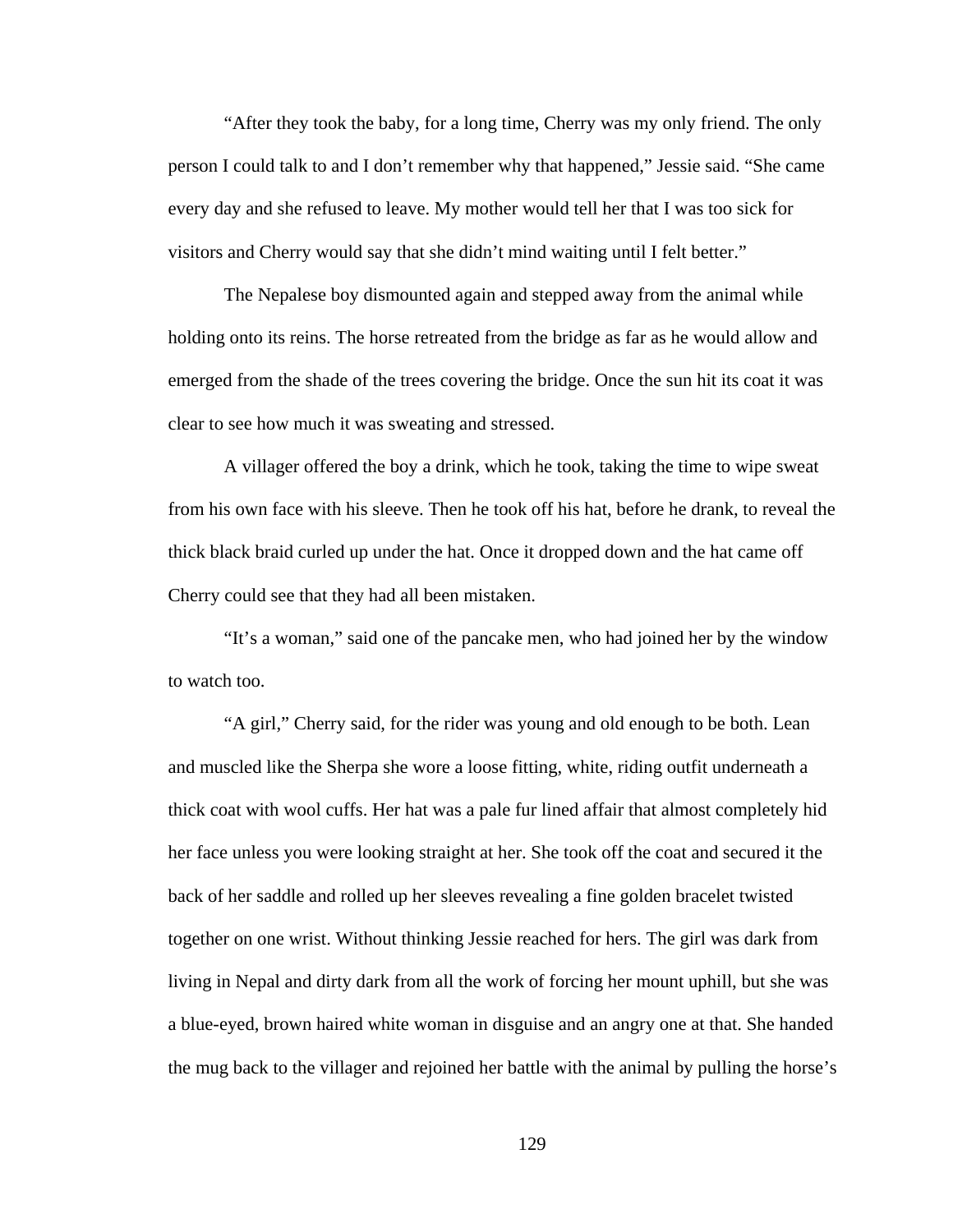“After they took the baby, for a long time, Cherry was my only friend. The only person I could talk to and I don’t remember why that happened,” Jessie said. “She came every day and she refused to leave. My mother would tell her that I was too sick for visitors and Cherry would say that she didn’t mind waiting until I felt better.”

The Nepalese boy dismounted again and stepped away from the animal while holding onto its reins. The horse retreated from the bridge as far as he would allow and emerged from the shade of the trees covering the bridge. Once the sun hit its coat it was clear to see how much it was sweating and stressed.

A villager offered the boy a drink, which he took, taking the time to wipe sweat from his own face with his sleeve. Then he took off his hat, before he drank, to reveal the thick black braid curled up under the hat. Once it dropped down and the hat came off Cherry could see that they had all been mistaken.

“It’s a woman,” said one of the pancake men, who had joined her by the window to watch too.

“A girl,” Cherry said, for the rider was young and old enough to be both. Lean and muscled like the Sherpa she wore a loose fitting, white, riding outfit underneath a thick coat with wool cuffs. Her hat was a pale fur lined affair that almost completely hid her face unless you were looking straight at her. She took off the coat and secured it the back of her saddle and rolled up her sleeves revealing a fine golden bracelet twisted together on one wrist. Without thinking Jessie reached for hers. The girl was dark from living in Nepal and dirty dark from all the work of forcing her mount uphill, but she was a blue-eyed, brown haired white woman in disguise and an angry one at that. She handed the mug back to the villager and rejoined her battle with the animal by pulling the horse’s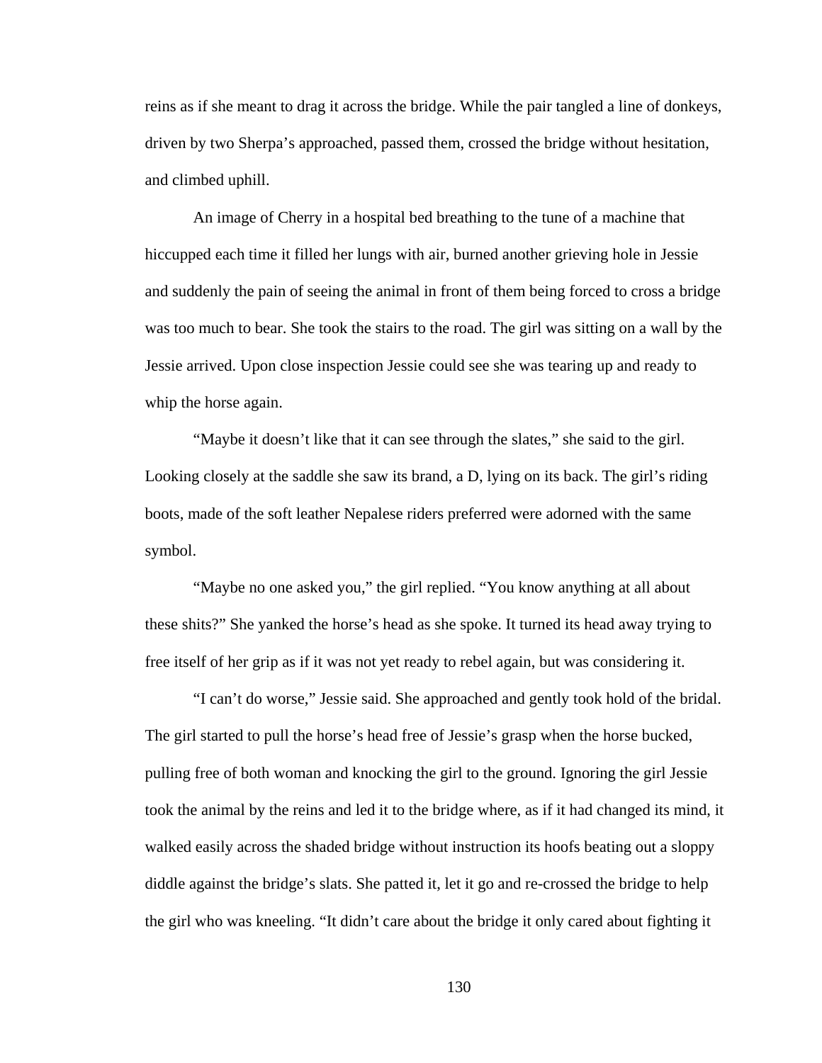reins as if she meant to drag it across the bridge. While the pair tangled a line of donkeys, driven by two Sherpa's approached, passed them, crossed the bridge without hesitation, and climbed uphill.

An image of Cherry in a hospital bed breathing to the tune of a machine that hiccupped each time it filled her lungs with air, burned another grieving hole in Jessie and suddenly the pain of seeing the animal in front of them being forced to cross a bridge was too much to bear. She took the stairs to the road. The girl was sitting on a wall by the Jessie arrived. Upon close inspection Jessie could see she was tearing up and ready to whip the horse again.

"Maybe it doesn't like that it can see through the slates," she said to the girl. Looking closely at the saddle she saw its brand, a D, lying on its back. The girl's riding boots, made of the soft leather Nepalese riders preferred were adorned with the same symbol.

"Maybe no one asked you," the girl replied. "You know anything at all about these shits?" She yanked the horse's head as she spoke. It turned its head away trying to free itself of her grip as if it was not yet ready to rebel again, but was considering it.

"I can't do worse," Jessie said. She approached and gently took hold of the bridal. The girl started to pull the horse's head free of Jessie's grasp when the horse bucked, pulling free of both woman and knocking the girl to the ground. Ignoring the girl Jessie took the animal by the reins and led it to the bridge where, as if it had changed its mind, it walked easily across the shaded bridge without instruction its hoofs beating out a sloppy diddle against the bridge's slats. She patted it, let it go and re-crossed the bridge to help the girl who was kneeling. "It didn't care about the bridge it only cared about fighting it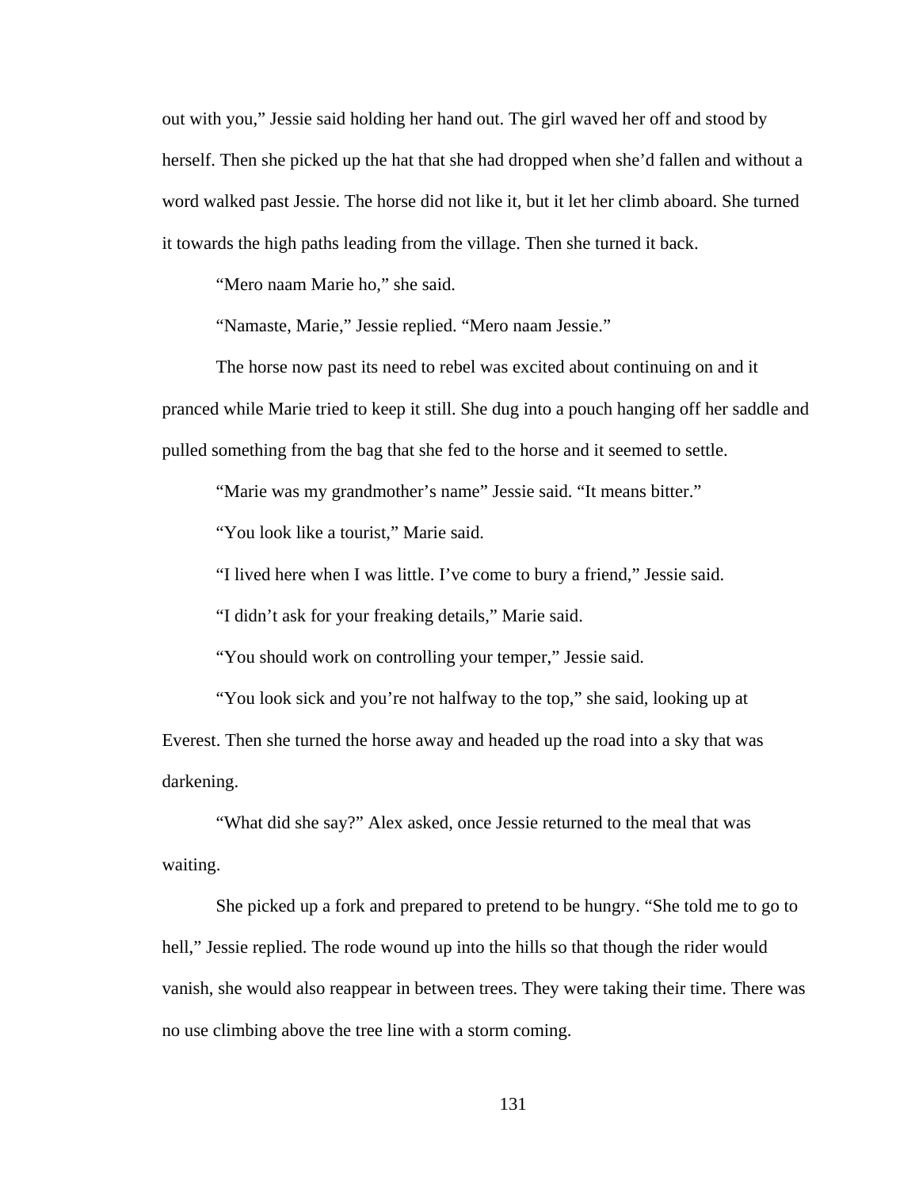out with you," Jessie said holding her hand out. The girl waved her off and stood by herself. Then she picked up the hat that she had dropped when she'd fallen and without a word walked past Jessie. The horse did not like it, but it let her climb aboard. She turned it towards the high paths leading from the village. Then she turned it back.

"Mero naam Marie ho," she said.

"Namaste, Marie," Jessie replied. "Mero naam Jessie."

The horse now past its need to rebel was excited about continuing on and it pranced while Marie tried to keep it still. She dug into a pouch hanging off her saddle and pulled something from the bag that she fed to the horse and it seemed to settle.

"Marie was my grandmother's name" Jessie said. "It means bitter."

"You look like a tourist," Marie said.

"I lived here when I was little. I've come to bury a friend," Jessie said.

"I didn't ask for your freaking details," Marie said.

"You should work on controlling your temper," Jessie said.

"You look sick and you're not halfway to the top," she said, looking up at Everest. Then she turned the horse away and headed up the road into a sky that was darkening.

"What did she say?" Alex asked, once Jessie returned to the meal that was waiting.

She picked up a fork and prepared to pretend to be hungry. "She told me to go to hell," Jessie replied. The rode wound up into the hills so that though the rider would vanish, she would also reappear in between trees. They were taking their time. There was no use climbing above the tree line with a storm coming.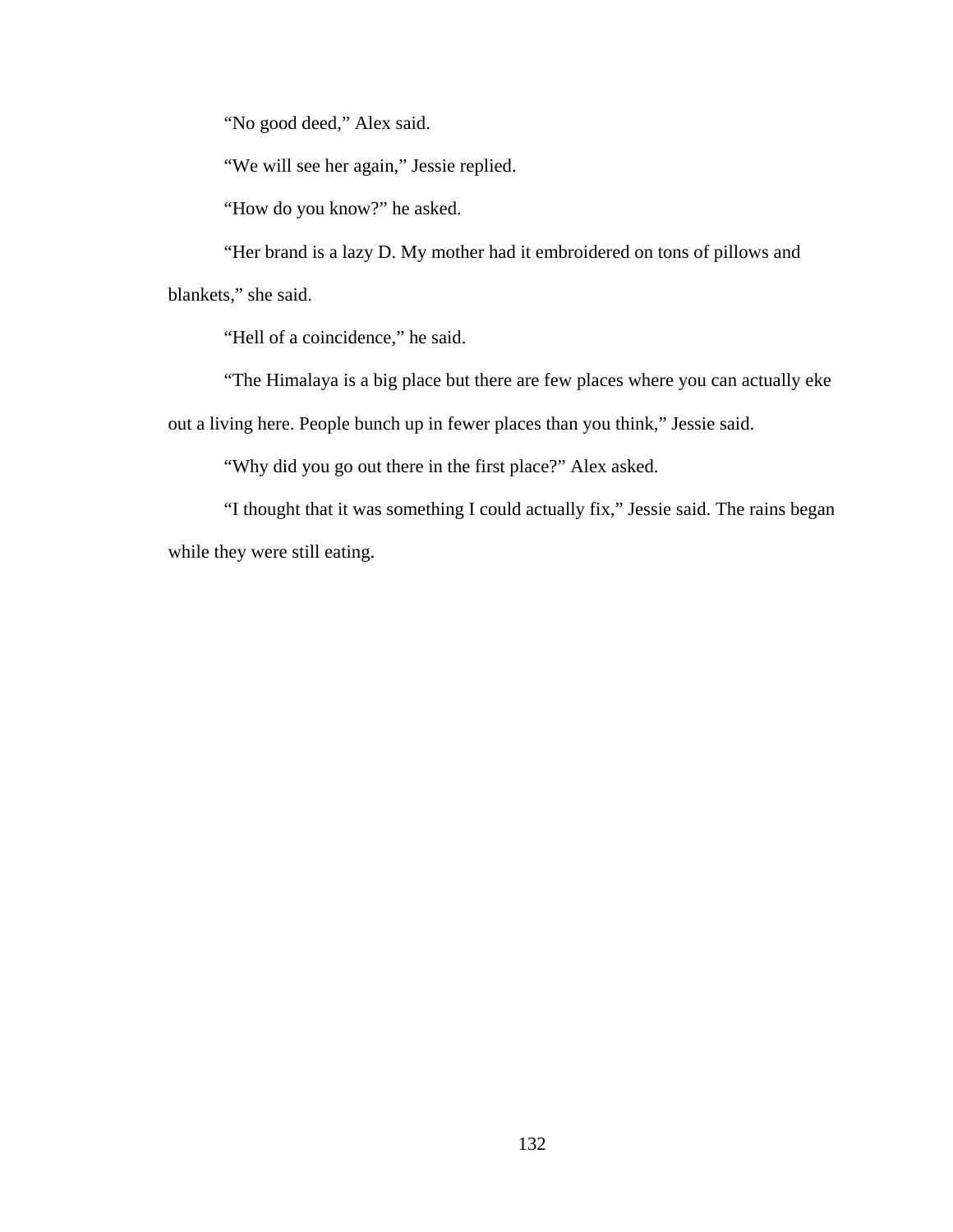“No good deed,” Alex said.

“We will see her again,” Jessie replied.

“How do you know?” he asked.

“Her brand is a lazy D. My mother had it embroidered on tons of pillows and blankets,” she said.

“Hell of a coincidence,” he said.

“The Himalaya is a big place but there are few places where you can actually eke out a living here. People bunch up in fewer places than you think,” Jessie said.

“Why did you go out there in the first place?” Alex asked.

“I thought that it was something I could actually fix,” Jessie said. The rains began while they were still eating.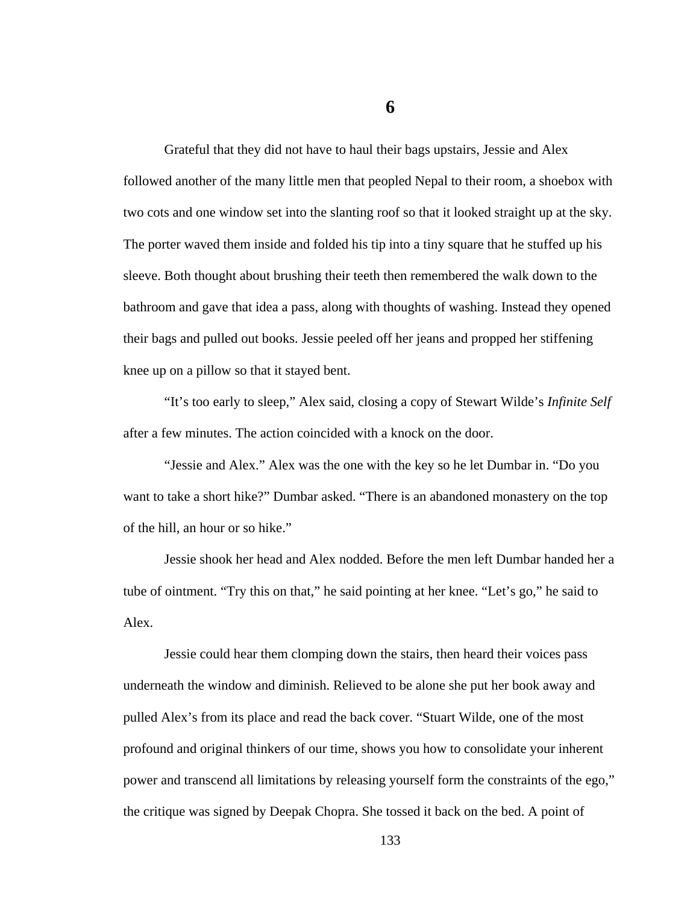# 6

Grateful that they did not have to haul their bags upstairs, Jessie and Alex followed another of the many little men that peopled Nepal to their room, a shoebox with two cots and one window set into the slanting roof so that it looked straight up at the sky. The porter waved them inside and folded his tip into a tiny square that he stuffed up his sleeve. Both thought about brushing their teeth then remembered the walk down to the bathroom and gave that idea a pass, along with thoughts of washing. Instead they opened their bags and pulled out books. Jessie peeled off her jeans and propped her stiffening knee up on a pillow so that it stayed bent.

"It's too early to sleep," Alex said, closing a copy of Stewart Wilde's *Infinite Self* after a few minutes. The action coincided with a knock on the door.

"Jessie and Alex." Alex was the one with the key so he let Dumbar in. "Do you want to take a short hike?" Dumbar asked. "There is an abandoned monastery on the top of the hill, an hour or so hike."

Jessie shook her head and Alex nodded. Before the men left Dumbar handed her a tube of ointment. "Try this on that," he said pointing at her knee. "Let's go," he said to Alex.

Jessie could hear them clomping down the stairs, then heard their voices pass underneath the window and diminish. Relieved to be alone she put her book away and pulled Alex's from its place and read the back cover. "Stuart Wilde, one of the most profound and original thinkers of our time, shows you how to consolidate your inherent power and transcend all limitations by releasing yourself form the constraints of the ego," the critique was signed by Deepak Chopra. She tossed it back on the bed. A point of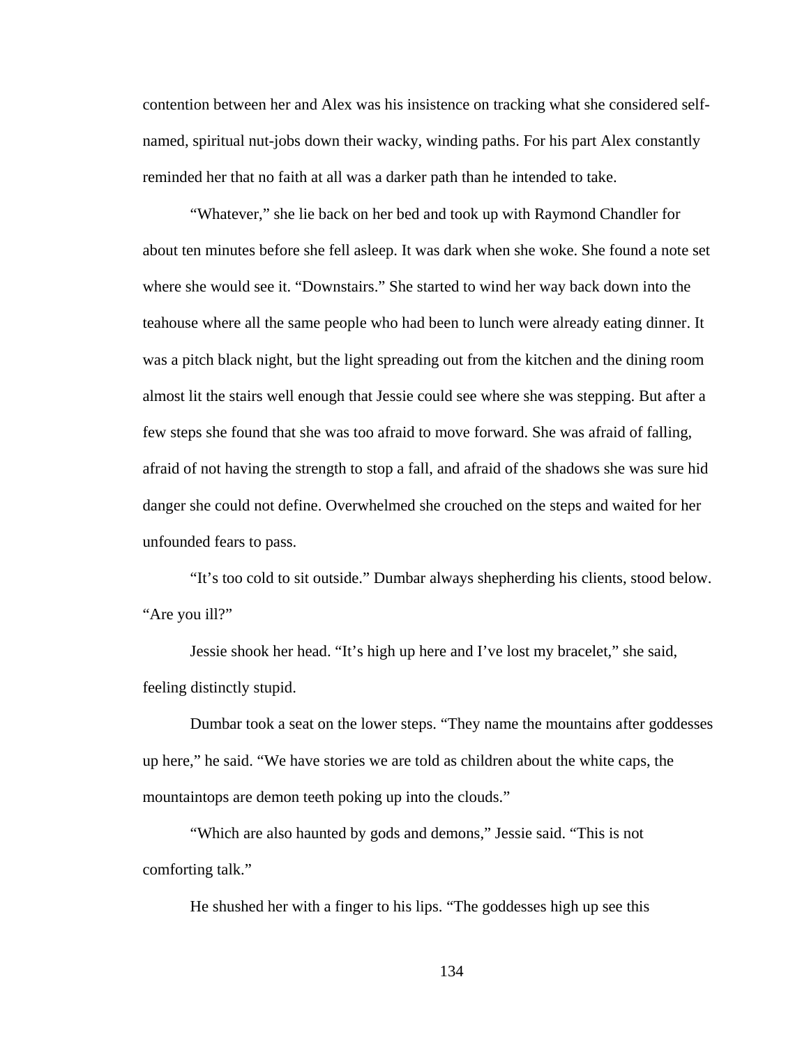contention between her and Alex was his insistence on tracking what she considered self-named, spiritual nut-jobs down their wacky, winding paths. For his part Alex constantly reminded her that no faith at all was a darker path than he intended to take.

"Whatever," she lie back on her bed and took up with Raymond Chandler for about ten minutes before she fell asleep. It was dark when she woke. She found a note set where she would see it. "Downstairs." She started to wind her way back down into the teahouse where all the same people who had been to lunch were already eating dinner. It was a pitch black night, but the light spreading out from the kitchen and the dining room almost lit the stairs well enough that Jessie could see where she was stepping. But after a few steps she found that she was too afraid to move forward. She was afraid of falling, afraid of not having the strength to stop a fall, and afraid of the shadows she was sure hid danger she could not define. Overwhelmed she crouched on the steps and waited for her unfounded fears to pass.

"It's too cold to sit outside." Dumbar always shepherding his clients, stood below. "Are you ill?"

Jessie shook her head. "It's high up here and I've lost my bracelet," she said, feeling distinctly stupid.

Dumbar took a seat on the lower steps. "They name the mountains after goddesses up here," he said. "We have stories we are told as children about the white caps, the mountaintops are demon teeth poking up into the clouds."

"Which are also haunted by gods and demons," Jessie said. "This is not comforting talk."

He shushed her with a finger to his lips. "The goddesses high up see this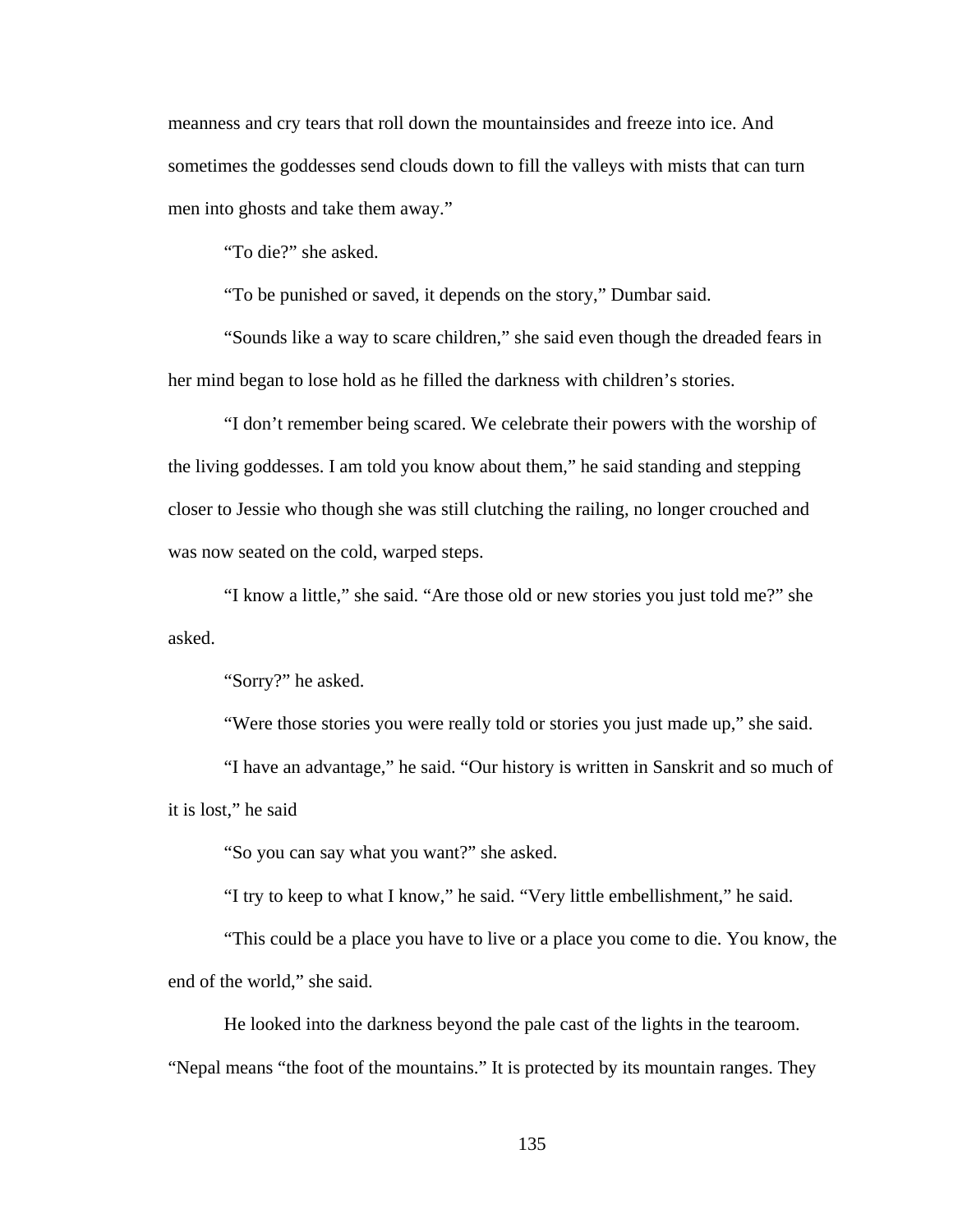meanness and cry tears that roll down the mountainsides and freeze into ice. And sometimes the goddesses send clouds down to fill the valleys with mists that can turn men into ghosts and take them away."

"To die?" she asked.

"To be punished or saved, it depends on the story," Dumbar said.

"Sounds like a way to scare children," she said even though the dreaded fears in her mind began to lose hold as he filled the darkness with children's stories.

"I don't remember being scared. We celebrate their powers with the worship of the living goddesses. I am told you know about them," he said standing and stepping closer to Jessie who though she was still clutching the railing, no longer crouched and was now seated on the cold, warped steps.

"I know a little," she said. "Are those old or new stories you just told me?" she asked.

"Sorry?" he asked.

"Were those stories you were really told or stories you just made up," she said.

"I have an advantage," he said. "Our history is written in Sanskrit and so much of it is lost," he said

"So you can say what you want?" she asked.

"I try to keep to what I know," he said. "Very little embellishment," he said.

"This could be a place you have to live or a place you come to die. You know, the end of the world," she said.

He looked into the darkness beyond the pale cast of the lights in the tearoom. "Nepal means "the foot of the mountains." It is protected by its mountain ranges. They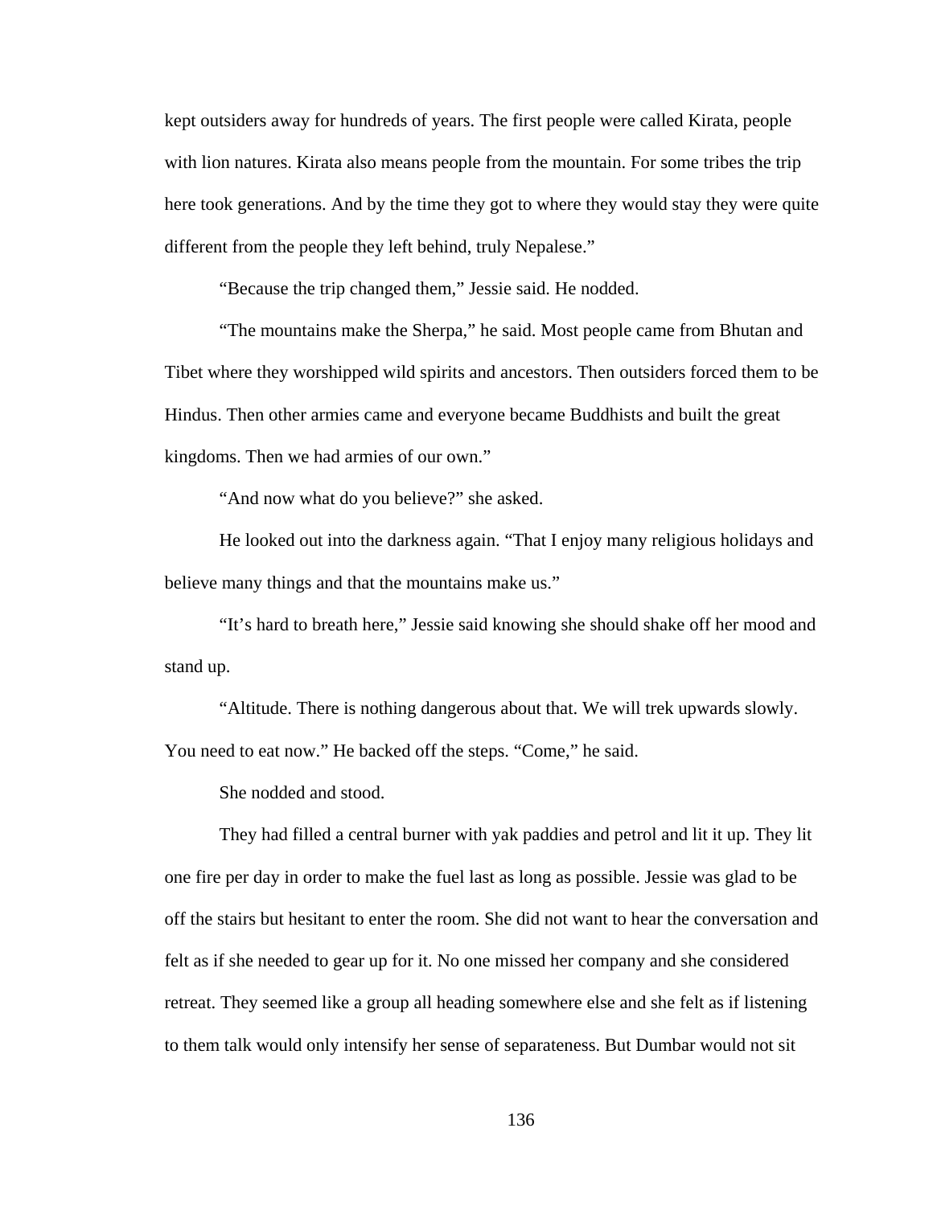kept outsiders away for hundreds of years. The first people were called Kirata, people with lion natures. Kirata also means people from the mountain. For some tribes the trip here took generations. And by the time they got to where they would stay they were quite different from the people they left behind, truly Nepalese."

"Because the trip changed them," Jessie said. He nodded.

"The mountains make the Sherpa," he said. Most people came from Bhutan and Tibet where they worshipped wild spirits and ancestors. Then outsiders forced them to be Hindus. Then other armies came and everyone became Buddhists and built the great kingdoms. Then we had armies of our own."

"And now what do you believe?" she asked.

He looked out into the darkness again. "That I enjoy many religious holidays and believe many things and that the mountains make us."

"It's hard to breath here," Jessie said knowing she should shake off her mood and stand up.

"Altitude. There is nothing dangerous about that. We will trek upwards slowly. You need to eat now." He backed off the steps. "Come," he said.

She nodded and stood.

They had filled a central burner with yak paddies and petrol and lit it up. They lit one fire per day in order to make the fuel last as long as possible. Jessie was glad to be off the stairs but hesitant to enter the room. She did not want to hear the conversation and felt as if she needed to gear up for it. No one missed her company and she considered retreat. They seemed like a group all heading somewhere else and she felt as if listening to them talk would only intensify her sense of separateness. But Dumbar would not sit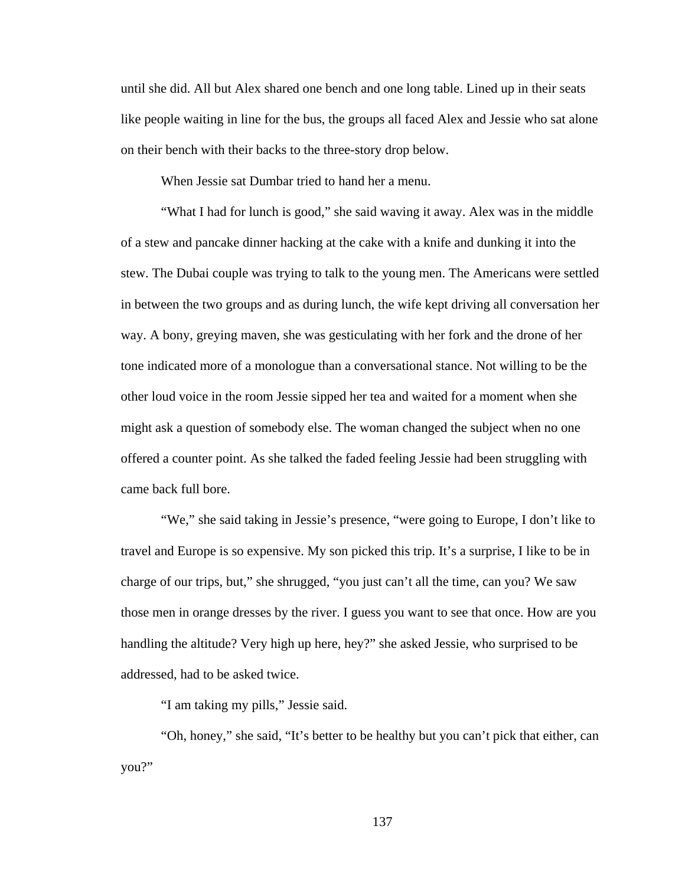until she did. All but Alex shared one bench and one long table. Lined up in their seats like people waiting in line for the bus, the groups all faced Alex and Jessie who sat alone on their bench with their backs to the three-story drop below.

When Jessie sat Dumbar tried to hand her a menu.

"What I had for lunch is good," she said waving it away. Alex was in the middle of a stew and pancake dinner hacking at the cake with a knife and dunking it into the stew. The Dubai couple was trying to talk to the young men. The Americans were settled in between the two groups and as during lunch, the wife kept driving all conversation her way. A bony, greying maven, she was gesticulating with her fork and the drone of her tone indicated more of a monologue than a conversational stance. Not willing to be the other loud voice in the room Jessie sipped her tea and waited for a moment when she might ask a question of somebody else. The woman changed the subject when no one offered a counter point. As she talked the faded feeling Jessie had been struggling with came back full bore.

"We," she said taking in Jessie's presence, "were going to Europe, I don't like to travel and Europe is so expensive. My son picked this trip. It's a surprise, I like to be in charge of our trips, but," she shrugged, "you just can't all the time, can you? We saw those men in orange dresses by the river. I guess you want to see that once. How are you handling the altitude? Very high up here, hey?" she asked Jessie, who surprised to be addressed, had to be asked twice.

"I am taking my pills," Jessie said.

"Oh, honey," she said, "It's better to be healthy but you can't pick that either, can you?"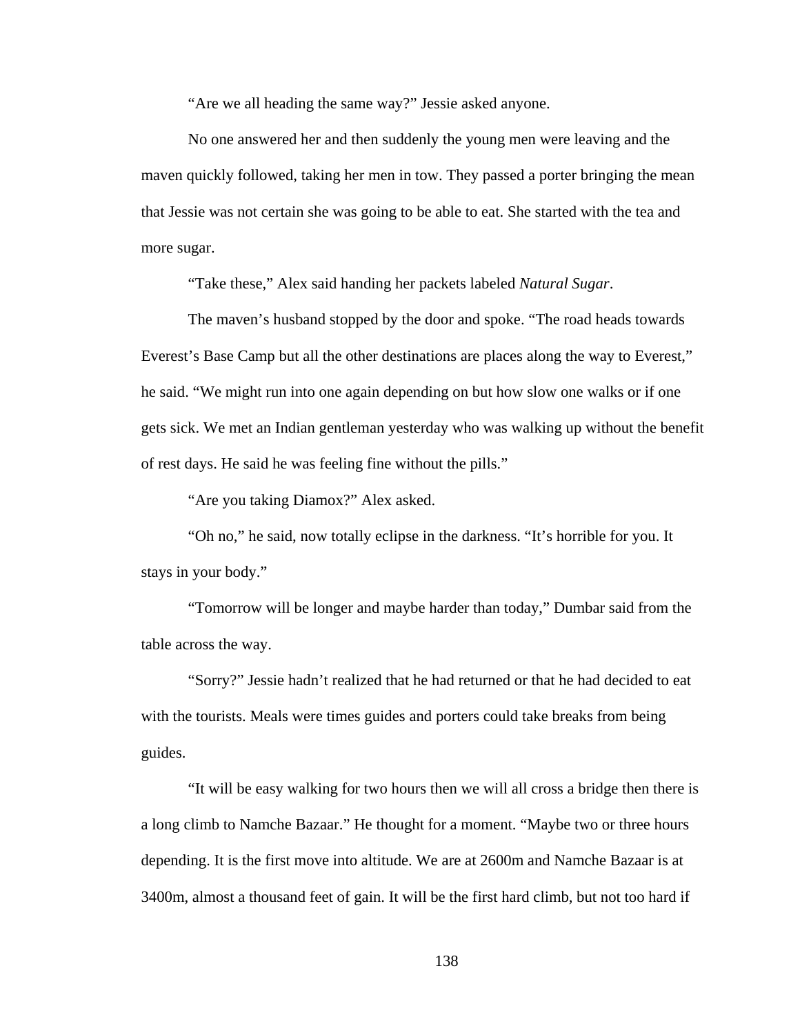"Are we all heading the same way?" Jessie asked anyone.

No one answered her and then suddenly the young men were leaving and the maven quickly followed, taking her men in tow. They passed a porter bringing the mean that Jessie was not certain she was going to be able to eat. She started with the tea and more sugar.

"Take these," Alex said handing her packets labeled *Natural Sugar*.

The maven's husband stopped by the door and spoke. "The road heads towards Everest's Base Camp but all the other destinations are places along the way to Everest," he said. "We might run into one again depending on but how slow one walks or if one gets sick. We met an Indian gentleman yesterday who was walking up without the benefit of rest days. He said he was feeling fine without the pills."

"Are you taking Diamox?" Alex asked.

"Oh no," he said, now totally eclipse in the darkness. "It's horrible for you. It stays in your body."

"Tomorrow will be longer and maybe harder than today," Dumbar said from the table across the way.

"Sorry?" Jessie hadn't realized that he had returned or that he had decided to eat with the tourists. Meals were times guides and porters could take breaks from being guides.

"It will be easy walking for two hours then we will all cross a bridge then there is a long climb to Namche Bazaar." He thought for a moment. "Maybe two or three hours depending. It is the first move into altitude. We are at 2600m and Namche Bazaar is at 3400m, almost a thousand feet of gain. It will be the first hard climb, but not too hard if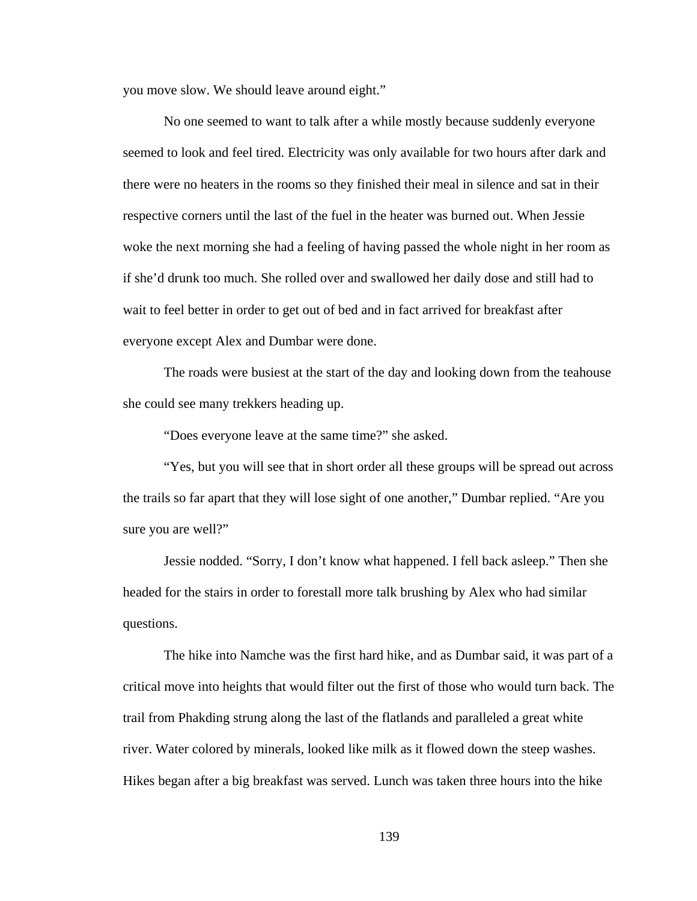you move slow. We should leave around eight."

No one seemed to want to talk after a while mostly because suddenly everyone seemed to look and feel tired. Electricity was only available for two hours after dark and there were no heaters in the rooms so they finished their meal in silence and sat in their respective corners until the last of the fuel in the heater was burned out. When Jessie woke the next morning she had a feeling of having passed the whole night in her room as if she'd drunk too much. She rolled over and swallowed her daily dose and still had to wait to feel better in order to get out of bed and in fact arrived for breakfast after everyone except Alex and Dumbar were done.

The roads were busiest at the start of the day and looking down from the teahouse she could see many trekkers heading up.

"Does everyone leave at the same time?" she asked.

"Yes, but you will see that in short order all these groups will be spread out across the trails so far apart that they will lose sight of one another," Dumbar replied. "Are you sure you are well?"

Jessie nodded. "Sorry, I don't know what happened. I fell back asleep." Then she headed for the stairs in order to forestall more talk brushing by Alex who had similar questions.

The hike into Namche was the first hard hike, and as Dumbar said, it was part of a critical move into heights that would filter out the first of those who would turn back. The trail from Phakding strung along the last of the flatlands and paralleled a great white river. Water colored by minerals, looked like milk as it flowed down the steep washes. Hikes began after a big breakfast was served. Lunch was taken three hours into the hike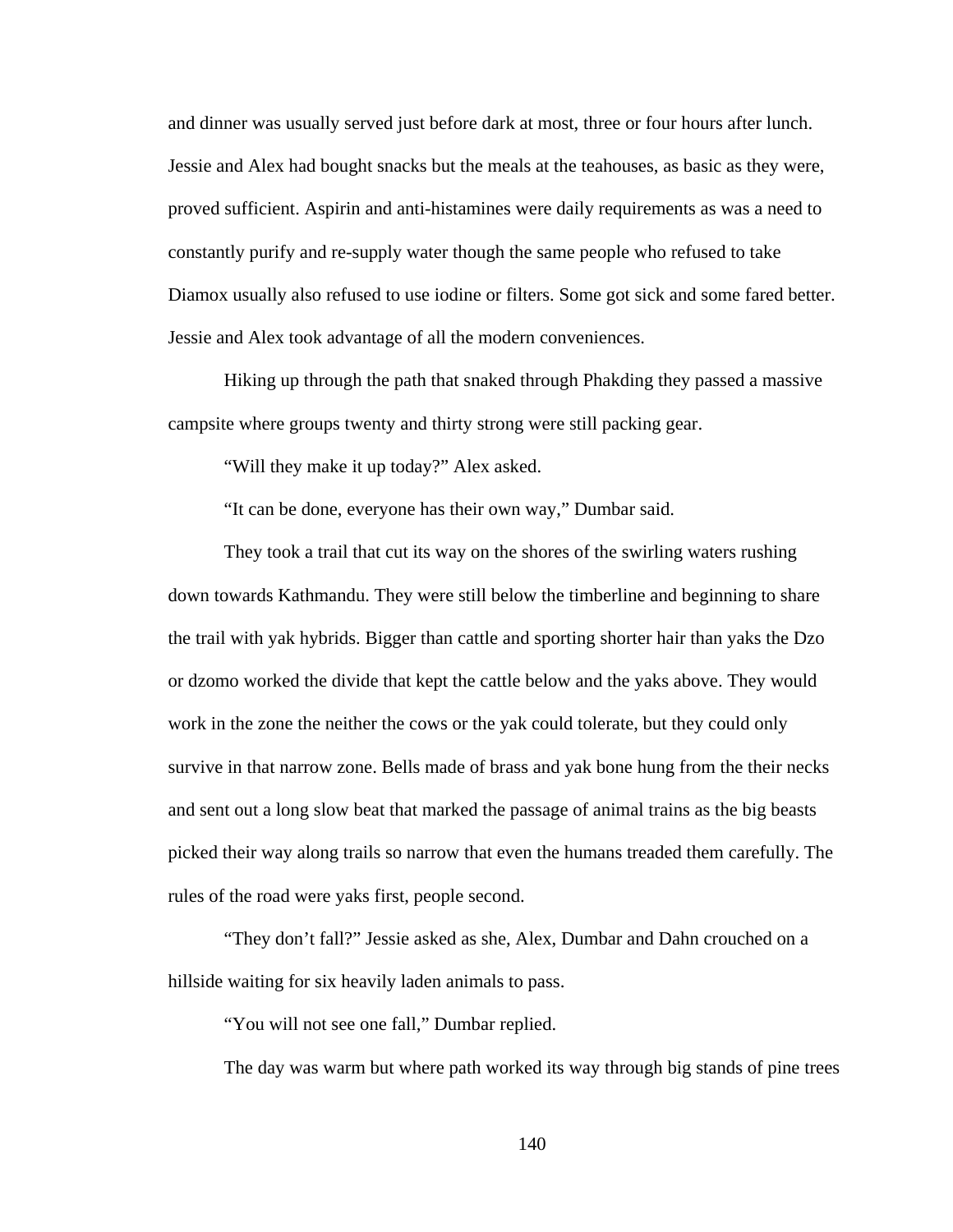and dinner was usually served just before dark at most, three or four hours after lunch. Jessie and Alex had bought snacks but the meals at the teahouses, as basic as they were, proved sufficient. Aspirin and anti-histamines were daily requirements as was a need to constantly purify and re-supply water though the same people who refused to take Diamox usually also refused to use iodine or filters. Some got sick and some fared better. Jessie and Alex took advantage of all the modern conveniences.

Hiking up through the path that snaked through Phakding they passed a massive campsite where groups twenty and thirty strong were still packing gear.

"Will they make it up today?" Alex asked.

"It can be done, everyone has their own way," Dumbar said.

They took a trail that cut its way on the shores of the swirling waters rushing down towards Kathmandu. They were still below the timberline and beginning to share the trail with yak hybrids. Bigger than cattle and sporting shorter hair than yaks the Dzo or dzomo worked the divide that kept the cattle below and the yaks above. They would work in the zone the neither the cows or the yak could tolerate, but they could only survive in that narrow zone. Bells made of brass and yak bone hung from the their necks and sent out a long slow beat that marked the passage of animal trains as the big beasts picked their way along trails so narrow that even the humans treaded them carefully. The rules of the road were yaks first, people second.

"They don't fall?" Jessie asked as she, Alex, Dumbar and Dahn crouched on a hillside waiting for six heavily laden animals to pass.

"You will not see one fall," Dumbar replied.

The day was warm but where path worked its way through big stands of pine trees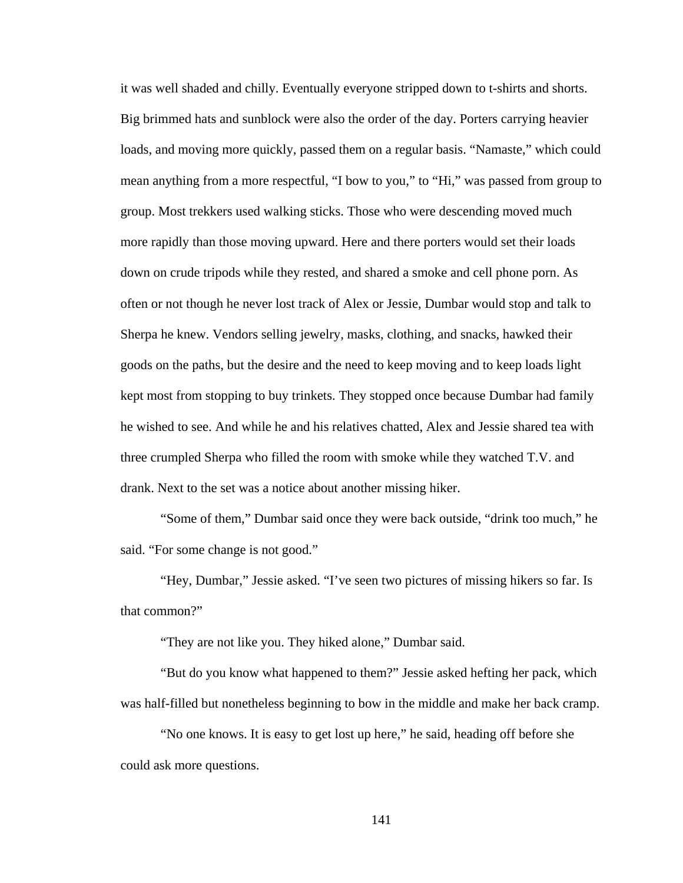it was well shaded and chilly. Eventually everyone stripped down to t-shirts and shorts. Big brimmed hats and sunblock were also the order of the day. Porters carrying heavier loads, and moving more quickly, passed them on a regular basis. "Namaste," which could mean anything from a more respectful, "I bow to you," to "Hi," was passed from group to group. Most trekkers used walking sticks. Those who were descending moved much more rapidly than those moving upward. Here and there porters would set their loads down on crude tripods while they rested, and shared a smoke and cell phone porn. As often or not though he never lost track of Alex or Jessie, Dumbar would stop and talk to Sherpa he knew. Vendors selling jewelry, masks, clothing, and snacks, hawked their goods on the paths, but the desire and the need to keep moving and to keep loads light kept most from stopping to buy trinkets. They stopped once because Dumbar had family he wished to see. And while he and his relatives chatted, Alex and Jessie shared tea with three crumpled Sherpa who filled the room with smoke while they watched T.V. and drank. Next to the set was a notice about another missing hiker.

"Some of them," Dumbar said once they were back outside, "drink too much," he said. "For some change is not good."

"Hey, Dumbar," Jessie asked. "I've seen two pictures of missing hikers so far. Is that common?"

"They are not like you. They hiked alone," Dumbar said.

"But do you know what happened to them?" Jessie asked hefting her pack, which was half-filled but nonetheless beginning to bow in the middle and make her back cramp.

"No one knows. It is easy to get lost up here," he said, heading off before she could ask more questions.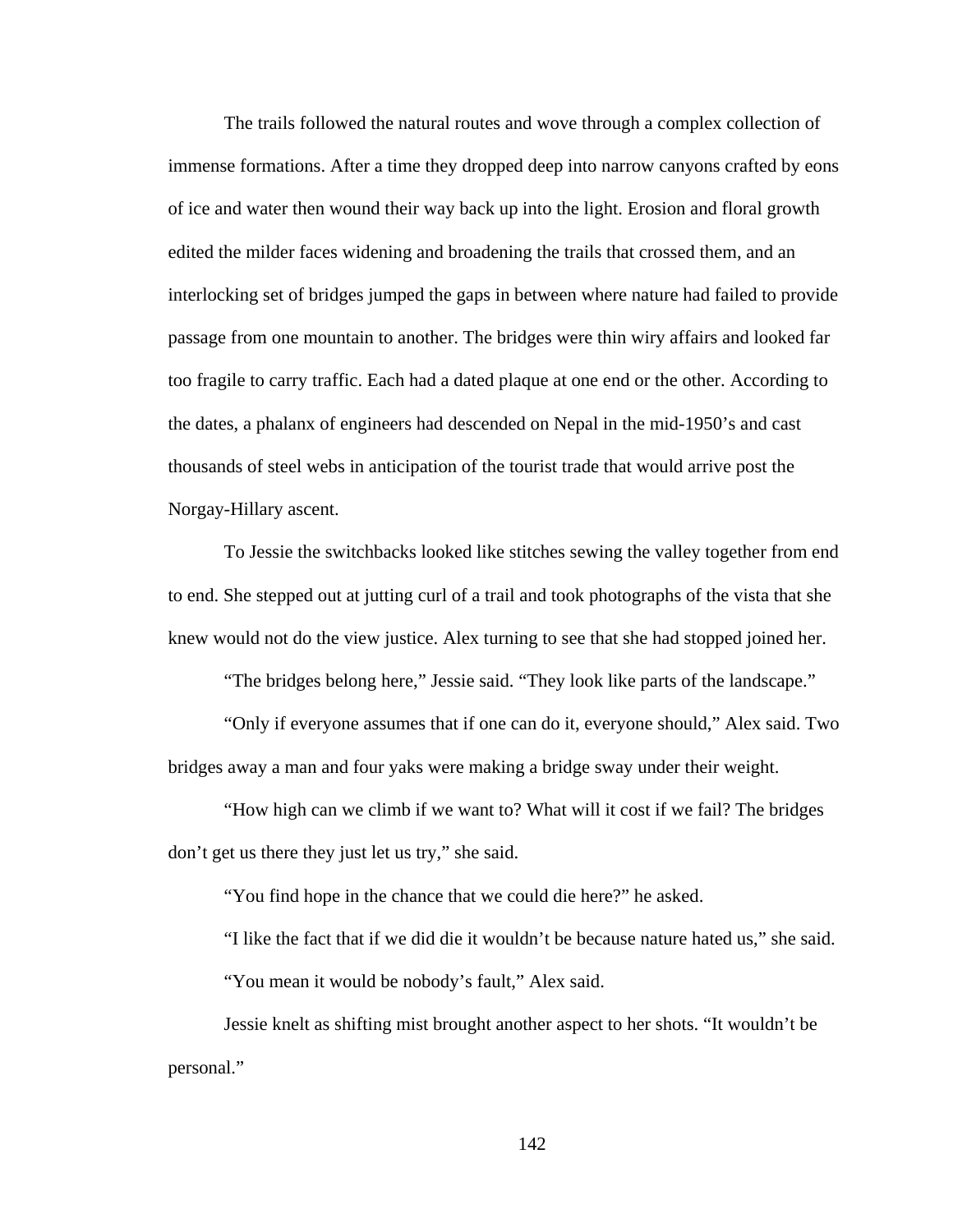The trails followed the natural routes and wove through a complex collection of immense formations. After a time they dropped deep into narrow canyons crafted by eons of ice and water then wound their way back up into the light. Erosion and floral growth edited the milder faces widening and broadening the trails that crossed them, and an interlocking set of bridges jumped the gaps in between where nature had failed to provide passage from one mountain to another. The bridges were thin wiry affairs and looked far too fragile to carry traffic. Each had a dated plaque at one end or the other. According to the dates, a phalanx of engineers had descended on Nepal in the mid-1950's and cast thousands of steel webs in anticipation of the tourist trade that would arrive post the Norgay-Hillary ascent.

To Jessie the switchbacks looked like stitches sewing the valley together from end to end. She stepped out at jutting curl of a trail and took photographs of the vista that she knew would not do the view justice. Alex turning to see that she had stopped joined her.

"The bridges belong here," Jessie said. "They look like parts of the landscape."

"Only if everyone assumes that if one can do it, everyone should," Alex said. Two bridges away a man and four yaks were making a bridge sway under their weight.

"How high can we climb if we want to? What will it cost if we fail? The bridges don't get us there they just let us try," she said.

"You find hope in the chance that we could die here?" he asked.

"I like the fact that if we did die it wouldn't be because nature hated us," she said.

"You mean it would be nobody's fault," Alex said.

Jessie knelt as shifting mist brought another aspect to her shots. "It wouldn't be personal."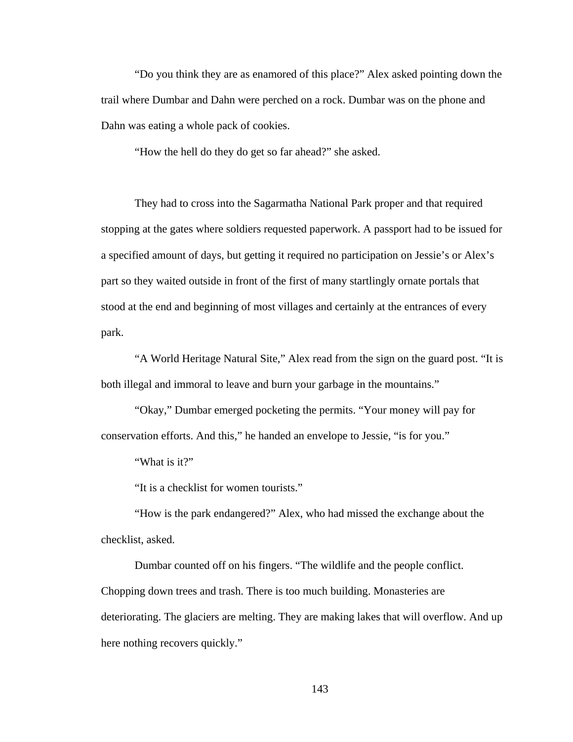"Do you think they are as enamored of this place?" Alex asked pointing down the trail where Dumbar and Dahn were perched on a rock. Dumbar was on the phone and Dahn was eating a whole pack of cookies.

"How the hell do they do get so far ahead?" she asked.

They had to cross into the Sagarmatha National Park proper and that required stopping at the gates where soldiers requested paperwork. A passport had to be issued for a specified amount of days, but getting it required no participation on Jessie's or Alex's part so they waited outside in front of the first of many startlingly ornate portals that stood at the end and beginning of most villages and certainly at the entrances of every park.

"A World Heritage Natural Site," Alex read from the sign on the guard post. "It is both illegal and immoral to leave and burn your garbage in the mountains."

"Okay," Dumbar emerged pocketing the permits. "Your money will pay for conservation efforts. And this," he handed an envelope to Jessie, "is for you."

"What is it?"

"It is a checklist for women tourists."

"How is the park endangered?" Alex, who had missed the exchange about the checklist, asked.

Dumbar counted off on his fingers. "The wildlife and the people conflict. Chopping down trees and trash. There is too much building. Monasteries are deteriorating. The glaciers are melting. They are making lakes that will overflow. And up here nothing recovers quickly."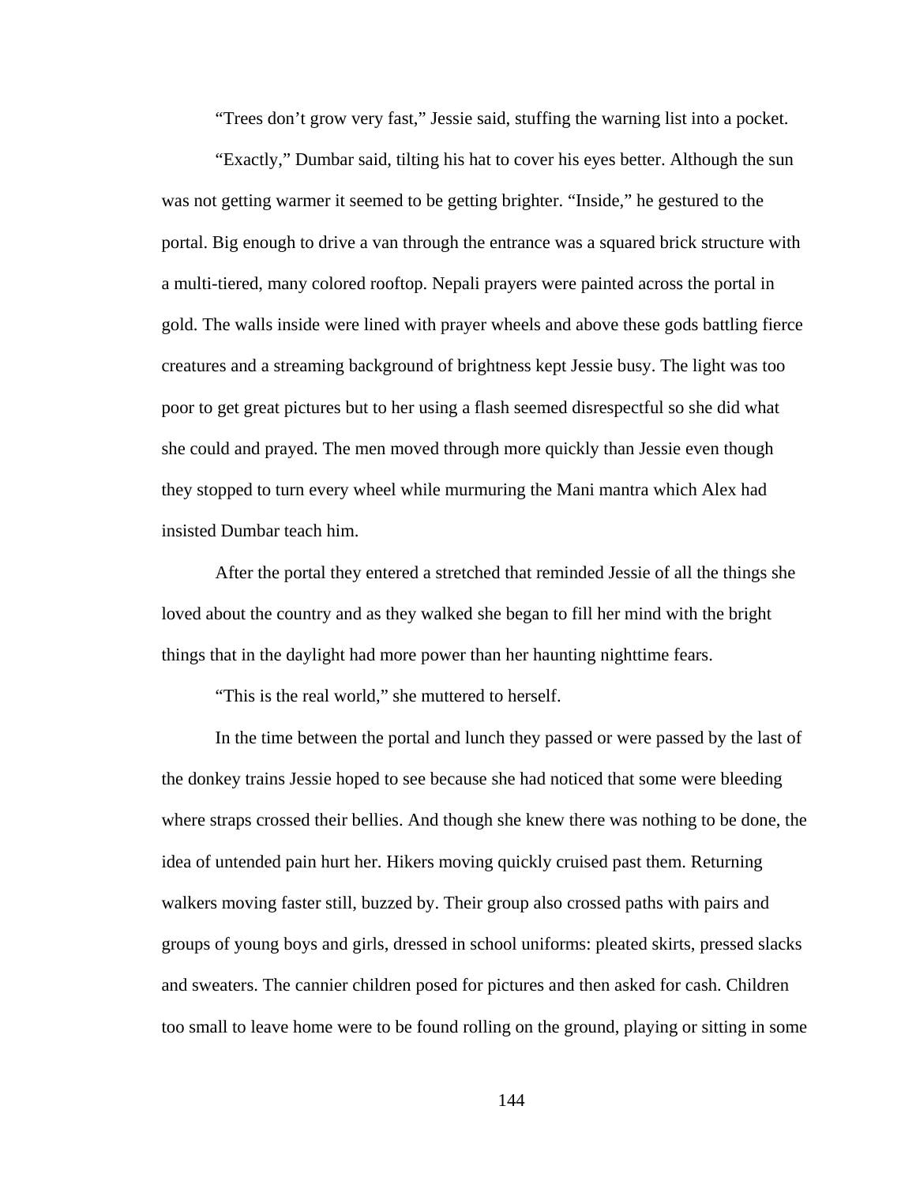"Trees don't grow very fast," Jessie said, stuffing the warning list into a pocket.

"Exactly," Dumbar said, tilting his hat to cover his eyes better. Although the sun was not getting warmer it seemed to be getting brighter. "Inside," he gestured to the portal. Big enough to drive a van through the entrance was a squared brick structure with a multi-tiered, many colored rooftop. Nepali prayers were painted across the portal in gold. The walls inside were lined with prayer wheels and above these gods battling fierce creatures and a streaming background of brightness kept Jessie busy. The light was too poor to get great pictures but to her using a flash seemed disrespectful so she did what she could and prayed. The men moved through more quickly than Jessie even though they stopped to turn every wheel while murmuring the Mani mantra which Alex had insisted Dumbar teach him.

After the portal they entered a stretched that reminded Jessie of all the things she loved about the country and as they walked she began to fill her mind with the bright things that in the daylight had more power than her haunting nighttime fears.

"This is the real world," she muttered to herself.

In the time between the portal and lunch they passed or were passed by the last of the donkey trains Jessie hoped to see because she had noticed that some were bleeding where straps crossed their bellies. And though she knew there was nothing to be done, the idea of untended pain hurt her. Hikers moving quickly cruised past them. Returning walkers moving faster still, buzzed by. Their group also crossed paths with pairs and groups of young boys and girls, dressed in school uniforms: pleated skirts, pressed slacks and sweaters. The cannier children posed for pictures and then asked for cash. Children too small to leave home were to be found rolling on the ground, playing or sitting in some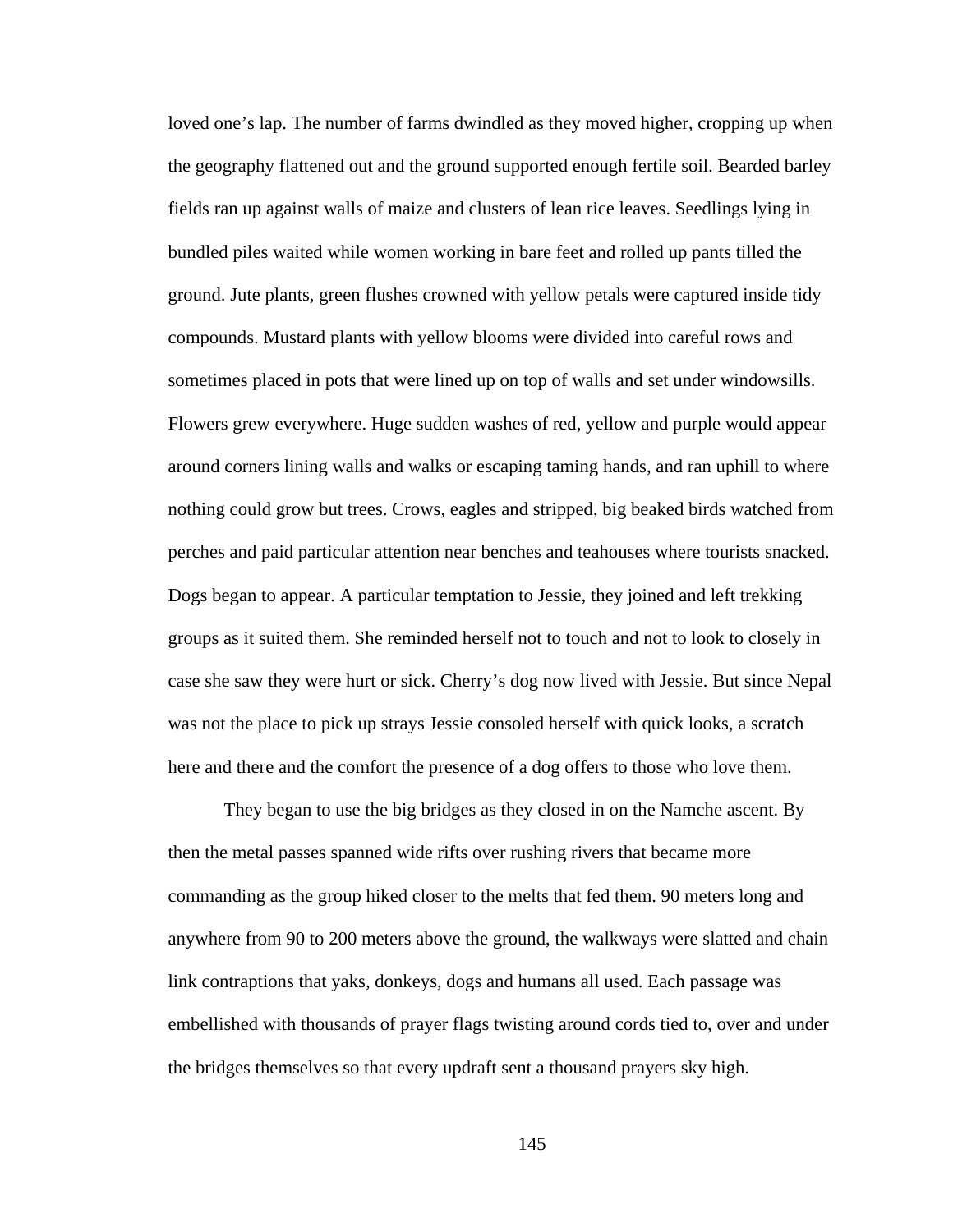loved one's lap. The number of farms dwindled as they moved higher, cropping up when the geography flattened out and the ground supported enough fertile soil. Bearded barley fields ran up against walls of maize and clusters of lean rice leaves. Seedlings lying in bundled piles waited while women working in bare feet and rolled up pants tilled the ground. Jute plants, green flushes crowned with yellow petals were captured inside tidy compounds. Mustard plants with yellow blooms were divided into careful rows and sometimes placed in pots that were lined up on top of walls and set under windowsills. Flowers grew everywhere. Huge sudden washes of red, yellow and purple would appear around corners lining walls and walks or escaping taming hands, and ran uphill to where nothing could grow but trees. Crows, eagles and stripped, big beaked birds watched from perches and paid particular attention near benches and teahouses where tourists snacked. Dogs began to appear. A particular temptation to Jessie, they joined and left trekking groups as it suited them. She reminded herself not to touch and not to look to closely in case she saw they were hurt or sick. Cherry's dog now lived with Jessie. But since Nepal was not the place to pick up strays Jessie consoled herself with quick looks, a scratch here and there and the comfort the presence of a dog offers to those who love them.

They began to use the big bridges as they closed in on the Namche ascent. By then the metal passes spanned wide rifts over rushing rivers that became more commanding as the group hiked closer to the melts that fed them. 90 meters long and anywhere from 90 to 200 meters above the ground, the walkways were slatted and chain link contraptions that yaks, donkeys, dogs and humans all used. Each passage was embellished with thousands of prayer flags twisting around cords tied to, over and under the bridges themselves so that every updraft sent a thousand prayers sky high.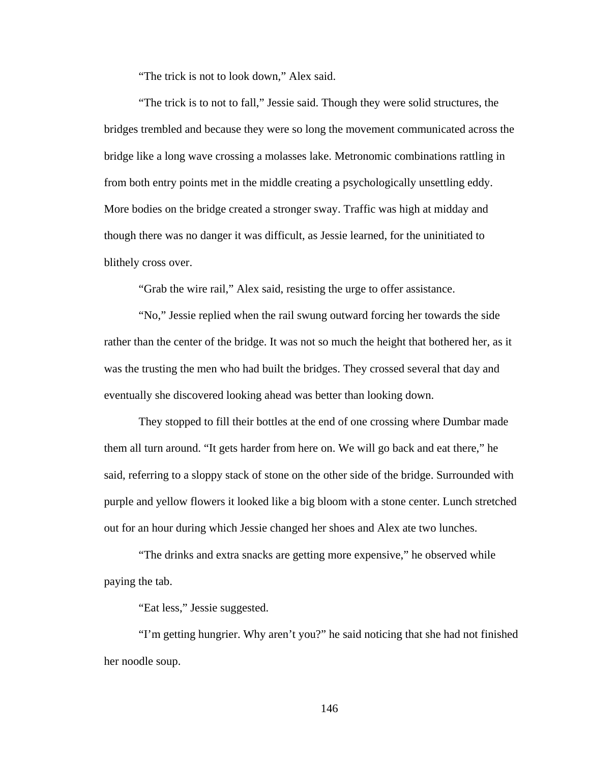"The trick is not to look down," Alex said.

"The trick is to not to fall," Jessie said. Though they were solid structures, the bridges trembled and because they were so long the movement communicated across the bridge like a long wave crossing a molasses lake. Metronomic combinations rattling in from both entry points met in the middle creating a psychologically unsettling eddy. More bodies on the bridge created a stronger sway. Traffic was high at midday and though there was no danger it was difficult, as Jessie learned, for the uninitiated to blithely cross over.

"Grab the wire rail," Alex said, resisting the urge to offer assistance.

"No," Jessie replied when the rail swung outward forcing her towards the side rather than the center of the bridge. It was not so much the height that bothered her, as it was the trusting the men who had built the bridges. They crossed several that day and eventually she discovered looking ahead was better than looking down.

They stopped to fill their bottles at the end of one crossing where Dumbar made them all turn around. "It gets harder from here on. We will go back and eat there," he said, referring to a sloppy stack of stone on the other side of the bridge. Surrounded with purple and yellow flowers it looked like a big bloom with a stone center. Lunch stretched out for an hour during which Jessie changed her shoes and Alex ate two lunches.

"The drinks and extra snacks are getting more expensive," he observed while paying the tab.

"Eat less," Jessie suggested.

"I'm getting hungrier. Why aren't you?" he said noticing that she had not finished her noodle soup.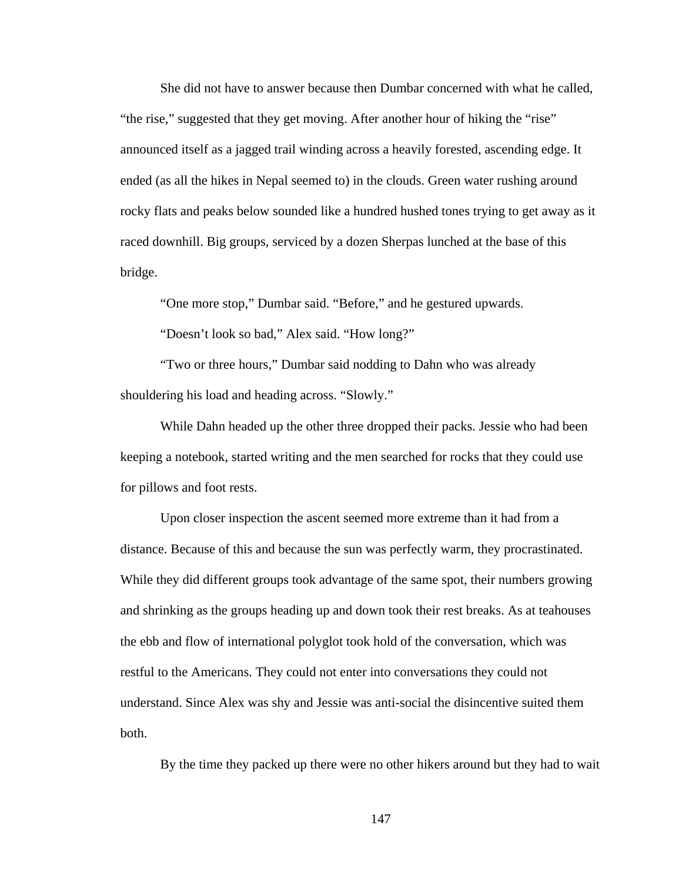She did not have to answer because then Dumbar concerned with what he called, "the rise," suggested that they get moving. After another hour of hiking the "rise" announced itself as a jagged trail winding across a heavily forested, ascending edge. It ended (as all the hikes in Nepal seemed to) in the clouds. Green water rushing around rocky flats and peaks below sounded like a hundred hushed tones trying to get away as it raced downhill. Big groups, serviced by a dozen Sherpas lunched at the base of this bridge.

"One more stop," Dumbar said. "Before," and he gestured upwards.

"Doesn't look so bad," Alex said. "How long?"

"Two or three hours," Dumbar said nodding to Dahn who was already shouldering his load and heading across. "Slowly."

While Dahn headed up the other three dropped their packs. Jessie who had been keeping a notebook, started writing and the men searched for rocks that they could use for pillows and foot rests.

Upon closer inspection the ascent seemed more extreme than it had from a distance. Because of this and because the sun was perfectly warm, they procrastinated. While they did different groups took advantage of the same spot, their numbers growing and shrinking as the groups heading up and down took their rest breaks. As at teahouses the ebb and flow of international polyglot took hold of the conversation, which was restful to the Americans. They could not enter into conversations they could not understand. Since Alex was shy and Jessie was anti-social the disincentive suited them both.

By the time they packed up there were no other hikers around but they had to wait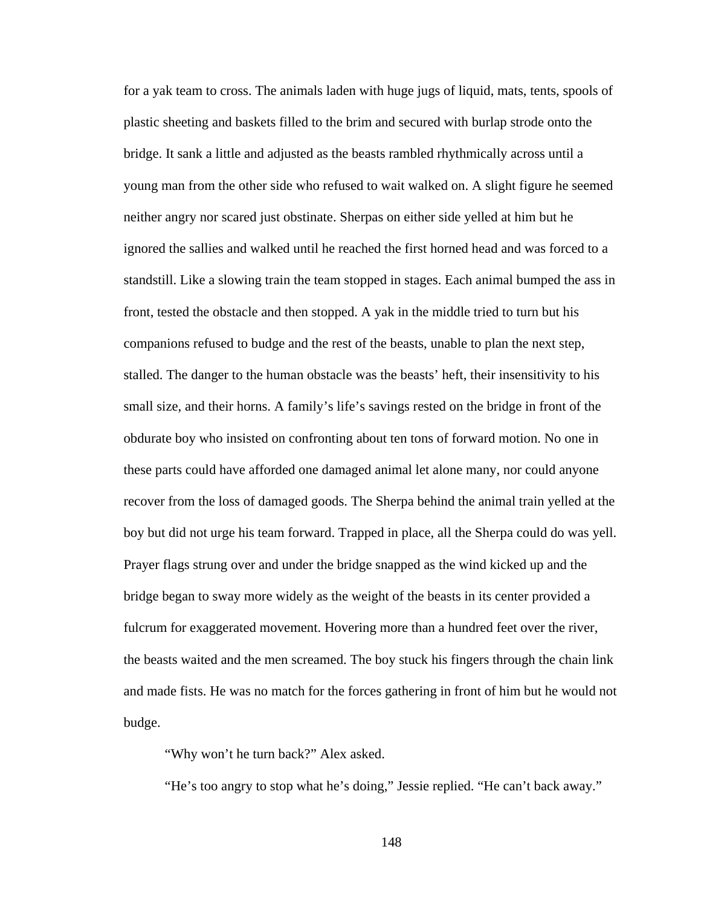for a yak team to cross. The animals laden with huge jugs of liquid, mats, tents, spools of plastic sheeting and baskets filled to the brim and secured with burlap strode onto the bridge. It sank a little and adjusted as the beasts rambled rhythmically across until a young man from the other side who refused to wait walked on. A slight figure he seemed neither angry nor scared just obstinate. Sherpas on either side yelled at him but he ignored the sallies and walked until he reached the first horned head and was forced to a standstill. Like a slowing train the team stopped in stages. Each animal bumped the ass in front, tested the obstacle and then stopped. A yak in the middle tried to turn but his companions refused to budge and the rest of the beasts, unable to plan the next step, stalled. The danger to the human obstacle was the beasts' heft, their insensitivity to his small size, and their horns. A family's life's savings rested on the bridge in front of the obdurate boy who insisted on confronting about ten tons of forward motion. No one in these parts could have afforded one damaged animal let alone many, nor could anyone recover from the loss of damaged goods. The Sherpa behind the animal train yelled at the boy but did not urge his team forward. Trapped in place, all the Sherpa could do was yell. Prayer flags strung over and under the bridge snapped as the wind kicked up and the bridge began to sway more widely as the weight of the beasts in its center provided a fulcrum for exaggerated movement. Hovering more than a hundred feet over the river, the beasts waited and the men screamed. The boy stuck his fingers through the chain link and made fists. He was no match for the forces gathering in front of him but he would not budge.

"Why won't he turn back?" Alex asked.

"He's too angry to stop what he's doing," Jessie replied. "He can't back away."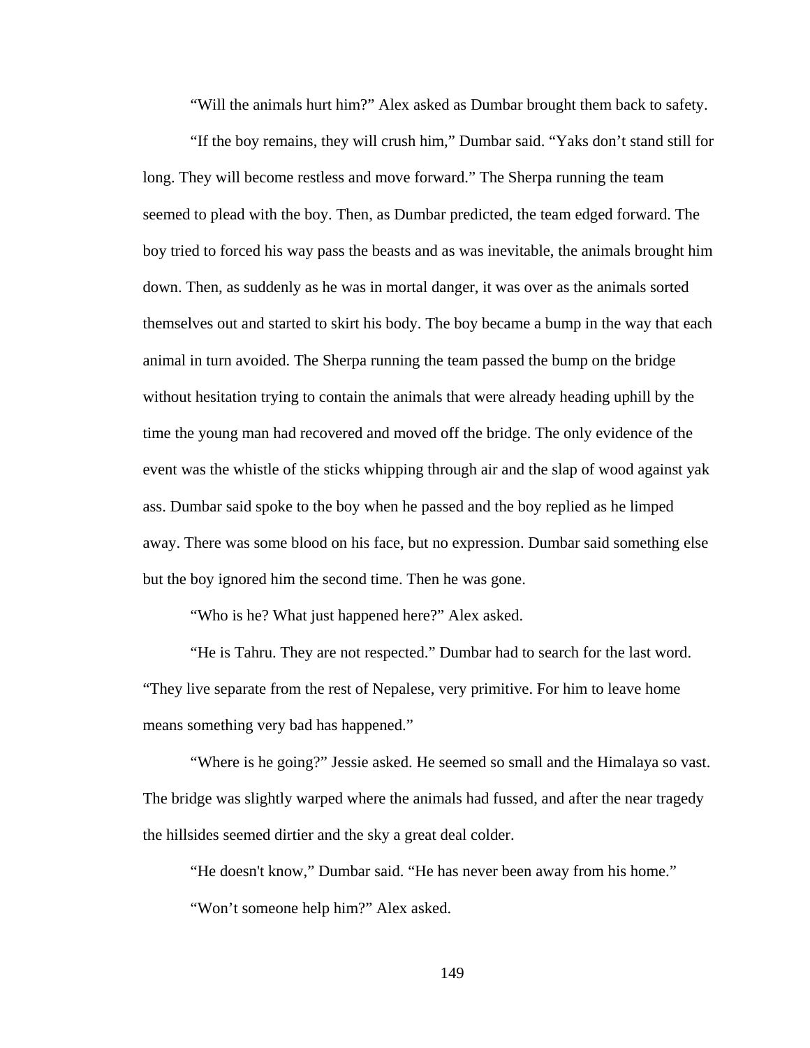“Will the animals hurt him?” Alex asked as Dumbar brought them back to safety.

“If the boy remains, they will crush him,” Dumbar said. “Yaks don’t stand still for long. They will become restless and move forward.” The Sherpa running the team seemed to plead with the boy. Then, as Dumbar predicted, the team edged forward. The boy tried to forced his way pass the beasts and as was inevitable, the animals brought him down. Then, as suddenly as he was in mortal danger, it was over as the animals sorted themselves out and started to skirt his body. The boy became a bump in the way that each animal in turn avoided. The Sherpa running the team passed the bump on the bridge without hesitation trying to contain the animals that were already heading uphill by the time the young man had recovered and moved off the bridge. The only evidence of the event was the whistle of the sticks whipping through air and the slap of wood against yak ass. Dumbar said spoke to the boy when he passed and the boy replied as he limped away. There was some blood on his face, but no expression. Dumbar said something else but the boy ignored him the second time. Then he was gone.

“Who is he? What just happened here?” Alex asked.

“He is Tahru. They are not respected.” Dumbar had to search for the last word. “They live separate from the rest of Nepalese, very primitive. For him to leave home means something very bad has happened.”

“Where is he going?” Jessie asked. He seemed so small and the Himalaya so vast. The bridge was slightly warped where the animals had fussed, and after the near tragedy the hillsides seemed dirtier and the sky a great deal colder.

“He doesn't know,” Dumbar said. “He has never been away from his home.”

“Won’t someone help him?” Alex asked.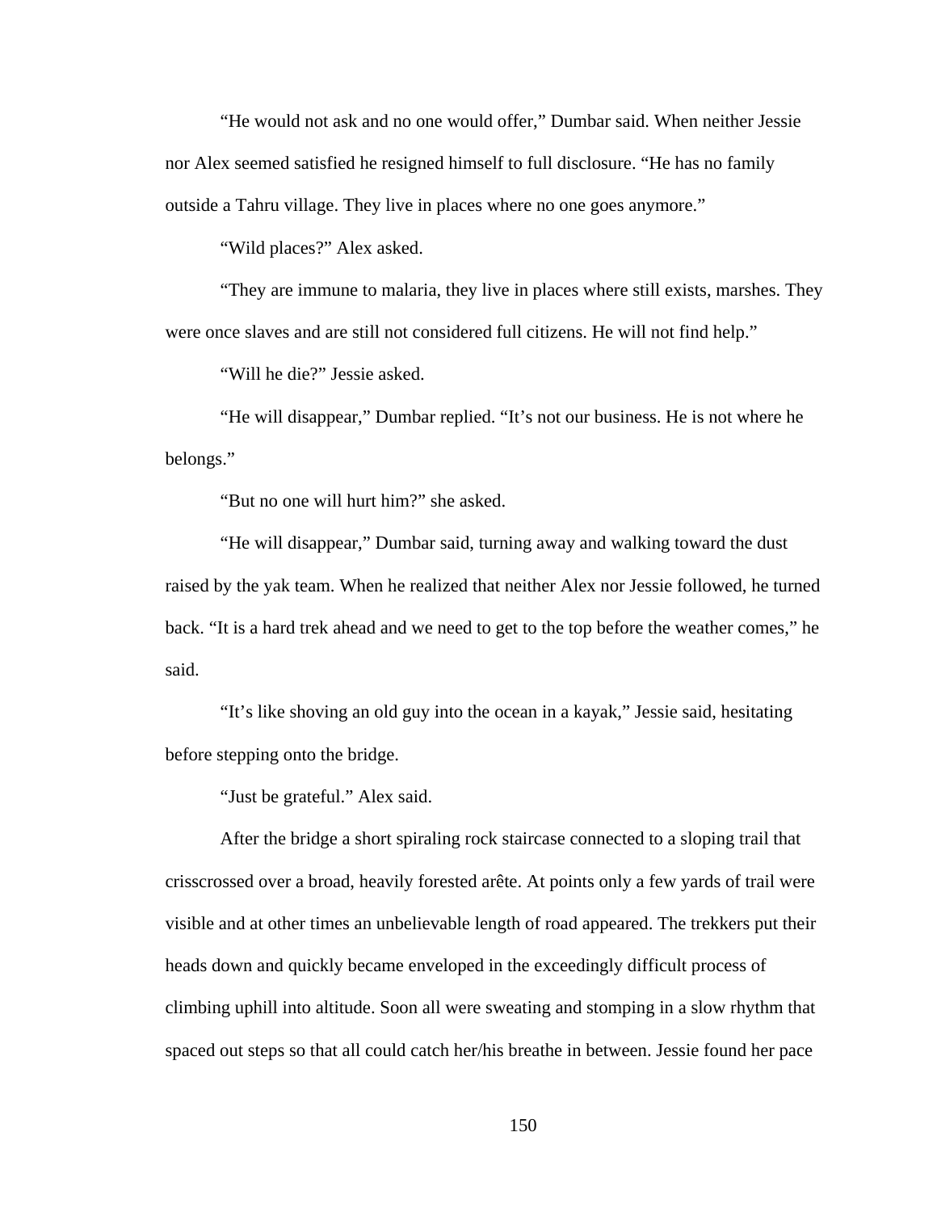"He would not ask and no one would offer," Dumbar said. When neither Jessie nor Alex seemed satisfied he resigned himself to full disclosure. "He has no family outside a Tahru village. They live in places where no one goes anymore."

"Wild places?" Alex asked.

"They are immune to malaria, they live in places where still exists, marshes. They were once slaves and are still not considered full citizens. He will not find help."

"Will he die?" Jessie asked.

"He will disappear," Dumbar replied. "It's not our business. He is not where he belongs."

"But no one will hurt him?" she asked.

"He will disappear," Dumbar said, turning away and walking toward the dust raised by the yak team. When he realized that neither Alex nor Jessie followed, he turned back. "It is a hard trek ahead and we need to get to the top before the weather comes," he said.

"It's like shoving an old guy into the ocean in a kayak," Jessie said, hesitating before stepping onto the bridge.

"Just be grateful." Alex said.

After the bridge a short spiraling rock staircase connected to a sloping trail that crisscrossed over a broad, heavily forested arête. At points only a few yards of trail were visible and at other times an unbelievable length of road appeared. The trekkers put their heads down and quickly became enveloped in the exceedingly difficult process of climbing uphill into altitude. Soon all were sweating and stomping in a slow rhythm that spaced out steps so that all could catch her/his breathe in between. Jessie found her pace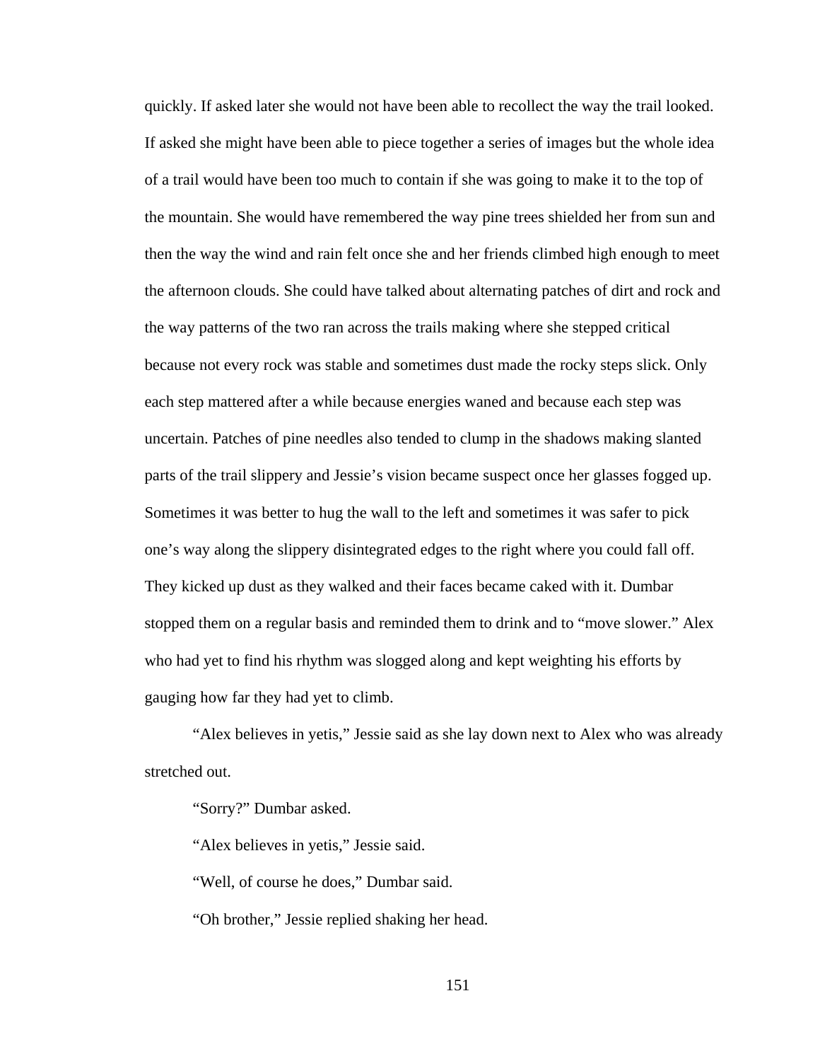quickly. If asked later she would not have been able to recollect the way the trail looked. If asked she might have been able to piece together a series of images but the whole idea of a trail would have been too much to contain if she was going to make it to the top of the mountain. She would have remembered the way pine trees shielded her from sun and then the way the wind and rain felt once she and her friends climbed high enough to meet the afternoon clouds. She could have talked about alternating patches of dirt and rock and the way patterns of the two ran across the trails making where she stepped critical because not every rock was stable and sometimes dust made the rocky steps slick. Only each step mattered after a while because energies waned and because each step was uncertain. Patches of pine needles also tended to clump in the shadows making slanted parts of the trail slippery and Jessie's vision became suspect once her glasses fogged up. Sometimes it was better to hug the wall to the left and sometimes it was safer to pick one's way along the slippery disintegrated edges to the right where you could fall off. They kicked up dust as they walked and their faces became caked with it. Dumbar stopped them on a regular basis and reminded them to drink and to "move slower." Alex who had yet to find his rhythm was slogged along and kept weighting his efforts by gauging how far they had yet to climb.

"Alex believes in yetis," Jessie said as she lay down next to Alex who was already stretched out.

"Sorry?" Dumbar asked.

"Alex believes in yetis," Jessie said.

"Well, of course he does," Dumbar said.

"Oh brother," Jessie replied shaking her head.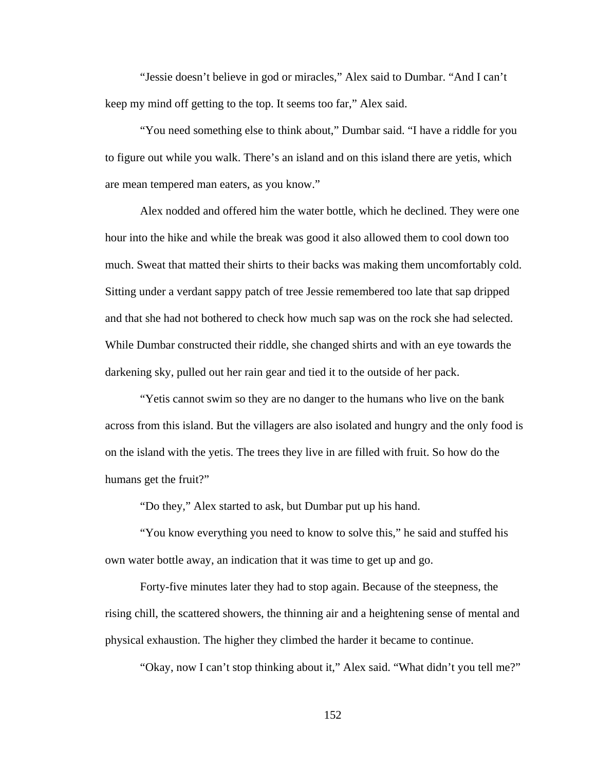"Jessie doesn't believe in god or miracles," Alex said to Dumbar. "And I can't keep my mind off getting to the top. It seems too far," Alex said.

"You need something else to think about," Dumbar said. "I have a riddle for you to figure out while you walk. There's an island and on this island there are yetis, which are mean tempered man eaters, as you know."

Alex nodded and offered him the water bottle, which he declined. They were one hour into the hike and while the break was good it also allowed them to cool down too much. Sweat that matted their shirts to their backs was making them uncomfortably cold. Sitting under a verdant sappy patch of tree Jessie remembered too late that sap dripped and that she had not bothered to check how much sap was on the rock she had selected. While Dumbar constructed their riddle, she changed shirts and with an eye towards the darkening sky, pulled out her rain gear and tied it to the outside of her pack.

"Yetis cannot swim so they are no danger to the humans who live on the bank across from this island. But the villagers are also isolated and hungry and the only food is on the island with the yetis. The trees they live in are filled with fruit. So how do the humans get the fruit?"

"Do they," Alex started to ask, but Dumbar put up his hand.

"You know everything you need to know to solve this," he said and stuffed his own water bottle away, an indication that it was time to get up and go.

Forty-five minutes later they had to stop again. Because of the steepness, the rising chill, the scattered showers, the thinning air and a heightening sense of mental and physical exhaustion. The higher they climbed the harder it became to continue.

"Okay, now I can't stop thinking about it," Alex said. "What didn't you tell me?"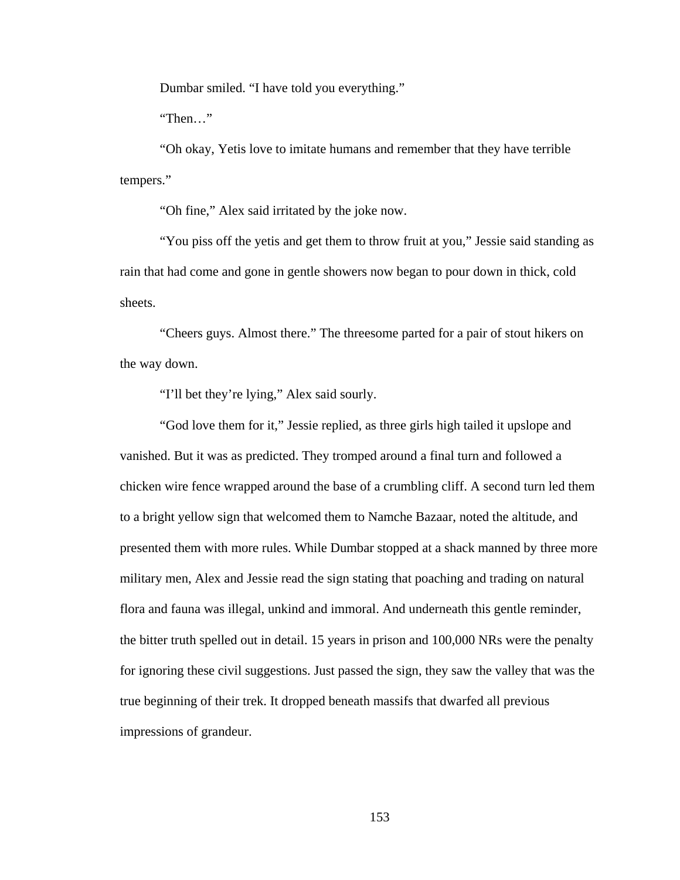Dumbar smiled. "I have told you everything."

"Then…"

"Oh okay, Yetis love to imitate humans and remember that they have terrible tempers."

"Oh fine," Alex said irritated by the joke now.

"You piss off the yetis and get them to throw fruit at you," Jessie said standing as rain that had come and gone in gentle showers now began to pour down in thick, cold sheets.

"Cheers guys. Almost there." The threesome parted for a pair of stout hikers on the way down.

"I'll bet they're lying," Alex said sourly.

"God love them for it," Jessie replied, as three girls high tailed it upslope and vanished. But it was as predicted. They tromped around a final turn and followed a chicken wire fence wrapped around the base of a crumbling cliff. A second turn led them to a bright yellow sign that welcomed them to Namche Bazaar, noted the altitude, and presented them with more rules. While Dumbar stopped at a shack manned by three more military men, Alex and Jessie read the sign stating that poaching and trading on natural flora and fauna was illegal, unkind and immoral. And underneath this gentle reminder, the bitter truth spelled out in detail. 15 years in prison and 100,000 NRs were the penalty for ignoring these civil suggestions. Just passed the sign, they saw the valley that was the true beginning of their trek. It dropped beneath massifs that dwarfed all previous impressions of grandeur.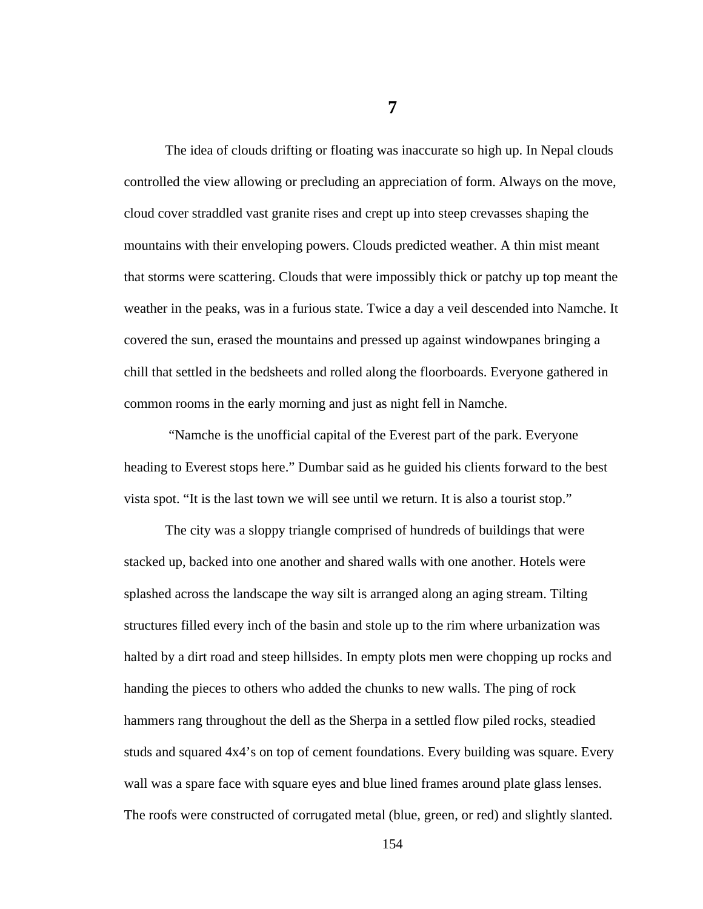# 7

The idea of clouds drifting or floating was inaccurate so high up. In Nepal clouds controlled the view allowing or precluding an appreciation of form. Always on the move, cloud cover straddled vast granite rises and crept up into steep crevasses shaping the mountains with their enveloping powers. Clouds predicted weather. A thin mist meant that storms were scattering. Clouds that were impossibly thick or patchy up top meant the weather in the peaks, was in a furious state. Twice a day a veil descended into Namche. It covered the sun, erased the mountains and pressed up against windowpanes bringing a chill that settled in the bedsheets and rolled along the floorboards. Everyone gathered in common rooms in the early morning and just as night fell in Namche.

"Namche is the unofficial capital of the Everest part of the park. Everyone heading to Everest stops here." Dumbar said as he guided his clients forward to the best vista spot. "It is the last town we will see until we return. It is also a tourist stop."

The city was a sloppy triangle comprised of hundreds of buildings that were stacked up, backed into one another and shared walls with one another. Hotels were splashed across the landscape the way silt is arranged along an aging stream. Tilting structures filled every inch of the basin and stole up to the rim where urbanization was halted by a dirt road and steep hillsides. In empty plots men were chopping up rocks and handing the pieces to others who added the chunks to new walls. The ping of rock hammers rang throughout the dell as the Sherpa in a settled flow piled rocks, steadied studs and squared 4x4's on top of cement foundations. Every building was square. Every wall was a spare face with square eyes and blue lined frames around plate glass lenses. The roofs were constructed of corrugated metal (blue, green, or red) and slightly slanted.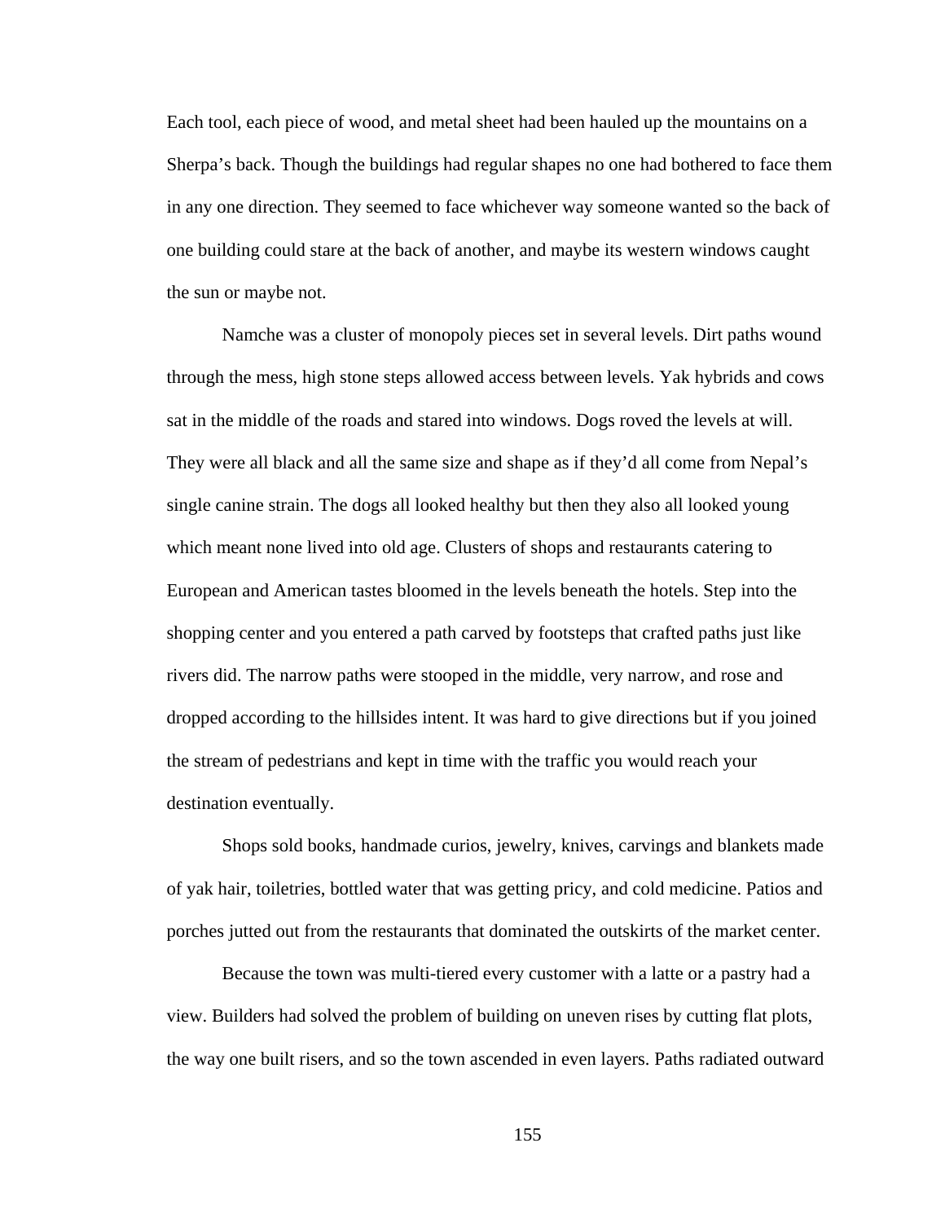Each tool, each piece of wood, and metal sheet had been hauled up the mountains on a Sherpa's back. Though the buildings had regular shapes no one had bothered to face them in any one direction. They seemed to face whichever way someone wanted so the back of one building could stare at the back of another, and maybe its western windows caught the sun or maybe not.

Namche was a cluster of monopoly pieces set in several levels. Dirt paths wound through the mess, high stone steps allowed access between levels. Yak hybrids and cows sat in the middle of the roads and stared into windows. Dogs roved the levels at will. They were all black and all the same size and shape as if they'd all come from Nepal's single canine strain. The dogs all looked healthy but then they also all looked young which meant none lived into old age. Clusters of shops and restaurants catering to European and American tastes bloomed in the levels beneath the hotels. Step into the shopping center and you entered a path carved by footsteps that crafted paths just like rivers did. The narrow paths were stooped in the middle, very narrow, and rose and dropped according to the hillsides intent. It was hard to give directions but if you joined the stream of pedestrians and kept in time with the traffic you would reach your destination eventually.

Shops sold books, handmade curios, jewelry, knives, carvings and blankets made of yak hair, toiletries, bottled water that was getting pricy, and cold medicine. Patios and porches jutted out from the restaurants that dominated the outskirts of the market center.

Because the town was multi-tiered every customer with a latte or a pastry had a view. Builders had solved the problem of building on uneven rises by cutting flat plots, the way one built risers, and so the town ascended in even layers. Paths radiated outward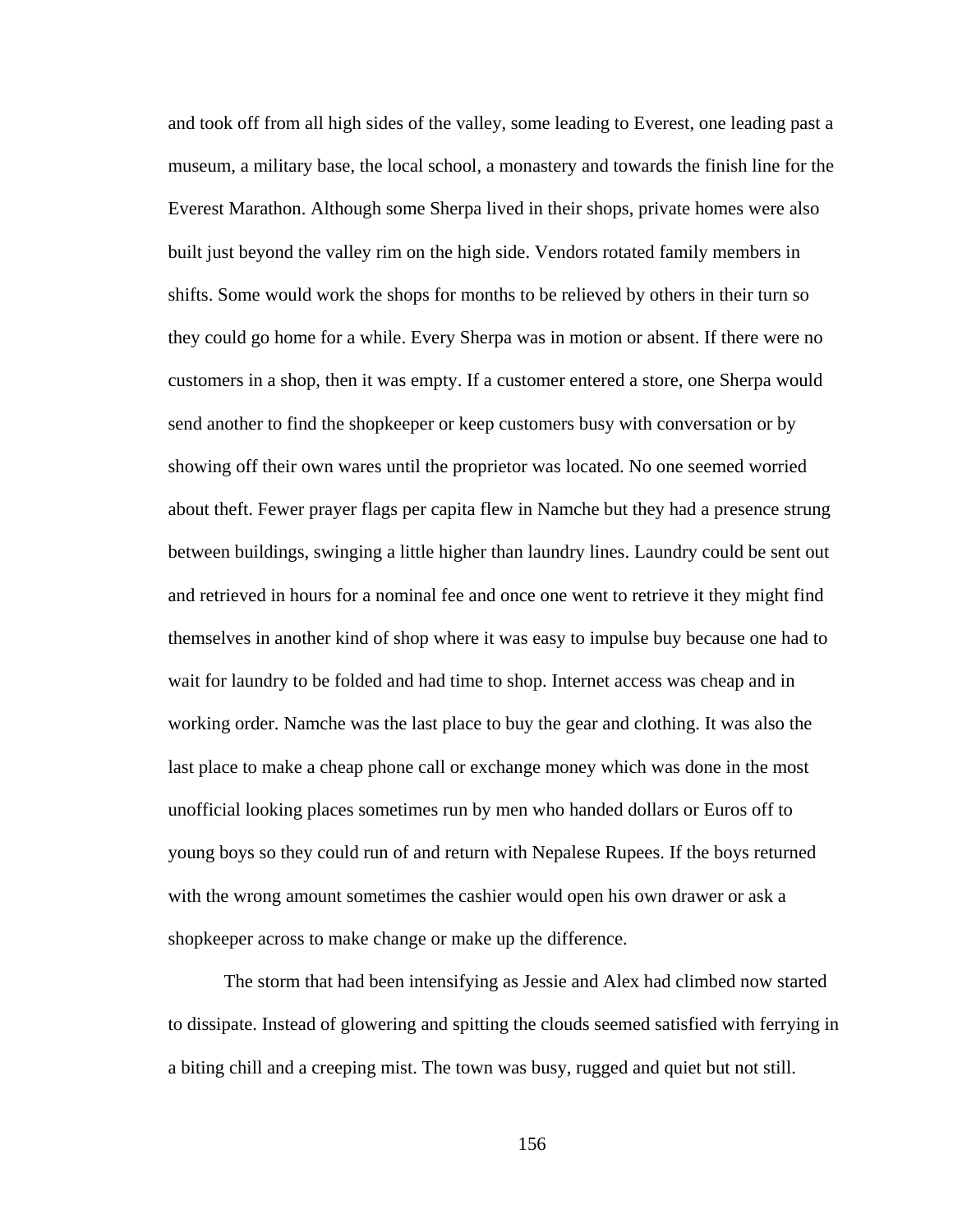and took off from all high sides of the valley, some leading to Everest, one leading past a museum, a military base, the local school, a monastery and towards the finish line for the Everest Marathon. Although some Sherpa lived in their shops, private homes were also built just beyond the valley rim on the high side. Vendors rotated family members in shifts. Some would work the shops for months to be relieved by others in their turn so they could go home for a while. Every Sherpa was in motion or absent. If there were no customers in a shop, then it was empty. If a customer entered a store, one Sherpa would send another to find the shopkeeper or keep customers busy with conversation or by showing off their own wares until the proprietor was located. No one seemed worried about theft. Fewer prayer flags per capita flew in Namche but they had a presence strung between buildings, swinging a little higher than laundry lines. Laundry could be sent out and retrieved in hours for a nominal fee and once one went to retrieve it they might find themselves in another kind of shop where it was easy to impulse buy because one had to wait for laundry to be folded and had time to shop. Internet access was cheap and in working order. Namche was the last place to buy the gear and clothing. It was also the last place to make a cheap phone call or exchange money which was done in the most unofficial looking places sometimes run by men who handed dollars or Euros off to young boys so they could run of and return with Nepalese Rupees. If the boys returned with the wrong amount sometimes the cashier would open his own drawer or ask a shopkeeper across to make change or make up the difference.

The storm that had been intensifying as Jessie and Alex had climbed now started to dissipate. Instead of glowering and spitting the clouds seemed satisfied with ferrying in a biting chill and a creeping mist. The town was busy, rugged and quiet but not still.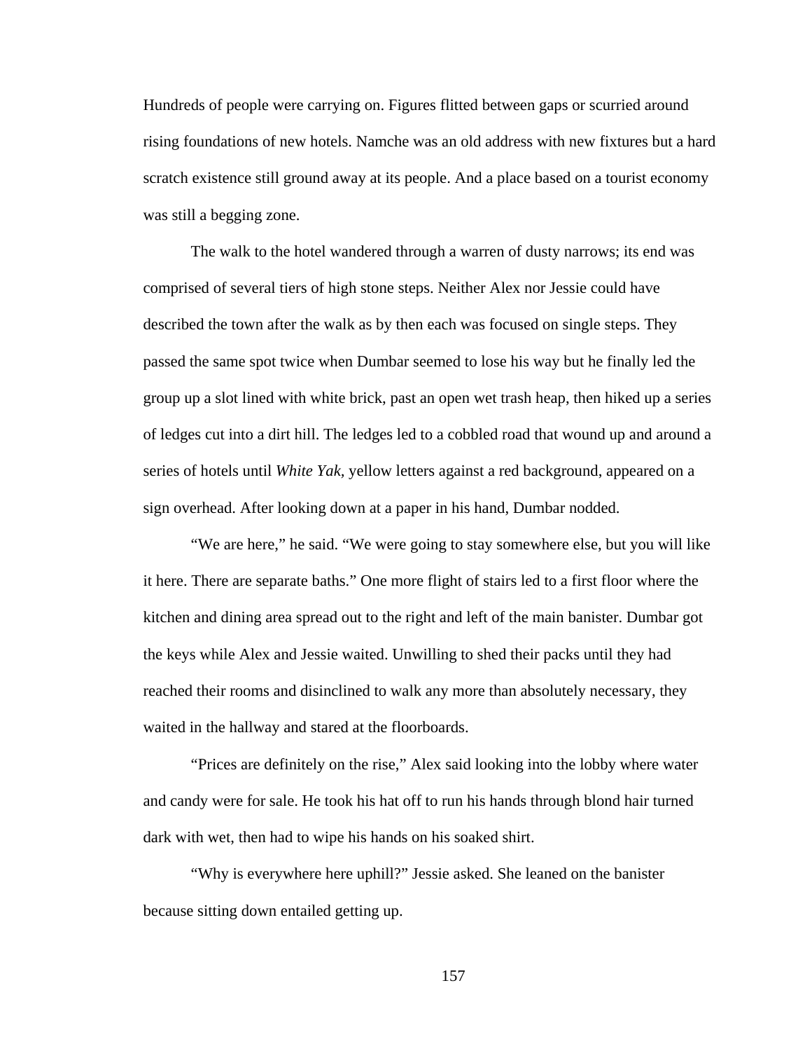Hundreds of people were carrying on. Figures flitted between gaps or scurried around rising foundations of new hotels. Namche was an old address with new fixtures but a hard scratch existence still ground away at its people. And a place based on a tourist economy was still a begging zone.

The walk to the hotel wandered through a warren of dusty narrows; its end was comprised of several tiers of high stone steps. Neither Alex nor Jessie could have described the town after the walk as by then each was focused on single steps. They passed the same spot twice when Dumbar seemed to lose his way but he finally led the group up a slot lined with white brick, past an open wet trash heap, then hiked up a series of ledges cut into a dirt hill. The ledges led to a cobbled road that wound up and around a series of hotels until *White Yak,* yellow letters against a red background, appeared on a sign overhead. After looking down at a paper in his hand, Dumbar nodded.

"We are here," he said. "We were going to stay somewhere else, but you will like it here. There are separate baths." One more flight of stairs led to a first floor where the kitchen and dining area spread out to the right and left of the main banister. Dumbar got the keys while Alex and Jessie waited. Unwilling to shed their packs until they had reached their rooms and disinclined to walk any more than absolutely necessary, they waited in the hallway and stared at the floorboards.

"Prices are definitely on the rise," Alex said looking into the lobby where water and candy were for sale. He took his hat off to run his hands through blond hair turned dark with wet, then had to wipe his hands on his soaked shirt.

"Why is everywhere here uphill?" Jessie asked. She leaned on the banister because sitting down entailed getting up.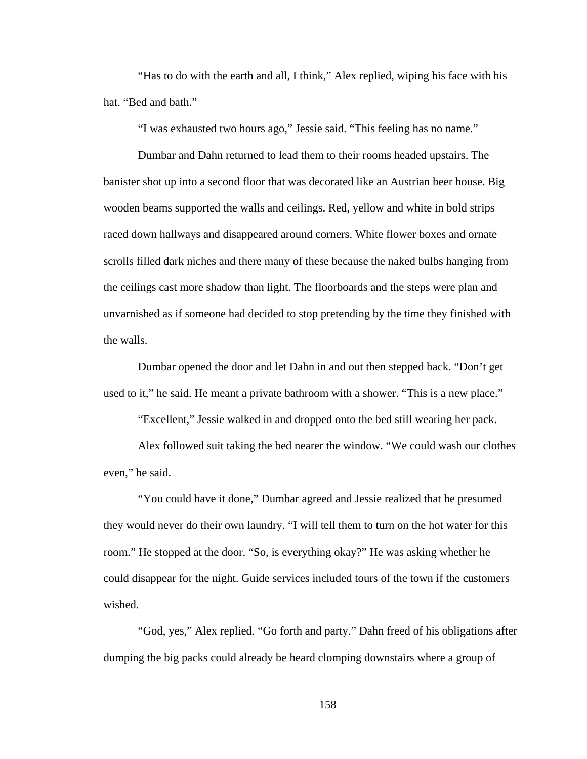“Has to do with the earth and all, I think,” Alex replied, wiping his face with his hat. “Bed and bath.”

“I was exhausted two hours ago,” Jessie said. “This feeling has no name.”

Dumbar and Dahn returned to lead them to their rooms headed upstairs. The banister shot up into a second floor that was decorated like an Austrian beer house. Big wooden beams supported the walls and ceilings. Red, yellow and white in bold strips raced down hallways and disappeared around corners. White flower boxes and ornate scrolls filled dark niches and there many of these because the naked bulbs hanging from the ceilings cast more shadow than light. The floorboards and the steps were plan and unvarnished as if someone had decided to stop pretending by the time they finished with the walls.

Dumbar opened the door and let Dahn in and out then stepped back. “Don’t get used to it,” he said. He meant a private bathroom with a shower. “This is a new place.”

“Excellent,” Jessie walked in and dropped onto the bed still wearing her pack.

Alex followed suit taking the bed nearer the window. “We could wash our clothes even,” he said.

“You could have it done,” Dumbar agreed and Jessie realized that he presumed they would never do their own laundry. “I will tell them to turn on the hot water for this room.” He stopped at the door. “So, is everything okay?” He was asking whether he could disappear for the night. Guide services included tours of the town if the customers wished.

“God, yes,” Alex replied. “Go forth and party.” Dahn freed of his obligations after dumping the big packs could already be heard clomping downstairs where a group of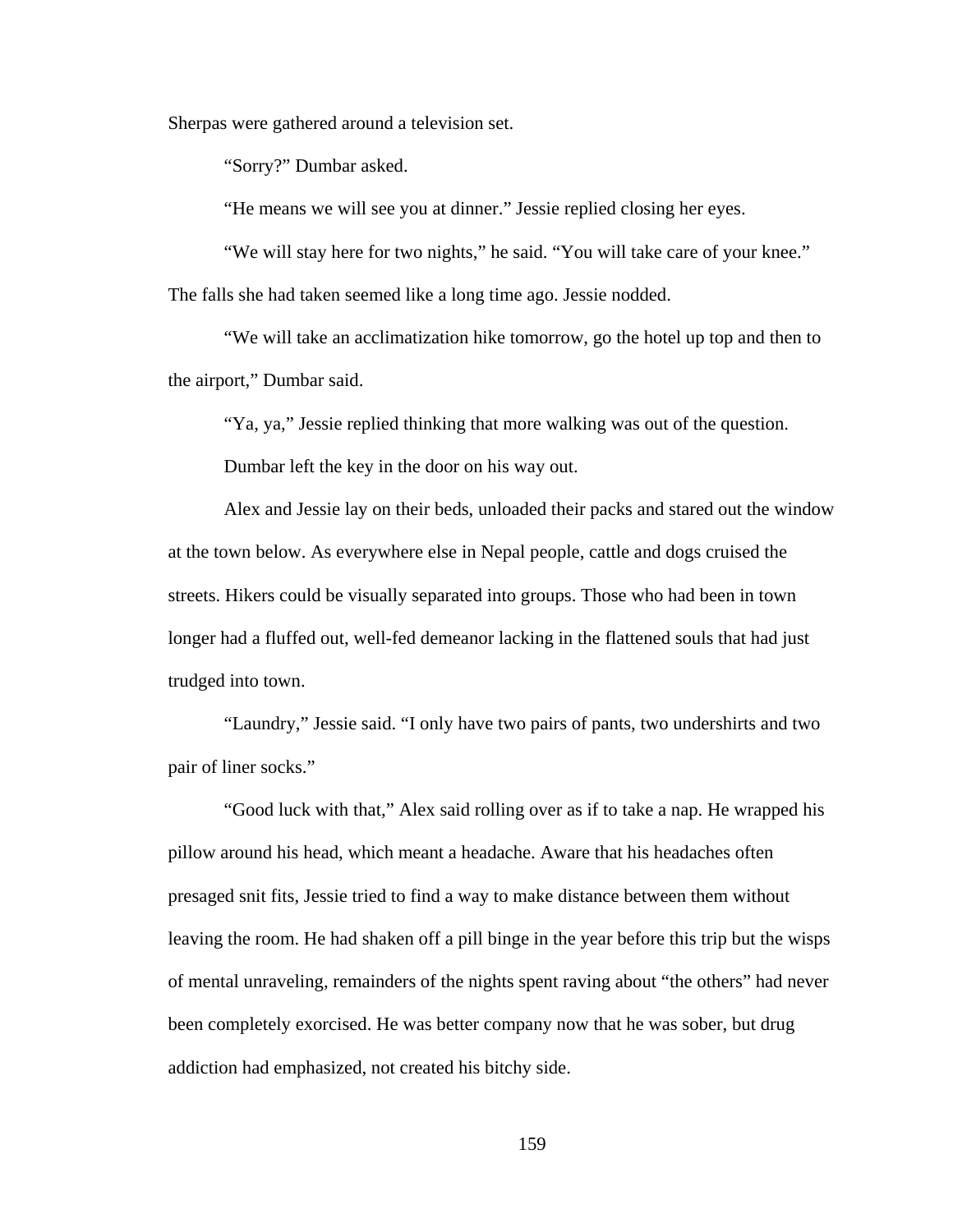Sherpas were gathered around a television set.

"Sorry?" Dumbar asked.

"He means we will see you at dinner." Jessie replied closing her eyes.

"We will stay here for two nights," he said. "You will take care of your knee." The falls she had taken seemed like a long time ago. Jessie nodded.

"We will take an acclimatization hike tomorrow, go the hotel up top and then to the airport," Dumbar said.

"Ya, ya," Jessie replied thinking that more walking was out of the question.

Dumbar left the key in the door on his way out.

Alex and Jessie lay on their beds, unloaded their packs and stared out the window at the town below. As everywhere else in Nepal people, cattle and dogs cruised the streets. Hikers could be visually separated into groups. Those who had been in town longer had a fluffed out, well-fed demeanor lacking in the flattened souls that had just trudged into town.

"Laundry," Jessie said. "I only have two pairs of pants, two undershirts and two pair of liner socks."

"Good luck with that," Alex said rolling over as if to take a nap. He wrapped his pillow around his head, which meant a headache. Aware that his headaches often presaged snit fits, Jessie tried to find a way to make distance between them without leaving the room. He had shaken off a pill binge in the year before this trip but the wisps of mental unraveling, remainders of the nights spent raving about "the others" had never been completely exorcised. He was better company now that he was sober, but drug addiction had emphasized, not created his bitchy side.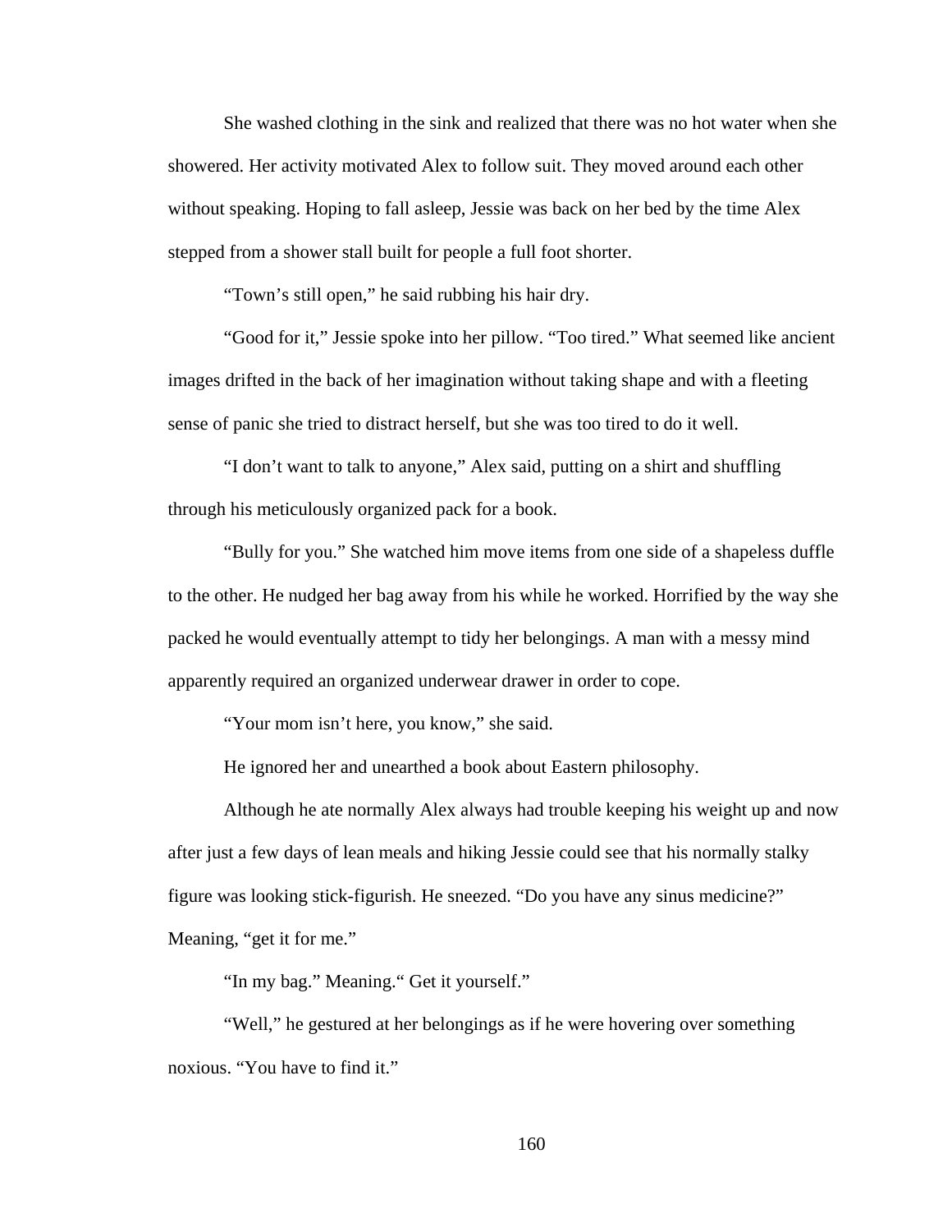She washed clothing in the sink and realized that there was no hot water when she showered. Her activity motivated Alex to follow suit. They moved around each other without speaking. Hoping to fall asleep, Jessie was back on her bed by the time Alex stepped from a shower stall built for people a full foot shorter.

"Town's still open," he said rubbing his hair dry.

"Good for it," Jessie spoke into her pillow. "Too tired." What seemed like ancient images drifted in the back of her imagination without taking shape and with a fleeting sense of panic she tried to distract herself, but she was too tired to do it well.

"I don't want to talk to anyone," Alex said, putting on a shirt and shuffling through his meticulously organized pack for a book.

"Bully for you." She watched him move items from one side of a shapeless duffle to the other. He nudged her bag away from his while he worked. Horrified by the way she packed he would eventually attempt to tidy her belongings. A man with a messy mind apparently required an organized underwear drawer in order to cope.

"Your mom isn't here, you know," she said.

He ignored her and unearthed a book about Eastern philosophy.

Although he ate normally Alex always had trouble keeping his weight up and now after just a few days of lean meals and hiking Jessie could see that his normally stalky figure was looking stick-figurish. He sneezed. "Do you have any sinus medicine?" Meaning, "get it for me."

"In my bag." Meaning." Get it yourself."

"Well," he gestured at her belongings as if he were hovering over something noxious. "You have to find it."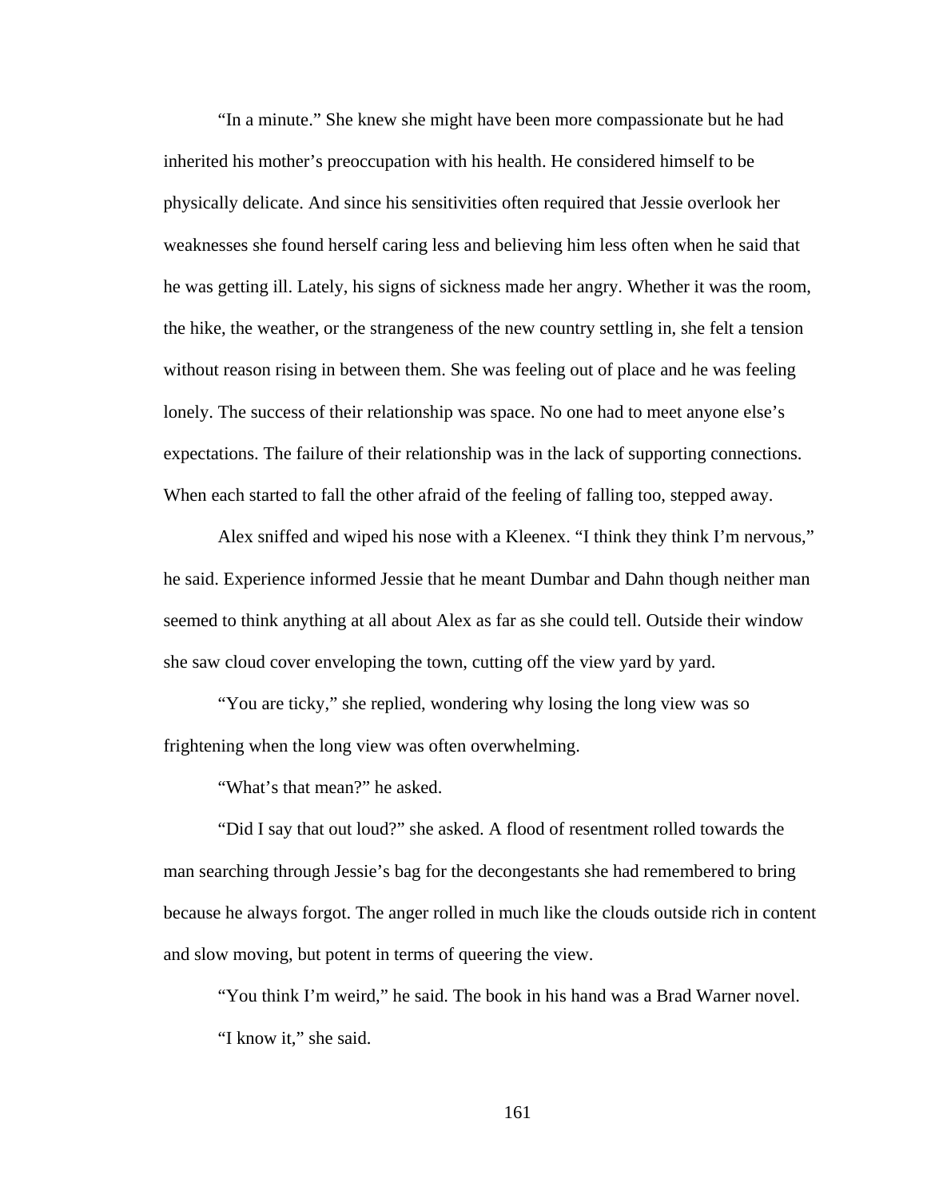“In a minute.” She knew she might have been more compassionate but he had inherited his mother’s preoccupation with his health. He considered himself to be physically delicate. And since his sensitivities often required that Jessie overlook her weaknesses she found herself caring less and believing him less often when he said that he was getting ill. Lately, his signs of sickness made her angry. Whether it was the room, the hike, the weather, or the strangeness of the new country settling in, she felt a tension without reason rising in between them. She was feeling out of place and he was feeling lonely. The success of their relationship was space. No one had to meet anyone else’s expectations. The failure of their relationship was in the lack of supporting connections. When each started to fall the other afraid of the feeling of falling too, stepped away.

Alex sniffed and wiped his nose with a Kleenex. “I think they think I’m nervous,” he said. Experience informed Jessie that he meant Dumbar and Dahn though neither man seemed to think anything at all about Alex as far as she could tell. Outside their window she saw cloud cover enveloping the town, cutting off the view yard by yard.

“You are ticky,” she replied, wondering why losing the long view was so frightening when the long view was often overwhelming.

“What’s that mean?” he asked.

“Did I say that out loud?” she asked. A flood of resentment rolled towards the man searching through Jessie’s bag for the decongestants she had remembered to bring because he always forgot. The anger rolled in much like the clouds outside rich in content and slow moving, but potent in terms of queering the view.

“You think I’m weird,” he said. The book in his hand was a Brad Warner novel.

“I know it,” she said.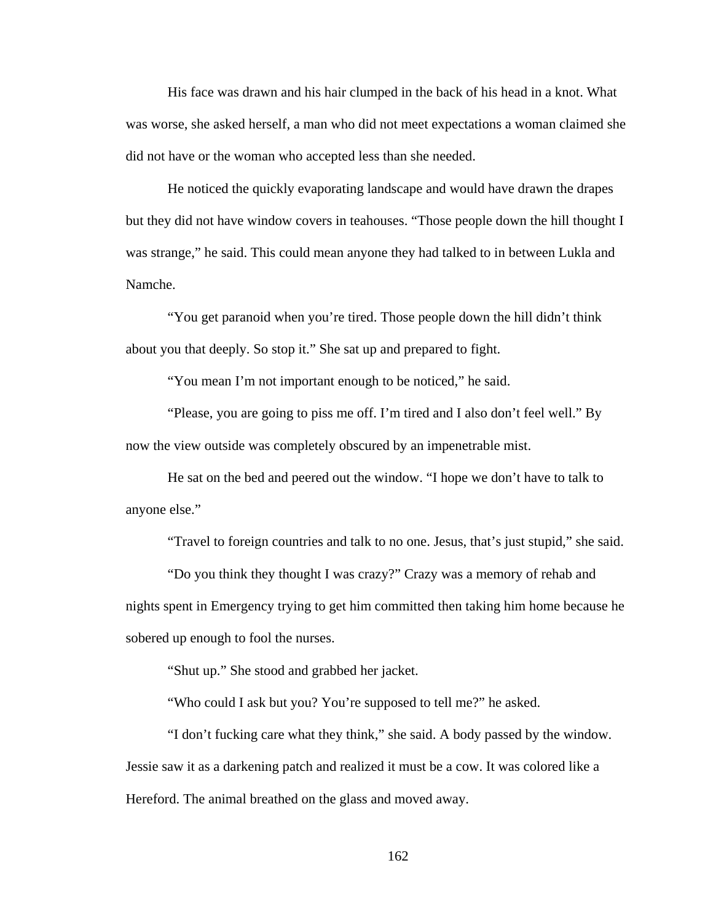His face was drawn and his hair clumped in the back of his head in a knot. What was worse, she asked herself, a man who did not meet expectations a woman claimed she did not have or the woman who accepted less than she needed.

He noticed the quickly evaporating landscape and would have drawn the drapes but they did not have window covers in teahouses. “Those people down the hill thought I was strange,” he said. This could mean anyone they had talked to in between Lukla and Namche.

“You get paranoid when you’re tired. Those people down the hill didn’t think about you that deeply. So stop it.” She sat up and prepared to fight.

“You mean I’m not important enough to be noticed,” he said.

“Please, you are going to piss me off. I’m tired and I also don’t feel well.” By now the view outside was completely obscured by an impenetrable mist.

He sat on the bed and peered out the window. “I hope we don’t have to talk to anyone else.”

“Travel to foreign countries and talk to no one. Jesus, that’s just stupid,” she said.

“Do you think they thought I was crazy?” Crazy was a memory of rehab and nights spent in Emergency trying to get him committed then taking him home because he sobered up enough to fool the nurses.

“Shut up.” She stood and grabbed her jacket.

“Who could I ask but you? You’re supposed to tell me?” he asked.

“I don’t fucking care what they think,” she said. A body passed by the window. Jessie saw it as a darkening patch and realized it must be a cow. It was colored like a Hereford. The animal breathed on the glass and moved away.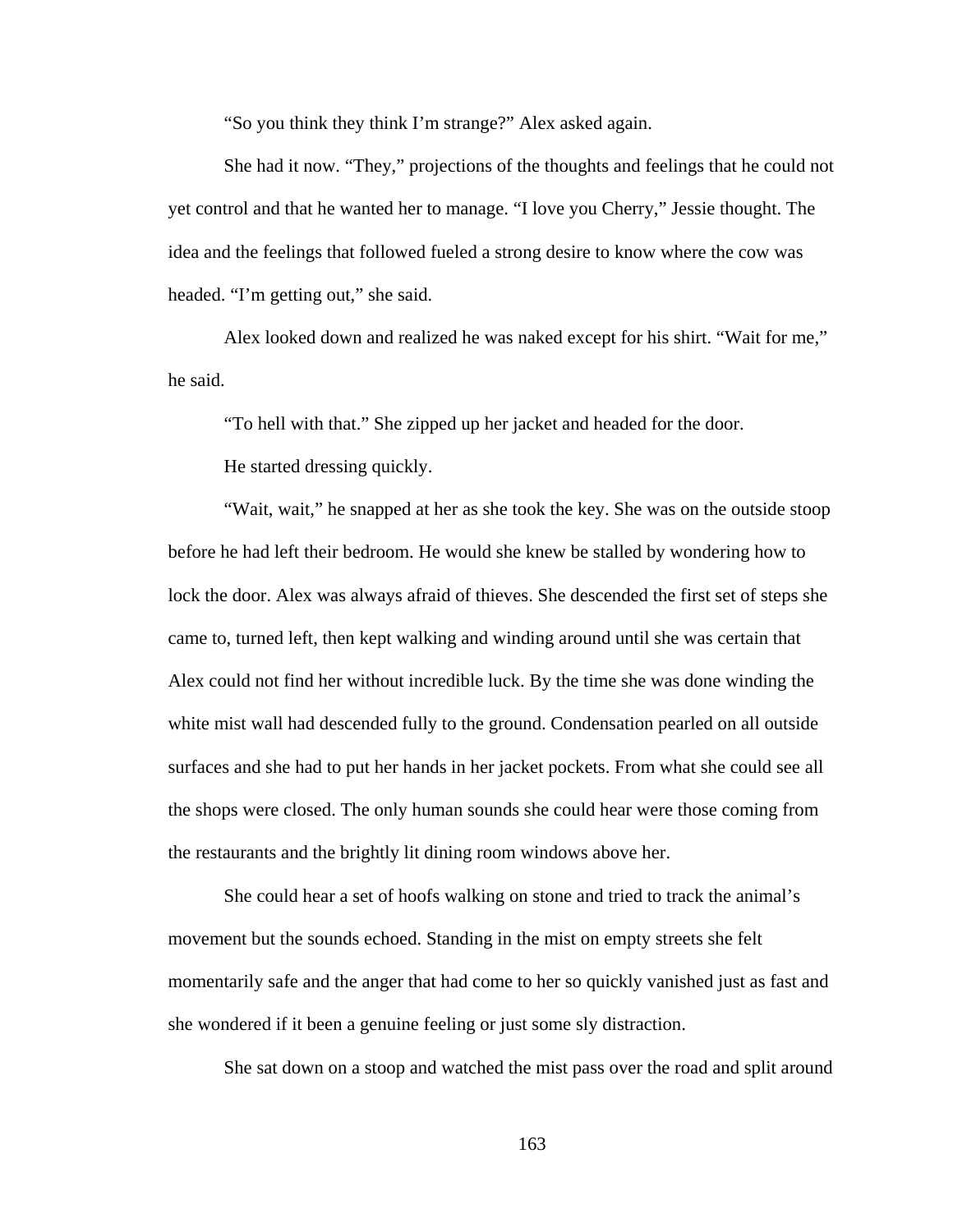“So you think they think I’m strange?” Alex asked again.

She had it now. “They,” projections of the thoughts and feelings that he could not yet control and that he wanted her to manage. “I love you Cherry,” Jessie thought. The idea and the feelings that followed fueled a strong desire to know where the cow was headed. “I’m getting out,” she said.

Alex looked down and realized he was naked except for his shirt. “Wait for me,” he said.

“To hell with that.” She zipped up her jacket and headed for the door.

He started dressing quickly.

“Wait, wait,” he snapped at her as she took the key. She was on the outside stoop before he had left their bedroom. He would she knew be stalled by wondering how to lock the door. Alex was always afraid of thieves. She descended the first set of steps she came to, turned left, then kept walking and winding around until she was certain that Alex could not find her without incredible luck. By the time she was done winding the white mist wall had descended fully to the ground. Condensation pearled on all outside surfaces and she had to put her hands in her jacket pockets. From what she could see all the shops were closed. The only human sounds she could hear were those coming from the restaurants and the brightly lit dining room windows above her.

She could hear a set of hoofs walking on stone and tried to track the animal’s movement but the sounds echoed. Standing in the mist on empty streets she felt momentarily safe and the anger that had come to her so quickly vanished just as fast and she wondered if it been a genuine feeling or just some sly distraction.

She sat down on a stoop and watched the mist pass over the road and split around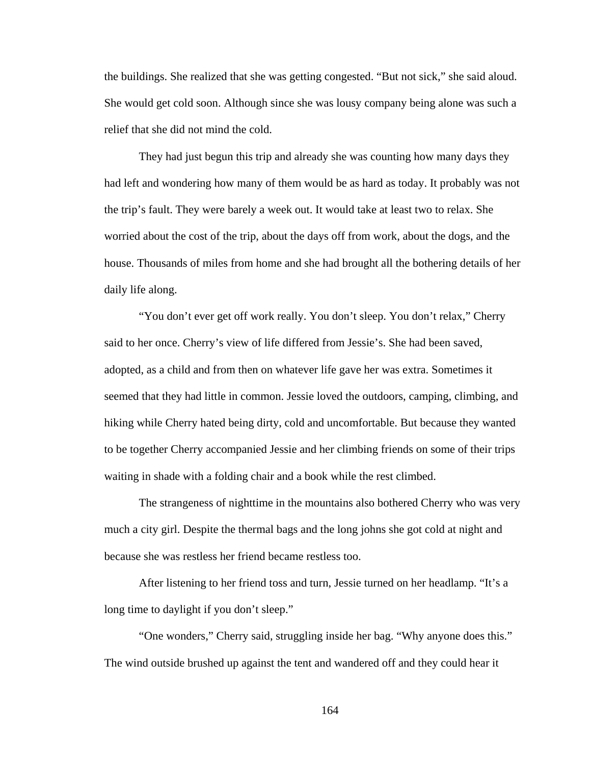the buildings. She realized that she was getting congested. “But not sick,” she said aloud. She would get cold soon. Although since she was lousy company being alone was such a relief that she did not mind the cold.

They had just begun this trip and already she was counting how many days they had left and wondering how many of them would be as hard as today. It probably was not the trip’s fault. They were barely a week out. It would take at least two to relax. She worried about the cost of the trip, about the days off from work, about the dogs, and the house. Thousands of miles from home and she had brought all the bothering details of her daily life along.

“You don’t ever get off work really. You don’t sleep. You don’t relax,” Cherry said to her once. Cherry’s view of life differed from Jessie’s. She had been saved, adopted, as a child and from then on whatever life gave her was extra. Sometimes it seemed that they had little in common. Jessie loved the outdoors, camping, climbing, and hiking while Cherry hated being dirty, cold and uncomfortable. But because they wanted to be together Cherry accompanied Jessie and her climbing friends on some of their trips waiting in shade with a folding chair and a book while the rest climbed.

The strangeness of nighttime in the mountains also bothered Cherry who was very much a city girl. Despite the thermal bags and the long johns she got cold at night and because she was restless her friend became restless too.

After listening to her friend toss and turn, Jessie turned on her headlamp. “It’s a long time to daylight if you don’t sleep.”

“One wonders,” Cherry said, struggling inside her bag. “Why anyone does this.” The wind outside brushed up against the tent and wandered off and they could hear it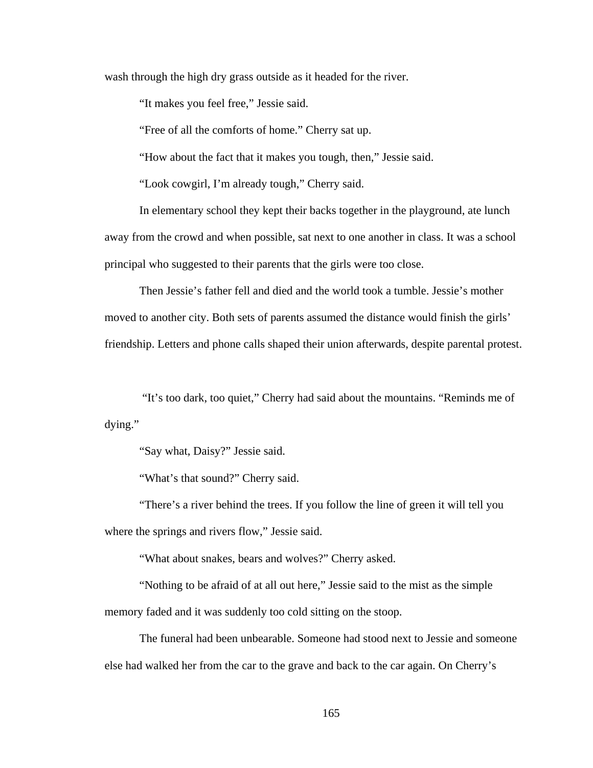wash through the high dry grass outside as it headed for the river.

“It makes you feel free,” Jessie said.

“Free of all the comforts of home.” Cherry sat up.

“How about the fact that it makes you tough, then,” Jessie said.

“Look cowgirl, I’m already tough,” Cherry said.

In elementary school they kept their backs together in the playground, ate lunch away from the crowd and when possible, sat next to one another in class. It was a school principal who suggested to their parents that the girls were too close.

Then Jessie’s father fell and died and the world took a tumble. Jessie’s mother moved to another city. Both sets of parents assumed the distance would finish the girls’ friendship. Letters and phone calls shaped their union afterwards, despite parental protest.

“It’s too dark, too quiet,” Cherry had said about the mountains. “Reminds me of dying.”

“Say what, Daisy?” Jessie said.

“What’s that sound?” Cherry said.

“There’s a river behind the trees. If you follow the line of green it will tell you where the springs and rivers flow,” Jessie said.

“What about snakes, bears and wolves?” Cherry asked.

“Nothing to be afraid of at all out here,” Jessie said to the mist as the simple memory faded and it was suddenly too cold sitting on the stoop.

The funeral had been unbearable. Someone had stood next to Jessie and someone else had walked her from the car to the grave and back to the car again. On Cherry’s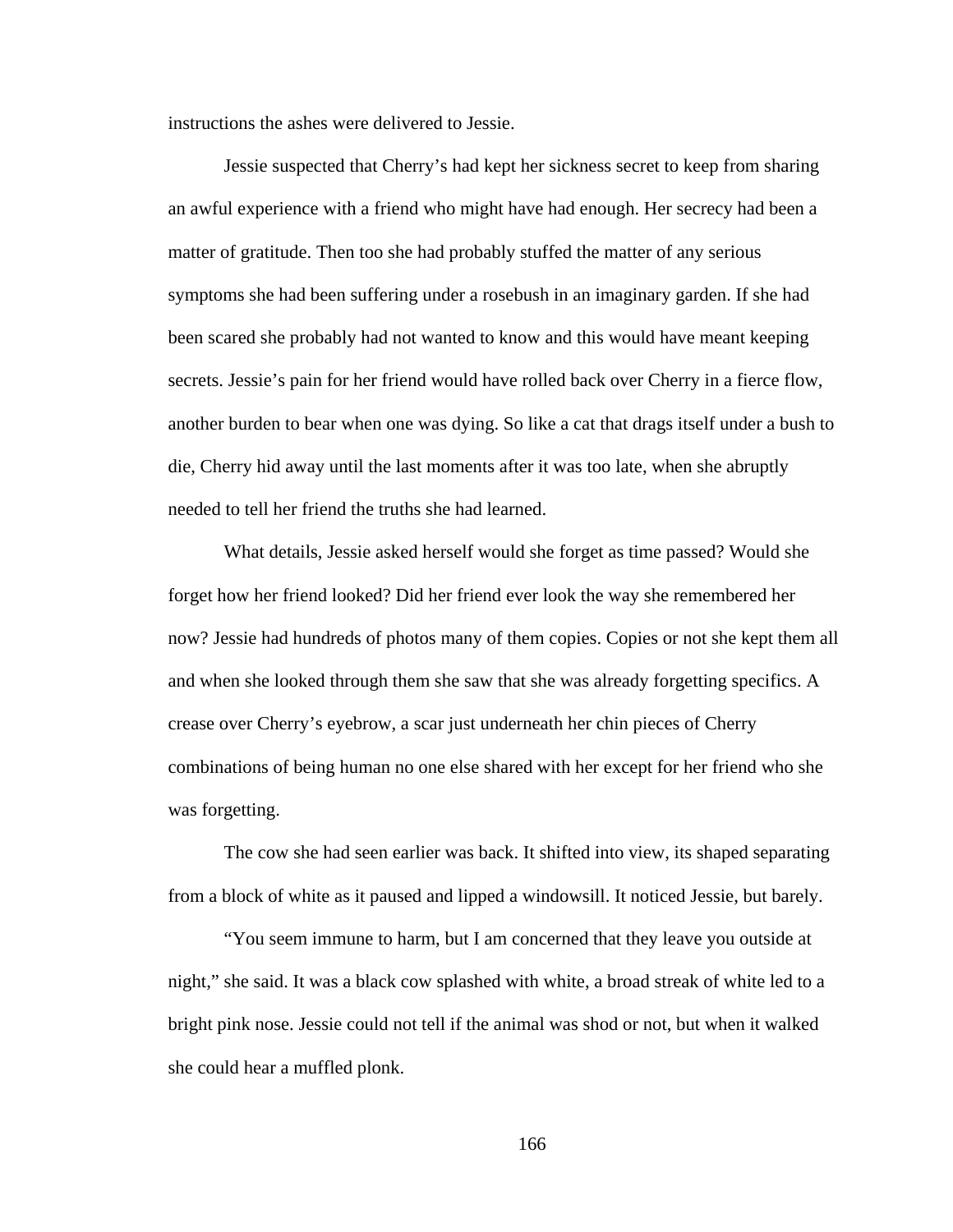instructions the ashes were delivered to Jessie.

Jessie suspected that Cherry's had kept her sickness secret to keep from sharing an awful experience with a friend who might have had enough. Her secrecy had been a matter of gratitude. Then too she had probably stuffed the matter of any serious symptoms she had been suffering under a rosebush in an imaginary garden. If she had been scared she probably had not wanted to know and this would have meant keeping secrets. Jessie's pain for her friend would have rolled back over Cherry in a fierce flow, another burden to bear when one was dying. So like a cat that drags itself under a bush to die, Cherry hid away until the last moments after it was too late, when she abruptly needed to tell her friend the truths she had learned.

What details, Jessie asked herself would she forget as time passed? Would she forget how her friend looked? Did her friend ever look the way she remembered her now? Jessie had hundreds of photos many of them copies. Copies or not she kept them all and when she looked through them she saw that she was already forgetting specifics. A crease over Cherry's eyebrow, a scar just underneath her chin pieces of Cherry combinations of being human no one else shared with her except for her friend who she was forgetting.

The cow she had seen earlier was back. It shifted into view, its shaped separating from a block of white as it paused and lipped a windowsill. It noticed Jessie, but barely.

"You seem immune to harm, but I am concerned that they leave you outside at night," she said. It was a black cow splashed with white, a broad streak of white led to a bright pink nose. Jessie could not tell if the animal was shod or not, but when it walked she could hear a muffled plonk.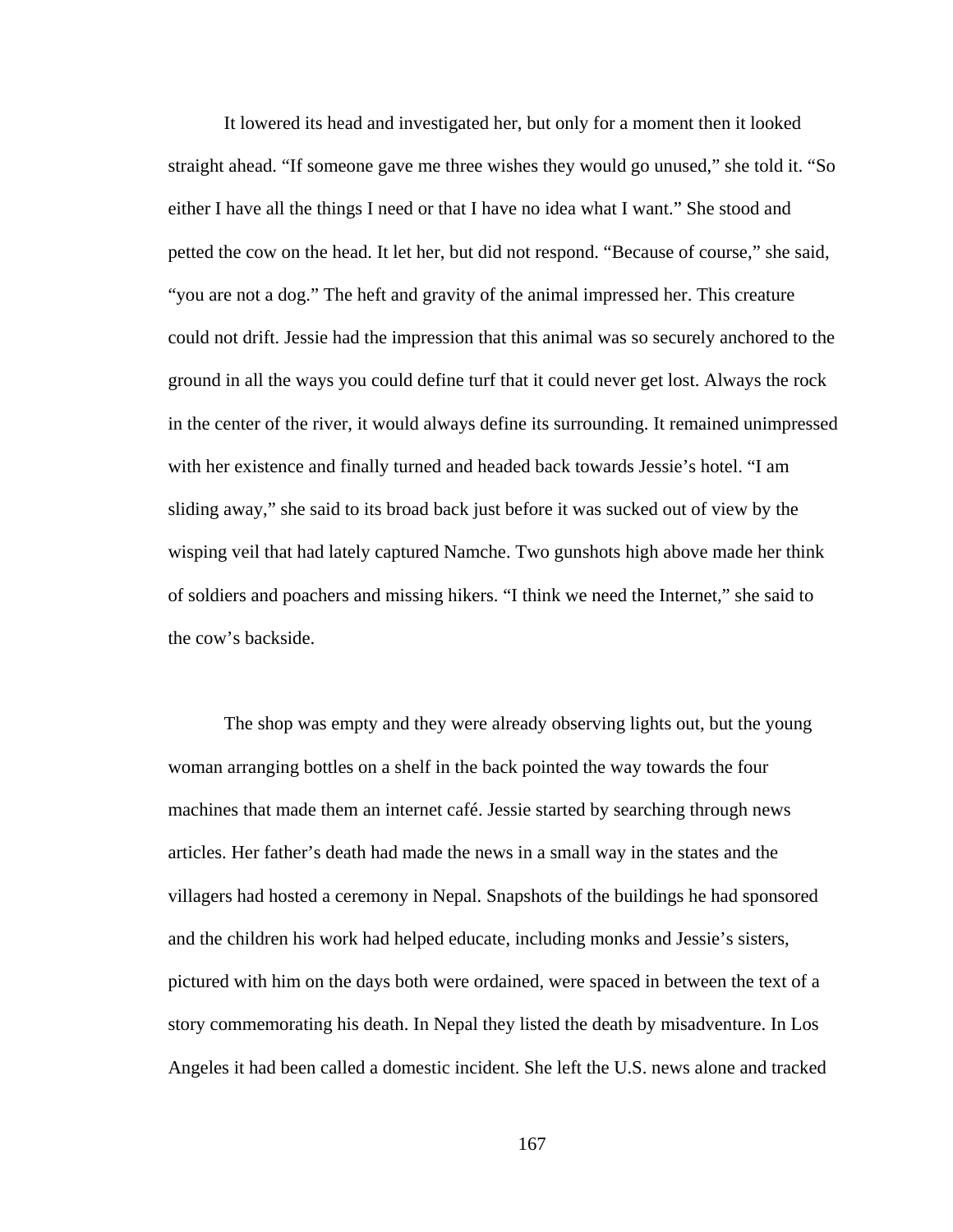It lowered its head and investigated her, but only for a moment then it looked straight ahead. “If someone gave me three wishes they would go unused,” she told it. “So either I have all the things I need or that I have no idea what I want.” She stood and petted the cow on the head. It let her, but did not respond. “Because of course,” she said, “you are not a dog.” The heft and gravity of the animal impressed her. This creature could not drift. Jessie had the impression that this animal was so securely anchored to the ground in all the ways you could define turf that it could never get lost. Always the rock in the center of the river, it would always define its surrounding. It remained unimpressed with her existence and finally turned and headed back towards Jessie’s hotel. “I am sliding away,” she said to its broad back just before it was sucked out of view by the wisping veil that had lately captured Namche. Two gunshots high above made her think of soldiers and poachers and missing hikers. “I think we need the Internet,” she said to the cow’s backside.

The shop was empty and they were already observing lights out, but the young woman arranging bottles on a shelf in the back pointed the way towards the four machines that made them an internet café. Jessie started by searching through news articles. Her father’s death had made the news in a small way in the states and the villagers had hosted a ceremony in Nepal. Snapshots of the buildings he had sponsored and the children his work had helped educate, including monks and Jessie’s sisters, pictured with him on the days both were ordained, were spaced in between the text of a story commemorating his death. In Nepal they listed the death by misadventure. In Los Angeles it had been called a domestic incident. She left the U.S. news alone and tracked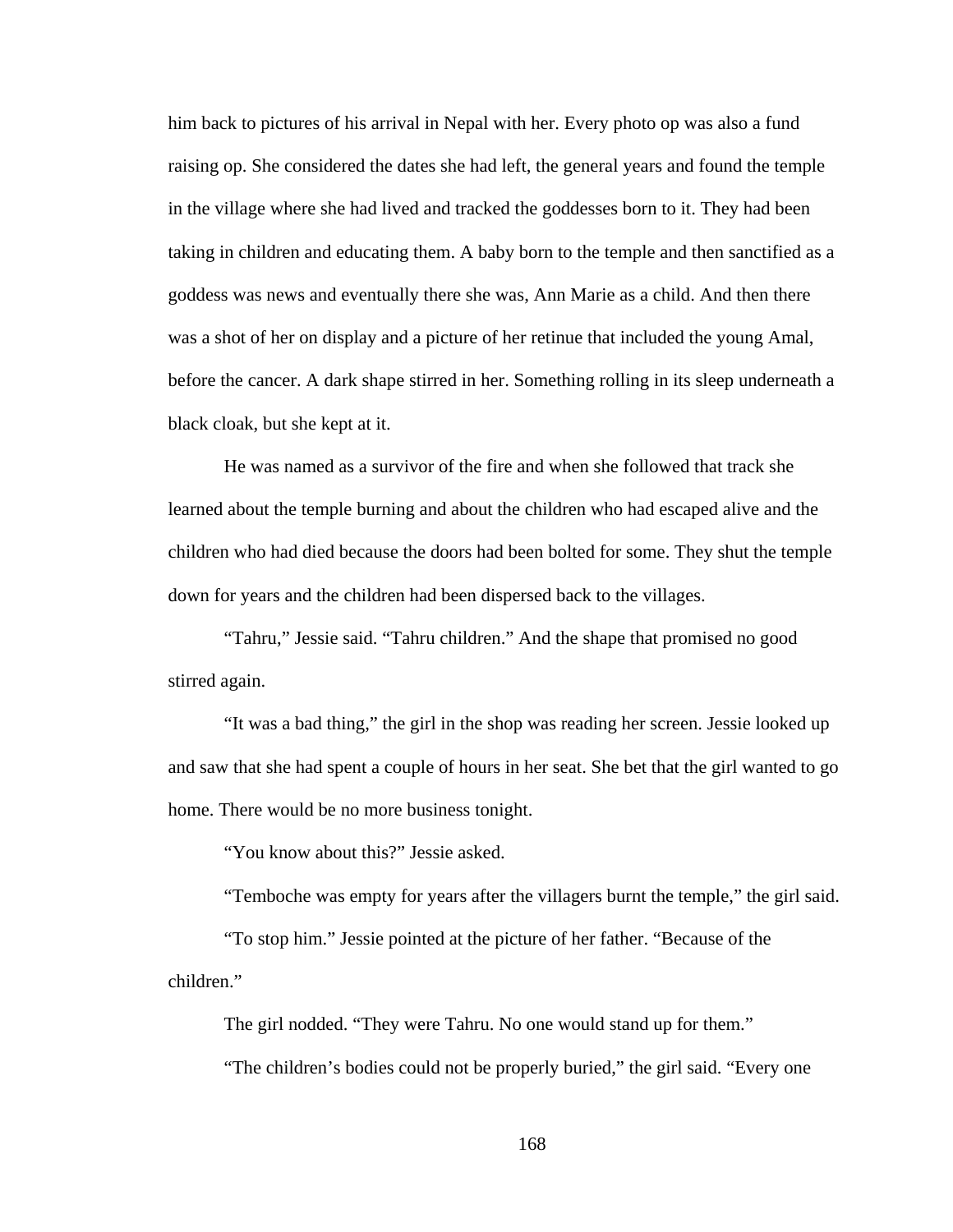him back to pictures of his arrival in Nepal with her. Every photo op was also a fund raising op. She considered the dates she had left, the general years and found the temple in the village where she had lived and tracked the goddesses born to it. They had been taking in children and educating them. A baby born to the temple and then sanctified as a goddess was news and eventually there she was, Ann Marie as a child. And then there was a shot of her on display and a picture of her retinue that included the young Amal, before the cancer. A dark shape stirred in her. Something rolling in its sleep underneath a black cloak, but she kept at it.

He was named as a survivor of the fire and when she followed that track she learned about the temple burning and about the children who had escaped alive and the children who had died because the doors had been bolted for some. They shut the temple down for years and the children had been dispersed back to the villages.

"Tahru," Jessie said. "Tahru children." And the shape that promised no good stirred again.

"It was a bad thing," the girl in the shop was reading her screen. Jessie looked up and saw that she had spent a couple of hours in her seat. She bet that the girl wanted to go home. There would be no more business tonight.

"You know about this?" Jessie asked.

"Temboche was empty for years after the villagers burnt the temple," the girl said.

"To stop him." Jessie pointed at the picture of her father. "Because of the children."

The girl nodded. "They were Tahru. No one would stand up for them."

"The children's bodies could not be properly buried," the girl said. "Every one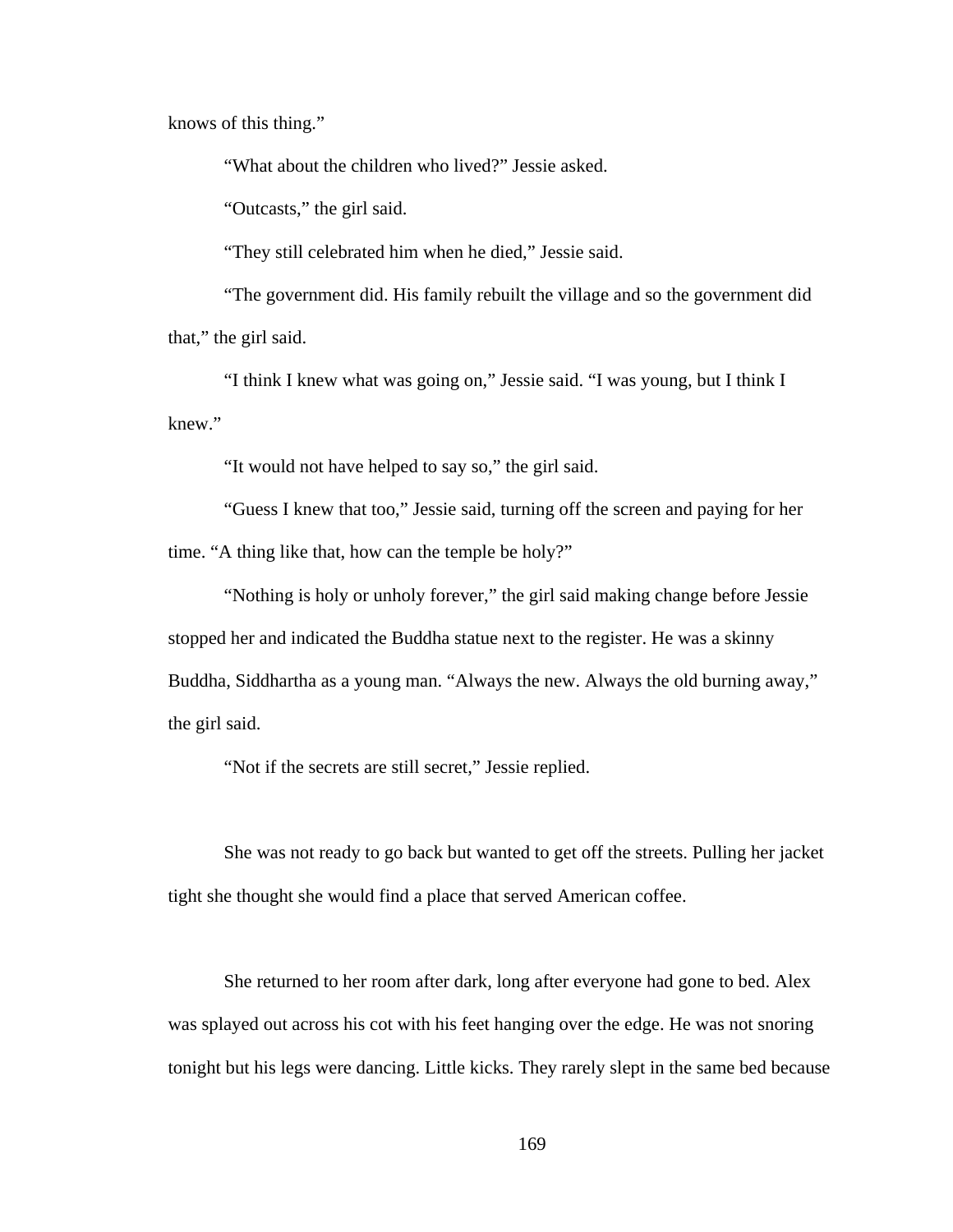knows of this thing."

"What about the children who lived?" Jessie asked.

"Outcasts," the girl said.

"They still celebrated him when he died," Jessie said.

"The government did. His family rebuilt the village and so the government did that," the girl said.

"I think I knew what was going on," Jessie said. "I was young, but I think I knew."

"It would not have helped to say so," the girl said.

"Guess I knew that too," Jessie said, turning off the screen and paying for her time. "A thing like that, how can the temple be holy?"

"Nothing is holy or unholy forever," the girl said making change before Jessie stopped her and indicated the Buddha statue next to the register. He was a skinny Buddha, Siddhartha as a young man. "Always the new. Always the old burning away," the girl said.

"Not if the secrets are still secret," Jessie replied.

She was not ready to go back but wanted to get off the streets. Pulling her jacket tight she thought she would find a place that served American coffee.

She returned to her room after dark, long after everyone had gone to bed. Alex was splayed out across his cot with his feet hanging over the edge. He was not snoring tonight but his legs were dancing. Little kicks. They rarely slept in the same bed because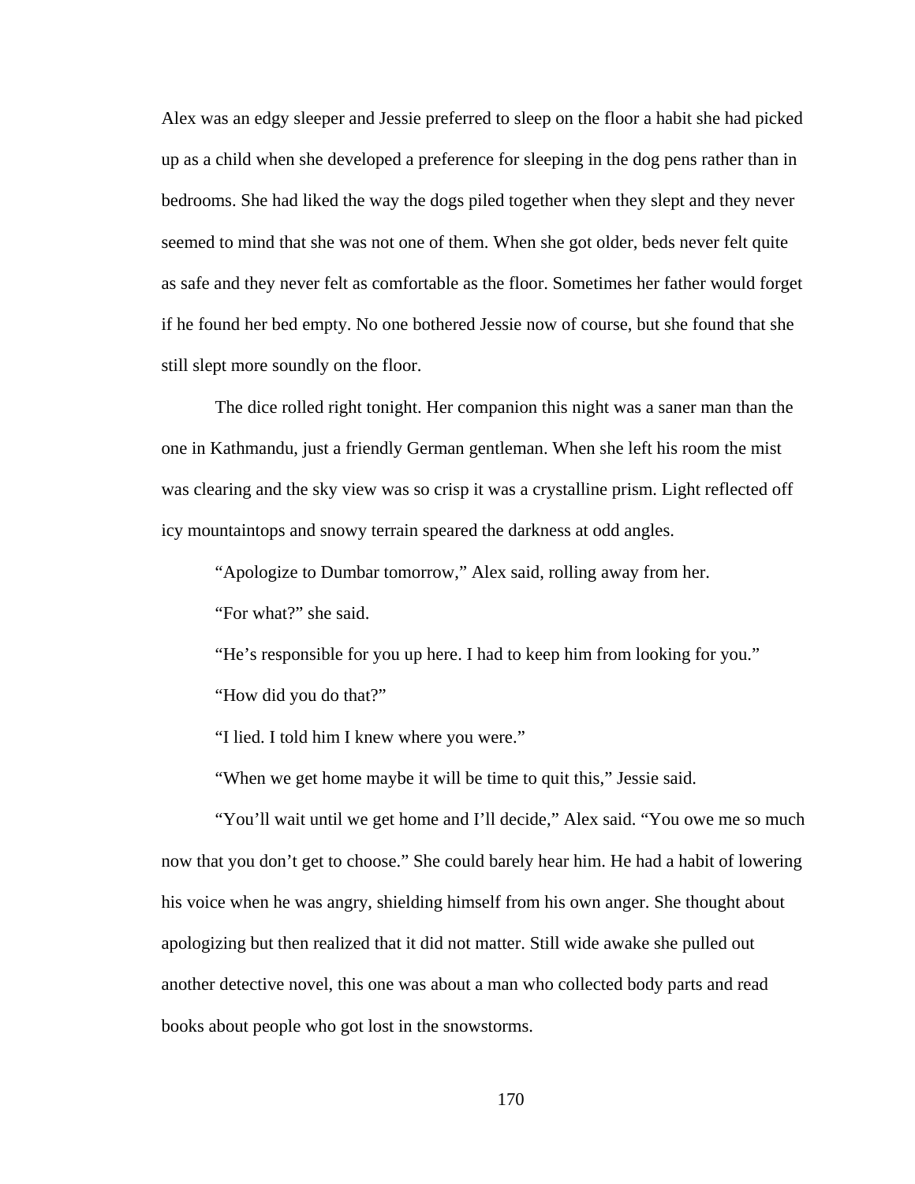Alex was an edgy sleeper and Jessie preferred to sleep on the floor a habit she had picked up as a child when she developed a preference for sleeping in the dog pens rather than in bedrooms. She had liked the way the dogs piled together when they slept and they never seemed to mind that she was not one of them. When she got older, beds never felt quite as safe and they never felt as comfortable as the floor. Sometimes her father would forget if he found her bed empty. No one bothered Jessie now of course, but she found that she still slept more soundly on the floor.

The dice rolled right tonight. Her companion this night was a saner man than the one in Kathmandu, just a friendly German gentleman. When she left his room the mist was clearing and the sky view was so crisp it was a crystalline prism. Light reflected off icy mountaintops and snowy terrain speared the darkness at odd angles.

"Apologize to Dumbar tomorrow," Alex said, rolling away from her.

"For what?" she said.

"He's responsible for you up here. I had to keep him from looking for you."

"How did you do that?"

"I lied. I told him I knew where you were."

"When we get home maybe it will be time to quit this," Jessie said.

"You'll wait until we get home and I'll decide," Alex said. "You owe me so much now that you don't get to choose." She could barely hear him. He had a habit of lowering his voice when he was angry, shielding himself from his own anger. She thought about apologizing but then realized that it did not matter. Still wide awake she pulled out another detective novel, this one was about a man who collected body parts and read books about people who got lost in the snowstorms.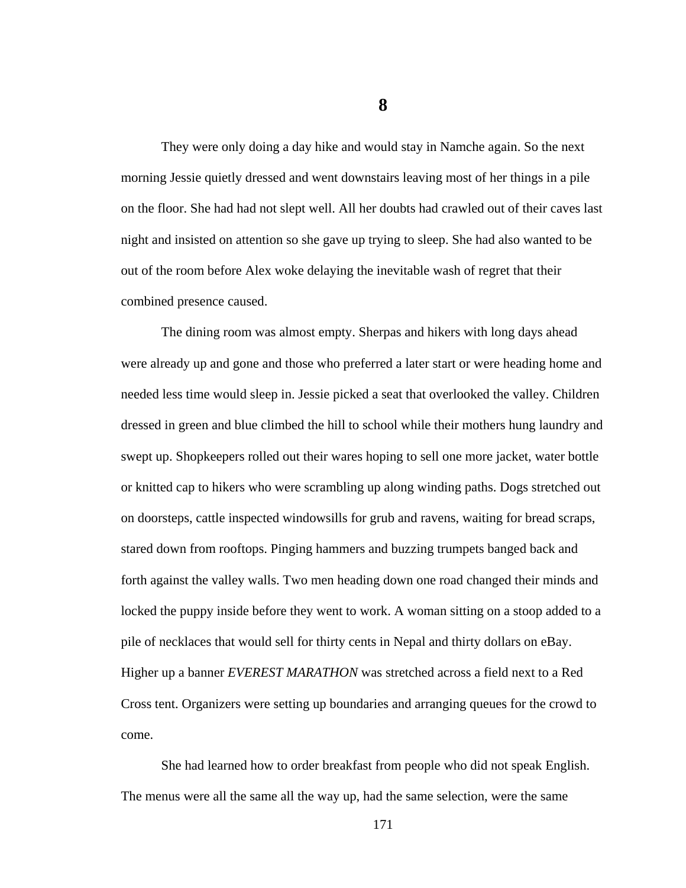# 8

They were only doing a day hike and would stay in Namche again. So the next morning Jessie quietly dressed and went downstairs leaving most of her things in a pile on the floor. She had had not slept well. All her doubts had crawled out of their caves last night and insisted on attention so she gave up trying to sleep. She had also wanted to be out of the room before Alex woke delaying the inevitable wash of regret that their combined presence caused.

The dining room was almost empty. Sherpas and hikers with long days ahead were already up and gone and those who preferred a later start or were heading home and needed less time would sleep in. Jessie picked a seat that overlooked the valley. Children dressed in green and blue climbed the hill to school while their mothers hung laundry and swept up. Shopkeepers rolled out their wares hoping to sell one more jacket, water bottle or knitted cap to hikers who were scrambling up along winding paths. Dogs stretched out on doorsteps, cattle inspected windowsills for grub and ravens, waiting for bread scraps, stared down from rooftops. Pinging hammers and buzzing trumpets banged back and forth against the valley walls. Two men heading down one road changed their minds and locked the puppy inside before they went to work. A woman sitting on a stoop added to a pile of necklaces that would sell for thirty cents in Nepal and thirty dollars on eBay. Higher up a banner *EVEREST MARATHON* was stretched across a field next to a Red Cross tent. Organizers were setting up boundaries and arranging queues for the crowd to come.

She had learned how to order breakfast from people who did not speak English. The menus were all the same all the way up, had the same selection, were the same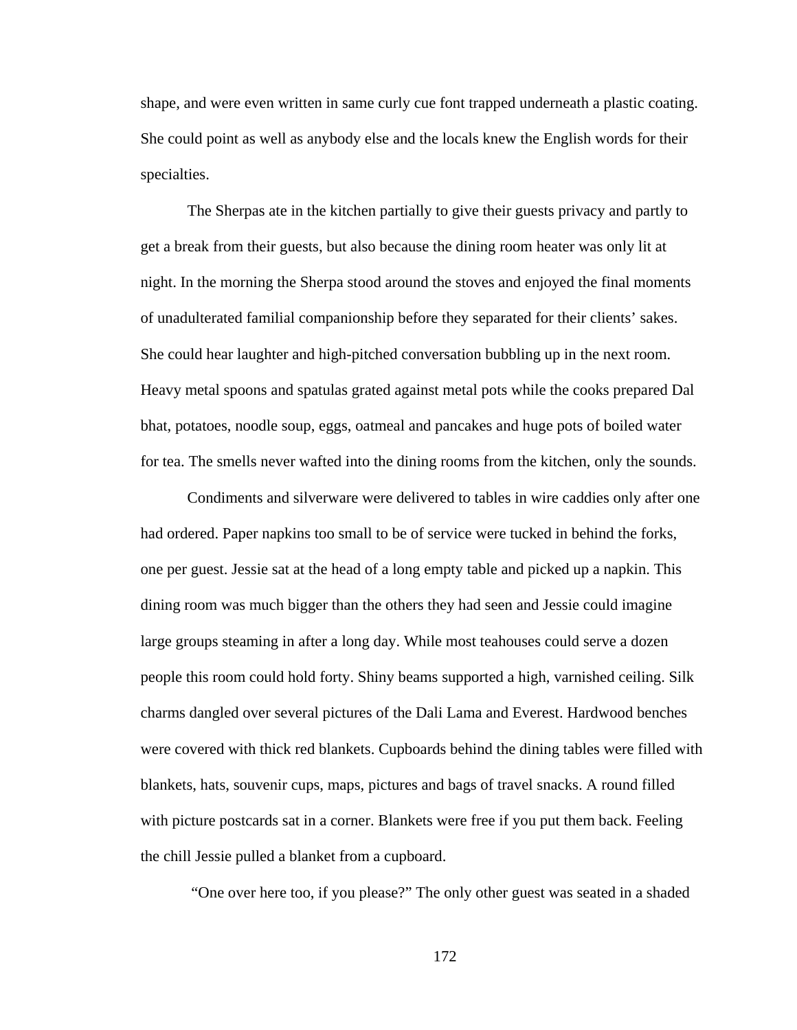shape, and were even written in same curly cue font trapped underneath a plastic coating. She could point as well as anybody else and the locals knew the English words for their specialties.

The Sherpas ate in the kitchen partially to give their guests privacy and partly to get a break from their guests, but also because the dining room heater was only lit at night. In the morning the Sherpa stood around the stoves and enjoyed the final moments of unadulterated familial companionship before they separated for their clients' sakes. She could hear laughter and high-pitched conversation bubbling up in the next room. Heavy metal spoons and spatulas grated against metal pots while the cooks prepared Dal bhat, potatoes, noodle soup, eggs, oatmeal and pancakes and huge pots of boiled water for tea. The smells never wafted into the dining rooms from the kitchen, only the sounds.

Condiments and silverware were delivered to tables in wire caddies only after one had ordered. Paper napkins too small to be of service were tucked in behind the forks, one per guest. Jessie sat at the head of a long empty table and picked up a napkin. This dining room was much bigger than the others they had seen and Jessie could imagine large groups steaming in after a long day. While most teahouses could serve a dozen people this room could hold forty. Shiny beams supported a high, varnished ceiling. Silk charms dangled over several pictures of the Dali Lama and Everest. Hardwood benches were covered with thick red blankets. Cupboards behind the dining tables were filled with blankets, hats, souvenir cups, maps, pictures and bags of travel snacks. A round filled with picture postcards sat in a corner. Blankets were free if you put them back. Feeling the chill Jessie pulled a blanket from a cupboard.

"One over here too, if you please?" The only other guest was seated in a shaded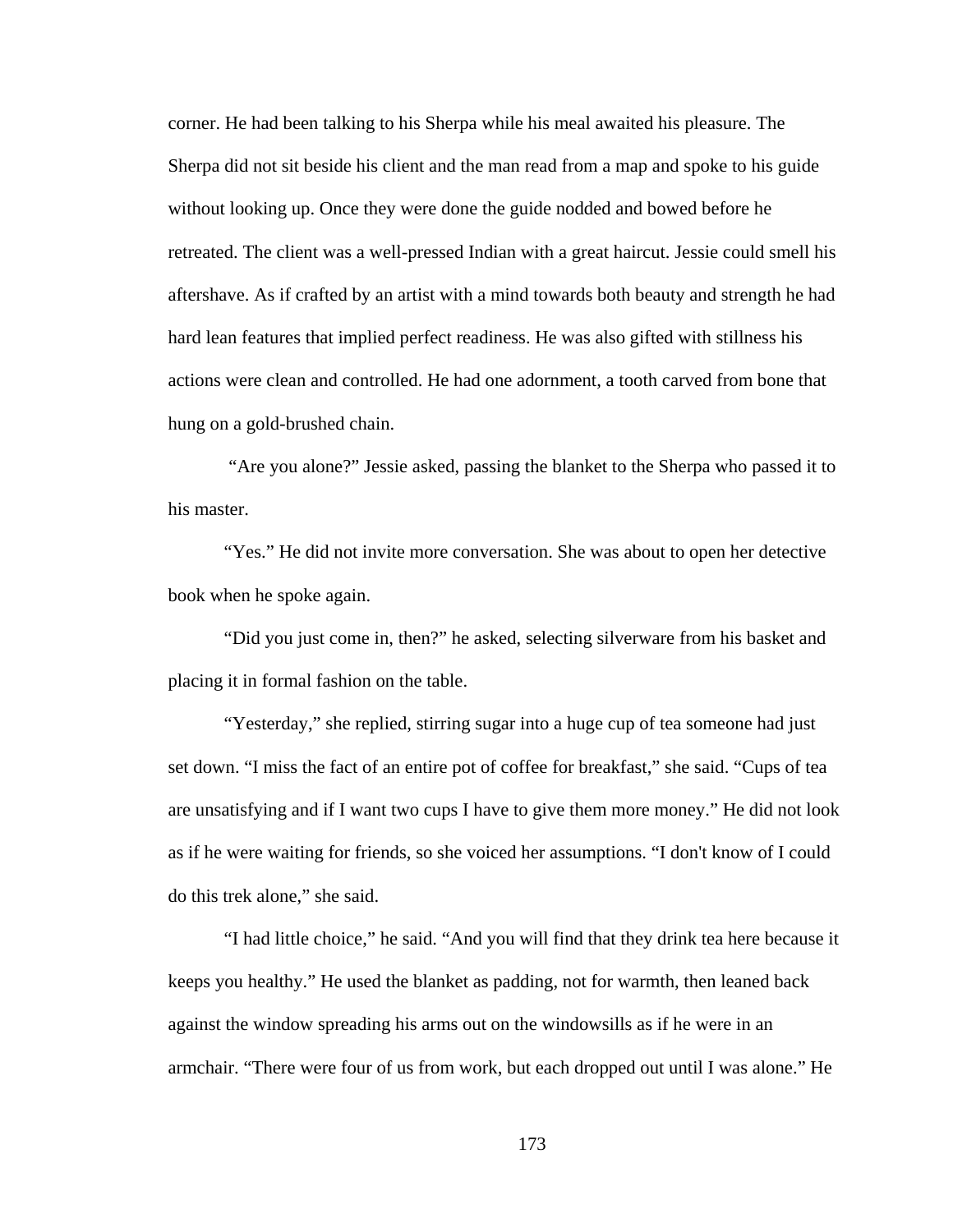corner. He had been talking to his Sherpa while his meal awaited his pleasure. The Sherpa did not sit beside his client and the man read from a map and spoke to his guide without looking up. Once they were done the guide nodded and bowed before he retreated. The client was a well-pressed Indian with a great haircut. Jessie could smell his aftershave. As if crafted by an artist with a mind towards both beauty and strength he had hard lean features that implied perfect readiness. He was also gifted with stillness his actions were clean and controlled. He had one adornment, a tooth carved from bone that hung on a gold-brushed chain.

"Are you alone?" Jessie asked, passing the blanket to the Sherpa who passed it to his master.

"Yes." He did not invite more conversation. She was about to open her detective book when he spoke again.

"Did you just come in, then?" he asked, selecting silverware from his basket and placing it in formal fashion on the table.

"Yesterday," she replied, stirring sugar into a huge cup of tea someone had just set down. "I miss the fact of an entire pot of coffee for breakfast," she said. "Cups of tea are unsatisfying and if I want two cups I have to give them more money." He did not look as if he were waiting for friends, so she voiced her assumptions. "I don't know of I could do this trek alone," she said.

"I had little choice," he said. "And you will find that they drink tea here because it keeps you healthy." He used the blanket as padding, not for warmth, then leaned back against the window spreading his arms out on the windowsills as if he were in an armchair. "There were four of us from work, but each dropped out until I was alone." He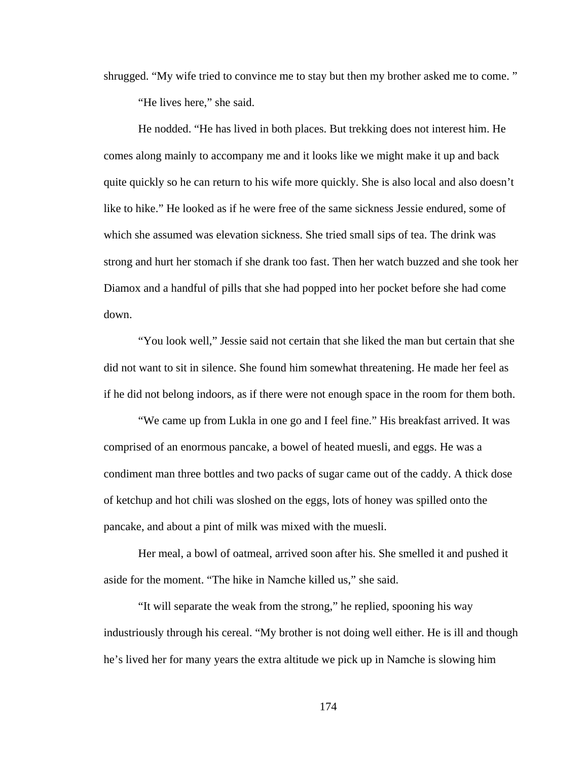shrugged. “My wife tried to convince me to stay but then my brother asked me to come. ”

“He lives here,” she said.

He nodded. “He has lived in both places. But trekking does not interest him. He comes along mainly to accompany me and it looks like we might make it up and back quite quickly so he can return to his wife more quickly. She is also local and also doesn’t like to hike.” He looked as if he were free of the same sickness Jessie endured, some of which she assumed was elevation sickness. She tried small sips of tea. The drink was strong and hurt her stomach if she drank too fast. Then her watch buzzed and she took her Diamox and a handful of pills that she had popped into her pocket before she had come down.

“You look well,” Jessie said not certain that she liked the man but certain that she did not want to sit in silence. She found him somewhat threatening. He made her feel as if he did not belong indoors, as if there were not enough space in the room for them both.

“We came up from Lukla in one go and I feel fine.” His breakfast arrived. It was comprised of an enormous pancake, a bowel of heated muesli, and eggs. He was a condiment man three bottles and two packs of sugar came out of the caddy. A thick dose of ketchup and hot chili was sloshed on the eggs, lots of honey was spilled onto the pancake, and about a pint of milk was mixed with the muesli.

Her meal, a bowl of oatmeal, arrived soon after his. She smelled it and pushed it aside for the moment. “The hike in Namche killed us,” she said.

“It will separate the weak from the strong,” he replied, spooning his way industriously through his cereal. “My brother is not doing well either. He is ill and though he’s lived her for many years the extra altitude we pick up in Namche is slowing him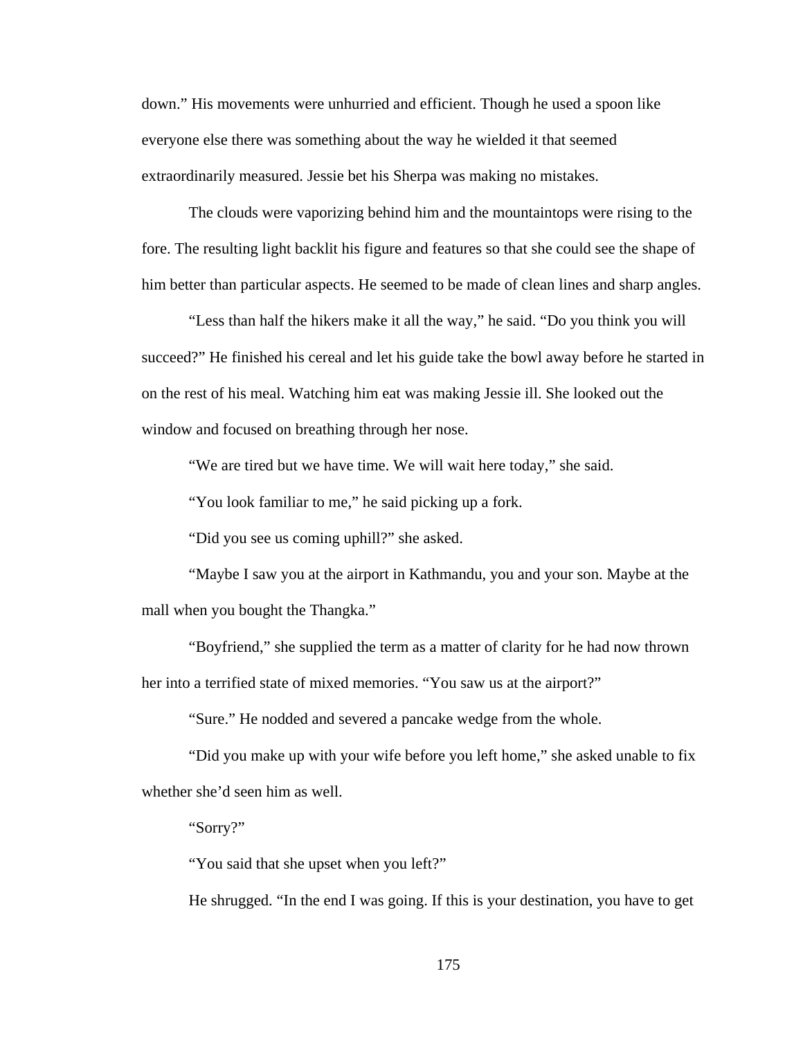down." His movements were unhurried and efficient. Though he used a spoon like everyone else there was something about the way he wielded it that seemed extraordinarily measured. Jessie bet his Sherpa was making no mistakes.

The clouds were vaporizing behind him and the mountaintops were rising to the fore. The resulting light backlit his figure and features so that she could see the shape of him better than particular aspects. He seemed to be made of clean lines and sharp angles.

"Less than half the hikers make it all the way," he said. "Do you think you will succeed?" He finished his cereal and let his guide take the bowl away before he started in on the rest of his meal. Watching him eat was making Jessie ill. She looked out the window and focused on breathing through her nose.

"We are tired but we have time. We will wait here today," she said.

"You look familiar to me," he said picking up a fork.

"Did you see us coming uphill?" she asked.

"Maybe I saw you at the airport in Kathmandu, you and your son. Maybe at the mall when you bought the Thangka."

"Boyfriend," she supplied the term as a matter of clarity for he had now thrown her into a terrified state of mixed memories. "You saw us at the airport?"

"Sure." He nodded and severed a pancake wedge from the whole.

"Did you make up with your wife before you left home," she asked unable to fix whether she'd seen him as well.

"Sorry?"

"You said that she upset when you left?"

He shrugged. "In the end I was going. If this is your destination, you have to get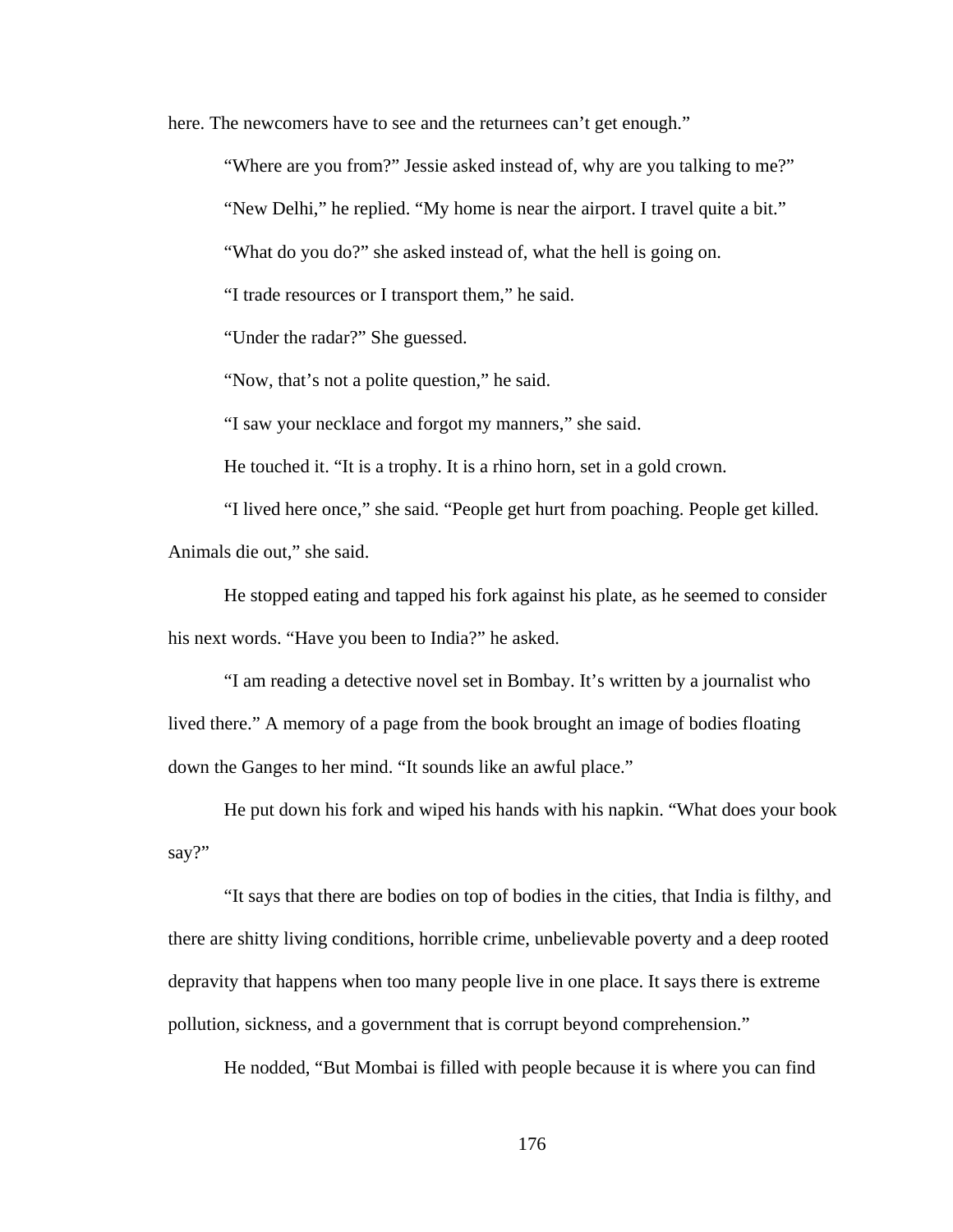here. The newcomers have to see and the returnees can't get enough."

"Where are you from?" Jessie asked instead of, why are you talking to me?"

"New Delhi," he replied. "My home is near the airport. I travel quite a bit."

"What do you do?" she asked instead of, what the hell is going on.

"I trade resources or I transport them," he said.

"Under the radar?" She guessed.

"Now, that's not a polite question," he said.

"I saw your necklace and forgot my manners," she said.

He touched it. "It is a trophy. It is a rhino horn, set in a gold crown.

"I lived here once," she said. "People get hurt from poaching. People get killed. Animals die out," she said.

He stopped eating and tapped his fork against his plate, as he seemed to consider his next words. "Have you been to India?" he asked.

"I am reading a detective novel set in Bombay. It's written by a journalist who lived there." A memory of a page from the book brought an image of bodies floating down the Ganges to her mind. "It sounds like an awful place."

He put down his fork and wiped his hands with his napkin. "What does your book say?"

"It says that there are bodies on top of bodies in the cities, that India is filthy, and there are shitty living conditions, horrible crime, unbelievable poverty and a deep rooted depravity that happens when too many people live in one place. It says there is extreme pollution, sickness, and a government that is corrupt beyond comprehension."

He nodded, "But Mombai is filled with people because it is where you can find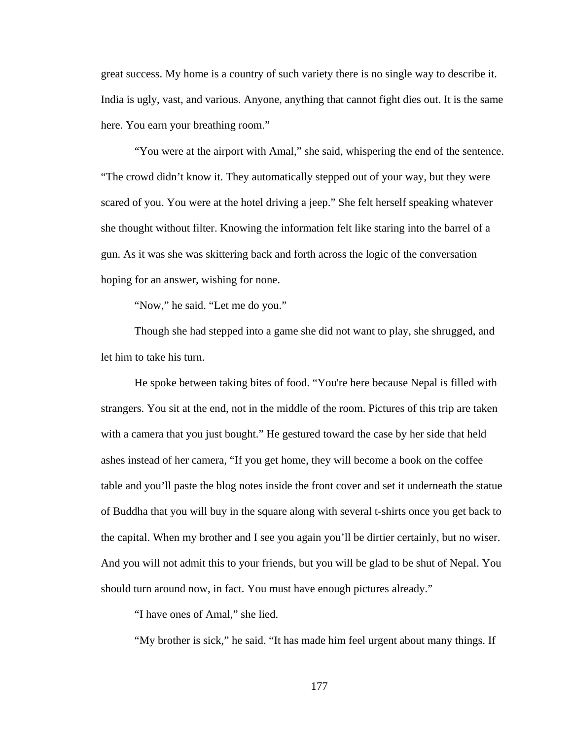great success. My home is a country of such variety there is no single way to describe it. India is ugly, vast, and various. Anyone, anything that cannot fight dies out. It is the same here. You earn your breathing room."

"You were at the airport with Amal," she said, whispering the end of the sentence. "The crowd didn't know it. They automatically stepped out of your way, but they were scared of you. You were at the hotel driving a jeep." She felt herself speaking whatever she thought without filter. Knowing the information felt like staring into the barrel of a gun. As it was she was skittering back and forth across the logic of the conversation hoping for an answer, wishing for none.

"Now," he said. "Let me do you."

Though she had stepped into a game she did not want to play, she shrugged, and let him to take his turn.

He spoke between taking bites of food. "You're here because Nepal is filled with strangers. You sit at the end, not in the middle of the room. Pictures of this trip are taken with a camera that you just bought." He gestured toward the case by her side that held ashes instead of her camera, "If you get home, they will become a book on the coffee table and you'll paste the blog notes inside the front cover and set it underneath the statue of Buddha that you will buy in the square along with several t-shirts once you get back to the capital. When my brother and I see you again you'll be dirtier certainly, but no wiser. And you will not admit this to your friends, but you will be glad to be shut of Nepal. You should turn around now, in fact. You must have enough pictures already."

"I have ones of Amal," she lied.

"My brother is sick," he said. "It has made him feel urgent about many things. If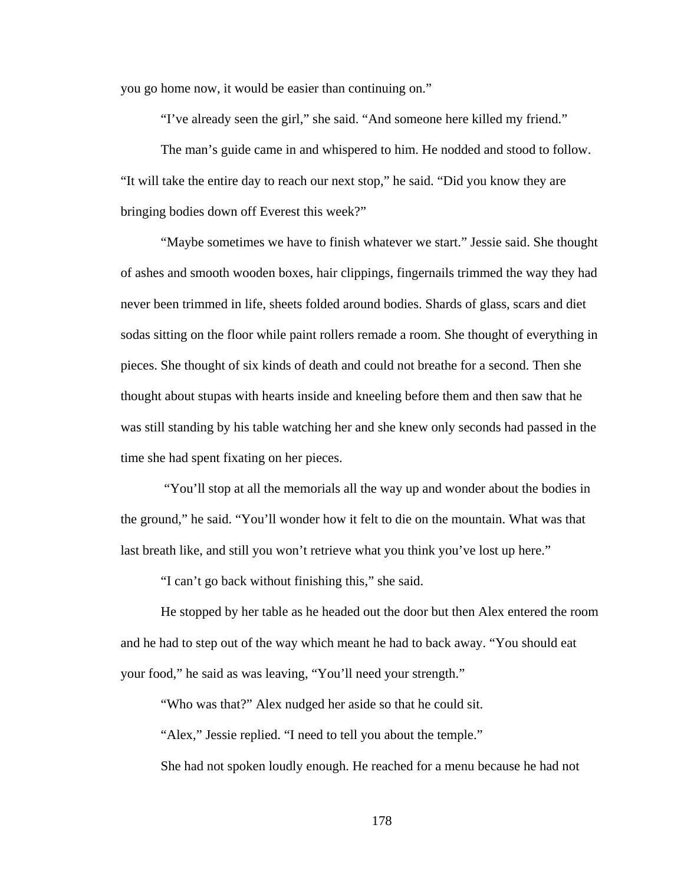you go home now, it would be easier than continuing on."

"I've already seen the girl," she said. "And someone here killed my friend."

The man's guide came in and whispered to him. He nodded and stood to follow. "It will take the entire day to reach our next stop," he said. "Did you know they are bringing bodies down off Everest this week?"

"Maybe sometimes we have to finish whatever we start." Jessie said. She thought of ashes and smooth wooden boxes, hair clippings, fingernails trimmed the way they had never been trimmed in life, sheets folded around bodies. Shards of glass, scars and diet sodas sitting on the floor while paint rollers remade a room. She thought of everything in pieces. She thought of six kinds of death and could not breathe for a second. Then she thought about stupas with hearts inside and kneeling before them and then saw that he was still standing by his table watching her and she knew only seconds had passed in the time she had spent fixating on her pieces.

"You'll stop at all the memorials all the way up and wonder about the bodies in the ground," he said. "You'll wonder how it felt to die on the mountain. What was that last breath like, and still you won't retrieve what you think you've lost up here."

"I can't go back without finishing this," she said.

He stopped by her table as he headed out the door but then Alex entered the room and he had to step out of the way which meant he had to back away. "You should eat your food," he said as was leaving, "You'll need your strength."

"Who was that?" Alex nudged her aside so that he could sit.

"Alex," Jessie replied. "I need to tell you about the temple."

She had not spoken loudly enough. He reached for a menu because he had not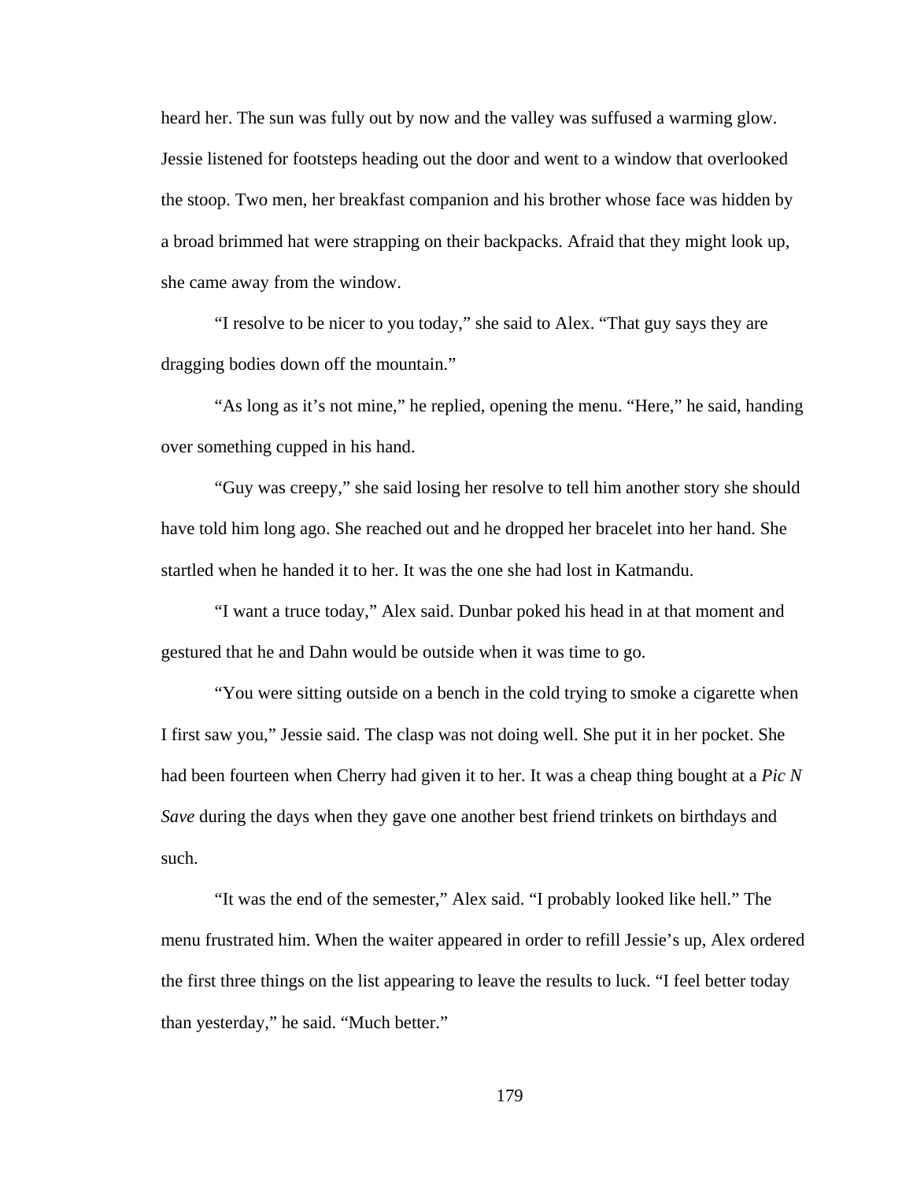heard her. The sun was fully out by now and the valley was suffused a warming glow. Jessie listened for footsteps heading out the door and went to a window that overlooked the stoop. Two men, her breakfast companion and his brother whose face was hidden by a broad brimmed hat were strapping on their backpacks. Afraid that they might look up, she came away from the window.

"I resolve to be nicer to you today," she said to Alex. "That guy says they are dragging bodies down off the mountain."

"As long as it's not mine," he replied, opening the menu. "Here," he said, handing over something cupped in his hand.

"Guy was creepy," she said losing her resolve to tell him another story she should have told him long ago. She reached out and he dropped her bracelet into her hand. She startled when he handed it to her. It was the one she had lost in Katmandu.

"I want a truce today," Alex said. Dunbar poked his head in at that moment and gestured that he and Dahn would be outside when it was time to go.

"You were sitting outside on a bench in the cold trying to smoke a cigarette when I first saw you," Jessie said. The clasp was not doing well. She put it in her pocket. She had been fourteen when Cherry had given it to her. It was a cheap thing bought at a *Pic N Save* during the days when they gave one another best friend trinkets on birthdays and such.

"It was the end of the semester," Alex said. "I probably looked like hell." The menu frustrated him. When the waiter appeared in order to refill Jessie's up, Alex ordered the first three things on the list appearing to leave the results to luck. "I feel better today than yesterday," he said. "Much better."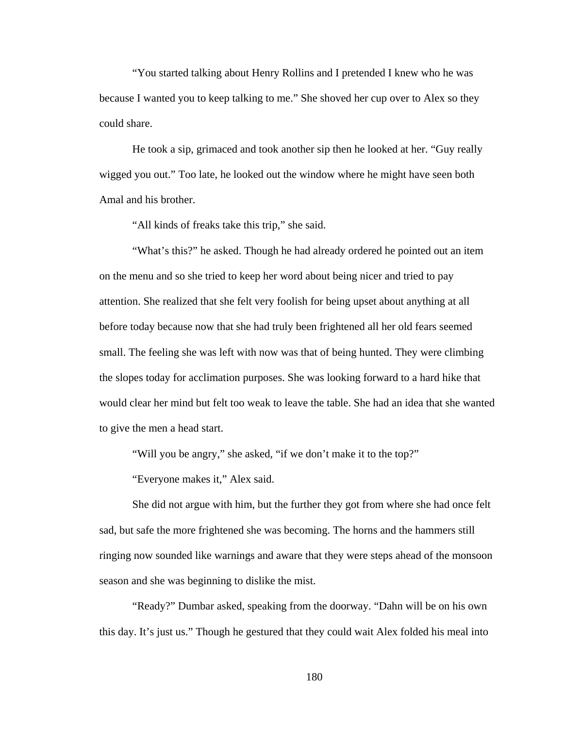"You started talking about Henry Rollins and I pretended I knew who he was because I wanted you to keep talking to me." She shoved her cup over to Alex so they could share.

He took a sip, grimaced and took another sip then he looked at her. "Guy really wigged you out." Too late, he looked out the window where he might have seen both Amal and his brother.

"All kinds of freaks take this trip," she said.

"What's this?" he asked. Though he had already ordered he pointed out an item on the menu and so she tried to keep her word about being nicer and tried to pay attention. She realized that she felt very foolish for being upset about anything at all before today because now that she had truly been frightened all her old fears seemed small. The feeling she was left with now was that of being hunted. They were climbing the slopes today for acclimation purposes. She was looking forward to a hard hike that would clear her mind but felt too weak to leave the table. She had an idea that she wanted to give the men a head start.

"Will you be angry," she asked, "if we don't make it to the top?"

"Everyone makes it," Alex said.

She did not argue with him, but the further they got from where she had once felt sad, but safe the more frightened she was becoming. The horns and the hammers still ringing now sounded like warnings and aware that they were steps ahead of the monsoon season and she was beginning to dislike the mist.

"Ready?" Dumbar asked, speaking from the doorway. "Dahn will be on his own this day. It's just us." Though he gestured that they could wait Alex folded his meal into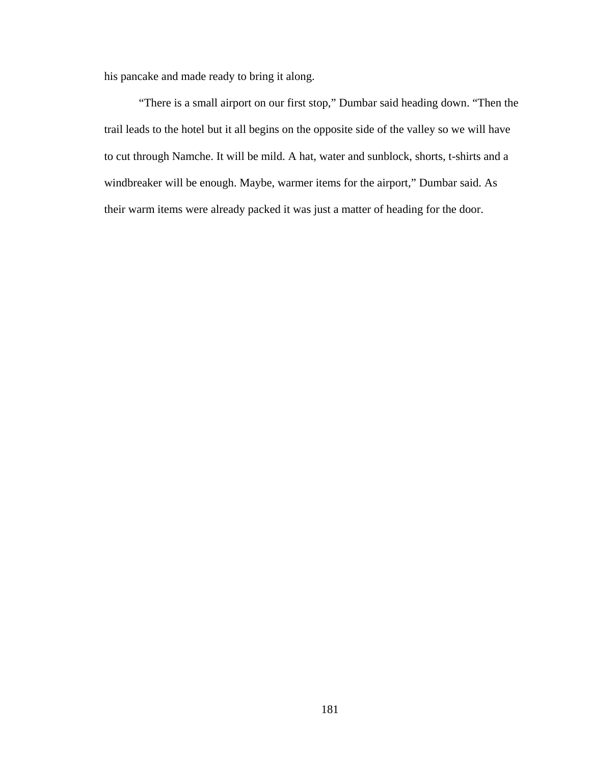his pancake and made ready to bring it along.

“There is a small airport on our first stop,” Dumbar said heading down. “Then the trail leads to the hotel but it all begins on the opposite side of the valley so we will have to cut through Namche. It will be mild. A hat, water and sunblock, shorts, t-shirts and a windbreaker will be enough. Maybe, warmer items for the airport,” Dumbar said. As their warm items were already packed it was just a matter of heading for the door.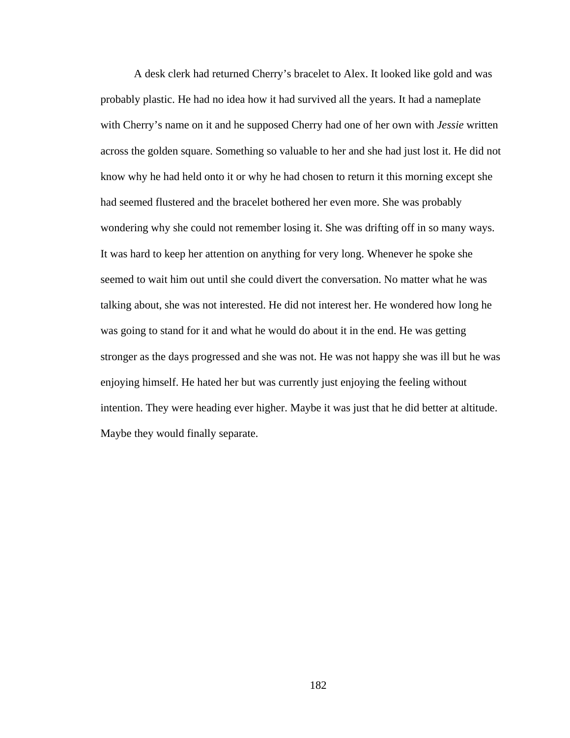A desk clerk had returned Cherry's bracelet to Alex. It looked like gold and was probably plastic. He had no idea how it had survived all the years. It had a nameplate with Cherry's name on it and he supposed Cherry had one of her own with *Jessie* written across the golden square. Something so valuable to her and she had just lost it. He did not know why he had held onto it or why he had chosen to return it this morning except she had seemed flustered and the bracelet bothered her even more. She was probably wondering why she could not remember losing it. She was drifting off in so many ways. It was hard to keep her attention on anything for very long. Whenever he spoke she seemed to wait him out until she could divert the conversation. No matter what he was talking about, she was not interested. He did not interest her. He wondered how long he was going to stand for it and what he would do about it in the end. He was getting stronger as the days progressed and she was not. He was not happy she was ill but he was enjoying himself. He hated her but was currently just enjoying the feeling without intention. They were heading ever higher. Maybe it was just that he did better at altitude. Maybe they would finally separate.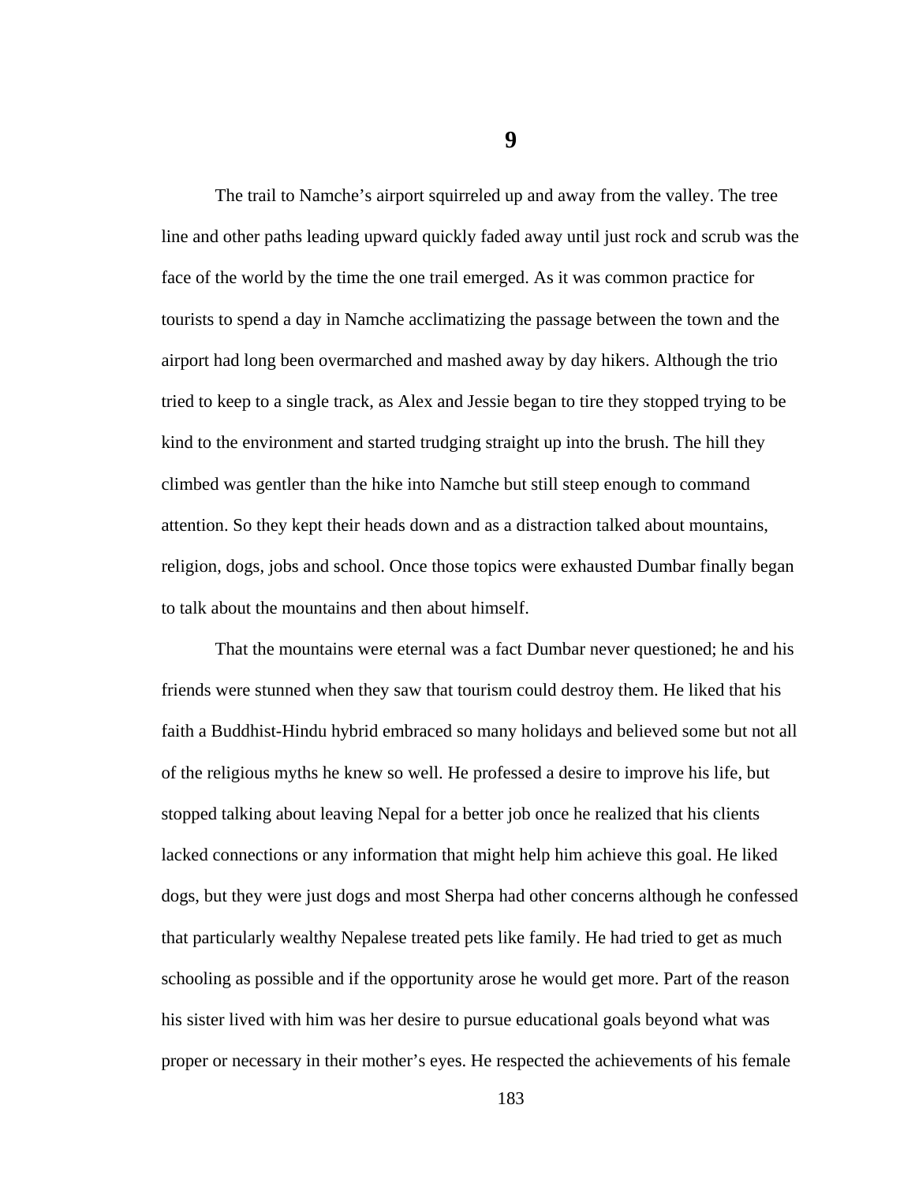# 9

The trail to Namche's airport squirreled up and away from the valley. The tree line and other paths leading upward quickly faded away until just rock and scrub was the face of the world by the time the one trail emerged. As it was common practice for tourists to spend a day in Namche acclimatizing the passage between the town and the airport had long been overmarched and mashed away by day hikers. Although the trio tried to keep to a single track, as Alex and Jessie began to tire they stopped trying to be kind to the environment and started trudging straight up into the brush. The hill they climbed was gentler than the hike into Namche but still steep enough to command attention. So they kept their heads down and as a distraction talked about mountains, religion, dogs, jobs and school. Once those topics were exhausted Dumbar finally began to talk about the mountains and then about himself.

That the mountains were eternal was a fact Dumbar never questioned; he and his friends were stunned when they saw that tourism could destroy them. He liked that his faith a Buddhist-Hindu hybrid embraced so many holidays and believed some but not all of the religious myths he knew so well. He professed a desire to improve his life, but stopped talking about leaving Nepal for a better job once he realized that his clients lacked connections or any information that might help him achieve this goal. He liked dogs, but they were just dogs and most Sherpa had other concerns although he confessed that particularly wealthy Nepalese treated pets like family. He had tried to get as much schooling as possible and if the opportunity arose he would get more. Part of the reason his sister lived with him was her desire to pursue educational goals beyond what was proper or necessary in their mother's eyes. He respected the achievements of his female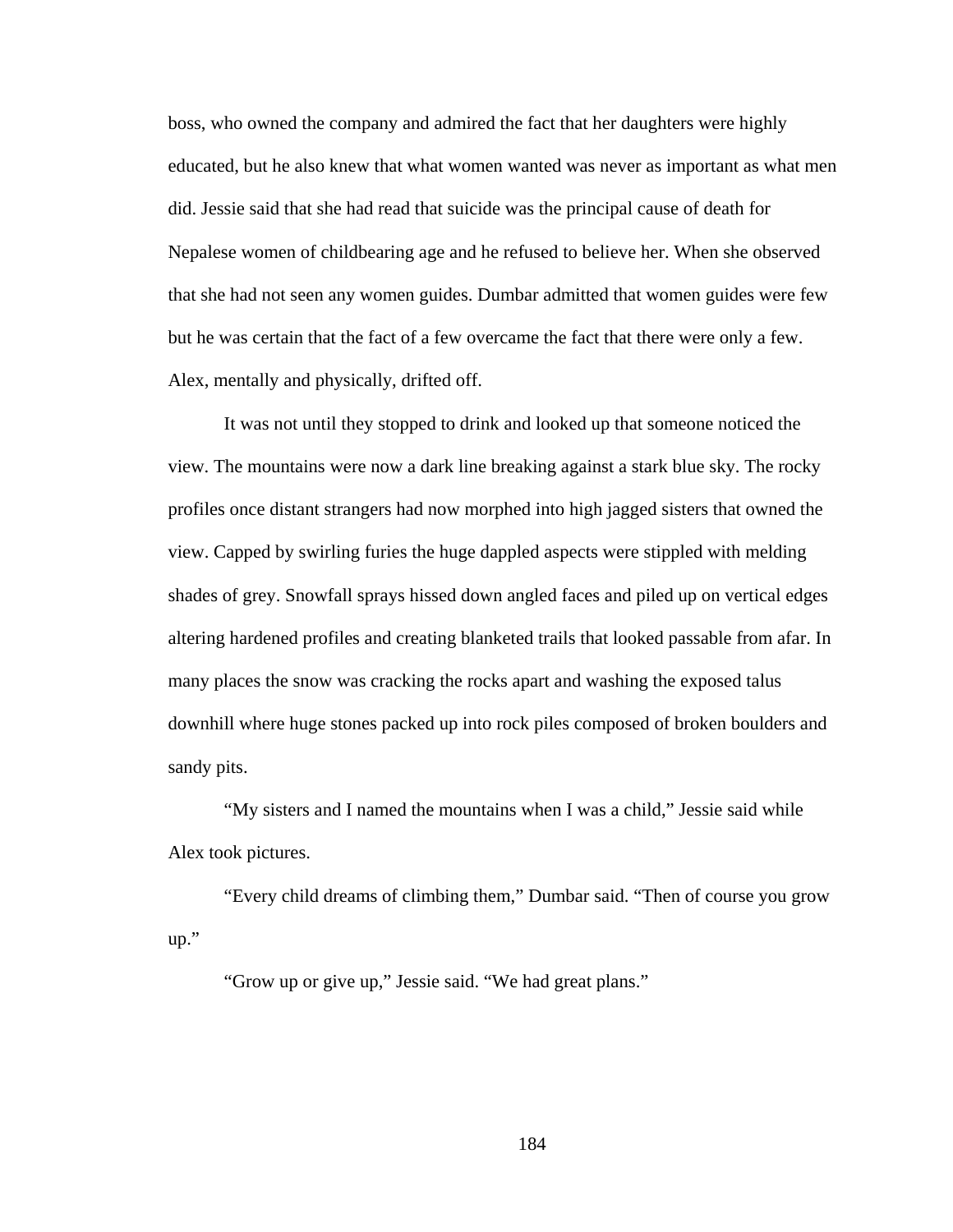boss, who owned the company and admired the fact that her daughters were highly educated, but he also knew that what women wanted was never as important as what men did. Jessie said that she had read that suicide was the principal cause of death for Nepalese women of childbearing age and he refused to believe her. When she observed that she had not seen any women guides. Dumbar admitted that women guides were few but he was certain that the fact of a few overcame the fact that there were only a few. Alex, mentally and physically, drifted off.

It was not until they stopped to drink and looked up that someone noticed the view. The mountains were now a dark line breaking against a stark blue sky. The rocky profiles once distant strangers had now morphed into high jagged sisters that owned the view. Capped by swirling furies the huge dappled aspects were stippled with melding shades of grey. Snowfall sprays hissed down angled faces and piled up on vertical edges altering hardened profiles and creating blanketed trails that looked passable from afar. In many places the snow was cracking the rocks apart and washing the exposed talus downhill where huge stones packed up into rock piles composed of broken boulders and sandy pits.

“My sisters and I named the mountains when I was a child,” Jessie said while Alex took pictures.

“Every child dreams of climbing them,” Dumbar said. “Then of course you grow up.”

“Grow up or give up,” Jessie said. “We had great plans.”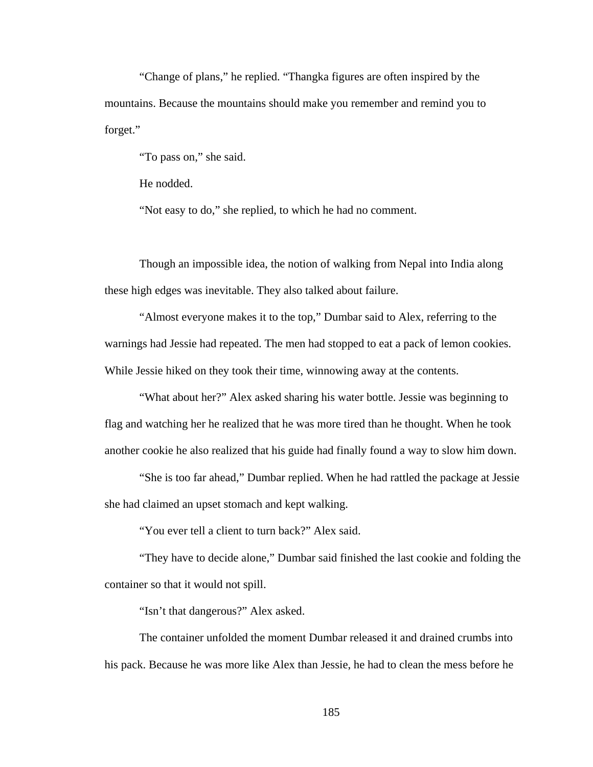"Change of plans," he replied. "Thangka figures are often inspired by the mountains. Because the mountains should make you remember and remind you to forget."

"To pass on," she said.

He nodded.

"Not easy to do," she replied, to which he had no comment.

Though an impossible idea, the notion of walking from Nepal into India along these high edges was inevitable. They also talked about failure.

"Almost everyone makes it to the top," Dumbar said to Alex, referring to the warnings had Jessie had repeated. The men had stopped to eat a pack of lemon cookies. While Jessie hiked on they took their time, winnowing away at the contents.

"What about her?" Alex asked sharing his water bottle. Jessie was beginning to flag and watching her he realized that he was more tired than he thought. When he took another cookie he also realized that his guide had finally found a way to slow him down.

"She is too far ahead," Dumbar replied. When he had rattled the package at Jessie she had claimed an upset stomach and kept walking.

"You ever tell a client to turn back?" Alex said.

"They have to decide alone," Dumbar said finished the last cookie and folding the container so that it would not spill.

"Isn't that dangerous?" Alex asked.

The container unfolded the moment Dumbar released it and drained crumbs into his pack. Because he was more like Alex than Jessie, he had to clean the mess before he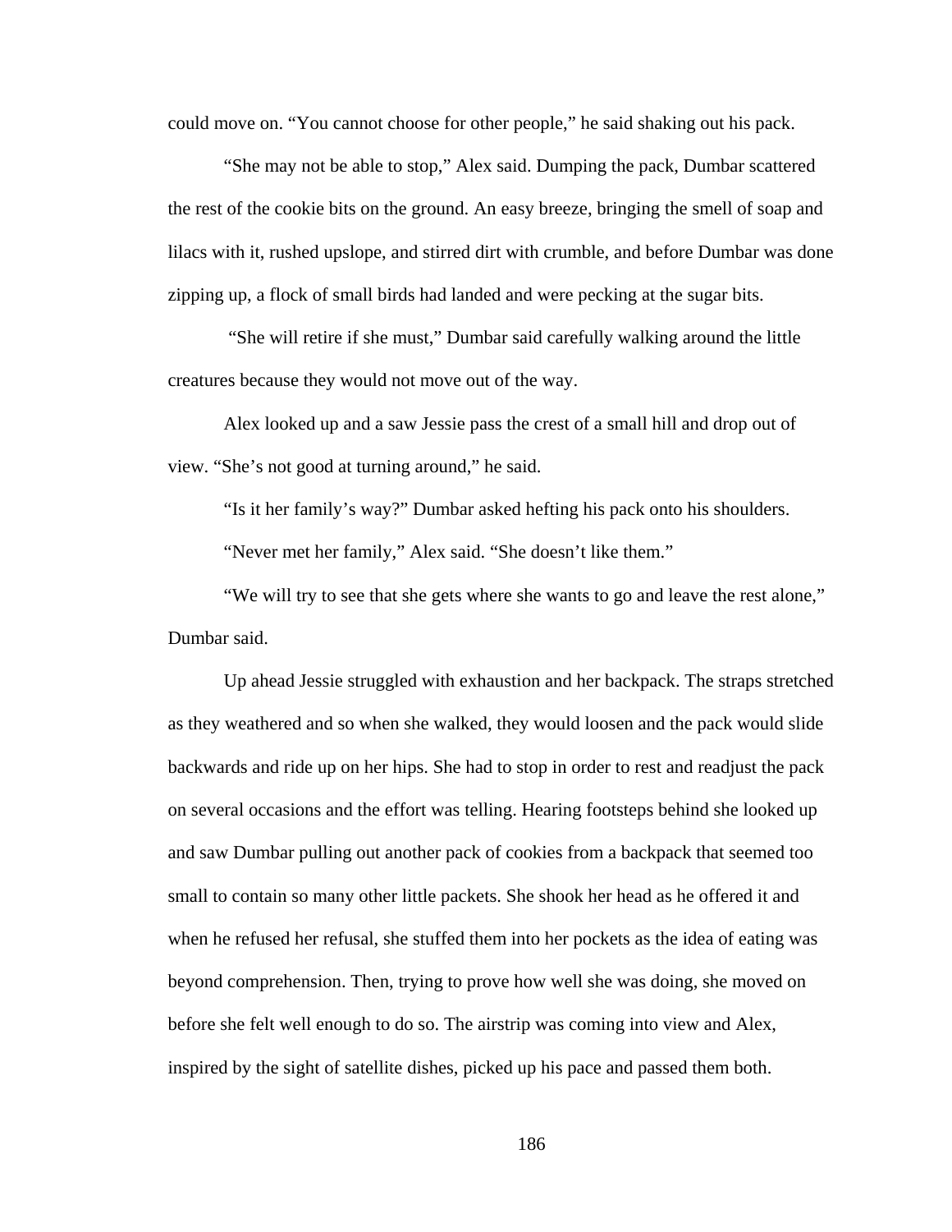could move on. "You cannot choose for other people," he said shaking out his pack.

"She may not be able to stop," Alex said. Dumping the pack, Dumbar scattered the rest of the cookie bits on the ground. An easy breeze, bringing the smell of soap and lilacs with it, rushed upslope, and stirred dirt with crumble, and before Dumbar was done zipping up, a flock of small birds had landed and were pecking at the sugar bits.

"She will retire if she must," Dumbar said carefully walking around the little creatures because they would not move out of the way.

Alex looked up and a saw Jessie pass the crest of a small hill and drop out of view. "She's not good at turning around," he said.

"Is it her family's way?" Dumbar asked hefting his pack onto his shoulders.

"Never met her family," Alex said. "She doesn't like them."

"We will try to see that she gets where she wants to go and leave the rest alone," Dumbar said.

Up ahead Jessie struggled with exhaustion and her backpack. The straps stretched as they weathered and so when she walked, they would loosen and the pack would slide backwards and ride up on her hips. She had to stop in order to rest and readjust the pack on several occasions and the effort was telling. Hearing footsteps behind she looked up and saw Dumbar pulling out another pack of cookies from a backpack that seemed too small to contain so many other little packets. She shook her head as he offered it and when he refused her refusal, she stuffed them into her pockets as the idea of eating was beyond comprehension. Then, trying to prove how well she was doing, she moved on before she felt well enough to do so. The airstrip was coming into view and Alex, inspired by the sight of satellite dishes, picked up his pace and passed them both.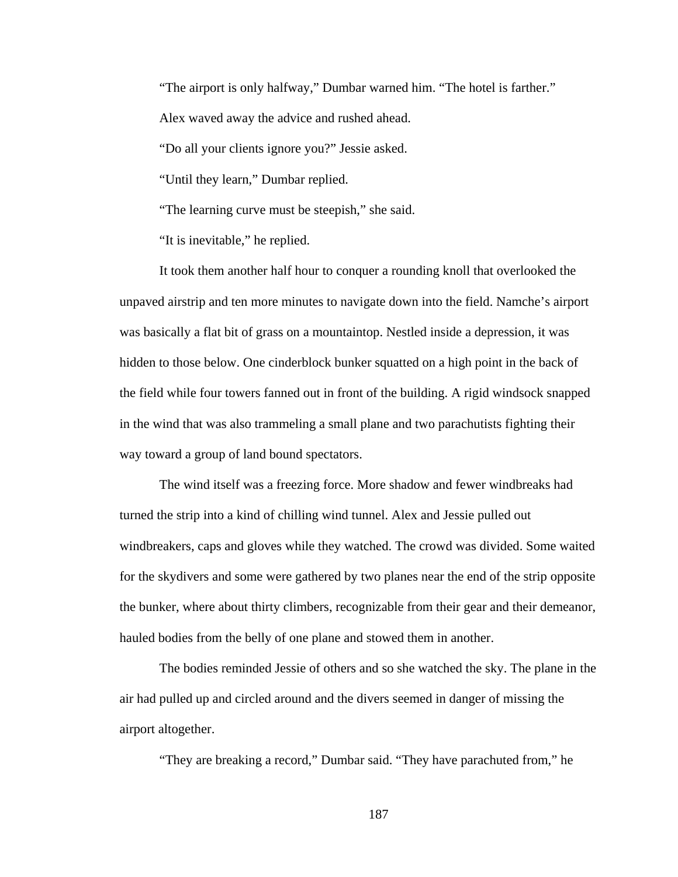“The airport is only halfway,” Dumbar warned him. “The hotel is farther.”

Alex waved away the advice and rushed ahead.

“Do all your clients ignore you?” Jessie asked.

“Until they learn,” Dumbar replied.

“The learning curve must be steepish,” she said.

“It is inevitable,” he replied.

It took them another half hour to conquer a rounding knoll that overlooked the unpaved airstrip and ten more minutes to navigate down into the field. Namche’s airport was basically a flat bit of grass on a mountaintop. Nestled inside a depression, it was hidden to those below. One cinderblock bunker squatted on a high point in the back of the field while four towers fanned out in front of the building. A rigid windsock snapped in the wind that was also trammeling a small plane and two parachutists fighting their way toward a group of land bound spectators.

The wind itself was a freezing force. More shadow and fewer windbreaks had turned the strip into a kind of chilling wind tunnel. Alex and Jessie pulled out windbreakers, caps and gloves while they watched. The crowd was divided. Some waited for the skydivers and some were gathered by two planes near the end of the strip opposite the bunker, where about thirty climbers, recognizable from their gear and their demeanor, hauled bodies from the belly of one plane and stowed them in another.

The bodies reminded Jessie of others and so she watched the sky. The plane in the air had pulled up and circled around and the divers seemed in danger of missing the airport altogether.

“They are breaking a record,” Dumbar said. “They have parachuted from,” he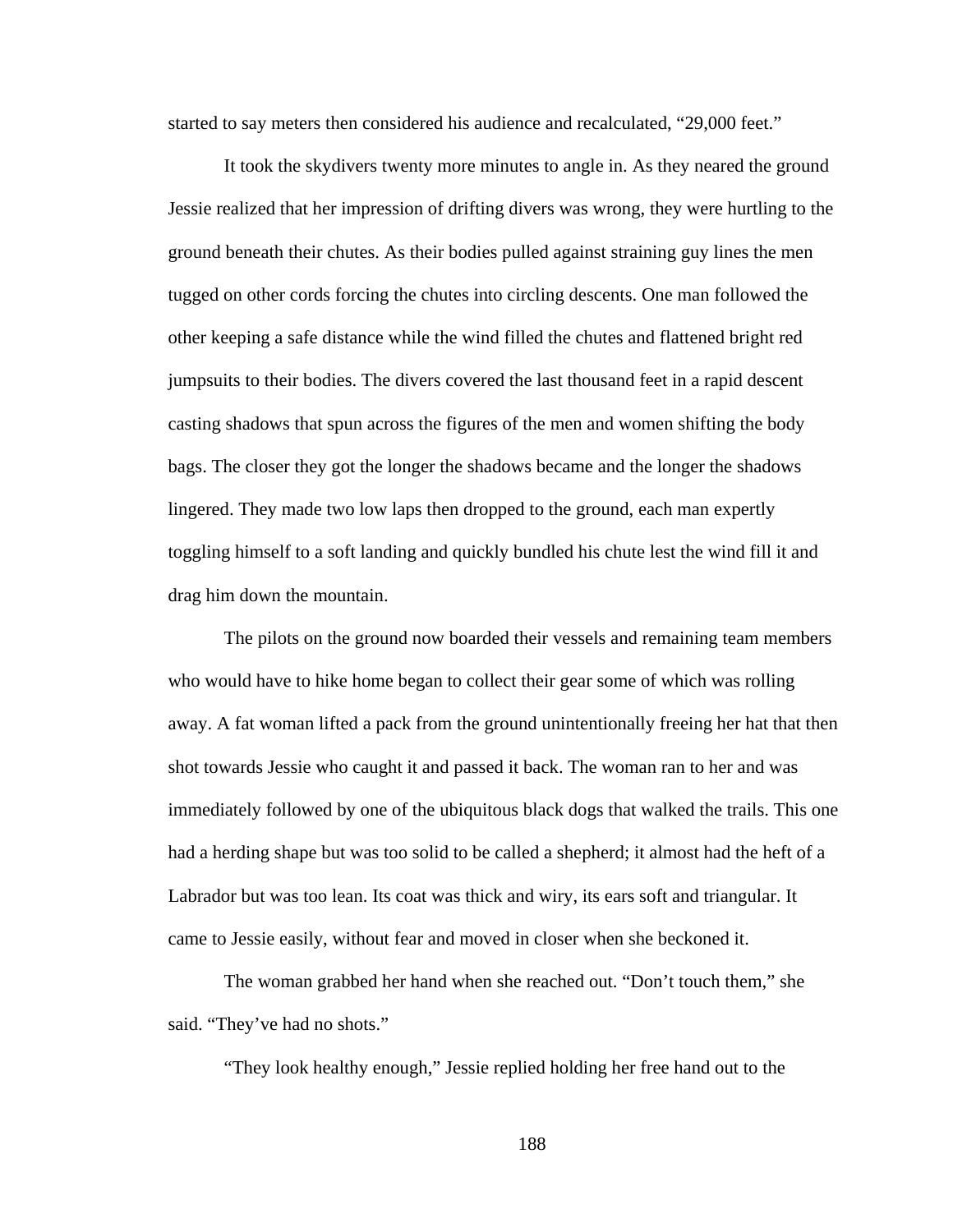started to say meters then considered his audience and recalculated, “29,000 feet.”

It took the skydivers twenty more minutes to angle in. As they neared the ground Jessie realized that her impression of drifting divers was wrong, they were hurtling to the ground beneath their chutes. As their bodies pulled against straining guy lines the men tugged on other cords forcing the chutes into circling descents. One man followed the other keeping a safe distance while the wind filled the chutes and flattened bright red jumpsuits to their bodies. The divers covered the last thousand feet in a rapid descent casting shadows that spun across the figures of the men and women shifting the body bags. The closer they got the longer the shadows became and the longer the shadows lingered. They made two low laps then dropped to the ground, each man expertly toggling himself to a soft landing and quickly bundled his chute lest the wind fill it and drag him down the mountain.

The pilots on the ground now boarded their vessels and remaining team members who would have to hike home began to collect their gear some of which was rolling away. A fat woman lifted a pack from the ground unintentionally freeing her hat that then shot towards Jessie who caught it and passed it back. The woman ran to her and was immediately followed by one of the ubiquitous black dogs that walked the trails. This one had a herding shape but was too solid to be called a shepherd; it almost had the heft of a Labrador but was too lean. Its coat was thick and wiry, its ears soft and triangular. It came to Jessie easily, without fear and moved in closer when she beckoned it.

The woman grabbed her hand when she reached out. “Don’t touch them,” she said. “They’ve had no shots.”

“They look healthy enough,” Jessie replied holding her free hand out to the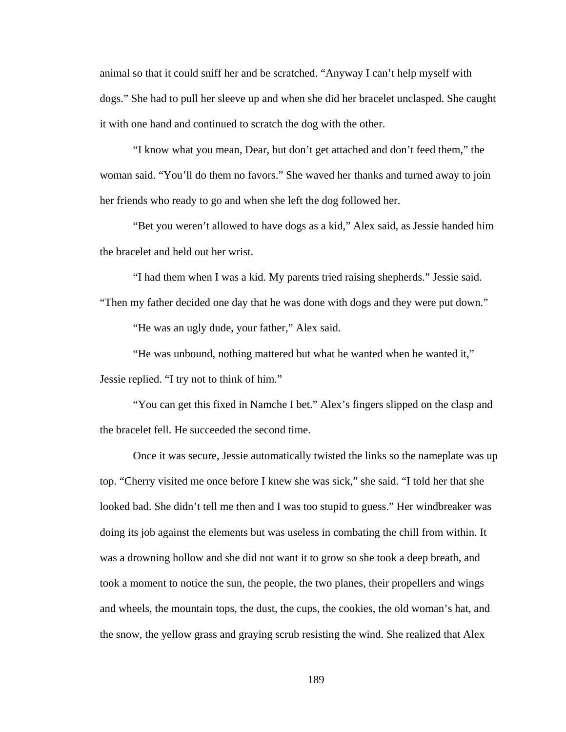animal so that it could sniff her and be scratched. "Anyway I can't help myself with dogs." She had to pull her sleeve up and when she did her bracelet unclasped. She caught it with one hand and continued to scratch the dog with the other.

"I know what you mean, Dear, but don't get attached and don't feed them," the woman said. "You'll do them no favors." She waved her thanks and turned away to join her friends who ready to go and when she left the dog followed her.

"Bet you weren't allowed to have dogs as a kid," Alex said, as Jessie handed him the bracelet and held out her wrist.

"I had them when I was a kid. My parents tried raising shepherds." Jessie said. "Then my father decided one day that he was done with dogs and they were put down."

"He was an ugly dude, your father," Alex said.

"He was unbound, nothing mattered but what he wanted when he wanted it," Jessie replied. "I try not to think of him."

"You can get this fixed in Namche I bet." Alex's fingers slipped on the clasp and the bracelet fell. He succeeded the second time.

Once it was secure, Jessie automatically twisted the links so the nameplate was up top. "Cherry visited me once before I knew she was sick," she said. "I told her that she looked bad. She didn't tell me then and I was too stupid to guess." Her windbreaker was doing its job against the elements but was useless in combating the chill from within. It was a drowning hollow and she did not want it to grow so she took a deep breath, and took a moment to notice the sun, the people, the two planes, their propellers and wings and wheels, the mountain tops, the dust, the cups, the cookies, the old woman's hat, and the snow, the yellow grass and graying scrub resisting the wind. She realized that Alex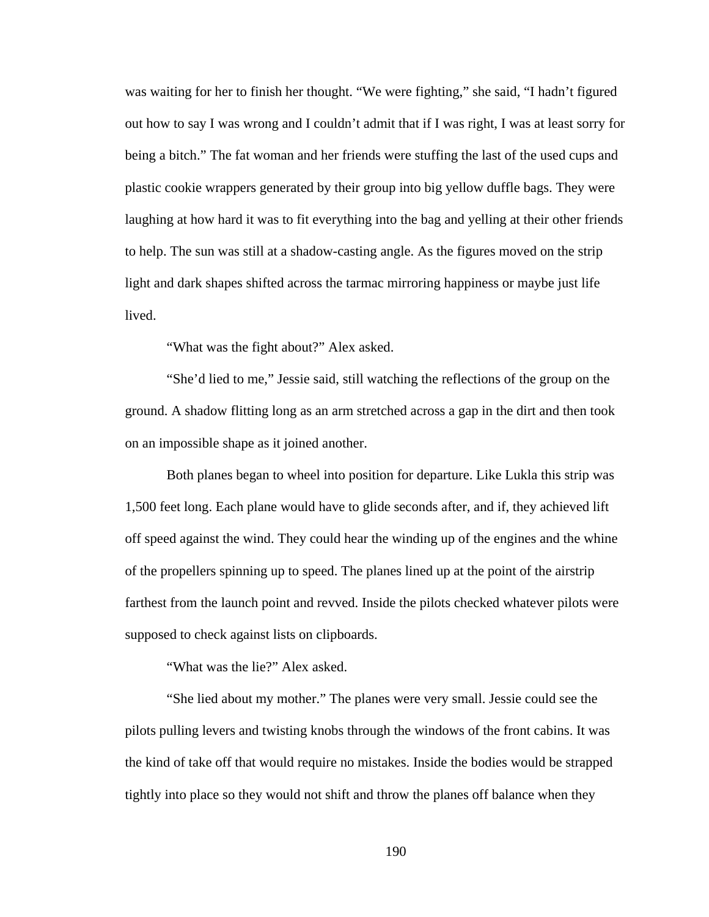was waiting for her to finish her thought. “We were fighting,” she said, “I hadn’t figured out how to say I was wrong and I couldn’t admit that if I was right, I was at least sorry for being a bitch.” The fat woman and her friends were stuffing the last of the used cups and plastic cookie wrappers generated by their group into big yellow duffle bags. They were laughing at how hard it was to fit everything into the bag and yelling at their other friends to help. The sun was still at a shadow-casting angle. As the figures moved on the strip light and dark shapes shifted across the tarmac mirroring happiness or maybe just life lived.

“What was the fight about?” Alex asked.

“She’d lied to me,” Jessie said, still watching the reflections of the group on the ground. A shadow flitting long as an arm stretched across a gap in the dirt and then took on an impossible shape as it joined another.

Both planes began to wheel into position for departure. Like Lukla this strip was 1,500 feet long. Each plane would have to glide seconds after, and if, they achieved lift off speed against the wind. They could hear the winding up of the engines and the whine of the propellers spinning up to speed. The planes lined up at the point of the airstrip farthest from the launch point and revved. Inside the pilots checked whatever pilots were supposed to check against lists on clipboards.

“What was the lie?” Alex asked.

“She lied about my mother.” The planes were very small. Jessie could see the pilots pulling levers and twisting knobs through the windows of the front cabins. It was the kind of take off that would require no mistakes. Inside the bodies would be strapped tightly into place so they would not shift and throw the planes off balance when they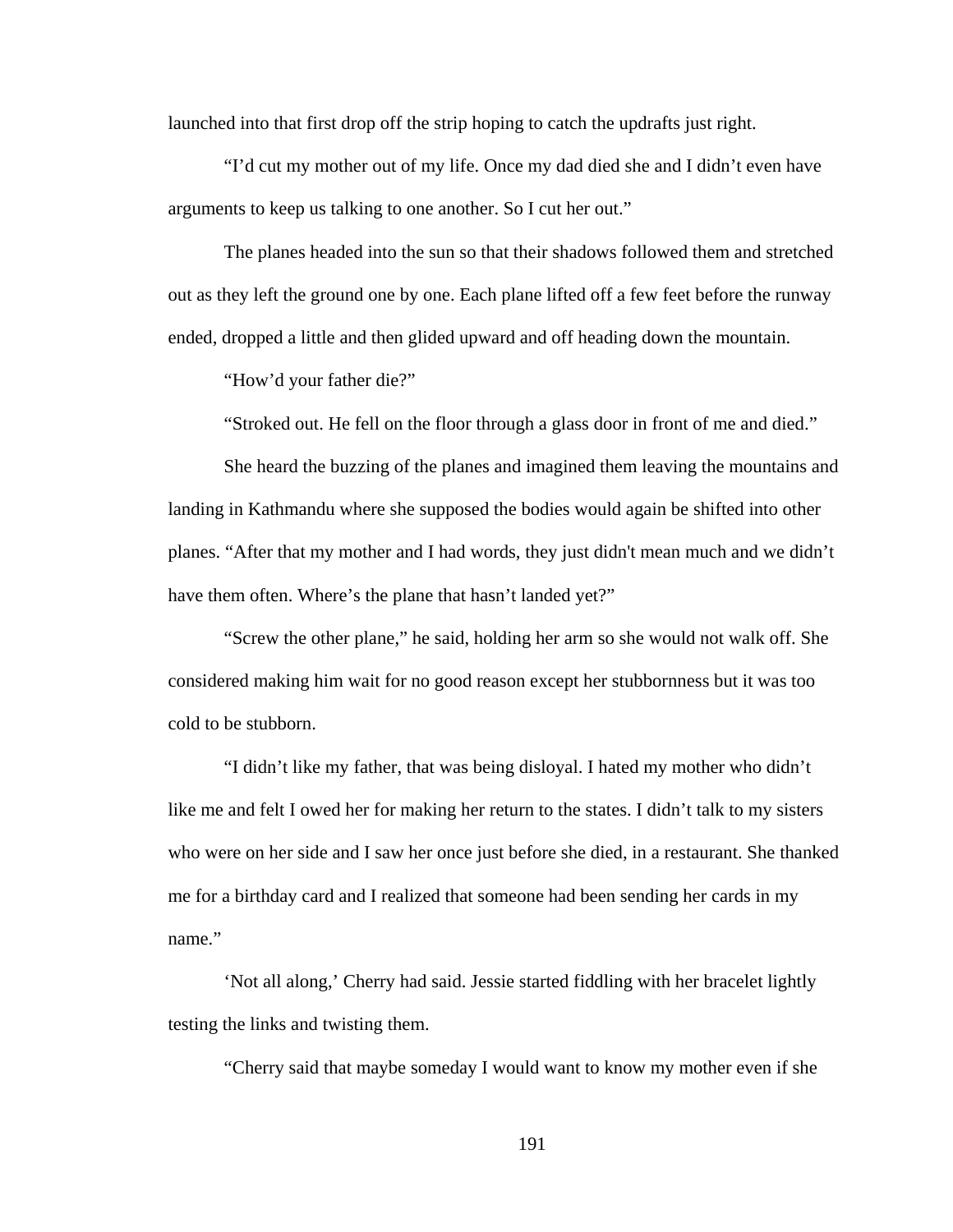launched into that first drop off the strip hoping to catch the updrafts just right.

“I’d cut my mother out of my life. Once my dad died she and I didn’t even have arguments to keep us talking to one another. So I cut her out.”

The planes headed into the sun so that their shadows followed them and stretched out as they left the ground one by one. Each plane lifted off a few feet before the runway ended, dropped a little and then glided upward and off heading down the mountain.

“How’d your father die?”

“Stroked out. He fell on the floor through a glass door in front of me and died.”

She heard the buzzing of the planes and imagined them leaving the mountains and landing in Kathmandu where she supposed the bodies would again be shifted into other planes. “After that my mother and I had words, they just didn't mean much and we didn’t have them often. Where’s the plane that hasn’t landed yet?”

“Screw the other plane,” he said, holding her arm so she would not walk off. She considered making him wait for no good reason except her stubbornness but it was too cold to be stubborn.

“I didn’t like my father, that was being disloyal. I hated my mother who didn’t like me and felt I owed her for making her return to the states. I didn’t talk to my sisters who were on her side and I saw her once just before she died, in a restaurant. She thanked me for a birthday card and I realized that someone had been sending her cards in my name.”

‘Not all along,’ Cherry had said. Jessie started fiddling with her bracelet lightly testing the links and twisting them.

“Cherry said that maybe someday I would want to know my mother even if she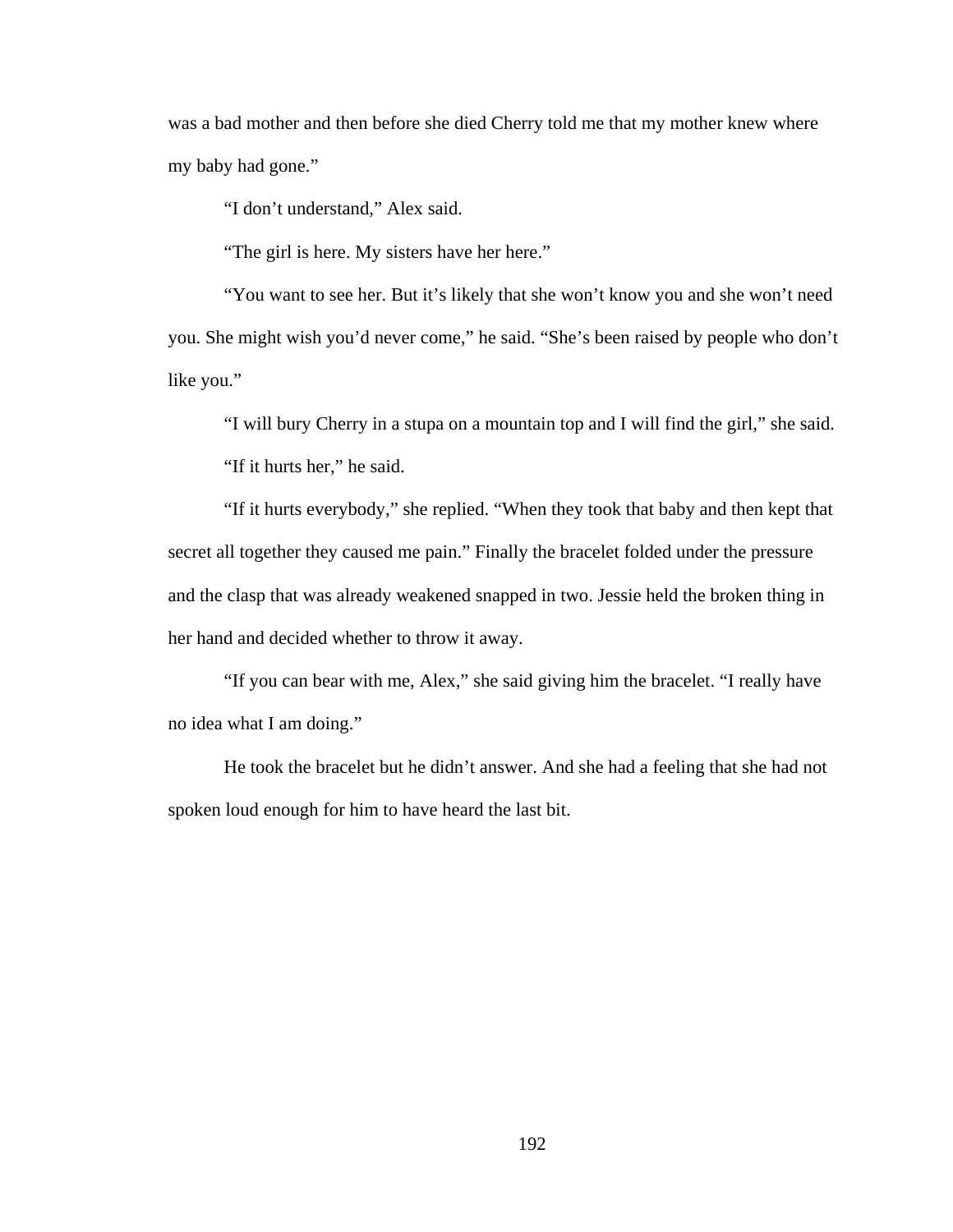was a bad mother and then before she died Cherry told me that my mother knew where my baby had gone."

"I don't understand," Alex said.

"The girl is here. My sisters have her here."

"You want to see her. But it's likely that she won't know you and she won't need you. She might wish you'd never come," he said. "She's been raised by people who don't like you."

"I will bury Cherry in a stupa on a mountain top and I will find the girl," she said.

"If it hurts her," he said.

"If it hurts everybody," she replied. "When they took that baby and then kept that secret all together they caused me pain." Finally the bracelet folded under the pressure and the clasp that was already weakened snapped in two. Jessie held the broken thing in her hand and decided whether to throw it away.

"If you can bear with me, Alex," she said giving him the bracelet. "I really have no idea what I am doing."

He took the bracelet but he didn't answer. And she had a feeling that she had not spoken loud enough for him to have heard the last bit.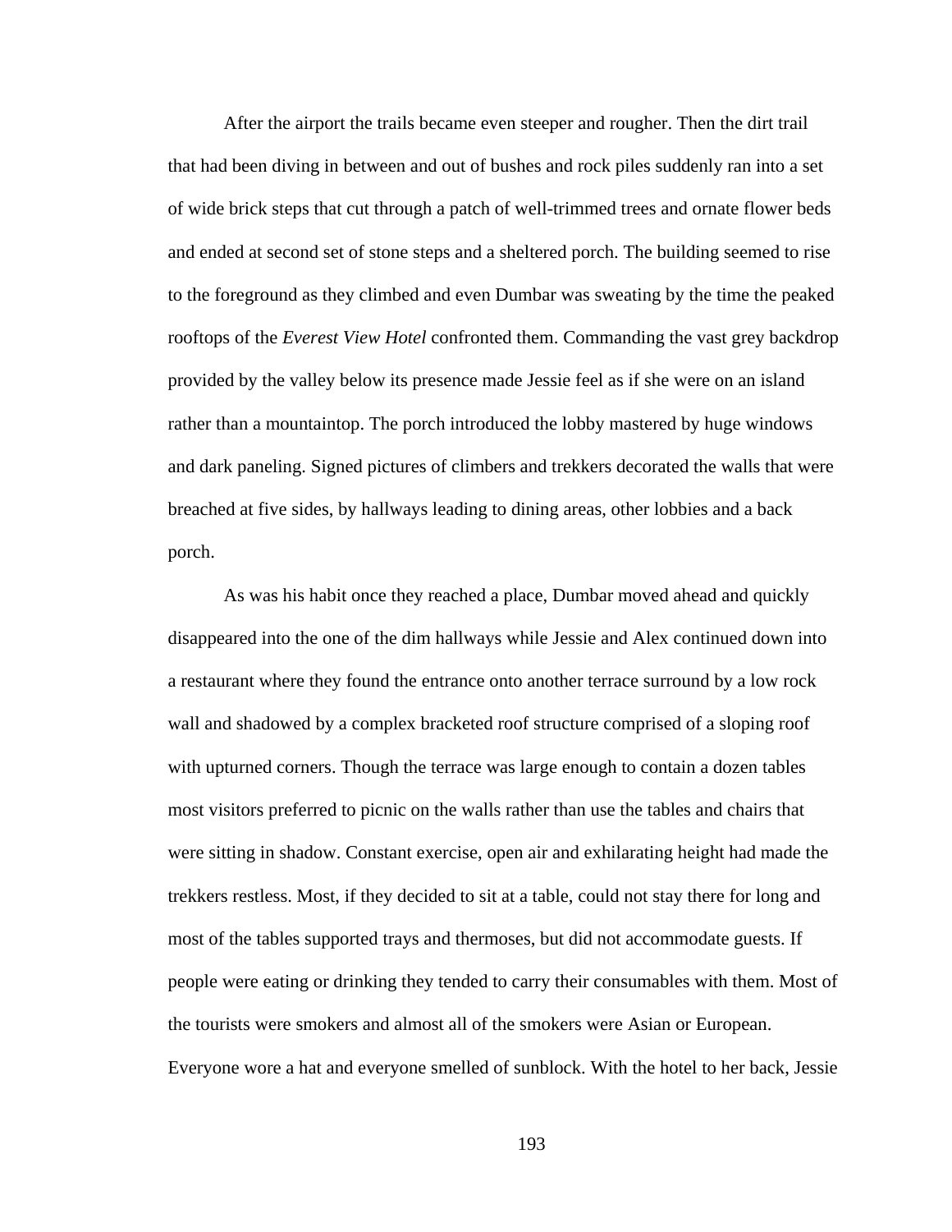After the airport the trails became even steeper and rougher. Then the dirt trail that had been diving in between and out of bushes and rock piles suddenly ran into a set of wide brick steps that cut through a patch of well-trimmed trees and ornate flower beds and ended at second set of stone steps and a sheltered porch. The building seemed to rise to the foreground as they climbed and even Dumbar was sweating by the time the peaked rooftops of the *Everest View Hotel* confronted them. Commanding the vast grey backdrop provided by the valley below its presence made Jessie feel as if she were on an island rather than a mountaintop. The porch introduced the lobby mastered by huge windows and dark paneling. Signed pictures of climbers and trekkers decorated the walls that were breached at five sides, by hallways leading to dining areas, other lobbies and a back porch.

As was his habit once they reached a place, Dumbar moved ahead and quickly disappeared into the one of the dim hallways while Jessie and Alex continued down into a restaurant where they found the entrance onto another terrace surround by a low rock wall and shadowed by a complex bracketed roof structure comprised of a sloping roof with upturned corners. Though the terrace was large enough to contain a dozen tables most visitors preferred to picnic on the walls rather than use the tables and chairs that were sitting in shadow. Constant exercise, open air and exhilarating height had made the trekkers restless. Most, if they decided to sit at a table, could not stay there for long and most of the tables supported trays and thermoses, but did not accommodate guests. If people were eating or drinking they tended to carry their consumables with them. Most of the tourists were smokers and almost all of the smokers were Asian or European. Everyone wore a hat and everyone smelled of sunblock. With the hotel to her back, Jessie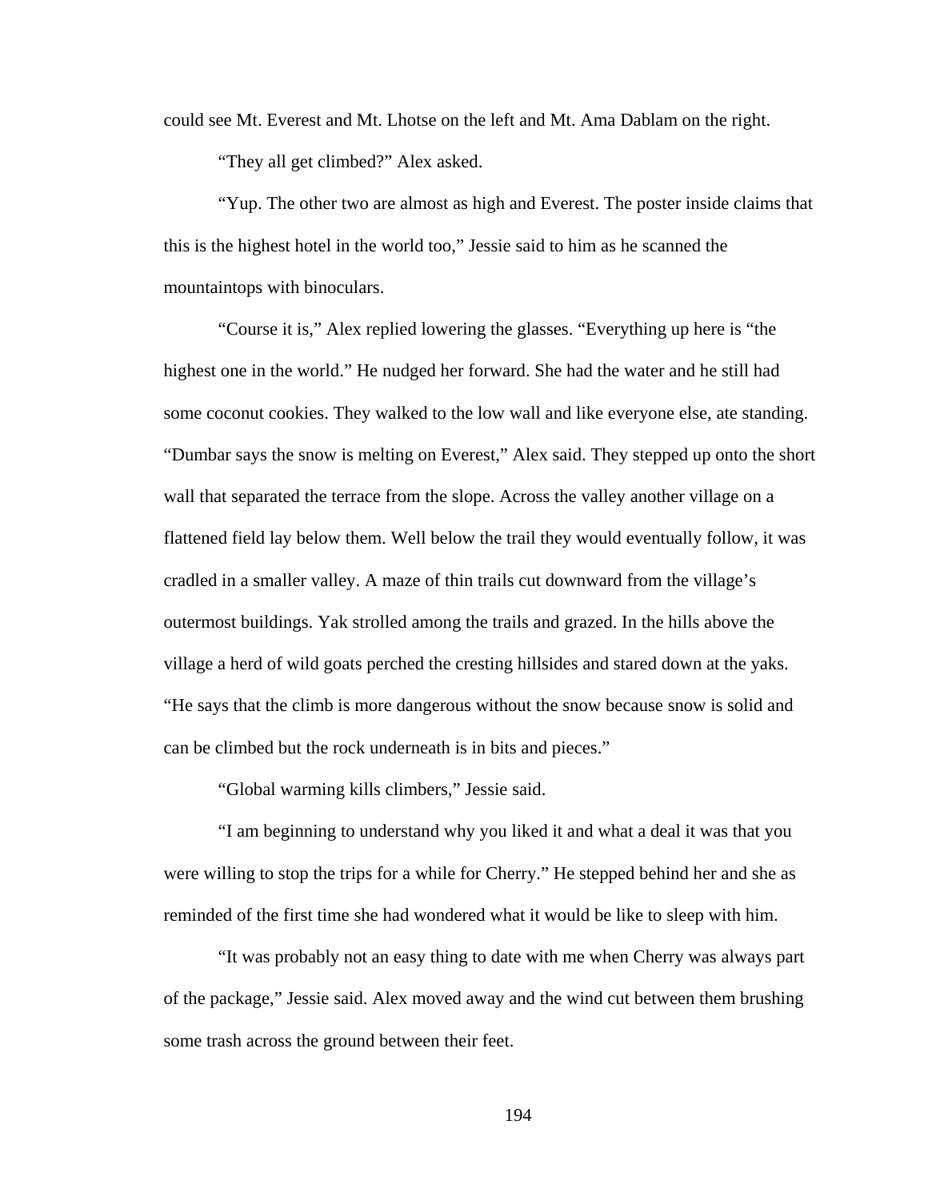could see Mt. Everest and Mt. Lhotse on the left and Mt. Ama Dablam on the right.

"They all get climbed?" Alex asked.

"Yup. The other two are almost as high and Everest. The poster inside claims that this is the highest hotel in the world too," Jessie said to him as he scanned the mountaintops with binoculars.

"Course it is," Alex replied lowering the glasses. "Everything up here is "the highest one in the world." He nudged her forward. She had the water and he still had some coconut cookies. They walked to the low wall and like everyone else, ate standing. "Dumbar says the snow is melting on Everest," Alex said. They stepped up onto the short wall that separated the terrace from the slope. Across the valley another village on a flattened field lay below them. Well below the trail they would eventually follow, it was cradled in a smaller valley. A maze of thin trails cut downward from the village's outermost buildings. Yak strolled among the trails and grazed. In the hills above the village a herd of wild goats perched the cresting hillsides and stared down at the yaks. "He says that the climb is more dangerous without the snow because snow is solid and can be climbed but the rock underneath is in bits and pieces."

"Global warming kills climbers," Jessie said.

"I am beginning to understand why you liked it and what a deal it was that you were willing to stop the trips for a while for Cherry." He stepped behind her and she as reminded of the first time she had wondered what it would be like to sleep with him.

"It was probably not an easy thing to date with me when Cherry was always part of the package," Jessie said. Alex moved away and the wind cut between them brushing some trash across the ground between their feet.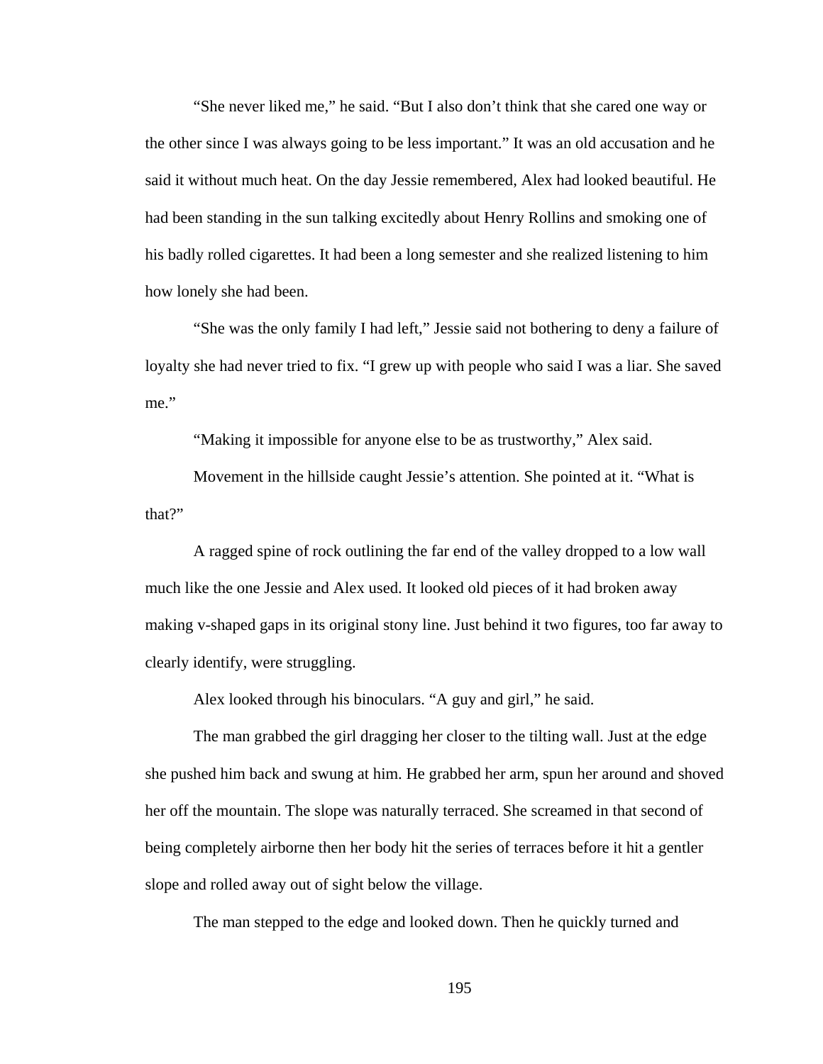“She never liked me,” he said. “But I also don’t think that she cared one way or the other since I was always going to be less important.” It was an old accusation and he said it without much heat. On the day Jessie remembered, Alex had looked beautiful. He had been standing in the sun talking excitedly about Henry Rollins and smoking one of his badly rolled cigarettes. It had been a long semester and she realized listening to him how lonely she had been.

“She was the only family I had left,” Jessie said not bothering to deny a failure of loyalty she had never tried to fix. “I grew up with people who said I was a liar. She saved me.”

“Making it impossible for anyone else to be as trustworthy,” Alex said.

Movement in the hillside caught Jessie’s attention. She pointed at it. “What is that?”

A ragged spine of rock outlining the far end of the valley dropped to a low wall much like the one Jessie and Alex used. It looked old pieces of it had broken away making v-shaped gaps in its original stony line. Just behind it two figures, too far away to clearly identify, were struggling.

Alex looked through his binoculars. “A guy and girl,” he said.

The man grabbed the girl dragging her closer to the tilting wall. Just at the edge she pushed him back and swung at him. He grabbed her arm, spun her around and shoved her off the mountain. The slope was naturally terraced. She screamed in that second of being completely airborne then her body hit the series of terraces before it hit a gentler slope and rolled away out of sight below the village.

The man stepped to the edge and looked down. Then he quickly turned and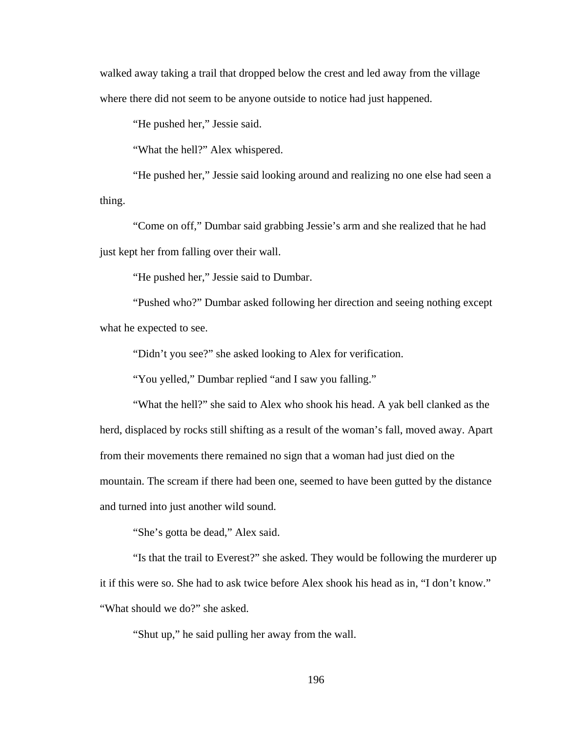walked away taking a trail that dropped below the crest and led away from the village where there did not seem to be anyone outside to notice had just happened.

“He pushed her,” Jessie said.

“What the hell?” Alex whispered.

“He pushed her,” Jessie said looking around and realizing no one else had seen a thing.

“Come on off,” Dumbar said grabbing Jessie’s arm and she realized that he had just kept her from falling over their wall.

“He pushed her,” Jessie said to Dumbar.

“Pushed who?” Dumbar asked following her direction and seeing nothing except what he expected to see.

“Didn’t you see?” she asked looking to Alex for verification.

“You yelled,” Dumbar replied “and I saw you falling.”

“What the hell?” she said to Alex who shook his head. A yak bell clanked as the herd, displaced by rocks still shifting as a result of the woman’s fall, moved away. Apart from their movements there remained no sign that a woman had just died on the mountain. The scream if there had been one, seemed to have been gutted by the distance and turned into just another wild sound.

“She’s gotta be dead,” Alex said.

“Is that the trail to Everest?” she asked. They would be following the murderer up it if this were so. She had to ask twice before Alex shook his head as in, “I don’t know.” “What should we do?” she asked.

“Shut up,” he said pulling her away from the wall.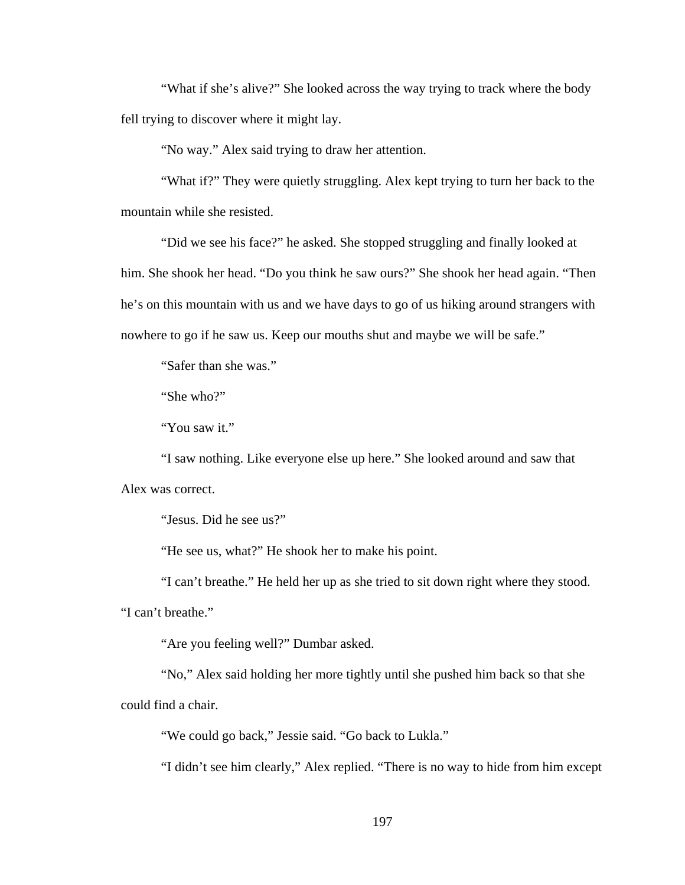"What if she's alive?" She looked across the way trying to track where the body fell trying to discover where it might lay.

"No way." Alex said trying to draw her attention.

"What if?" They were quietly struggling. Alex kept trying to turn her back to the mountain while she resisted.

"Did we see his face?" he asked. She stopped struggling and finally looked at him. She shook her head. "Do you think he saw ours?" She shook her head again. "Then he's on this mountain with us and we have days to go of us hiking around strangers with nowhere to go if he saw us. Keep our mouths shut and maybe we will be safe."

"Safer than she was."

"She who?"

"You saw it."

"I saw nothing. Like everyone else up here." She looked around and saw that Alex was correct.

"Jesus. Did he see us?"

"He see us, what?" He shook her to make his point.

"I can't breathe." He held her up as she tried to sit down right where they stood. "I can't breathe."

"Are you feeling well?" Dumbar asked.

"No," Alex said holding her more tightly until she pushed him back so that she could find a chair.

"We could go back," Jessie said. "Go back to Lukla."

"I didn't see him clearly," Alex replied. "There is no way to hide from him except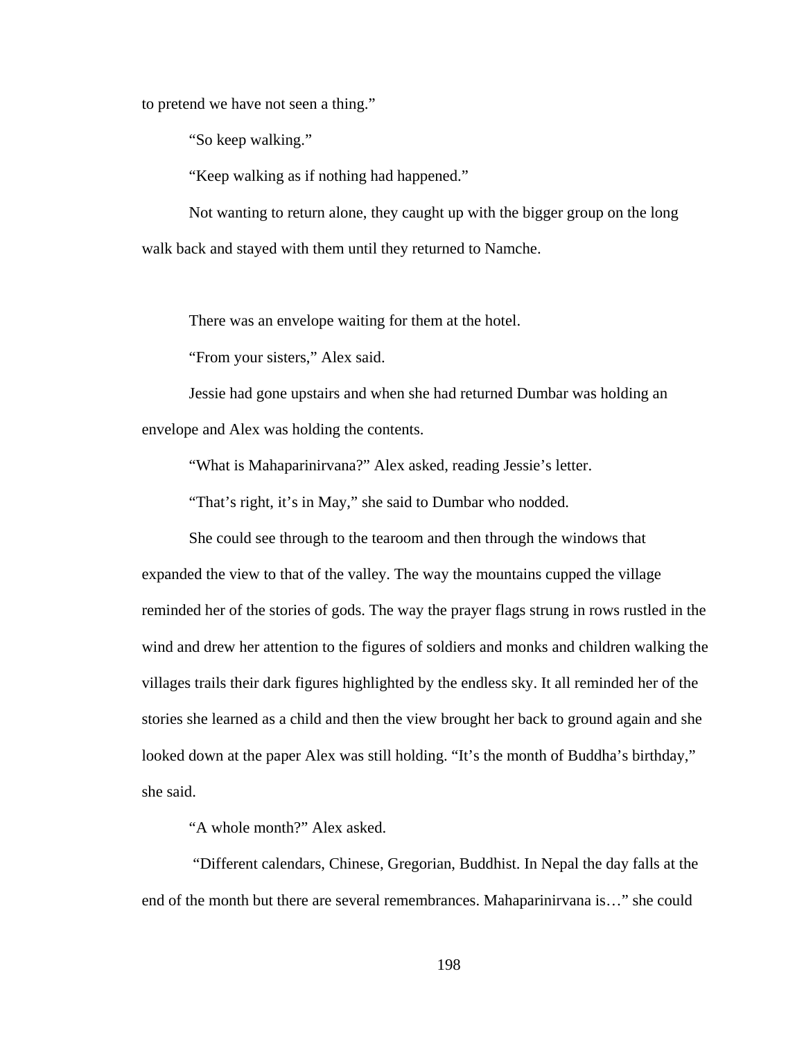to pretend we have not seen a thing."

"So keep walking."

"Keep walking as if nothing had happened."

Not wanting to return alone, they caught up with the bigger group on the long walk back and stayed with them until they returned to Namche.

There was an envelope waiting for them at the hotel.

"From your sisters," Alex said.

Jessie had gone upstairs and when she had returned Dumbar was holding an envelope and Alex was holding the contents.

"What is Mahaparinirvana?" Alex asked, reading Jessie's letter.

"That's right, it's in May," she said to Dumbar who nodded.

She could see through to the tearoom and then through the windows that expanded the view to that of the valley. The way the mountains cupped the village reminded her of the stories of gods. The way the prayer flags strung in rows rustled in the wind and drew her attention to the figures of soldiers and monks and children walking the villages trails their dark figures highlighted by the endless sky. It all reminded her of the stories she learned as a child and then the view brought her back to ground again and she looked down at the paper Alex was still holding. "It's the month of Buddha's birthday," she said.

"A whole month?" Alex asked.

"Different calendars, Chinese, Gregorian, Buddhist. In Nepal the day falls at the end of the month but there are several remembrances. Mahaparinirvana is…" she could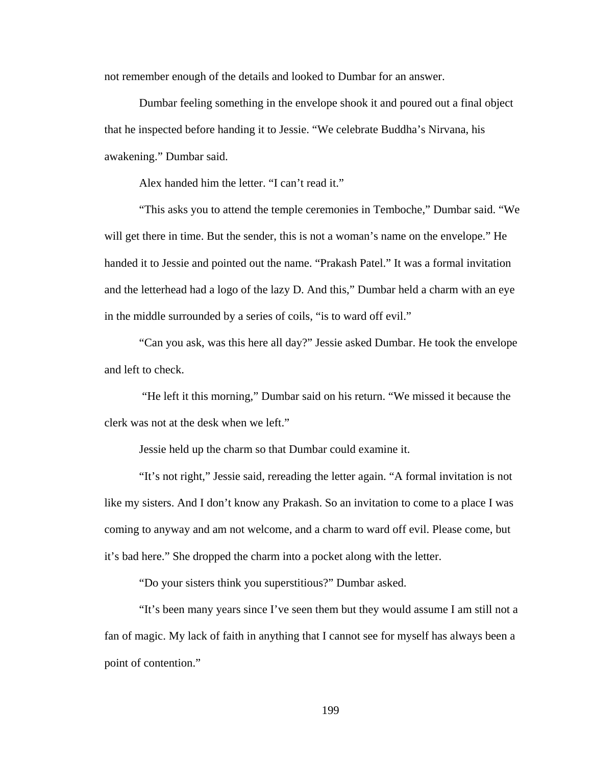not remember enough of the details and looked to Dumbar for an answer.

Dumbar feeling something in the envelope shook it and poured out a final object that he inspected before handing it to Jessie. “We celebrate Buddha’s Nirvana, his awakening.” Dumbar said.

Alex handed him the letter. “I can’t read it.”

“This asks you to attend the temple ceremonies in Temboche,” Dumbar said. “We will get there in time. But the sender, this is not a woman’s name on the envelope.” He handed it to Jessie and pointed out the name. “Prakash Patel.” It was a formal invitation and the letterhead had a logo of the lazy D. And this,” Dumbar held a charm with an eye in the middle surrounded by a series of coils, “is to ward off evil.”

“Can you ask, was this here all day?” Jessie asked Dumbar. He took the envelope and left to check.

“He left it this morning,” Dumbar said on his return. “We missed it because the clerk was not at the desk when we left.”

Jessie held up the charm so that Dumbar could examine it.

“It’s not right,” Jessie said, rereading the letter again. “A formal invitation is not like my sisters. And I don’t know any Prakash. So an invitation to come to a place I was coming to anyway and am not welcome, and a charm to ward off evil. Please come, but it’s bad here.” She dropped the charm into a pocket along with the letter.

“Do your sisters think you superstitious?” Dumbar asked.

“It’s been many years since I’ve seen them but they would assume I am still not a fan of magic. My lack of faith in anything that I cannot see for myself has always been a point of contention.”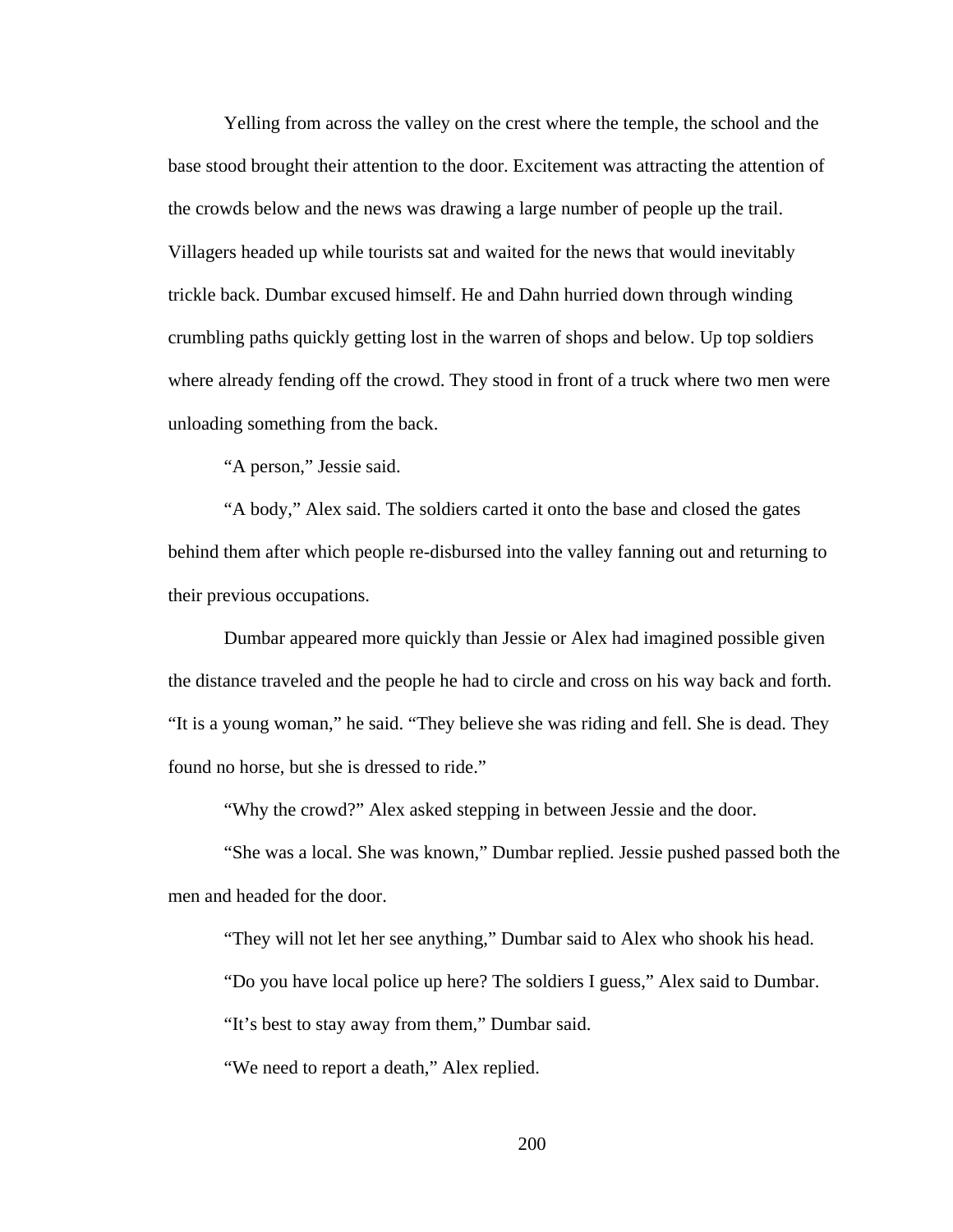Yelling from across the valley on the crest where the temple, the school and the base stood brought their attention to the door. Excitement was attracting the attention of the crowds below and the news was drawing a large number of people up the trail. Villagers headed up while tourists sat and waited for the news that would inevitably trickle back. Dumbar excused himself. He and Dahn hurried down through winding crumbling paths quickly getting lost in the warren of shops and below. Up top soldiers where already fending off the crowd. They stood in front of a truck where two men were unloading something from the back.

“A person,” Jessie said.

“A body,” Alex said. The soldiers carted it onto the base and closed the gates behind them after which people re-disbursed into the valley fanning out and returning to their previous occupations.

Dumbar appeared more quickly than Jessie or Alex had imagined possible given the distance traveled and the people he had to circle and cross on his way back and forth. “It is a young woman,” he said. “They believe she was riding and fell. She is dead. They found no horse, but she is dressed to ride.”

“Why the crowd?” Alex asked stepping in between Jessie and the door.

“She was a local. She was known,” Dumbar replied. Jessie pushed passed both the men and headed for the door.

“They will not let her see anything,” Dumbar said to Alex who shook his head.

“Do you have local police up here? The soldiers I guess,” Alex said to Dumbar.

“It’s best to stay away from them,” Dumbar said.

“We need to report a death,” Alex replied.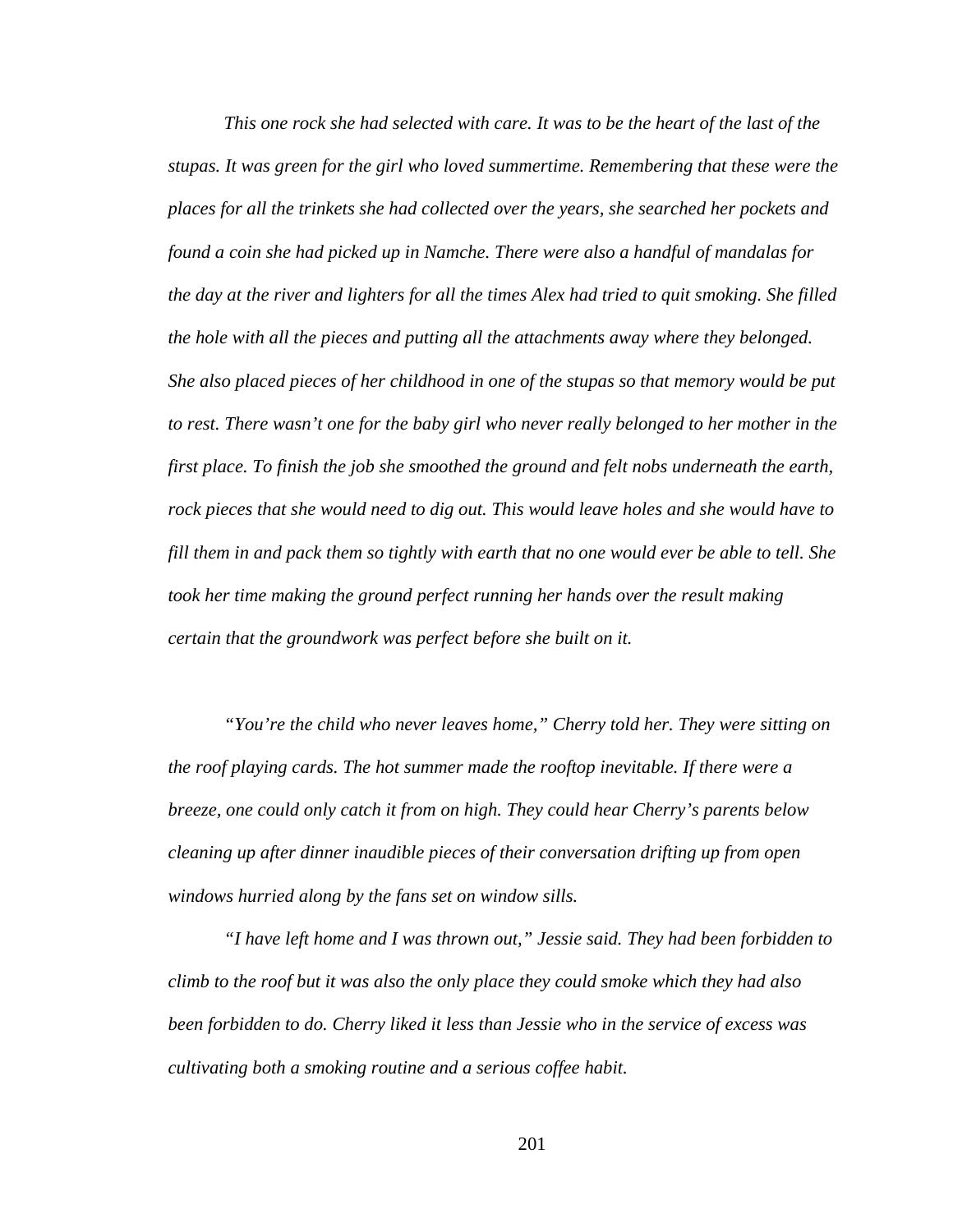*This one rock she had selected with care. It was to be the heart of the last of the stupas. It was green for the girl who loved summertime. Remembering that these were the places for all the trinkets she had collected over the years, she searched her pockets and found a coin she had picked up in Namche. There were also a handful of mandalas for the day at the river and lighters for all the times Alex had tried to quit smoking. She filled the hole with all the pieces and putting all the attachments away where they belonged. She also placed pieces of her childhood in one of the stupas so that memory would be put to rest. There wasn't one for the baby girl who never really belonged to her mother in the first place. To finish the job she smoothed the ground and felt nobs underneath the earth, rock pieces that she would need to dig out. This would leave holes and she would have to fill them in and pack them so tightly with earth that no one would ever be able to tell. She took her time making the ground perfect running her hands over the result making certain that the groundwork was perfect before she built on it.*

*"You're the child who never leaves home," Cherry told her. They were sitting on the roof playing cards. The hot summer made the rooftop inevitable. If there were a breeze, one could only catch it from on high. They could hear Cherry's parents below cleaning up after dinner inaudible pieces of their conversation drifting up from open windows hurried along by the fans set on window sills.*

*"I have left home and I was thrown out," Jessie said. They had been forbidden to climb to the roof but it was also the only place they could smoke which they had also been forbidden to do. Cherry liked it less than Jessie who in the service of excess was cultivating both a smoking routine and a serious coffee habit.*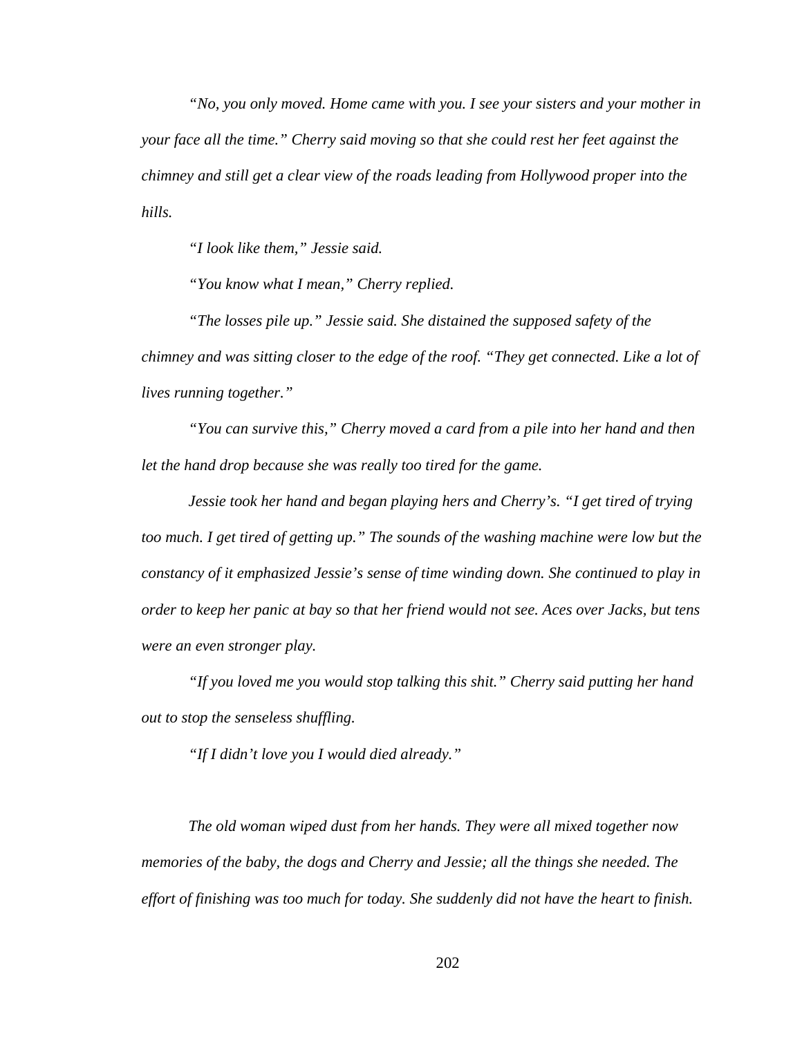*"No, you only moved. Home came with you. I see your sisters and your mother in your face all the time." Cherry said moving so that she could rest her feet against the chimney and still get a clear view of the roads leading from Hollywood proper into the hills.*

*"I look like them," Jessie said.*

*"You know what I mean," Cherry replied.*

*"The losses pile up." Jessie said. She distained the supposed safety of the chimney and was sitting closer to the edge of the roof. "They get connected. Like a lot of lives running together."*

*"You can survive this," Cherry moved a card from a pile into her hand and then let the hand drop because she was really too tired for the game.*

*Jessie took her hand and began playing hers and Cherry's. "I get tired of trying too much. I get tired of getting up." The sounds of the washing machine were low but the constancy of it emphasized Jessie's sense of time winding down. She continued to play in order to keep her panic at bay so that her friend would not see. Aces over Jacks, but tens were an even stronger play.*

*"If you loved me you would stop talking this shit." Cherry said putting her hand out to stop the senseless shuffling.*

*"If I didn't love you I would died already."*

*The old woman wiped dust from her hands. They were all mixed together now memories of the baby, the dogs and Cherry and Jessie; all the things she needed. The effort of finishing was too much for today. She suddenly did not have the heart to finish.*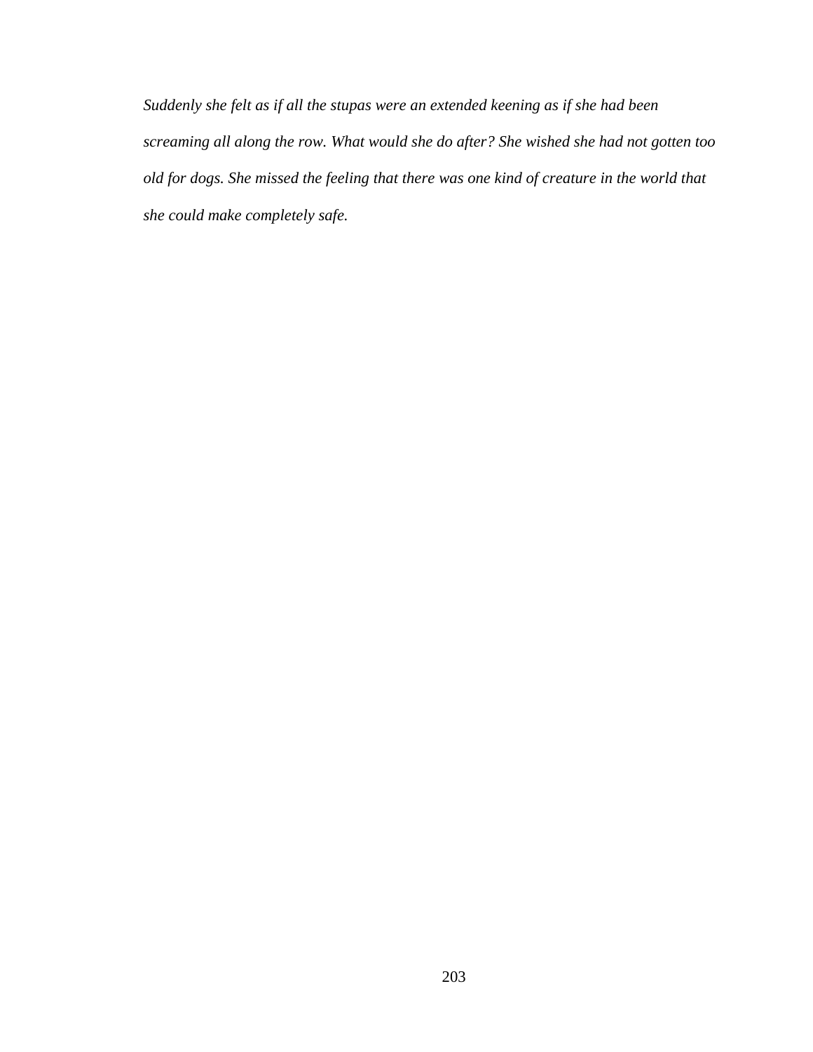*Suddenly she felt as if all the stupas were an extended keening as if she had been screaming all along the row. What would she do after? She wished she had not gotten too old for dogs. She missed the feeling that there was one kind of creature in the world that she could make completely safe.*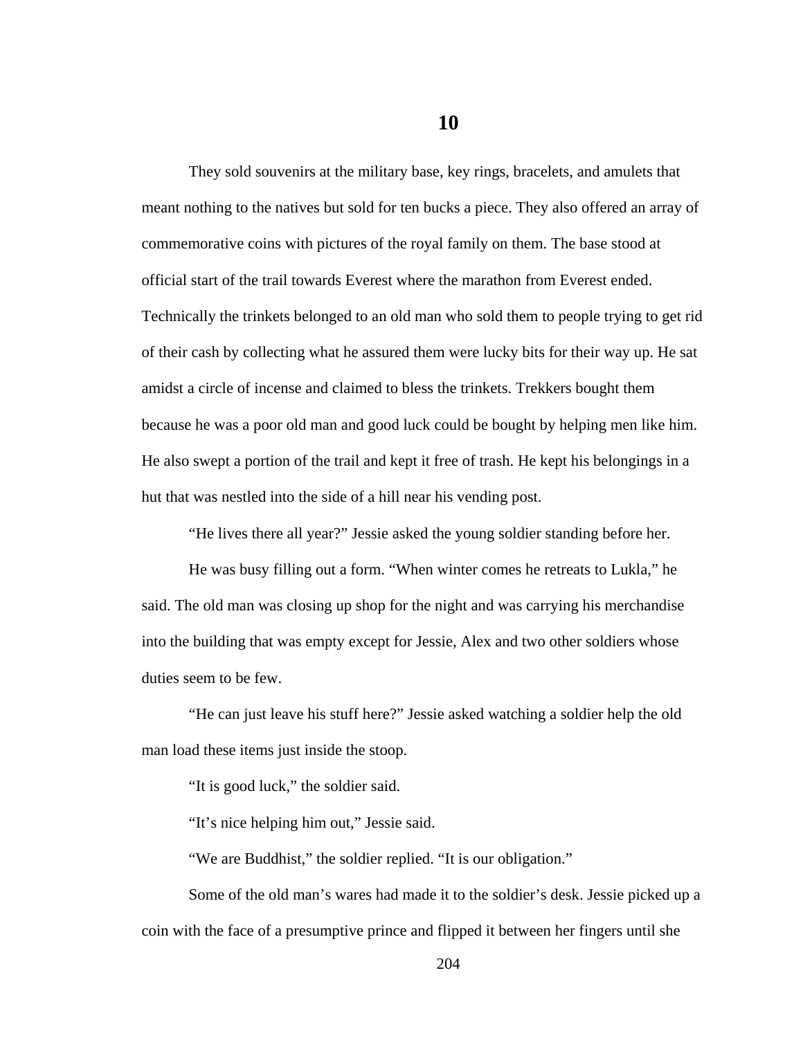# 10

They sold souvenirs at the military base, key rings, bracelets, and amulets that meant nothing to the natives but sold for ten bucks a piece. They also offered an array of commemorative coins with pictures of the royal family on them. The base stood at official start of the trail towards Everest where the marathon from Everest ended. Technically the trinkets belonged to an old man who sold them to people trying to get rid of their cash by collecting what he assured them were lucky bits for their way up. He sat amidst a circle of incense and claimed to bless the trinkets. Trekkers bought them because he was a poor old man and good luck could be bought by helping men like him. He also swept a portion of the trail and kept it free of trash. He kept his belongings in a hut that was nestled into the side of a hill near his vending post.

"He lives there all year?" Jessie asked the young soldier standing before her.

He was busy filling out a form. "When winter comes he retreats to Lukla," he said. The old man was closing up shop for the night and was carrying his merchandise into the building that was empty except for Jessie, Alex and two other soldiers whose duties seem to be few.

"He can just leave his stuff here?" Jessie asked watching a soldier help the old man load these items just inside the stoop.

"It is good luck," the soldier said.

"It's nice helping him out," Jessie said.

"We are Buddhist," the soldier replied. "It is our obligation."

Some of the old man's wares had made it to the soldier's desk. Jessie picked up a coin with the face of a presumptive prince and flipped it between her fingers until she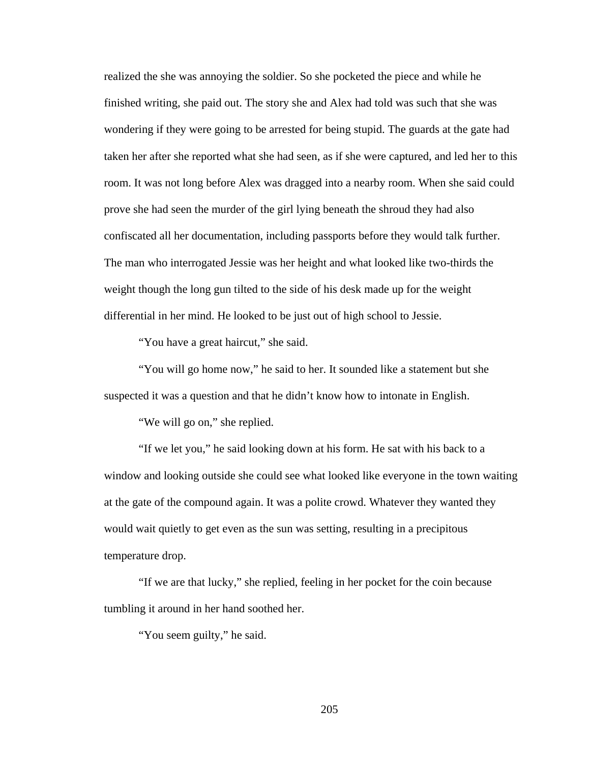realized the she was annoying the soldier. So she pocketed the piece and while he finished writing, she paid out. The story she and Alex had told was such that she was wondering if they were going to be arrested for being stupid. The guards at the gate had taken her after she reported what she had seen, as if she were captured, and led her to this room. It was not long before Alex was dragged into a nearby room. When she said could prove she had seen the murder of the girl lying beneath the shroud they had also confiscated all her documentation, including passports before they would talk further. The man who interrogated Jessie was her height and what looked like two-thirds the weight though the long gun tilted to the side of his desk made up for the weight differential in her mind. He looked to be just out of high school to Jessie.

“You have a great haircut,” she said.

“You will go home now,” he said to her. It sounded like a statement but she suspected it was a question and that he didn’t know how to intonate in English.

“We will go on,” she replied.

“If we let you,” he said looking down at his form. He sat with his back to a window and looking outside she could see what looked like everyone in the town waiting at the gate of the compound again. It was a polite crowd. Whatever they wanted they would wait quietly to get even as the sun was setting, resulting in a precipitous temperature drop.

“If we are that lucky,” she replied, feeling in her pocket for the coin because tumbling it around in her hand soothed her.

“You seem guilty,” he said.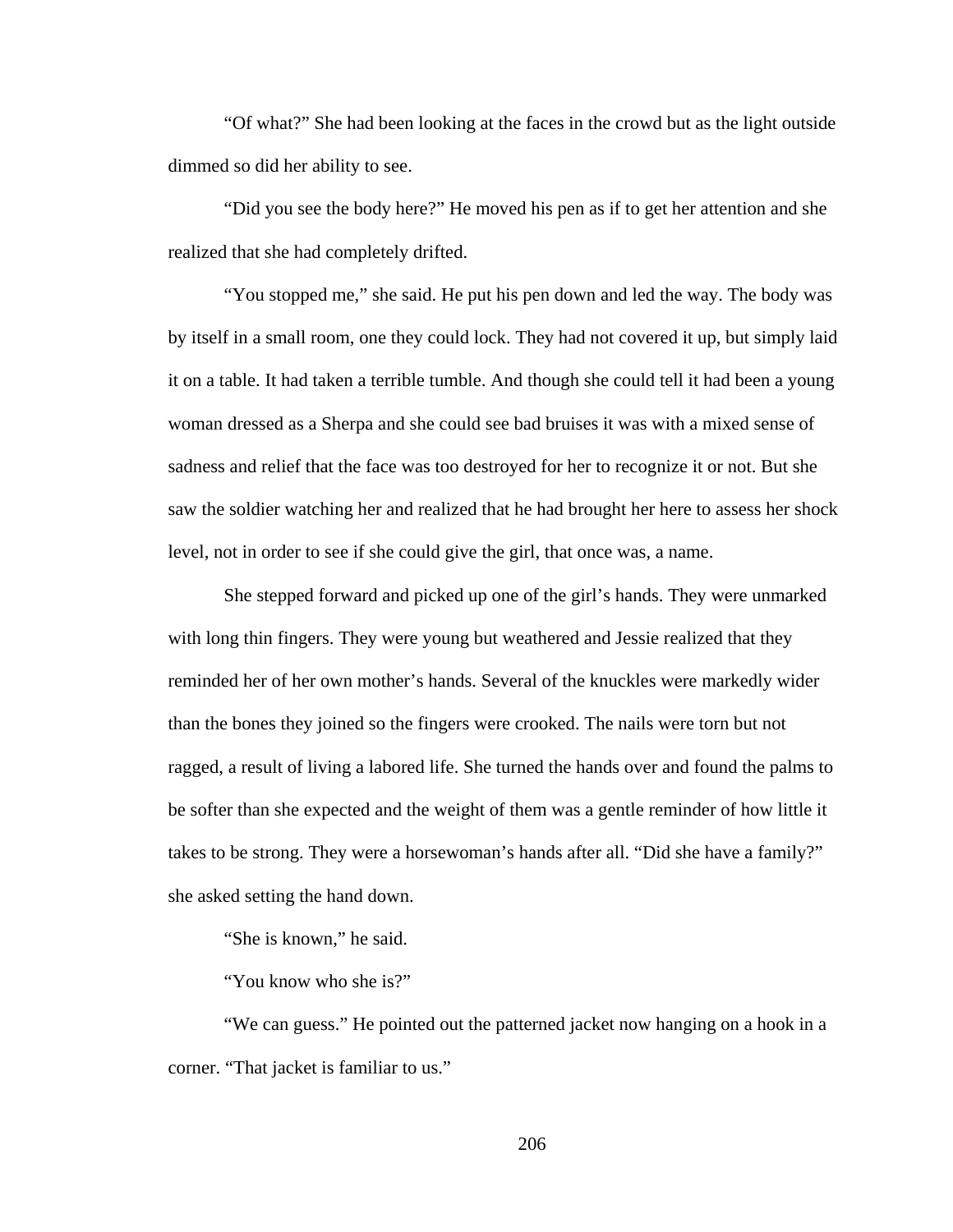"Of what?" She had been looking at the faces in the crowd but as the light outside dimmed so did her ability to see.

"Did you see the body here?" He moved his pen as if to get her attention and she realized that she had completely drifted.

"You stopped me," she said. He put his pen down and led the way. The body was by itself in a small room, one they could lock. They had not covered it up, but simply laid it on a table. It had taken a terrible tumble. And though she could tell it had been a young woman dressed as a Sherpa and she could see bad bruises it was with a mixed sense of sadness and relief that the face was too destroyed for her to recognize it or not. But she saw the soldier watching her and realized that he had brought her here to assess her shock level, not in order to see if she could give the girl, that once was, a name.

She stepped forward and picked up one of the girl's hands. They were unmarked with long thin fingers. They were young but weathered and Jessie realized that they reminded her of her own mother's hands. Several of the knuckles were markedly wider than the bones they joined so the fingers were crooked. The nails were torn but not ragged, a result of living a labored life. She turned the hands over and found the palms to be softer than she expected and the weight of them was a gentle reminder of how little it takes to be strong. They were a horsewoman's hands after all. "Did she have a family?" she asked setting the hand down.

"She is known," he said.

"You know who she is?"

"We can guess." He pointed out the patterned jacket now hanging on a hook in a corner. "That jacket is familiar to us."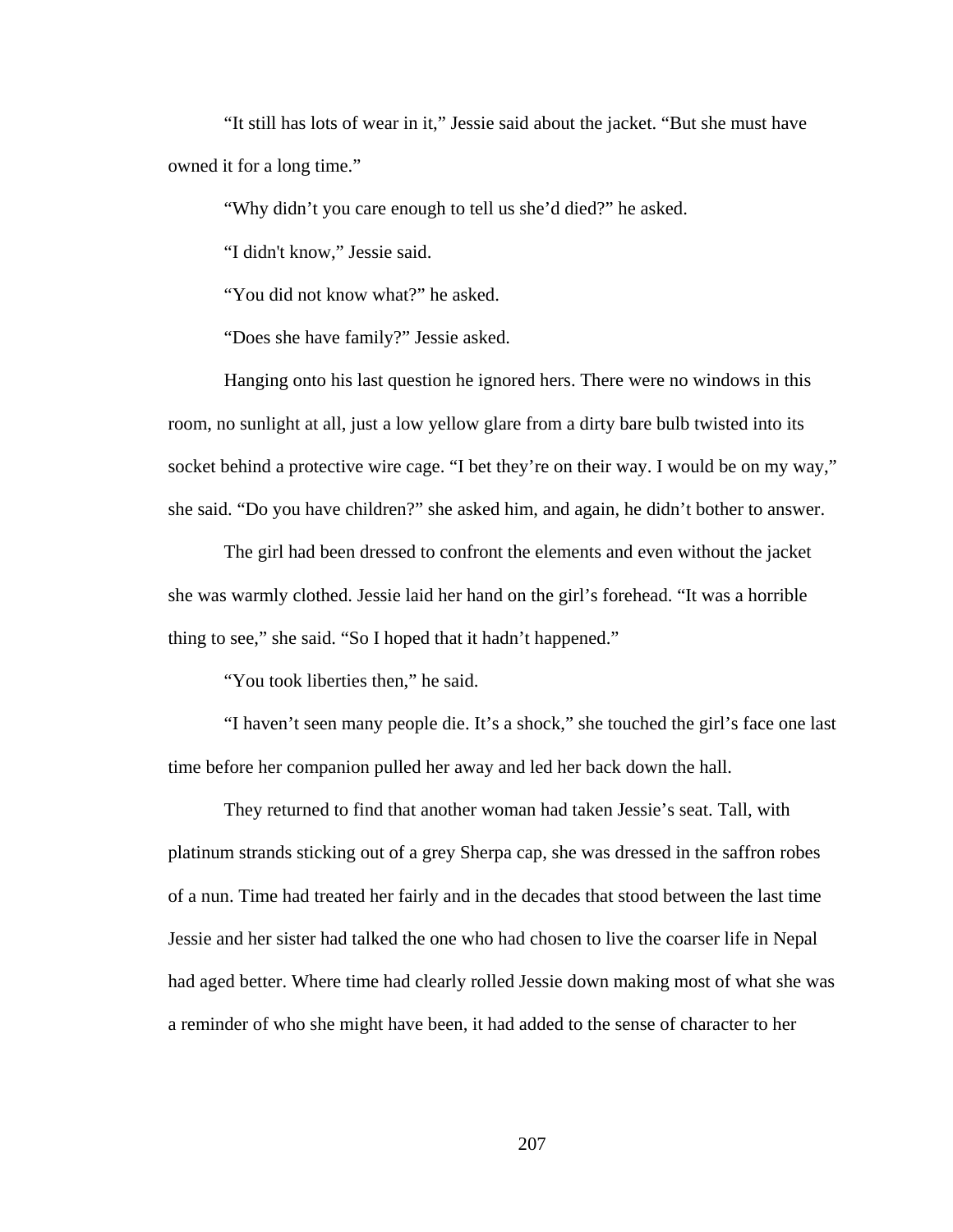“It still has lots of wear in it,” Jessie said about the jacket. “But she must have owned it for a long time.”

“Why didn’t you care enough to tell us she’d died?” he asked.

“I didn't know,” Jessie said.

“You did not know what?” he asked.

“Does she have family?” Jessie asked.

Hanging onto his last question he ignored hers. There were no windows in this room, no sunlight at all, just a low yellow glare from a dirty bare bulb twisted into its socket behind a protective wire cage. “I bet they’re on their way. I would be on my way,” she said. “Do you have children?” she asked him, and again, he didn’t bother to answer.

The girl had been dressed to confront the elements and even without the jacket she was warmly clothed. Jessie laid her hand on the girl’s forehead. “It was a horrible thing to see,” she said. “So I hoped that it hadn’t happened.”

“You took liberties then,” he said.

“I haven’t seen many people die. It’s a shock,” she touched the girl’s face one last time before her companion pulled her away and led her back down the hall.

They returned to find that another woman had taken Jessie’s seat. Tall, with platinum strands sticking out of a grey Sherpa cap, she was dressed in the saffron robes of a nun. Time had treated her fairly and in the decades that stood between the last time Jessie and her sister had talked the one who had chosen to live the coarser life in Nepal had aged better. Where time had clearly rolled Jessie down making most of what she was a reminder of who she might have been, it had added to the sense of character to her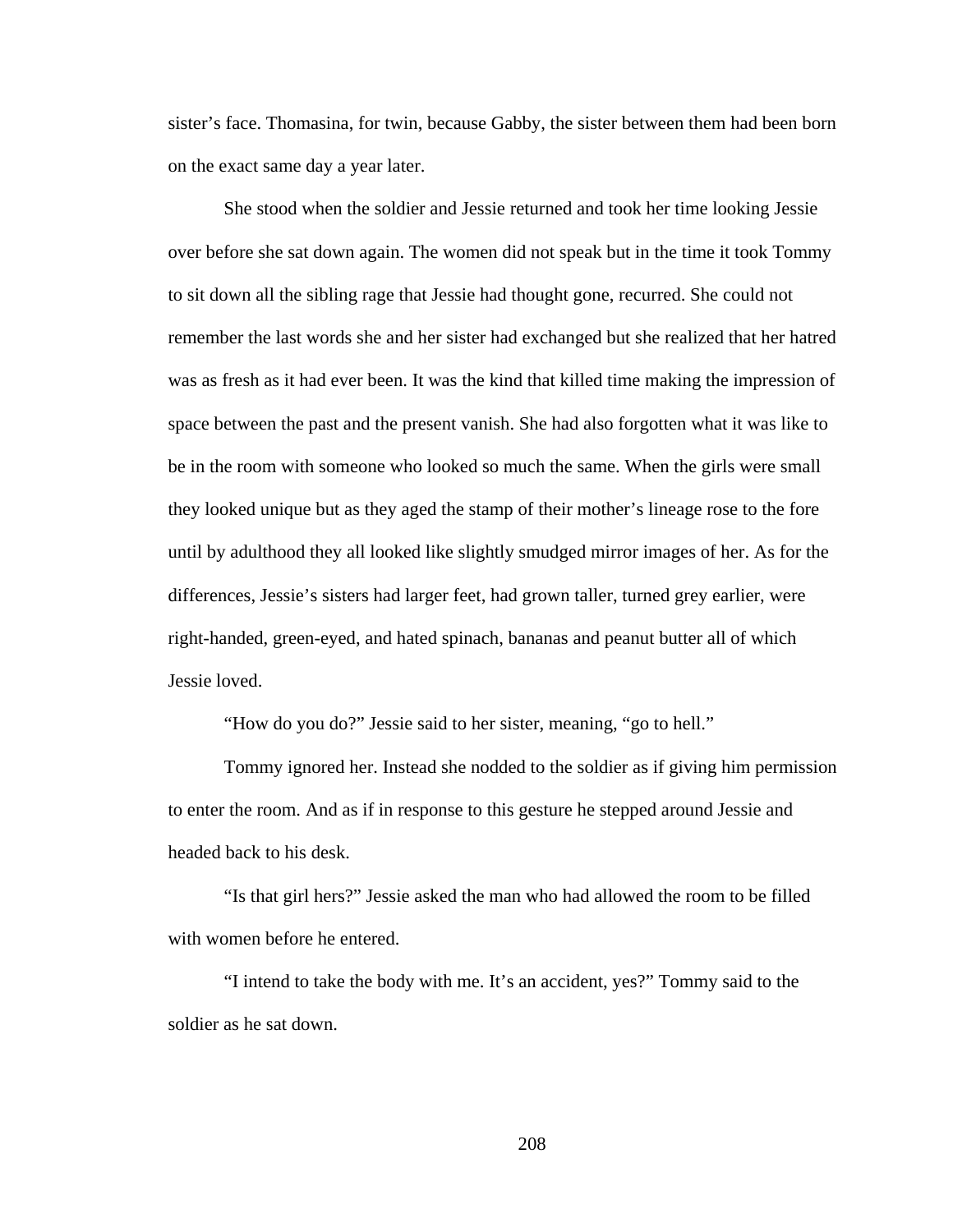sister's face. Thomasina, for twin, because Gabby, the sister between them had been born on the exact same day a year later.

She stood when the soldier and Jessie returned and took her time looking Jessie over before she sat down again. The women did not speak but in the time it took Tommy to sit down all the sibling rage that Jessie had thought gone, recurred. She could not remember the last words she and her sister had exchanged but she realized that her hatred was as fresh as it had ever been. It was the kind that killed time making the impression of space between the past and the present vanish. She had also forgotten what it was like to be in the room with someone who looked so much the same. When the girls were small they looked unique but as they aged the stamp of their mother's lineage rose to the fore until by adulthood they all looked like slightly smudged mirror images of her. As for the differences, Jessie's sisters had larger feet, had grown taller, turned grey earlier, were right-handed, green-eyed, and hated spinach, bananas and peanut butter all of which Jessie loved.

"How do you do?" Jessie said to her sister, meaning, "go to hell."

Tommy ignored her. Instead she nodded to the soldier as if giving him permission to enter the room. And as if in response to this gesture he stepped around Jessie and headed back to his desk.

"Is that girl hers?" Jessie asked the man who had allowed the room to be filled with women before he entered.

"I intend to take the body with me. It's an accident, yes?" Tommy said to the soldier as he sat down.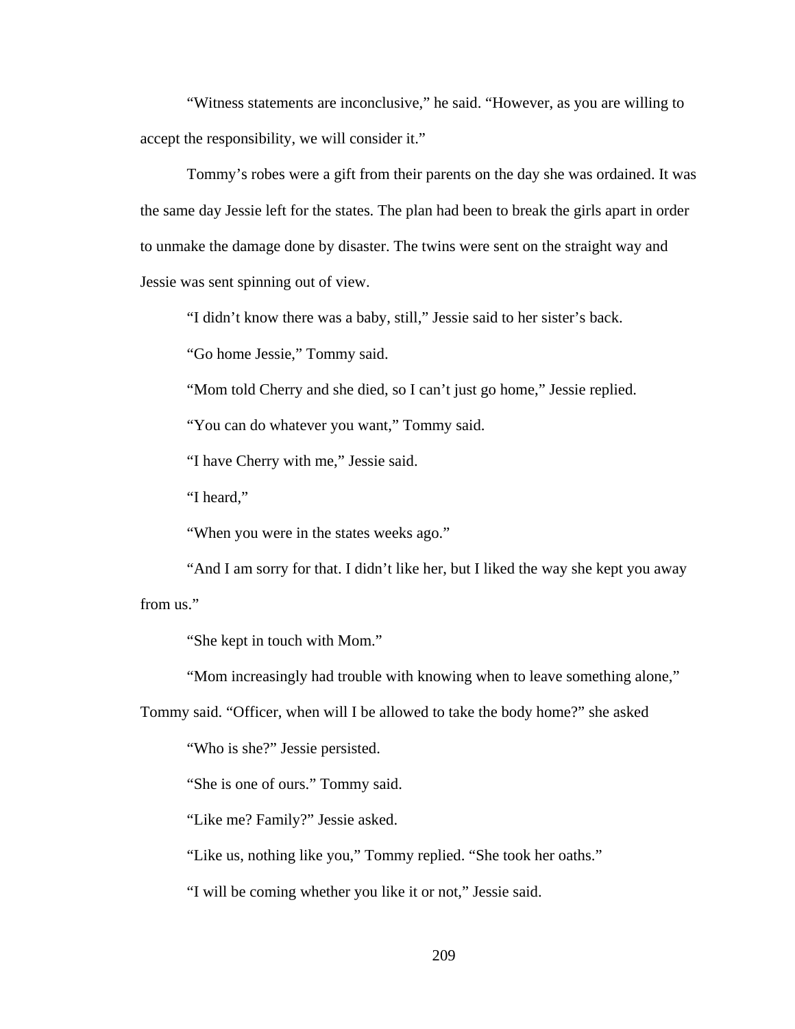"Witness statements are inconclusive," he said. "However, as you are willing to accept the responsibility, we will consider it."

Tommy's robes were a gift from their parents on the day she was ordained. It was the same day Jessie left for the states. The plan had been to break the girls apart in order to unmake the damage done by disaster. The twins were sent on the straight way and Jessie was sent spinning out of view.

"I didn't know there was a baby, still," Jessie said to her sister's back.

"Go home Jessie," Tommy said.

"Mom told Cherry and she died, so I can't just go home," Jessie replied.

"You can do whatever you want," Tommy said.

"I have Cherry with me," Jessie said.

"I heard,"

"When you were in the states weeks ago."

"And I am sorry for that. I didn't like her, but I liked the way she kept you away from us."

"She kept in touch with Mom."

"Mom increasingly had trouble with knowing when to leave something alone," Tommy said. "Officer, when will I be allowed to take the body home?" she asked

"Who is she?" Jessie persisted.

"She is one of ours." Tommy said.

"Like me? Family?" Jessie asked.

"Like us, nothing like you," Tommy replied. "She took her oaths."

"I will be coming whether you like it or not," Jessie said.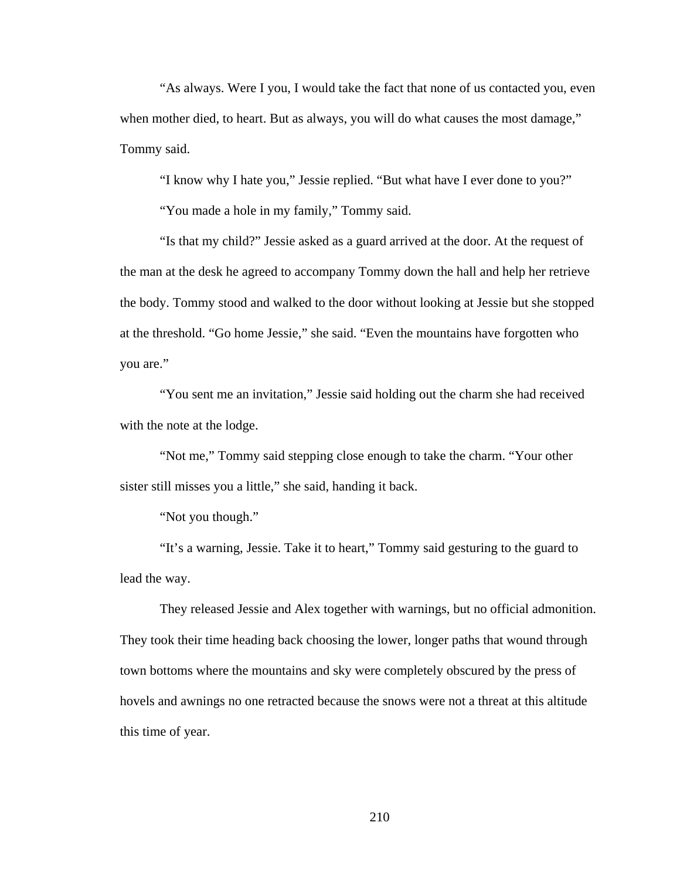“As always. Were I you, I would take the fact that none of us contacted you, even when mother died, to heart. But as always, you will do what causes the most damage,” Tommy said.

“I know why I hate you,” Jessie replied. “But what have I ever done to you?”

“You made a hole in my family,” Tommy said.

“Is that my child?” Jessie asked as a guard arrived at the door. At the request of the man at the desk he agreed to accompany Tommy down the hall and help her retrieve the body. Tommy stood and walked to the door without looking at Jessie but she stopped at the threshold. “Go home Jessie,” she said. “Even the mountains have forgotten who you are.”

“You sent me an invitation,” Jessie said holding out the charm she had received with the note at the lodge.

“Not me,” Tommy said stepping close enough to take the charm. “Your other sister still misses you a little,” she said, handing it back.

“Not you though.”

“It’s a warning, Jessie. Take it to heart,” Tommy said gesturing to the guard to lead the way.

They released Jessie and Alex together with warnings, but no official admonition. They took their time heading back choosing the lower, longer paths that wound through town bottoms where the mountains and sky were completely obscured by the press of hovels and awnings no one retracted because the snows were not a threat at this altitude this time of year.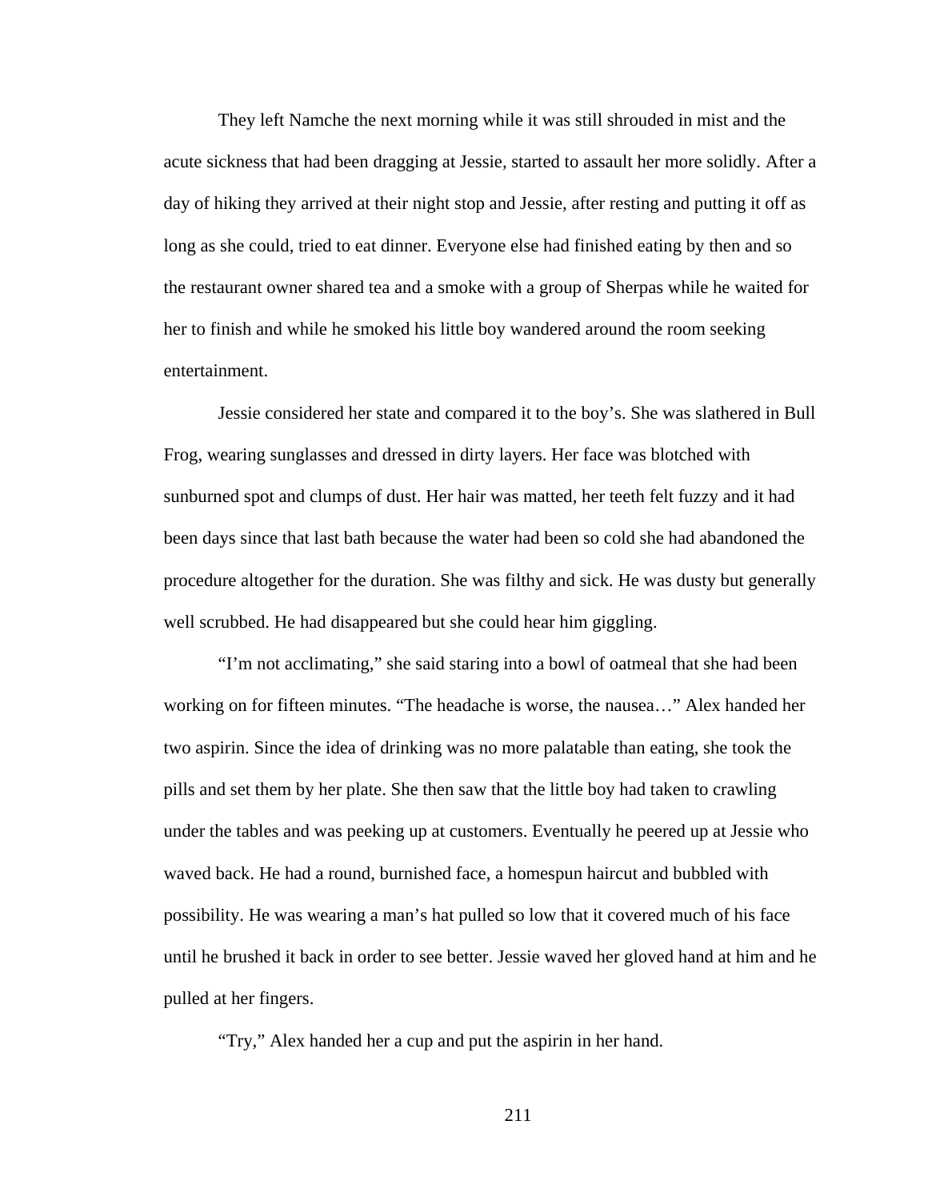They left Namche the next morning while it was still shrouded in mist and the acute sickness that had been dragging at Jessie, started to assault her more solidly. After a day of hiking they arrived at their night stop and Jessie, after resting and putting it off as long as she could, tried to eat dinner. Everyone else had finished eating by then and so the restaurant owner shared tea and a smoke with a group of Sherpas while he waited for her to finish and while he smoked his little boy wandered around the room seeking entertainment.

Jessie considered her state and compared it to the boy's. She was slathered in Bull Frog, wearing sunglasses and dressed in dirty layers. Her face was blotched with sunburned spot and clumps of dust. Her hair was matted, her teeth felt fuzzy and it had been days since that last bath because the water had been so cold she had abandoned the procedure altogether for the duration. She was filthy and sick. He was dusty but generally well scrubbed. He had disappeared but she could hear him giggling.

"I'm not acclimating," she said staring into a bowl of oatmeal that she had been working on for fifteen minutes. "The headache is worse, the nausea…" Alex handed her two aspirin. Since the idea of drinking was no more palatable than eating, she took the pills and set them by her plate. She then saw that the little boy had taken to crawling under the tables and was peeking up at customers. Eventually he peered up at Jessie who waved back. He had a round, burnished face, a homespun haircut and bubbled with possibility. He was wearing a man's hat pulled so low that it covered much of his face until he brushed it back in order to see better. Jessie waved her gloved hand at him and he pulled at her fingers.

"Try," Alex handed her a cup and put the aspirin in her hand.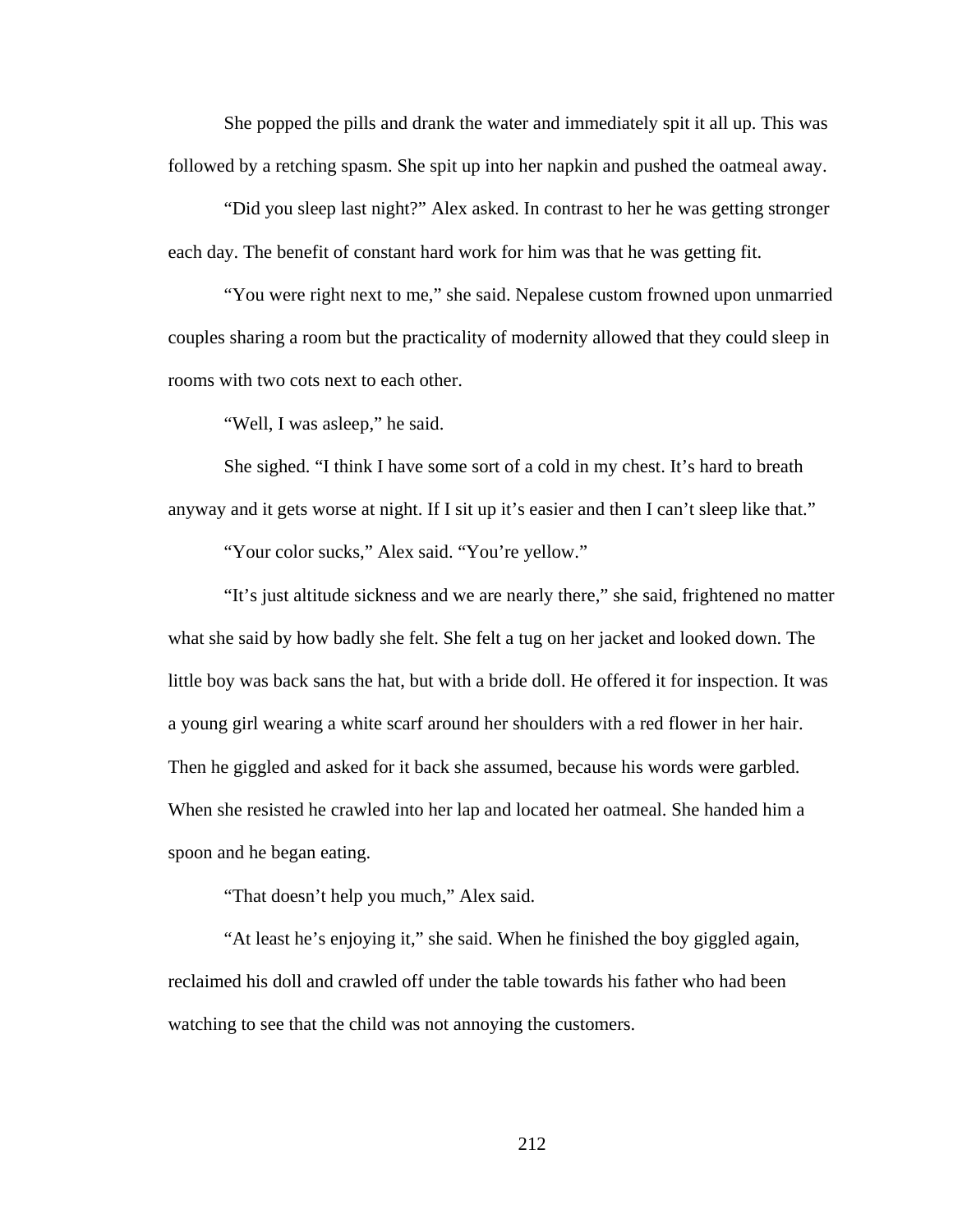She popped the pills and drank the water and immediately spit it all up. This was followed by a retching spasm. She spit up into her napkin and pushed the oatmeal away.

"Did you sleep last night?" Alex asked. In contrast to her he was getting stronger each day. The benefit of constant hard work for him was that he was getting fit.

"You were right next to me," she said. Nepalese custom frowned upon unmarried couples sharing a room but the practicality of modernity allowed that they could sleep in rooms with two cots next to each other.

"Well, I was asleep," he said.

She sighed. "I think I have some sort of a cold in my chest. It's hard to breath anyway and it gets worse at night. If I sit up it's easier and then I can't sleep like that."

"Your color sucks," Alex said. "You're yellow."

"It's just altitude sickness and we are nearly there," she said, frightened no matter what she said by how badly she felt. She felt a tug on her jacket and looked down. The little boy was back sans the hat, but with a bride doll. He offered it for inspection. It was a young girl wearing a white scarf around her shoulders with a red flower in her hair. Then he giggled and asked for it back she assumed, because his words were garbled. When she resisted he crawled into her lap and located her oatmeal. She handed him a spoon and he began eating.

"That doesn't help you much," Alex said.

"At least he's enjoying it," she said. When he finished the boy giggled again, reclaimed his doll and crawled off under the table towards his father who had been watching to see that the child was not annoying the customers.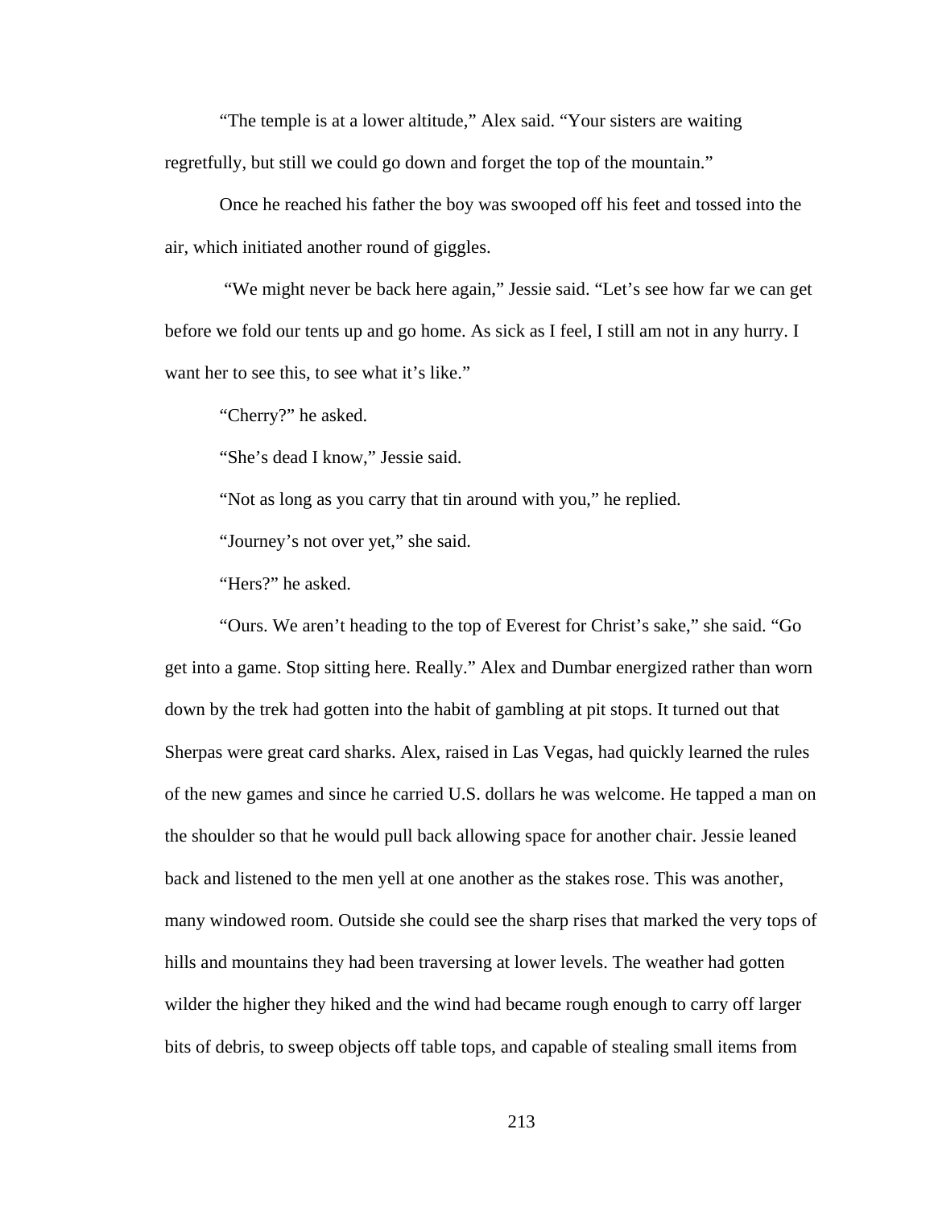"The temple is at a lower altitude," Alex said. "Your sisters are waiting regretfully, but still we could go down and forget the top of the mountain."

Once he reached his father the boy was swooped off his feet and tossed into the air, which initiated another round of giggles.

"We might never be back here again," Jessie said. "Let's see how far we can get before we fold our tents up and go home. As sick as I feel, I still am not in any hurry. I want her to see this, to see what it's like."

"Cherry?" he asked.

"She's dead I know," Jessie said.

"Not as long as you carry that tin around with you," he replied.

"Journey's not over yet," she said.

"Hers?" he asked.

"Ours. We aren't heading to the top of Everest for Christ's sake," she said. "Go get into a game. Stop sitting here. Really." Alex and Dumbar energized rather than worn down by the trek had gotten into the habit of gambling at pit stops. It turned out that Sherpas were great card sharks. Alex, raised in Las Vegas, had quickly learned the rules of the new games and since he carried U.S. dollars he was welcome. He tapped a man on the shoulder so that he would pull back allowing space for another chair. Jessie leaned back and listened to the men yell at one another as the stakes rose. This was another, many windowed room. Outside she could see the sharp rises that marked the very tops of hills and mountains they had been traversing at lower levels. The weather had gotten wilder the higher they hiked and the wind had became rough enough to carry off larger bits of debris, to sweep objects off table tops, and capable of stealing small items from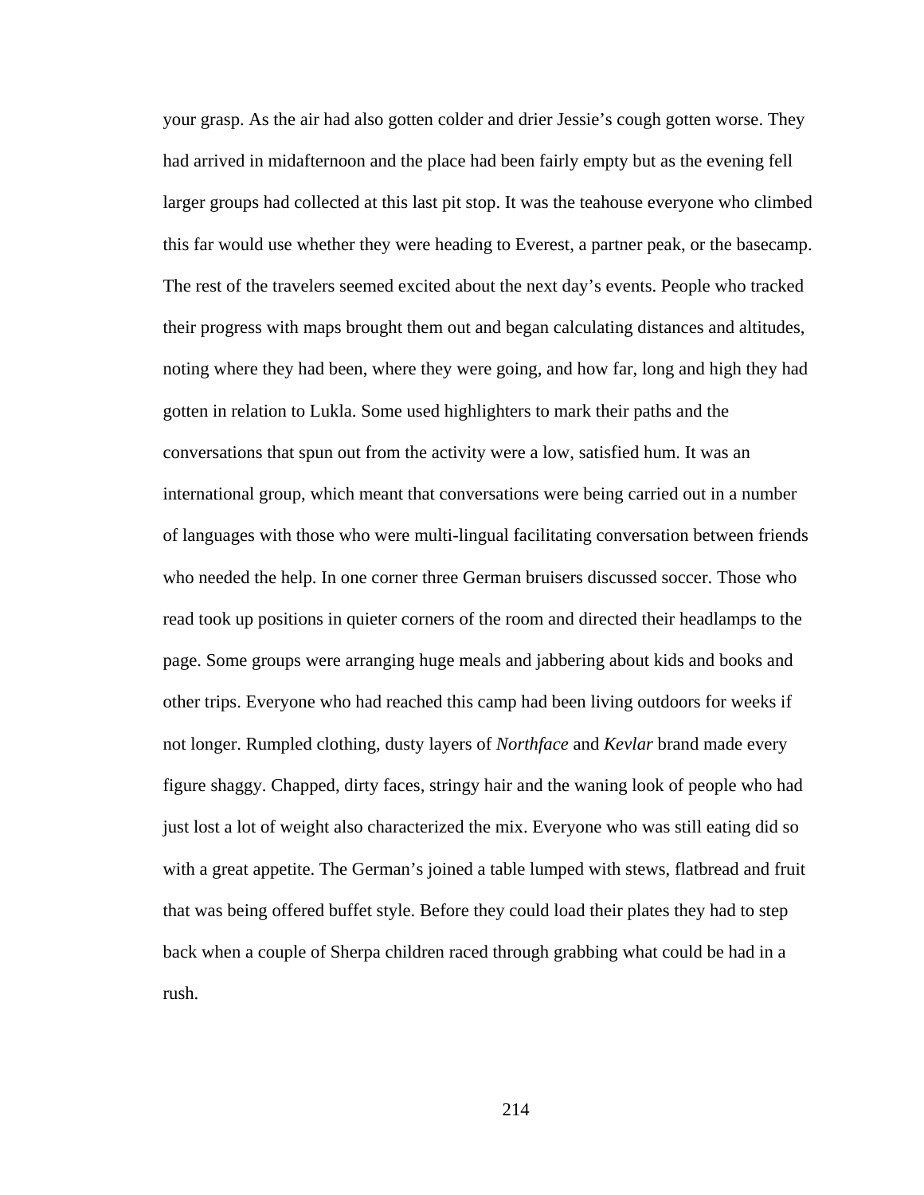your grasp. As the air had also gotten colder and drier Jessie's cough gotten worse. They had arrived in midafternoon and the place had been fairly empty but as the evening fell larger groups had collected at this last pit stop. It was the teahouse everyone who climbed this far would use whether they were heading to Everest, a partner peak, or the basecamp. The rest of the travelers seemed excited about the next day's events. People who tracked their progress with maps brought them out and began calculating distances and altitudes, noting where they had been, where they were going, and how far, long and high they had gotten in relation to Lukla. Some used highlighters to mark their paths and the conversations that spun out from the activity were a low, satisfied hum. It was an international group, which meant that conversations were being carried out in a number of languages with those who were multi-lingual facilitating conversation between friends who needed the help. In one corner three German bruisers discussed soccer. Those who read took up positions in quieter corners of the room and directed their headlamps to the page. Some groups were arranging huge meals and jabbering about kids and books and other trips. Everyone who had reached this camp had been living outdoors for weeks if not longer. Rumpled clothing, dusty layers of *Northface* and *Kevlar* brand made every figure shaggy. Chapped, dirty faces, stringy hair and the waning look of people who had just lost a lot of weight also characterized the mix. Everyone who was still eating did so with a great appetite. The German's joined a table lumped with stews, flatbread and fruit that was being offered buffet style. Before they could load their plates they had to step back when a couple of Sherpa children raced through grabbing what could be had in a rush.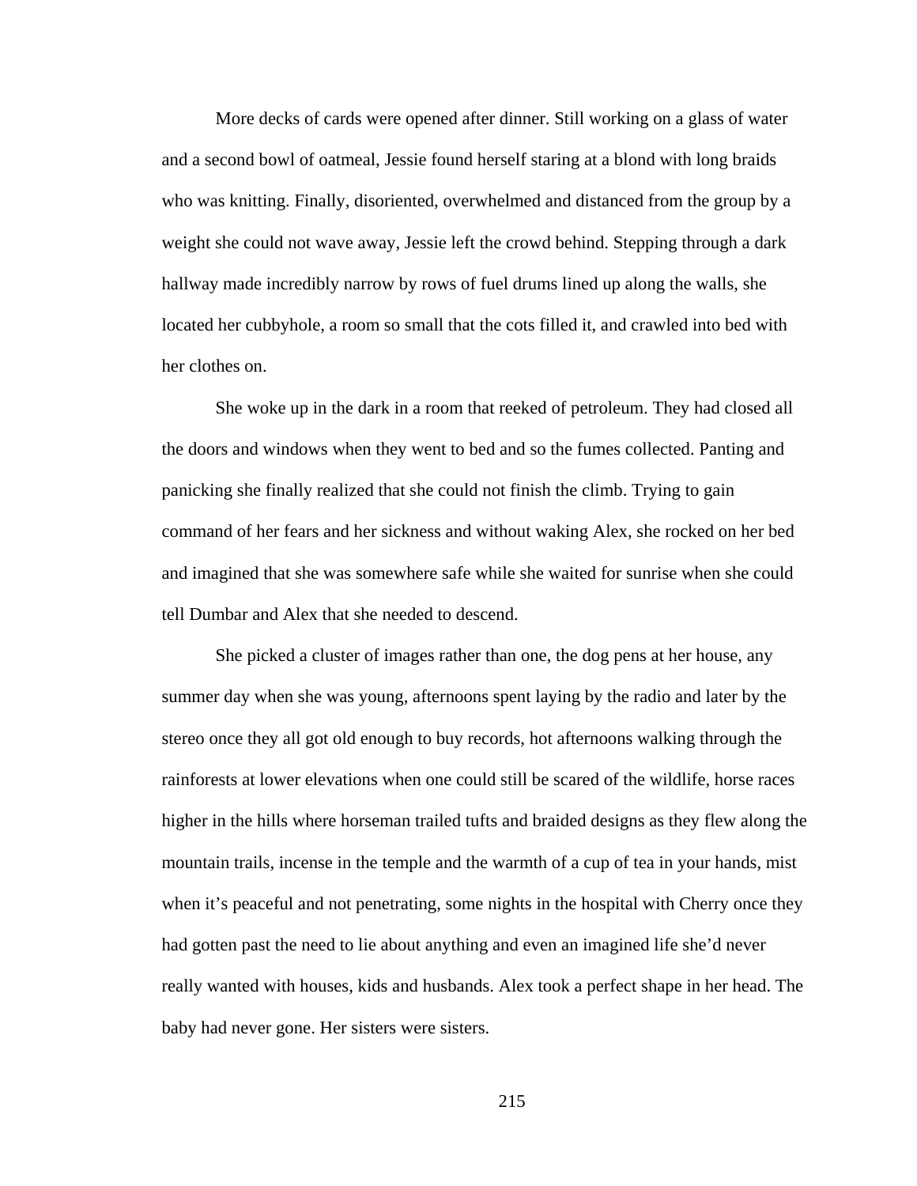More decks of cards were opened after dinner. Still working on a glass of water and a second bowl of oatmeal, Jessie found herself staring at a blond with long braids who was knitting. Finally, disoriented, overwhelmed and distanced from the group by a weight she could not wave away, Jessie left the crowd behind. Stepping through a dark hallway made incredibly narrow by rows of fuel drums lined up along the walls, she located her cubbyhole, a room so small that the cots filled it, and crawled into bed with her clothes on.

She woke up in the dark in a room that reeked of petroleum. They had closed all the doors and windows when they went to bed and so the fumes collected. Panting and panicking she finally realized that she could not finish the climb. Trying to gain command of her fears and her sickness and without waking Alex, she rocked on her bed and imagined that she was somewhere safe while she waited for sunrise when she could tell Dumbar and Alex that she needed to descend.

She picked a cluster of images rather than one, the dog pens at her house, any summer day when she was young, afternoons spent laying by the radio and later by the stereo once they all got old enough to buy records, hot afternoons walking through the rainforests at lower elevations when one could still be scared of the wildlife, horse races higher in the hills where horseman trailed tufts and braided designs as they flew along the mountain trails, incense in the temple and the warmth of a cup of tea in your hands, mist when it's peaceful and not penetrating, some nights in the hospital with Cherry once they had gotten past the need to lie about anything and even an imagined life she'd never really wanted with houses, kids and husbands. Alex took a perfect shape in her head. The baby had never gone. Her sisters were sisters.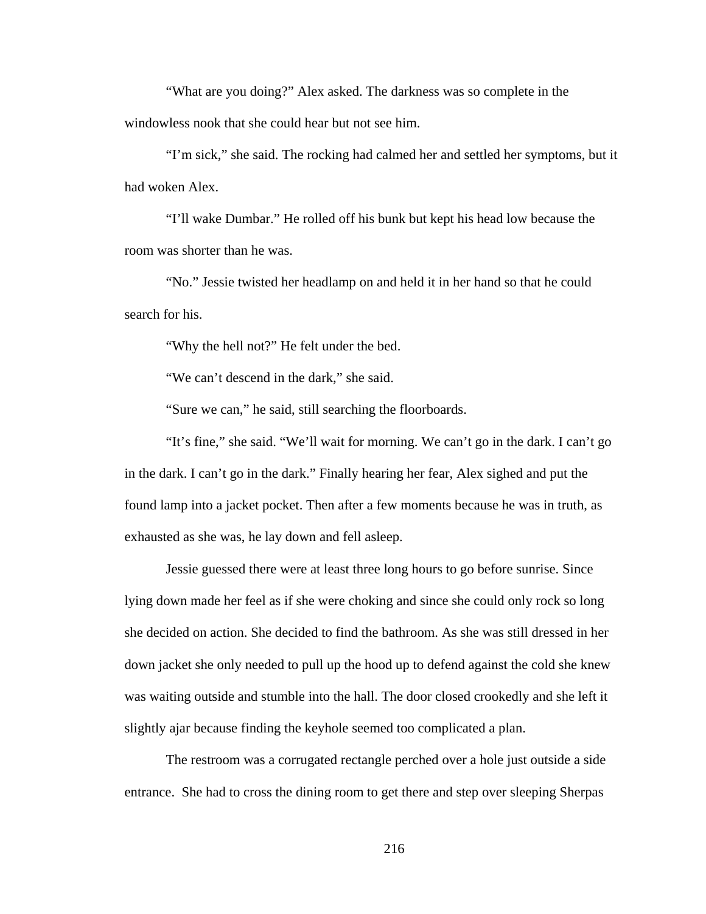“What are you doing?” Alex asked. The darkness was so complete in the windowless nook that she could hear but not see him.

“I’m sick,” she said. The rocking had calmed her and settled her symptoms, but it had woken Alex.

“I’ll wake Dumbar.” He rolled off his bunk but kept his head low because the room was shorter than he was.

“No.” Jessie twisted her headlamp on and held it in her hand so that he could search for his.

“Why the hell not?” He felt under the bed.

“We can’t descend in the dark,” she said.

“Sure we can,” he said, still searching the floorboards.

“It’s fine,” she said. “We’ll wait for morning. We can’t go in the dark. I can’t go in the dark. I can’t go in the dark.” Finally hearing her fear, Alex sighed and put the found lamp into a jacket pocket. Then after a few moments because he was in truth, as exhausted as she was, he lay down and fell asleep.

Jessie guessed there were at least three long hours to go before sunrise. Since lying down made her feel as if she were choking and since she could only rock so long she decided on action. She decided to find the bathroom. As she was still dressed in her down jacket she only needed to pull up the hood up to defend against the cold she knew was waiting outside and stumble into the hall. The door closed crookedly and she left it slightly ajar because finding the keyhole seemed too complicated a plan.

The restroom was a corrugated rectangle perched over a hole just outside a side entrance. She had to cross the dining room to get there and step over sleeping Sherpas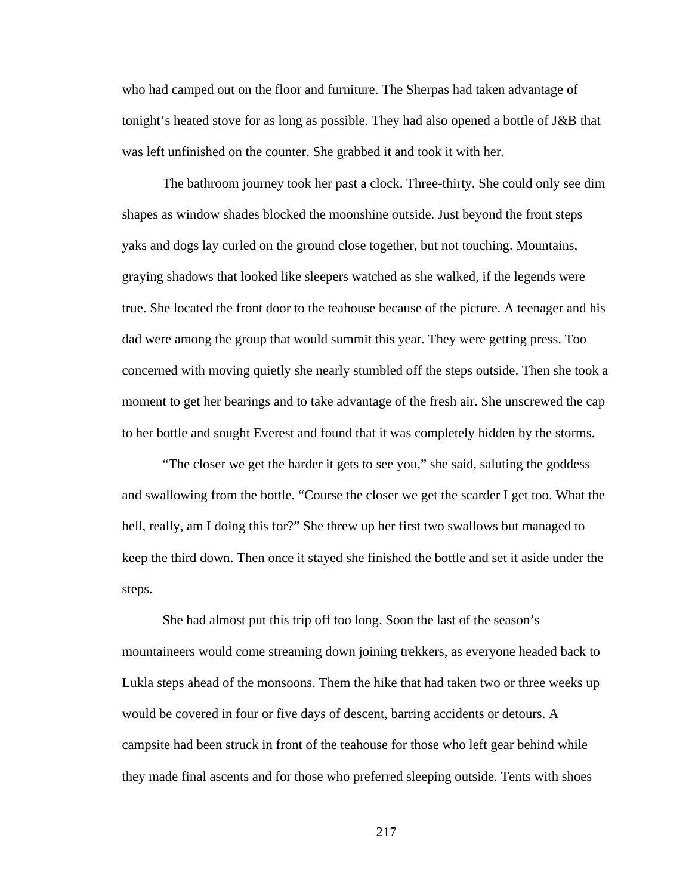who had camped out on the floor and furniture. The Sherpas had taken advantage of tonight's heated stove for as long as possible. They had also opened a bottle of J&B that was left unfinished on the counter. She grabbed it and took it with her.

The bathroom journey took her past a clock. Three-thirty. She could only see dim shapes as window shades blocked the moonshine outside. Just beyond the front steps yaks and dogs lay curled on the ground close together, but not touching. Mountains, graying shadows that looked like sleepers watched as she walked, if the legends were true. She located the front door to the teahouse because of the picture. A teenager and his dad were among the group that would summit this year. They were getting press. Too concerned with moving quietly she nearly stumbled off the steps outside. Then she took a moment to get her bearings and to take advantage of the fresh air. She unscrewed the cap to her bottle and sought Everest and found that it was completely hidden by the storms.

"The closer we get the harder it gets to see you," she said, saluting the goddess and swallowing from the bottle. "Course the closer we get the scarder I get too. What the hell, really, am I doing this for?" She threw up her first two swallows but managed to keep the third down. Then once it stayed she finished the bottle and set it aside under the steps.

She had almost put this trip off too long. Soon the last of the season's mountaineers would come streaming down joining trekkers, as everyone headed back to Lukla steps ahead of the monsoons. Them the hike that had taken two or three weeks up would be covered in four or five days of descent, barring accidents or detours. A campsite had been struck in front of the teahouse for those who left gear behind while they made final ascents and for those who preferred sleeping outside. Tents with shoes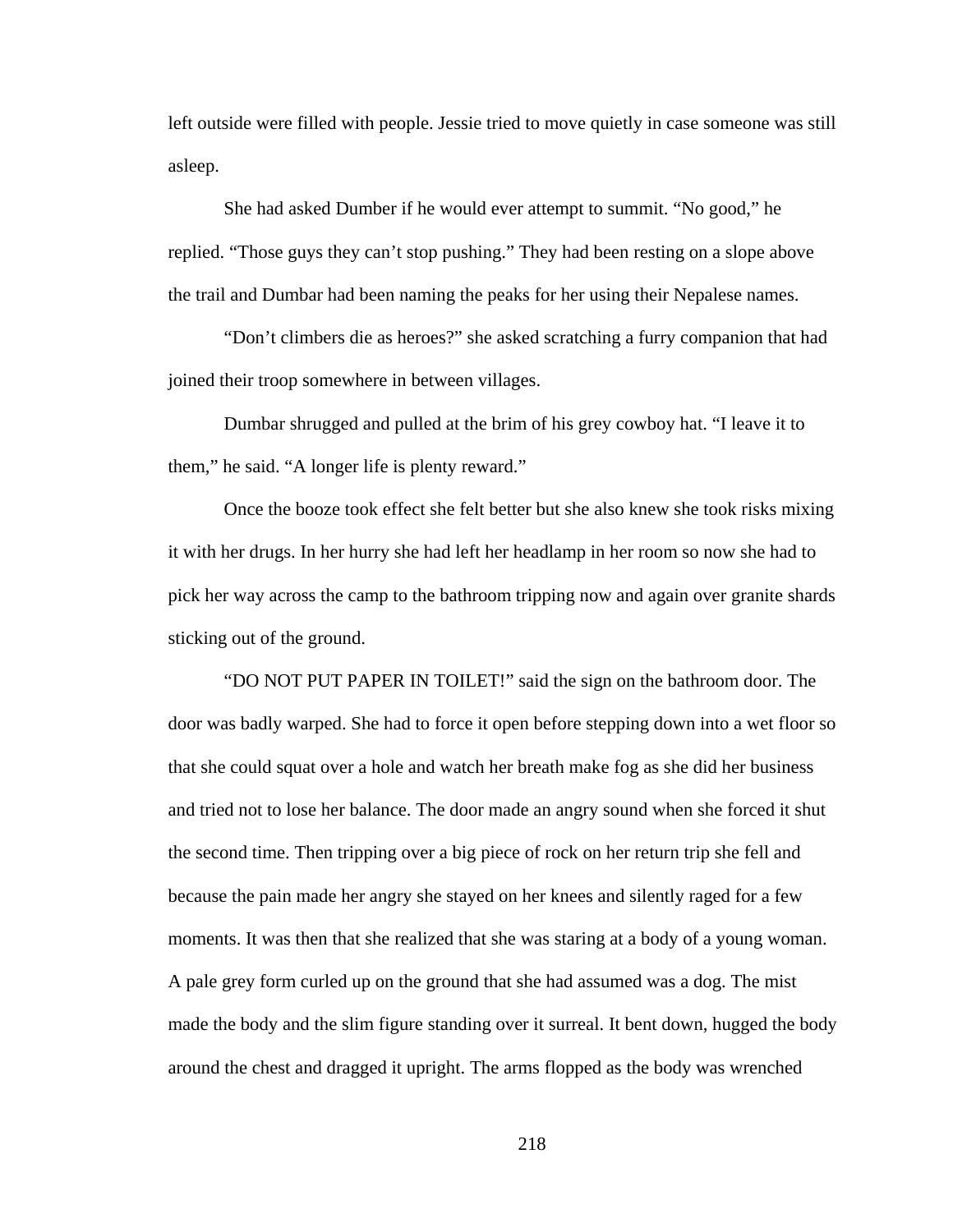left outside were filled with people. Jessie tried to move quietly in case someone was still asleep.

She had asked Dumber if he would ever attempt to summit. “No good,” he replied. “Those guys they can’t stop pushing.” They had been resting on a slope above the trail and Dumbar had been naming the peaks for her using their Nepalese names.

“Don’t climbers die as heroes?” she asked scratching a furry companion that had joined their troop somewhere in between villages.

Dumbar shrugged and pulled at the brim of his grey cowboy hat. “I leave it to them,” he said. “A longer life is plenty reward.”

Once the booze took effect she felt better but she also knew she took risks mixing it with her drugs. In her hurry she had left her headlamp in her room so now she had to pick her way across the camp to the bathroom tripping now and again over granite shards sticking out of the ground.

“DO NOT PUT PAPER IN TOILET!” said the sign on the bathroom door. The door was badly warped. She had to force it open before stepping down into a wet floor so that she could squat over a hole and watch her breath make fog as she did her business and tried not to lose her balance. The door made an angry sound when she forced it shut the second time. Then tripping over a big piece of rock on her return trip she fell and because the pain made her angry she stayed on her knees and silently raged for a few moments. It was then that she realized that she was staring at a body of a young woman. A pale grey form curled up on the ground that she had assumed was a dog. The mist made the body and the slim figure standing over it surreal. It bent down, hugged the body around the chest and dragged it upright. The arms flopped as the body was wrenched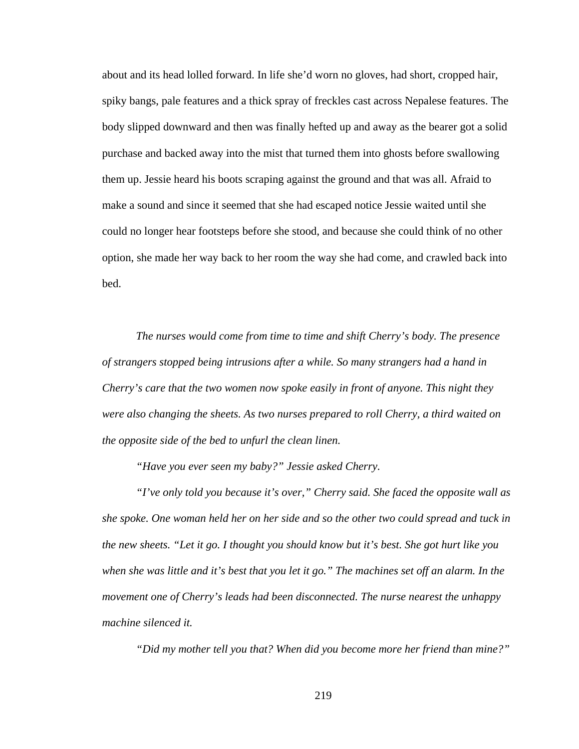about and its head lolled forward. In life she'd worn no gloves, had short, cropped hair, spiky bangs, pale features and a thick spray of freckles cast across Nepalese features. The body slipped downward and then was finally hefted up and away as the bearer got a solid purchase and backed away into the mist that turned them into ghosts before swallowing them up. Jessie heard his boots scraping against the ground and that was all. Afraid to make a sound and since it seemed that she had escaped notice Jessie waited until she could no longer hear footsteps before she stood, and because she could think of no other option, she made her way back to her room the way she had come, and crawled back into bed.

*The nurses would come from time to time and shift Cherry's body. The presence of strangers stopped being intrusions after a while. So many strangers had a hand in Cherry's care that the two women now spoke easily in front of anyone. This night they were also changing the sheets. As two nurses prepared to roll Cherry, a third waited on the opposite side of the bed to unfurl the clean linen.*

*"Have you ever seen my baby?" Jessie asked Cherry.*

*"I've only told you because it's over," Cherry said. She faced the opposite wall as she spoke. One woman held her on her side and so the other two could spread and tuck in the new sheets. "Let it go. I thought you should know but it's best. She got hurt like you when she was little and it's best that you let it go." The machines set off an alarm. In the movement one of Cherry's leads had been disconnected. The nurse nearest the unhappy machine silenced it.*

*"Did my mother tell you that? When did you become more her friend than mine?"*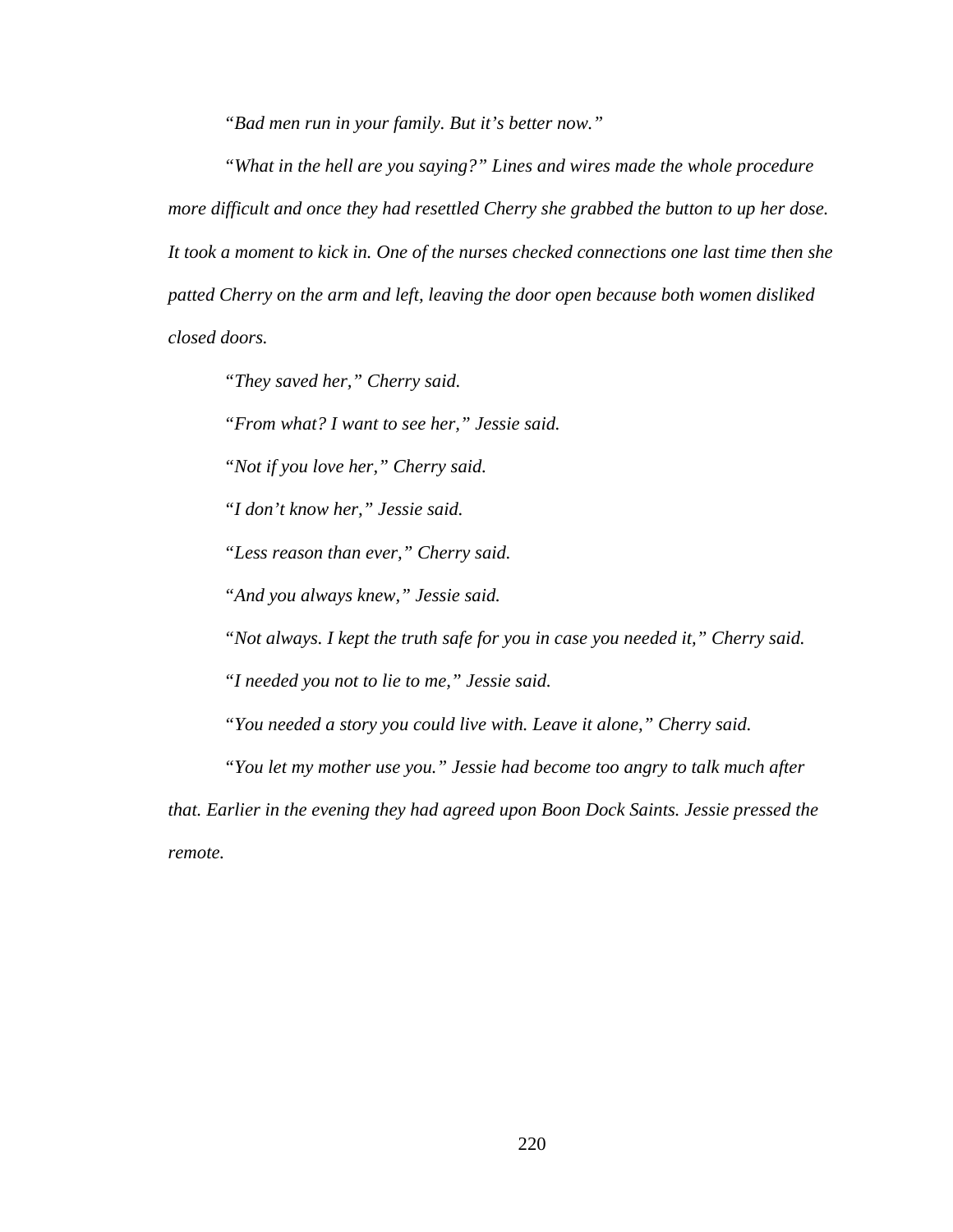*"Bad men run in your family. But it's better now."*

*"What in the hell are you saying?" Lines and wires made the whole procedure more difficult and once they had resettled Cherry she grabbed the button to up her dose. It took a moment to kick in. One of the nurses checked connections one last time then she patted Cherry on the arm and left, leaving the door open because both women disliked closed doors.*

*"They saved her," Cherry said.*

*"From what? I want to see her," Jessie said.*

*"Not if you love her," Cherry said.*

*"I don't know her," Jessie said.*

*"Less reason than ever," Cherry said.*

*"And you always knew," Jessie said.*

*"Not always. I kept the truth safe for you in case you needed it," Cherry said.*

*"I needed you not to lie to me," Jessie said.*

*"You needed a story you could live with. Leave it alone," Cherry said.*

*"You let my mother use you." Jessie had become too angry to talk much after that. Earlier in the evening they had agreed upon Boon Dock Saints. Jessie pressed the remote.*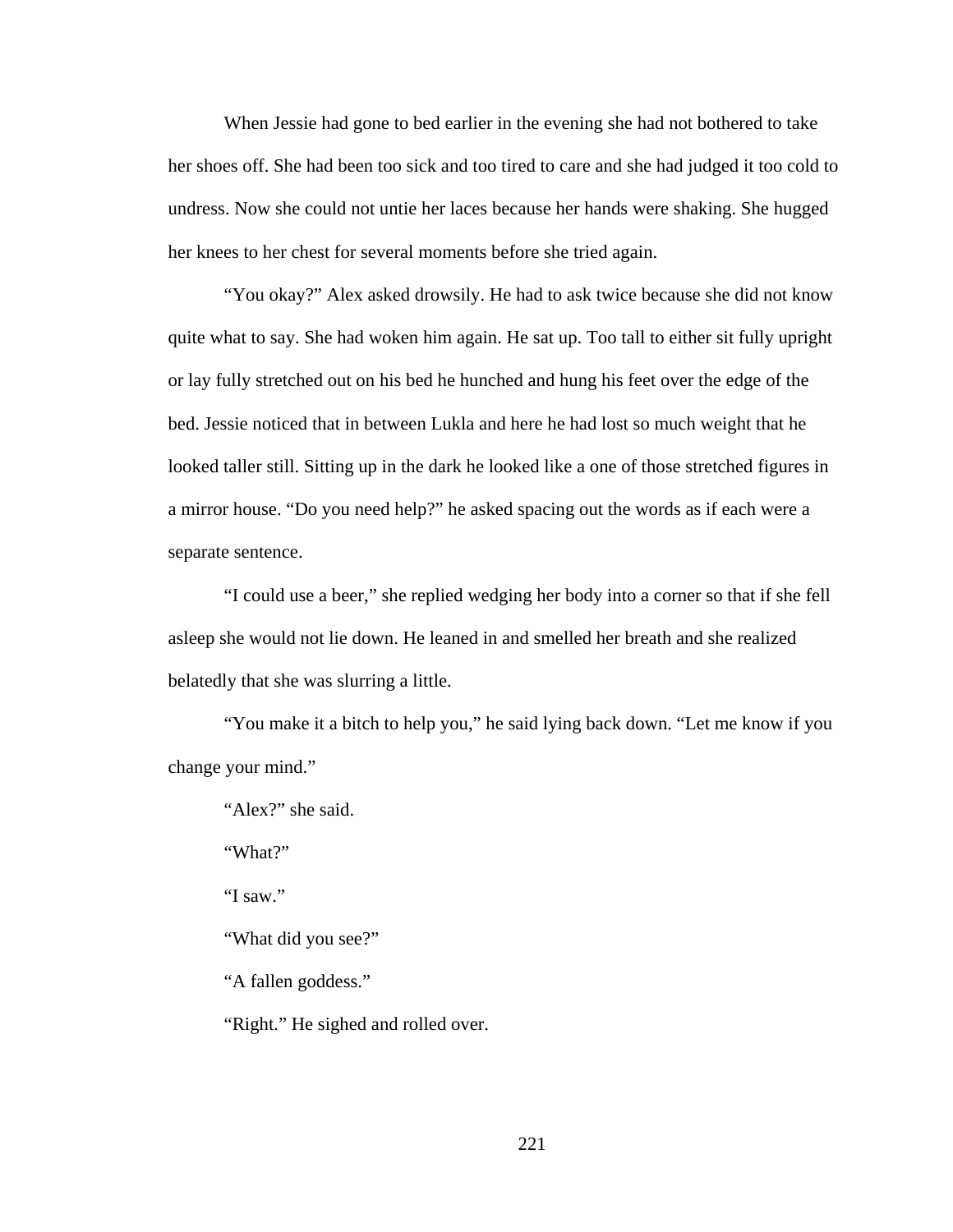When Jessie had gone to bed earlier in the evening she had not bothered to take her shoes off. She had been too sick and too tired to care and she had judged it too cold to undress. Now she could not untie her laces because her hands were shaking. She hugged her knees to her chest for several moments before she tried again.

"You okay?" Alex asked drowsily. He had to ask twice because she did not know quite what to say. She had woken him again. He sat up. Too tall to either sit fully upright or lay fully stretched out on his bed he hunched and hung his feet over the edge of the bed. Jessie noticed that in between Lukla and here he had lost so much weight that he looked taller still. Sitting up in the dark he looked like a one of those stretched figures in a mirror house. "Do you need help?" he asked spacing out the words as if each were a separate sentence.

"I could use a beer," she replied wedging her body into a corner so that if she fell asleep she would not lie down. He leaned in and smelled her breath and she realized belatedly that she was slurring a little.

"You make it a bitch to help you," he said lying back down. "Let me know if you change your mind."

"Alex?" she said.

"What?"

"I saw."

"What did you see?"

"A fallen goddess."

"Right." He sighed and rolled over.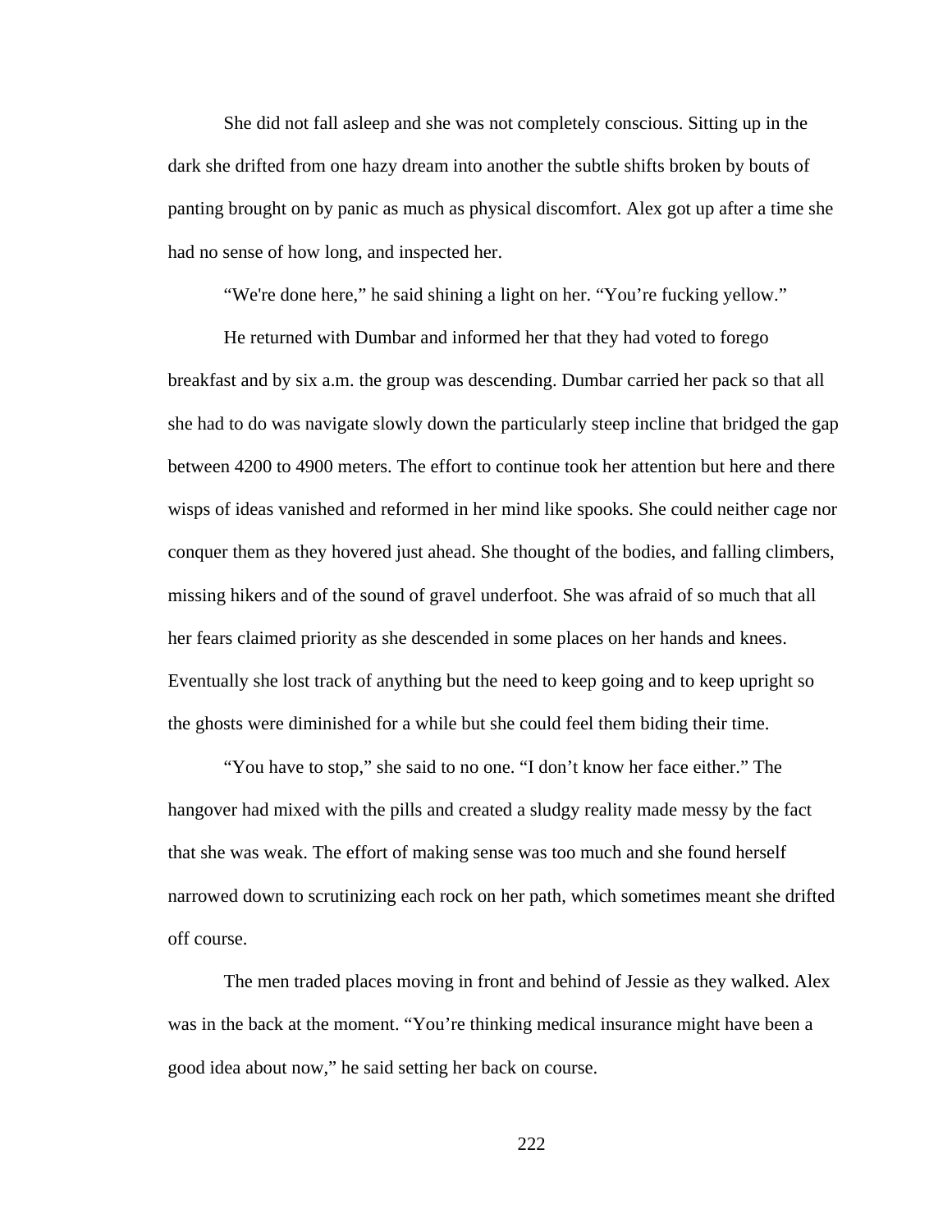She did not fall asleep and she was not completely conscious. Sitting up in the dark she drifted from one hazy dream into another the subtle shifts broken by bouts of panting brought on by panic as much as physical discomfort. Alex got up after a time she had no sense of how long, and inspected her.

"We're done here," he said shining a light on her. "You're fucking yellow."

He returned with Dumbar and informed her that they had voted to forego breakfast and by six a.m. the group was descending. Dumbar carried her pack so that all she had to do was navigate slowly down the particularly steep incline that bridged the gap between 4200 to 4900 meters. The effort to continue took her attention but here and there wisps of ideas vanished and reformed in her mind like spooks. She could neither cage nor conquer them as they hovered just ahead. She thought of the bodies, and falling climbers, missing hikers and of the sound of gravel underfoot. She was afraid of so much that all her fears claimed priority as she descended in some places on her hands and knees. Eventually she lost track of anything but the need to keep going and to keep upright so the ghosts were diminished for a while but she could feel them biding their time.

"You have to stop," she said to no one. "I don't know her face either." The hangover had mixed with the pills and created a sludgy reality made messy by the fact that she was weak. The effort of making sense was too much and she found herself narrowed down to scrutinizing each rock on her path, which sometimes meant she drifted off course.

The men traded places moving in front and behind of Jessie as they walked. Alex was in the back at the moment. "You're thinking medical insurance might have been a good idea about now," he said setting her back on course.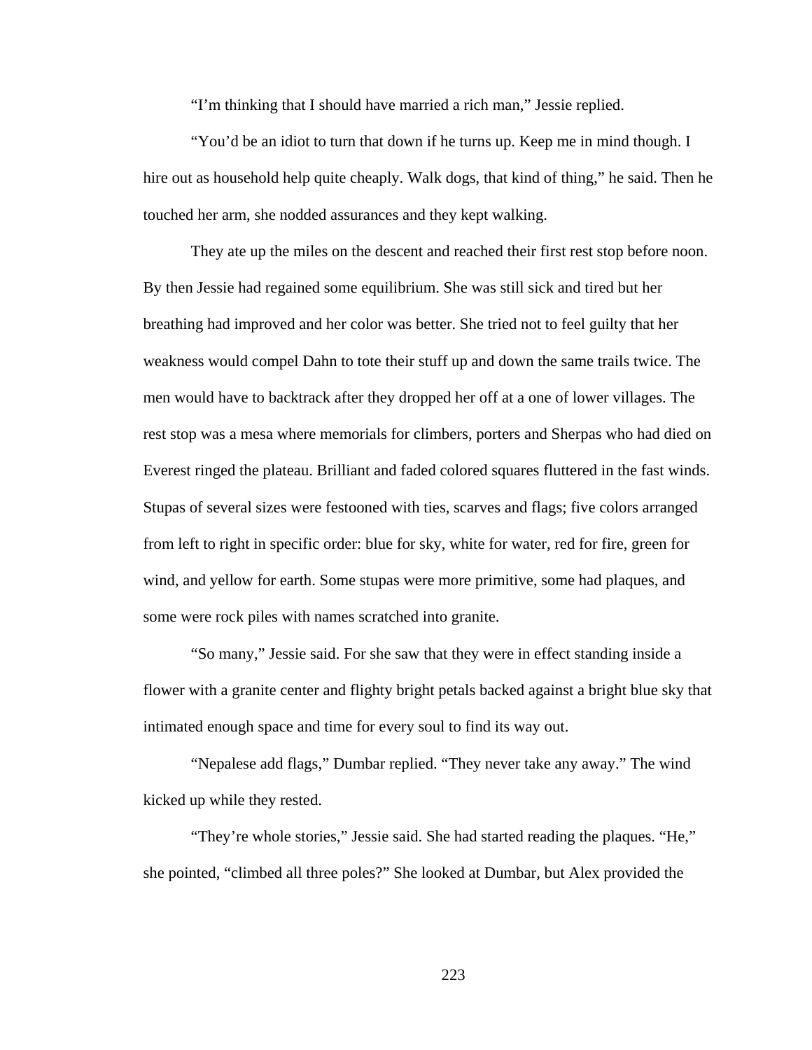“I’m thinking that I should have married a rich man,” Jessie replied.

“You’d be an idiot to turn that down if he turns up. Keep me in mind though. I hire out as household help quite cheaply. Walk dogs, that kind of thing,” he said. Then he touched her arm, she nodded assurances and they kept walking.

They ate up the miles on the descent and reached their first rest stop before noon. By then Jessie had regained some equilibrium. She was still sick and tired but her breathing had improved and her color was better. She tried not to feel guilty that her weakness would compel Dahn to tote their stuff up and down the same trails twice. The men would have to backtrack after they dropped her off at a one of lower villages. The rest stop was a mesa where memorials for climbers, porters and Sherpas who had died on Everest ringed the plateau. Brilliant and faded colored squares fluttered in the fast winds. Stupas of several sizes were festooned with ties, scarves and flags; five colors arranged from left to right in specific order: blue for sky, white for water, red for fire, green for wind, and yellow for earth. Some stupas were more primitive, some had plaques, and some were rock piles with names scratched into granite.

“So many,” Jessie said. For she saw that they were in effect standing inside a flower with a granite center and flighty bright petals backed against a bright blue sky that intimated enough space and time for every soul to find its way out.

“Nepalese add flags,” Dumbar replied. “They never take any away.” The wind kicked up while they rested.

“They’re whole stories,” Jessie said. She had started reading the plaques. “He,” she pointed, “climbed all three poles?” She looked at Dumbar, but Alex provided the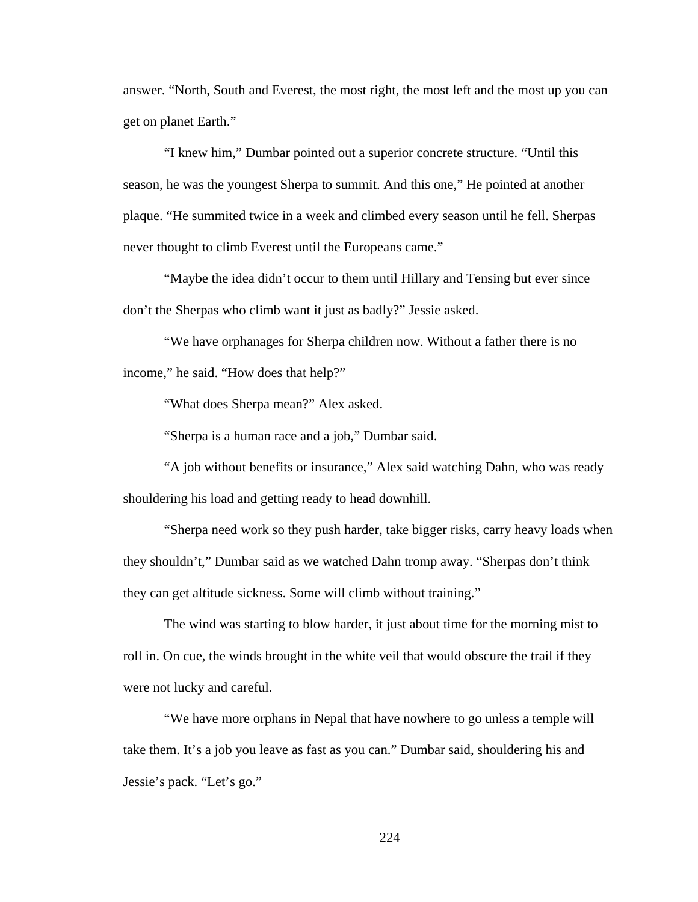answer. “North, South and Everest, the most right, the most left and the most up you can get on planet Earth.”

“I knew him,” Dumbar pointed out a superior concrete structure. “Until this season, he was the youngest Sherpa to summit. And this one,” He pointed at another plaque. “He summited twice in a week and climbed every season until he fell. Sherpas never thought to climb Everest until the Europeans came.”

“Maybe the idea didn’t occur to them until Hillary and Tensing but ever since don’t the Sherpas who climb want it just as badly?” Jessie asked.

“We have orphanages for Sherpa children now. Without a father there is no income,” he said. “How does that help?”

“What does Sherpa mean?” Alex asked.

“Sherpa is a human race and a job,” Dumbar said.

“A job without benefits or insurance,” Alex said watching Dahn, who was ready shouldering his load and getting ready to head downhill.

“Sherpa need work so they push harder, take bigger risks, carry heavy loads when they shouldn’t,” Dumbar said as we watched Dahn tromp away. “Sherpas don’t think they can get altitude sickness. Some will climb without training.”

The wind was starting to blow harder, it just about time for the morning mist to roll in. On cue, the winds brought in the white veil that would obscure the trail if they were not lucky and careful.

“We have more orphans in Nepal that have nowhere to go unless a temple will take them. It’s a job you leave as fast as you can.” Dumbar said, shouldering his and Jessie’s pack. “Let’s go.”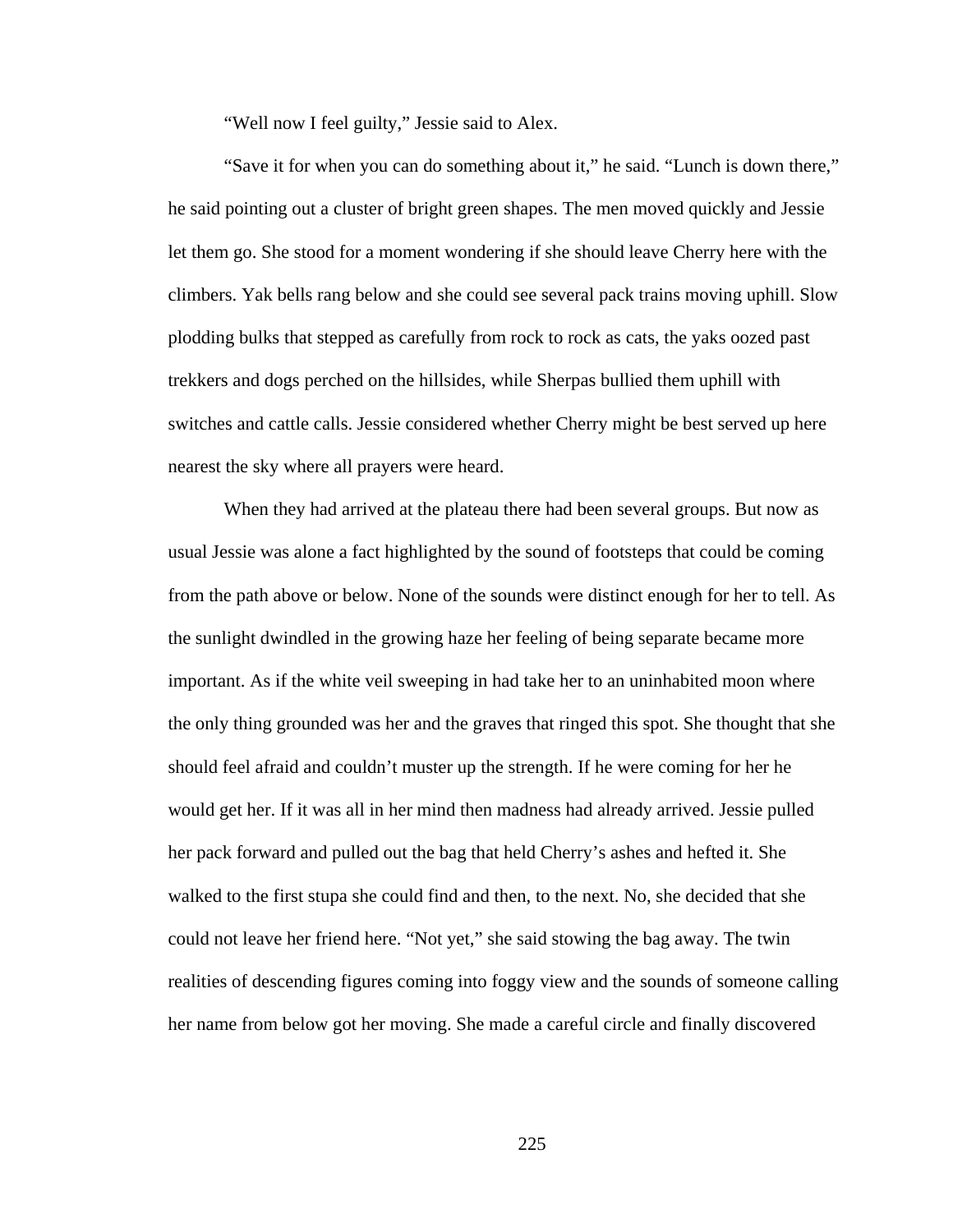“Well now I feel guilty,” Jessie said to Alex.

“Save it for when you can do something about it,” he said. “Lunch is down there,” he said pointing out a cluster of bright green shapes. The men moved quickly and Jessie let them go. She stood for a moment wondering if she should leave Cherry here with the climbers. Yak bells rang below and she could see several pack trains moving uphill. Slow plodding bulks that stepped as carefully from rock to rock as cats, the yaks oozed past trekkers and dogs perched on the hillsides, while Sherpas bullied them uphill with switches and cattle calls. Jessie considered whether Cherry might be best served up here nearest the sky where all prayers were heard.

When they had arrived at the plateau there had been several groups. But now as usual Jessie was alone a fact highlighted by the sound of footsteps that could be coming from the path above or below. None of the sounds were distinct enough for her to tell. As the sunlight dwindled in the growing haze her feeling of being separate became more important. As if the white veil sweeping in had take her to an uninhabited moon where the only thing grounded was her and the graves that ringed this spot. She thought that she should feel afraid and couldn’t muster up the strength. If he were coming for her he would get her. If it was all in her mind then madness had already arrived. Jessie pulled her pack forward and pulled out the bag that held Cherry’s ashes and hefted it. She walked to the first stupa she could find and then, to the next. No, she decided that she could not leave her friend here. “Not yet,” she said stowing the bag away. The twin realities of descending figures coming into foggy view and the sounds of someone calling her name from below got her moving. She made a careful circle and finally discovered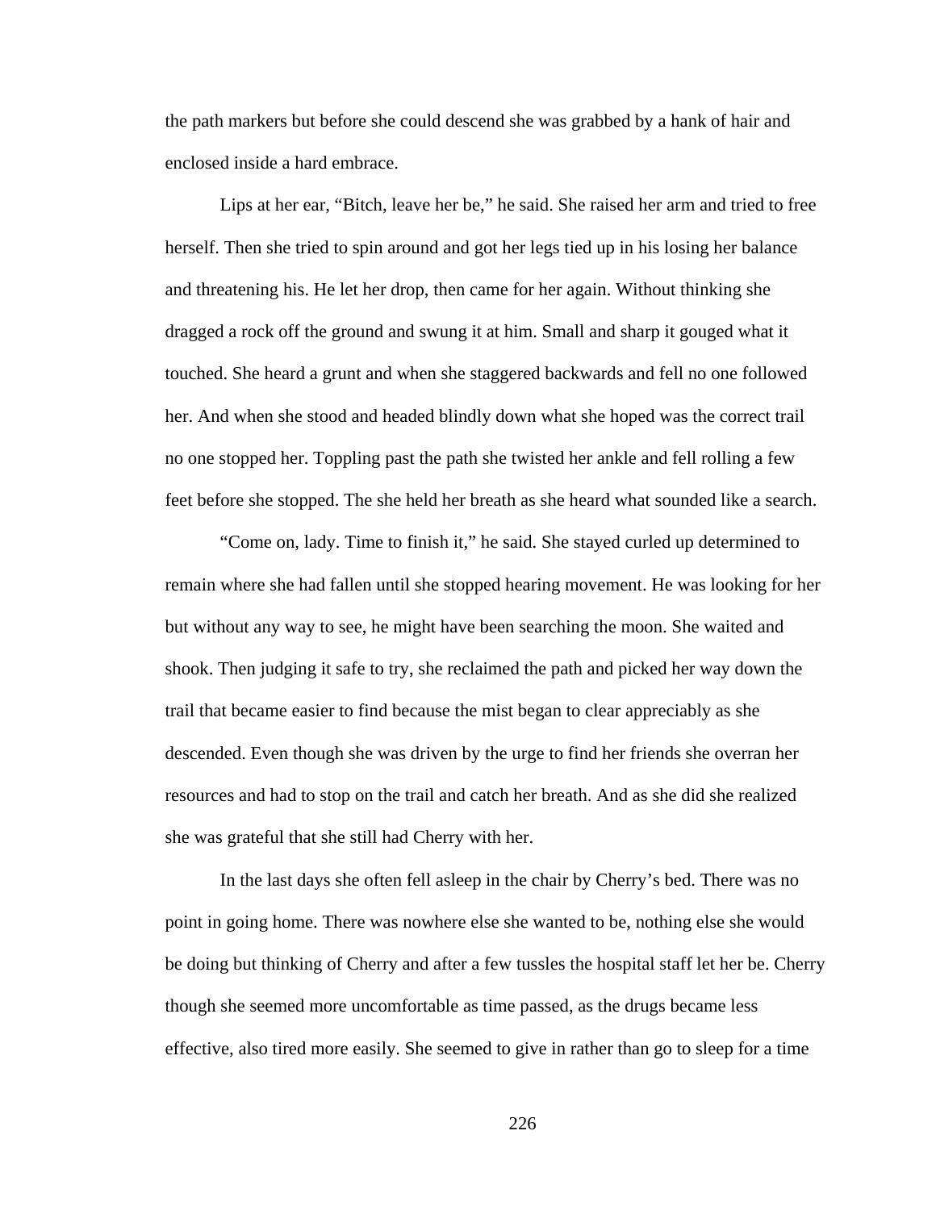the path markers but before she could descend she was grabbed by a hank of hair and enclosed inside a hard embrace.

Lips at her ear, "Bitch, leave her be," he said. She raised her arm and tried to free herself. Then she tried to spin around and got her legs tied up in his losing her balance and threatening his. He let her drop, then came for her again. Without thinking she dragged a rock off the ground and swung it at him. Small and sharp it gouged what it touched. She heard a grunt and when she staggered backwards and fell no one followed her. And when she stood and headed blindly down what she hoped was the correct trail no one stopped her. Toppling past the path she twisted her ankle and fell rolling a few feet before she stopped. The she held her breath as she heard what sounded like a search.

"Come on, lady. Time to finish it," he said. She stayed curled up determined to remain where she had fallen until she stopped hearing movement. He was looking for her but without any way to see, he might have been searching the moon. She waited and shook. Then judging it safe to try, she reclaimed the path and picked her way down the trail that became easier to find because the mist began to clear appreciably as she descended. Even though she was driven by the urge to find her friends she overran her resources and had to stop on the trail and catch her breath. And as she did she realized she was grateful that she still had Cherry with her.

In the last days she often fell asleep in the chair by Cherry's bed. There was no point in going home. There was nowhere else she wanted to be, nothing else she would be doing but thinking of Cherry and after a few tussles the hospital staff let her be. Cherry though she seemed more uncomfortable as time passed, as the drugs became less effective, also tired more easily. She seemed to give in rather than go to sleep for a time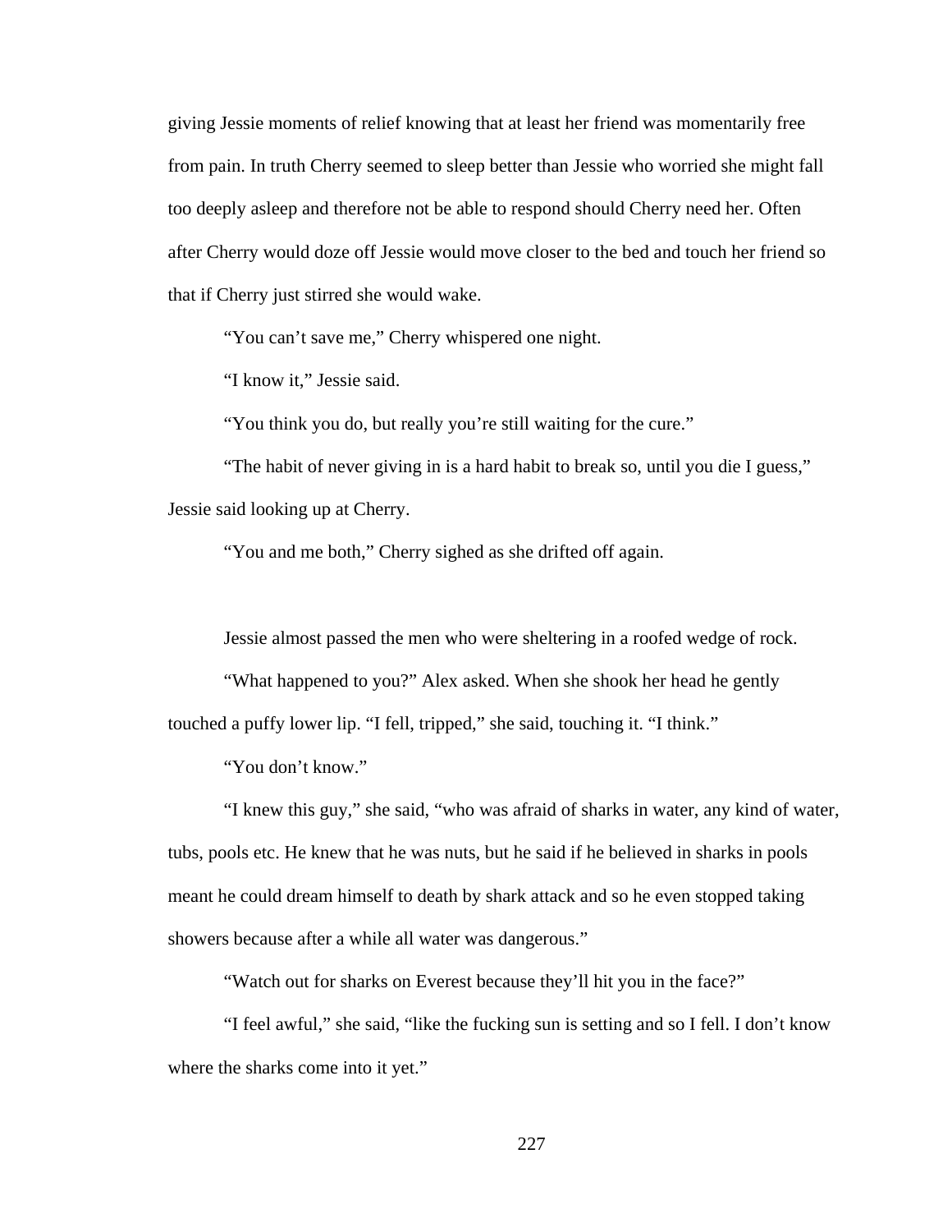giving Jessie moments of relief knowing that at least her friend was momentarily free from pain. In truth Cherry seemed to sleep better than Jessie who worried she might fall too deeply asleep and therefore not be able to respond should Cherry need her. Often after Cherry would doze off Jessie would move closer to the bed and touch her friend so that if Cherry just stirred she would wake.

"You can't save me," Cherry whispered one night.

"I know it," Jessie said.

"You think you do, but really you're still waiting for the cure."

"The habit of never giving in is a hard habit to break so, until you die I guess," Jessie said looking up at Cherry.

"You and me both," Cherry sighed as she drifted off again.

Jessie almost passed the men who were sheltering in a roofed wedge of rock.

"What happened to you?" Alex asked. When she shook her head he gently touched a puffy lower lip. "I fell, tripped," she said, touching it. "I think."

"You don't know."

"I knew this guy," she said, "who was afraid of sharks in water, any kind of water, tubs, pools etc. He knew that he was nuts, but he said if he believed in sharks in pools meant he could dream himself to death by shark attack and so he even stopped taking showers because after a while all water was dangerous."

"Watch out for sharks on Everest because they'll hit you in the face?"

"I feel awful," she said, "like the fucking sun is setting and so I fell. I don't know where the sharks come into it yet."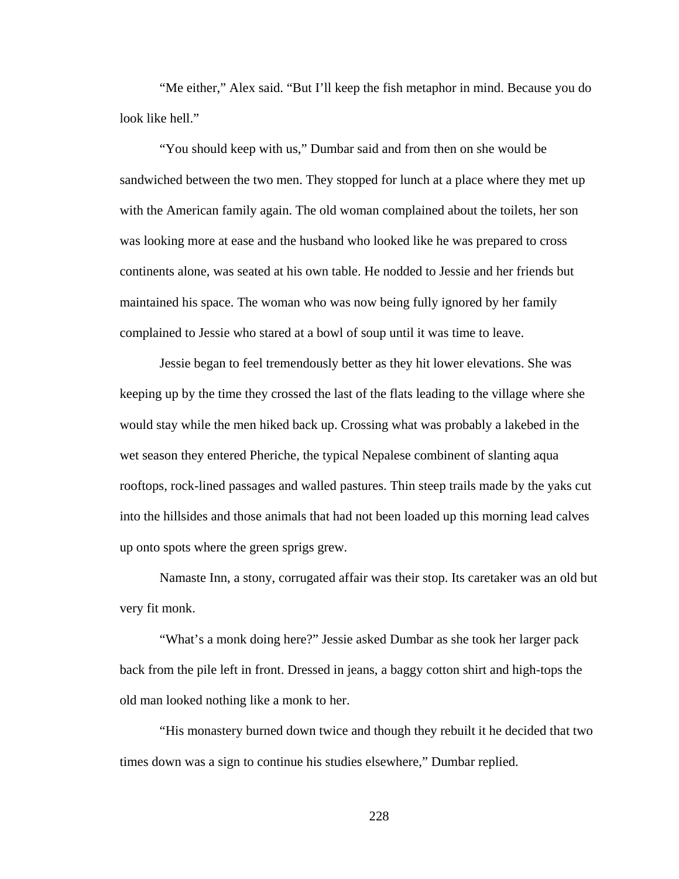"Me either," Alex said. "But I'll keep the fish metaphor in mind. Because you do look like hell."

"You should keep with us," Dumbar said and from then on she would be sandwiched between the two men. They stopped for lunch at a place where they met up with the American family again. The old woman complained about the toilets, her son was looking more at ease and the husband who looked like he was prepared to cross continents alone, was seated at his own table. He nodded to Jessie and her friends but maintained his space. The woman who was now being fully ignored by her family complained to Jessie who stared at a bowl of soup until it was time to leave.

Jessie began to feel tremendously better as they hit lower elevations. She was keeping up by the time they crossed the last of the flats leading to the village where she would stay while the men hiked back up. Crossing what was probably a lakebed in the wet season they entered Pheriche, the typical Nepalese combinent of slanting aqua rooftops, rock-lined passages and walled pastures. Thin steep trails made by the yaks cut into the hillsides and those animals that had not been loaded up this morning lead calves up onto spots where the green sprigs grew.

Namaste Inn, a stony, corrugated affair was their stop. Its caretaker was an old but very fit monk.

"What's a monk doing here?" Jessie asked Dumbar as she took her larger pack back from the pile left in front. Dressed in jeans, a baggy cotton shirt and high-tops the old man looked nothing like a monk to her.

"His monastery burned down twice and though they rebuilt it he decided that two times down was a sign to continue his studies elsewhere," Dumbar replied.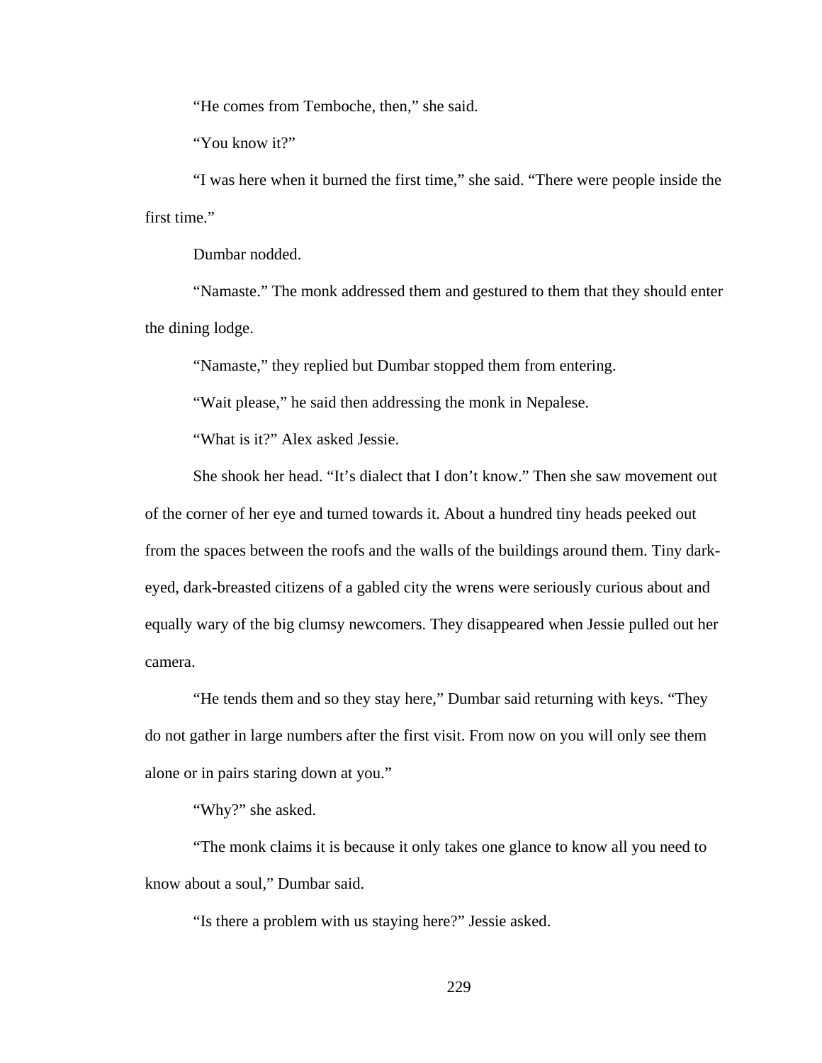"He comes from Temboche, then," she said.

"You know it?"

"I was here when it burned the first time," she said. "There were people inside the first time."

Dumbar nodded.

"Namaste." The monk addressed them and gestured to them that they should enter the dining lodge.

"Namaste," they replied but Dumbar stopped them from entering.

"Wait please," he said then addressing the monk in Nepalese.

"What is it?" Alex asked Jessie.

She shook her head. "It's dialect that I don't know." Then she saw movement out of the corner of her eye and turned towards it. About a hundred tiny heads peeked out from the spaces between the roofs and the walls of the buildings around them. Tiny dark-eyed, dark-breasted citizens of a gabled city the wrens were seriously curious about and equally wary of the big clumsy newcomers. They disappeared when Jessie pulled out her camera.

"He tends them and so they stay here," Dumbar said returning with keys. "They do not gather in large numbers after the first visit. From now on you will only see them alone or in pairs staring down at you."

"Why?" she asked.

"The monk claims it is because it only takes one glance to know all you need to know about a soul," Dumbar said.

"Is there a problem with us staying here?" Jessie asked.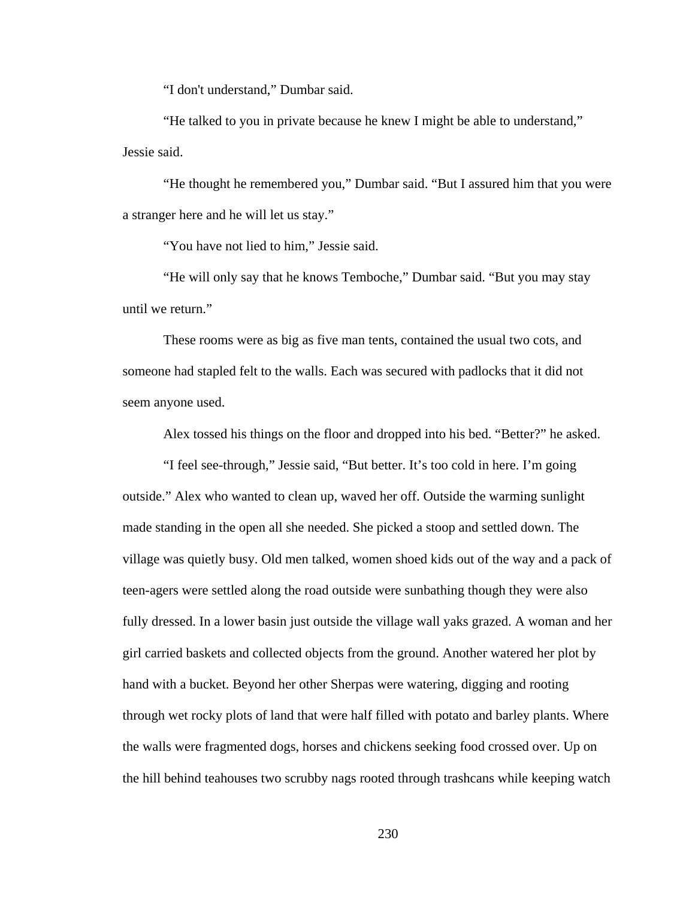“I don't understand,” Dumbar said.

“He talked to you in private because he knew I might be able to understand,” Jessie said.

“He thought he remembered you,” Dumbar said. “But I assured him that you were a stranger here and he will let us stay.”

“You have not lied to him,” Jessie said.

“He will only say that he knows Temboche,” Dumbar said. “But you may stay until we return.”

These rooms were as big as five man tents, contained the usual two cots, and someone had stapled felt to the walls. Each was secured with padlocks that it did not seem anyone used.

Alex tossed his things on the floor and dropped into his bed. “Better?” he asked.

“I feel see-through,” Jessie said, “But better. It’s too cold in here. I’m going outside.” Alex who wanted to clean up, waved her off. Outside the warming sunlight made standing in the open all she needed. She picked a stoop and settled down. The village was quietly busy. Old men talked, women shoed kids out of the way and a pack of teen-agers were settled along the road outside were sunbathing though they were also fully dressed. In a lower basin just outside the village wall yaks grazed. A woman and her girl carried baskets and collected objects from the ground. Another watered her plot by hand with a bucket. Beyond her other Sherpas were watering, digging and rooting through wet rocky plots of land that were half filled with potato and barley plants. Where the walls were fragmented dogs, horses and chickens seeking food crossed over. Up on the hill behind teahouses two scrubby nags rooted through trashcans while keeping watch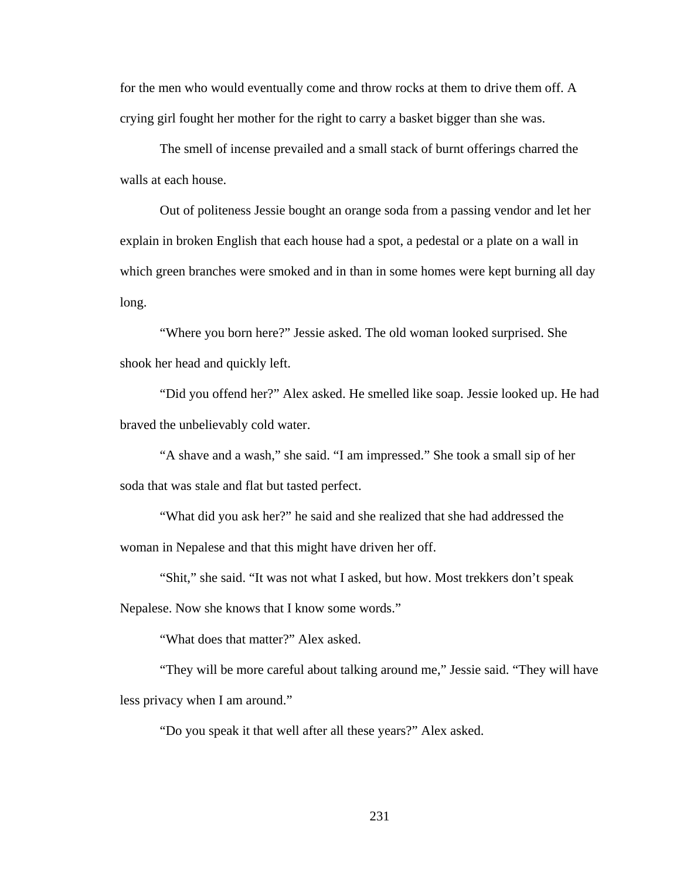for the men who would eventually come and throw rocks at them to drive them off. A crying girl fought her mother for the right to carry a basket bigger than she was.

The smell of incense prevailed and a small stack of burnt offerings charred the walls at each house.

Out of politeness Jessie bought an orange soda from a passing vendor and let her explain in broken English that each house had a spot, a pedestal or a plate on a wall in which green branches were smoked and in than in some homes were kept burning all day long.

"Where you born here?" Jessie asked. The old woman looked surprised. She shook her head and quickly left.

"Did you offend her?" Alex asked. He smelled like soap. Jessie looked up. He had braved the unbelievably cold water.

"A shave and a wash," she said. "I am impressed." She took a small sip of her soda that was stale and flat but tasted perfect.

"What did you ask her?" he said and she realized that she had addressed the woman in Nepalese and that this might have driven her off.

"Shit," she said. "It was not what I asked, but how. Most trekkers don't speak Nepalese. Now she knows that I know some words."

"What does that matter?" Alex asked.

"They will be more careful about talking around me," Jessie said. "They will have less privacy when I am around."

"Do you speak it that well after all these years?" Alex asked.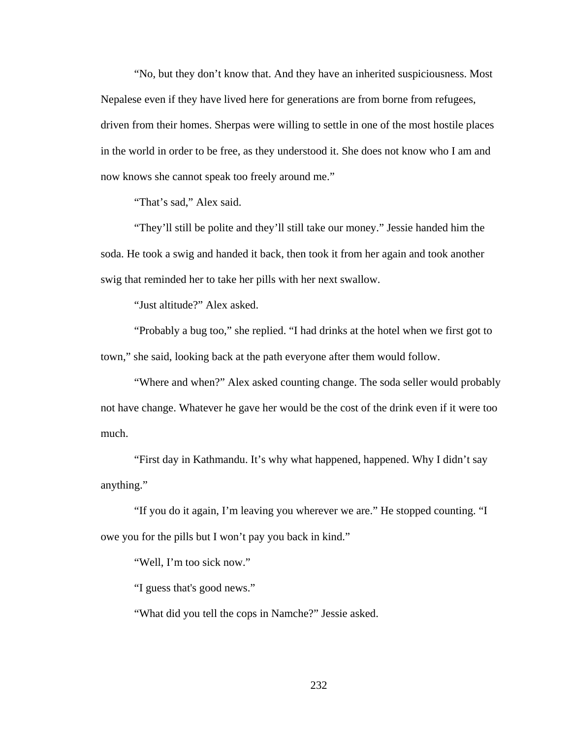"No, but they don't know that. And they have an inherited suspiciousness. Most Nepalese even if they have lived here for generations are from borne from refugees, driven from their homes. Sherpas were willing to settle in one of the most hostile places in the world in order to be free, as they understood it. She does not know who I am and now knows she cannot speak too freely around me."

"That's sad," Alex said.

"They'll still be polite and they'll still take our money." Jessie handed him the soda. He took a swig and handed it back, then took it from her again and took another swig that reminded her to take her pills with her next swallow.

"Just altitude?" Alex asked.

"Probably a bug too," she replied. "I had drinks at the hotel when we first got to town," she said, looking back at the path everyone after them would follow.

"Where and when?" Alex asked counting change. The soda seller would probably not have change. Whatever he gave her would be the cost of the drink even if it were too much.

"First day in Kathmandu. It's why what happened, happened. Why I didn't say anything."

"If you do it again, I'm leaving you wherever we are." He stopped counting. "I owe you for the pills but I won't pay you back in kind."

"Well, I'm too sick now."

"I guess that's good news."

"What did you tell the cops in Namche?" Jessie asked.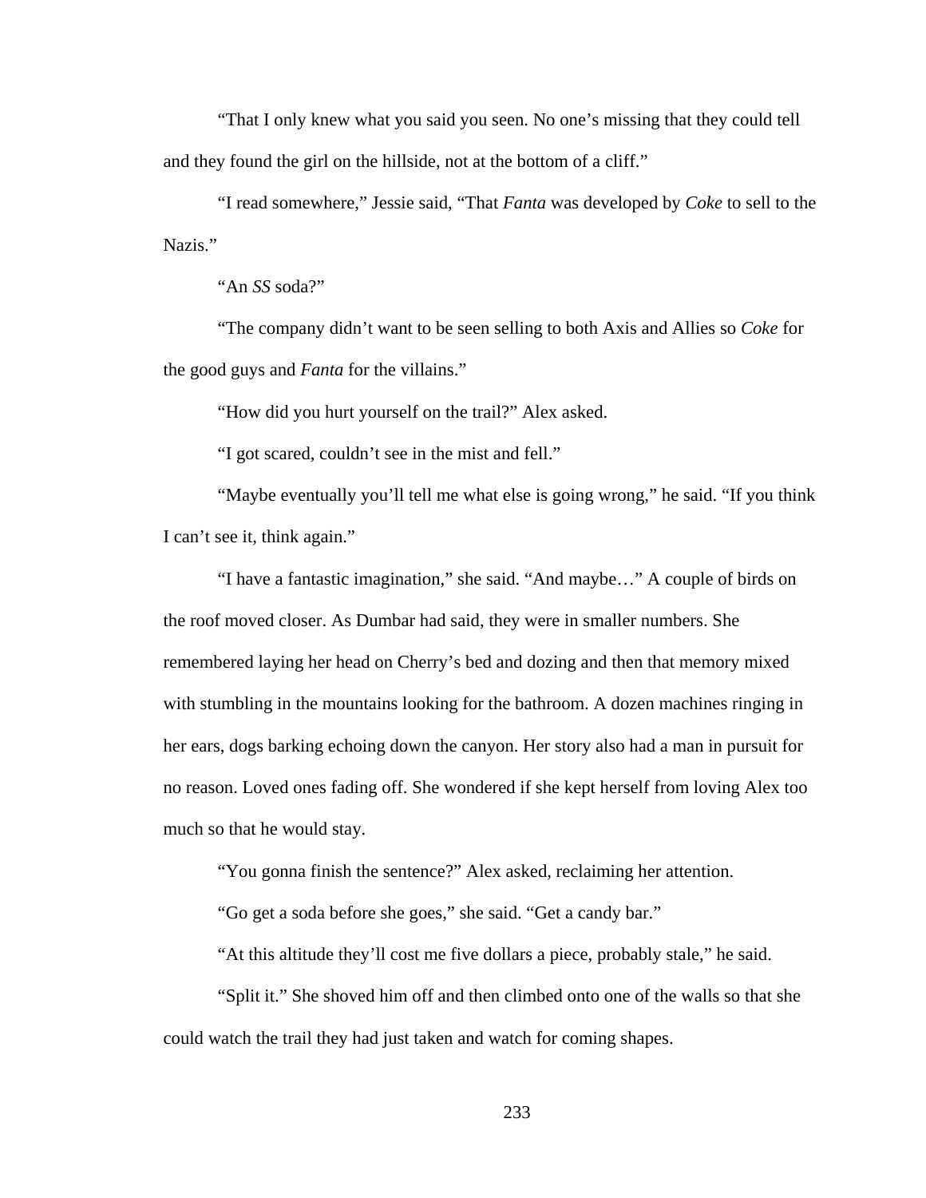"That I only knew what you said you seen. No one's missing that they could tell and they found the girl on the hillside, not at the bottom of a cliff."

"I read somewhere," Jessie said, "That *Fanta* was developed by *Coke* to sell to the Nazis."

"An *SS* soda?"

"The company didn't want to be seen selling to both Axis and Allies so *Coke* for the good guys and *Fanta* for the villains."

"How did you hurt yourself on the trail?" Alex asked.

"I got scared, couldn't see in the mist and fell."

"Maybe eventually you'll tell me what else is going wrong," he said. "If you think I can't see it, think again."

"I have a fantastic imagination," she said. "And maybe…" A couple of birds on the roof moved closer. As Dumbar had said, they were in smaller numbers. She remembered laying her head on Cherry's bed and dozing and then that memory mixed with stumbling in the mountains looking for the bathroom. A dozen machines ringing in her ears, dogs barking echoing down the canyon. Her story also had a man in pursuit for no reason. Loved ones fading off. She wondered if she kept herself from loving Alex too much so that he would stay.

"You gonna finish the sentence?" Alex asked, reclaiming her attention.

"Go get a soda before she goes," she said. "Get a candy bar."

"At this altitude they'll cost me five dollars a piece, probably stale," he said.

"Split it." She shoved him off and then climbed onto one of the walls so that she could watch the trail they had just taken and watch for coming shapes.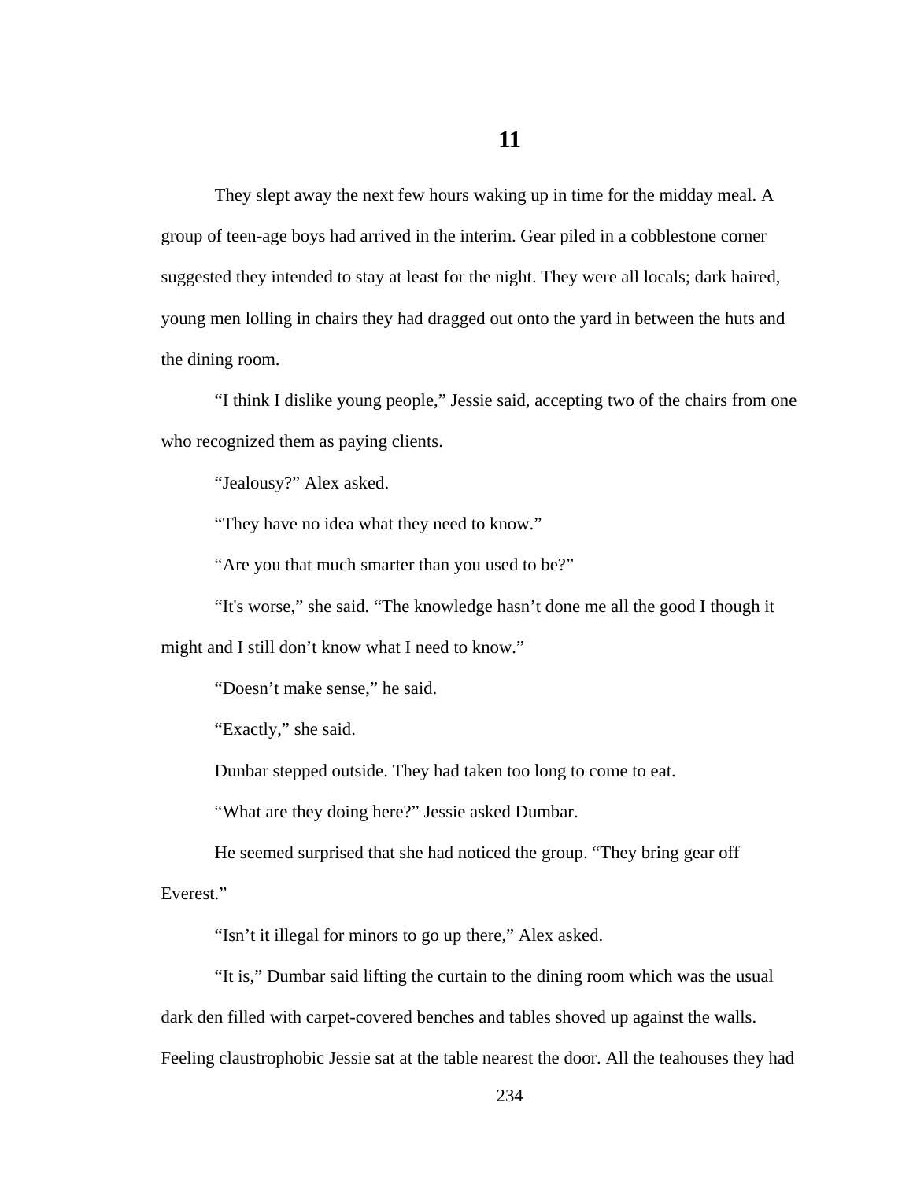# 11

They slept away the next few hours waking up in time for the midday meal. A group of teen-age boys had arrived in the interim. Gear piled in a cobblestone corner suggested they intended to stay at least for the night. They were all locals; dark haired, young men lolling in chairs they had dragged out onto the yard in between the huts and the dining room.

"I think I dislike young people," Jessie said, accepting two of the chairs from one who recognized them as paying clients.

"Jealousy?" Alex asked.

"They have no idea what they need to know."

"Are you that much smarter than you used to be?"

"It's worse," she said. "The knowledge hasn't done me all the good I though it might and I still don't know what I need to know."

"Doesn't make sense," he said.

"Exactly," she said.

Dunbar stepped outside. They had taken too long to come to eat.

"What are they doing here?" Jessie asked Dumbar.

He seemed surprised that she had noticed the group. "They bring gear off Everest."

"Isn't it illegal for minors to go up there," Alex asked.

"It is," Dumbar said lifting the curtain to the dining room which was the usual dark den filled with carpet-covered benches and tables shoved up against the walls. Feeling claustrophobic Jessie sat at the table nearest the door. All the teahouses they had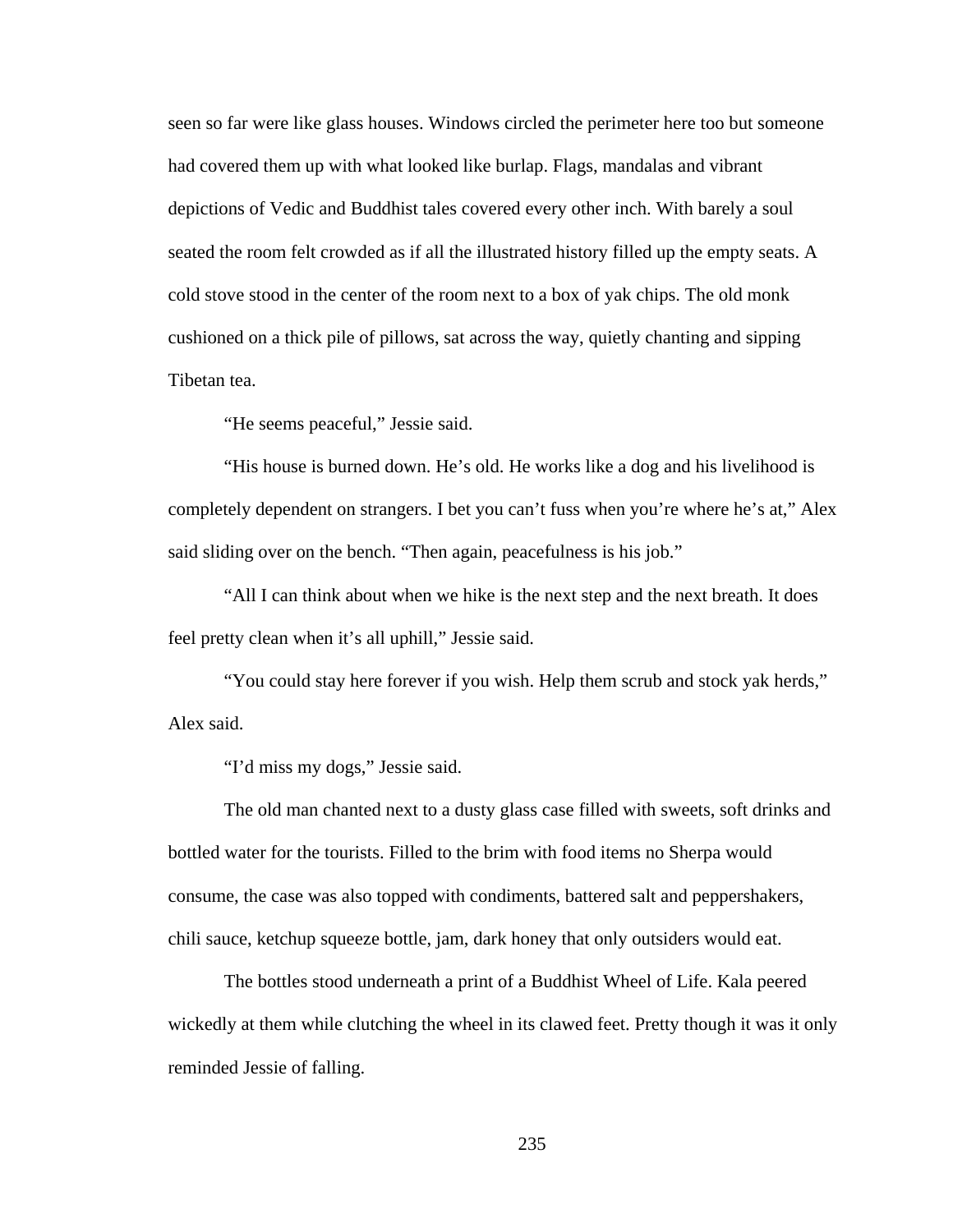seen so far were like glass houses. Windows circled the perimeter here too but someone had covered them up with what looked like burlap. Flags, mandalas and vibrant depictions of Vedic and Buddhist tales covered every other inch. With barely a soul seated the room felt crowded as if all the illustrated history filled up the empty seats. A cold stove stood in the center of the room next to a box of yak chips. The old monk cushioned on a thick pile of pillows, sat across the way, quietly chanting and sipping Tibetan tea.

"He seems peaceful," Jessie said.

"His house is burned down. He's old. He works like a dog and his livelihood is completely dependent on strangers. I bet you can't fuss when you're where he's at," Alex said sliding over on the bench. "Then again, peacefulness is his job."

"All I can think about when we hike is the next step and the next breath. It does feel pretty clean when it's all uphill," Jessie said.

"You could stay here forever if you wish. Help them scrub and stock yak herds," Alex said.

"I'd miss my dogs," Jessie said.

The old man chanted next to a dusty glass case filled with sweets, soft drinks and bottled water for the tourists. Filled to the brim with food items no Sherpa would consume, the case was also topped with condiments, battered salt and peppershakers, chili sauce, ketchup squeeze bottle, jam, dark honey that only outsiders would eat.

The bottles stood underneath a print of a Buddhist Wheel of Life. Kala peered wickedly at them while clutching the wheel in its clawed feet. Pretty though it was it only reminded Jessie of falling.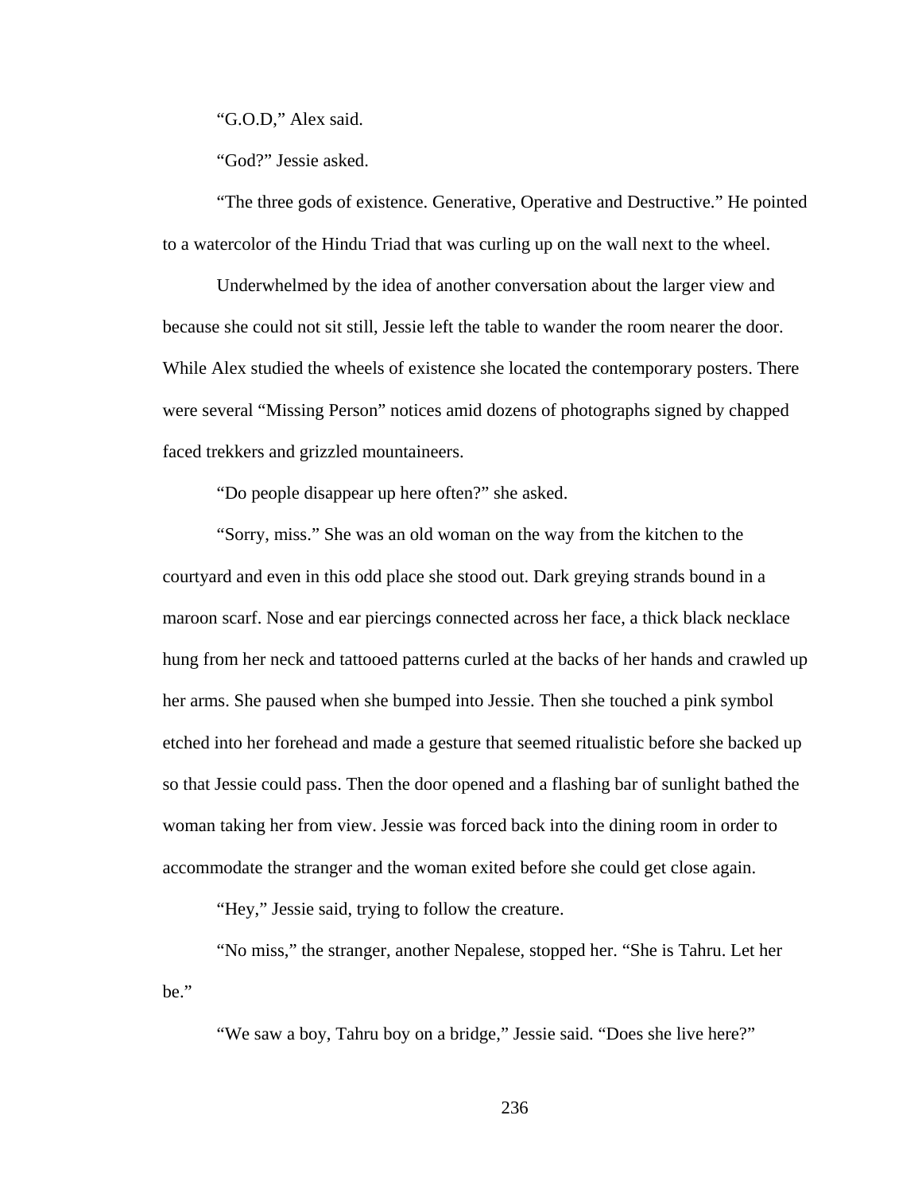"G.O.D," Alex said.

"God?" Jessie asked.

"The three gods of existence. Generative, Operative and Destructive." He pointed to a watercolor of the Hindu Triad that was curling up on the wall next to the wheel.

Underwhelmed by the idea of another conversation about the larger view and because she could not sit still, Jessie left the table to wander the room nearer the door. While Alex studied the wheels of existence she located the contemporary posters. There were several "Missing Person" notices amid dozens of photographs signed by chapped faced trekkers and grizzled mountaineers.

"Do people disappear up here often?" she asked.

"Sorry, miss." She was an old woman on the way from the kitchen to the courtyard and even in this odd place she stood out. Dark greying strands bound in a maroon scarf. Nose and ear piercings connected across her face, a thick black necklace hung from her neck and tattooed patterns curled at the backs of her hands and crawled up her arms. She paused when she bumped into Jessie. Then she touched a pink symbol etched into her forehead and made a gesture that seemed ritualistic before she backed up so that Jessie could pass. Then the door opened and a flashing bar of sunlight bathed the woman taking her from view. Jessie was forced back into the dining room in order to accommodate the stranger and the woman exited before she could get close again.

"Hey," Jessie said, trying to follow the creature.

"No miss," the stranger, another Nepalese, stopped her. "She is Tahru. Let her be."

"We saw a boy, Tahru boy on a bridge," Jessie said. "Does she live here?"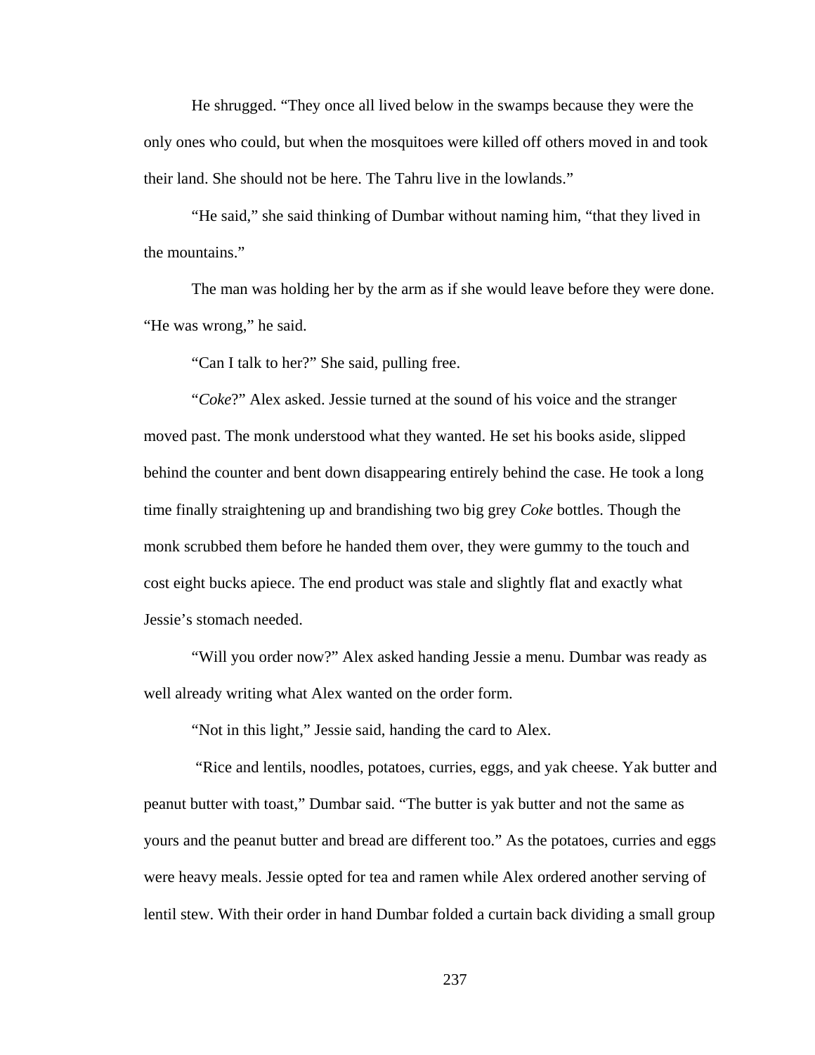He shrugged. “They once all lived below in the swamps because they were the only ones who could, but when the mosquitoes were killed off others moved in and took their land. She should not be here. The Tahru live in the lowlands.”

“He said,” she said thinking of Dumbar without naming him, “that they lived in the mountains.”

The man was holding her by the arm as if she would leave before they were done. “He was wrong,” he said.

“Can I talk to her?” She said, pulling free.

“*Coke*?” Alex asked. Jessie turned at the sound of his voice and the stranger moved past. The monk understood what they wanted. He set his books aside, slipped behind the counter and bent down disappearing entirely behind the case. He took a long time finally straightening up and brandishing two big grey *Coke* bottles. Though the monk scrubbed them before he handed them over, they were gummy to the touch and cost eight bucks apiece. The end product was stale and slightly flat and exactly what Jessie’s stomach needed.

“Will you order now?” Alex asked handing Jessie a menu. Dumbar was ready as well already writing what Alex wanted on the order form.

“Not in this light,” Jessie said, handing the card to Alex.

“Rice and lentils, noodles, potatoes, curries, eggs, and yak cheese. Yak butter and peanut butter with toast,” Dumbar said. “The butter is yak butter and not the same as yours and the peanut butter and bread are different too.” As the potatoes, curries and eggs were heavy meals. Jessie opted for tea and ramen while Alex ordered another serving of lentil stew. With their order in hand Dumbar folded a curtain back dividing a small group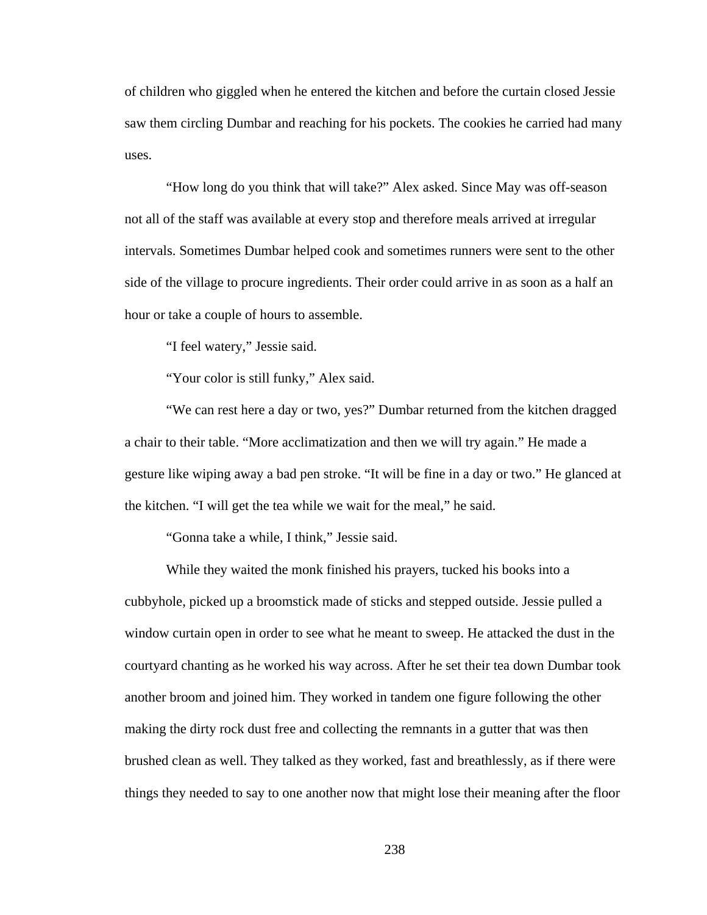of children who giggled when he entered the kitchen and before the curtain closed Jessie saw them circling Dumbar and reaching for his pockets. The cookies he carried had many uses.

"How long do you think that will take?" Alex asked. Since May was off-season not all of the staff was available at every stop and therefore meals arrived at irregular intervals. Sometimes Dumbar helped cook and sometimes runners were sent to the other side of the village to procure ingredients. Their order could arrive in as soon as a half an hour or take a couple of hours to assemble.

"I feel watery," Jessie said.

"Your color is still funky," Alex said.

"We can rest here a day or two, yes?" Dumbar returned from the kitchen dragged a chair to their table. "More acclimatization and then we will try again." He made a gesture like wiping away a bad pen stroke. "It will be fine in a day or two." He glanced at the kitchen. "I will get the tea while we wait for the meal," he said.

"Gonna take a while, I think," Jessie said.

While they waited the monk finished his prayers, tucked his books into a cubbyhole, picked up a broomstick made of sticks and stepped outside. Jessie pulled a window curtain open in order to see what he meant to sweep. He attacked the dust in the courtyard chanting as he worked his way across. After he set their tea down Dumbar took another broom and joined him. They worked in tandem one figure following the other making the dirty rock dust free and collecting the remnants in a gutter that was then brushed clean as well. They talked as they worked, fast and breathlessly, as if there were things they needed to say to one another now that might lose their meaning after the floor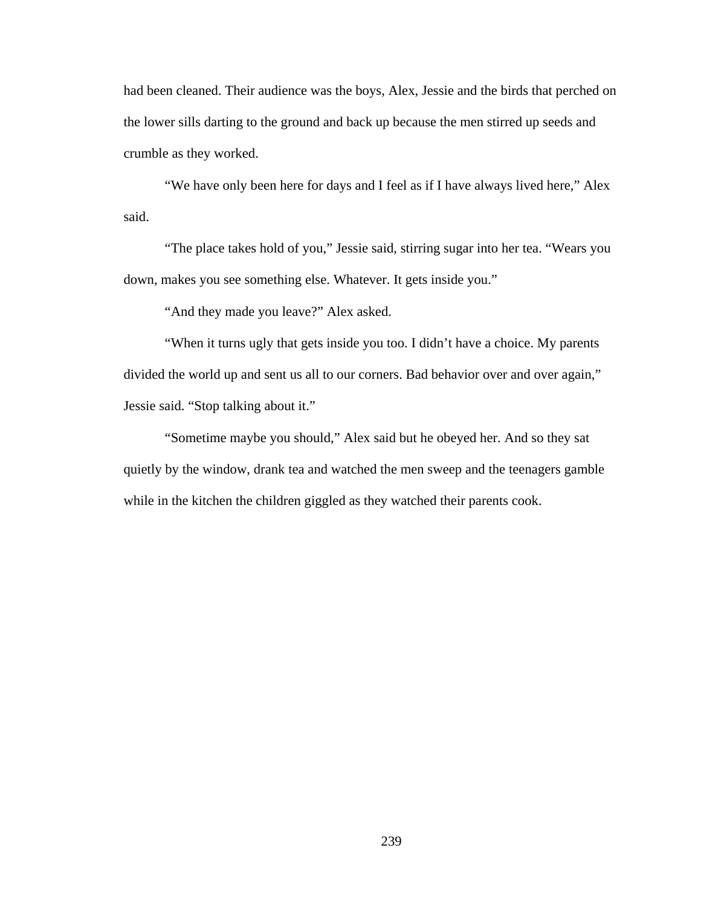had been cleaned. Their audience was the boys, Alex, Jessie and the birds that perched on the lower sills darting to the ground and back up because the men stirred up seeds and crumble as they worked.

“We have only been here for days and I feel as if I have always lived here,” Alex said.

“The place takes hold of you,” Jessie said, stirring sugar into her tea. “Wears you down, makes you see something else. Whatever. It gets inside you.”

“And they made you leave?” Alex asked.

“When it turns ugly that gets inside you too. I didn’t have a choice. My parents divided the world up and sent us all to our corners. Bad behavior over and over again,” Jessie said. “Stop talking about it.”

“Sometime maybe you should,” Alex said but he obeyed her. And so they sat quietly by the window, drank tea and watched the men sweep and the teenagers gamble while in the kitchen the children giggled as they watched their parents cook.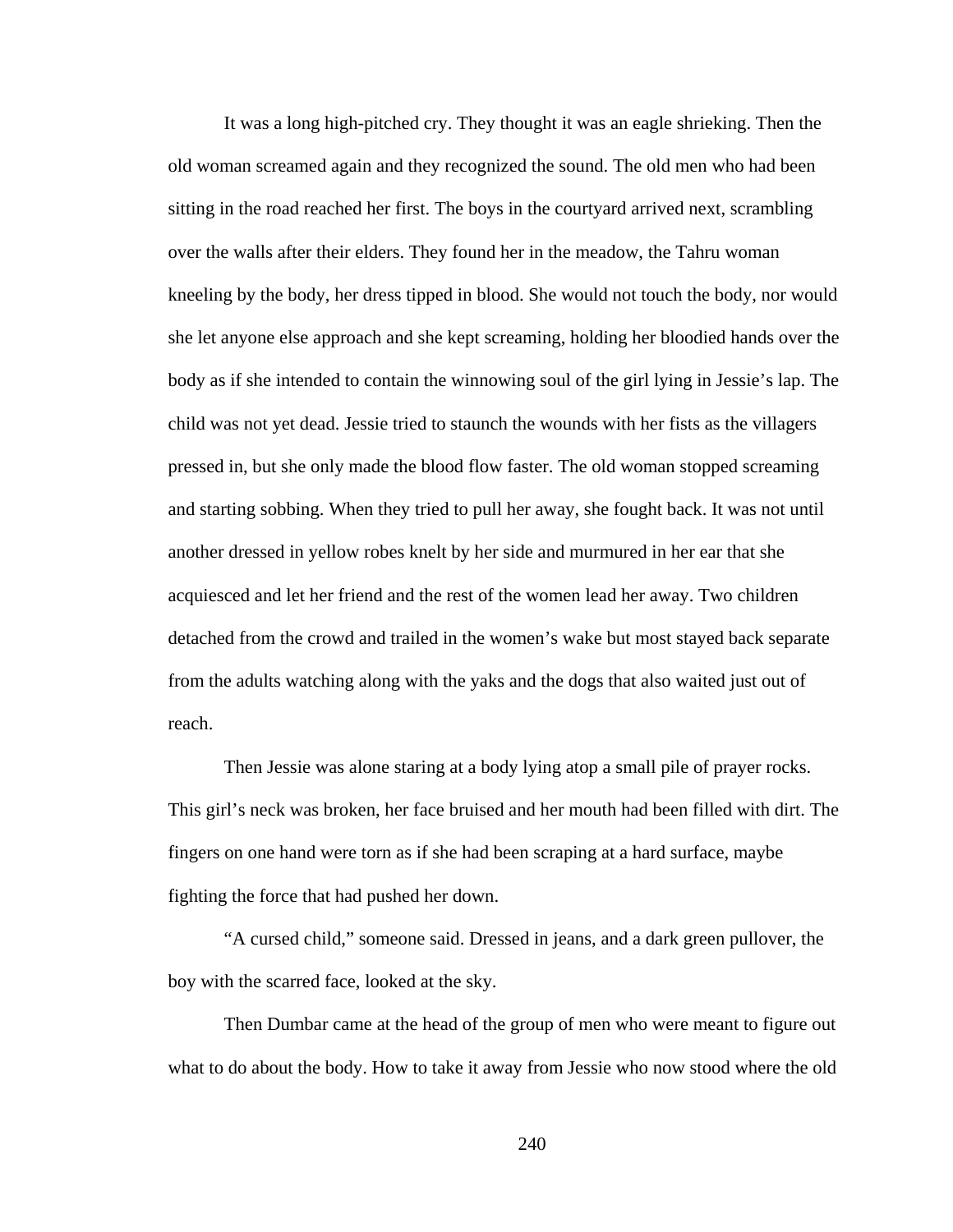It was a long high-pitched cry. They thought it was an eagle shrieking. Then the old woman screamed again and they recognized the sound. The old men who had been sitting in the road reached her first. The boys in the courtyard arrived next, scrambling over the walls after their elders. They found her in the meadow, the Tahru woman kneeling by the body, her dress tipped in blood. She would not touch the body, nor would she let anyone else approach and she kept screaming, holding her bloodied hands over the body as if she intended to contain the winnowing soul of the girl lying in Jessie's lap. The child was not yet dead. Jessie tried to staunch the wounds with her fists as the villagers pressed in, but she only made the blood flow faster. The old woman stopped screaming and starting sobbing. When they tried to pull her away, she fought back. It was not until another dressed in yellow robes knelt by her side and murmured in her ear that she acquiesced and let her friend and the rest of the women lead her away. Two children detached from the crowd and trailed in the women's wake but most stayed back separate from the adults watching along with the yaks and the dogs that also waited just out of reach.

Then Jessie was alone staring at a body lying atop a small pile of prayer rocks. This girl's neck was broken, her face bruised and her mouth had been filled with dirt. The fingers on one hand were torn as if she had been scraping at a hard surface, maybe fighting the force that had pushed her down.

"A cursed child," someone said. Dressed in jeans, and a dark green pullover, the boy with the scarred face, looked at the sky.

Then Dumbar came at the head of the group of men who were meant to figure out what to do about the body. How to take it away from Jessie who now stood where the old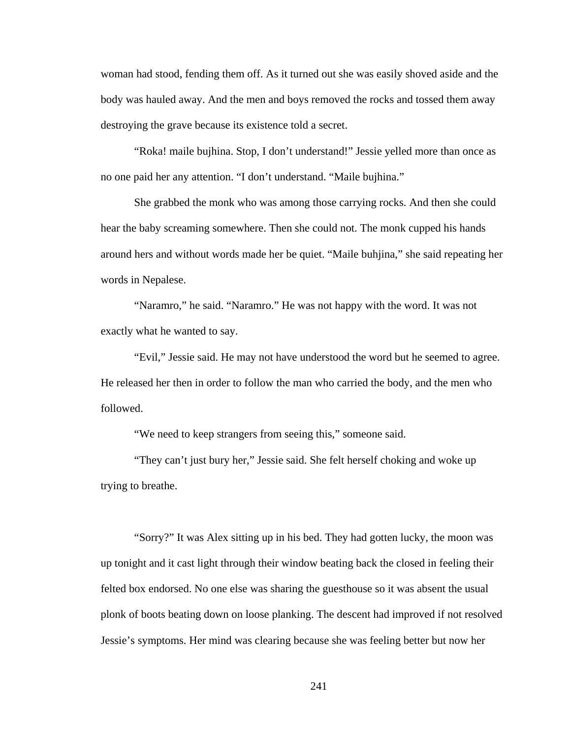woman had stood, fending them off. As it turned out she was easily shoved aside and the body was hauled away. And the men and boys removed the rocks and tossed them away destroying the grave because its existence told a secret.

"Roka! maile bujhina. Stop, I don't understand!" Jessie yelled more than once as no one paid her any attention. "I don't understand. "Maile bujhina."

She grabbed the monk who was among those carrying rocks. And then she could hear the baby screaming somewhere. Then she could not. The monk cupped his hands around hers and without words made her be quiet. "Maile buhjina," she said repeating her words in Nepalese.

"Naramro," he said. "Naramro." He was not happy with the word. It was not exactly what he wanted to say.

"Evil," Jessie said. He may not have understood the word but he seemed to agree. He released her then in order to follow the man who carried the body, and the men who followed.

"We need to keep strangers from seeing this," someone said.

"They can't just bury her," Jessie said. She felt herself choking and woke up trying to breathe.

"Sorry?" It was Alex sitting up in his bed. They had gotten lucky, the moon was up tonight and it cast light through their window beating back the closed in feeling their felted box endorsed. No one else was sharing the guesthouse so it was absent the usual plonk of boots beating down on loose planking. The descent had improved if not resolved Jessie's symptoms. Her mind was clearing because she was feeling better but now her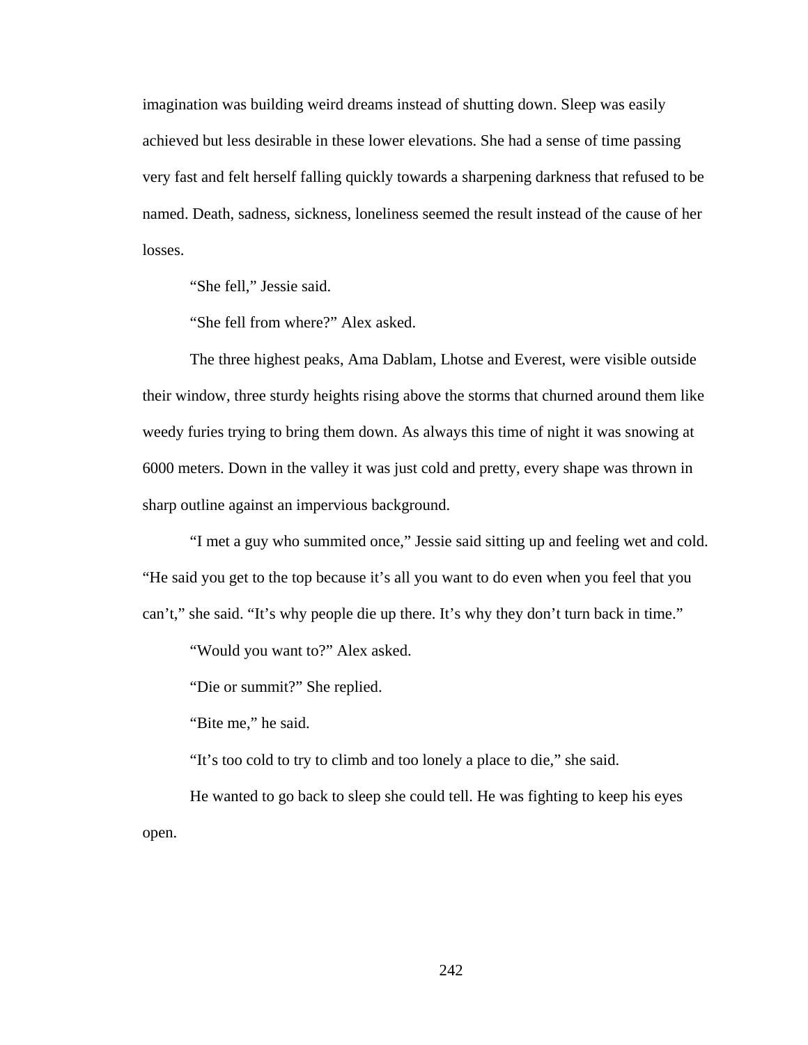imagination was building weird dreams instead of shutting down. Sleep was easily achieved but less desirable in these lower elevations. She had a sense of time passing very fast and felt herself falling quickly towards a sharpening darkness that refused to be named. Death, sadness, sickness, loneliness seemed the result instead of the cause of her losses.

“She fell,” Jessie said.

“She fell from where?” Alex asked.

The three highest peaks, Ama Dablam, Lhotse and Everest, were visible outside their window, three sturdy heights rising above the storms that churned around them like weedy furies trying to bring them down. As always this time of night it was snowing at 6000 meters. Down in the valley it was just cold and pretty, every shape was thrown in sharp outline against an impervious background.

“I met a guy who summited once,” Jessie said sitting up and feeling wet and cold. “He said you get to the top because it’s all you want to do even when you feel that you can’t,” she said. “It’s why people die up there. It’s why they don’t turn back in time.”

“Would you want to?” Alex asked.

“Die or summit?” She replied.

“Bite me,” he said.

“It’s too cold to try to climb and too lonely a place to die,” she said.

He wanted to go back to sleep she could tell. He was fighting to keep his eyes open.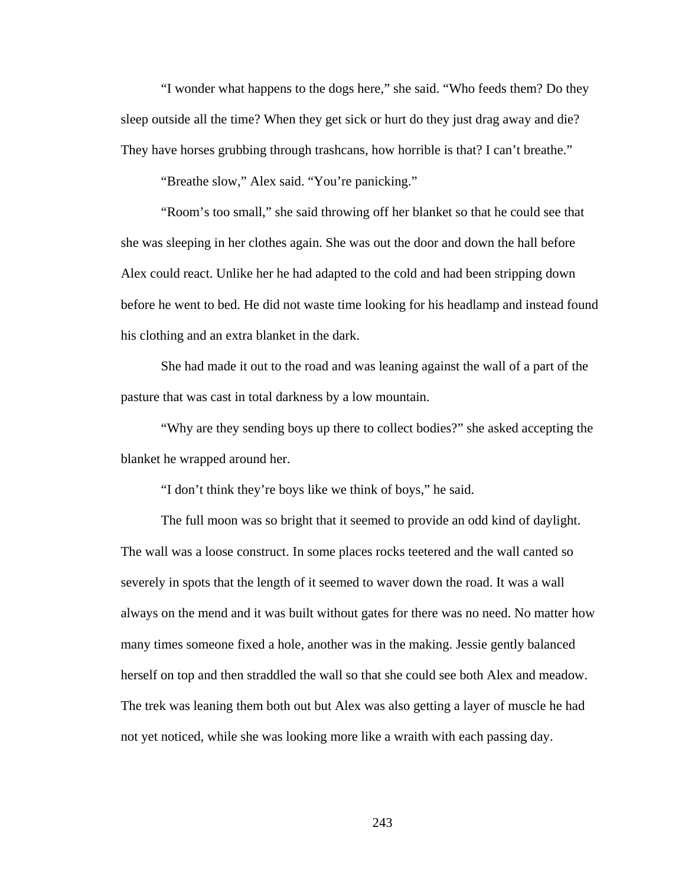"I wonder what happens to the dogs here," she said. "Who feeds them? Do they sleep outside all the time? When they get sick or hurt do they just drag away and die? They have horses grubbing through trashcans, how horrible is that? I can't breathe."

"Breathe slow," Alex said. "You're panicking."

"Room's too small," she said throwing off her blanket so that he could see that she was sleeping in her clothes again. She was out the door and down the hall before Alex could react. Unlike her he had adapted to the cold and had been stripping down before he went to bed. He did not waste time looking for his headlamp and instead found his clothing and an extra blanket in the dark.

She had made it out to the road and was leaning against the wall of a part of the pasture that was cast in total darkness by a low mountain.

"Why are they sending boys up there to collect bodies?" she asked accepting the blanket he wrapped around her.

"I don't think they're boys like we think of boys," he said.

The full moon was so bright that it seemed to provide an odd kind of daylight. The wall was a loose construct. In some places rocks teetered and the wall canted so severely in spots that the length of it seemed to waver down the road. It was a wall always on the mend and it was built without gates for there was no need. No matter how many times someone fixed a hole, another was in the making. Jessie gently balanced herself on top and then straddled the wall so that she could see both Alex and meadow. The trek was leaning them both out but Alex was also getting a layer of muscle he had not yet noticed, while she was looking more like a wraith with each passing day.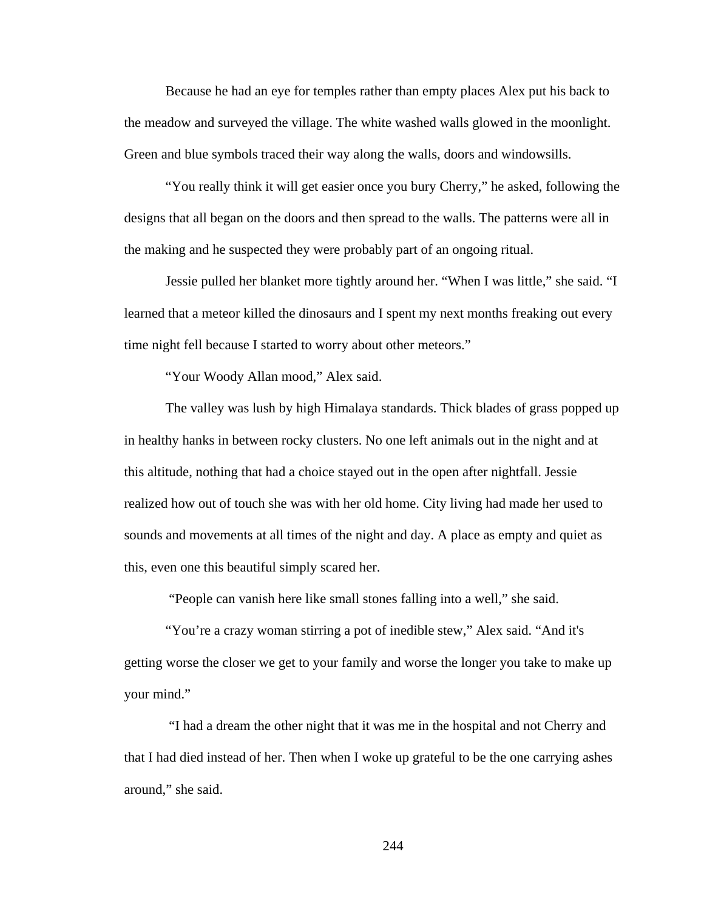Because he had an eye for temples rather than empty places Alex put his back to the meadow and surveyed the village. The white washed walls glowed in the moonlight. Green and blue symbols traced their way along the walls, doors and windowsills.

"You really think it will get easier once you bury Cherry," he asked, following the designs that all began on the doors and then spread to the walls. The patterns were all in the making and he suspected they were probably part of an ongoing ritual.

Jessie pulled her blanket more tightly around her. "When I was little," she said. "I learned that a meteor killed the dinosaurs and I spent my next months freaking out every time night fell because I started to worry about other meteors."

"Your Woody Allan mood," Alex said.

The valley was lush by high Himalaya standards. Thick blades of grass popped up in healthy hanks in between rocky clusters. No one left animals out in the night and at this altitude, nothing that had a choice stayed out in the open after nightfall. Jessie realized how out of touch she was with her old home. City living had made her used to sounds and movements at all times of the night and day. A place as empty and quiet as this, even one this beautiful simply scared her.

"People can vanish here like small stones falling into a well," she said.

"You're a crazy woman stirring a pot of inedible stew," Alex said. "And it's getting worse the closer we get to your family and worse the longer you take to make up your mind."

"I had a dream the other night that it was me in the hospital and not Cherry and that I had died instead of her. Then when I woke up grateful to be the one carrying ashes around," she said.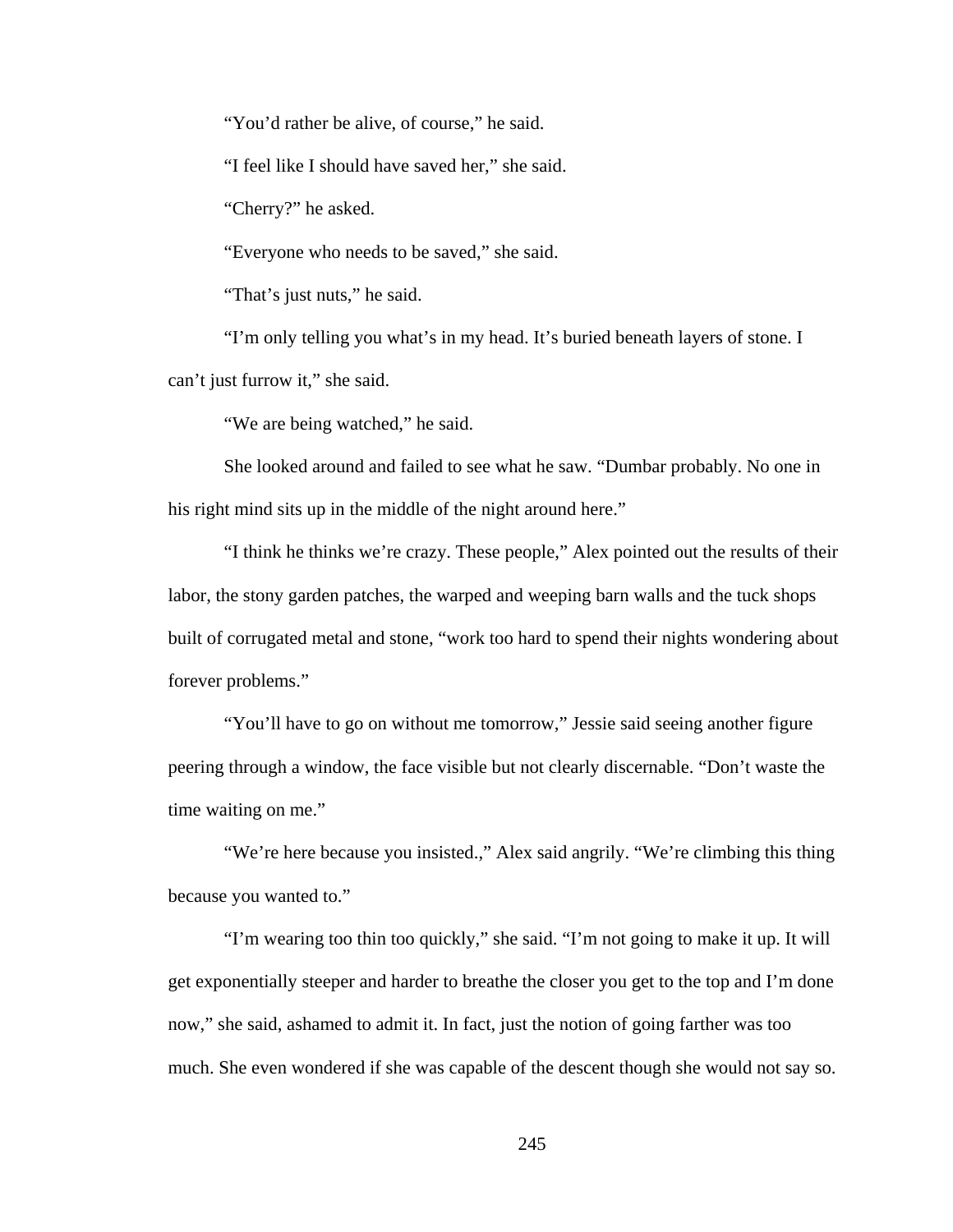"You'd rather be alive, of course," he said.

"I feel like I should have saved her," she said.

"Cherry?" he asked.

"Everyone who needs to be saved," she said.

"That's just nuts," he said.

"I'm only telling you what's in my head. It's buried beneath layers of stone. I can't just furrow it," she said.

"We are being watched," he said.

She looked around and failed to see what he saw. "Dumbar probably. No one in his right mind sits up in the middle of the night around here."

"I think he thinks we're crazy. These people," Alex pointed out the results of their labor, the stony garden patches, the warped and weeping barn walls and the tuck shops built of corrugated metal and stone, "work too hard to spend their nights wondering about forever problems."

"You'll have to go on without me tomorrow," Jessie said seeing another figure peering through a window, the face visible but not clearly discernable. "Don't waste the time waiting on me."

"We're here because you insisted.," Alex said angrily. "We're climbing this thing because you wanted to."

"I'm wearing too thin too quickly," she said. "I'm not going to make it up. It will get exponentially steeper and harder to breathe the closer you get to the top and I'm done now," she said, ashamed to admit it. In fact, just the notion of going farther was too much. She even wondered if she was capable of the descent though she would not say so.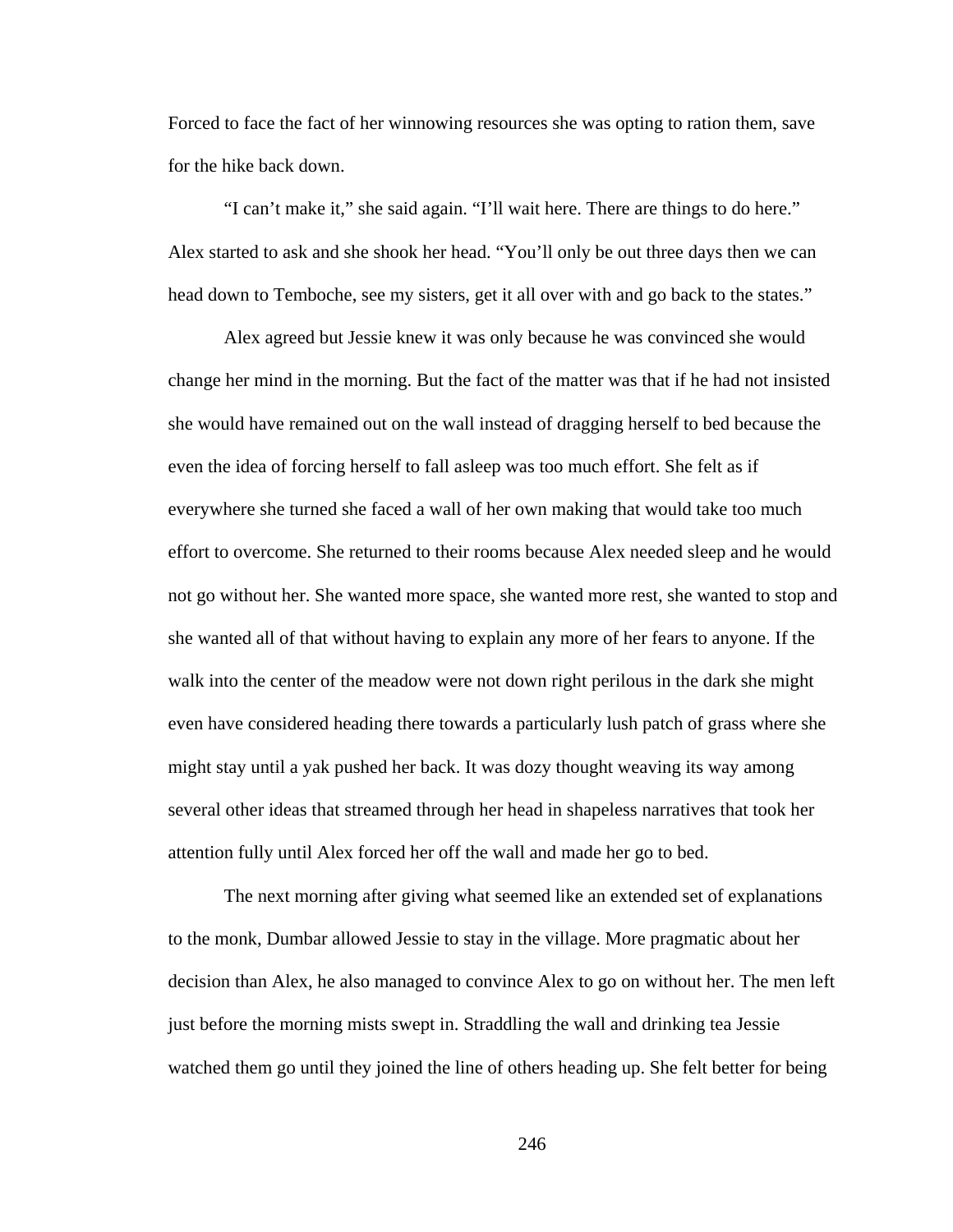Forced to face the fact of her winnowing resources she was opting to ration them, save for the hike back down.

"I can't make it," she said again. "I'll wait here. There are things to do here." Alex started to ask and she shook her head. "You'll only be out three days then we can head down to Temboche, see my sisters, get it all over with and go back to the states."

Alex agreed but Jessie knew it was only because he was convinced she would change her mind in the morning. But the fact of the matter was that if he had not insisted she would have remained out on the wall instead of dragging herself to bed because the even the idea of forcing herself to fall asleep was too much effort. She felt as if everywhere she turned she faced a wall of her own making that would take too much effort to overcome. She returned to their rooms because Alex needed sleep and he would not go without her. She wanted more space, she wanted more rest, she wanted to stop and she wanted all of that without having to explain any more of her fears to anyone. If the walk into the center of the meadow were not down right perilous in the dark she might even have considered heading there towards a particularly lush patch of grass where she might stay until a yak pushed her back. It was dozy thought weaving its way among several other ideas that streamed through her head in shapeless narratives that took her attention fully until Alex forced her off the wall and made her go to bed.

The next morning after giving what seemed like an extended set of explanations to the monk, Dumbar allowed Jessie to stay in the village. More pragmatic about her decision than Alex, he also managed to convince Alex to go on without her. The men left just before the morning mists swept in. Straddling the wall and drinking tea Jessie watched them go until they joined the line of others heading up. She felt better for being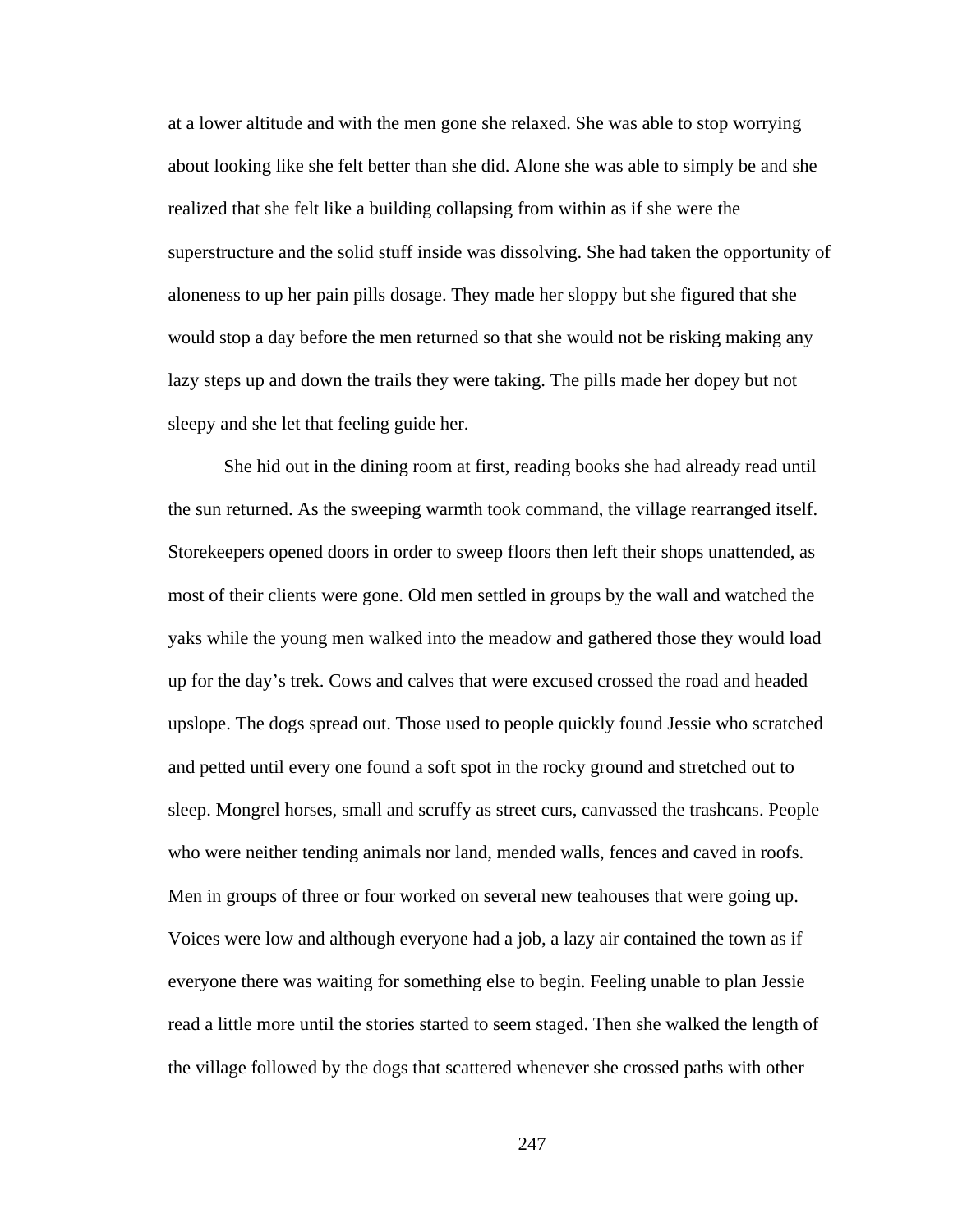at a lower altitude and with the men gone she relaxed. She was able to stop worrying about looking like she felt better than she did. Alone she was able to simply be and she realized that she felt like a building collapsing from within as if she were the superstructure and the solid stuff inside was dissolving. She had taken the opportunity of aloneness to up her pain pills dosage. They made her sloppy but she figured that she would stop a day before the men returned so that she would not be risking making any lazy steps up and down the trails they were taking. The pills made her dopey but not sleepy and she let that feeling guide her.

She hid out in the dining room at first, reading books she had already read until the sun returned. As the sweeping warmth took command, the village rearranged itself. Storekeepers opened doors in order to sweep floors then left their shops unattended, as most of their clients were gone. Old men settled in groups by the wall and watched the yaks while the young men walked into the meadow and gathered those they would load up for the day's trek. Cows and calves that were excused crossed the road and headed upslope. The dogs spread out. Those used to people quickly found Jessie who scratched and petted until every one found a soft spot in the rocky ground and stretched out to sleep. Mongrel horses, small and scruffy as street curs, canvassed the trashcans. People who were neither tending animals nor land, mended walls, fences and caved in roofs. Men in groups of three or four worked on several new teahouses that were going up. Voices were low and although everyone had a job, a lazy air contained the town as if everyone there was waiting for something else to begin. Feeling unable to plan Jessie read a little more until the stories started to seem staged. Then she walked the length of the village followed by the dogs that scattered whenever she crossed paths with other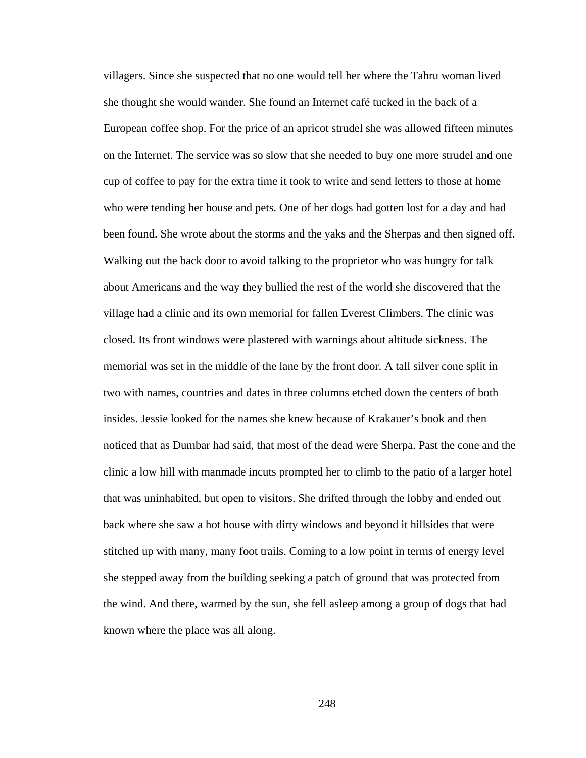villagers. Since she suspected that no one would tell her where the Tahru woman lived she thought she would wander. She found an Internet café tucked in the back of a European coffee shop. For the price of an apricot strudel she was allowed fifteen minutes on the Internet. The service was so slow that she needed to buy one more strudel and one cup of coffee to pay for the extra time it took to write and send letters to those at home who were tending her house and pets. One of her dogs had gotten lost for a day and had been found. She wrote about the storms and the yaks and the Sherpas and then signed off. Walking out the back door to avoid talking to the proprietor who was hungry for talk about Americans and the way they bullied the rest of the world she discovered that the village had a clinic and its own memorial for fallen Everest Climbers. The clinic was closed. Its front windows were plastered with warnings about altitude sickness. The memorial was set in the middle of the lane by the front door. A tall silver cone split in two with names, countries and dates in three columns etched down the centers of both insides. Jessie looked for the names she knew because of Krakauer's book and then noticed that as Dumbar had said, that most of the dead were Sherpa. Past the cone and the clinic a low hill with manmade incuts prompted her to climb to the patio of a larger hotel that was uninhabited, but open to visitors. She drifted through the lobby and ended out back where she saw a hot house with dirty windows and beyond it hillsides that were stitched up with many, many foot trails. Coming to a low point in terms of energy level she stepped away from the building seeking a patch of ground that was protected from the wind. And there, warmed by the sun, she fell asleep among a group of dogs that had known where the place was all along.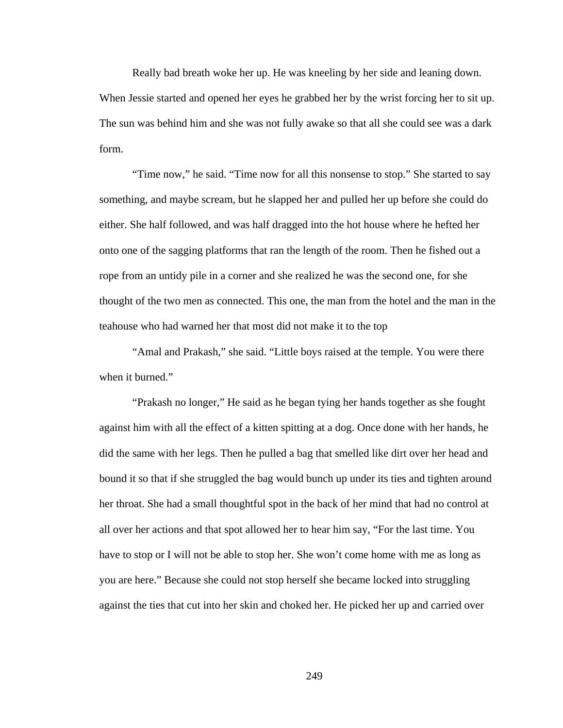Really bad breath woke her up. He was kneeling by her side and leaning down. When Jessie started and opened her eyes he grabbed her by the wrist forcing her to sit up. The sun was behind him and she was not fully awake so that all she could see was a dark form.

"Time now," he said. "Time now for all this nonsense to stop." She started to say something, and maybe scream, but he slapped her and pulled her up before she could do either. She half followed, and was half dragged into the hot house where he hefted her onto one of the sagging platforms that ran the length of the room. Then he fished out a rope from an untidy pile in a corner and she realized he was the second one, for she thought of the two men as connected. This one, the man from the hotel and the man in the teahouse who had warned her that most did not make it to the top

"Amal and Prakash," she said. "Little boys raised at the temple. You were there when it burned."

"Prakash no longer," He said as he began tying her hands together as she fought against him with all the effect of a kitten spitting at a dog. Once done with her hands, he did the same with her legs. Then he pulled a bag that smelled like dirt over her head and bound it so that if she struggled the bag would bunch up under its ties and tighten around her throat. She had a small thoughtful spot in the back of her mind that had no control at all over her actions and that spot allowed her to hear him say, "For the last time. You have to stop or I will not be able to stop her. She won't come home with me as long as you are here." Because she could not stop herself she became locked into struggling against the ties that cut into her skin and choked her. He picked her up and carried over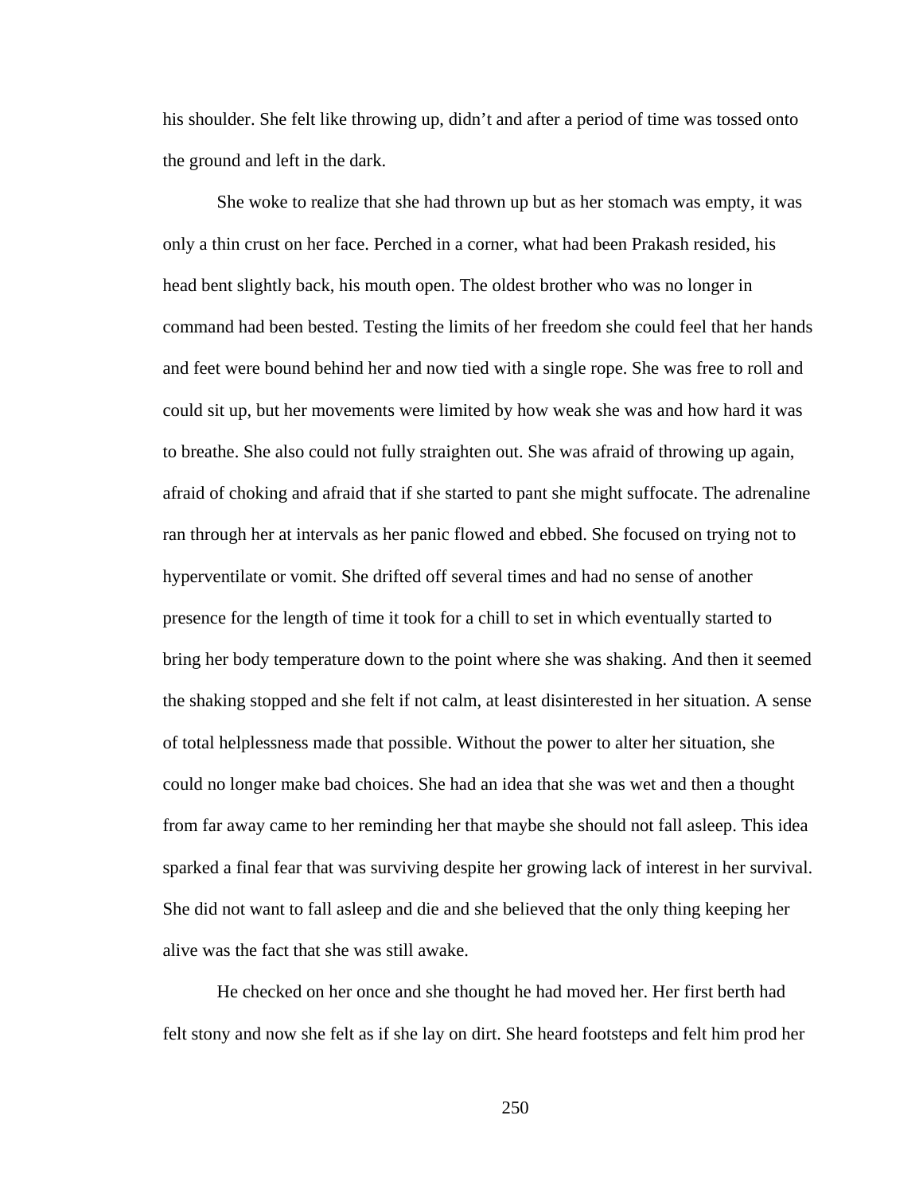his shoulder. She felt like throwing up, didn't and after a period of time was tossed onto the ground and left in the dark.

She woke to realize that she had thrown up but as her stomach was empty, it was only a thin crust on her face. Perched in a corner, what had been Prakash resided, his head bent slightly back, his mouth open. The oldest brother who was no longer in command had been bested. Testing the limits of her freedom she could feel that her hands and feet were bound behind her and now tied with a single rope. She was free to roll and could sit up, but her movements were limited by how weak she was and how hard it was to breathe. She also could not fully straighten out. She was afraid of throwing up again, afraid of choking and afraid that if she started to pant she might suffocate. The adrenaline ran through her at intervals as her panic flowed and ebbed. She focused on trying not to hyperventilate or vomit. She drifted off several times and had no sense of another presence for the length of time it took for a chill to set in which eventually started to bring her body temperature down to the point where she was shaking. And then it seemed the shaking stopped and she felt if not calm, at least disinterested in her situation. A sense of total helplessness made that possible. Without the power to alter her situation, she could no longer make bad choices. She had an idea that she was wet and then a thought from far away came to her reminding her that maybe she should not fall asleep. This idea sparked a final fear that was surviving despite her growing lack of interest in her survival. She did not want to fall asleep and die and she believed that the only thing keeping her alive was the fact that she was still awake.

He checked on her once and she thought he had moved her. Her first berth had felt stony and now she felt as if she lay on dirt. She heard footsteps and felt him prod her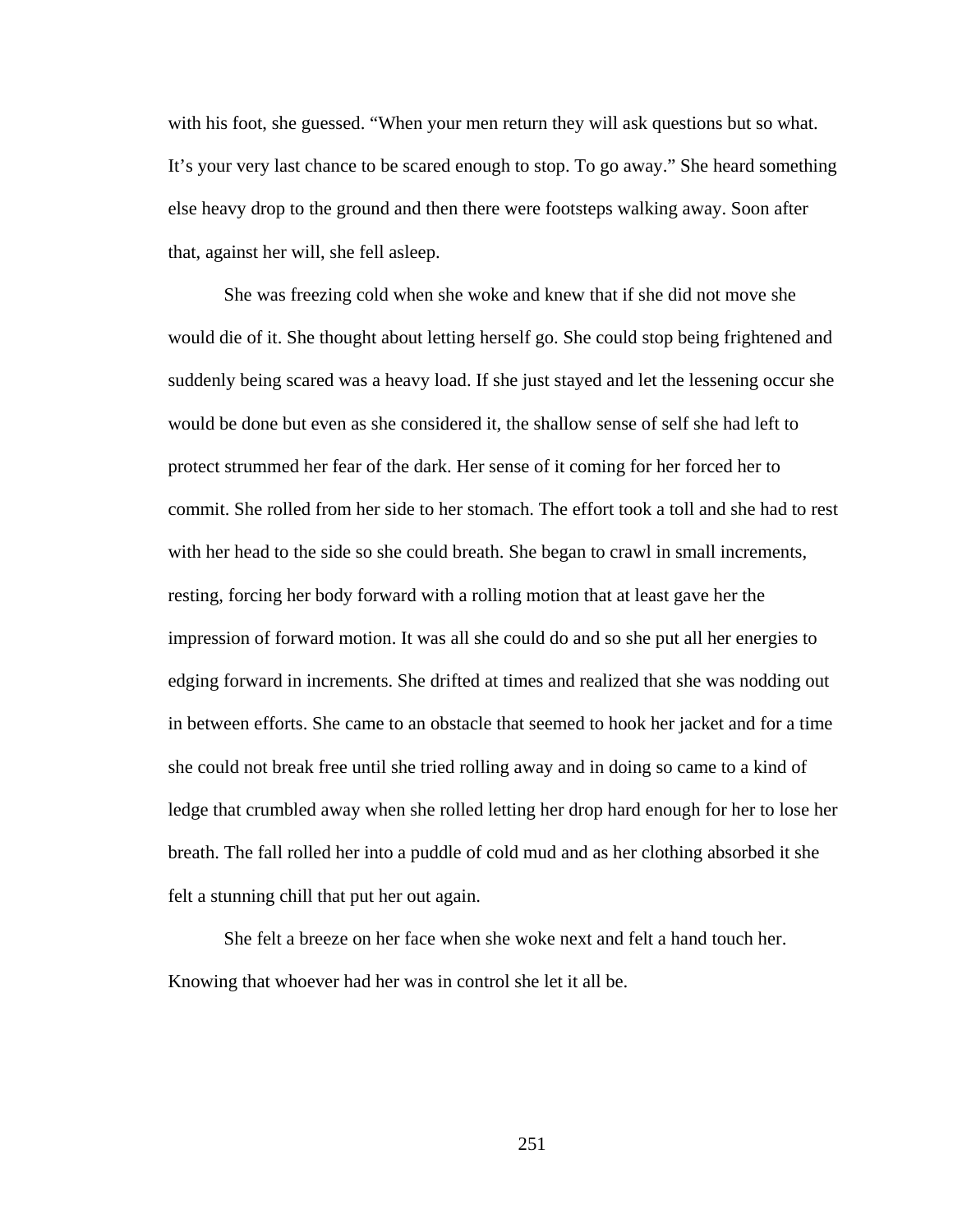with his foot, she guessed. “When your men return they will ask questions but so what. It’s your very last chance to be scared enough to stop. To go away.” She heard something else heavy drop to the ground and then there were footsteps walking away. Soon after that, against her will, she fell asleep.

She was freezing cold when she woke and knew that if she did not move she would die of it. She thought about letting herself go. She could stop being frightened and suddenly being scared was a heavy load. If she just stayed and let the lessening occur she would be done but even as she considered it, the shallow sense of self she had left to protect strummed her fear of the dark. Her sense of it coming for her forced her to commit. She rolled from her side to her stomach. The effort took a toll and she had to rest with her head to the side so she could breath. She began to crawl in small increments, resting, forcing her body forward with a rolling motion that at least gave her the impression of forward motion. It was all she could do and so she put all her energies to edging forward in increments. She drifted at times and realized that she was nodding out in between efforts. She came to an obstacle that seemed to hook her jacket and for a time she could not break free until she tried rolling away and in doing so came to a kind of ledge that crumbled away when she rolled letting her drop hard enough for her to lose her breath. The fall rolled her into a puddle of cold mud and as her clothing absorbed it she felt a stunning chill that put her out again.

She felt a breeze on her face when she woke next and felt a hand touch her. Knowing that whoever had her was in control she let it all be.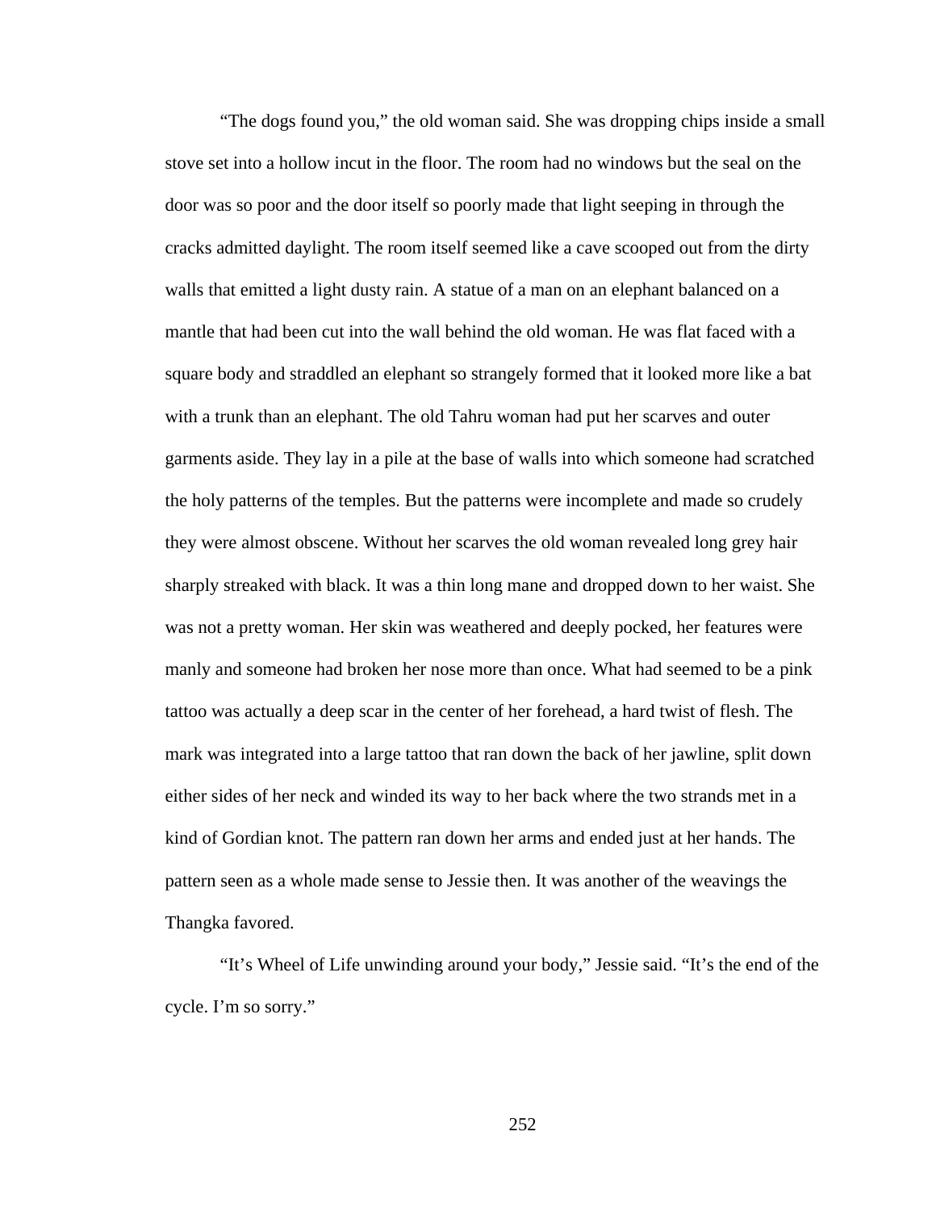“The dogs found you,” the old woman said. She was dropping chips inside a small stove set into a hollow incut in the floor. The room had no windows but the seal on the door was so poor and the door itself so poorly made that light seeping in through the cracks admitted daylight. The room itself seemed like a cave scooped out from the dirty walls that emitted a light dusty rain. A statue of a man on an elephant balanced on a mantle that had been cut into the wall behind the old woman. He was flat faced with a square body and straddled an elephant so strangely formed that it looked more like a bat with a trunk than an elephant. The old Tahru woman had put her scarves and outer garments aside. They lay in a pile at the base of walls into which someone had scratched the holy patterns of the temples. But the patterns were incomplete and made so crudely they were almost obscene. Without her scarves the old woman revealed long grey hair sharply streaked with black. It was a thin long mane and dropped down to her waist. She was not a pretty woman. Her skin was weathered and deeply pocked, her features were manly and someone had broken her nose more than once. What had seemed to be a pink tattoo was actually a deep scar in the center of her forehead, a hard twist of flesh. The mark was integrated into a large tattoo that ran down the back of her jawline, split down either sides of her neck and winded its way to her back where the two strands met in a kind of Gordian knot. The pattern ran down her arms and ended just at her hands. The pattern seen as a whole made sense to Jessie then. It was another of the weavings the Thangka favored.

“It’s Wheel of Life unwinding around your body,” Jessie said. “It’s the end of the cycle. I’m so sorry.”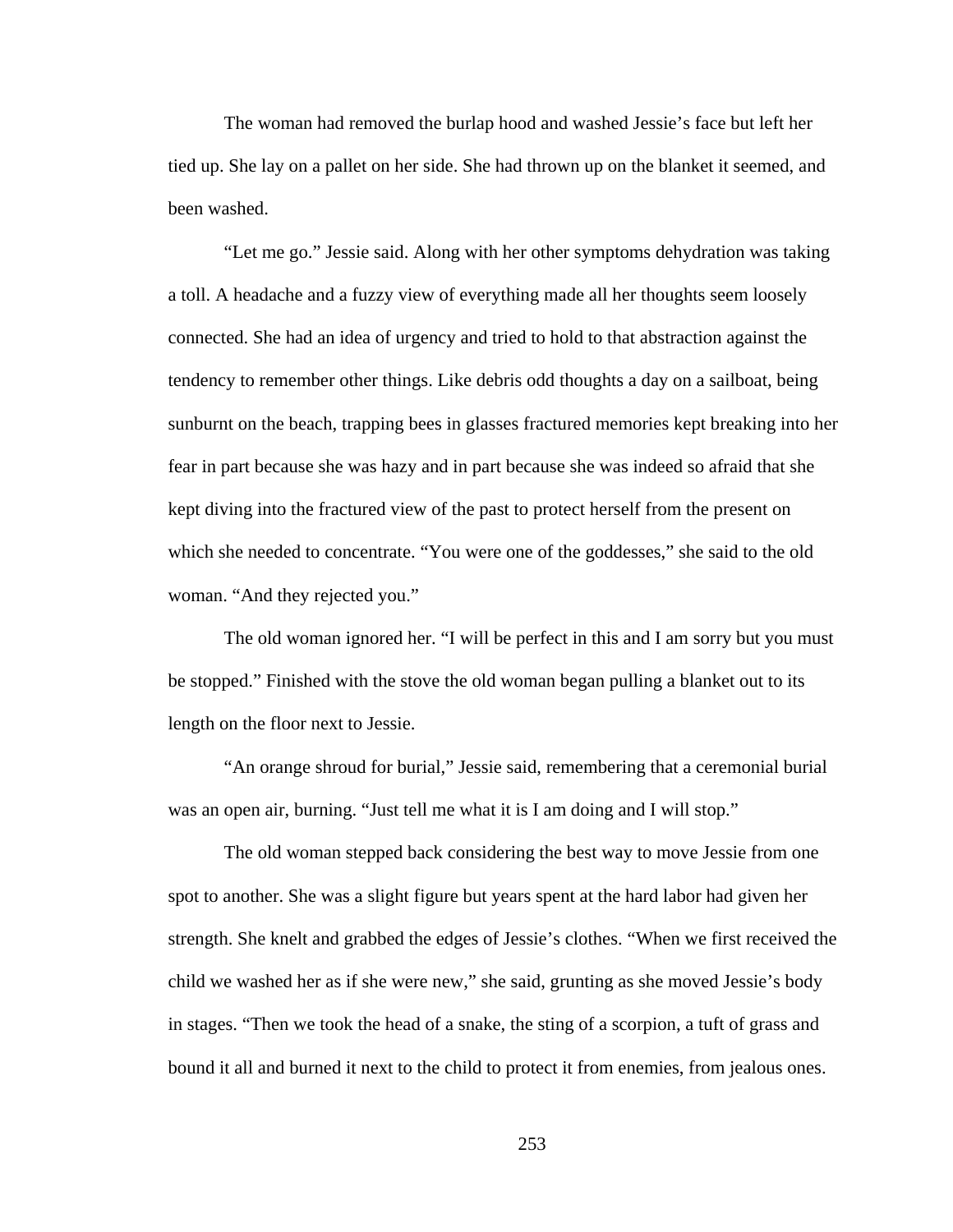The woman had removed the burlap hood and washed Jessie's face but left her tied up. She lay on a pallet on her side. She had thrown up on the blanket it seemed, and been washed.

"Let me go." Jessie said. Along with her other symptoms dehydration was taking a toll. A headache and a fuzzy view of everything made all her thoughts seem loosely connected. She had an idea of urgency and tried to hold to that abstraction against the tendency to remember other things. Like debris odd thoughts a day on a sailboat, being sunburnt on the beach, trapping bees in glasses fractured memories kept breaking into her fear in part because she was hazy and in part because she was indeed so afraid that she kept diving into the fractured view of the past to protect herself from the present on which she needed to concentrate. "You were one of the goddesses," she said to the old woman. "And they rejected you."

The old woman ignored her. "I will be perfect in this and I am sorry but you must be stopped." Finished with the stove the old woman began pulling a blanket out to its length on the floor next to Jessie.

"An orange shroud for burial," Jessie said, remembering that a ceremonial burial was an open air, burning. "Just tell me what it is I am doing and I will stop."

The old woman stepped back considering the best way to move Jessie from one spot to another. She was a slight figure but years spent at the hard labor had given her strength. She knelt and grabbed the edges of Jessie's clothes. "When we first received the child we washed her as if she were new," she said, grunting as she moved Jessie's body in stages. "Then we took the head of a snake, the sting of a scorpion, a tuft of grass and bound it all and burned it next to the child to protect it from enemies, from jealous ones.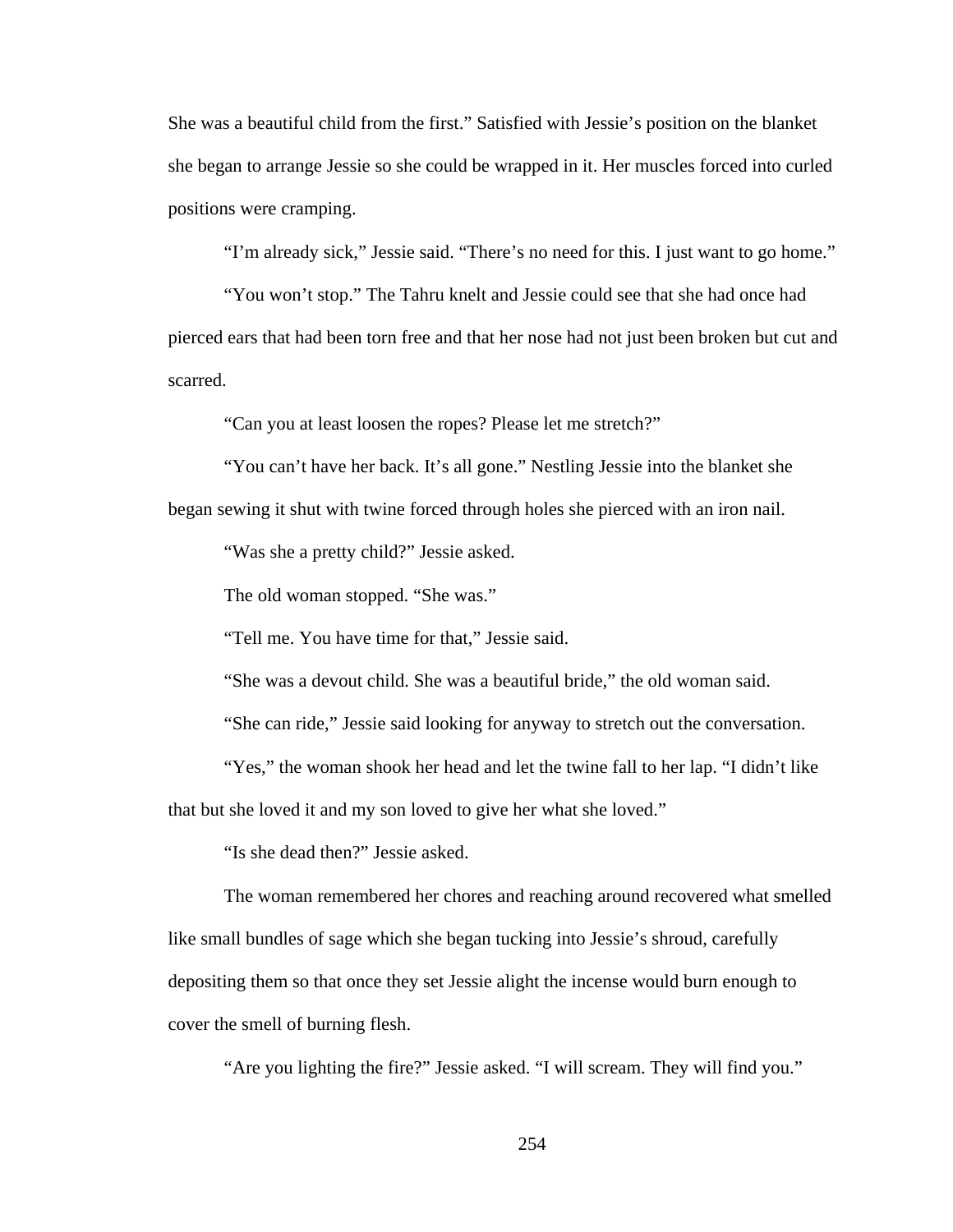She was a beautiful child from the first." Satisfied with Jessie's position on the blanket she began to arrange Jessie so she could be wrapped in it. Her muscles forced into curled positions were cramping.

"I'm already sick," Jessie said. "There's no need for this. I just want to go home."

"You won't stop." The Tahru knelt and Jessie could see that she had once had pierced ears that had been torn free and that her nose had not just been broken but cut and scarred.

"Can you at least loosen the ropes? Please let me stretch?"

"You can't have her back. It's all gone." Nestling Jessie into the blanket she began sewing it shut with twine forced through holes she pierced with an iron nail.

"Was she a pretty child?" Jessie asked.

The old woman stopped. "She was."

"Tell me. You have time for that," Jessie said.

"She was a devout child. She was a beautiful bride," the old woman said.

"She can ride," Jessie said looking for anyway to stretch out the conversation.

"Yes," the woman shook her head and let the twine fall to her lap. "I didn't like that but she loved it and my son loved to give her what she loved."

"Is she dead then?" Jessie asked.

The woman remembered her chores and reaching around recovered what smelled like small bundles of sage which she began tucking into Jessie's shroud, carefully depositing them so that once they set Jessie alight the incense would burn enough to cover the smell of burning flesh.

"Are you lighting the fire?" Jessie asked. "I will scream. They will find you."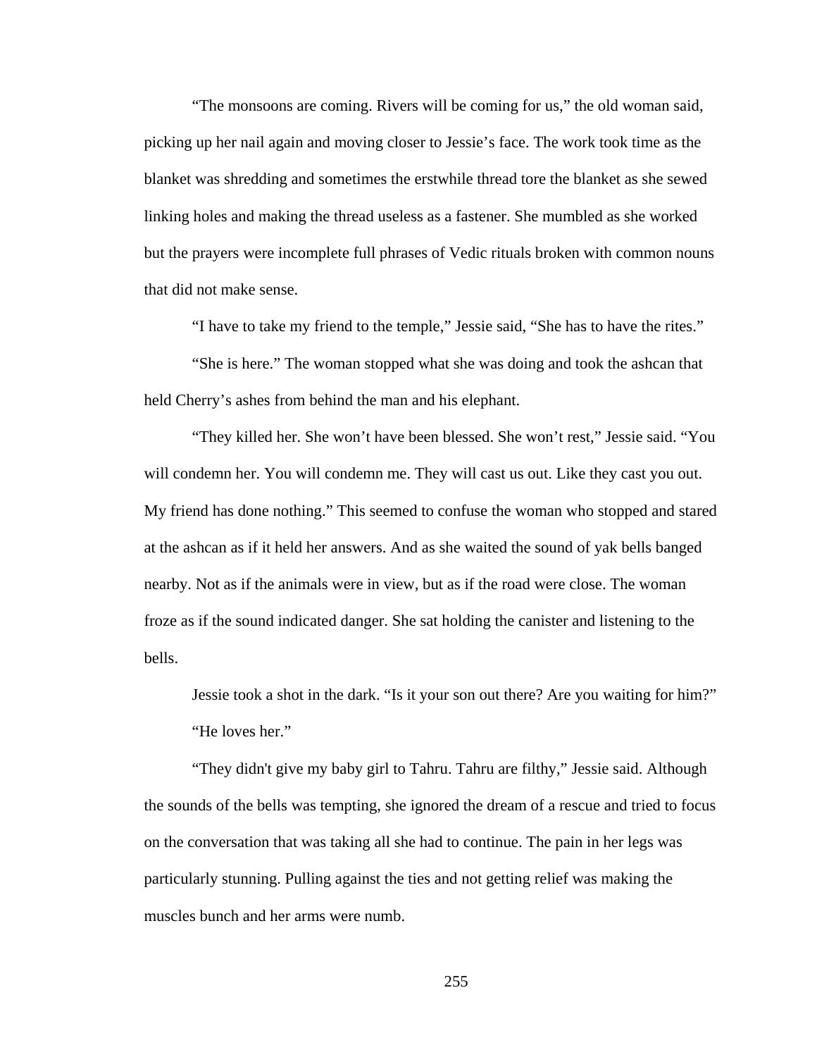"The monsoons are coming. Rivers will be coming for us," the old woman said, picking up her nail again and moving closer to Jessie's face. The work took time as the blanket was shredding and sometimes the erstwhile thread tore the blanket as she sewed linking holes and making the thread useless as a fastener. She mumbled as she worked but the prayers were incomplete full phrases of Vedic rituals broken with common nouns that did not make sense.

"I have to take my friend to the temple," Jessie said, "She has to have the rites."

"She is here." The woman stopped what she was doing and took the ashcan that held Cherry's ashes from behind the man and his elephant.

"They killed her. She won't have been blessed. She won't rest," Jessie said. "You will condemn her. You will condemn me. They will cast us out. Like they cast you out. My friend has done nothing." This seemed to confuse the woman who stopped and stared at the ashcan as if it held her answers. And as she waited the sound of yak bells banged nearby. Not as if the animals were in view, but as if the road were close. The woman froze as if the sound indicated danger. She sat holding the canister and listening to the bells.

Jessie took a shot in the dark. "Is it your son out there? Are you waiting for him?"

"He loves her."

"They didn't give my baby girl to Tahru. Tahru are filthy," Jessie said. Although the sounds of the bells was tempting, she ignored the dream of a rescue and tried to focus on the conversation that was taking all she had to continue. The pain in her legs was particularly stunning. Pulling against the ties and not getting relief was making the muscles bunch and her arms were numb.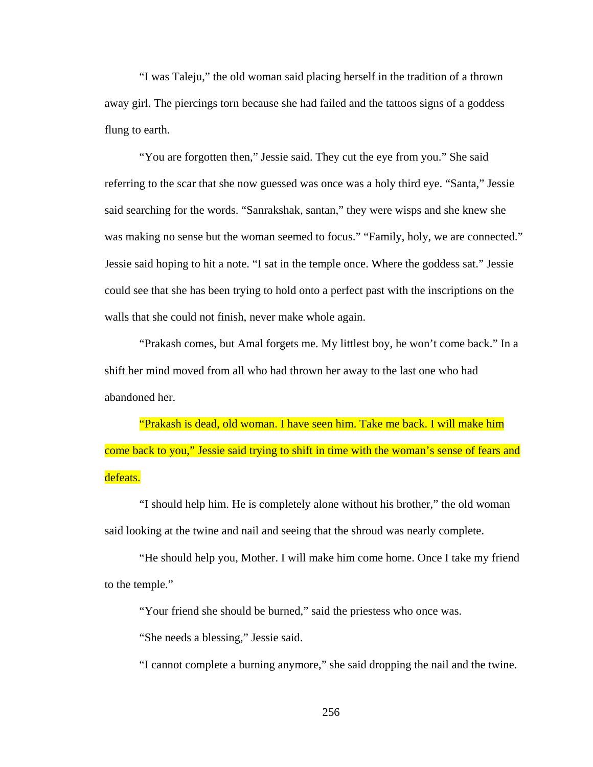“I was Taleju,” the old woman said placing herself in the tradition of a thrown away girl. The piercings torn because she had failed and the tattoos signs of a goddess flung to earth.

“You are forgotten then,” Jessie said. They cut the eye from you.” She said referring to the scar that she now guessed was once was a holy third eye. “Santa,” Jessie said searching for the words. “Sanrakshak, santan,” they were wisps and she knew she was making no sense but the woman seemed to focus.” “Family, holy, we are connected.” Jessie said hoping to hit a note. “I sat in the temple once. Where the goddess sat.” Jessie could see that she has been trying to hold onto a perfect past with the inscriptions on the walls that she could not finish, never make whole again.

“Prakash comes, but Amal forgets me. My littlest boy, he won’t come back.” In a shift her mind moved from all who had thrown her away to the last one who had abandoned her.

“Prakash is dead, old woman. I have seen him. Take me back. I will make him come back to you,” Jessie said trying to shift in time with the woman’s sense of fears and defeats.

“I should help him. He is completely alone without his brother,” the old woman said looking at the twine and nail and seeing that the shroud was nearly complete.

“He should help you, Mother. I will make him come home. Once I take my friend to the temple.”

“Your friend she should be burned,” said the priestess who once was.

“She needs a blessing,” Jessie said.

“I cannot complete a burning anymore,” she said dropping the nail and the twine.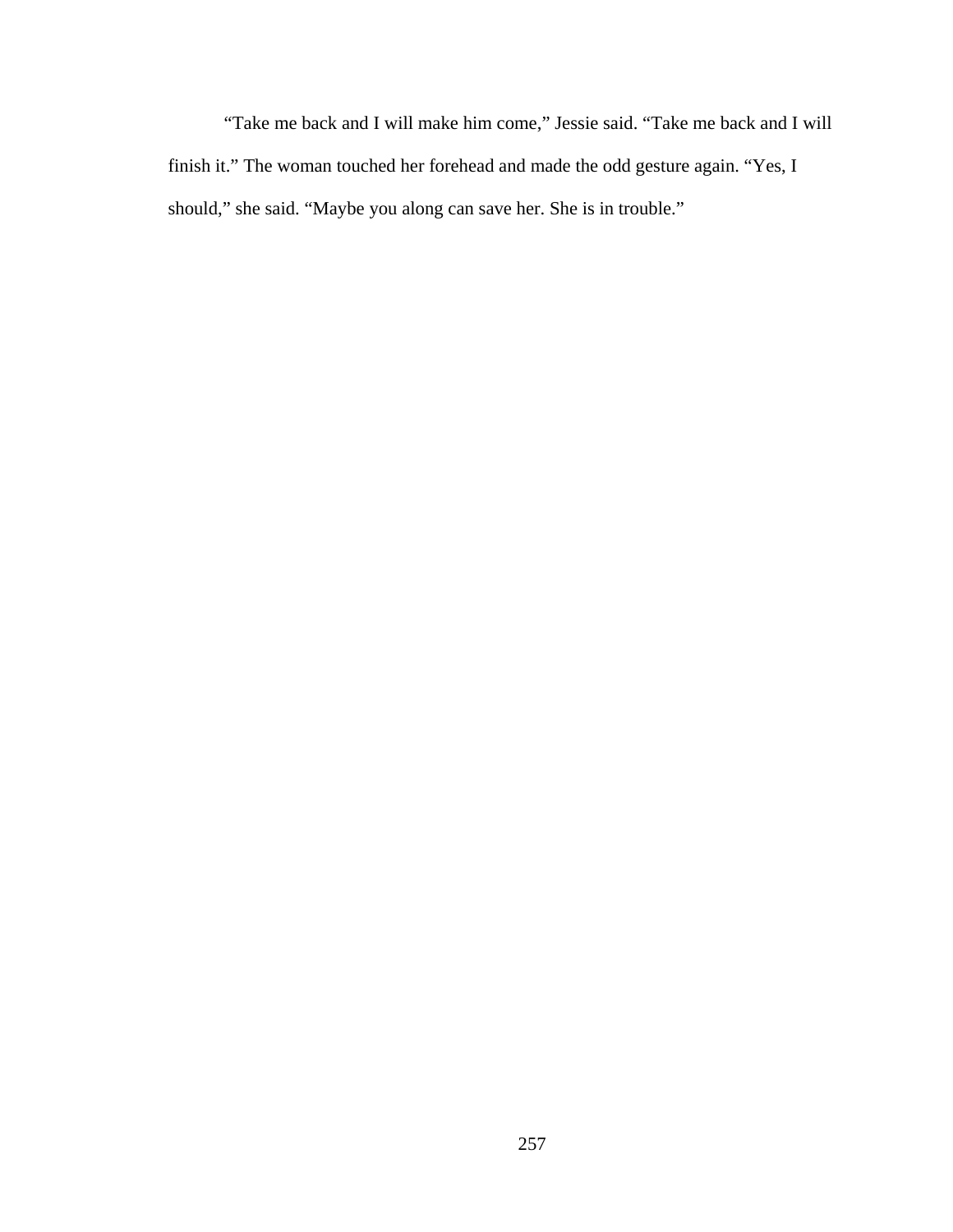“Take me back and I will make him come,” Jessie said. “Take me back and I will finish it.” The woman touched her forehead and made the odd gesture again. “Yes, I should,” she said. “Maybe you along can save her. She is in trouble.”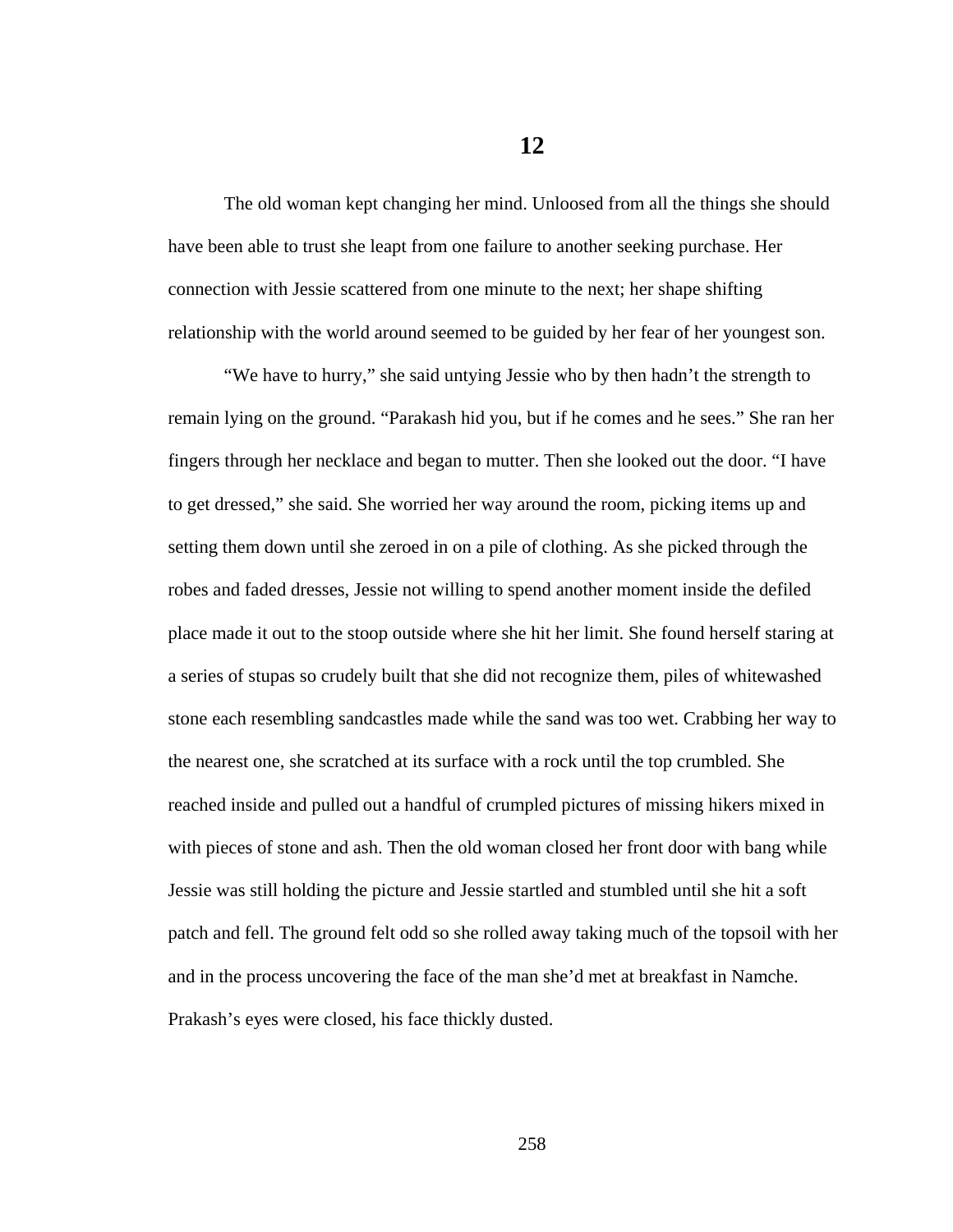# 12

The old woman kept changing her mind. Unloosed from all the things she should have been able to trust she leapt from one failure to another seeking purchase. Her connection with Jessie scattered from one minute to the next; her shape shifting relationship with the world around seemed to be guided by her fear of her youngest son.

"We have to hurry," she said untying Jessie who by then hadn't the strength to remain lying on the ground. "Parakash hid you, but if he comes and he sees." She ran her fingers through her necklace and began to mutter. Then she looked out the door. "I have to get dressed," she said. She worried her way around the room, picking items up and setting them down until she zeroed in on a pile of clothing. As she picked through the robes and faded dresses, Jessie not willing to spend another moment inside the defiled place made it out to the stoop outside where she hit her limit. She found herself staring at a series of stupas so crudely built that she did not recognize them, piles of whitewashed stone each resembling sandcastles made while the sand was too wet. Crabbing her way to the nearest one, she scratched at its surface with a rock until the top crumbled. She reached inside and pulled out a handful of crumpled pictures of missing hikers mixed in with pieces of stone and ash. Then the old woman closed her front door with bang while Jessie was still holding the picture and Jessie startled and stumbled until she hit a soft patch and fell. The ground felt odd so she rolled away taking much of the topsoil with her and in the process uncovering the face of the man she'd met at breakfast in Namche. Prakash's eyes were closed, his face thickly dusted.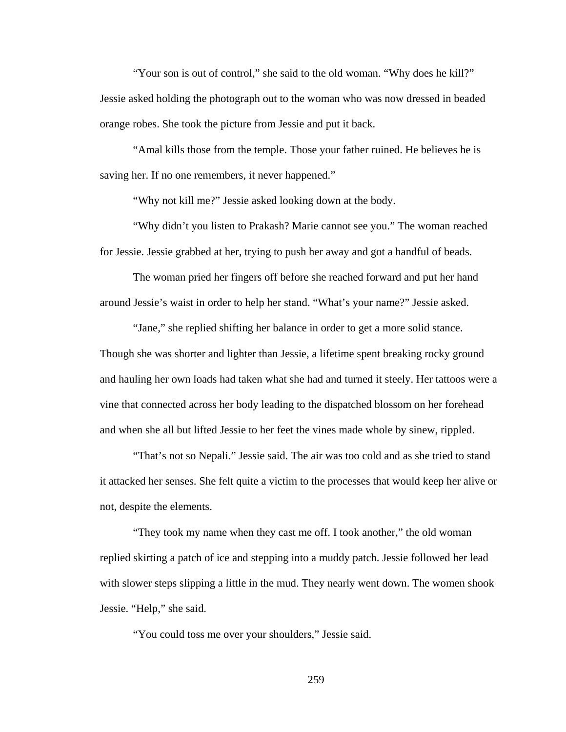"Your son is out of control," she said to the old woman. "Why does he kill?" Jessie asked holding the photograph out to the woman who was now dressed in beaded orange robes. She took the picture from Jessie and put it back.

"Amal kills those from the temple. Those your father ruined. He believes he is saving her. If no one remembers, it never happened."

"Why not kill me?" Jessie asked looking down at the body.

"Why didn't you listen to Prakash? Marie cannot see you." The woman reached for Jessie. Jessie grabbed at her, trying to push her away and got a handful of beads.

The woman pried her fingers off before she reached forward and put her hand around Jessie's waist in order to help her stand. "What's your name?" Jessie asked.

"Jane," she replied shifting her balance in order to get a more solid stance. Though she was shorter and lighter than Jessie, a lifetime spent breaking rocky ground and hauling her own loads had taken what she had and turned it steely. Her tattoos were a vine that connected across her body leading to the dispatched blossom on her forehead and when she all but lifted Jessie to her feet the vines made whole by sinew, rippled.

"That's not so Nepali." Jessie said. The air was too cold and as she tried to stand it attacked her senses. She felt quite a victim to the processes that would keep her alive or not, despite the elements.

"They took my name when they cast me off. I took another," the old woman replied skirting a patch of ice and stepping into a muddy patch. Jessie followed her lead with slower steps slipping a little in the mud. They nearly went down. The women shook Jessie. "Help," she said.

"You could toss me over your shoulders," Jessie said.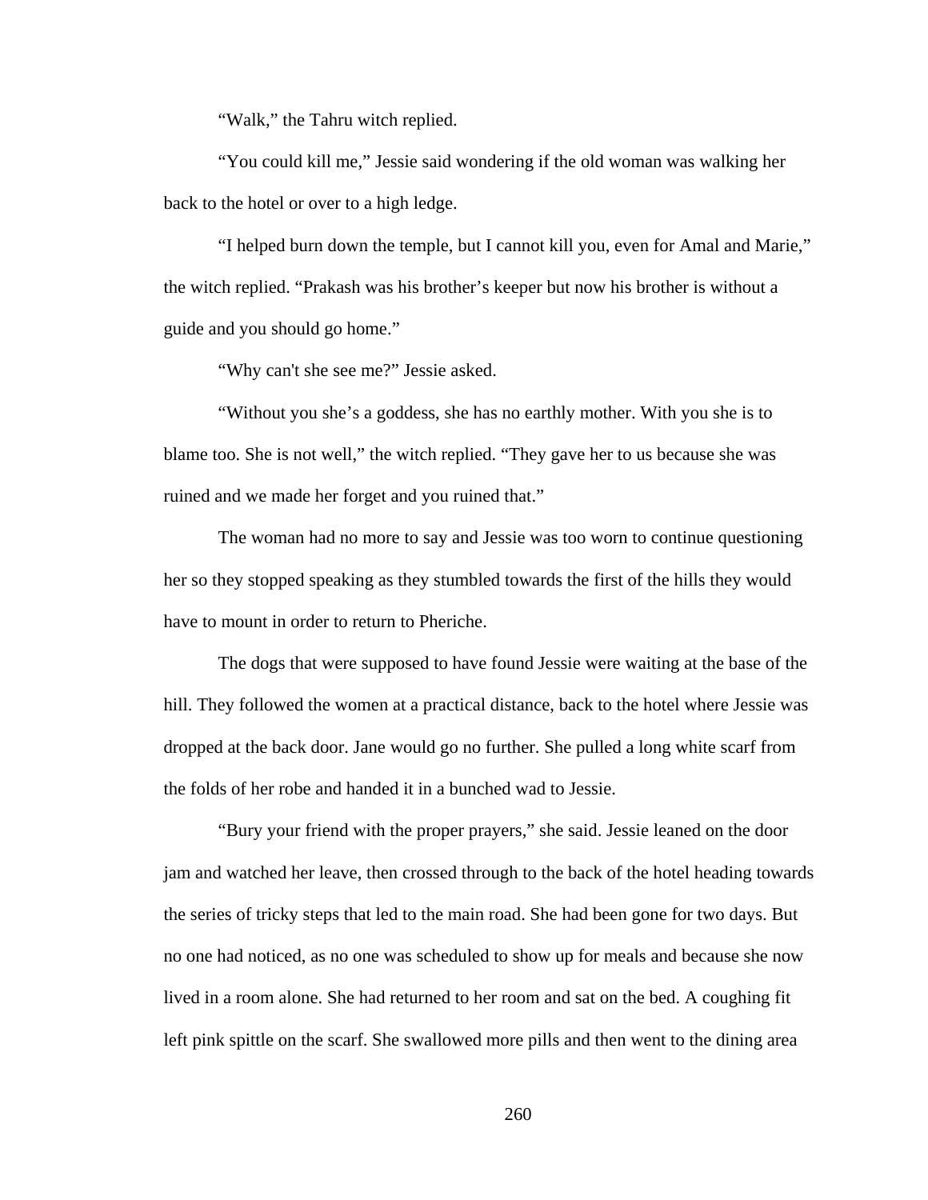"Walk," the Tahru witch replied.

"You could kill me," Jessie said wondering if the old woman was walking her back to the hotel or over to a high ledge.

"I helped burn down the temple, but I cannot kill you, even for Amal and Marie," the witch replied. "Prakash was his brother's keeper but now his brother is without a guide and you should go home."

"Why can't she see me?" Jessie asked.

"Without you she's a goddess, she has no earthly mother. With you she is to blame too. She is not well," the witch replied. "They gave her to us because she was ruined and we made her forget and you ruined that."

The woman had no more to say and Jessie was too worn to continue questioning her so they stopped speaking as they stumbled towards the first of the hills they would have to mount in order to return to Pheriche.

The dogs that were supposed to have found Jessie were waiting at the base of the hill. They followed the women at a practical distance, back to the hotel where Jessie was dropped at the back door. Jane would go no further. She pulled a long white scarf from the folds of her robe and handed it in a bunched wad to Jessie.

"Bury your friend with the proper prayers," she said. Jessie leaned on the door jam and watched her leave, then crossed through to the back of the hotel heading towards the series of tricky steps that led to the main road. She had been gone for two days. But no one had noticed, as no one was scheduled to show up for meals and because she now lived in a room alone. She had returned to her room and sat on the bed. A coughing fit left pink spittle on the scarf. She swallowed more pills and then went to the dining area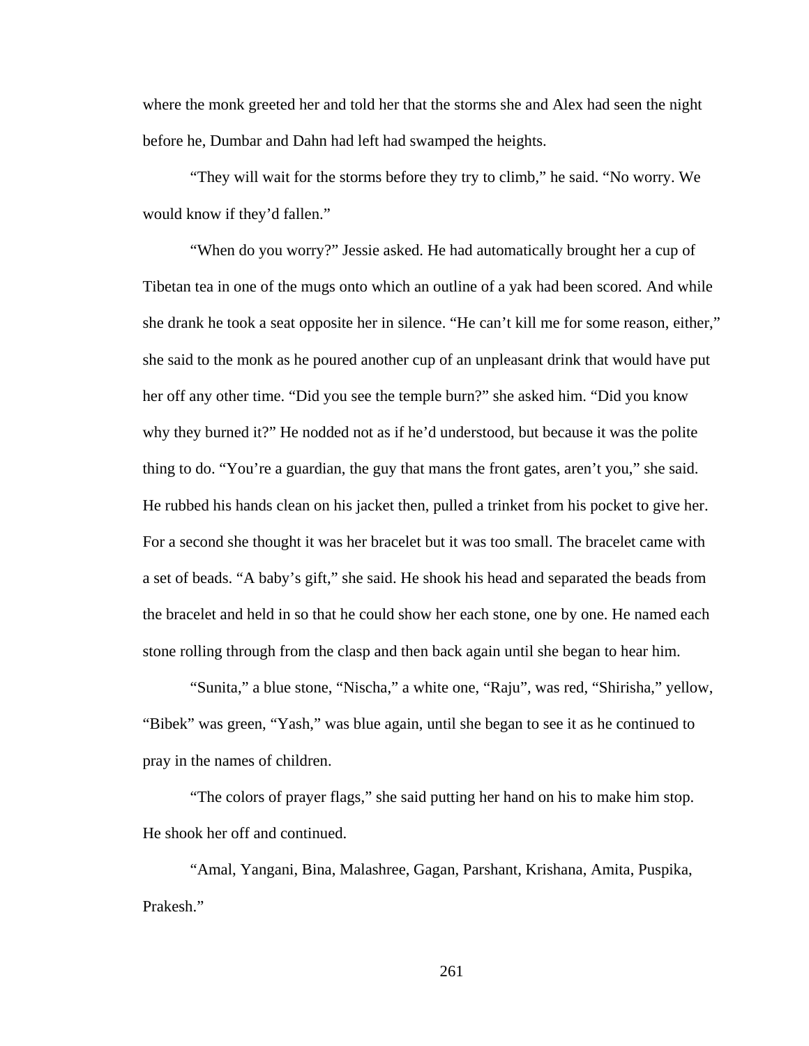where the monk greeted her and told her that the storms she and Alex had seen the night before he, Dumbar and Dahn had left had swamped the heights.

"They will wait for the storms before they try to climb," he said. "No worry. We would know if they'd fallen."

"When do you worry?" Jessie asked. He had automatically brought her a cup of Tibetan tea in one of the mugs onto which an outline of a yak had been scored. And while she drank he took a seat opposite her in silence. "He can't kill me for some reason, either," she said to the monk as he poured another cup of an unpleasant drink that would have put her off any other time. "Did you see the temple burn?" she asked him. "Did you know why they burned it?" He nodded not as if he'd understood, but because it was the polite thing to do. "You're a guardian, the guy that mans the front gates, aren't you," she said. He rubbed his hands clean on his jacket then, pulled a trinket from his pocket to give her. For a second she thought it was her bracelet but it was too small. The bracelet came with a set of beads. "A baby's gift," she said. He shook his head and separated the beads from the bracelet and held in so that he could show her each stone, one by one. He named each stone rolling through from the clasp and then back again until she began to hear him.

"Sunita," a blue stone, "Nischa," a white one, "Raju", was red, "Shirisha," yellow, "Bibek" was green, "Yash," was blue again, until she began to see it as he continued to pray in the names of children.

"The colors of prayer flags," she said putting her hand on his to make him stop. He shook her off and continued.

"Amal, Yangani, Bina, Malashree, Gagan, Parshant, Krishana, Amita, Puspika, Prakesh."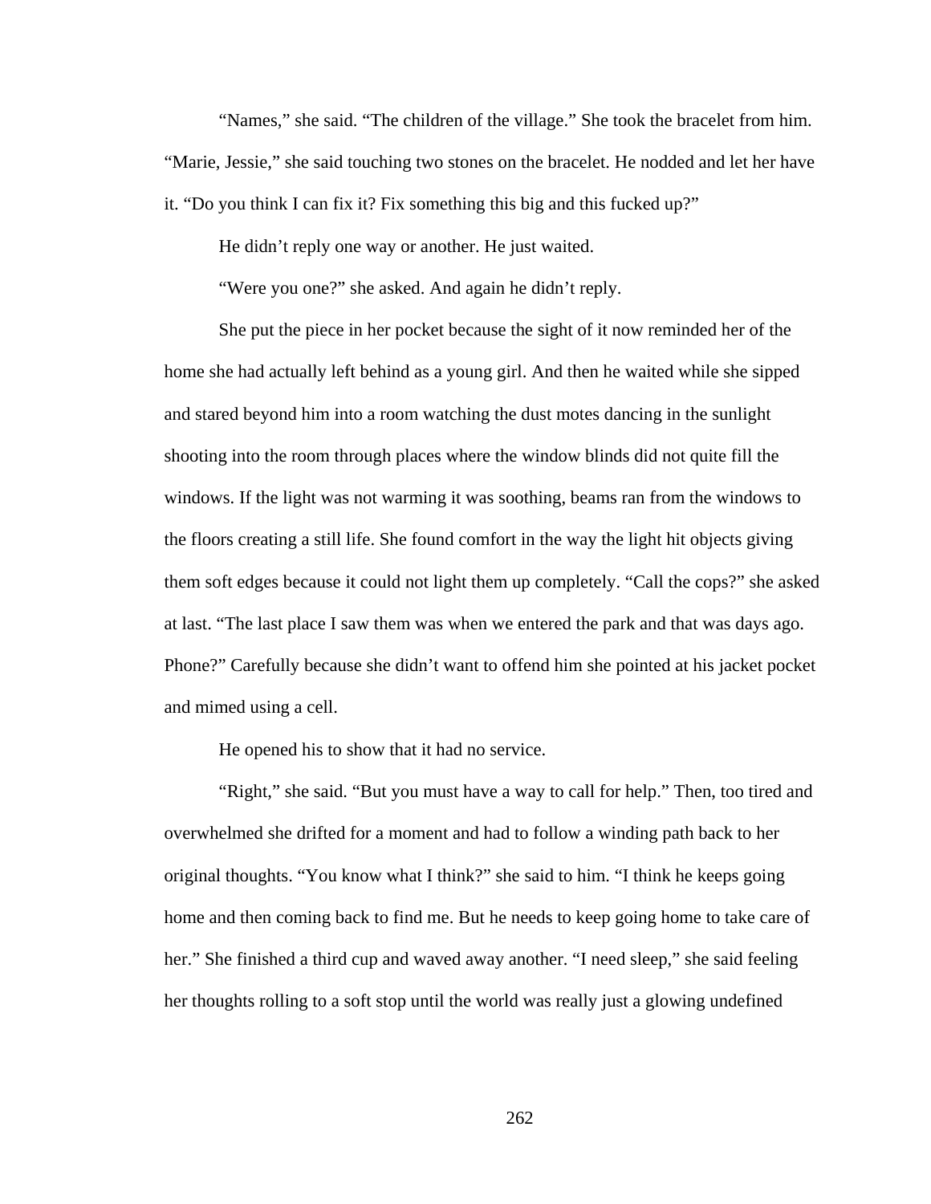"Names," she said. "The children of the village." She took the bracelet from him. "Marie, Jessie," she said touching two stones on the bracelet. He nodded and let her have it. "Do you think I can fix it? Fix something this big and this fucked up?"

He didn't reply one way or another. He just waited.

"Were you one?" she asked. And again he didn't reply.

She put the piece in her pocket because the sight of it now reminded her of the home she had actually left behind as a young girl. And then he waited while she sipped and stared beyond him into a room watching the dust motes dancing in the sunlight shooting into the room through places where the window blinds did not quite fill the windows. If the light was not warming it was soothing, beams ran from the windows to the floors creating a still life. She found comfort in the way the light hit objects giving them soft edges because it could not light them up completely. "Call the cops?" she asked at last. "The last place I saw them was when we entered the park and that was days ago. Phone?" Carefully because she didn't want to offend him she pointed at his jacket pocket and mimed using a cell.

He opened his to show that it had no service.

"Right," she said. "But you must have a way to call for help." Then, too tired and overwhelmed she drifted for a moment and had to follow a winding path back to her original thoughts. "You know what I think?" she said to him. "I think he keeps going home and then coming back to find me. But he needs to keep going home to take care of her." She finished a third cup and waved away another. "I need sleep," she said feeling her thoughts rolling to a soft stop until the world was really just a glowing undefined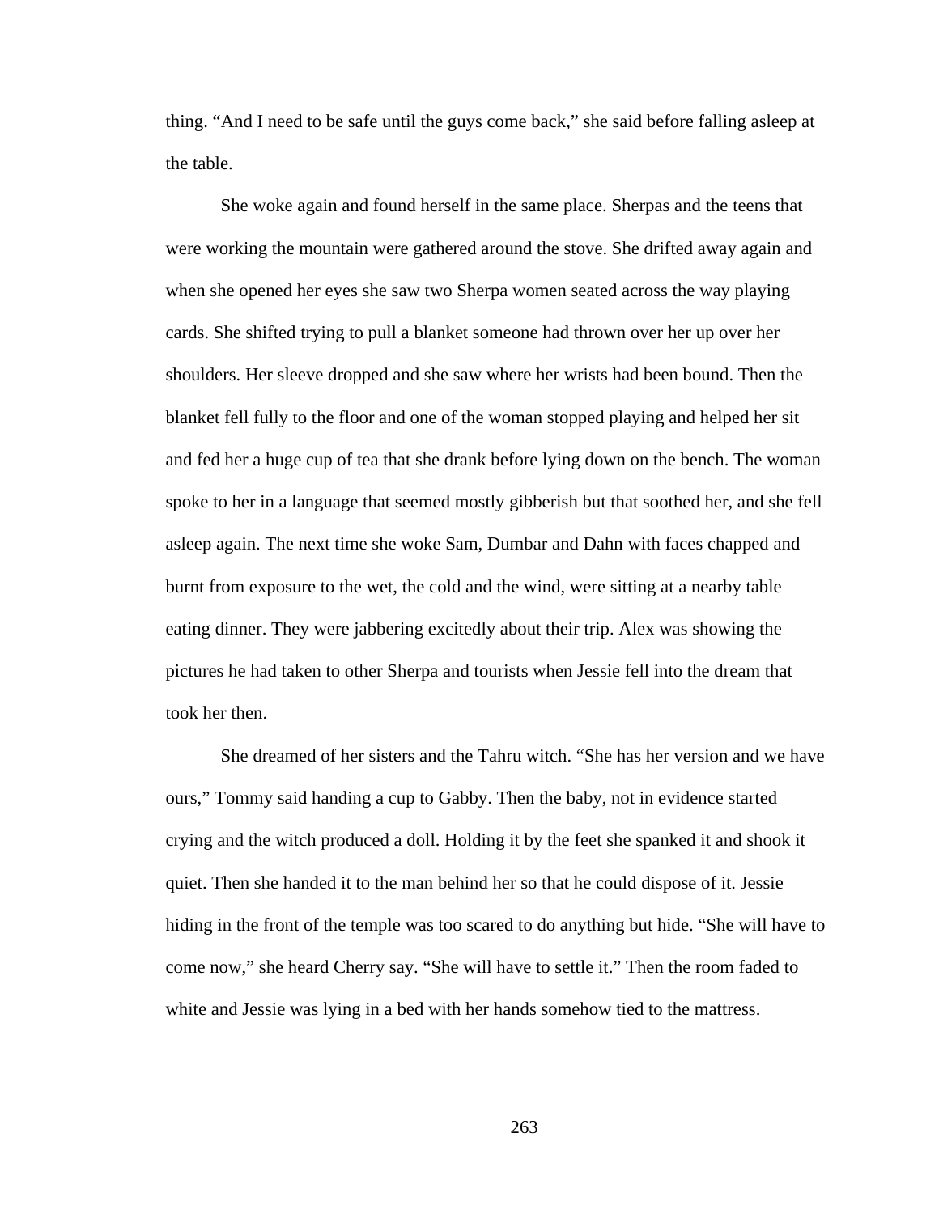thing. “And I need to be safe until the guys come back,” she said before falling asleep at the table.

She woke again and found herself in the same place. Sherpas and the teens that were working the mountain were gathered around the stove. She drifted away again and when she opened her eyes she saw two Sherpa women seated across the way playing cards. She shifted trying to pull a blanket someone had thrown over her up over her shoulders. Her sleeve dropped and she saw where her wrists had been bound. Then the blanket fell fully to the floor and one of the woman stopped playing and helped her sit and fed her a huge cup of tea that she drank before lying down on the bench. The woman spoke to her in a language that seemed mostly gibberish but that soothed her, and she fell asleep again. The next time she woke Sam, Dumbar and Dahn with faces chapped and burnt from exposure to the wet, the cold and the wind, were sitting at a nearby table eating dinner. They were jabbering excitedly about their trip. Alex was showing the pictures he had taken to other Sherpa and tourists when Jessie fell into the dream that took her then.

She dreamed of her sisters and the Tahru witch. “She has her version and we have ours,” Tommy said handing a cup to Gabby. Then the baby, not in evidence started crying and the witch produced a doll. Holding it by the feet she spanked it and shook it quiet. Then she handed it to the man behind her so that he could dispose of it. Jessie hiding in the front of the temple was too scared to do anything but hide. “She will have to come now,” she heard Cherry say. “She will have to settle it.” Then the room faded to white and Jessie was lying in a bed with her hands somehow tied to the mattress.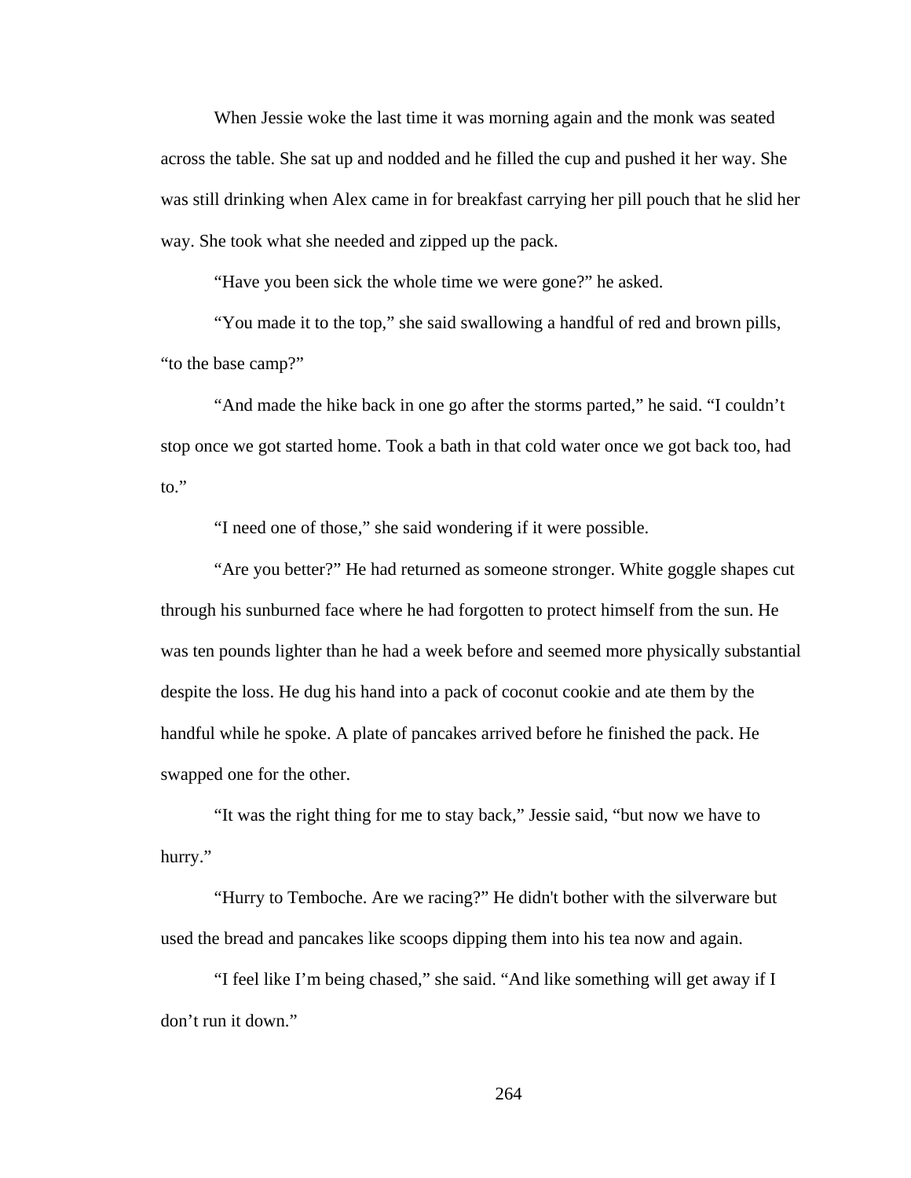When Jessie woke the last time it was morning again and the monk was seated across the table. She sat up and nodded and he filled the cup and pushed it her way. She was still drinking when Alex came in for breakfast carrying her pill pouch that he slid her way. She took what she needed and zipped up the pack.

"Have you been sick the whole time we were gone?" he asked.

"You made it to the top," she said swallowing a handful of red and brown pills, "to the base camp?"

"And made the hike back in one go after the storms parted," he said. "I couldn't stop once we got started home. Took a bath in that cold water once we got back too, had to."

"I need one of those," she said wondering if it were possible.

"Are you better?" He had returned as someone stronger. White goggle shapes cut through his sunburned face where he had forgotten to protect himself from the sun. He was ten pounds lighter than he had a week before and seemed more physically substantial despite the loss. He dug his hand into a pack of coconut cookie and ate them by the handful while he spoke. A plate of pancakes arrived before he finished the pack. He swapped one for the other.

"It was the right thing for me to stay back," Jessie said, "but now we have to hurry."

"Hurry to Temboche. Are we racing?" He didn't bother with the silverware but used the bread and pancakes like scoops dipping them into his tea now and again.

"I feel like I'm being chased," she said. "And like something will get away if I don't run it down."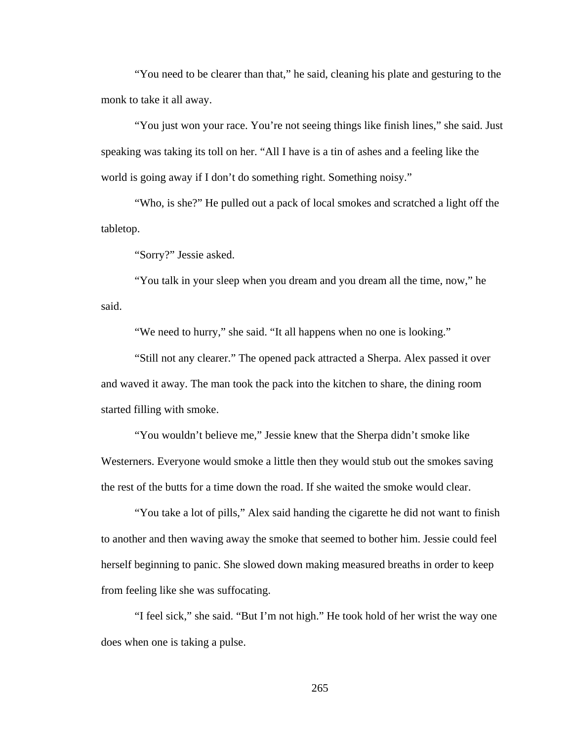"You need to be clearer than that," he said, cleaning his plate and gesturing to the monk to take it all away.

"You just won your race. You're not seeing things like finish lines," she said. Just speaking was taking its toll on her. "All I have is a tin of ashes and a feeling like the world is going away if I don't do something right. Something noisy."

"Who, is she?" He pulled out a pack of local smokes and scratched a light off the tabletop.

"Sorry?" Jessie asked.

"You talk in your sleep when you dream and you dream all the time, now," he said.

"We need to hurry," she said. "It all happens when no one is looking."

"Still not any clearer." The opened pack attracted a Sherpa. Alex passed it over and waved it away. The man took the pack into the kitchen to share, the dining room started filling with smoke.

"You wouldn't believe me," Jessie knew that the Sherpa didn't smoke like Westerners. Everyone would smoke a little then they would stub out the smokes saving the rest of the butts for a time down the road. If she waited the smoke would clear.

"You take a lot of pills," Alex said handing the cigarette he did not want to finish to another and then waving away the smoke that seemed to bother him. Jessie could feel herself beginning to panic. She slowed down making measured breaths in order to keep from feeling like she was suffocating.

"I feel sick," she said. "But I'm not high." He took hold of her wrist the way one does when one is taking a pulse.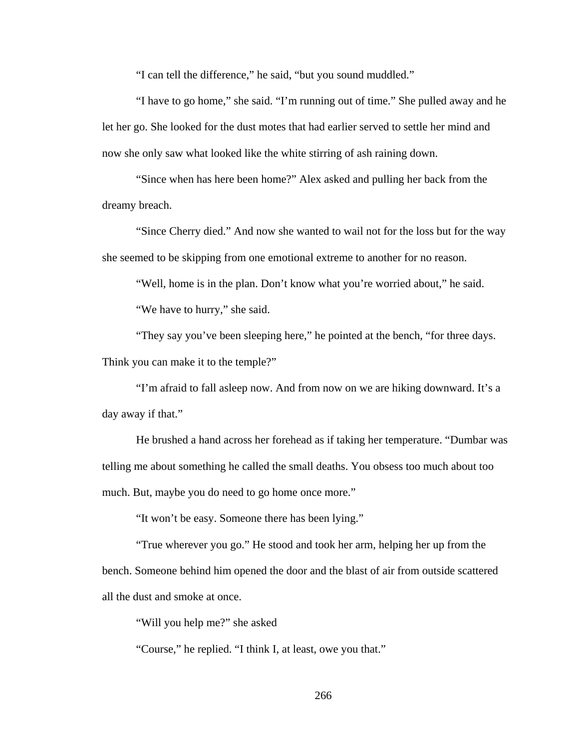"I can tell the difference," he said, "but you sound muddled."

"I have to go home," she said. "I'm running out of time." She pulled away and he let her go. She looked for the dust motes that had earlier served to settle her mind and now she only saw what looked like the white stirring of ash raining down.

"Since when has here been home?" Alex asked and pulling her back from the dreamy breach.

"Since Cherry died." And now she wanted to wail not for the loss but for the way she seemed to be skipping from one emotional extreme to another for no reason.

"Well, home is in the plan. Don't know what you're worried about," he said.

"We have to hurry," she said.

"They say you've been sleeping here," he pointed at the bench, "for three days. Think you can make it to the temple?"

"I'm afraid to fall asleep now. And from now on we are hiking downward. It's a day away if that."

He brushed a hand across her forehead as if taking her temperature. "Dumbar was telling me about something he called the small deaths. You obsess too much about too much. But, maybe you do need to go home once more."

"It won't be easy. Someone there has been lying."

"True wherever you go." He stood and took her arm, helping her up from the bench. Someone behind him opened the door and the blast of air from outside scattered all the dust and smoke at once.

"Will you help me?" she asked

"Course," he replied. "I think I, at least, owe you that."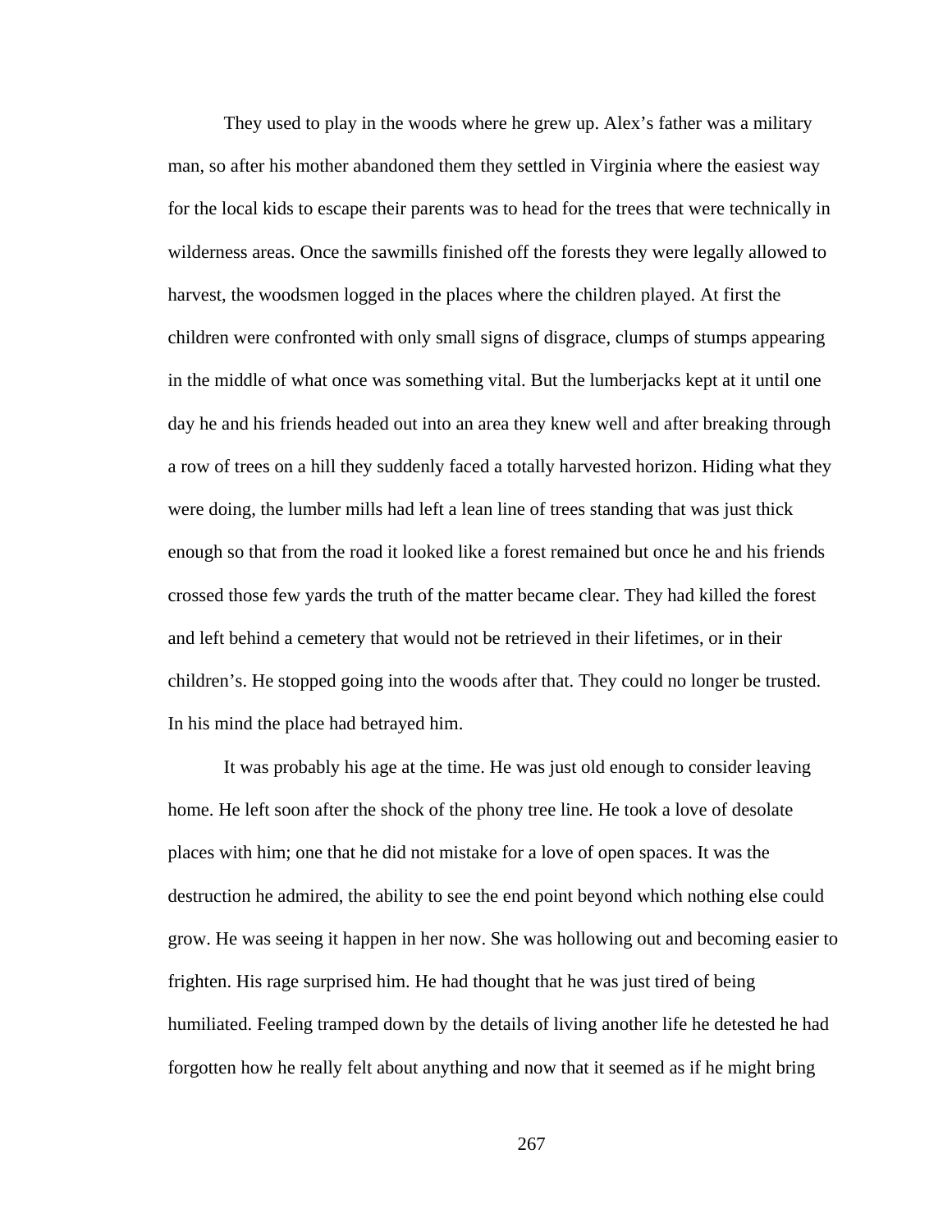They used to play in the woods where he grew up. Alex's father was a military man, so after his mother abandoned them they settled in Virginia where the easiest way for the local kids to escape their parents was to head for the trees that were technically in wilderness areas. Once the sawmills finished off the forests they were legally allowed to harvest, the woodsmen logged in the places where the children played. At first the children were confronted with only small signs of disgrace, clumps of stumps appearing in the middle of what once was something vital. But the lumberjacks kept at it until one day he and his friends headed out into an area they knew well and after breaking through a row of trees on a hill they suddenly faced a totally harvested horizon. Hiding what they were doing, the lumber mills had left a lean line of trees standing that was just thick enough so that from the road it looked like a forest remained but once he and his friends crossed those few yards the truth of the matter became clear. They had killed the forest and left behind a cemetery that would not be retrieved in their lifetimes, or in their children's. He stopped going into the woods after that. They could no longer be trusted. In his mind the place had betrayed him.

It was probably his age at the time. He was just old enough to consider leaving home. He left soon after the shock of the phony tree line. He took a love of desolate places with him; one that he did not mistake for a love of open spaces. It was the destruction he admired, the ability to see the end point beyond which nothing else could grow. He was seeing it happen in her now. She was hollowing out and becoming easier to frighten. His rage surprised him. He had thought that he was just tired of being humiliated. Feeling tramped down by the details of living another life he detested he had forgotten how he really felt about anything and now that it seemed as if he might bring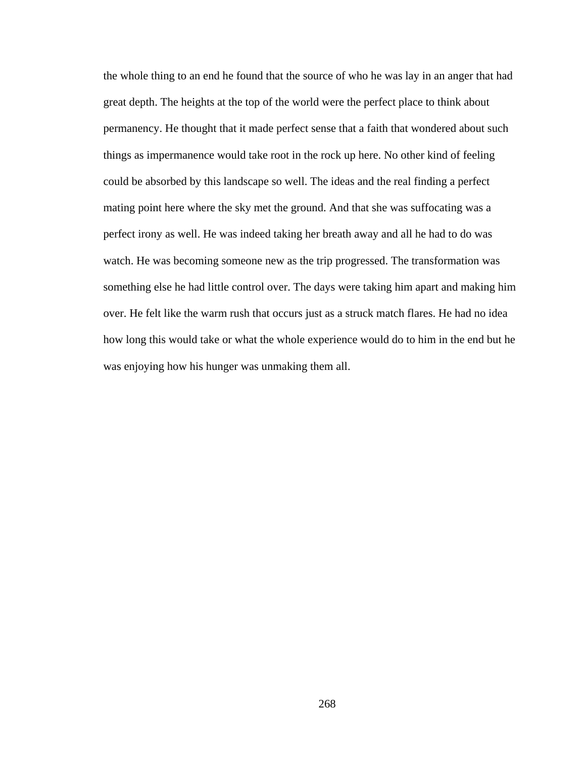the whole thing to an end he found that the source of who he was lay in an anger that had great depth. The heights at the top of the world were the perfect place to think about permanency. He thought that it made perfect sense that a faith that wondered about such things as impermanence would take root in the rock up here. No other kind of feeling could be absorbed by this landscape so well. The ideas and the real finding a perfect mating point here where the sky met the ground. And that she was suffocating was a perfect irony as well. He was indeed taking her breath away and all he had to do was watch. He was becoming someone new as the trip progressed. The transformation was something else he had little control over. The days were taking him apart and making him over. He felt like the warm rush that occurs just as a struck match flares. He had no idea how long this would take or what the whole experience would do to him in the end but he was enjoying how his hunger was unmaking them all.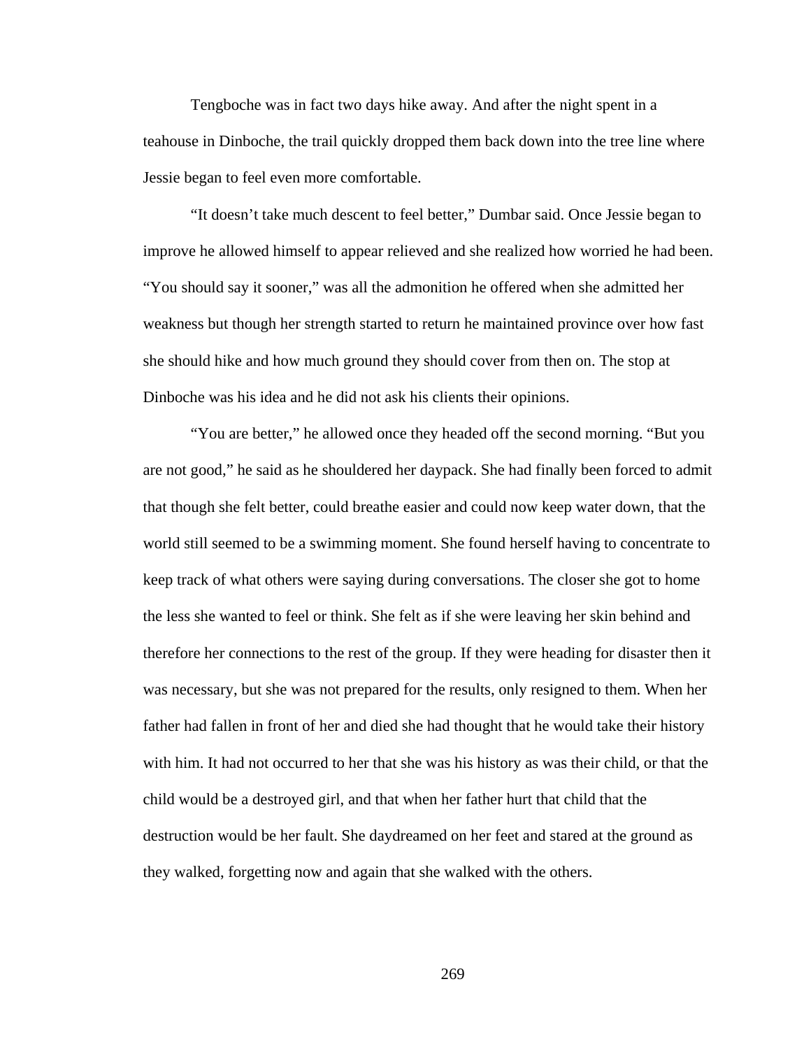Tengboche was in fact two days hike away. And after the night spent in a teahouse in Dinboche, the trail quickly dropped them back down into the tree line where Jessie began to feel even more comfortable.

"It doesn't take much descent to feel better," Dumbar said. Once Jessie began to improve he allowed himself to appear relieved and she realized how worried he had been. "You should say it sooner," was all the admonition he offered when she admitted her weakness but though her strength started to return he maintained province over how fast she should hike and how much ground they should cover from then on. The stop at Dinboche was his idea and he did not ask his clients their opinions.

"You are better," he allowed once they headed off the second morning. "But you are not good," he said as he shouldered her daypack. She had finally been forced to admit that though she felt better, could breathe easier and could now keep water down, that the world still seemed to be a swimming moment. She found herself having to concentrate to keep track of what others were saying during conversations. The closer she got to home the less she wanted to feel or think. She felt as if she were leaving her skin behind and therefore her connections to the rest of the group. If they were heading for disaster then it was necessary, but she was not prepared for the results, only resigned to them. When her father had fallen in front of her and died she had thought that he would take their history with him. It had not occurred to her that she was his history as was their child, or that the child would be a destroyed girl, and that when her father hurt that child that the destruction would be her fault. She daydreamed on her feet and stared at the ground as they walked, forgetting now and again that she walked with the others.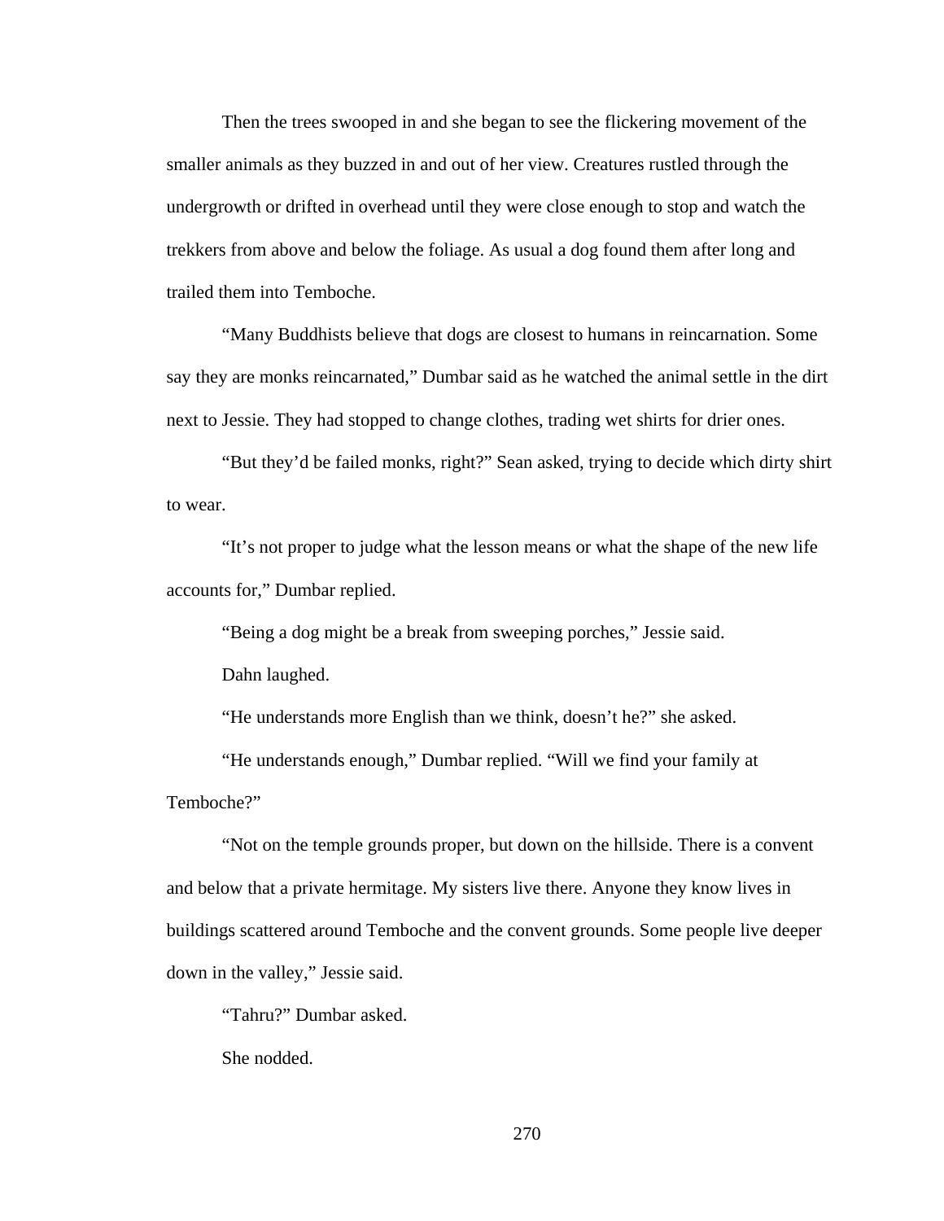Then the trees swooped in and she began to see the flickering movement of the smaller animals as they buzzed in and out of her view. Creatures rustled through the undergrowth or drifted in overhead until they were close enough to stop and watch the trekkers from above and below the foliage. As usual a dog found them after long and trailed them into Temboche.

"Many Buddhists believe that dogs are closest to humans in reincarnation. Some say they are monks reincarnated," Dumbar said as he watched the animal settle in the dirt next to Jessie. They had stopped to change clothes, trading wet shirts for drier ones.

"But they'd be failed monks, right?" Sean asked, trying to decide which dirty shirt to wear.

"It's not proper to judge what the lesson means or what the shape of the new life accounts for," Dumbar replied.

"Being a dog might be a break from sweeping porches," Jessie said.

Dahn laughed.

"He understands more English than we think, doesn't he?" she asked.

"He understands enough," Dumbar replied. "Will we find your family at Temboche?"

"Not on the temple grounds proper, but down on the hillside. There is a convent and below that a private hermitage. My sisters live there. Anyone they know lives in buildings scattered around Temboche and the convent grounds. Some people live deeper down in the valley," Jessie said.

"Tahru?" Dumbar asked.

She nodded.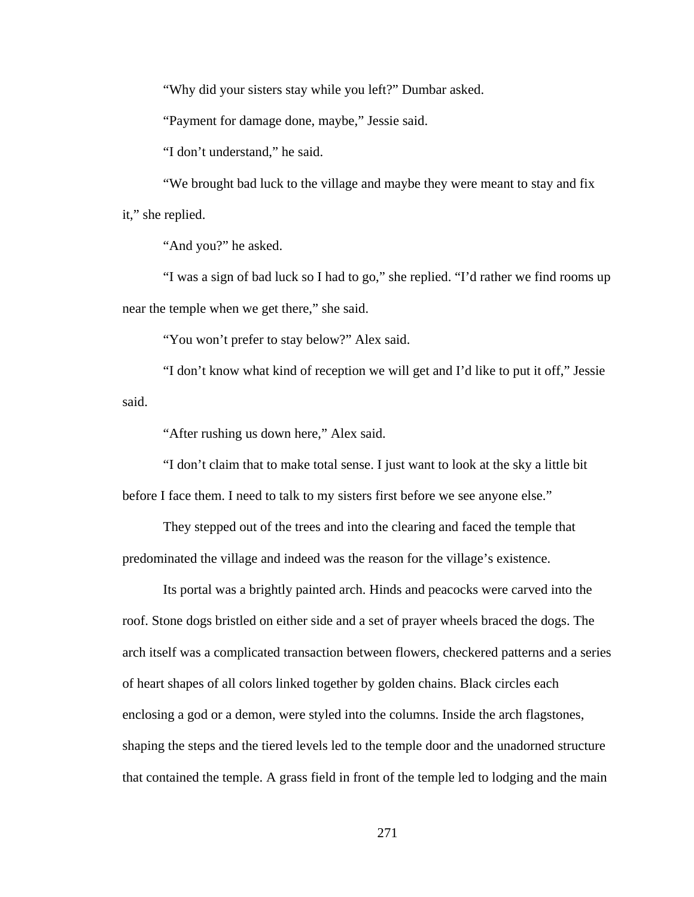"Why did your sisters stay while you left?" Dumbar asked.

"Payment for damage done, maybe," Jessie said.

"I don't understand," he said.

"We brought bad luck to the village and maybe they were meant to stay and fix it," she replied.

"And you?" he asked.

"I was a sign of bad luck so I had to go," she replied. "I'd rather we find rooms up near the temple when we get there," she said.

"You won't prefer to stay below?" Alex said.

"I don't know what kind of reception we will get and I'd like to put it off," Jessie said.

"After rushing us down here," Alex said.

"I don't claim that to make total sense. I just want to look at the sky a little bit before I face them. I need to talk to my sisters first before we see anyone else."

They stepped out of the trees and into the clearing and faced the temple that predominated the village and indeed was the reason for the village's existence.

Its portal was a brightly painted arch. Hinds and peacocks were carved into the roof. Stone dogs bristled on either side and a set of prayer wheels braced the dogs. The arch itself was a complicated transaction between flowers, checkered patterns and a series of heart shapes of all colors linked together by golden chains. Black circles each enclosing a god or a demon, were styled into the columns. Inside the arch flagstones, shaping the steps and the tiered levels led to the temple door and the unadorned structure that contained the temple. A grass field in front of the temple led to lodging and the main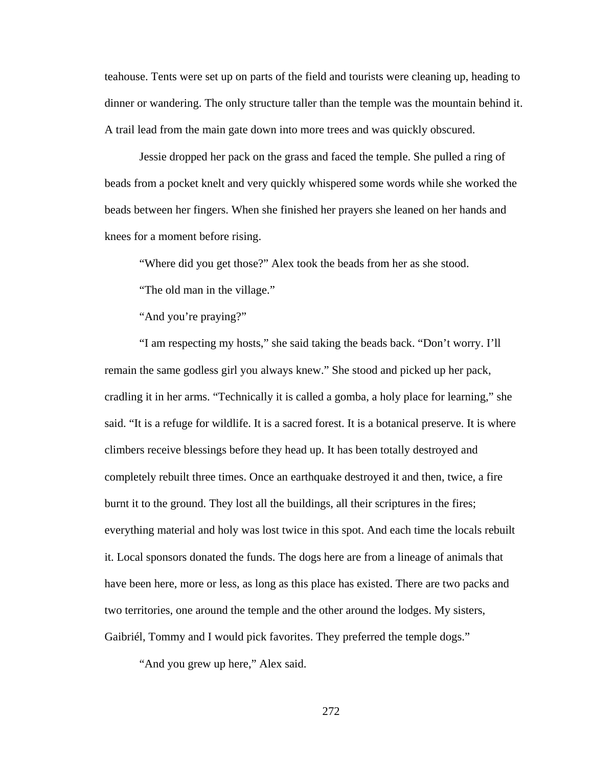teahouse. Tents were set up on parts of the field and tourists were cleaning up, heading to dinner or wandering. The only structure taller than the temple was the mountain behind it. A trail lead from the main gate down into more trees and was quickly obscured.

Jessie dropped her pack on the grass and faced the temple. She pulled a ring of beads from a pocket knelt and very quickly whispered some words while she worked the beads between her fingers. When she finished her prayers she leaned on her hands and knees for a moment before rising.

"Where did you get those?" Alex took the beads from her as she stood.

"The old man in the village."

"And you're praying?"

"I am respecting my hosts," she said taking the beads back. "Don't worry. I'll remain the same godless girl you always knew." She stood and picked up her pack, cradling it in her arms. "Technically it is called a gomba, a holy place for learning," she said. "It is a refuge for wildlife. It is a sacred forest. It is a botanical preserve. It is where climbers receive blessings before they head up. It has been totally destroyed and completely rebuilt three times. Once an earthquake destroyed it and then, twice, a fire burnt it to the ground. They lost all the buildings, all their scriptures in the fires; everything material and holy was lost twice in this spot. And each time the locals rebuilt it. Local sponsors donated the funds. The dogs here are from a lineage of animals that have been here, more or less, as long as this place has existed. There are two packs and two territories, one around the temple and the other around the lodges. My sisters, Gaibriél, Tommy and I would pick favorites. They preferred the temple dogs."

"And you grew up here," Alex said.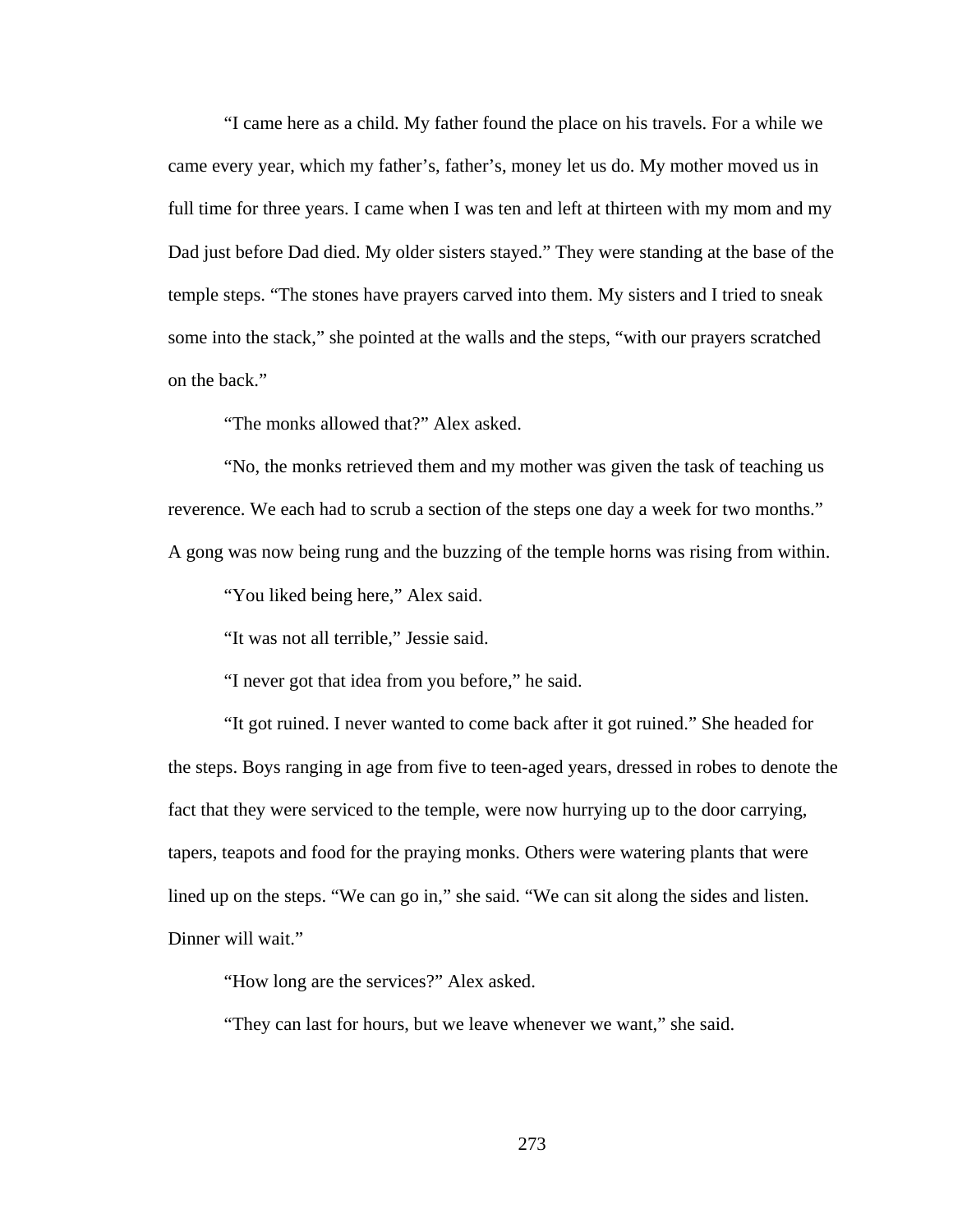“I came here as a child. My father found the place on his travels. For a while we came every year, which my father’s, father’s, money let us do. My mother moved us in full time for three years. I came when I was ten and left at thirteen with my mom and my Dad just before Dad died. My older sisters stayed.” They were standing at the base of the temple steps. “The stones have prayers carved into them. My sisters and I tried to sneak some into the stack,” she pointed at the walls and the steps, “with our prayers scratched on the back.”

“The monks allowed that?” Alex asked.

“No, the monks retrieved them and my mother was given the task of teaching us reverence. We each had to scrub a section of the steps one day a week for two months.” A gong was now being rung and the buzzing of the temple horns was rising from within.

“You liked being here,” Alex said.

“It was not all terrible,” Jessie said.

“I never got that idea from you before,” he said.

“It got ruined. I never wanted to come back after it got ruined.” She headed for the steps. Boys ranging in age from five to teen-aged years, dressed in robes to denote the fact that they were serviced to the temple, were now hurrying up to the door carrying, tapers, teapots and food for the praying monks. Others were watering plants that were lined up on the steps. “We can go in,” she said. “We can sit along the sides and listen. Dinner will wait.”

“How long are the services?” Alex asked.

“They can last for hours, but we leave whenever we want,” she said.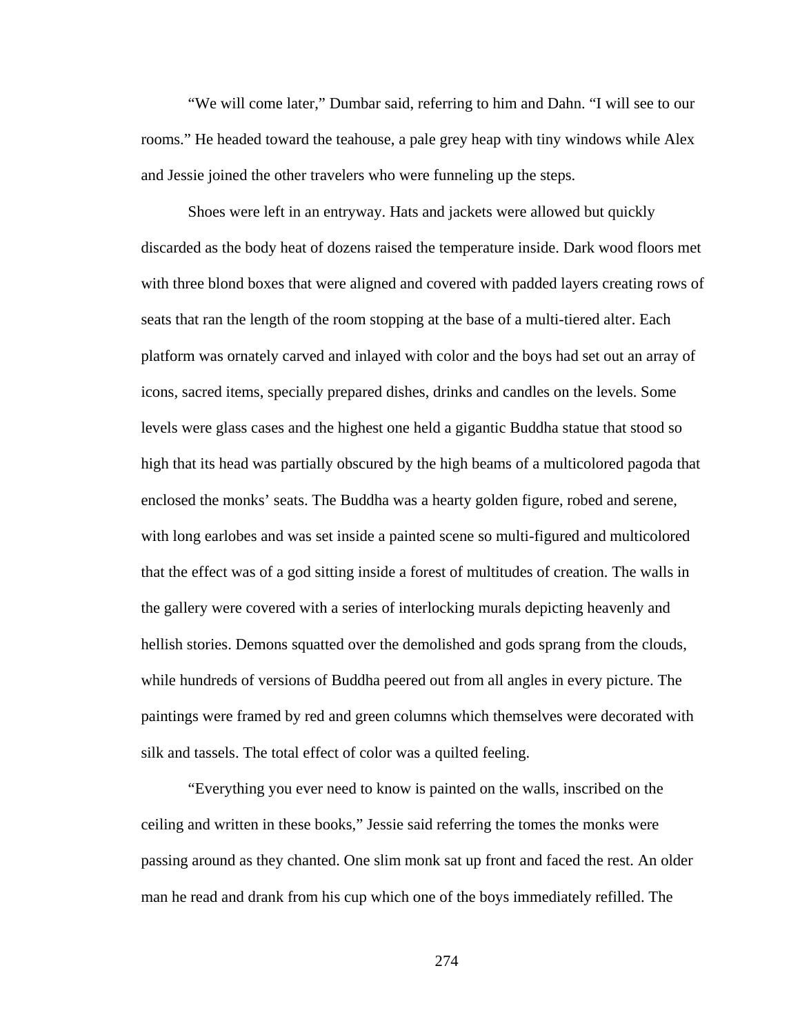"We will come later," Dumbar said, referring to him and Dahn. "I will see to our rooms." He headed toward the teahouse, a pale grey heap with tiny windows while Alex and Jessie joined the other travelers who were funneling up the steps.

Shoes were left in an entryway. Hats and jackets were allowed but quickly discarded as the body heat of dozens raised the temperature inside. Dark wood floors met with three blond boxes that were aligned and covered with padded layers creating rows of seats that ran the length of the room stopping at the base of a multi-tiered alter. Each platform was ornately carved and inlayed with color and the boys had set out an array of icons, sacred items, specially prepared dishes, drinks and candles on the levels. Some levels were glass cases and the highest one held a gigantic Buddha statue that stood so high that its head was partially obscured by the high beams of a multicolored pagoda that enclosed the monks' seats. The Buddha was a hearty golden figure, robed and serene, with long earlobes and was set inside a painted scene so multi-figured and multicolored that the effect was of a god sitting inside a forest of multitudes of creation. The walls in the gallery were covered with a series of interlocking murals depicting heavenly and hellish stories. Demons squatted over the demolished and gods sprang from the clouds, while hundreds of versions of Buddha peered out from all angles in every picture. The paintings were framed by red and green columns which themselves were decorated with silk and tassels. The total effect of color was a quilted feeling.

"Everything you ever need to know is painted on the walls, inscribed on the ceiling and written in these books," Jessie said referring the tomes the monks were passing around as they chanted. One slim monk sat up front and faced the rest. An older man he read and drank from his cup which one of the boys immediately refilled. The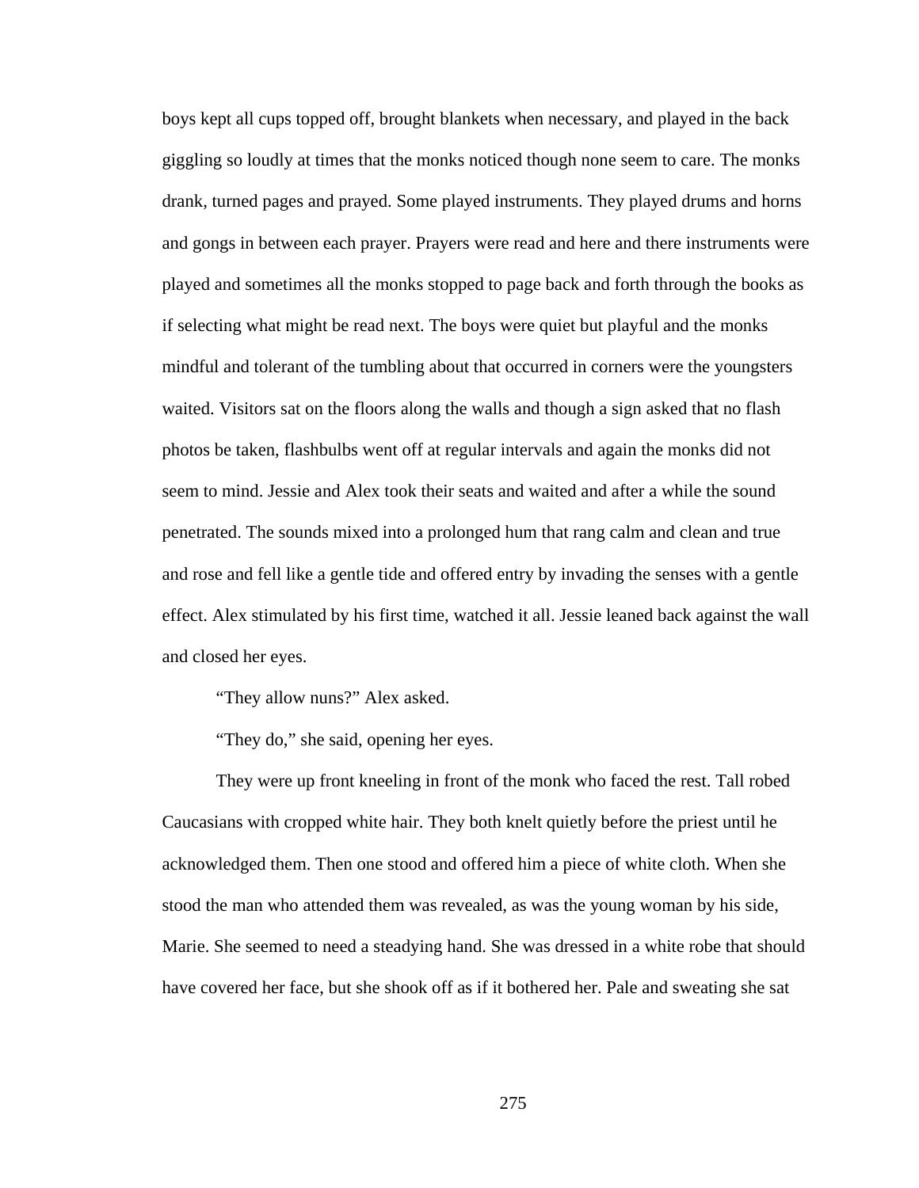boys kept all cups topped off, brought blankets when necessary, and played in the back giggling so loudly at times that the monks noticed though none seem to care. The monks drank, turned pages and prayed. Some played instruments. They played drums and horns and gongs in between each prayer. Prayers were read and here and there instruments were played and sometimes all the monks stopped to page back and forth through the books as if selecting what might be read next. The boys were quiet but playful and the monks mindful and tolerant of the tumbling about that occurred in corners were the youngsters waited. Visitors sat on the floors along the walls and though a sign asked that no flash photos be taken, flashbulbs went off at regular intervals and again the monks did not seem to mind. Jessie and Alex took their seats and waited and after a while the sound penetrated. The sounds mixed into a prolonged hum that rang calm and clean and true and rose and fell like a gentle tide and offered entry by invading the senses with a gentle effect. Alex stimulated by his first time, watched it all. Jessie leaned back against the wall and closed her eyes.

"They allow nuns?" Alex asked.

"They do," she said, opening her eyes.

They were up front kneeling in front of the monk who faced the rest. Tall robed Caucasians with cropped white hair. They both knelt quietly before the priest until he acknowledged them. Then one stood and offered him a piece of white cloth. When she stood the man who attended them was revealed, as was the young woman by his side, Marie. She seemed to need a steadying hand. She was dressed in a white robe that should have covered her face, but she shook off as if it bothered her. Pale and sweating she sat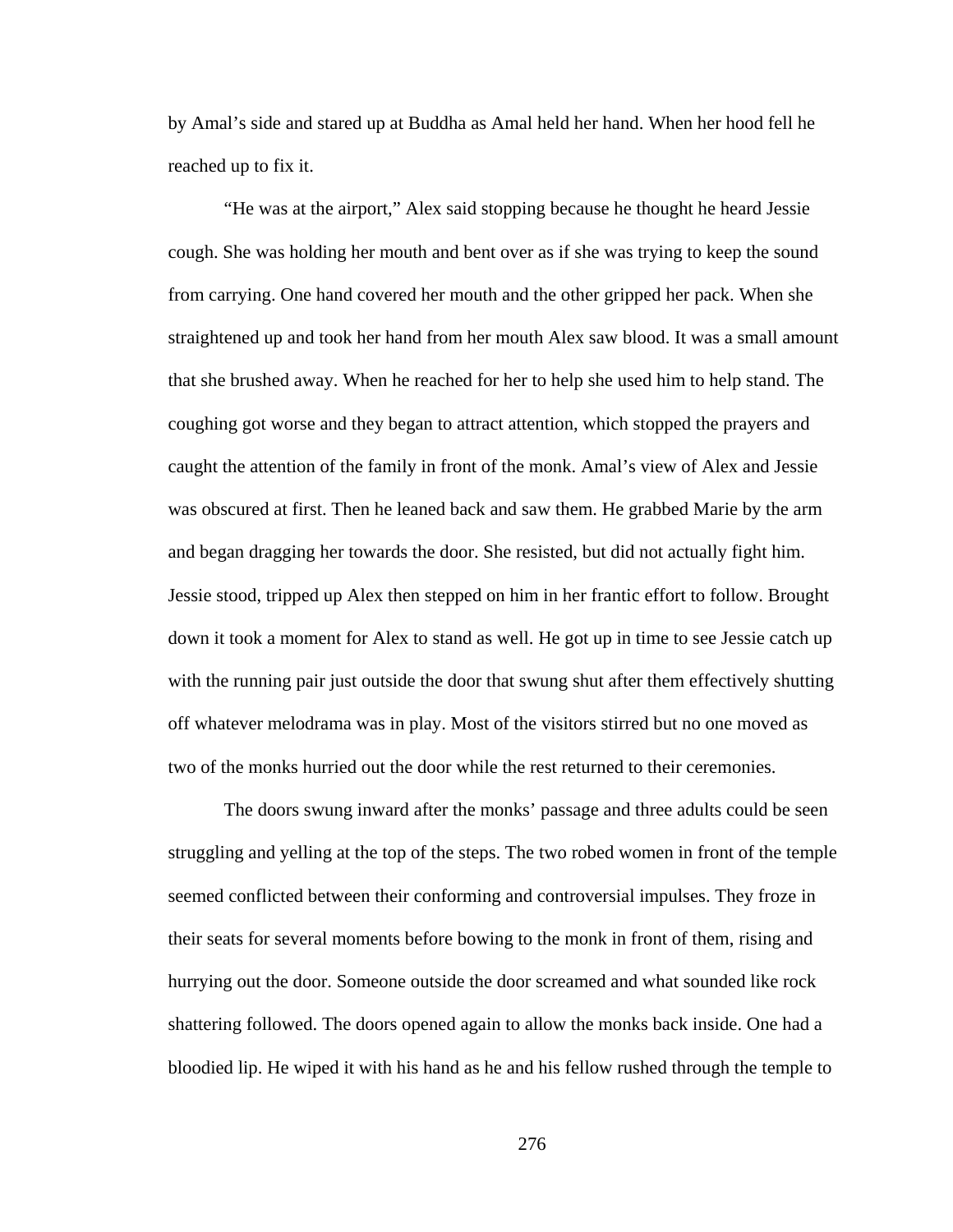by Amal's side and stared up at Buddha as Amal held her hand. When her hood fell he reached up to fix it.

"He was at the airport," Alex said stopping because he thought he heard Jessie cough. She was holding her mouth and bent over as if she was trying to keep the sound from carrying. One hand covered her mouth and the other gripped her pack. When she straightened up and took her hand from her mouth Alex saw blood. It was a small amount that she brushed away. When he reached for her to help she used him to help stand. The coughing got worse and they began to attract attention, which stopped the prayers and caught the attention of the family in front of the monk. Amal's view of Alex and Jessie was obscured at first. Then he leaned back and saw them. He grabbed Marie by the arm and began dragging her towards the door. She resisted, but did not actually fight him. Jessie stood, tripped up Alex then stepped on him in her frantic effort to follow. Brought down it took a moment for Alex to stand as well. He got up in time to see Jessie catch up with the running pair just outside the door that swung shut after them effectively shutting off whatever melodrama was in play. Most of the visitors stirred but no one moved as two of the monks hurried out the door while the rest returned to their ceremonies.

The doors swung inward after the monks' passage and three adults could be seen struggling and yelling at the top of the steps. The two robed women in front of the temple seemed conflicted between their conforming and controversial impulses. They froze in their seats for several moments before bowing to the monk in front of them, rising and hurrying out the door. Someone outside the door screamed and what sounded like rock shattering followed. The doors opened again to allow the monks back inside. One had a bloodied lip. He wiped it with his hand as he and his fellow rushed through the temple to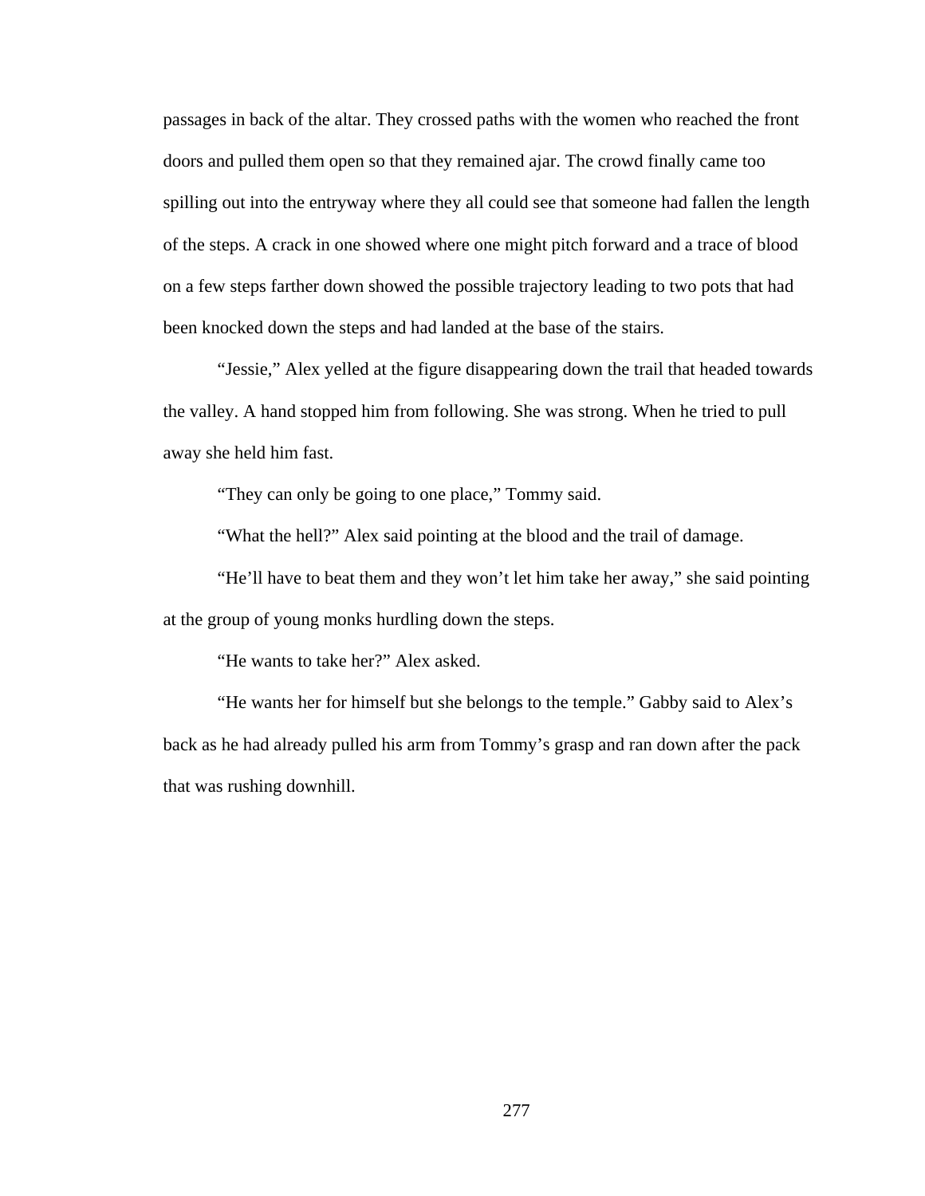passages in back of the altar. They crossed paths with the women who reached the front doors and pulled them open so that they remained ajar. The crowd finally came too spilling out into the entryway where they all could see that someone had fallen the length of the steps. A crack in one showed where one might pitch forward and a trace of blood on a few steps farther down showed the possible trajectory leading to two pots that had been knocked down the steps and had landed at the base of the stairs.

"Jessie," Alex yelled at the figure disappearing down the trail that headed towards the valley. A hand stopped him from following. She was strong. When he tried to pull away she held him fast.

"They can only be going to one place," Tommy said.

"What the hell?" Alex said pointing at the blood and the trail of damage.

"He'll have to beat them and they won't let him take her away," she said pointing at the group of young monks hurdling down the steps.

"He wants to take her?" Alex asked.

"He wants her for himself but she belongs to the temple." Gabby said to Alex's back as he had already pulled his arm from Tommy's grasp and ran down after the pack that was rushing downhill.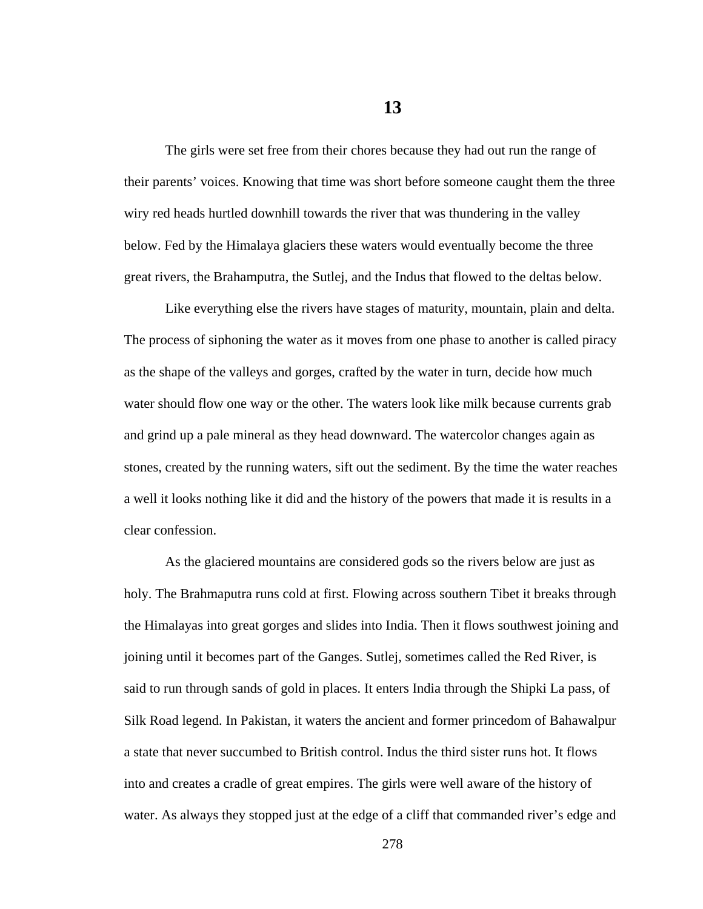# 13

The girls were set free from their chores because they had out run the range of their parents' voices. Knowing that time was short before someone caught them the three wiry red heads hurtled downhill towards the river that was thundering in the valley below. Fed by the Himalaya glaciers these waters would eventually become the three great rivers, the Brahamputra, the Sutlej, and the Indus that flowed to the deltas below.

Like everything else the rivers have stages of maturity, mountain, plain and delta. The process of siphoning the water as it moves from one phase to another is called piracy as the shape of the valleys and gorges, crafted by the water in turn, decide how much water should flow one way or the other. The waters look like milk because currents grab and grind up a pale mineral as they head downward. The watercolor changes again as stones, created by the running waters, sift out the sediment. By the time the water reaches a well it looks nothing like it did and the history of the powers that made it is results in a clear confession.

As the glaciered mountains are considered gods so the rivers below are just as holy. The Brahmaputra runs cold at first. Flowing across southern Tibet it breaks through the Himalayas into great gorges and slides into India. Then it flows southwest joining and joining until it becomes part of the Ganges. Sutlej, sometimes called the Red River, is said to run through sands of gold in places. It enters India through the Shipki La pass, of Silk Road legend. In Pakistan, it waters the ancient and former princedom of Bahawalpur a state that never succumbed to British control. Indus the third sister runs hot. It flows into and creates a cradle of great empires. The girls were well aware of the history of water. As always they stopped just at the edge of a cliff that commanded river's edge and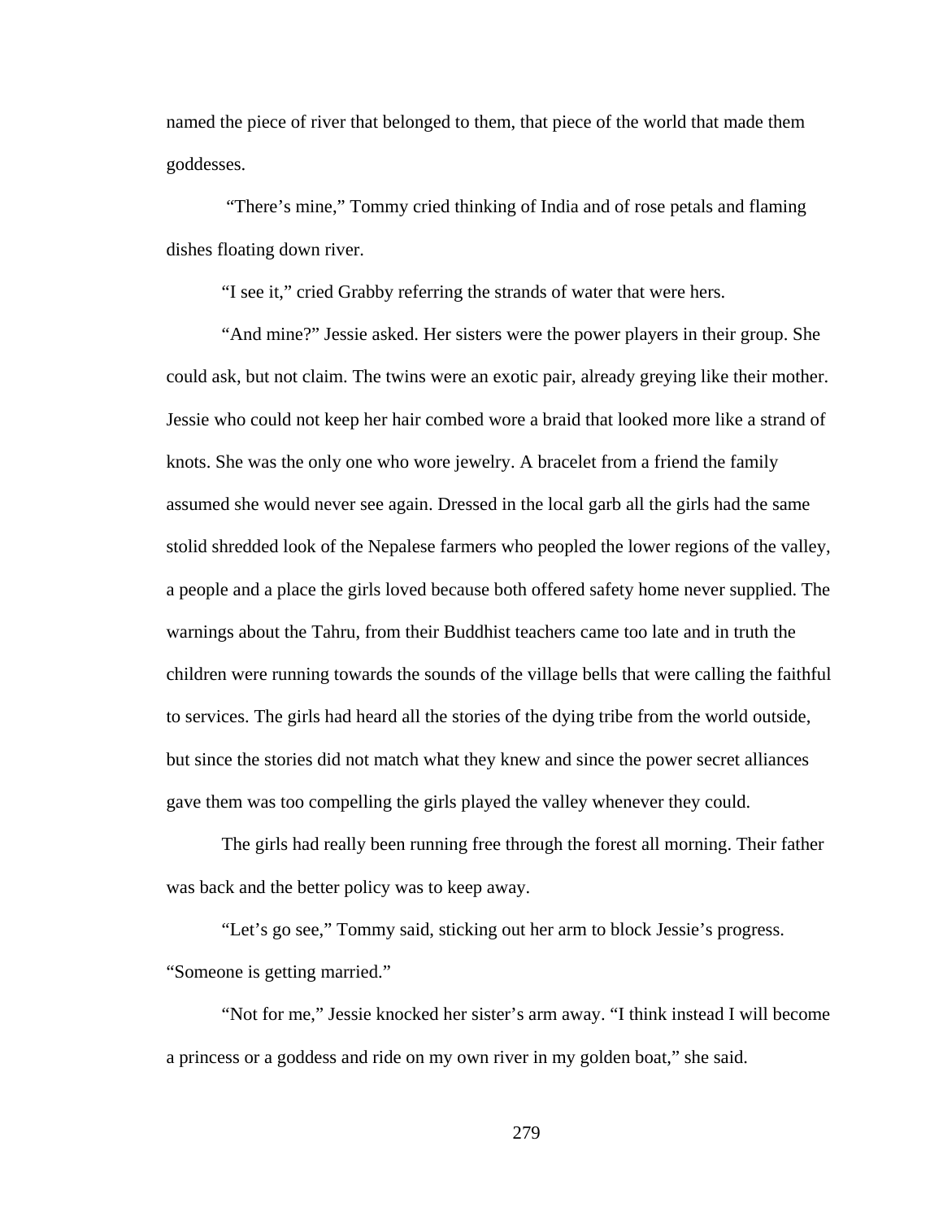named the piece of river that belonged to them, that piece of the world that made them goddesses.

"There's mine," Tommy cried thinking of India and of rose petals and flaming dishes floating down river.

"I see it," cried Grabby referring the strands of water that were hers.

"And mine?" Jessie asked. Her sisters were the power players in their group. She could ask, but not claim. The twins were an exotic pair, already greying like their mother. Jessie who could not keep her hair combed wore a braid that looked more like a strand of knots. She was the only one who wore jewelry. A bracelet from a friend the family assumed she would never see again. Dressed in the local garb all the girls had the same stolid shredded look of the Nepalese farmers who peopled the lower regions of the valley, a people and a place the girls loved because both offered safety home never supplied. The warnings about the Tahru, from their Buddhist teachers came too late and in truth the children were running towards the sounds of the village bells that were calling the faithful to services. The girls had heard all the stories of the dying tribe from the world outside, but since the stories did not match what they knew and since the power secret alliances gave them was too compelling the girls played the valley whenever they could.

The girls had really been running free through the forest all morning. Their father was back and the better policy was to keep away.

"Let's go see," Tommy said, sticking out her arm to block Jessie's progress. "Someone is getting married."

"Not for me," Jessie knocked her sister's arm away. "I think instead I will become a princess or a goddess and ride on my own river in my golden boat," she said.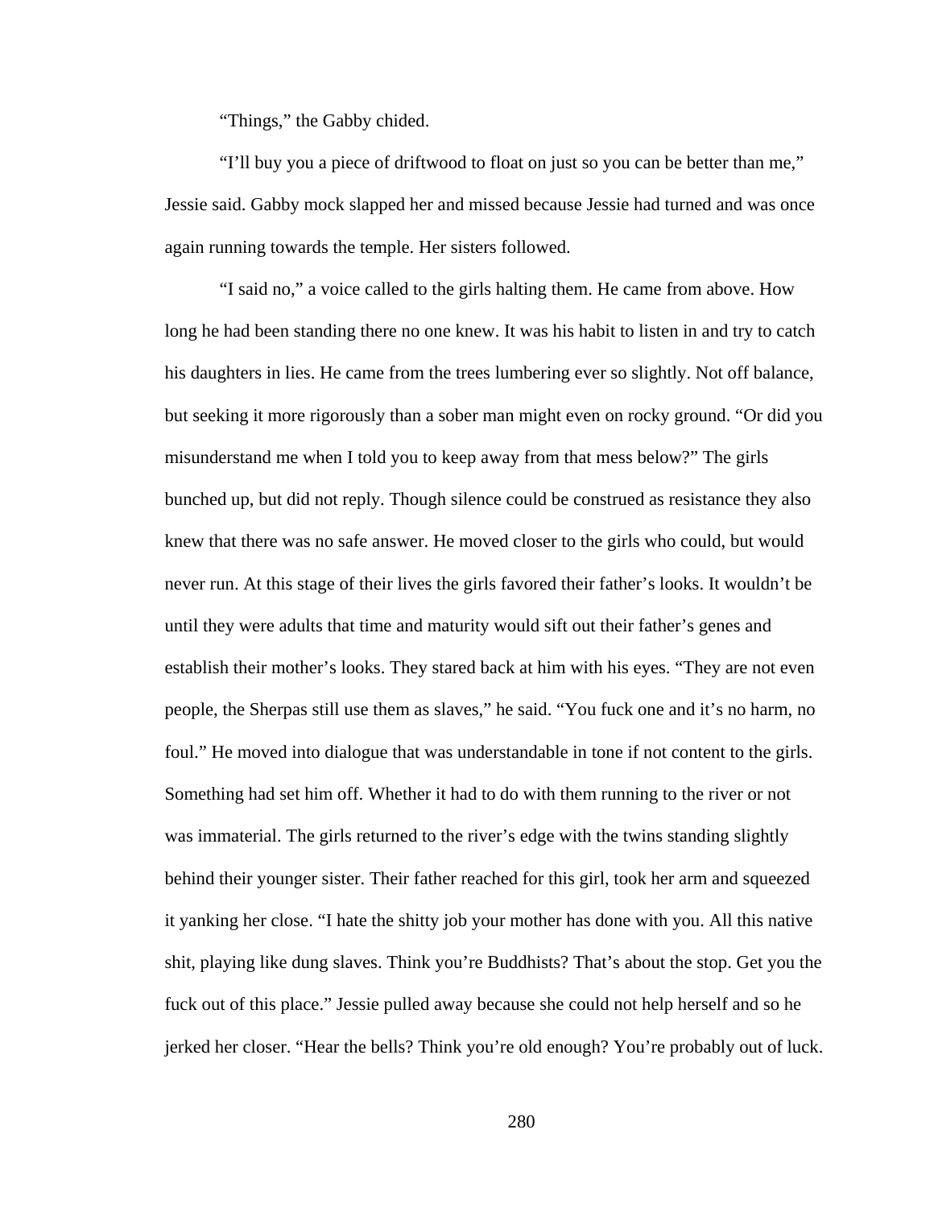"Things," the Gabby chided.

"I'll buy you a piece of driftwood to float on just so you can be better than me," Jessie said. Gabby mock slapped her and missed because Jessie had turned and was once again running towards the temple. Her sisters followed.

"I said no," a voice called to the girls halting them. He came from above. How long he had been standing there no one knew. It was his habit to listen in and try to catch his daughters in lies. He came from the trees lumbering ever so slightly. Not off balance, but seeking it more rigorously than a sober man might even on rocky ground. "Or did you misunderstand me when I told you to keep away from that mess below?" The girls bunched up, but did not reply. Though silence could be construed as resistance they also knew that there was no safe answer. He moved closer to the girls who could, but would never run. At this stage of their lives the girls favored their father's looks. It wouldn't be until they were adults that time and maturity would sift out their father's genes and establish their mother's looks. They stared back at him with his eyes. "They are not even people, the Sherpas still use them as slaves," he said. "You fuck one and it's no harm, no foul." He moved into dialogue that was understandable in tone if not content to the girls. Something had set him off. Whether it had to do with them running to the river or not was immaterial. The girls returned to the river's edge with the twins standing slightly behind their younger sister. Their father reached for this girl, took her arm and squeezed it yanking her close. "I hate the shitty job your mother has done with you. All this native shit, playing like dung slaves. Think you're Buddhists? That's about the stop. Get you the fuck out of this place." Jessie pulled away because she could not help herself and so he jerked her closer. "Hear the bells? Think you're old enough? You're probably out of luck.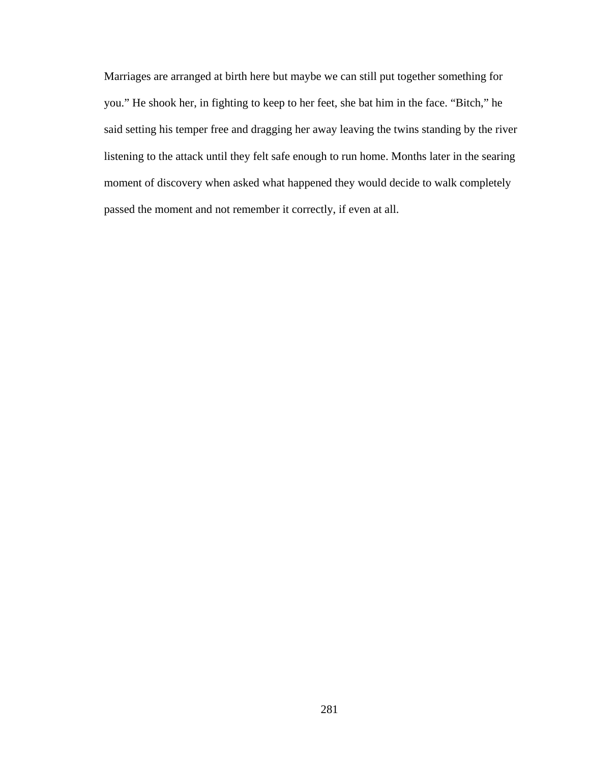Marriages are arranged at birth here but maybe we can still put together something for you." He shook her, in fighting to keep to her feet, she bat him in the face. "Bitch," he said setting his temper free and dragging her away leaving the twins standing by the river listening to the attack until they felt safe enough to run home. Months later in the searing moment of discovery when asked what happened they would decide to walk completely passed the moment and not remember it correctly, if even at all.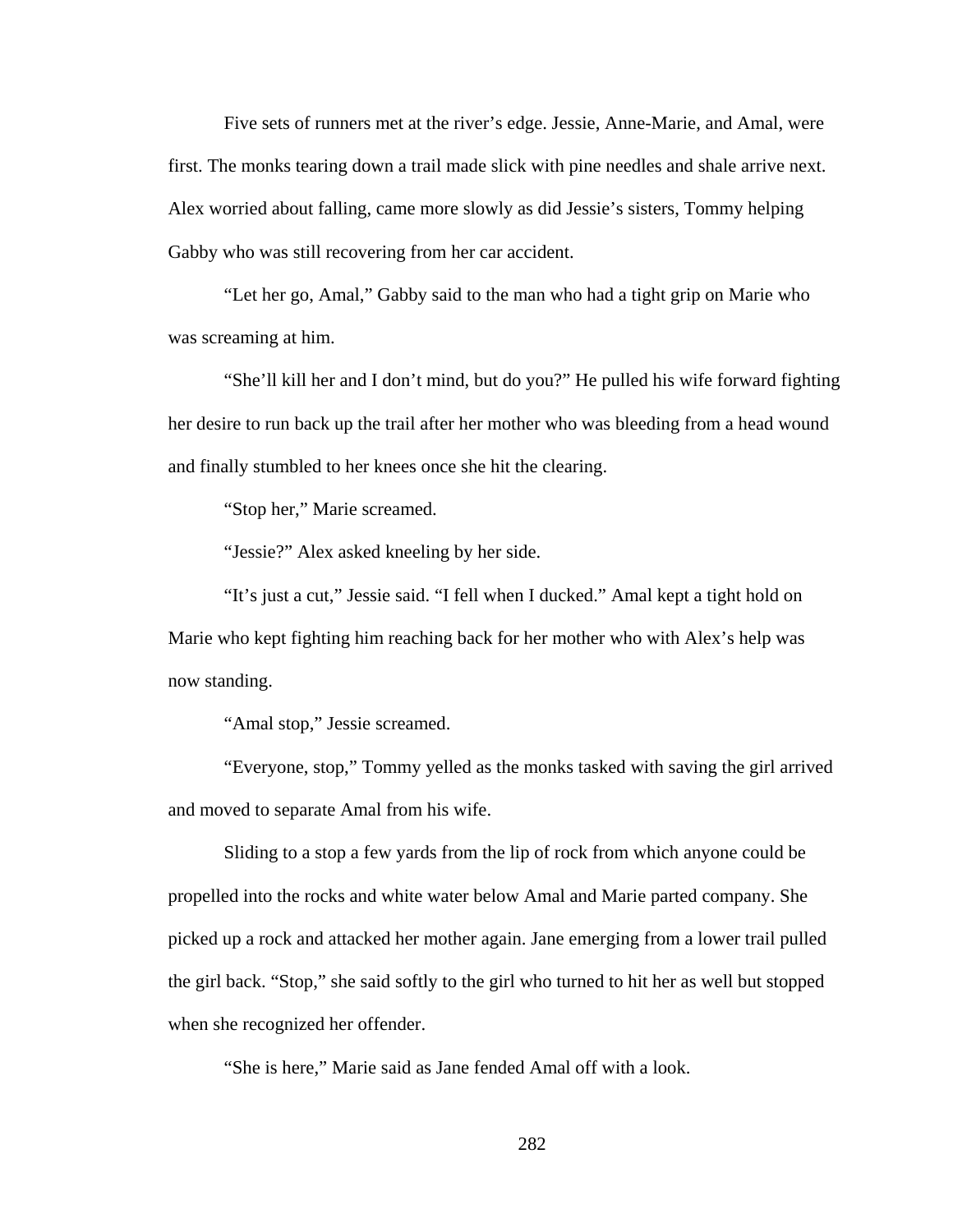Five sets of runners met at the river's edge. Jessie, Anne-Marie, and Amal, were first. The monks tearing down a trail made slick with pine needles and shale arrive next. Alex worried about falling, came more slowly as did Jessie's sisters, Tommy helping Gabby who was still recovering from her car accident.

"Let her go, Amal," Gabby said to the man who had a tight grip on Marie who was screaming at him.

"She'll kill her and I don't mind, but do you?" He pulled his wife forward fighting her desire to run back up the trail after her mother who was bleeding from a head wound and finally stumbled to her knees once she hit the clearing.

"Stop her," Marie screamed.

"Jessie?" Alex asked kneeling by her side.

"It's just a cut," Jessie said. "I fell when I ducked." Amal kept a tight hold on Marie who kept fighting him reaching back for her mother who with Alex's help was now standing.

"Amal stop," Jessie screamed.

"Everyone, stop," Tommy yelled as the monks tasked with saving the girl arrived and moved to separate Amal from his wife.

Sliding to a stop a few yards from the lip of rock from which anyone could be propelled into the rocks and white water below Amal and Marie parted company. She picked up a rock and attacked her mother again. Jane emerging from a lower trail pulled the girl back. "Stop," she said softly to the girl who turned to hit her as well but stopped when she recognized her offender.

"She is here," Marie said as Jane fended Amal off with a look.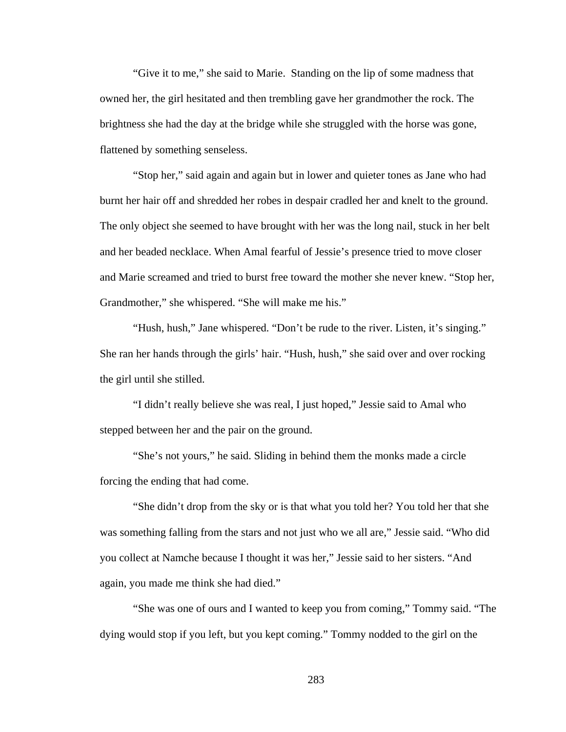"Give it to me," she said to Marie.  Standing on the lip of some madness that owned her, the girl hesitated and then trembling gave her grandmother the rock. The brightness she had the day at the bridge while she struggled with the horse was gone, flattened by something senseless.

"Stop her," said again and again but in lower and quieter tones as Jane who had burnt her hair off and shredded her robes in despair cradled her and knelt to the ground. The only object she seemed to have brought with her was the long nail, stuck in her belt and her beaded necklace. When Amal fearful of Jessie's presence tried to move closer and Marie screamed and tried to burst free toward the mother she never knew. "Stop her, Grandmother," she whispered. "She will make me his."

"Hush, hush," Jane whispered. "Don't be rude to the river. Listen, it's singing." She ran her hands through the girls' hair. "Hush, hush," she said over and over rocking the girl until she stilled.

"I didn't really believe she was real, I just hoped," Jessie said to Amal who stepped between her and the pair on the ground.

"She's not yours," he said. Sliding in behind them the monks made a circle forcing the ending that had come.

"She didn't drop from the sky or is that what you told her? You told her that she was something falling from the stars and not just who we all are," Jessie said. "Who did you collect at Namche because I thought it was her," Jessie said to her sisters. "And again, you made me think she had died."

"She was one of ours and I wanted to keep you from coming," Tommy said. "The dying would stop if you left, but you kept coming." Tommy nodded to the girl on the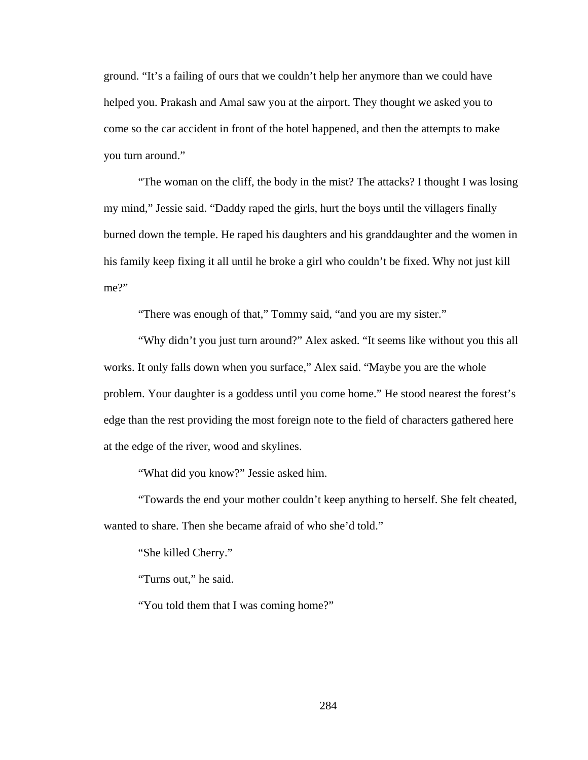ground. "It's a failing of ours that we couldn't help her anymore than we could have helped you. Prakash and Amal saw you at the airport. They thought we asked you to come so the car accident in front of the hotel happened, and then the attempts to make you turn around."

"The woman on the cliff, the body in the mist? The attacks? I thought I was losing my mind," Jessie said. "Daddy raped the girls, hurt the boys until the villagers finally burned down the temple. He raped his daughters and his granddaughter and the women in his family keep fixing it all until he broke a girl who couldn't be fixed. Why not just kill me?"

"There was enough of that," Tommy said, "and you are my sister."

"Why didn't you just turn around?" Alex asked. "It seems like without you this all works. It only falls down when you surface," Alex said. "Maybe you are the whole problem. Your daughter is a goddess until you come home." He stood nearest the forest's edge than the rest providing the most foreign note to the field of characters gathered here at the edge of the river, wood and skylines.

"What did you know?" Jessie asked him.

"Towards the end your mother couldn't keep anything to herself. She felt cheated, wanted to share. Then she became afraid of who she'd told."

"She killed Cherry."

"Turns out," he said.

"You told them that I was coming home?"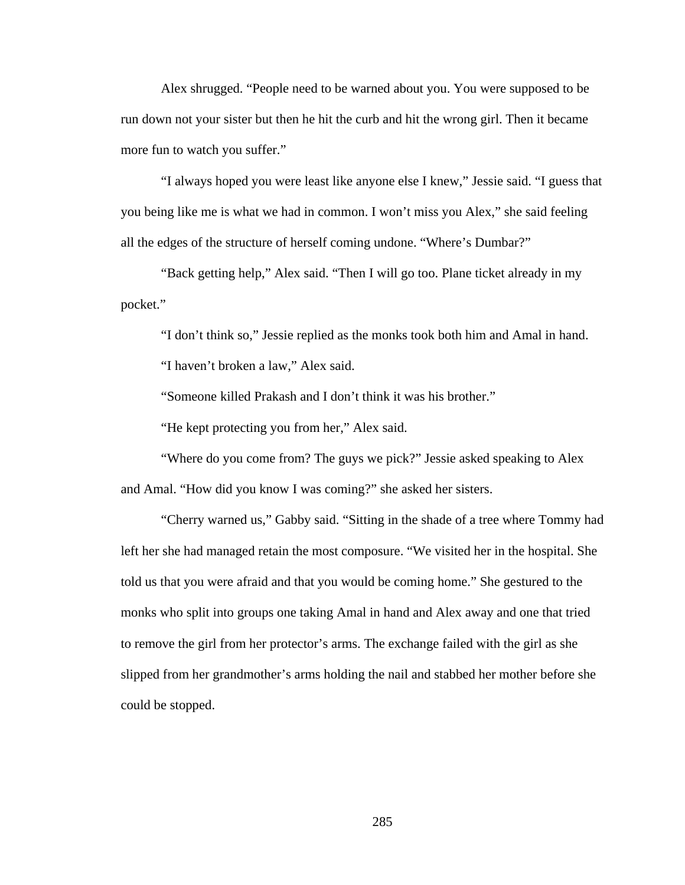Alex shrugged. "People need to be warned about you. You were supposed to be run down not your sister but then he hit the curb and hit the wrong girl. Then it became more fun to watch you suffer."

"I always hoped you were least like anyone else I knew," Jessie said. "I guess that you being like me is what we had in common. I won't miss you Alex," she said feeling all the edges of the structure of herself coming undone. "Where's Dumbar?"

"Back getting help," Alex said. "Then I will go too. Plane ticket already in my pocket."

"I don't think so," Jessie replied as the monks took both him and Amal in hand.

"I haven't broken a law," Alex said.

"Someone killed Prakash and I don't think it was his brother."

"He kept protecting you from her," Alex said.

"Where do you come from? The guys we pick?" Jessie asked speaking to Alex and Amal. "How did you know I was coming?" she asked her sisters.

"Cherry warned us," Gabby said. "Sitting in the shade of a tree where Tommy had left her she had managed retain the most composure. "We visited her in the hospital. She told us that you were afraid and that you would be coming home." She gestured to the monks who split into groups one taking Amal in hand and Alex away and one that tried to remove the girl from her protector's arms. The exchange failed with the girl as she slipped from her grandmother's arms holding the nail and stabbed her mother before she could be stopped.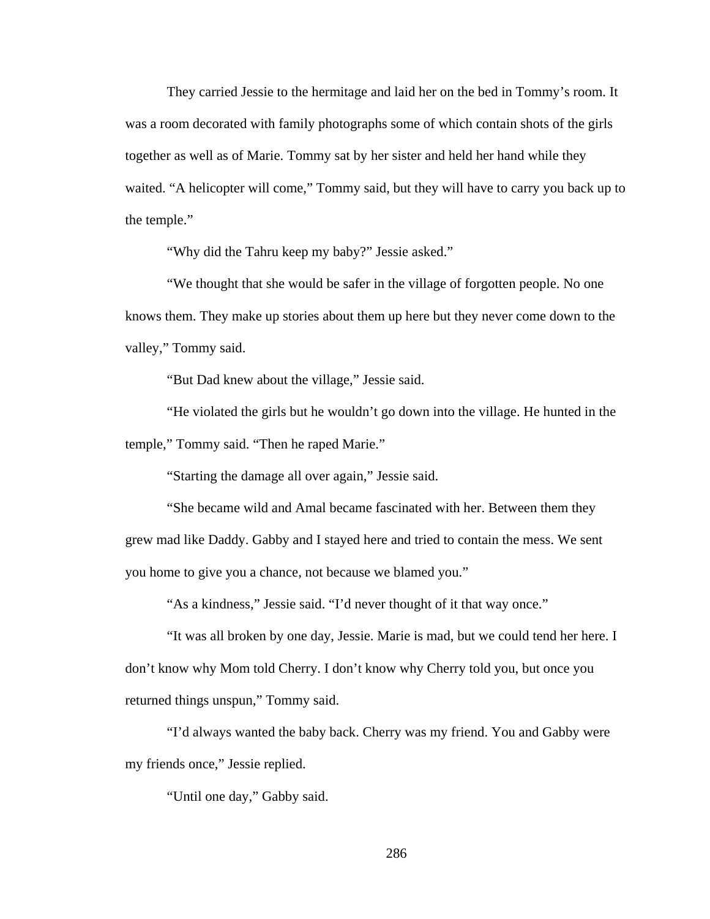They carried Jessie to the hermitage and laid her on the bed in Tommy's room. It was a room decorated with family photographs some of which contain shots of the girls together as well as of Marie. Tommy sat by her sister and held her hand while they waited. "A helicopter will come," Tommy said, but they will have to carry you back up to the temple."

"Why did the Tahru keep my baby?" Jessie asked."

"We thought that she would be safer in the village of forgotten people. No one knows them. They make up stories about them up here but they never come down to the valley," Tommy said.

"But Dad knew about the village," Jessie said.

"He violated the girls but he wouldn't go down into the village. He hunted in the temple," Tommy said. "Then he raped Marie."

"Starting the damage all over again," Jessie said.

"She became wild and Amal became fascinated with her. Between them they grew mad like Daddy. Gabby and I stayed here and tried to contain the mess. We sent you home to give you a chance, not because we blamed you."

"As a kindness," Jessie said. "I'd never thought of it that way once."

"It was all broken by one day, Jessie. Marie is mad, but we could tend her here. I don't know why Mom told Cherry. I don't know why Cherry told you, but once you returned things unspun," Tommy said.

"I'd always wanted the baby back. Cherry was my friend. You and Gabby were my friends once," Jessie replied.

"Until one day," Gabby said.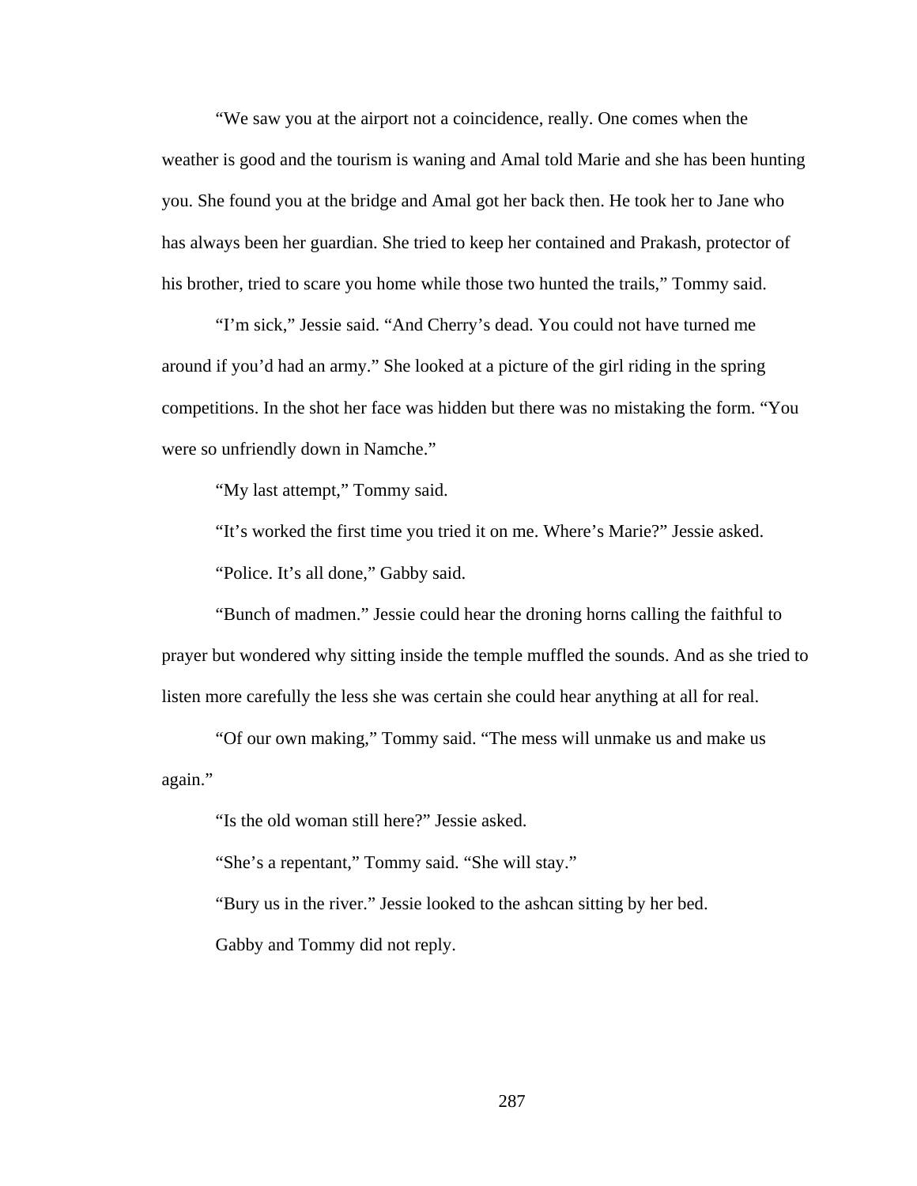"We saw you at the airport not a coincidence, really. One comes when the weather is good and the tourism is waning and Amal told Marie and she has been hunting you. She found you at the bridge and Amal got her back then. He took her to Jane who has always been her guardian. She tried to keep her contained and Prakash, protector of his brother, tried to scare you home while those two hunted the trails," Tommy said.

"I'm sick," Jessie said. "And Cherry's dead. You could not have turned me around if you'd had an army." She looked at a picture of the girl riding in the spring competitions. In the shot her face was hidden but there was no mistaking the form. "You were so unfriendly down in Namche."

"My last attempt," Tommy said.

"It's worked the first time you tried it on me. Where's Marie?" Jessie asked.

"Police. It's all done," Gabby said.

"Bunch of madmen." Jessie could hear the droning horns calling the faithful to prayer but wondered why sitting inside the temple muffled the sounds. And as she tried to listen more carefully the less she was certain she could hear anything at all for real.

"Of our own making," Tommy said. "The mess will unmake us and make us again."

"Is the old woman still here?" Jessie asked.

"She's a repentant," Tommy said. "She will stay."

"Bury us in the river." Jessie looked to the ashcan sitting by her bed.

Gabby and Tommy did not reply.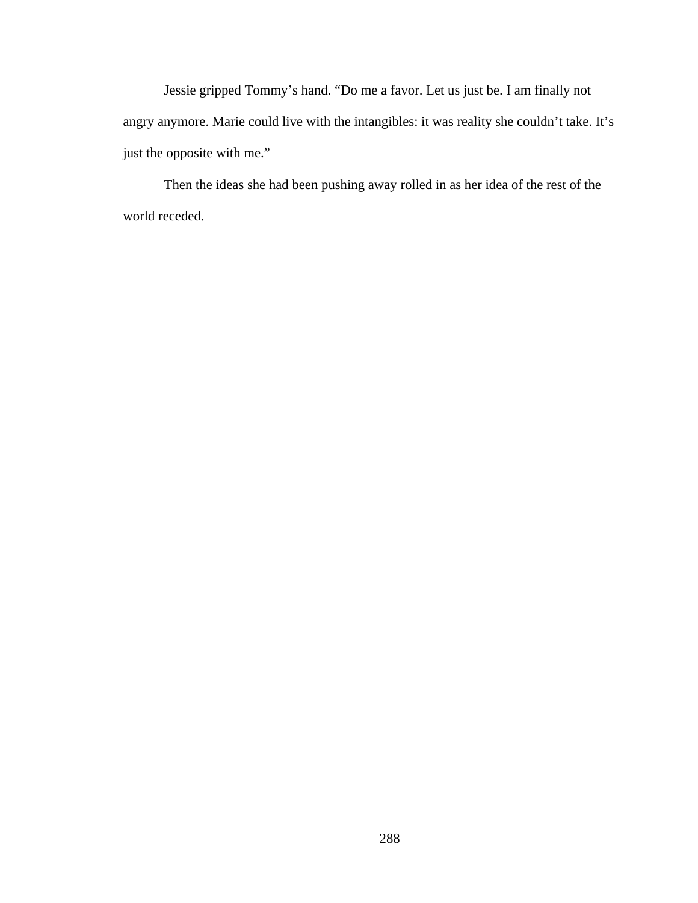Jessie gripped Tommy's hand. "Do me a favor. Let us just be. I am finally not angry anymore. Marie could live with the intangibles: it was reality she couldn't take. It's just the opposite with me."

Then the ideas she had been pushing away rolled in as her idea of the rest of the world receded.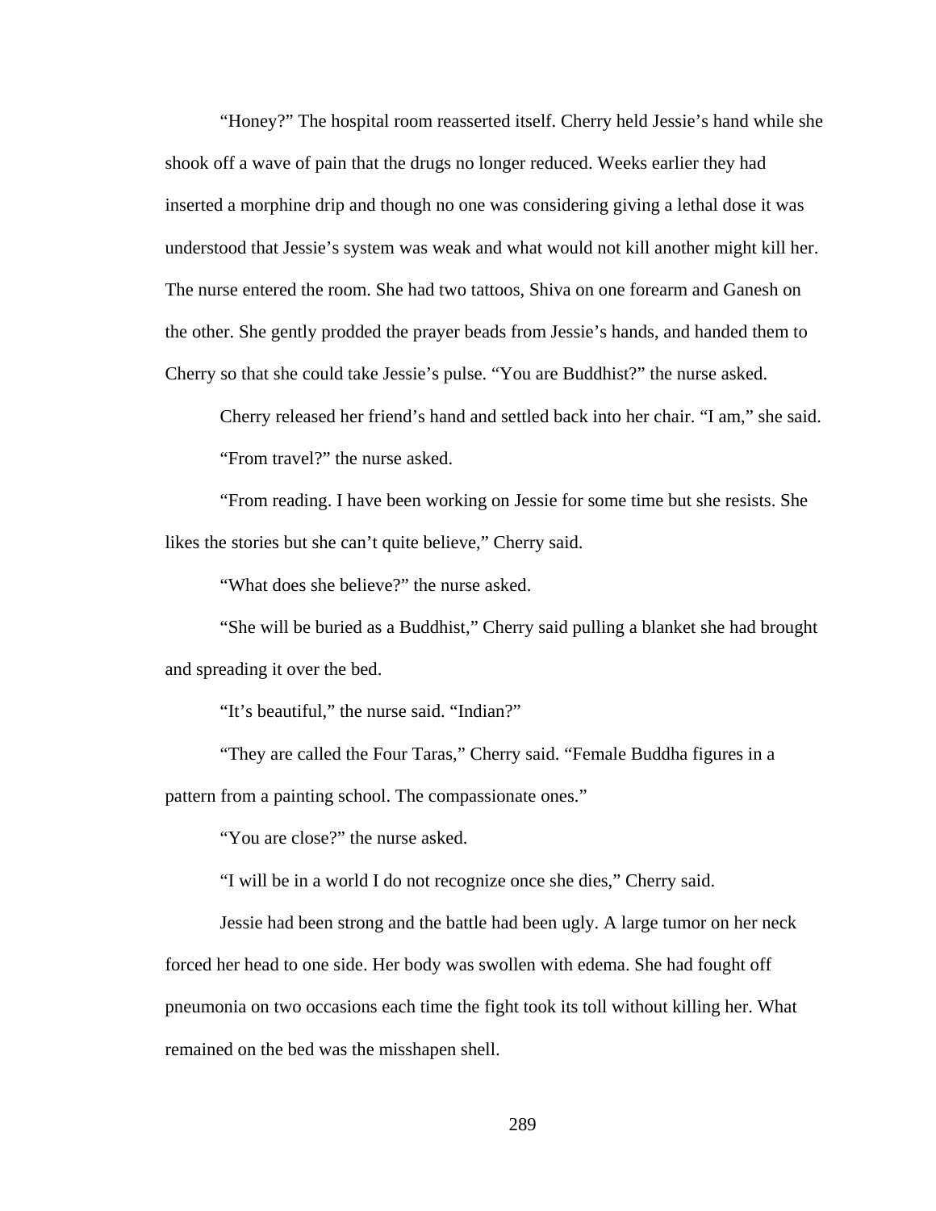"Honey?" The hospital room reasserted itself. Cherry held Jessie's hand while she shook off a wave of pain that the drugs no longer reduced. Weeks earlier they had inserted a morphine drip and though no one was considering giving a lethal dose it was understood that Jessie's system was weak and what would not kill another might kill her. The nurse entered the room. She had two tattoos, Shiva on one forearm and Ganesh on the other. She gently prodded the prayer beads from Jessie's hands, and handed them to Cherry so that she could take Jessie's pulse. "You are Buddhist?" the nurse asked.

Cherry released her friend's hand and settled back into her chair. "I am," she said.

"From travel?" the nurse asked.

"From reading. I have been working on Jessie for some time but she resists. She likes the stories but she can't quite believe," Cherry said.

"What does she believe?" the nurse asked.

"She will be buried as a Buddhist," Cherry said pulling a blanket she had brought and spreading it over the bed.

"It's beautiful," the nurse said. "Indian?"

"They are called the Four Taras," Cherry said. "Female Buddha figures in a pattern from a painting school. The compassionate ones."

"You are close?" the nurse asked.

"I will be in a world I do not recognize once she dies," Cherry said.

Jessie had been strong and the battle had been ugly. A large tumor on her neck forced her head to one side. Her body was swollen with edema. She had fought off pneumonia on two occasions each time the fight took its toll without killing her. What remained on the bed was the misshapen shell.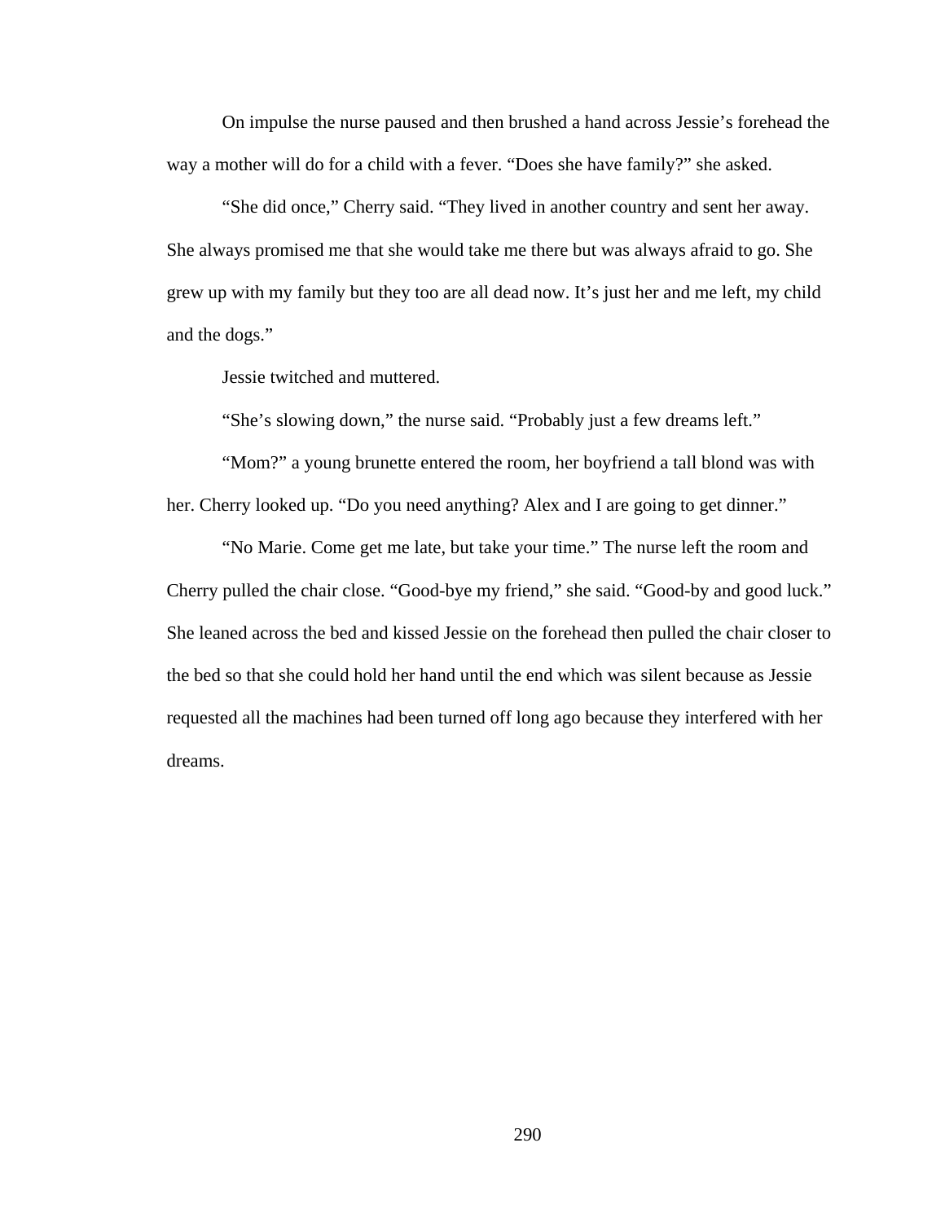On impulse the nurse paused and then brushed a hand across Jessie's forehead the way a mother will do for a child with a fever. "Does she have family?" she asked.

"She did once," Cherry said. "They lived in another country and sent her away. She always promised me that she would take me there but was always afraid to go. She grew up with my family but they too are all dead now. It's just her and me left, my child and the dogs."

Jessie twitched and muttered.

"She's slowing down," the nurse said. "Probably just a few dreams left."

"Mom?" a young brunette entered the room, her boyfriend a tall blond was with her. Cherry looked up. "Do you need anything? Alex and I are going to get dinner."

"No Marie. Come get me late, but take your time." The nurse left the room and Cherry pulled the chair close. "Good-bye my friend," she said. "Good-by and good luck." She leaned across the bed and kissed Jessie on the forehead then pulled the chair closer to the bed so that she could hold her hand until the end which was silent because as Jessie requested all the machines had been turned off long ago because they interfered with her dreams.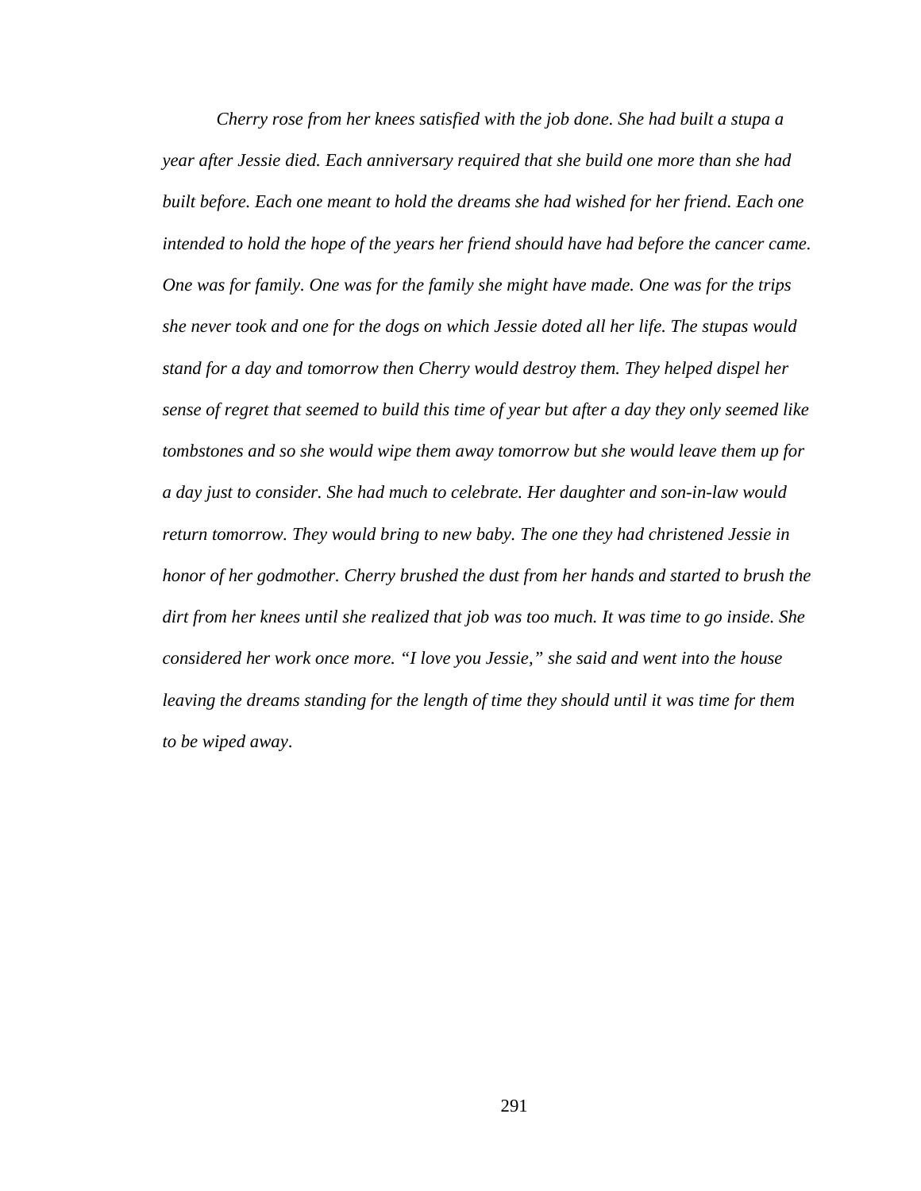*Cherry rose from her knees satisfied with the job done. She had built a stupa a year after Jessie died. Each anniversary required that she build one more than she had built before. Each one meant to hold the dreams she had wished for her friend. Each one intended to hold the hope of the years her friend should have had before the cancer came. One was for family. One was for the family she might have made. One was for the trips she never took and one for the dogs on which Jessie doted all her life. The stupas would stand for a day and tomorrow then Cherry would destroy them. They helped dispel her sense of regret that seemed to build this time of year but after a day they only seemed like tombstones and so she would wipe them away tomorrow but she would leave them up for a day just to consider. She had much to celebrate. Her daughter and son-in-law would return tomorrow. They would bring to new baby. The one they had christened Jessie in honor of her godmother. Cherry brushed the dust from her hands and started to brush the dirt from her knees until she realized that job was too much. It was time to go inside. She considered her work once more. "I love you Jessie," she said and went into the house leaving the dreams standing for the length of time they should until it was time for them to be wiped away.*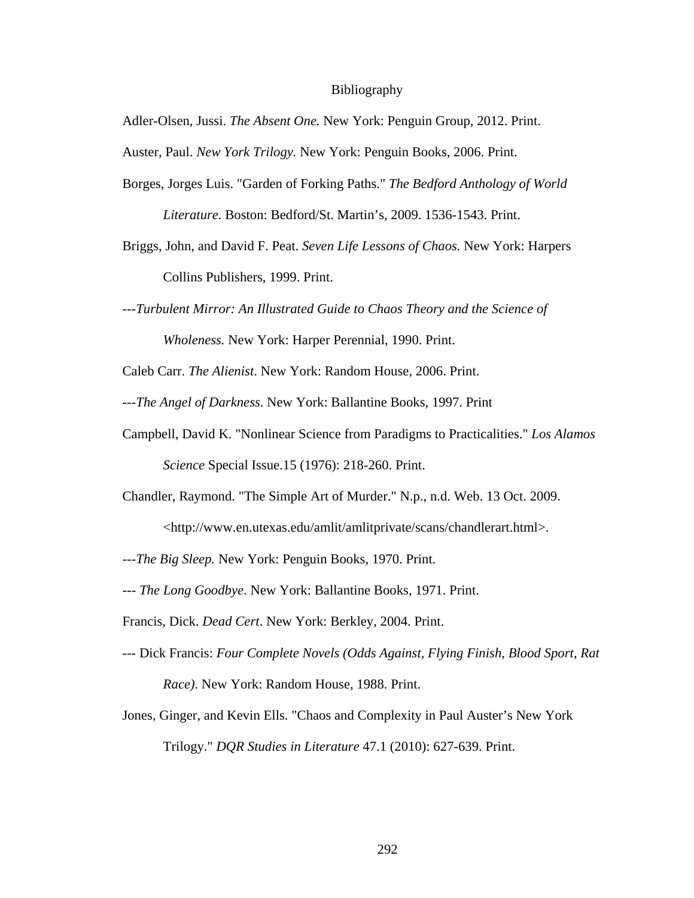# Bibliography

Adler-Olsen, Jussi. *The Absent One.* New York: Penguin Group, 2012. Print.

Auster, Paul. *New York Trilogy.* New York: Penguin Books, 2006. Print.

Borges, Jorges Luis. "Garden of Forking Paths." *The Bedford Anthology of World Literature.* Boston: Bedford/St. Martin's, 2009. 1536-1543. Print.

Briggs, John, and David F. Peat. *Seven Life Lessons of Chaos.* New York: Harpers Collins Publishers, 1999. Print.

---*Turbulent Mirror: An Illustrated Guide to Chaos Theory and the Science of Wholeness.* New York: Harper Perennial, 1990. Print.

Caleb Carr. *The Alienist*. New York: Random House, 2006. Print.

---*The Angel of Darkness*. New York: Ballantine Books, 1997. Print

Campbell, David K. "Nonlinear Science from Paradigms to Practicalities." *Los Alamos Science* Special Issue.15 (1976): 218-260. Print.

Chandler, Raymond. "The Simple Art of Murder." N.p., n.d. Web. 13 Oct. 2009. <http://www.en.utexas.edu/amlit/amlitprivate/scans/chandlerart.html>.

---*The Big Sleep.* New York: Penguin Books, 1970. Print.

--- *The Long Goodbye*. New York: Ballantine Books, 1971. Print.

Francis, Dick. *Dead Cert*. New York: Berkley, 2004. Print.

--- Dick Francis: *Four Complete Novels (Odds Against, Flying Finish, Blood Sport, Rat Race)*. New York: Random House, 1988. Print.

Jones, Ginger, and Kevin Ells. "Chaos and Complexity in Paul Auster's New York Trilogy." *DQR Studies in Literature* 47.1 (2010): 627-639. Print.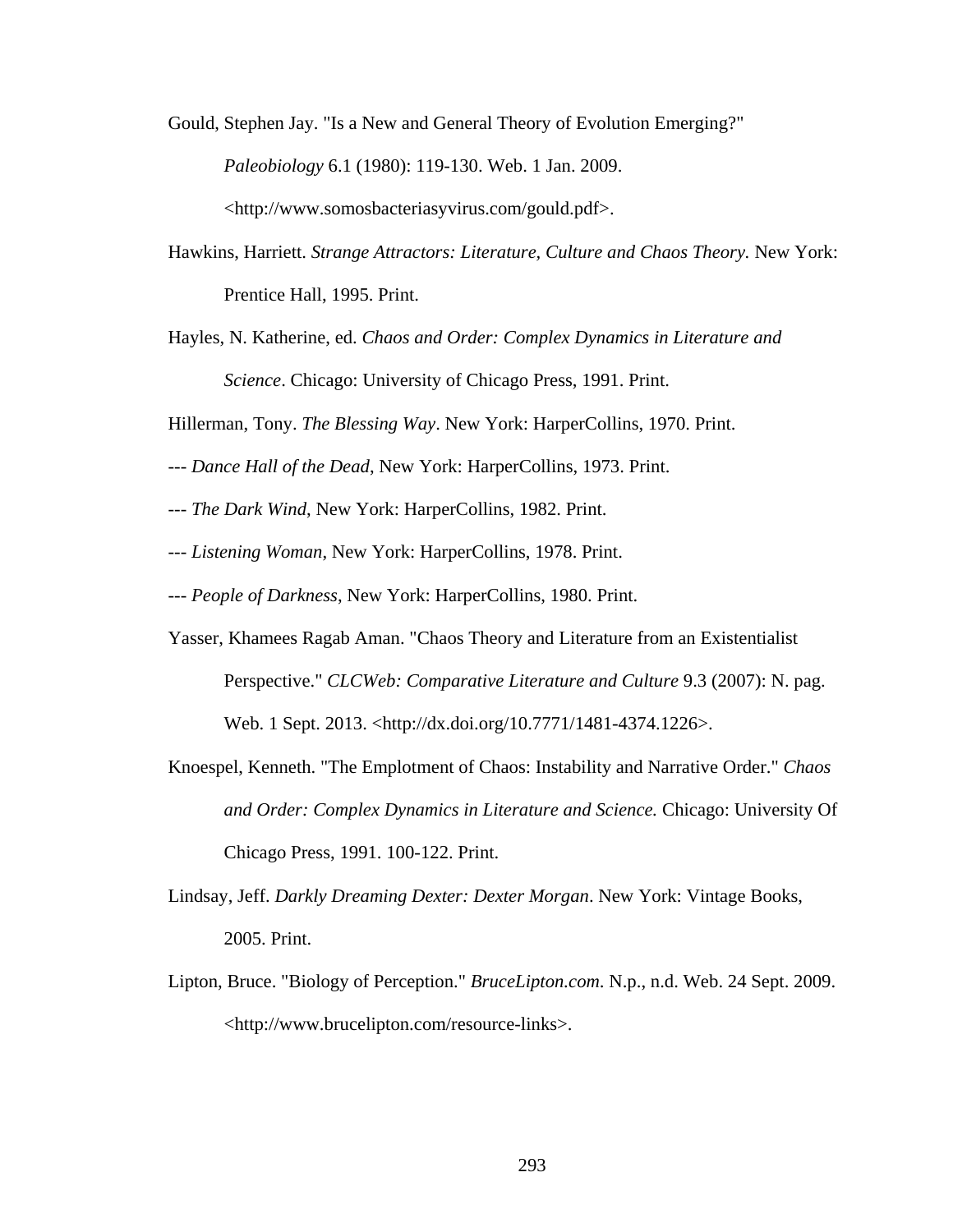Gould, Stephen Jay. "Is a New and General Theory of Evolution Emerging?" *Paleobiology* 6.1 (1980): 119-130. Web. 1 Jan. 2009. <http://www.somosbacteriasyvirus.com/gould.pdf>.

Hawkins, Harriett. *Strange Attractors: Literature, Culture and Chaos Theory.* New York: Prentice Hall, 1995. Print.

Hayles, N. Katherine, ed. *Chaos and Order: Complex Dynamics in Literature and Science*. Chicago: University of Chicago Press, 1991. Print.

Hillerman, Tony. *The Blessing Way*. New York: HarperCollins, 1970. Print.

--- *Dance Hall of the Dead*, New York: HarperCollins, 1973. Print.

--- *The Dark Wind*, New York: HarperCollins, 1982. Print.

--- *Listening Woman*, New York: HarperCollins, 1978. Print.

--- *People of Darkness*, New York: HarperCollins, 1980. Print.

Yasser, Khamees Ragab Aman. "Chaos Theory and Literature from an Existentialist Perspective." *CLCWeb: Comparative Literature and Culture* 9.3 (2007): N. pag. Web. 1 Sept. 2013. <http://dx.doi.org/10.7771/1481-4374.1226>.

Knoespel, Kenneth. "The Emplotment of Chaos: Instability and Narrative Order." *Chaos and Order: Complex Dynamics in Literature and Science.* Chicago: University Of Chicago Press, 1991. 100-122. Print.

Lindsay, Jeff. *Darkly Dreaming Dexter: Dexter Morgan*. New York: Vintage Books, 2005. Print.

Lipton, Bruce. "Biology of Perception." *BruceLipton.com*. N.p., n.d. Web. 24 Sept. 2009. <http://www.brucelipton.com/resource-links>.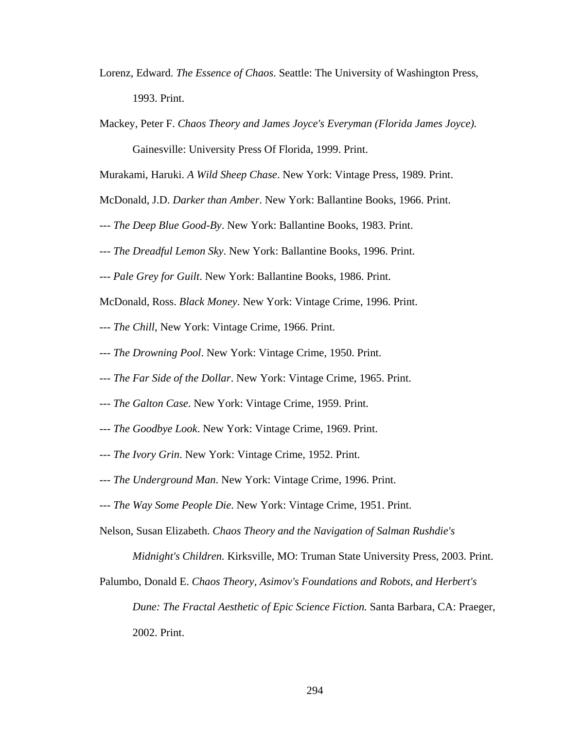Lorenz, Edward. *The Essence of Chaos*. Seattle: The University of Washington Press, 1993. Print.

Mackey, Peter F. *Chaos Theory and James Joyce's Everyman (Florida James Joyce).* Gainesville: University Press Of Florida, 1999. Print.

Murakami, Haruki. *A Wild Sheep Chase*. New York: Vintage Press, 1989. Print.

McDonald, J.D. *Darker than Amber*. New York: Ballantine Books, 1966. Print.

--- *The Deep Blue Good-By*. New York: Ballantine Books, 1983. Print.

--- *The Dreadful Lemon Sky*. New York: Ballantine Books, 1996. Print.

--- *Pale Grey for Guilt*. New York: Ballantine Books, 1986. Print.

McDonald, Ross. *Black Money*. New York: Vintage Crime, 1996. Print.

--- *The Chill*, New York: Vintage Crime, 1966. Print.

--- *The Drowning Pool*. New York: Vintage Crime, 1950. Print.

--- *The Far Side of the Dollar*. New York: Vintage Crime, 1965. Print.

--- *The Galton Case*. New York: Vintage Crime, 1959. Print.

--- *The Goodbye Look*. New York: Vintage Crime, 1969. Print.

--- *The Ivory Grin*. New York: Vintage Crime, 1952. Print.

--- *The Underground Man*. New York: Vintage Crime, 1996. Print.

--- *The Way Some People Die*. New York: Vintage Crime, 1951. Print.

Nelson, Susan Elizabeth. *Chaos Theory and the Navigation of Salman Rushdie's Midnight's Children.* Kirksville, MO: Truman State University Press, 2003. Print.

Palumbo, Donald E. *Chaos Theory, Asimov's Foundations and Robots, and Herbert's Dune: The Fractal Aesthetic of Epic Science Fiction.* Santa Barbara, CA: Praeger, 2002. Print.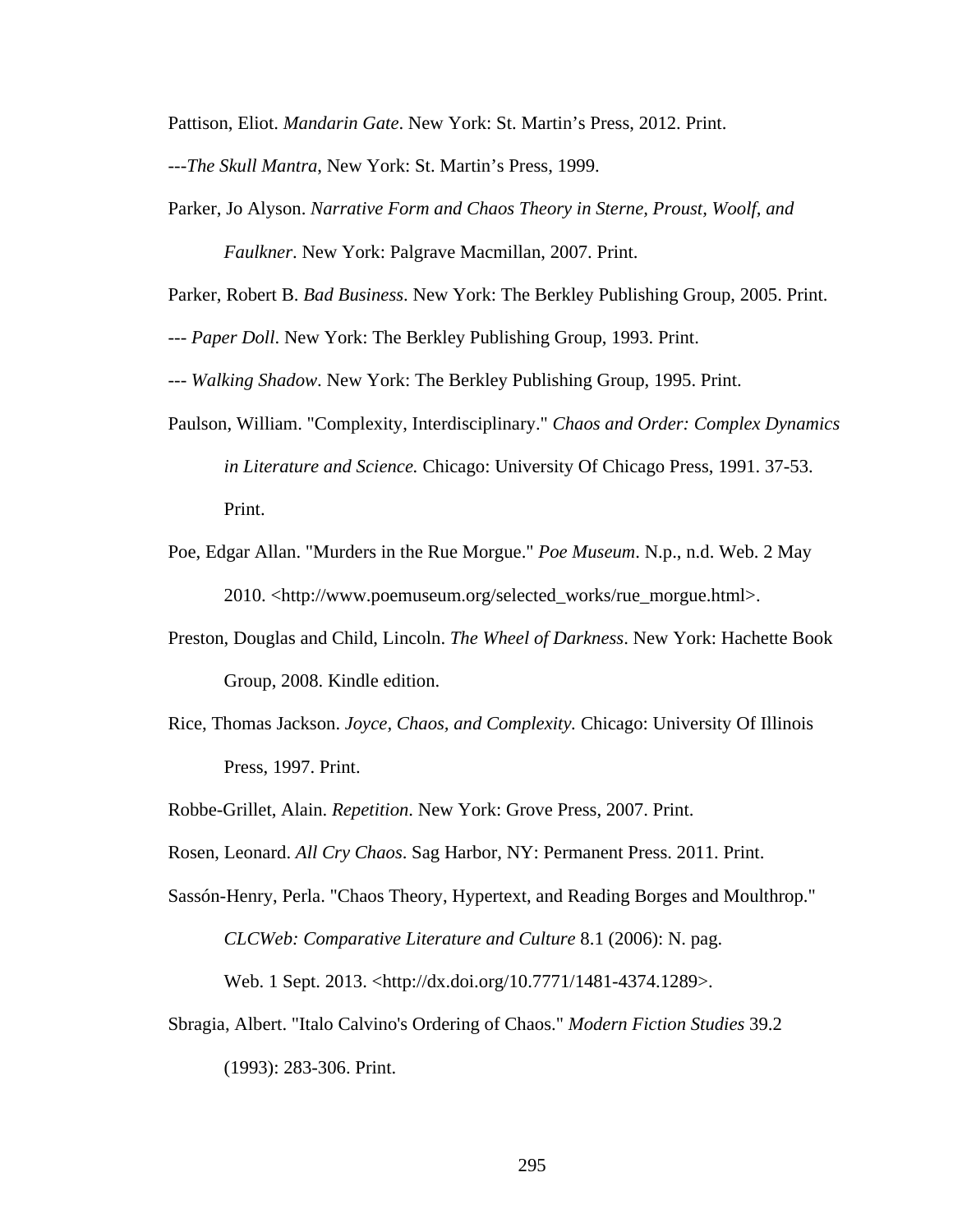Pattison, Eliot. *Mandarin Gate*. New York: St. Martin's Press, 2012. Print.

---*The Skull Mantra*, New York: St. Martin's Press, 1999.

Parker, Jo Alyson. *Narrative Form and Chaos Theory in Sterne, Proust, Woolf, and Faulkner*. New York: Palgrave Macmillan, 2007. Print.

Parker, Robert B. *Bad Business*. New York: The Berkley Publishing Group, 2005. Print.

--- *Paper Doll*. New York: The Berkley Publishing Group, 1993. Print.

--- *Walking Shadow*. New York: The Berkley Publishing Group, 1995. Print.

Paulson, William. "Complexity, Interdisciplinary." *Chaos and Order: Complex Dynamics in Literature and Science.* Chicago: University Of Chicago Press, 1991. 37-53. Print.

Poe, Edgar Allan. "Murders in the Rue Morgue." *Poe Museum*. N.p., n.d. Web. 2 May 2010. <http://www.poemuseum.org/selected_works/rue_morgue.html>.

Preston, Douglas and Child, Lincoln. *The Wheel of Darkness*. New York: Hachette Book Group, 2008. Kindle edition.

Rice, Thomas Jackson. *Joyce, Chaos, and Complexity.* Chicago: University Of Illinois Press, 1997. Print.

Robbe-Grillet, Alain. *Repetition*. New York: Grove Press, 2007. Print.

Rosen, Leonard. *All Cry Chaos*. Sag Harbor, NY: Permanent Press. 2011. Print.

Sassón-Henry, Perla. "Chaos Theory, Hypertext, and Reading Borges and Moulthrop." *CLCWeb: Comparative Literature and Culture* 8.1 (2006): N. pag. Web. 1 Sept. 2013. <http://dx.doi.org/10.7771/1481-4374.1289>.

Sbragia, Albert. "Italo Calvino's Ordering of Chaos." *Modern Fiction Studies* 39.2 (1993): 283-306. Print.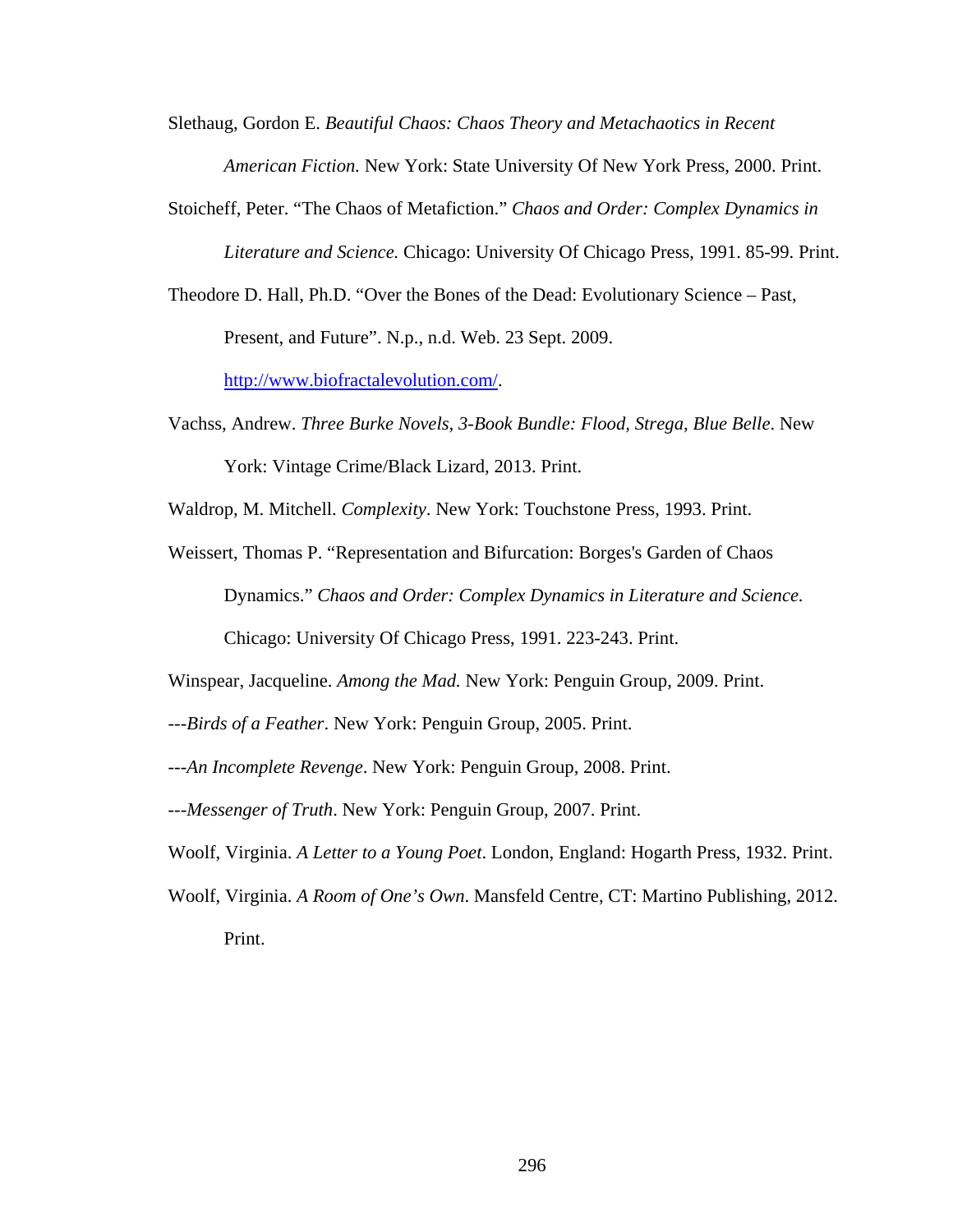Slethaug, Gordon E. *Beautiful Chaos: Chaos Theory and Metachaotics in Recent American Fiction.* New York: State University Of New York Press, 2000. Print.

Stoicheff, Peter. "The Chaos of Metafiction." *Chaos and Order: Complex Dynamics in Literature and Science.* Chicago: University Of Chicago Press, 1991. 85-99. Print.

Theodore D. Hall, Ph.D. "Over the Bones of the Dead: Evolutionary Science – Past, Present, and Future". N.p., n.d. Web. 23 Sept. 2009. http://www.biofractalevolution.com/.

Vachss, Andrew. *Three Burke Novels, 3-Book Bundle: Flood, Strega, Blue Belle*. New York: Vintage Crime/Black Lizard, 2013. Print.

Waldrop, M. Mitchell. *Complexity*. New York: Touchstone Press, 1993. Print.

Weissert, Thomas P. "Representation and Bifurcation: Borges's Garden of Chaos Dynamics." *Chaos and Order: Complex Dynamics in Literature and Science.* Chicago: University Of Chicago Press, 1991. 223-243. Print.

Winspear, Jacqueline. *Among the Mad.* New York: Penguin Group, 2009. Print.

---*Birds of a Feather*. New York: Penguin Group, 2005. Print.

---*An Incomplete Revenge*. New York: Penguin Group, 2008. Print.

---*Messenger of Truth*. New York: Penguin Group, 2007. Print.

Woolf, Virginia. *A Letter to a Young Poet*. London, England: Hogarth Press, 1932. Print.

Woolf, Virginia. *A Room of One's Own*. Mansfeld Centre, CT: Martino Publishing, 2012. Print.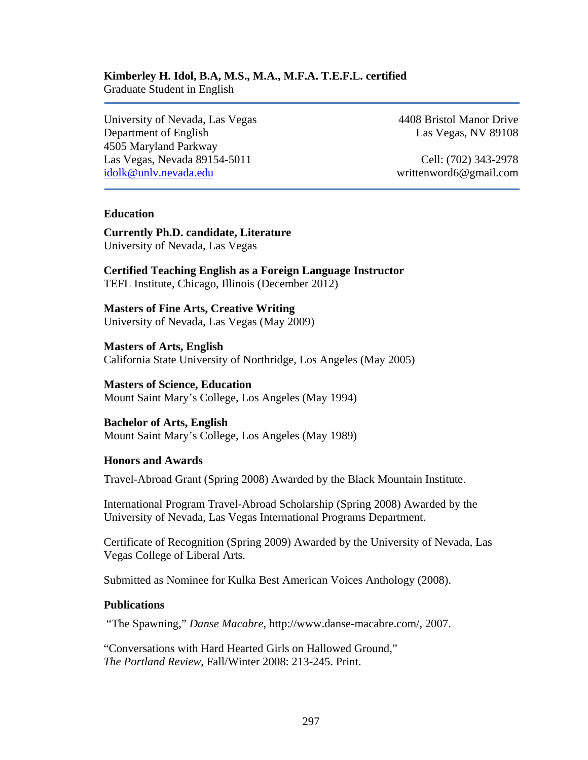**Kimberley H. Idol, B.A, M.S., M.A., M.F.A. T.E.F.L. certified**
Graduate Student in English

---

University of Nevada, Las Vegas
Department of English
4505 Maryland Parkway
Las Vegas, Nevada 89154-5011
idolk@unlv.nevada.edu

4408 Bristol Manor Drive
Las Vegas, NV 89108

Cell: (702) 343-2978
writtenword6@gmail.com

---

### Education

**Currently Ph.D. candidate, Literature**
University of Nevada, Las Vegas

**Certified Teaching English as a Foreign Language Instructor**
TEFL Institute, Chicago, Illinois (December 2012)

**Masters of Fine Arts, Creative Writing**
University of Nevada, Las Vegas (May 2009)

**Masters of Arts, English**
California State University of Northridge, Los Angeles (May 2005)

**Masters of Science, Education**
Mount Saint Mary's College, Los Angeles (May 1994)

**Bachelor of Arts, English**
Mount Saint Mary's College, Los Angeles (May 1989)

### Honors and Awards

Travel-Abroad Grant (Spring 2008) Awarded by the Black Mountain Institute.

International Program Travel-Abroad Scholarship (Spring 2008) Awarded by the University of Nevada, Las Vegas International Programs Department.

Certificate of Recognition (Spring 2009) Awarded by the University of Nevada, Las Vegas College of Liberal Arts.

Submitted as Nominee for Kulka Best American Voices Anthology (2008).

### Publications

"The Spawning," *Danse Macabre*, http://www.danse-macabre.com/, 2007.

"Conversations with Hard Hearted Girls on Hallowed Ground," *The Portland Review*, Fall/Winter 2008: 213-245. Print.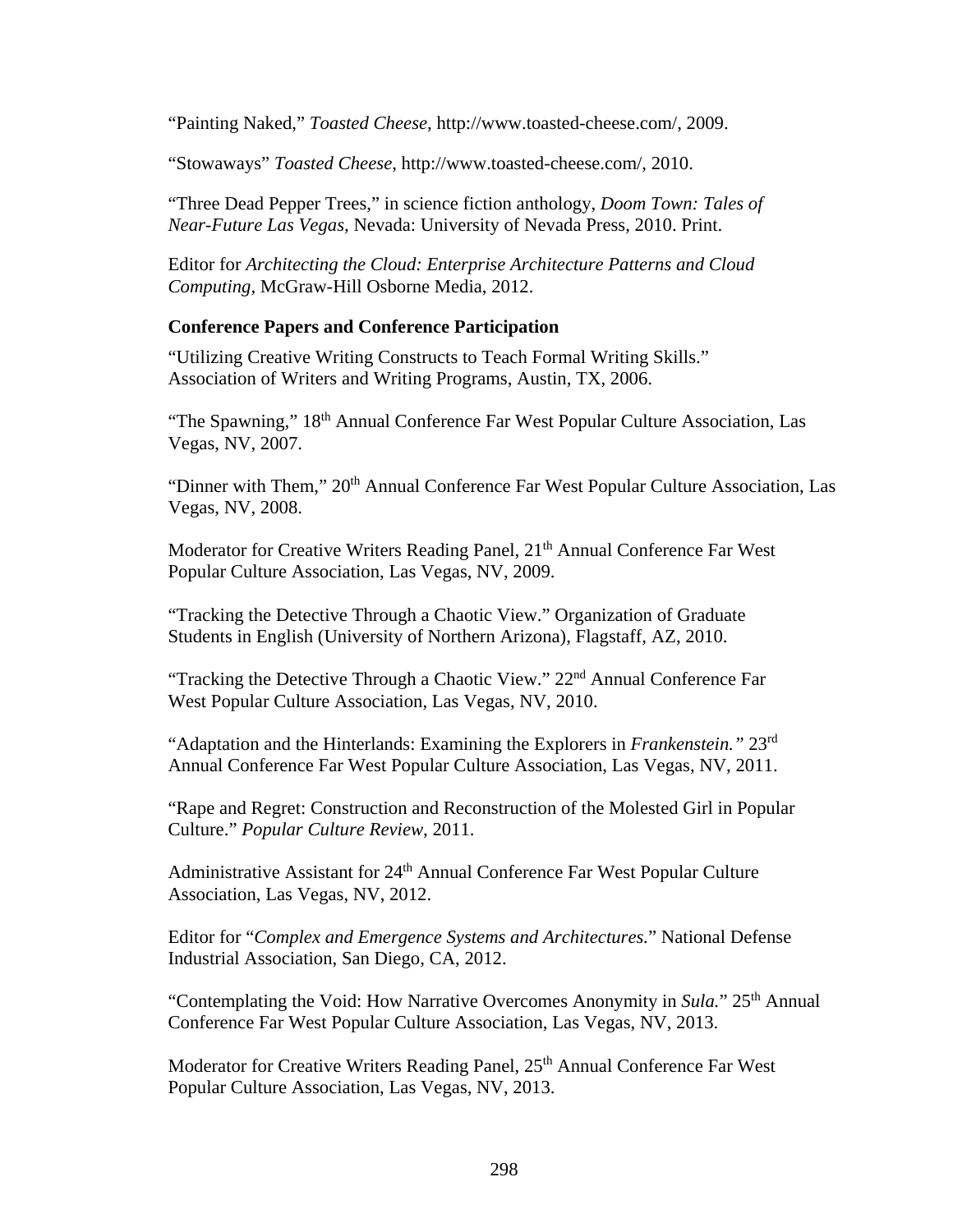"Painting Naked," *Toasted Cheese*, http://www.toasted-cheese.com/, 2009.

"Stowaways" *Toasted Cheese*, http://www.toasted-cheese.com/, 2010.

"Three Dead Pepper Trees," in science fiction anthology, *Doom Town: Tales of Near-Future Las Vegas*, Nevada: University of Nevada Press, 2010. Print.

Editor for *Architecting the Cloud: Enterprise Architecture Patterns and Cloud Computing*, McGraw-Hill Osborne Media, 2012.

**Conference Papers and Conference Participation**

"Utilizing Creative Writing Constructs to Teach Formal Writing Skills." Association of Writers and Writing Programs, Austin, TX, 2006.

"The Spawning," 18th Annual Conference Far West Popular Culture Association, Las Vegas, NV, 2007.

"Dinner with Them," 20th Annual Conference Far West Popular Culture Association, Las Vegas, NV, 2008.

Moderator for Creative Writers Reading Panel, 21th Annual Conference Far West Popular Culture Association, Las Vegas, NV, 2009.

"Tracking the Detective Through a Chaotic View." Organization of Graduate Students in English (University of Northern Arizona), Flagstaff, AZ, 2010.

"Tracking the Detective Through a Chaotic View." 22nd Annual Conference Far West Popular Culture Association, Las Vegas, NV, 2010.

"Adaptation and the Hinterlands: Examining the Explorers in *Frankenstein."* 23rd Annual Conference Far West Popular Culture Association, Las Vegas, NV, 2011.

"Rape and Regret: Construction and Reconstruction of the Molested Girl in Popular Culture." *Popular Culture Review*, 2011.

Administrative Assistant for 24th Annual Conference Far West Popular Culture Association, Las Vegas, NV, 2012.

Editor for "*Complex and Emergence Systems and Architectures.*" National Defense Industrial Association, San Diego, CA, 2012.

"Contemplating the Void: How Narrative Overcomes Anonymity in *Sula.*" 25th Annual Conference Far West Popular Culture Association, Las Vegas, NV, 2013.

Moderator for Creative Writers Reading Panel, 25th Annual Conference Far West Popular Culture Association, Las Vegas, NV, 2013.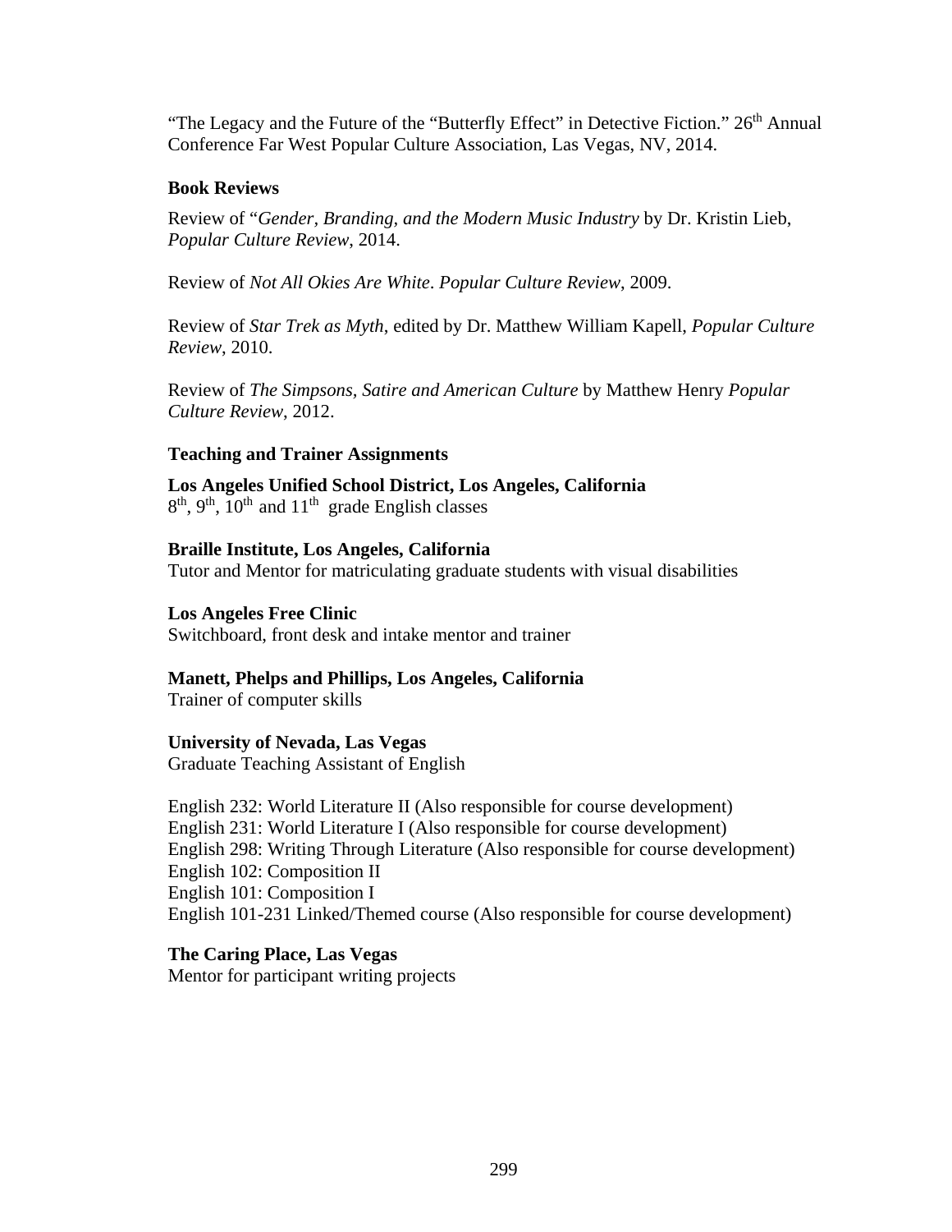"The Legacy and the Future of the "Butterfly Effect" in Detective Fiction." 26th Annual Conference Far West Popular Culture Association, Las Vegas, NV, 2014.

**Book Reviews**

Review of "*Gender, Branding, and the Modern Music Industry* by Dr. Kristin Lieb, *Popular Culture Review*, 2014.

Review of *Not All Okies Are White*. *Popular Culture Review*, 2009.

Review of *Star Trek as Myth*, edited by Dr. Matthew William Kapell, *Popular Culture Review*, 2010.

Review of *The Simpsons, Satire and American Culture* by Matthew Henry *Popular Culture Review*, 2012.

**Teaching and Trainer Assignments**

**Los Angeles Unified School District, Los Angeles, California**
8th, 9th, 10th and 11th grade English classes

**Braille Institute, Los Angeles, California**
Tutor and Mentor for matriculating graduate students with visual disabilities

**Los Angeles Free Clinic**
Switchboard, front desk and intake mentor and trainer

**Manett, Phelps and Phillips, Los Angeles, California**
Trainer of computer skills

**University of Nevada, Las Vegas**
Graduate Teaching Assistant of English

English 232: World Literature II (Also responsible for course development)
English 231: World Literature I (Also responsible for course development)
English 298: Writing Through Literature (Also responsible for course development)
English 102: Composition II
English 101: Composition I
English 101-231 Linked/Themed course (Also responsible for course development)

**The Caring Place, Las Vegas**
Mentor for participant writing projects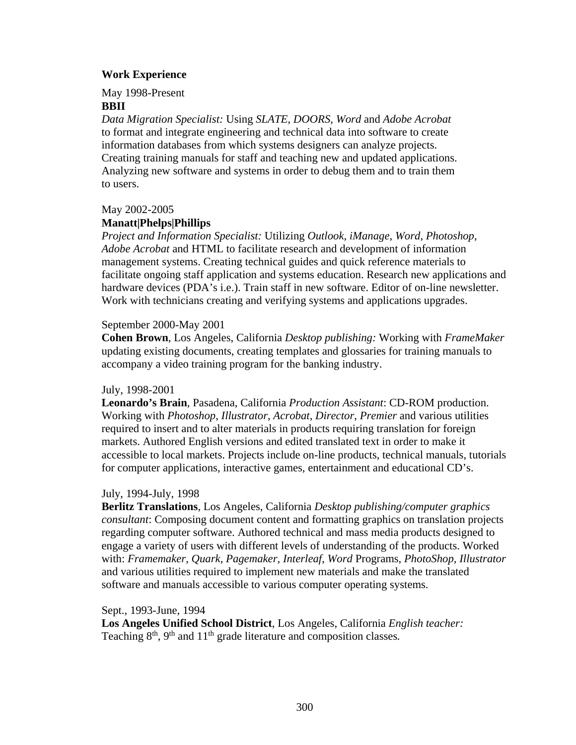**Work Experience**

May 1998-Present
**BBII**
*Data Migration Specialist:* Using *SLATE*, *DOORS*, *Word* and *Adobe Acrobat* to format and integrate engineering and technical data into software to create information databases from which systems designers can analyze projects. Creating training manuals for staff and teaching new and updated applications. Analyzing new software and systems in order to debug them and to train them to users.

May 2002-2005
**Manatt|Phelps|Phillips**
*Project and Information Specialist:* Utilizing *Outlook*, *iManage*, *Word*, *Photoshop*, *Adobe Acrobat* and HTML to facilitate research and development of information management systems. Creating technical guides and quick reference materials to facilitate ongoing staff application and systems education. Research new applications and hardware devices (PDA's i.e.). Train staff in new software. Editor of on-line newsletter. Work with technicians creating and verifying systems and applications upgrades.

September 2000-May 2001
**Cohen Brown**, Los Angeles, California *Desktop publishing:* Working with *FrameMaker* updating existing documents, creating templates and glossaries for training manuals to accompany a video training program for the banking industry.

July, 1998-2001
**Leonardo's Brain**, Pasadena, California *Production Assistant*: CD-ROM production. Working with *Photoshop*, *Illustrator*, *Acrobat*, *Director*, *Premier* and various utilities required to insert and to alter materials in products requiring translation for foreign markets. Authored English versions and edited translated text in order to make it accessible to local markets. Projects include on-line products, technical manuals, tutorials for computer applications, interactive games, entertainment and educational CD's.

July, 1994-July, 1998
**Berlitz Translations**, Los Angeles, California *Desktop publishing/computer graphics consultant*: Composing document content and formatting graphics on translation projects regarding computer software. Authored technical and mass media products designed to engage a variety of users with different levels of understanding of the products. Worked with: *Framemaker*, *Quark*, *Pagemaker*, *Interleaf*, *Word* Programs, *PhotoShop*, *Illustrator* and various utilities required to implement new materials and make the translated software and manuals accessible to various computer operating systems.

Sept., 1993-June, 1994
**Los Angeles Unified School District**, Los Angeles, California *English teacher:* Teaching 8th, 9th and 11th grade literature and composition classes.